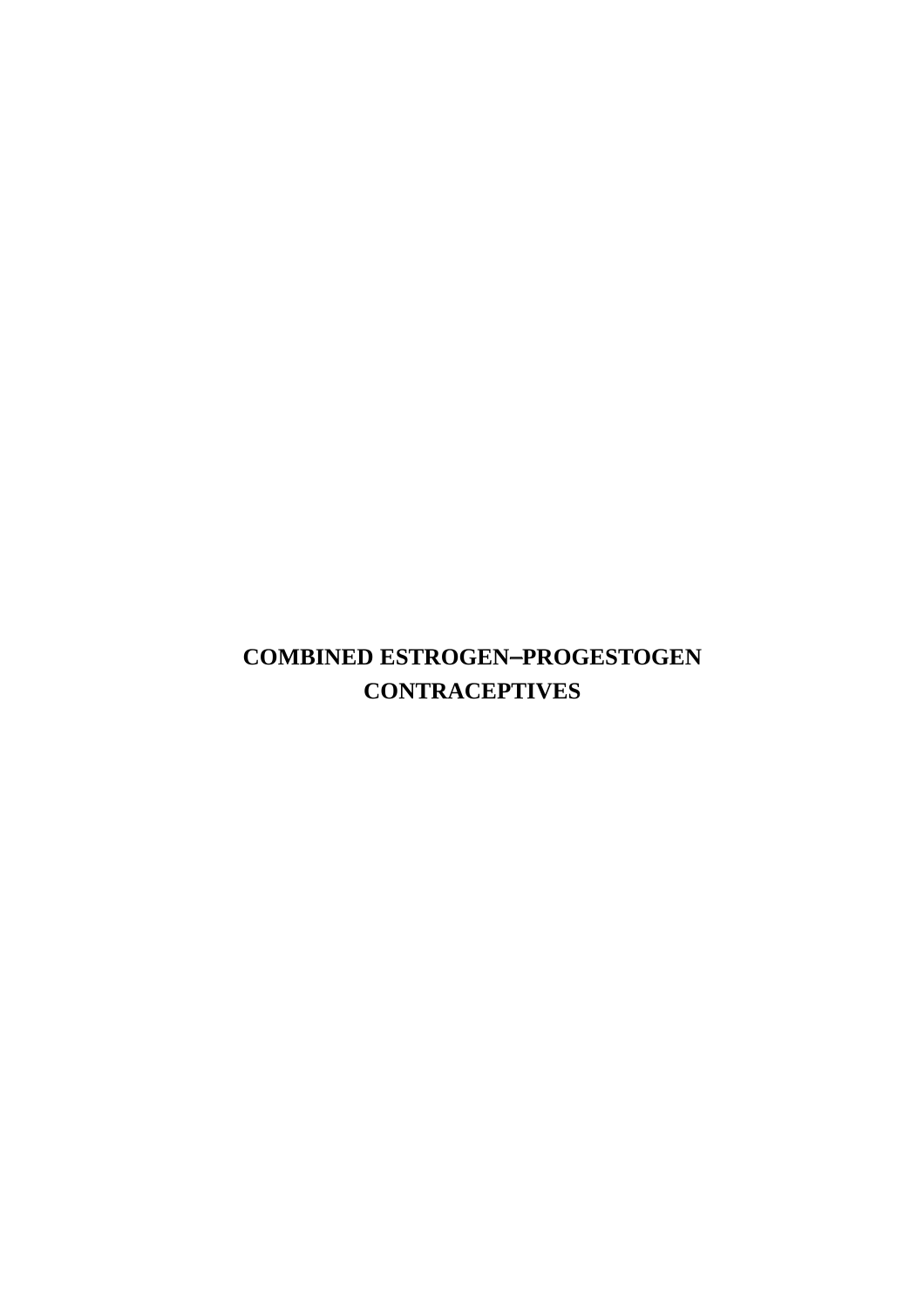# COMBINED ESTROGEN–PROGESTOGEN CONTRACEPTIVES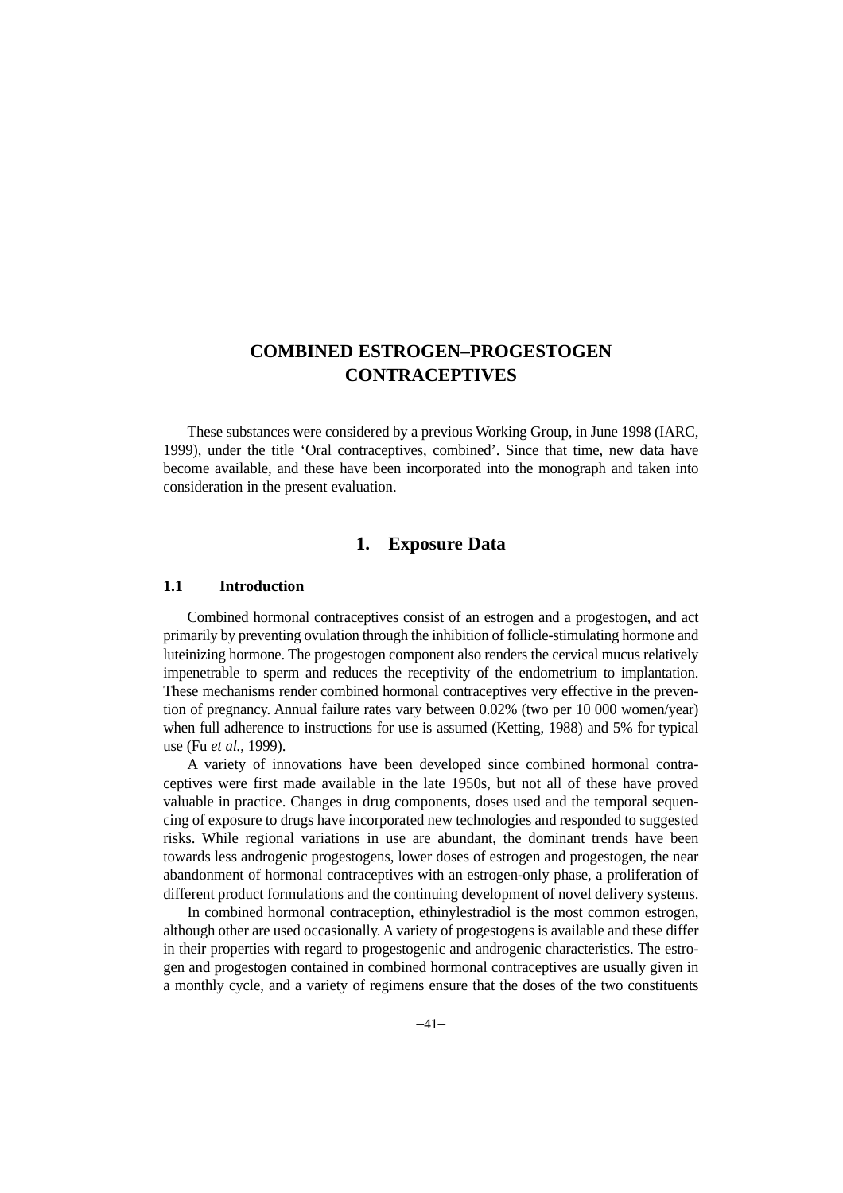# COMBINED ESTROGEN–PROGESTOGEN CONTRACEPTIVES

These substances were considered by a previous Working Group, in June 1998 (IARC, 1999), under the title 'Oral contraceptives, combined'. Since that time, new data have become available, and these have been incorporated into the monograph and taken into consideration in the present evaluation.

## 1. Exposure Data

### 1.1 Introduction

Combined hormonal contraceptives consist of an estrogen and a progestogen, and act primarily by preventing ovulation through the inhibition of follicle-stimulating hormone and luteinizing hormone. The progestogen component also renders the cervical mucus relatively impenetrable to sperm and reduces the receptivity of the endometrium to implantation. These mechanisms render combined hormonal contraceptives very effective in the prevention of pregnancy. Annual failure rates vary between 0.02% (two per 10 000 women/year) when full adherence to instructions for use is assumed (Ketting, 1988) and 5% for typical use (Fu *et al.*, 1999).

A variety of innovations have been developed since combined hormonal contraceptives were first made available in the late 1950s, but not all of these have proved valuable in practice. Changes in drug components, doses used and the temporal sequencing of exposure to drugs have incorporated new technologies and responded to suggested risks. While regional variations in use are abundant, the dominant trends have been towards less androgenic progestogens, lower doses of estrogen and progestogen, the near abandonment of hormonal contraceptives with an estrogen-only phase, a proliferation of different product formulations and the continuing development of novel delivery systems.

In combined hormonal contraception, ethinylestradiol is the most common estrogen, although other are used occasionally. A variety of progestogens is available and these differ in their properties with regard to progestogenic and androgenic characteristics. The estrogen and progestogen contained in combined hormonal contraceptives are usually given in a monthly cycle, and a variety of regimens ensure that the doses of the two constituents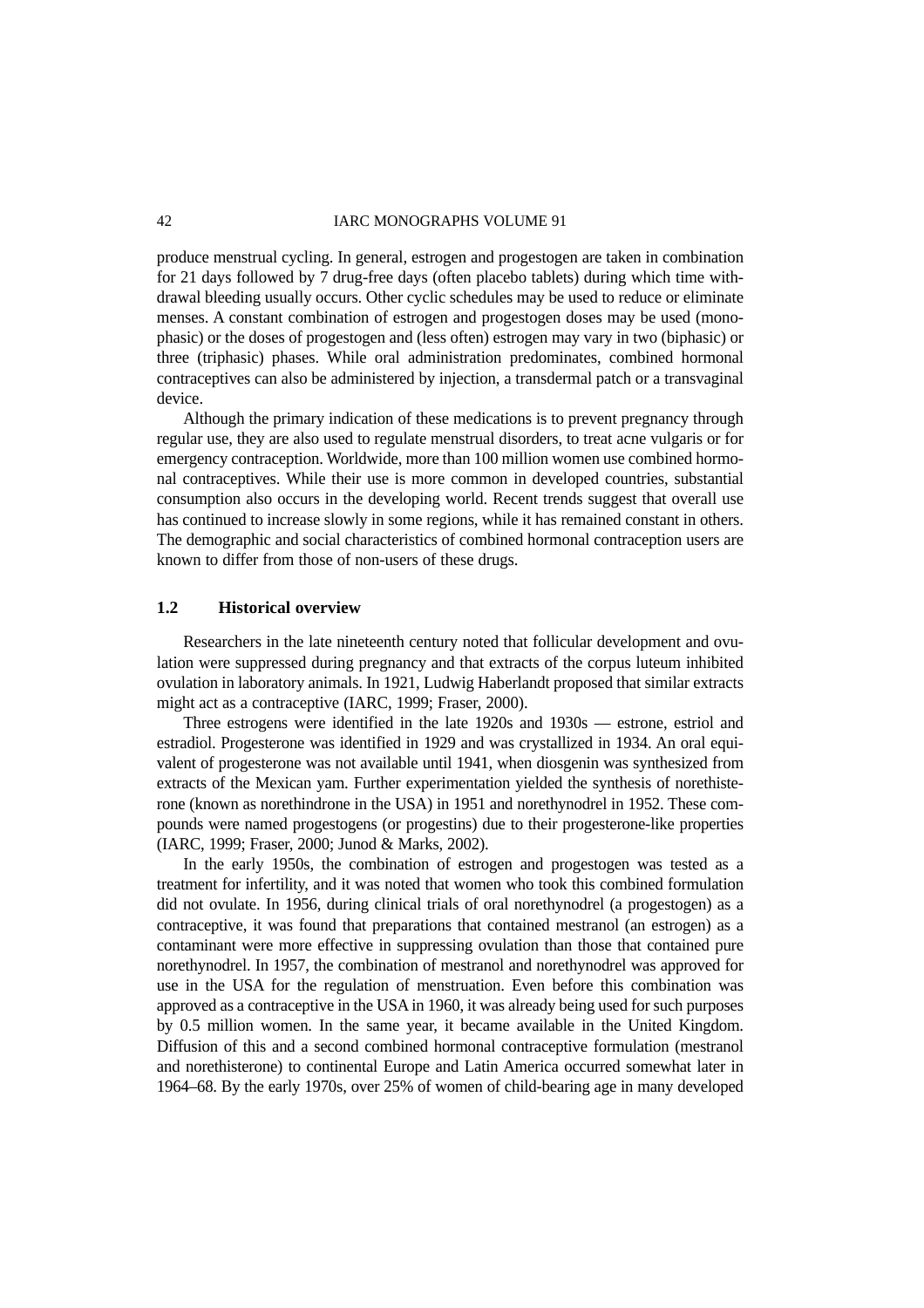produce menstrual cycling. In general, estrogen and progestogen are taken in combination for 21 days followed by 7 drug-free days (often placebo tablets) during which time withdrawal bleeding usually occurs. Other cyclic schedules may be used to reduce or eliminate menses. A constant combination of estrogen and progestogen doses may be used (monophasic) or the doses of progestogen and (less often) estrogen may vary in two (biphasic) or three (triphasic) phases. While oral administration predominates, combined hormonal contraceptives can also be administered by injection, a transdermal patch or a transvaginal device.

Although the primary indication of these medications is to prevent pregnancy through regular use, they are also used to regulate menstrual disorders, to treat acne vulgaris or for emergency contraception. Worldwide, more than 100 million women use combined hormonal contraceptives. While their use is more common in developed countries, substantial consumption also occurs in the developing world. Recent trends suggest that overall use has continued to increase slowly in some regions, while it has remained constant in others. The demographic and social characteristics of combined hormonal contraception users are known to differ from those of non-users of these drugs.

## 1.2 Historical overview

Researchers in the late nineteenth century noted that follicular development and ovulation were suppressed during pregnancy and that extracts of the corpus luteum inhibited ovulation in laboratory animals. In 1921, Ludwig Haberlandt proposed that similar extracts might act as a contraceptive (IARC, 1999; Fraser, 2000).

Three estrogens were identified in the late 1920s and 1930s — estrone, estriol and estradiol. Progesterone was identified in 1929 and was crystallized in 1934. An oral equivalent of progesterone was not available until 1941, when diosgenin was synthesized from extracts of the Mexican yam. Further experimentation yielded the synthesis of norethisterone (known as norethindrone in the USA) in 1951 and norethynodrel in 1952. These compounds were named progestogens (or progestins) due to their progesterone-like properties (IARC, 1999; Fraser, 2000; Junod & Marks, 2002).

In the early 1950s, the combination of estrogen and progestogen was tested as a treatment for infertility, and it was noted that women who took this combined formulation did not ovulate. In 1956, during clinical trials of oral norethynodrel (a progestogen) as a contraceptive, it was found that preparations that contained mestranol (an estrogen) as a contaminant were more effective in suppressing ovulation than those that contained pure norethynodrel. In 1957, the combination of mestranol and norethynodrel was approved for use in the USA for the regulation of menstruation. Even before this combination was approved as a contraceptive in the USA in 1960, it was already being used for such purposes by 0.5 million women. In the same year, it became available in the United Kingdom. Diffusion of this and a second combined hormonal contraceptive formulation (mestranol and norethisterone) to continental Europe and Latin America occurred somewhat later in 1964–68. By the early 1970s, over 25% of women of child-bearing age in many developed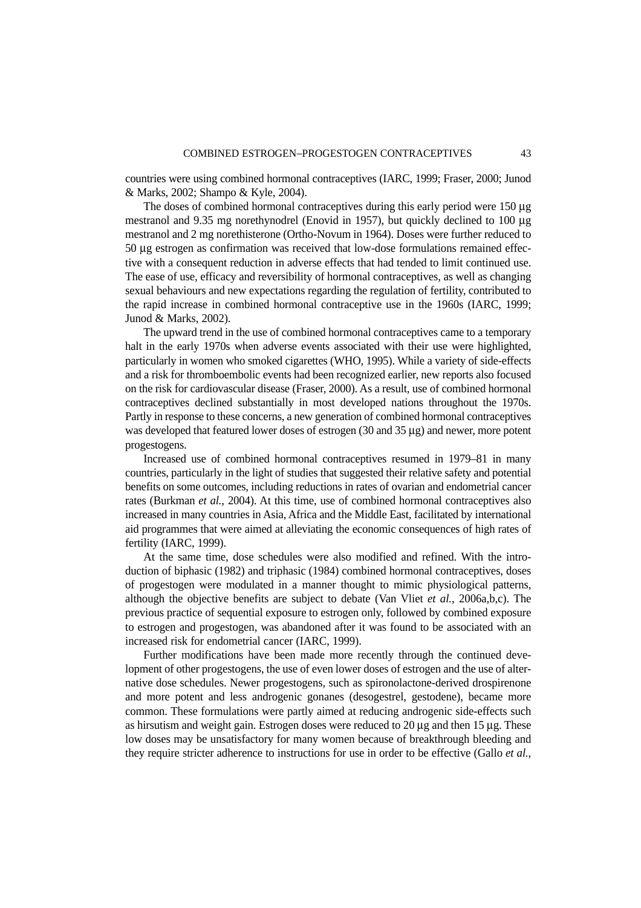countries were using combined hormonal contraceptives (IARC, 1999; Fraser, 2000; Junod & Marks, 2002; Shampo & Kyle, 2004).

The doses of combined hormonal contraceptives during this early period were 150 µg mestranol and 9.35 mg norethynodrel (Enovid in 1957), but quickly declined to 100 µg mestranol and 2 mg norethisterone (Ortho-Novum in 1964). Doses were further reduced to 50 µg estrogen as confirmation was received that low-dose formulations remained effective with a consequent reduction in adverse effects that had tended to limit continued use. The ease of use, efficacy and reversibility of hormonal contraceptives, as well as changing sexual behaviours and new expectations regarding the regulation of fertility, contributed to the rapid increase in combined hormonal contraceptive use in the 1960s (IARC, 1999; Junod & Marks, 2002).

The upward trend in the use of combined hormonal contraceptives came to a temporary halt in the early 1970s when adverse events associated with their use were highlighted, particularly in women who smoked cigarettes (WHO, 1995). While a variety of side-effects and a risk for thromboembolic events had been recognized earlier, new reports also focused on the risk for cardiovascular disease (Fraser, 2000). As a result, use of combined hormonal contraceptives declined substantially in most developed nations throughout the 1970s. Partly in response to these concerns, a new generation of combined hormonal contraceptives was developed that featured lower doses of estrogen (30 and 35 µg) and newer, more potent progestogens.

Increased use of combined hormonal contraceptives resumed in 1979–81 in many countries, particularly in the light of studies that suggested their relative safety and potential benefits on some outcomes, including reductions in rates of ovarian and endometrial cancer rates (Burkman *et al.*, 2004). At this time, use of combined hormonal contraceptives also increased in many countries in Asia, Africa and the Middle East, facilitated by international aid programmes that were aimed at alleviating the economic consequences of high rates of fertility (IARC, 1999).

At the same time, dose schedules were also modified and refined. With the introduction of biphasic (1982) and triphasic (1984) combined hormonal contraceptives, doses of progestogen were modulated in a manner thought to mimic physiological patterns, although the objective benefits are subject to debate (Van Vliet *et al.*, 2006a,b,c). The previous practice of sequential exposure to estrogen only, followed by combined exposure to estrogen and progestogen, was abandoned after it was found to be associated with an increased risk for endometrial cancer (IARC, 1999).

Further modifications have been made more recently through the continued development of other progestogens, the use of even lower doses of estrogen and the use of alternative dose schedules. Newer progestogens, such as spironolactone-derived drospirenone and more potent and less androgenic gonanes (desogestrel, gestodene), became more common. These formulations were partly aimed at reducing androgenic side-effects such as hirsutism and weight gain. Estrogen doses were reduced to 20 µg and then 15 µg. These low doses may be unsatisfactory for many women because of breakthrough bleeding and they require stricter adherence to instructions for use in order to be effective (Gallo *et al.*,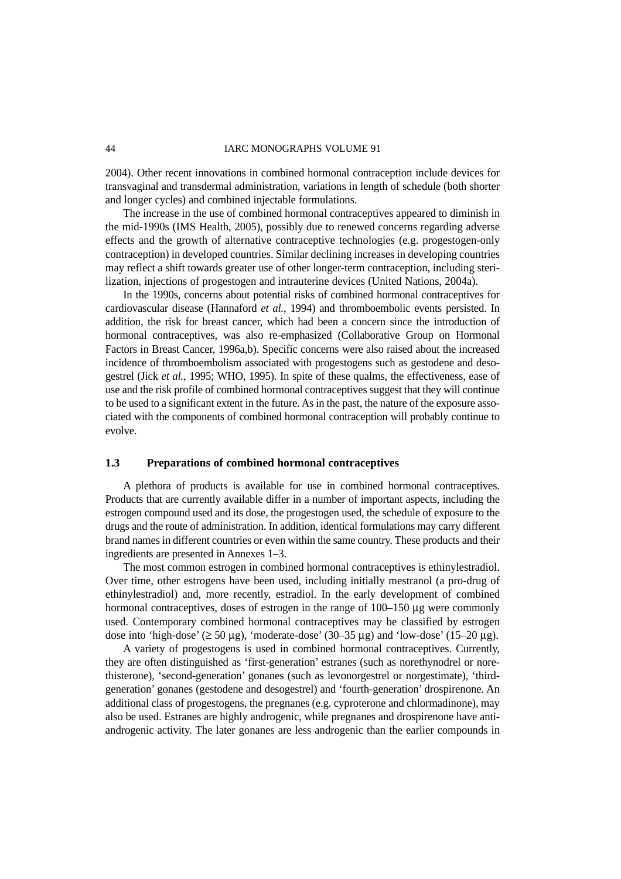2004). Other recent innovations in combined hormonal contraception include devices for transvaginal and transdermal administration, variations in length of schedule (both shorter and longer cycles) and combined injectable formulations.

The increase in the use of combined hormonal contraceptives appeared to diminish in the mid-1990s (IMS Health, 2005), possibly due to renewed concerns regarding adverse effects and the growth of alternative contraceptive technologies (e.g. progestogen-only contraception) in developed countries. Similar declining increases in developing countries may reflect a shift towards greater use of other longer-term contraception, including sterilization, injections of progestogen and intrauterine devices (United Nations, 2004a).

In the 1990s, concerns about potential risks of combined hormonal contraceptives for cardiovascular disease (Hannaford *et al.*, 1994) and thromboembolic events persisted. In addition, the risk for breast cancer, which had been a concern since the introduction of hormonal contraceptives, was also re-emphasized (Collaborative Group on Hormonal Factors in Breast Cancer, 1996a,b). Specific concerns were also raised about the increased incidence of thromboembolism associated with progestogens such as gestodene and desogestrel (Jick *et al.*, 1995; WHO, 1995). In spite of these qualms, the effectiveness, ease of use and the risk profile of combined hormonal contraceptives suggest that they will continue to be used to a significant extent in the future. As in the past, the nature of the exposure associated with the components of combined hormonal contraception will probably continue to evolve.

### 1.3 Preparations of combined hormonal contraceptives

A plethora of products is available for use in combined hormonal contraceptives. Products that are currently available differ in a number of important aspects, including the estrogen compound used and its dose, the progestogen used, the schedule of exposure to the drugs and the route of administration. In addition, identical formulations may carry different brand names in different countries or even within the same country. These products and their ingredients are presented in Annexes 1–3.

The most common estrogen in combined hormonal contraceptives is ethinylestradiol. Over time, other estrogens have been used, including initially mestranol (a pro-drug of ethinylestradiol) and, more recently, estradiol. In the early development of combined hormonal contraceptives, doses of estrogen in the range of 100–150 μg were commonly used. Contemporary combined hormonal contraceptives may be classified by estrogen dose into 'high-dose' (≥ 50 μg), 'moderate-dose' (30–35 μg) and 'low-dose' (15–20 μg).

A variety of progestogens is used in combined hormonal contraceptives. Currently, they are often distinguished as 'first-generation' estranes (such as norethynodrel or norethisterone), 'second-generation' gonanes (such as levonorgestrel or norgestimate), 'third-generation' gonanes (gestodene and desogestrel) and 'fourth-generation' drospirenone. An additional class of progestogens, the pregnanes (e.g. cyproterone and chlormadinone), may also be used. Estranes are highly androgenic, while pregnanes and drospirenone have anti-androgenic activity. The later gonanes are less androgenic than the earlier compounds in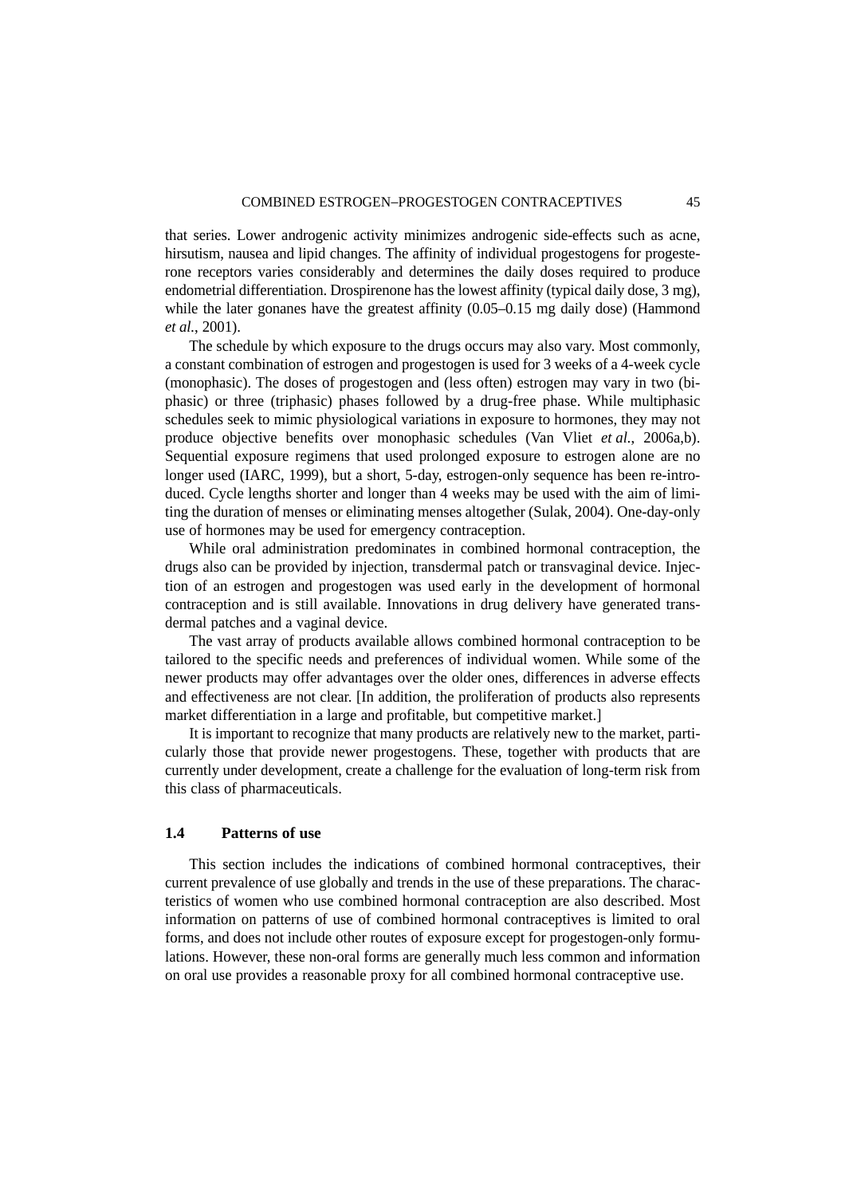that series. Lower androgenic activity minimizes androgenic side-effects such as acne, hirsutism, nausea and lipid changes. The affinity of individual progestogens for progesterone receptors varies considerably and determines the daily doses required to produce endometrial differentiation. Drospirenone has the lowest affinity (typical daily dose, 3 mg), while the later gonanes have the greatest affinity (0.05–0.15 mg daily dose) (Hammond *et al.*, 2001).

The schedule by which exposure to the drugs occurs may also vary. Most commonly, a constant combination of estrogen and progestogen is used for 3 weeks of a 4-week cycle (monophasic). The doses of progestogen and (less often) estrogen may vary in two (biphasic) or three (triphasic) phases followed by a drug-free phase. While multiphasic schedules seek to mimic physiological variations in exposure to hormones, they may not produce objective benefits over monophasic schedules (Van Vliet *et al.*, 2006a,b). Sequential exposure regimens that used prolonged exposure to estrogen alone are no longer used (IARC, 1999), but a short, 5-day, estrogen-only sequence has been re-introduced. Cycle lengths shorter and longer than 4 weeks may be used with the aim of limiting the duration of menses or eliminating menses altogether (Sulak, 2004). One-day-only use of hormones may be used for emergency contraception.

While oral administration predominates in combined hormonal contraception, the drugs also can be provided by injection, transdermal patch or transvaginal device. Injection of an estrogen and progestogen was used early in the development of hormonal contraception and is still available. Innovations in drug delivery have generated transdermal patches and a vaginal device.

The vast array of products available allows combined hormonal contraception to be tailored to the specific needs and preferences of individual women. While some of the newer products may offer advantages over the older ones, differences in adverse effects and effectiveness are not clear. [In addition, the proliferation of products also represents market differentiation in a large and profitable, but competitive market.]

It is important to recognize that many products are relatively new to the market, particularly those that provide newer progestogens. These, together with products that are currently under development, create a challenge for the evaluation of long-term risk from this class of pharmaceuticals.

## 1.4 Patterns of use

This section includes the indications of combined hormonal contraceptives, their current prevalence of use globally and trends in the use of these preparations. The characteristics of women who use combined hormonal contraception are also described. Most information on patterns of use of combined hormonal contraceptives is limited to oral forms, and does not include other routes of exposure except for progestogen-only formulations. However, these non-oral forms are generally much less common and information on oral use provides a reasonable proxy for all combined hormonal contraceptive use.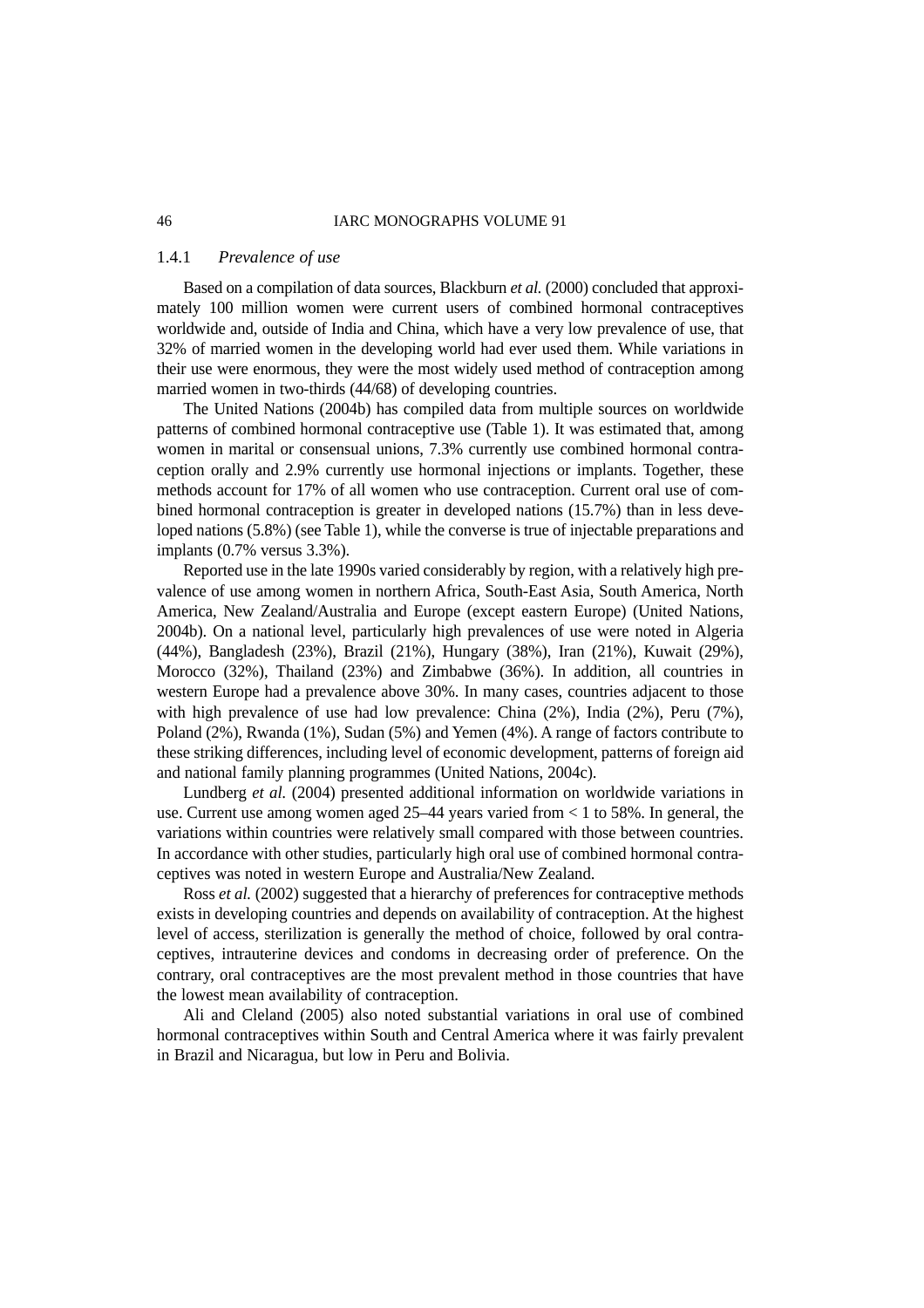### 1.4.1 *Prevalence of use*

Based on a compilation of data sources, Blackburn *et al.* (2000) concluded that approximately 100 million women were current users of combined hormonal contraceptives worldwide and, outside of India and China, which have a very low prevalence of use, that 32% of married women in the developing world had ever used them. While variations in their use were enormous, they were the most widely used method of contraception among married women in two-thirds (44/68) of developing countries.

The United Nations (2004b) has compiled data from multiple sources on worldwide patterns of combined hormonal contraceptive use (Table 1). It was estimated that, among women in marital or consensual unions, 7.3% currently use combined hormonal contraception orally and 2.9% currently use hormonal injections or implants. Together, these methods account for 17% of all women who use contraception. Current oral use of combined hormonal contraception is greater in developed nations (15.7%) than in less developed nations (5.8%) (see Table 1), while the converse is true of injectable preparations and implants (0.7% versus 3.3%).

Reported use in the late 1990s varied considerably by region, with a relatively high prevalence of use among women in northern Africa, South-East Asia, South America, North America, New Zealand/Australia and Europe (except eastern Europe) (United Nations, 2004b). On a national level, particularly high prevalences of use were noted in Algeria (44%), Bangladesh (23%), Brazil (21%), Hungary (38%), Iran (21%), Kuwait (29%), Morocco (32%), Thailand (23%) and Zimbabwe (36%). In addition, all countries in western Europe had a prevalence above 30%. In many cases, countries adjacent to those with high prevalence of use had low prevalence: China (2%), India (2%), Peru (7%), Poland (2%), Rwanda (1%), Sudan (5%) and Yemen (4%). A range of factors contribute to these striking differences, including level of economic development, patterns of foreign aid and national family planning programmes (United Nations, 2004c).

Lundberg *et al.* (2004) presented additional information on worldwide variations in use. Current use among women aged 25–44 years varied from < 1 to 58%. In general, the variations within countries were relatively small compared with those between countries. In accordance with other studies, particularly high oral use of combined hormonal contraceptives was noted in western Europe and Australia/New Zealand.

Ross *et al.* (2002) suggested that a hierarchy of preferences for contraceptive methods exists in developing countries and depends on availability of contraception. At the highest level of access, sterilization is generally the method of choice, followed by oral contraceptives, intrauterine devices and condoms in decreasing order of preference. On the contrary, oral contraceptives are the most prevalent method in those countries that have the lowest mean availability of contraception.

Ali and Cleland (2005) also noted substantial variations in oral use of combined hormonal contraceptives within South and Central America where it was fairly prevalent in Brazil and Nicaragua, but low in Peru and Bolivia.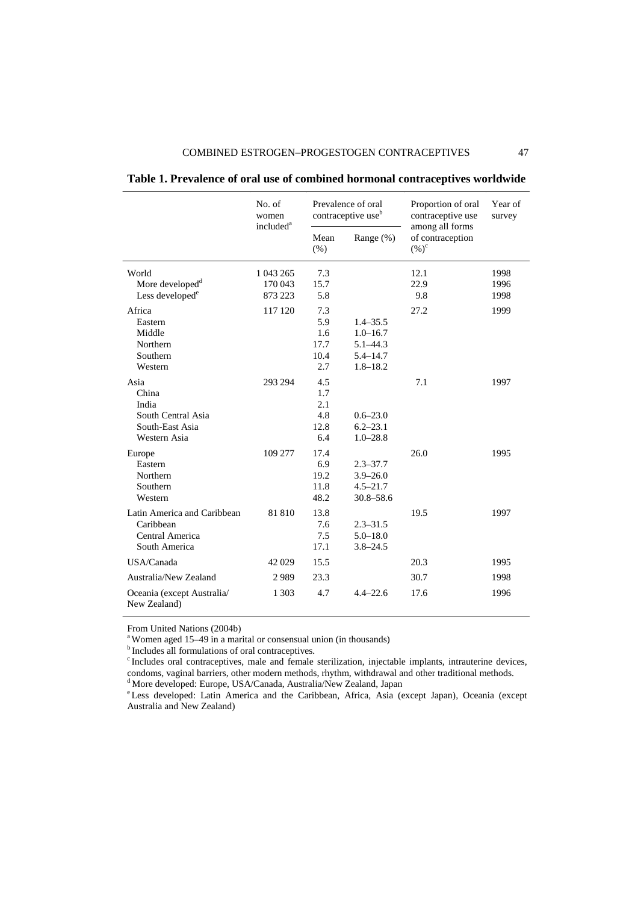**Table 1. Prevalence of oral use of combined hormonal contraceptives worldwide**

| | No. of women included[a] | Prevalence of oral contraceptive use[b] | | Proportion of oral contraceptive use among all forms of contraception (%)[c] | Year of survey |
|---|---|---|---|---|---|
| | | Mean (%) | Range (%) | | |
| World | 1 043 265 | 7.3 | | 12.1 | 1998 |
| More developed[d] | 170 043 | 15.7 | | 22.9 | 1996 |
| Less developed[e] | 873 223 | 5.8 | | 9.8 | 1998 |
| Africa | 117 120 | 7.3 | | 27.2 | 1999 |
| Eastern | | 5.9 | 1.4–35.5 | | |
| Middle | | 1.6 | 1.0–16.7 | | |
| Northern | | 17.7 | 5.1–44.3 | | |
| Southern | | 10.4 | 5.4–14.7 | | |
| Western | | 2.7 | 1.8–18.2 | | |
| Asia | 293 294 | 4.5 | | 7.1 | 1997 |
| China | | 1.7 | | | |
| India | | 2.1 | | | |
| South Central Asia | | 4.8 | 0.6–23.0 | | |
| South-East Asia | | 12.8 | 6.2–23.1 | | |
| Western Asia | | 6.4 | 1.0–28.8 | | |
| Europe | 109 277 | 17.4 | | 26.0 | 1995 |
| Eastern | | 6.9 | 2.3–37.7 | | |
| Northern | | 19.2 | 3.9–26.0 | | |
| Southern | | 11.8 | 4.5–21.7 | | |
| Western | | 48.2 | 30.8–58.6 | | |
| Latin America and Caribbean | 81 810 | 13.8 | | 19.5 | 1997 |
| Caribbean | | 7.6 | 2.3–31.5 | | |
| Central America | | 7.5 | 5.0–18.0 | | |
| South America | | 17.1 | 3.8–24.5 | | |
| USA/Canada | 42 029 | 15.5 | | 20.3 | 1995 |
| Australia/New Zealand | 2 989 | 23.3 | | 30.7 | 1998 |
| Oceania (except Australia/ New Zealand) | 1 303 | 4.7 | 4.4–22.6 | 17.6 | 1996 |

From United Nations (2004b)

[a] Women aged 15–49 in a marital or consensual union (in thousands)

[b] Includes all formulations of oral contraceptives.

[c] Includes oral contraceptives, male and female sterilization, injectable implants, intrauterine devices, condoms, vaginal barriers, other modern methods, rhythm, withdrawal and other traditional methods.

[d] More developed: Europe, USA/Canada, Australia/New Zealand, Japan

[e] Less developed: Latin America and the Caribbean, Africa, Asia (except Japan), Oceania (except Australia and New Zealand)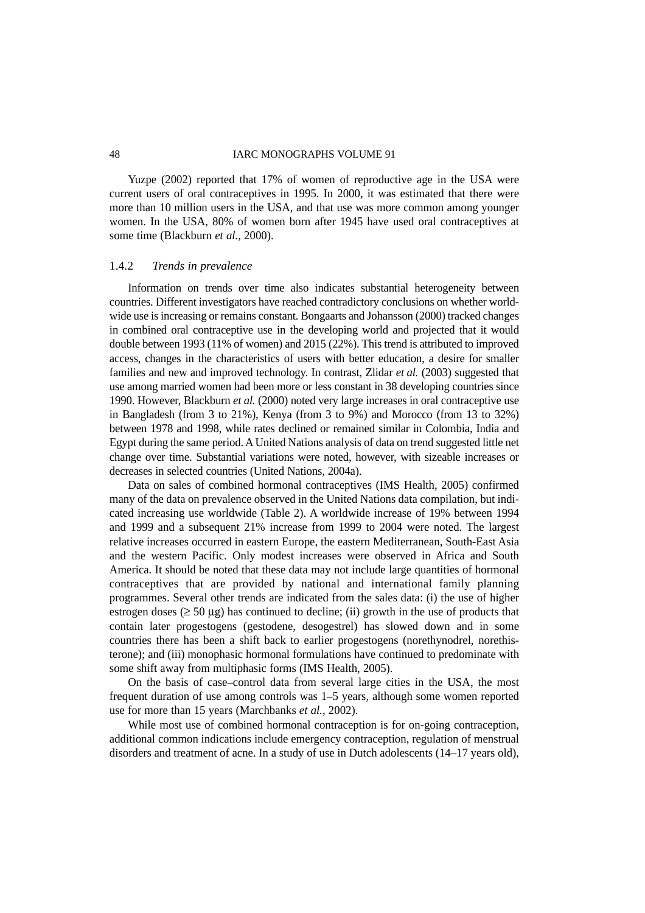Yuzpe (2002) reported that 17% of women of reproductive age in the USA were current users of oral contraceptives in 1995. In 2000, it was estimated that there were more than 10 million users in the USA, and that use was more common among younger women. In the USA, 80% of women born after 1945 have used oral contraceptives at some time (Blackburn *et al.*, 2000).

### 1.4.2 *Trends in prevalence*

Information on trends over time also indicates substantial heterogeneity between countries. Different investigators have reached contradictory conclusions on whether worldwide use is increasing or remains constant. Bongaarts and Johansson (2000) tracked changes in combined oral contraceptive use in the developing world and projected that it would double between 1993 (11% of women) and 2015 (22%). This trend is attributed to improved access, changes in the characteristics of users with better education, a desire for smaller families and new and improved technology. In contrast, Zlidar *et al.* (2003) suggested that use among married women had been more or less constant in 38 developing countries since 1990. However, Blackburn *et al.* (2000) noted very large increases in oral contraceptive use in Bangladesh (from 3 to 21%), Kenya (from 3 to 9%) and Morocco (from 13 to 32%) between 1978 and 1998, while rates declined or remained similar in Colombia, India and Egypt during the same period. A United Nations analysis of data on trend suggested little net change over time. Substantial variations were noted, however, with sizeable increases or decreases in selected countries (United Nations, 2004a).

Data on sales of combined hormonal contraceptives (IMS Health, 2005) confirmed many of the data on prevalence observed in the United Nations data compilation, but indicated increasing use worldwide (Table 2). A worldwide increase of 19% between 1994 and 1999 and a subsequent 21% increase from 1999 to 2004 were noted. The largest relative increases occurred in eastern Europe, the eastern Mediterranean, South-East Asia and the western Pacific. Only modest increases were observed in Africa and South America. It should be noted that these data may not include large quantities of hormonal contraceptives that are provided by national and international family planning programmes. Several other trends are indicated from the sales data: (i) the use of higher estrogen doses ($\geq 50$ µg) has continued to decline; (ii) growth in the use of products that contain later progestogens (gestodene, desogestrel) has slowed down and in some countries there has been a shift back to earlier progestogens (norethynodrel, norethisterone); and (iii) monophasic hormonal formulations have continued to predominate with some shift away from multiphasic forms (IMS Health, 2005).

On the basis of case–control data from several large cities in the USA, the most frequent duration of use among controls was 1–5 years, although some women reported use for more than 15 years (Marchbanks *et al.*, 2002).

While most use of combined hormonal contraception is for on-going contraception, additional common indications include emergency contraception, regulation of menstrual disorders and treatment of acne. In a study of use in Dutch adolescents (14–17 years old),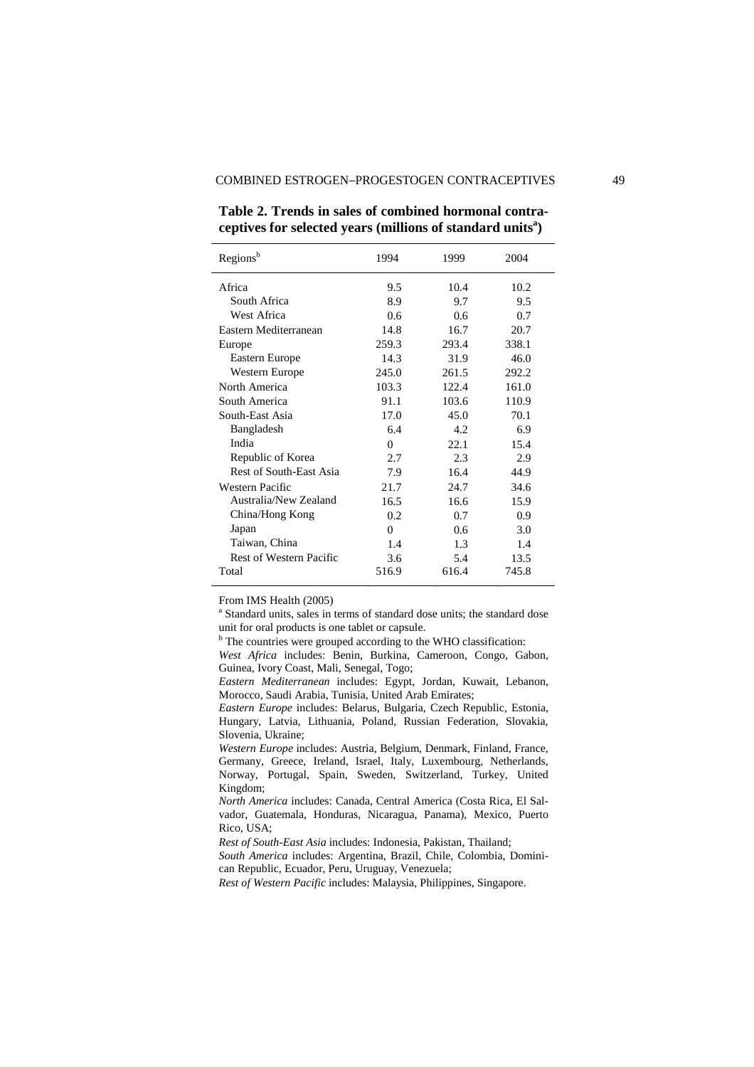**Table 2. Trends in sales of combined hormonal contraceptives for selected years (millions of standard units[a])**

| Regions[b] | 1994 | 1999 | 2004 |
|---|---|---|---|
| Africa | 9.5 | 10.4 | 10.2 |
| South Africa | 8.9 | 9.7 | 9.5 |
| West Africa | 0.6 | 0.6 | 0.7 |
| Eastern Mediterranean | 14.8 | 16.7 | 20.7 |
| Europe | 259.3 | 293.4 | 338.1 |
| Eastern Europe | 14.3 | 31.9 | 46.0 |
| Western Europe | 245.0 | 261.5 | 292.2 |
| North America | 103.3 | 122.4 | 161.0 |
| South America | 91.1 | 103.6 | 110.9 |
| South-East Asia | 17.0 | 45.0 | 70.1 |
| Bangladesh | 6.4 | 4.2 | 6.9 |
| India | 0 | 22.1 | 15.4 |
| Republic of Korea | 2.7 | 2.3 | 2.9 |
| Rest of South-East Asia | 7.9 | 16.4 | 44.9 |
| Western Pacific | 21.7 | 24.7 | 34.6 |
| Australia/New Zealand | 16.5 | 16.6 | 15.9 |
| China/Hong Kong | 0.2 | 0.7 | 0.9 |
| Japan | 0 | 0.6 | 3.0 |
| Taiwan, China | 1.4 | 1.3 | 1.4 |
| Rest of Western Pacific | 3.6 | 5.4 | 13.5 |
| Total | 516.9 | 616.4 | 745.8 |

From IMS Health (2005)

[a] Standard units, sales in terms of standard dose units; the standard dose unit for oral products is one tablet or capsule.

[b] The countries were grouped according to the WHO classification:

*West Africa* includes: Benin, Burkina, Cameroon, Congo, Gabon, Guinea, Ivory Coast, Mali, Senegal, Togo;

*Eastern Mediterranean* includes: Egypt, Jordan, Kuwait, Lebanon, Morocco, Saudi Arabia, Tunisia, United Arab Emirates;

*Eastern Europe* includes: Belarus, Bulgaria, Czech Republic, Estonia, Hungary, Latvia, Lithuania, Poland, Russian Federation, Slovakia, Slovenia, Ukraine;

*Western Europe* includes: Austria, Belgium, Denmark, Finland, France, Germany, Greece, Ireland, Israel, Italy, Luxembourg, Netherlands, Norway, Portugal, Spain, Sweden, Switzerland, Turkey, United Kingdom;

*North America* includes: Canada, Central America (Costa Rica, El Salvador, Guatemala, Honduras, Nicaragua, Panama), Mexico, Puerto Rico, USA;

*Rest of South-East Asia* includes: Indonesia, Pakistan, Thailand;

*South America* includes: Argentina, Brazil, Chile, Colombia, Dominican Republic, Ecuador, Peru, Uruguay, Venezuela;

*Rest of Western Pacific* includes: Malaysia, Philippines, Singapore.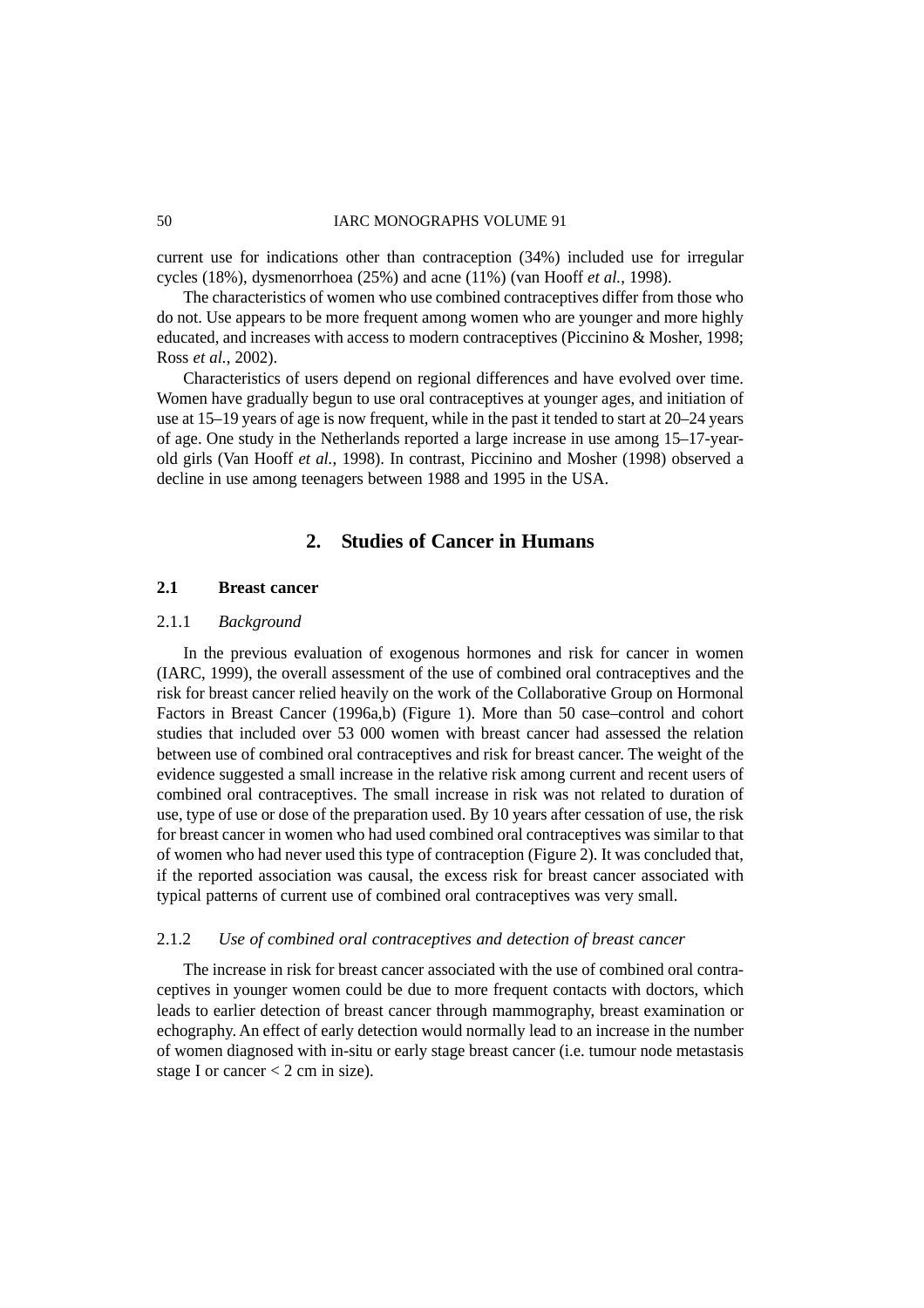current use for indications other than contraception (34%) included use for irregular cycles (18%), dysmenorrhoea (25%) and acne (11%) (van Hooff *et al.*, 1998).

The characteristics of women who use combined contraceptives differ from those who do not. Use appears to be more frequent among women who are younger and more highly educated, and increases with access to modern contraceptives (Piccinino & Mosher, 1998; Ross *et al.*, 2002).

Characteristics of users depend on regional differences and have evolved over time. Women have gradually begun to use oral contraceptives at younger ages, and initiation of use at 15–19 years of age is now frequent, while in the past it tended to start at 20–24 years of age. One study in the Netherlands reported a large increase in use among 15–17-year-old girls (Van Hooff *et al.*, 1998). In contrast, Piccinino and Mosher (1998) observed a decline in use among teenagers between 1988 and 1995 in the USA.

## 2. Studies of Cancer in Humans

### 2.1 Breast cancer

#### 2.1.1 *Background*

In the previous evaluation of exogenous hormones and risk for cancer in women (IARC, 1999), the overall assessment of the use of combined oral contraceptives and the risk for breast cancer relied heavily on the work of the Collaborative Group on Hormonal Factors in Breast Cancer (1996a,b) (Figure 1). More than 50 case–control and cohort studies that included over 53 000 women with breast cancer had assessed the relation between use of combined oral contraceptives and risk for breast cancer. The weight of the evidence suggested a small increase in the relative risk among current and recent users of combined oral contraceptives. The small increase in risk was not related to duration of use, type of use or dose of the preparation used. By 10 years after cessation of use, the risk for breast cancer in women who had used combined oral contraceptives was similar to that of women who had never used this type of contraception (Figure 2). It was concluded that, if the reported association was causal, the excess risk for breast cancer associated with typical patterns of current use of combined oral contraceptives was very small.

#### 2.1.2 *Use of combined oral contraceptives and detection of breast cancer*

The increase in risk for breast cancer associated with the use of combined oral contraceptives in younger women could be due to more frequent contacts with doctors, which leads to earlier detection of breast cancer through mammography, breast examination or echography. An effect of early detection would normally lead to an increase in the number of women diagnosed with in-situ or early stage breast cancer (i.e. tumour node metastasis stage I or cancer < 2 cm in size).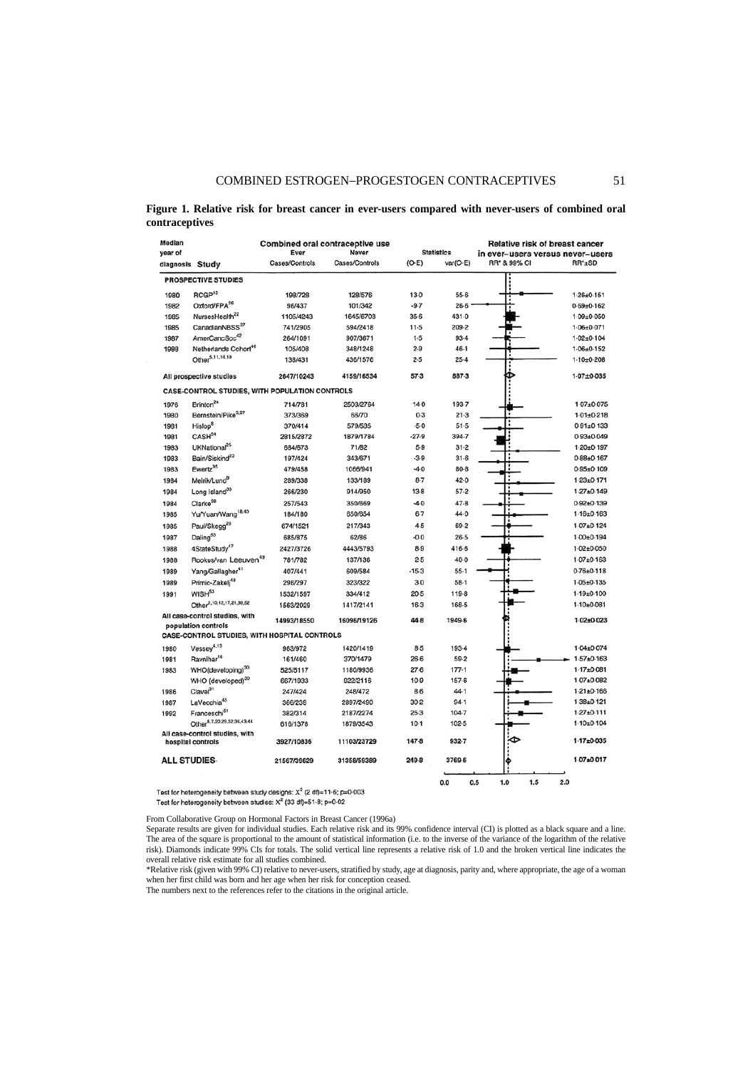**Figure 1. Relative risk for breast cancer in ever-users compared with never-users of combined oral contraceptives**

| Median year of diagnosis | Study | Combined oral contraceptive use: Ever Cases/Controls | Never Cases/Controls | Statistics: (O-E) | var(O-E) | RR* ±SD |
|---|---|---|---|---|---|---|
| | **PROSPECTIVE STUDIES** | | | | | |
| 1980 | RCGP[15] | 198/728 | 128/576 | 13·0 | 55·6 | 1·26±0·151 |
| 1982 | Oxford/FPA[26] | 96/437 | 101/342 | -9·7 | 26·5 | 0·69±0·162 |
| 1985 | NursesHealth[22] | 1105/4243 | 1645/6703 | 35·6 | 431·0 | 1·09±0·050 |
| 1985 | CanadianNBSS[37] | 741/2905 | 594/2418 | 11·5 | 209·2 | 1·06±0·071 |
| 1987 | AmerCancSoc[42] | 264/1091 | 907/3671 | 1·5 | 93·4 | 1·02±0·104 |
| 1988 | Netherlands Cohort[46] | 105/408 | 348/1248 | 2·9 | 46·1 | 1·06±0·152 |
| | Other[5,11,14,19] | 138/431 | 436/1576 | 2·5 | 25·4 | 1·10±0·208 |
| | All prospective studies | 2647/10243 | 4159/16534 | 57·3 | 887·3 | 1·07±0·035 |
| | **CASE-CONTROL STUDIES, WITH POPULATION CONTROLS** | | | | | |
| 1976 | Brinton[24] | 714/781 | 2503/2764 | 14·0 | 193·7 | 1·07±0·075 |
| 1980 | Bernstein/Pike[3,27] | 373/359 | 66/70 | 0·3 | 21·3 | 1·01±0·218 |
| 1981 | Hislop[8] | 370/414 | 579/535 | -5·0 | 51·5 | 0·91±0·133 |
| 1981 | CASH[34] | 2815/2872 | 1879/1784 | -27·9 | 394·7 | 0·93±0·049 |
| 1983 | UKNational[25] | 684/673 | 71/82 | 5·9 | 31·2 | 1·20±0·197 |
| 1983 | Bain/Siskind[23] | 197/424 | 343/671 | -3·9 | 31·6 | 0·88±0·167 |
| 1983 | Ewertz[35] | 479/458 | 1066/941 | -4·0 | 80·8 | 0·95±0·109 |
| 1984 | Meirik/Lund[9] | 289/338 | 133/189 | 8·7 | 42·0 | 1·23±0·171 |
| 1984 | Long Island[33] | 266/230 | 914/950 | 13·8 | 57·2 | 1·27±0·149 |
| 1984 | Clarke[39] | 257/543 | 350/669 | -4·0 | 47·8 | 0·92±0·139 |
| 1985 | Yu/Yuan/Wang[18,40] | 184/180 | 650/654 | 6·7 | 44·0 | 1·16±0·163 |
| 1985 | Paul/Skegg[29] | 674/1521 | 217/343 | 4·5 | 69·2 | 1·07±0·124 |
| 1987 | Daling[50] | 685/875 | 62/86 | -0·0 | 26·5 | 1·00±0·194 |
| 1988 | 4StateStudy[47] | 2427/3726 | 4443/5793 | 8·9 | 416·6 | 1·02±0·050 |
| 1988 | Rookus/van Leeuwen[48] | 781/782 | 137/136 | 2·5 | 40·0 | 1·07±0·163 |
| 1989 | Yang/Gallagher[41] | 407/441 | 609/584 | -15·3 | 55·1 | 0·76±0·118 |
| 1989 | Primic-Zakelj[49] | 296/297 | 323/322 | 3·0 | 58·1 | 1·05±0·135 |
| 1991 | WISH[53] | 1532/1597 | 334/412 | 20·5 | 119·8 | 1·19±0·100 |
| | Other[2,10,12,17,21,38,52] | 1563/2029 | 1417/2141 | 16·3 | 168·5 | 1·10±0·081 |
| | All case-control studies, with population controls | 14993/18550 | 16096/19126 | 44·8 | 1949·6 | 1·02±0·023 |
| | **CASE-CONTROL STUDIES, WITH HOSPITAL CONTROLS** | | | | | |
| 1980 | Vessey[4,13] | 963/972 | 1420/1419 | 8·5 | 193·4 | 1·04±0·074 |
| 1981 | Ravnihar[16] | 161/460 | 370/1479 | 26·6 | 59·2 | 1·57±0·163 |
| 1983 | WHO(developing)[30] | 525/5117 | 1180/9936 | 27·6 | 177·1 | 1·17±0·081 |
| | WHO (developed)[30] | 667/1933 | 922/2116 | 10·9 | 157·6 | 1·07±0·082 |
| 1986 | Clavel[31] | 247/424 | 248/472 | 8·6 | 44·1 | 1·21±0·166 |
| 1987 | LaVecchia[45] | 366/236 | 2897/2480 | 30·2 | 94·1 | 1·38±0·121 |
| 1992 | Franceschi[51] | 382/314 | 2187/2274 | 25·3 | 104·7 | 1·27±0·111 |
| | Other[6,7,20,28,32,36,43,44] | 616/1378 | 1879/3543 | 10·1 | 102·5 | 1·10±0·104 |
| | All case-control studies, with hospital controls | 3927/10836 | 11103/23729 | 147·8 | 932·7 | 1·17±0·035 |
| | **ALL STUDIES** | 21567/39629 | 31358/59389 | 249·8 | 3769·6 | 1·07±0·017 |

Test for heterogeneity between study designs: $\chi^2$ (2 df)=11·6; p=0·003

Test for heterogeneity between studies: $\chi^2$ (33 df)=51·8; p=0·02

From Collaborative Group on Hormonal Factors in Breast Cancer (1996a)

Separate results are given for individual studies. Each relative risk and its 99% confidence interval (CI) is plotted as a black square and a line. The area of the square is proportional to the amount of statistical information (i.e. to the inverse of the variance of the logarithm of the relative risk). Diamonds indicate 99% CIs for totals. The solid vertical line represents a relative risk of 1.0 and the broken vertical line indicates the overall relative risk estimate for all studies combined.

*Relative risk (given with 99% CI) relative to never-users, stratified by study, age at diagnosis, parity and, where appropriate, the age of a woman when her first child was born and her age when her risk for conception ceased.

The numbers next to the references refer to the citations in the original article.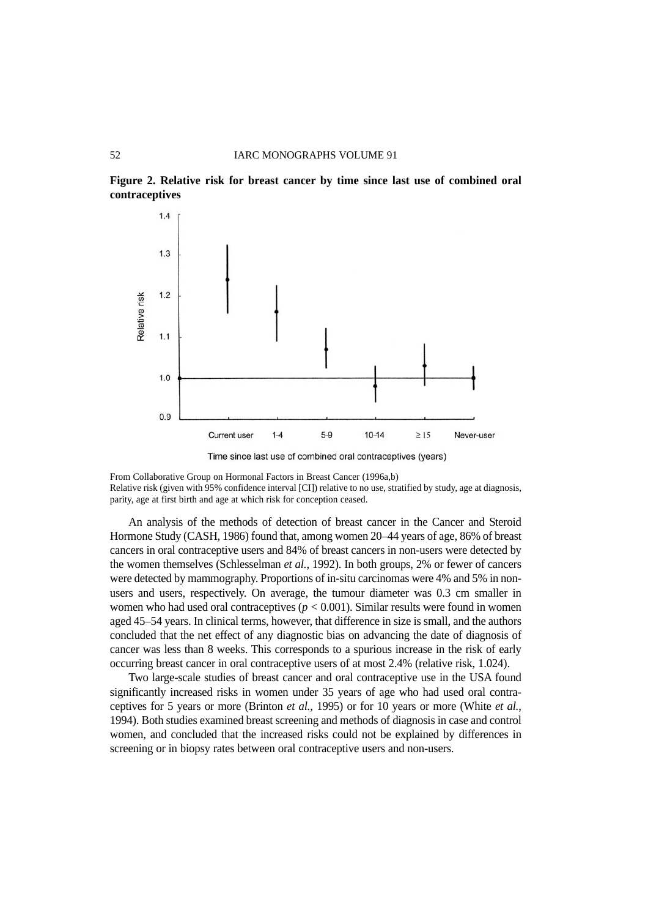**Figure 2. Relative risk for breast cancer by time since last use of combined oral contraceptives**

From Collaborative Group on Hormonal Factors in Breast Cancer (1996a,b)
Relative risk (given with 95% confidence interval [CI]) relative to no use, stratified by study, age at diagnosis, parity, age at first birth and age at which risk for conception ceased.

An analysis of the methods of detection of breast cancer in the Cancer and Steroid Hormone Study (CASH, 1986) found that, among women 20–44 years of age, 86% of breast cancers in oral contraceptive users and 84% of breast cancers in non-users were detected by the women themselves (Schlesselman *et al.*, 1992). In both groups, 2% or fewer of cancers were detected by mammography. Proportions of in-situ carcinomas were 4% and 5% in non-users and users, respectively. On average, the tumour diameter was 0.3 cm smaller in women who had used oral contraceptives ($p < 0.001$). Similar results were found in women aged 45–54 years. In clinical terms, however, that difference in size is small, and the authors concluded that the net effect of any diagnostic bias on advancing the date of diagnosis of cancer was less than 8 weeks. This corresponds to a spurious increase in the risk of early occurring breast cancer in oral contraceptive users of at most 2.4% (relative risk, 1.024).

Two large-scale studies of breast cancer and oral contraceptive use in the USA found significantly increased risks in women under 35 years of age who had used oral contraceptives for 5 years or more (Brinton *et al.*, 1995) or for 10 years or more (White *et al.*, 1994). Both studies examined breast screening and methods of diagnosis in case and control women, and concluded that the increased risks could not be explained by differences in screening or in biopsy rates between oral contraceptive users and non-users.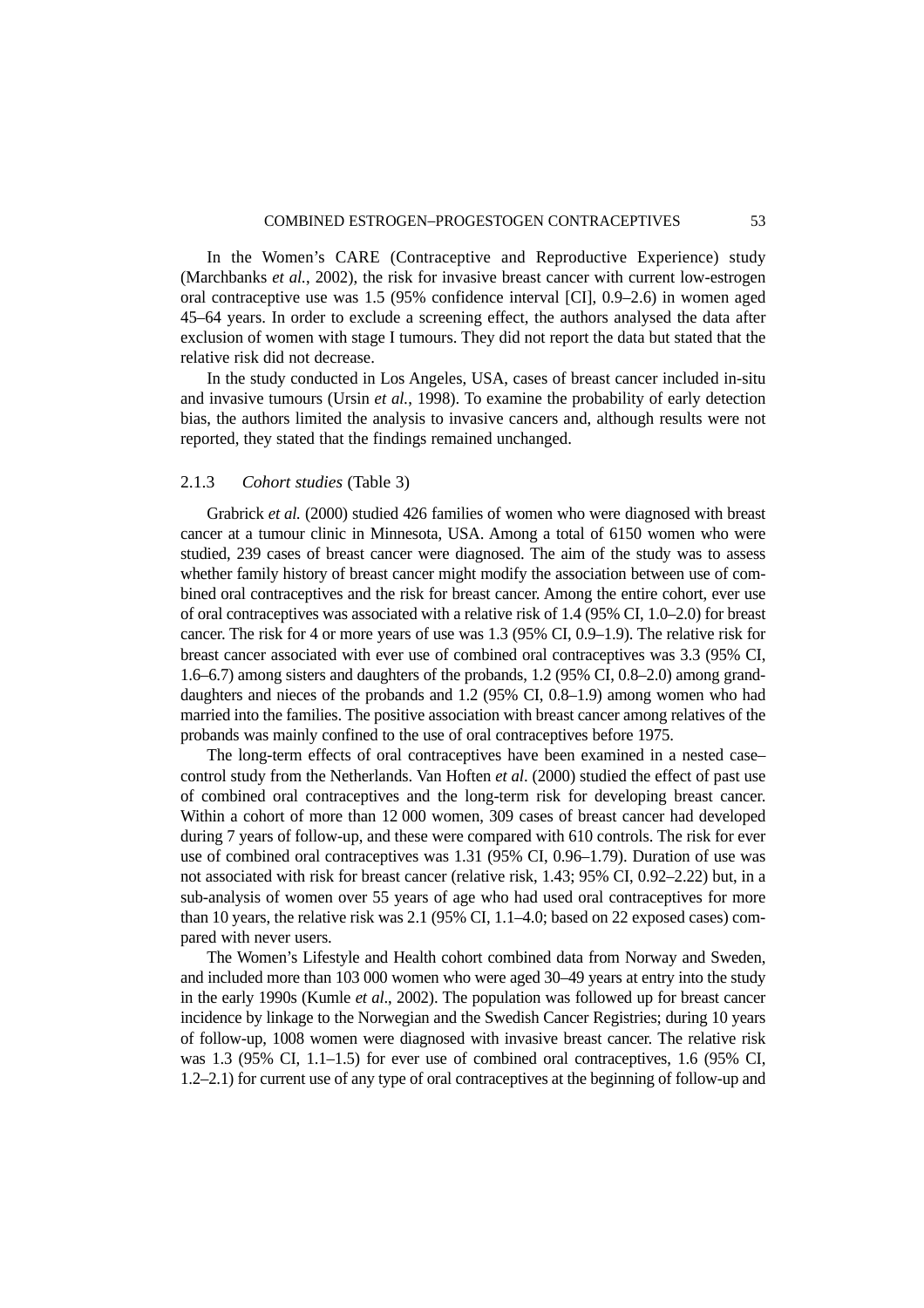In the Women's CARE (Contraceptive and Reproductive Experience) study (Marchbanks *et al.*, 2002), the risk for invasive breast cancer with current low-estrogen oral contraceptive use was 1.5 (95% confidence interval [CI], 0.9–2.6) in women aged 45–64 years. In order to exclude a screening effect, the authors analysed the data after exclusion of women with stage I tumours. They did not report the data but stated that the relative risk did not decrease.

In the study conducted in Los Angeles, USA, cases of breast cancer included in-situ and invasive tumours (Ursin *et al.*, 1998). To examine the probability of early detection bias, the authors limited the analysis to invasive cancers and, although results were not reported, they stated that the findings remained unchanged.

### 2.1.3 *Cohort studies* (Table 3)

Grabrick *et al.* (2000) studied 426 families of women who were diagnosed with breast cancer at a tumour clinic in Minnesota, USA. Among a total of 6150 women who were studied, 239 cases of breast cancer were diagnosed. The aim of the study was to assess whether family history of breast cancer might modify the association between use of combined oral contraceptives and the risk for breast cancer. Among the entire cohort, ever use of oral contraceptives was associated with a relative risk of 1.4 (95% CI, 1.0–2.0) for breast cancer. The risk for 4 or more years of use was 1.3 (95% CI, 0.9–1.9). The relative risk for breast cancer associated with ever use of combined oral contraceptives was 3.3 (95% CI, 1.6–6.7) among sisters and daughters of the probands, 1.2 (95% CI, 0.8–2.0) among granddaughters and nieces of the probands and 1.2 (95% CI, 0.8–1.9) among women who had married into the families. The positive association with breast cancer among relatives of the probands was mainly confined to the use of oral contraceptives before 1975.

The long-term effects of oral contraceptives have been examined in a nested case–control study from the Netherlands. Van Hoften *et al*. (2000) studied the effect of past use of combined oral contraceptives and the long-term risk for developing breast cancer. Within a cohort of more than 12 000 women, 309 cases of breast cancer had developed during 7 years of follow-up, and these were compared with 610 controls. The risk for ever use of combined oral contraceptives was 1.31 (95% CI, 0.96–1.79). Duration of use was not associated with risk for breast cancer (relative risk, 1.43; 95% CI, 0.92–2.22) but, in a sub-analysis of women over 55 years of age who had used oral contraceptives for more than 10 years, the relative risk was 2.1 (95% CI, 1.1–4.0; based on 22 exposed cases) compared with never users.

The Women's Lifestyle and Health cohort combined data from Norway and Sweden, and included more than 103 000 women who were aged 30–49 years at entry into the study in the early 1990s (Kumle *et al*., 2002). The population was followed up for breast cancer incidence by linkage to the Norwegian and the Swedish Cancer Registries; during 10 years of follow-up, 1008 women were diagnosed with invasive breast cancer. The relative risk was 1.3 (95% CI, 1.1–1.5) for ever use of combined oral contraceptives, 1.6 (95% CI, 1.2–2.1) for current use of any type of oral contraceptives at the beginning of follow-up and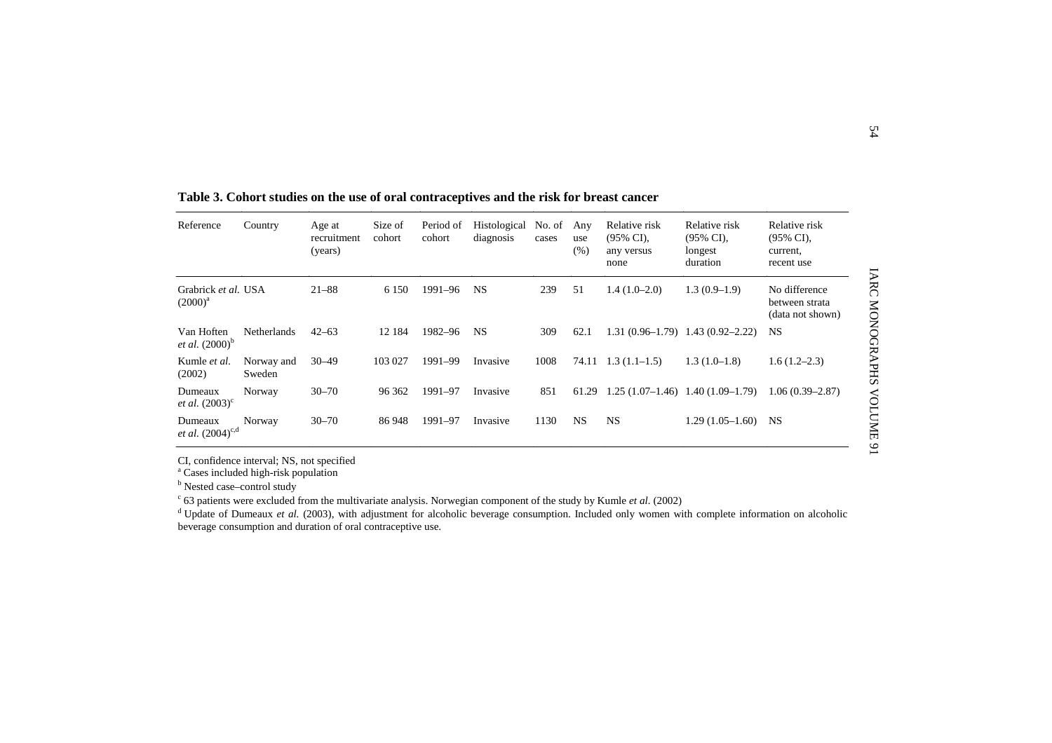**Table 3. Cohort studies on the use of oral contraceptives and the risk for breast cancer**

| Reference | Country | Age at recruitment (years) | Size of cohort | Period of cohort | Histological diagnosis | No. of cases | Any use (%) | Relative risk (95% CI), any versus none | Relative risk (95% CI), longest duration | Relative risk (95% CI), current, recent use |
|---|---|---|---|---|---|---|---|---|---|---|
| Grabrick *et al.* (2000)[a] | USA | 21–88 | 6 150 | 1991–96 | NS | 239 | 51 | 1.4 (1.0–2.0) | 1.3 (0.9–1.9) | No difference between strata (data not shown) |
| Van Hoften *et al.* (2000)[b] | Netherlands | 42–63 | 12 184 | 1982–96 | NS | 309 | 62.1 | 1.31 (0.96–1.79) | 1.43 (0.92–2.22) | NS |
| Kumle *et al.* (2002) | Norway and Sweden | 30–49 | 103 027 | 1991–99 | Invasive | 1008 | 74.11 | 1.3 (1.1–1.5) | 1.3 (1.0–1.8) | 1.6 (1.2–2.3) |
| Dumeaux *et al.* (2003)[c] | Norway | 30–70 | 96 362 | 1991–97 | Invasive | 851 | 61.29 | 1.25 (1.07–1.46) | 1.40 (1.09–1.79) | 1.06 (0.39–2.87) |
| Dumeaux *et al.* (2004)[c,d] | Norway | 30–70 | 86 948 | 1991–97 | Invasive | 1130 | NS | NS | 1.29 (1.05–1.60) | NS |

CI, confidence interval; NS, not specified
[a] Cases included high-risk population
[b] Nested case–control study
[c] 63 patients were excluded from the multivariate analysis. Norwegian component of the study by Kumle *et al.* (2002)
[d] Update of Dumeaux *et al.* (2003), with adjustment for alcoholic beverage consumption. Included only women with complete information on alcoholic beverage consumption and duration of oral contraceptive use.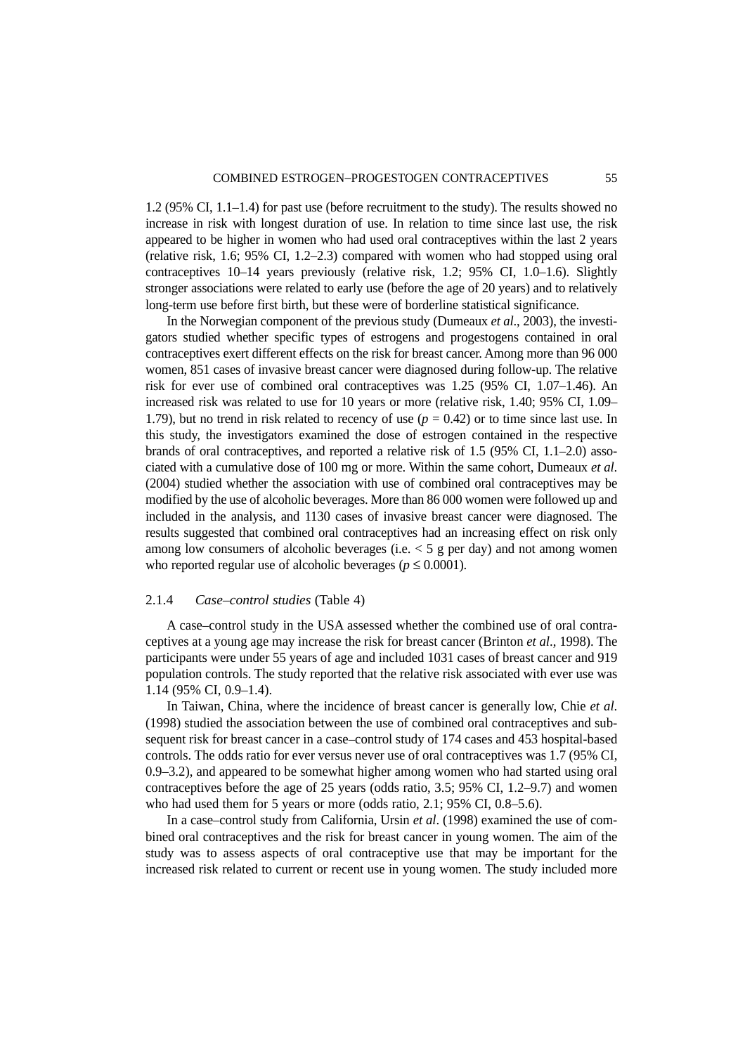1.2 (95% CI, 1.1–1.4) for past use (before recruitment to the study). The results showed no increase in risk with longest duration of use. In relation to time since last use, the risk appeared to be higher in women who had used oral contraceptives within the last 2 years (relative risk, 1.6; 95% CI, 1.2–2.3) compared with women who had stopped using oral contraceptives 10–14 years previously (relative risk, 1.2; 95% CI, 1.0–1.6). Slightly stronger associations were related to early use (before the age of 20 years) and to relatively long-term use before first birth, but these were of borderline statistical significance.

In the Norwegian component of the previous study (Dumeaux *et al*., 2003), the investigators studied whether specific types of estrogens and progestogens contained in oral contraceptives exert different effects on the risk for breast cancer. Among more than 96 000 women, 851 cases of invasive breast cancer were diagnosed during follow-up. The relative risk for ever use of combined oral contraceptives was 1.25 (95% CI, 1.07–1.46). An increased risk was related to use for 10 years or more (relative risk, 1.40; 95% CI, 1.09–1.79), but no trend in risk related to recency of use ($p = 0.42$) or to time since last use. In this study, the investigators examined the dose of estrogen contained in the respective brands of oral contraceptives, and reported a relative risk of 1.5 (95% CI, 1.1–2.0) associated with a cumulative dose of 100 mg or more. Within the same cohort, Dumeaux *et al*. (2004) studied whether the association with use of combined oral contraceptives may be modified by the use of alcoholic beverages. More than 86 000 women were followed up and included in the analysis, and 1130 cases of invasive breast cancer were diagnosed. The results suggested that combined oral contraceptives had an increasing effect on risk only among low consumers of alcoholic beverages (i.e. $< 5$ g per day) and not among women who reported regular use of alcoholic beverages ($p \leq 0.0001$).

### 2.1.4 *Case–control studies* (Table 4)

A case–control study in the USA assessed whether the combined use of oral contraceptives at a young age may increase the risk for breast cancer (Brinton *et al*., 1998). The participants were under 55 years of age and included 1031 cases of breast cancer and 919 population controls. The study reported that the relative risk associated with ever use was 1.14 (95% CI, 0.9–1.4).

In Taiwan, China, where the incidence of breast cancer is generally low, Chie *et al*. (1998) studied the association between the use of combined oral contraceptives and subsequent risk for breast cancer in a case–control study of 174 cases and 453 hospital-based controls. The odds ratio for ever versus never use of oral contraceptives was 1.7 (95% CI, 0.9–3.2), and appeared to be somewhat higher among women who had started using oral contraceptives before the age of 25 years (odds ratio, 3.5; 95% CI, 1.2–9.7) and women who had used them for 5 years or more (odds ratio, 2.1; 95% CI, 0.8–5.6).

In a case–control study from California, Ursin *et al*. (1998) examined the use of combined oral contraceptives and the risk for breast cancer in young women. The aim of the study was to assess aspects of oral contraceptive use that may be important for the increased risk related to current or recent use in young women. The study included more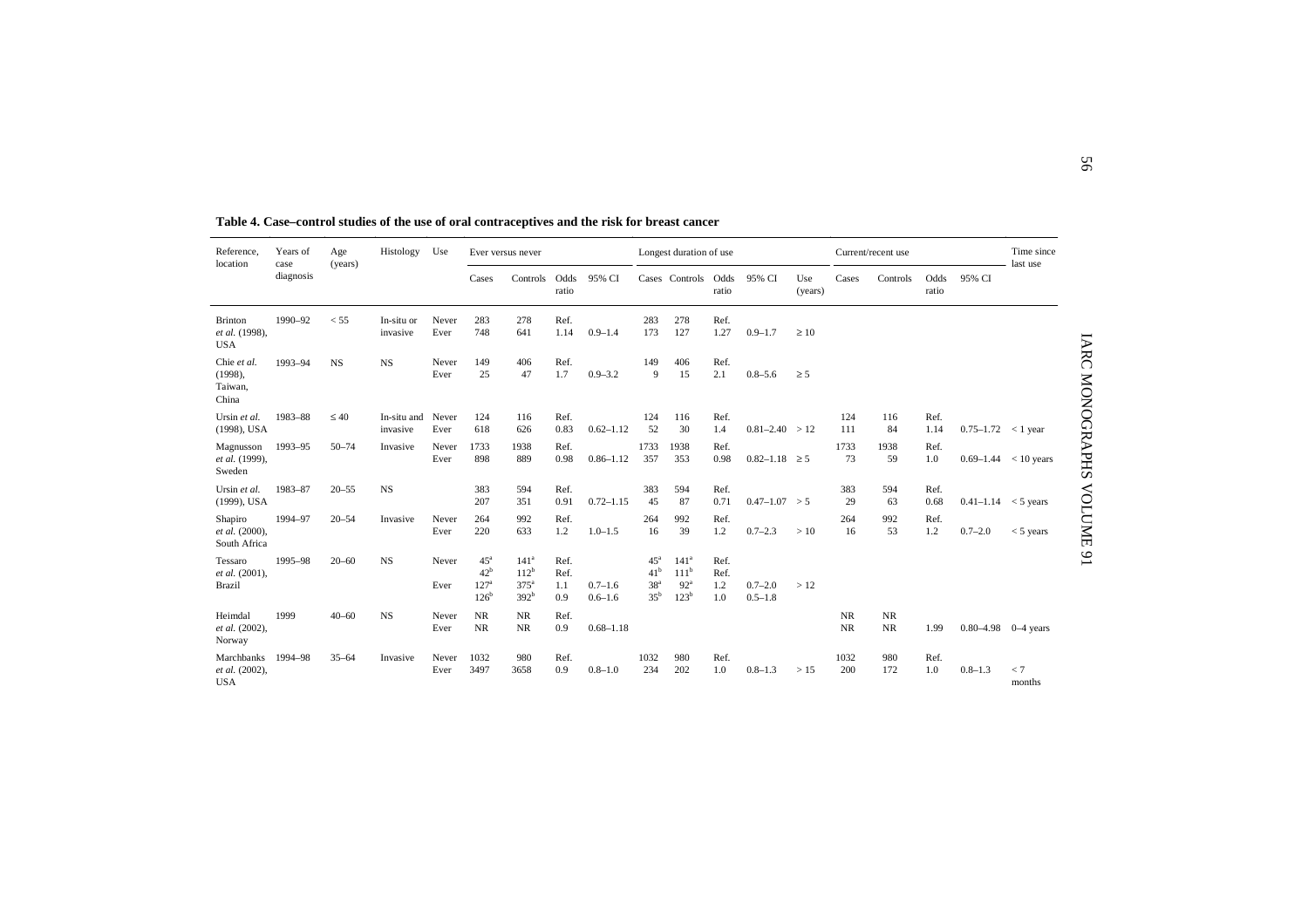**Table 4. Case–control studies of the use of oral contraceptives and the risk for breast cancer**

| Reference, location | Years of case diagnosis | Age (years) | Histology | Use | Ever versus never | | | | Longest duration of use | | | | | Current/recent use | | | | Time since last use |
|---|---|---|---|---|---|---|---|---|---|---|---|---|---|---|---|---|---|---|
| | | | | | Cases | Controls | Odds ratio | 95% CI | Cases | Controls | Odds ratio | 95% CI | Use (years) | Cases | Controls | Odds ratio | 95% CI | |
| Brinton *et al.* (1998), USA | 1990–92 | < 55 | In-situ or invasive | Never | 283 | 278 | Ref. | | 283 | 278 | Ref. | | | | | | | |
| | | | | Ever | 748 | 641 | 1.14 | 0.9–1.4 | 173 | 127 | 1.27 | 0.9–1.7 | ≥ 10 | | | | | |
| Chie *et al.* (1998), Taiwan, China | 1993–94 | NS | NS | Never | 149 | 406 | Ref. | | 149 | 406 | Ref. | | | | | | | |
| | | | | Ever | 25 | 47 | 1.7 | 0.9–3.2 | 9 | 15 | 2.1 | 0.8–5.6 | ≥ 5 | | | | | |
| Ursin *et al.* (1998), USA | 1983–88 | ≤ 40 | In-situ and invasive | Never | 124 | 116 | Ref. | | 124 | 116 | Ref. | | | 124 | 116 | Ref. | | |
| | | | | Ever | 618 | 626 | 0.83 | 0.62–1.12 | 52 | 30 | 1.4 | 0.81–2.40 | > 12 | 111 | 84 | 1.14 | 0.75–1.72 | < 1 year |
| Magnusson *et al.* (1999), Sweden | 1993–95 | 50–74 | Invasive | Never | 1733 | 1938 | Ref. | | 1733 | 1938 | Ref. | | | 1733 | 1938 | Ref. | | |
| | | | | Ever | 898 | 889 | 0.98 | 0.86–1.12 | 357 | 353 | 0.98 | 0.82–1.18 | ≥ 5 | 73 | 59 | 1.0 | 0.69–1.44 | < 10 years |
| Ursin *et al.* (1999), USA | 1983–87 | 20–55 | NS | | 383 | 594 | Ref. | | 383 | 594 | Ref. | | | 383 | 594 | Ref. | | |
| | | | | | 207 | 351 | 0.91 | 0.72–1.15 | 45 | 87 | 0.71 | 0.47–1.07 | > 5 | 29 | 63 | 0.68 | 0.41–1.14 | < 5 years |
| Shapiro *et al.* (2000), South Africa | 1994–97 | 20–54 | Invasive | Never | 264 | 992 | Ref. | | 264 | 992 | Ref. | | | 264 | 992 | Ref. | | |
| | | | | Ever | 220 | 633 | 1.2 | 1.0–1.5 | 16 | 39 | 1.2 | 0.7–2.3 | > 10 | 16 | 53 | 1.2 | 0.7–2.0 | < 5 years |
| Tessaro *et al.* (2001), Brazil | 1995–98 | 20–60 | NS | Never | 45[a] | 141[a] | Ref. | | 45[a] | 141[a] | Ref. | | | | | | | |
| | | | | | 42[b] | 112[b] | Ref. | | 41[b] | 111[b] | Ref. | | | | | | | |
| | | | | Ever | 127[a] | 375[a] | 1.1 | 0.7–1.6 | 38[a] | 92[a] | 1.2 | 0.7–2.0 | > 12 | | | | | |
| | | | | | 126[b] | 392[b] | 0.9 | 0.6–1.6 | 35[b] | 123[b] | 1.0 | 0.5–1.8 | | | | | | |
| Heimdal *et al.* (2002), Norway | 1999 | 40–60 | NS | Never | NR | NR | Ref. | | | | | | | NR | NR | | | |
| | | | | Ever | NR | NR | 0.9 | 0.68–1.18 | | | | | | NR | NR | 1.99 | 0.80–4.98 | 0–4 years |
| Marchbanks *et al.* (2002), USA | 1994–98 | 35–64 | Invasive | Never | 1032 | 980 | Ref. | | 1032 | 980 | Ref. | | | 1032 | 980 | Ref. | | |
| | | | | Ever | 3497 | 3658 | 0.9 | 0.8–1.0 | 234 | 202 | 1.0 | 0.8–1.3 | > 15 | 200 | 172 | 1.0 | 0.8–1.3 | < 7 months |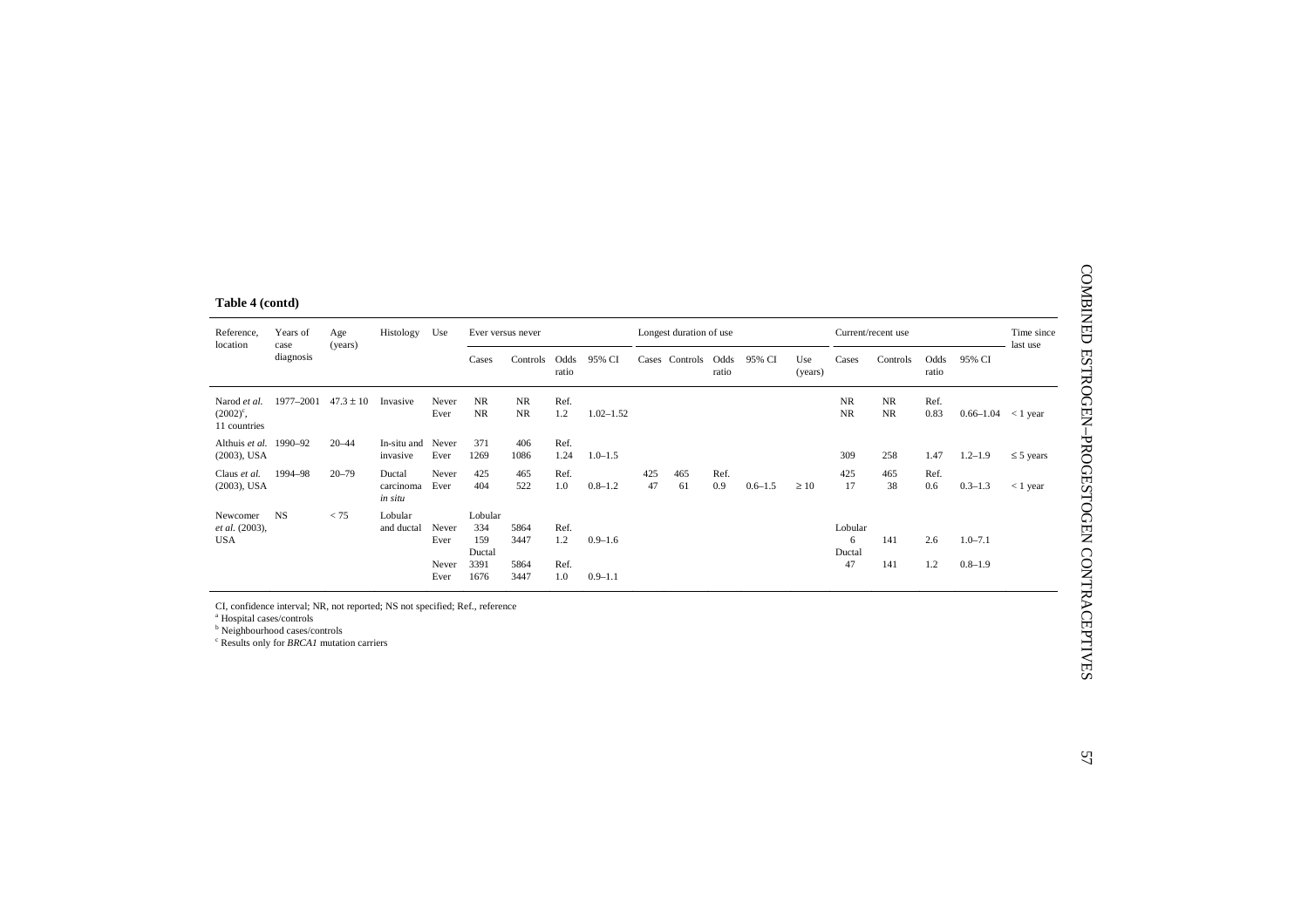**Table 4 (contd)**

| Reference, location | Years of case diagnosis | Age (years) | Histology | Use | Ever versus never | | | | Longest duration of use | | | | | Current/recent use | | | | Time since last use |
|---|---|---|---|---|---|---|---|---|---|---|---|---|---|---|---|---|---|---|
| | | | | | Cases | Controls | Odds ratio | 95% CI | Cases | Controls | Odds ratio | 95% CI | Use (years) | Cases | Controls | Odds ratio | 95% CI | |
| Narod *et al.* (2002)[c], 11 countries | 1977–2001 | 47.3 ± 10 | Invasive | Never | NR | NR | Ref. | | | | | | | NR | NR | Ref. | | |
| | | | | Ever | NR | NR | 1.2 | 1.02–1.52 | | | | | | NR | NR | 0.83 | 0.66–1.04 | < 1 year |
| Althuis *et al.* (2003), USA | 1990–92 | 20–44 | In-situ and invasive | Never | 371 | 406 | Ref. | | | | | | | | | | | |
| | | | | Ever | 1269 | 1086 | 1.24 | 1.0–1.5 | | | | | | 309 | 258 | 1.47 | 1.2–1.9 | ≤ 5 years |
| Claus *et al.* (2003), USA | 1994–98 | 20–79 | Ductal carcinoma *in situ* | Never | 425 | 465 | Ref. | | 425 | 465 | Ref. | | | 425 | 465 | Ref. | | |
| | | | | Ever | 404 | 522 | 1.0 | 0.8–1.2 | 47 | 61 | 0.9 | 0.6–1.5 | ≥ 10 | 17 | 38 | 0.6 | 0.3–1.3 | < 1 year |
| Newcomer *et al.* (2003), USA | NS | < 75 | Lobular and ductal | | Lobular | | | | | | | | | Lobular | | | | |
| | | | | Never | 334 | 5864 | Ref. | | | | | | | | | | | |
| | | | | Ever | 159 | 3447 | 1.2 | 0.9–1.6 | | | | | | 6 | 141 | 2.6 | 1.0–7.1 | |
| | | | | | Ductal | | | | | | | | | Ductal | | | | |
| | | | | Never | 3391 | 5864 | Ref. | | | | | | | | | | | |
| | | | | Ever | 1676 | 3447 | 1.0 | 0.9–1.1 | | | | | | 47 | 141 | 1.2 | 0.8–1.9 | |

CI, confidence interval; NR, not reported; NS not specified; Ref., reference
[a] Hospital cases/controls
[b] Neighbourhood cases/controls
[c] Results only for *BRCA1* mutation carriers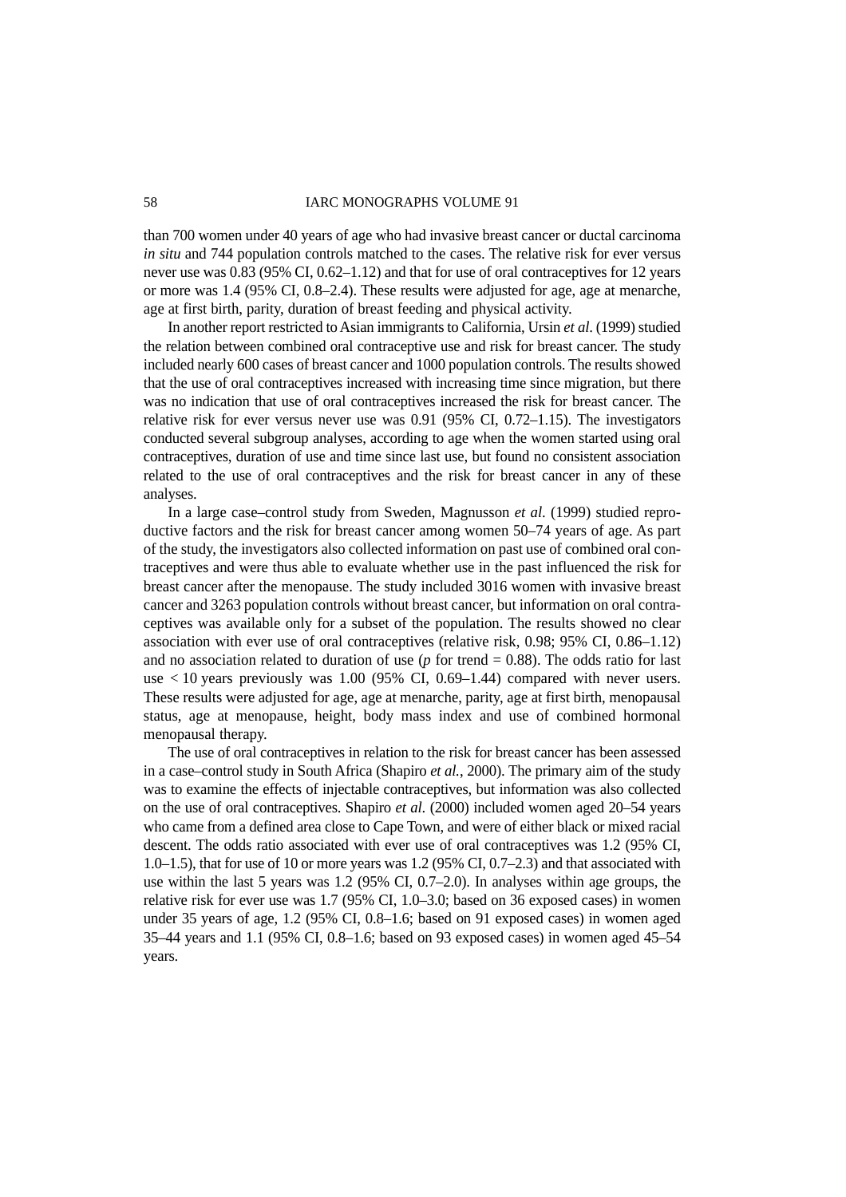than 700 women under 40 years of age who had invasive breast cancer or ductal carcinoma *in situ* and 744 population controls matched to the cases. The relative risk for ever versus never use was 0.83 (95% CI, 0.62–1.12) and that for use of oral contraceptives for 12 years or more was 1.4 (95% CI, 0.8–2.4). These results were adjusted for age, age at menarche, age at first birth, parity, duration of breast feeding and physical activity.

In another report restricted to Asian immigrants to California, Ursin *et al*. (1999) studied the relation between combined oral contraceptive use and risk for breast cancer. The study included nearly 600 cases of breast cancer and 1000 population controls. The results showed that the use of oral contraceptives increased with increasing time since migration, but there was no indication that use of oral contraceptives increased the risk for breast cancer. The relative risk for ever versus never use was 0.91 (95% CI, 0.72–1.15). The investigators conducted several subgroup analyses, according to age when the women started using oral contraceptives, duration of use and time since last use, but found no consistent association related to the use of oral contraceptives and the risk for breast cancer in any of these analyses.

In a large case–control study from Sweden, Magnusson *et al*. (1999) studied reproductive factors and the risk for breast cancer among women 50–74 years of age. As part of the study, the investigators also collected information on past use of combined oral contraceptives and were thus able to evaluate whether use in the past influenced the risk for breast cancer after the menopause. The study included 3016 women with invasive breast cancer and 3263 population controls without breast cancer, but information on oral contraceptives was available only for a subset of the population. The results showed no clear association with ever use of oral contraceptives (relative risk, 0.98; 95% CI, 0.86–1.12) and no association related to duration of use ($p$ for trend = 0.88). The odds ratio for last use < 10 years previously was 1.00 (95% CI, 0.69–1.44) compared with never users. These results were adjusted for age, age at menarche, parity, age at first birth, menopausal status, age at menopause, height, body mass index and use of combined hormonal menopausal therapy.

The use of oral contraceptives in relation to the risk for breast cancer has been assessed in a case–control study in South Africa (Shapiro *et al.*, 2000). The primary aim of the study was to examine the effects of injectable contraceptives, but information was also collected on the use of oral contraceptives. Shapiro *et al*. (2000) included women aged 20–54 years who came from a defined area close to Cape Town, and were of either black or mixed racial descent. The odds ratio associated with ever use of oral contraceptives was 1.2 (95% CI, 1.0–1.5), that for use of 10 or more years was 1.2 (95% CI, 0.7–2.3) and that associated with use within the last 5 years was 1.2 (95% CI, 0.7–2.0). In analyses within age groups, the relative risk for ever use was 1.7 (95% CI, 1.0–3.0; based on 36 exposed cases) in women under 35 years of age, 1.2 (95% CI, 0.8–1.6; based on 91 exposed cases) in women aged 35–44 years and 1.1 (95% CI, 0.8–1.6; based on 93 exposed cases) in women aged 45–54 years.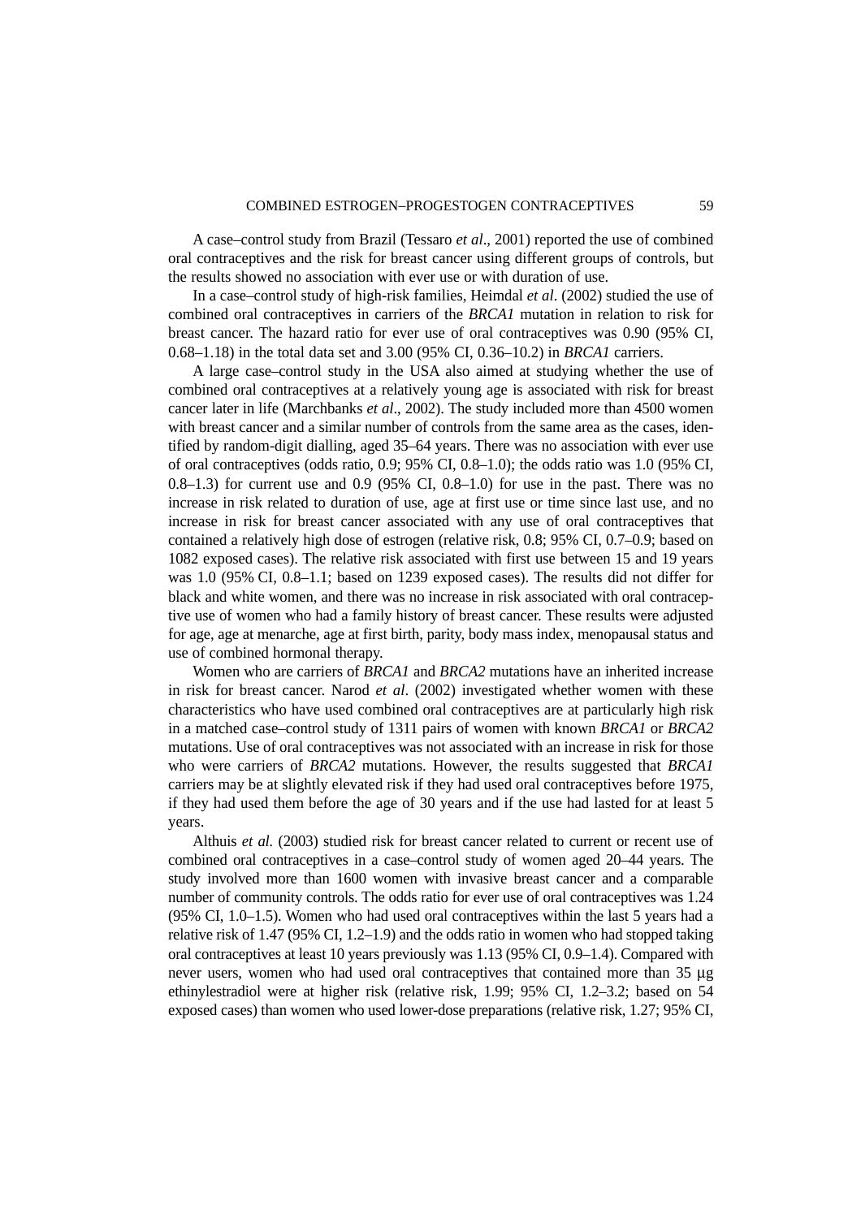A case–control study from Brazil (Tessaro *et al*., 2001) reported the use of combined oral contraceptives and the risk for breast cancer using different groups of controls, but the results showed no association with ever use or with duration of use.

In a case–control study of high-risk families, Heimdal *et al*. (2002) studied the use of combined oral contraceptives in carriers of the *BRCA1* mutation in relation to risk for breast cancer. The hazard ratio for ever use of oral contraceptives was 0.90 (95% CI, 0.68–1.18) in the total data set and 3.00 (95% CI, 0.36–10.2) in *BRCA1* carriers.

A large case–control study in the USA also aimed at studying whether the use of combined oral contraceptives at a relatively young age is associated with risk for breast cancer later in life (Marchbanks *et al*., 2002). The study included more than 4500 women with breast cancer and a similar number of controls from the same area as the cases, identified by random-digit dialling, aged 35–64 years. There was no association with ever use of oral contraceptives (odds ratio, 0.9; 95% CI, 0.8–1.0); the odds ratio was 1.0 (95% CI, 0.8–1.3) for current use and 0.9 (95% CI, 0.8–1.0) for use in the past. There was no increase in risk related to duration of use, age at first use or time since last use, and no increase in risk for breast cancer associated with any use of oral contraceptives that contained a relatively high dose of estrogen (relative risk, 0.8; 95% CI, 0.7–0.9; based on 1082 exposed cases). The relative risk associated with first use between 15 and 19 years was 1.0 (95% CI, 0.8–1.1; based on 1239 exposed cases). The results did not differ for black and white women, and there was no increase in risk associated with oral contraceptive use of women who had a family history of breast cancer. These results were adjusted for age, age at menarche, age at first birth, parity, body mass index, menopausal status and use of combined hormonal therapy.

Women who are carriers of *BRCA1* and *BRCA2* mutations have an inherited increase in risk for breast cancer. Narod *et al*. (2002) investigated whether women with these characteristics who have used combined oral contraceptives are at particularly high risk in a matched case–control study of 1311 pairs of women with known *BRCA1* or *BRCA2* mutations. Use of oral contraceptives was not associated with an increase in risk for those who were carriers of *BRCA2* mutations. However, the results suggested that *BRCA1* carriers may be at slightly elevated risk if they had used oral contraceptives before 1975, if they had used them before the age of 30 years and if the use had lasted for at least 5 years.

Althuis *et al.* (2003) studied risk for breast cancer related to current or recent use of combined oral contraceptives in a case–control study of women aged 20–44 years. The study involved more than 1600 women with invasive breast cancer and a comparable number of community controls. The odds ratio for ever use of oral contraceptives was 1.24 (95% CI, 1.0–1.5). Women who had used oral contraceptives within the last 5 years had a relative risk of 1.47 (95% CI, 1.2–1.9) and the odds ratio in women who had stopped taking oral contraceptives at least 10 years previously was 1.13 (95% CI, 0.9–1.4). Compared with never users, women who had used oral contraceptives that contained more than 35 μg ethinylestradiol were at higher risk (relative risk, 1.99; 95% CI, 1.2–3.2; based on 54 exposed cases) than women who used lower-dose preparations (relative risk, 1.27; 95% CI,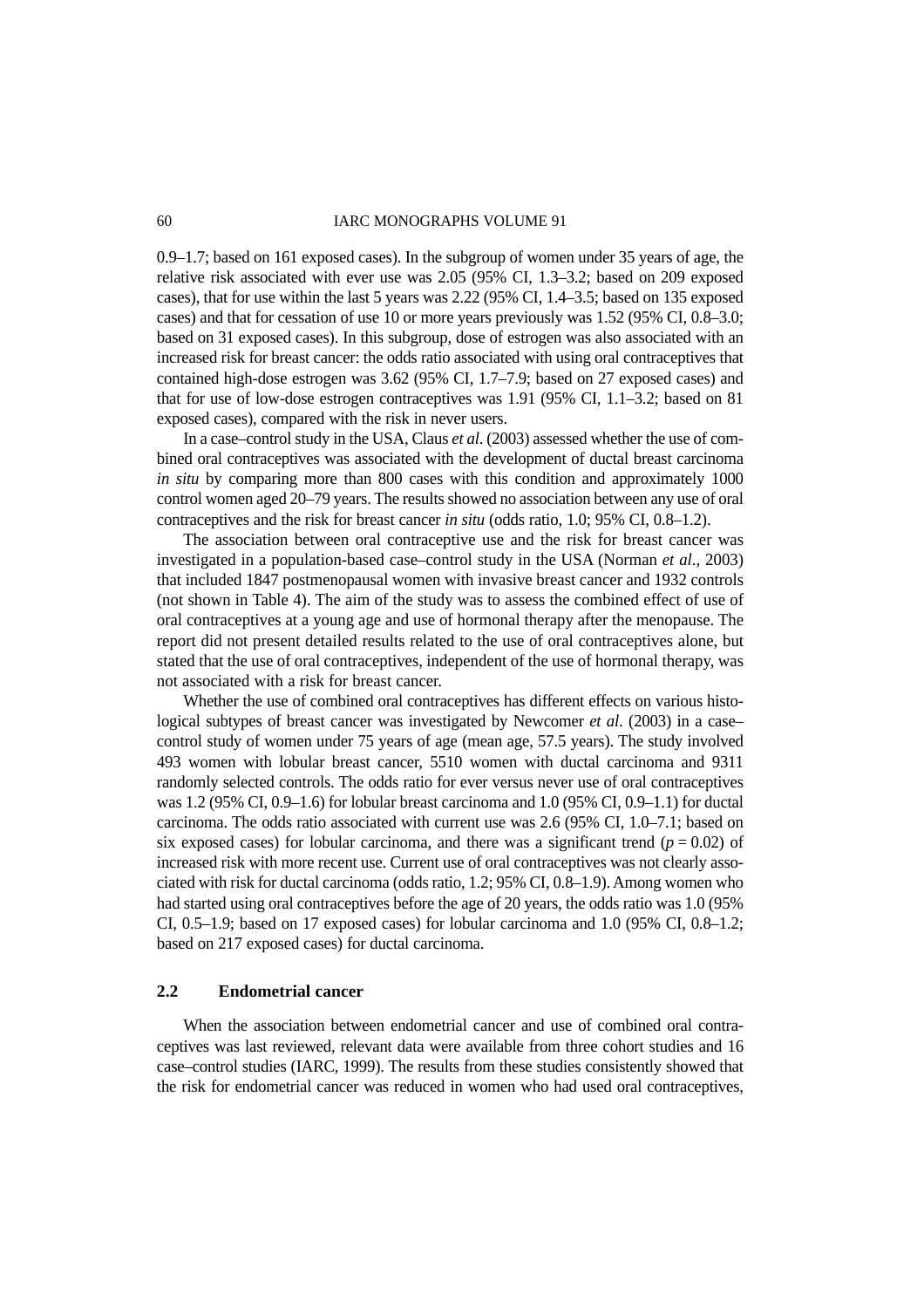0.9–1.7; based on 161 exposed cases). In the subgroup of women under 35 years of age, the relative risk associated with ever use was 2.05 (95% CI, 1.3–3.2; based on 209 exposed cases), that for use within the last 5 years was 2.22 (95% CI, 1.4–3.5; based on 135 exposed cases) and that for cessation of use 10 or more years previously was 1.52 (95% CI, 0.8–3.0; based on 31 exposed cases). In this subgroup, dose of estrogen was also associated with an increased risk for breast cancer: the odds ratio associated with using oral contraceptives that contained high-dose estrogen was 3.62 (95% CI, 1.7–7.9; based on 27 exposed cases) and that for use of low-dose estrogen contraceptives was 1.91 (95% CI, 1.1–3.2; based on 81 exposed cases), compared with the risk in never users.

In a case–control study in the USA, Claus *et al.* (2003) assessed whether the use of combined oral contraceptives was associated with the development of ductal breast carcinoma *in situ* by comparing more than 800 cases with this condition and approximately 1000 control women aged 20–79 years. The results showed no association between any use of oral contraceptives and the risk for breast cancer *in situ* (odds ratio, 1.0; 95% CI, 0.8–1.2).

The association between oral contraceptive use and the risk for breast cancer was investigated in a population-based case–control study in the USA (Norman *et al.*, 2003) that included 1847 postmenopausal women with invasive breast cancer and 1932 controls (not shown in Table 4). The aim of the study was to assess the combined effect of use of oral contraceptives at a young age and use of hormonal therapy after the menopause. The report did not present detailed results related to the use of oral contraceptives alone, but stated that the use of oral contraceptives, independent of the use of hormonal therapy, was not associated with a risk for breast cancer.

Whether the use of combined oral contraceptives has different effects on various histological subtypes of breast cancer was investigated by Newcomer *et al.* (2003) in a case–control study of women under 75 years of age (mean age, 57.5 years). The study involved 493 women with lobular breast cancer, 5510 women with ductal carcinoma and 9311 randomly selected controls. The odds ratio for ever versus never use of oral contraceptives was 1.2 (95% CI, 0.9–1.6) for lobular breast carcinoma and 1.0 (95% CI, 0.9–1.1) for ductal carcinoma. The odds ratio associated with current use was 2.6 (95% CI, 1.0–7.1; based on six exposed cases) for lobular carcinoma, and there was a significant trend ($p = 0.02$) of increased risk with more recent use. Current use of oral contraceptives was not clearly associated with risk for ductal carcinoma (odds ratio, 1.2; 95% CI, 0.8–1.9). Among women who had started using oral contraceptives before the age of 20 years, the odds ratio was 1.0 (95% CI, 0.5–1.9; based on 17 exposed cases) for lobular carcinoma and 1.0 (95% CI, 0.8–1.2; based on 217 exposed cases) for ductal carcinoma.

## 2.2 Endometrial cancer

When the association between endometrial cancer and use of combined oral contraceptives was last reviewed, relevant data were available from three cohort studies and 16 case–control studies (IARC, 1999). The results from these studies consistently showed that the risk for endometrial cancer was reduced in women who had used oral contraceptives,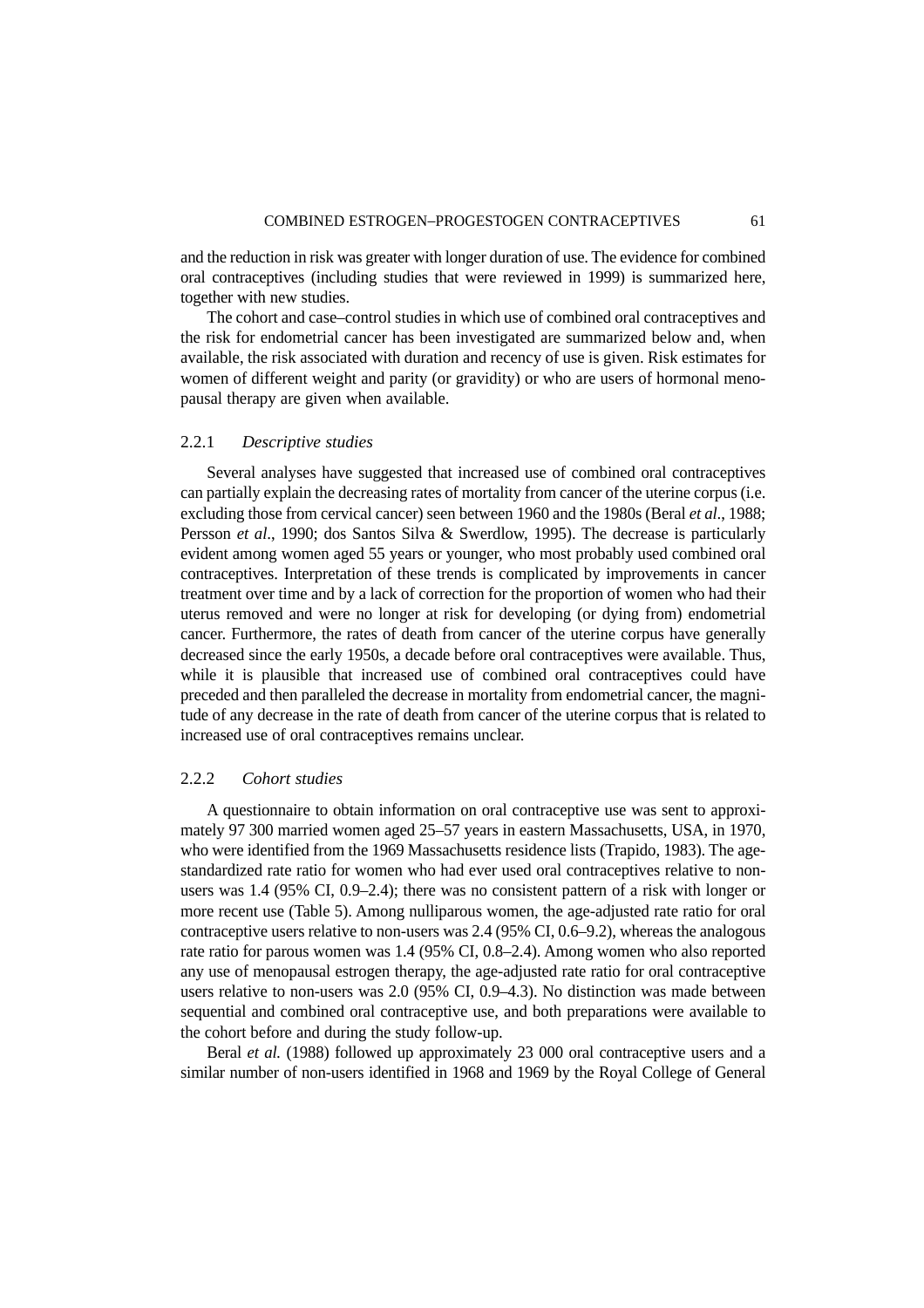and the reduction in risk was greater with longer duration of use. The evidence for combined oral contraceptives (including studies that were reviewed in 1999) is summarized here, together with new studies.

The cohort and case–control studies in which use of combined oral contraceptives and the risk for endometrial cancer has been investigated are summarized below and, when available, the risk associated with duration and recency of use is given. Risk estimates for women of different weight and parity (or gravidity) or who are users of hormonal menopausal therapy are given when available.

### 2.2.1 *Descriptive studies*

Several analyses have suggested that increased use of combined oral contraceptives can partially explain the decreasing rates of mortality from cancer of the uterine corpus (i.e. excluding those from cervical cancer) seen between 1960 and the 1980s (Beral *et al*., 1988; Persson *et al*., 1990; dos Santos Silva & Swerdlow, 1995). The decrease is particularly evident among women aged 55 years or younger, who most probably used combined oral contraceptives. Interpretation of these trends is complicated by improvements in cancer treatment over time and by a lack of correction for the proportion of women who had their uterus removed and were no longer at risk for developing (or dying from) endometrial cancer. Furthermore, the rates of death from cancer of the uterine corpus have generally decreased since the early 1950s, a decade before oral contraceptives were available. Thus, while it is plausible that increased use of combined oral contraceptives could have preceded and then paralleled the decrease in mortality from endometrial cancer, the magnitude of any decrease in the rate of death from cancer of the uterine corpus that is related to increased use of oral contraceptives remains unclear.

### 2.2.2 *Cohort studies*

A questionnaire to obtain information on oral contraceptive use was sent to approximately 97 300 married women aged 25–57 years in eastern Massachusetts, USA, in 1970, who were identified from the 1969 Massachusetts residence lists (Trapido, 1983). The age-standardized rate ratio for women who had ever used oral contraceptives relative to non-users was 1.4 (95% CI, 0.9–2.4); there was no consistent pattern of a risk with longer or more recent use (Table 5). Among nulliparous women, the age-adjusted rate ratio for oral contraceptive users relative to non-users was 2.4 (95% CI, 0.6–9.2), whereas the analogous rate ratio for parous women was 1.4 (95% CI, 0.8–2.4). Among women who also reported any use of menopausal estrogen therapy, the age-adjusted rate ratio for oral contraceptive users relative to non-users was 2.0 (95% CI, 0.9–4.3). No distinction was made between sequential and combined oral contraceptive use, and both preparations were available to the cohort before and during the study follow-up.

Beral *et al.* (1988) followed up approximately 23 000 oral contraceptive users and a similar number of non-users identified in 1968 and 1969 by the Royal College of General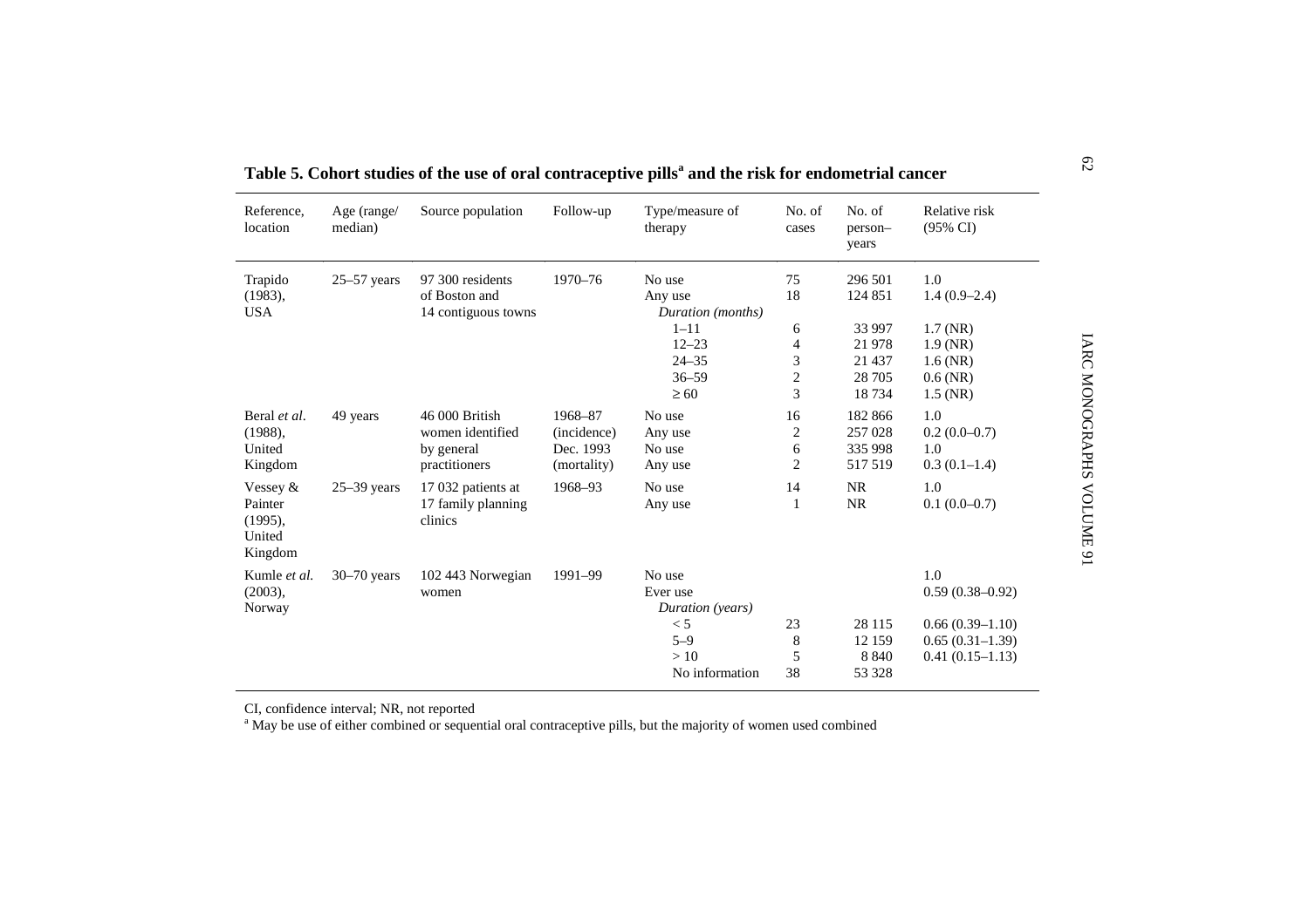**Table 5. Cohort studies of the use of oral contraceptive pills[a] and the risk for endometrial cancer**

| Reference, location | Age (range/ median) | Source population | Follow-up | Type/measure of therapy | No. of cases | No. of person–years | Relative risk (95% CI) |
|---|---|---|---|---|---|---|---|
| Trapido (1983), USA | 25–57 years | 97 300 residents of Boston and 14 contiguous towns | 1970–76 | No use | 75 | 296 501 | 1.0 |
| | | | | Any use | 18 | 124 851 | 1.4 (0.9–2.4) |
| | | | | *Duration (months)* | | | |
| | | | | 1–11 | 6 | 33 997 | 1.7 (NR) |
| | | | | 12–23 | 4 | 21 978 | 1.9 (NR) |
| | | | | 24–35 | 3 | 21 437 | 1.6 (NR) |
| | | | | 36–59 | 2 | 28 705 | 0.6 (NR) |
| | | | | ≥ 60 | 3 | 18 734 | 1.5 (NR) |
| Beral *et al.* (1988), United Kingdom | 49 years | 46 000 British women identified by general practitioners | 1968–87 (incidence) | No use | 16 | 182 866 | 1.0 |
| | | | | Any use | 2 | 257 028 | 0.2 (0.0–0.7) |
| | | | Dec. 1993 (mortality) | No use | 6 | 335 998 | 1.0 |
| | | | | Any use | 2 | 517 519 | 0.3 (0.1–1.4) |
| Vessey & Painter (1995), United Kingdom | 25–39 years | 17 032 patients at 17 family planning clinics | 1968–93 | No use | 14 | NR | 1.0 |
| | | | | Any use | 1 | NR | 0.1 (0.0–0.7) |
| Kumle *et al.* (2003), Norway | 30–70 years | 102 443 Norwegian women | 1991–99 | No use | | | 1.0 |
| | | | | Ever use | | | 0.59 (0.38–0.92) |
| | | | | *Duration (years)* | | | |
| | | | | < 5 | 23 | 28 115 | 0.66 (0.39–1.10) |
| | | | | 5–9 | 8 | 12 159 | 0.65 (0.31–1.39) |
| | | | | > 10 | 5 | 8 840 | 0.41 (0.15–1.13) |
| | | | | No information | 38 | 53 328 | |

CI, confidence interval; NR, not reported

[a] May be use of either combined or sequential oral contraceptive pills, but the majority of women used combined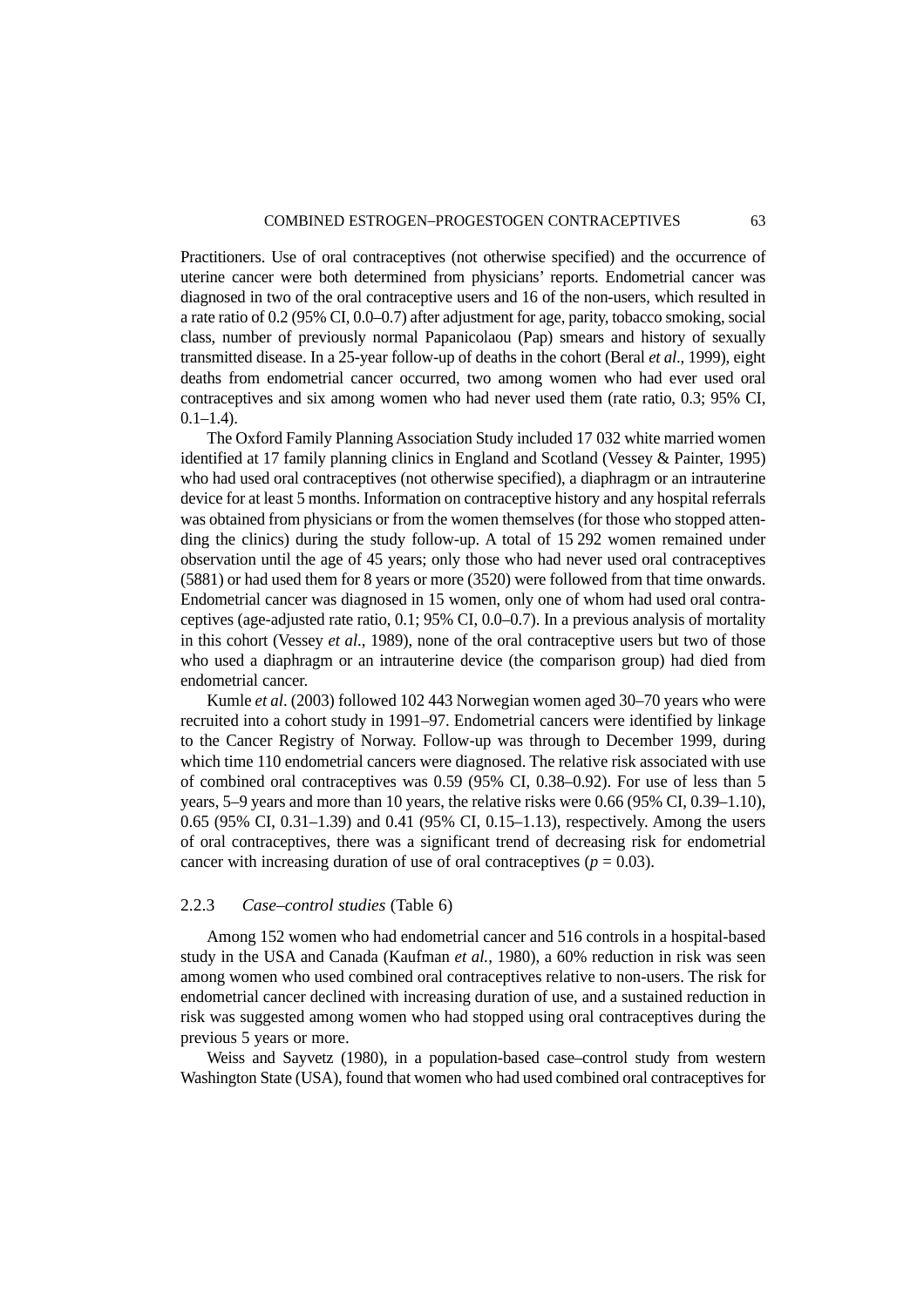Practitioners. Use of oral contraceptives (not otherwise specified) and the occurrence of uterine cancer were both determined from physicians' reports. Endometrial cancer was diagnosed in two of the oral contraceptive users and 16 of the non-users, which resulted in a rate ratio of 0.2 (95% CI, 0.0–0.7) after adjustment for age, parity, tobacco smoking, social class, number of previously normal Papanicolaou (Pap) smears and history of sexually transmitted disease. In a 25-year follow-up of deaths in the cohort (Beral *et al*., 1999), eight deaths from endometrial cancer occurred, two among women who had ever used oral contraceptives and six among women who had never used them (rate ratio, 0.3; 95% CI, 0.1–1.4).

The Oxford Family Planning Association Study included 17 032 white married women identified at 17 family planning clinics in England and Scotland (Vessey & Painter, 1995) who had used oral contraceptives (not otherwise specified), a diaphragm or an intrauterine device for at least 5 months. Information on contraceptive history and any hospital referrals was obtained from physicians or from the women themselves (for those who stopped attending the clinics) during the study follow-up. A total of 15 292 women remained under observation until the age of 45 years; only those who had never used oral contraceptives (5881) or had used them for 8 years or more (3520) were followed from that time onwards. Endometrial cancer was diagnosed in 15 women, only one of whom had used oral contraceptives (age-adjusted rate ratio, 0.1; 95% CI, 0.0–0.7). In a previous analysis of mortality in this cohort (Vessey *et al*., 1989), none of the oral contraceptive users but two of those who used a diaphragm or an intrauterine device (the comparison group) had died from endometrial cancer.

Kumle *et al*. (2003) followed 102 443 Norwegian women aged 30–70 years who were recruited into a cohort study in 1991–97. Endometrial cancers were identified by linkage to the Cancer Registry of Norway. Follow-up was through to December 1999, during which time 110 endometrial cancers were diagnosed. The relative risk associated with use of combined oral contraceptives was 0.59 (95% CI, 0.38–0.92). For use of less than 5 years, 5–9 years and more than 10 years, the relative risks were 0.66 (95% CI, 0.39–1.10), 0.65 (95% CI, 0.31–1.39) and 0.41 (95% CI, 0.15–1.13), respectively. Among the users of oral contraceptives, there was a significant trend of decreasing risk for endometrial cancer with increasing duration of use of oral contraceptives ($p = 0.03$).

### 2.2.3 *Case–control studies* (Table 6)

Among 152 women who had endometrial cancer and 516 controls in a hospital-based study in the USA and Canada (Kaufman *et al.*, 1980), a 60% reduction in risk was seen among women who used combined oral contraceptives relative to non-users. The risk for endometrial cancer declined with increasing duration of use, and a sustained reduction in risk was suggested among women who had stopped using oral contraceptives during the previous 5 years or more.

Weiss and Sayvetz (1980), in a population-based case–control study from western Washington State (USA), found that women who had used combined oral contraceptives for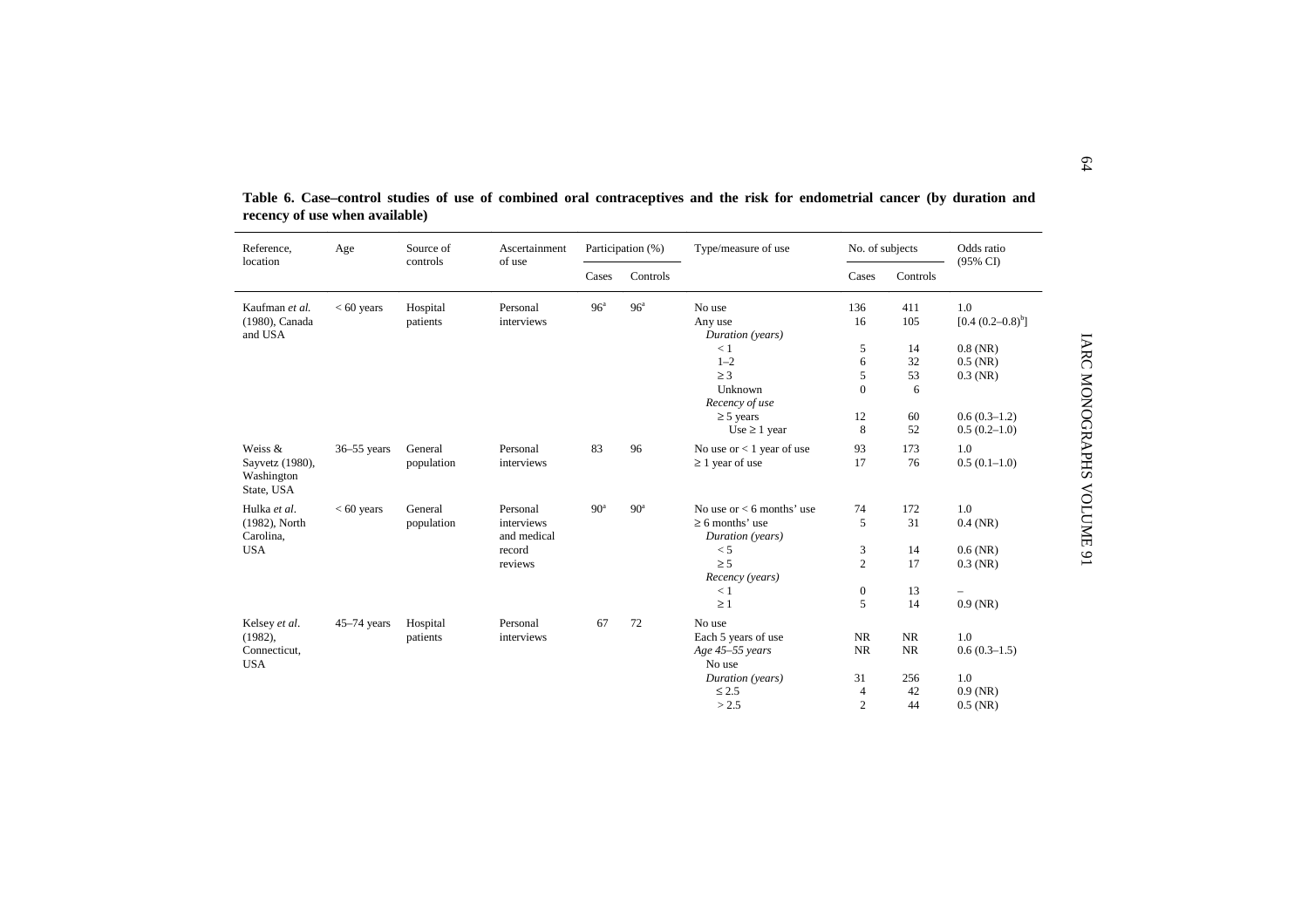**Table 6. Case–control studies of use of combined oral contraceptives and the risk for endometrial cancer (by duration and recency of use when available)**

| Reference, location | Age | Source of controls | Ascertainment of use | Participation (%) | | Type/measure of use | No. of subjects | | Odds ratio (95% CI) |
|---|---|---|---|---|---|---|---|---|---|
| | | | | Cases | Controls | | Cases | Controls | |
| Kaufman *et al.* (1980), Canada and USA | < 60 years | Hospital patients | Personal interviews | 96[a] | 96[a] | No use | 136 | 411 | 1.0 |
| | | | | | | Any use | 16 | 105 | [0.4 (0.2–0.8)[b]] |
| | | | | | | *Duration (years)* | | | |
| | | | | | | < 1 | 5 | 14 | 0.8 (NR) |
| | | | | | | 1–2 | 6 | 32 | 0.5 (NR) |
| | | | | | | ≥ 3 | 5 | 53 | 0.3 (NR) |
| | | | | | | Unknown | 0 | 6 | |
| | | | | | | *Recency of use* | | | |
| | | | | | | ≥ 5 years | 12 | 60 | 0.6 (0.3–1.2) |
| | | | | | | Use ≥ 1 year | 8 | 52 | 0.5 (0.2–1.0) |
| Weiss & Sayvetz (1980), Washington State, USA | 36–55 years | General population | Personal interviews | 83 | 96 | No use or < 1 year of use | 93 | 173 | 1.0 |
| | | | | | | ≥ 1 year of use | 17 | 76 | 0.5 (0.1–1.0) |
| Hulka *et al*. (1982), North Carolina, USA | < 60 years | General population | Personal interviews and medical record reviews | 90[a] | 90[a] | No use or < 6 months' use | 74 | 172 | 1.0 |
| | | | | | | ≥ 6 months' use | 5 | 31 | 0.4 (NR) |
| | | | | | | *Duration (years)* | | | |
| | | | | | | < 5 | 3 | 14 | 0.6 (NR) |
| | | | | | | ≥ 5 | 2 | 17 | 0.3 (NR) |
| | | | | | | *Recency (years)* | | | |
| | | | | | | < 1 | 0 | 13 | – |
| | | | | | | ≥ 1 | 5 | 14 | 0.9 (NR) |
| Kelsey *et al*. (1982), Connecticut, USA | 45–74 years | Hospital patients | Personal interviews | 67 | 72 | No use | | | |
| | | | | | | Each 5 years of use | NR | NR | 1.0 |
| | | | | | | *Age 45–55 years* | NR | NR | 0.6 (0.3–1.5) |
| | | | | | | No use | | | |
| | | | | | | *Duration (years)* | 31 | 256 | 1.0 |
| | | | | | | ≤ 2.5 | 4 | 42 | 0.9 (NR) |
| | | | | | | > 2.5 | 2 | 44 | 0.5 (NR) |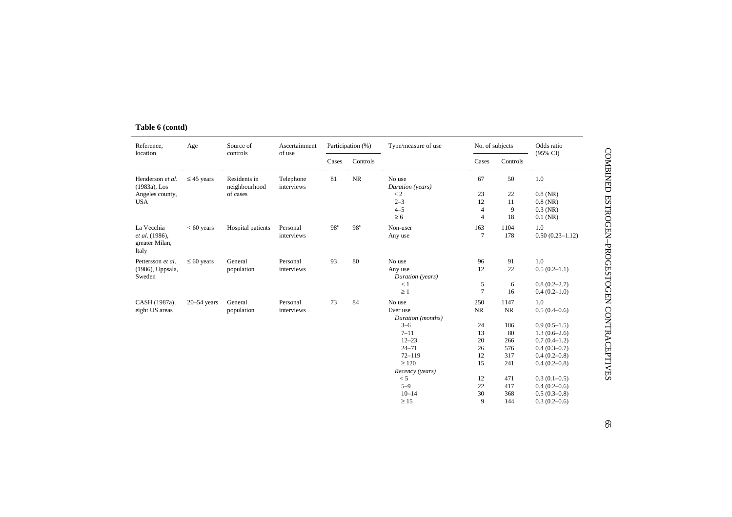**Table 6 (contd)**

| Reference, location | Age | Source of controls | Ascertainment of use | Participation (%) | | Type/measure of use | No. of subjects | | Odds ratio (95% CI) |
|---|---|---|---|---|---|---|---|---|---|
| | | | | Cases | Controls | | Cases | Controls | |
| Henderson *et al.* (1983a), Los Angeles county, USA | ≤ 45 years | Residents in neighbourhood of cases | Telephone interviews | 81 | NR | No use | 67 | 50 | 1.0 |
| | | | | | | *Duration (years)* | | | |
| | | | | | | < 2 | 23 | 22 | 0.8 (NR) |
| | | | | | | 2–3 | 12 | 11 | 0.8 (NR) |
| | | | | | | 4–5 | 4 | 9 | 0.3 (NR) |
| | | | | | | ≥ 6 | 4 | 18 | 0.1 (NR) |
| La Vecchia *et al.* (1986), greater Milan, Italy | < 60 years | Hospital patients | Personal interviews | 98[c] | 98[c] | Non-user | 163 | 1104 | 1.0 |
| | | | | | | Any use | 7 | 178 | 0.50 (0.23–1.12) |
| Pettersson *et al.* (1986), Uppsala, Sweden | ≤ 60 years | General population | Personal interviews | 93 | 80 | No use | 96 | 91 | 1.0 |
| | | | | | | Any use | 12 | 22 | 0.5 (0.2–1.1) |
| | | | | | | *Duration (years)* | | | |
| | | | | | | < 1 | 5 | 6 | 0.8 (0.2–2.7) |
| | | | | | | ≥ 1 | 7 | 16 | 0.4 (0.2–1.0) |
| CASH (1987a), eight US areas | 20–54 years | General population | Personal interviews | 73 | 84 | No use | 250 | 1147 | 1.0 |
| | | | | | | Ever use | NR | NR | 0.5 (0.4–0.6) |
| | | | | | | *Duration (months)* | | | |
| | | | | | | 3–6 | 24 | 186 | 0.9 (0.5–1.5) |
| | | | | | | 7–11 | 13 | 80 | 1.3 (0.6–2.6) |
| | | | | | | 12–23 | 20 | 266 | 0.7 (0.4–1.2) |
| | | | | | | 24–71 | 26 | 576 | 0.4 (0.3–0.7) |
| | | | | | | 72–119 | 12 | 317 | 0.4 (0.2–0.8) |
| | | | | | | ≥ 120 | 15 | 241 | 0.4 (0.2–0.8) |
| | | | | | | *Recency (years)* | | | |
| | | | | | | < 5 | 12 | 471 | 0.3 (0.1–0.5) |
| | | | | | | 5–9 | 22 | 417 | 0.4 (0.2–0.6) |
| | | | | | | 10–14 | 30 | 368 | 0.5 (0.3–0.8) |
| | | | | | | ≥ 15 | 9 | 144 | 0.3 (0.2–0.6) |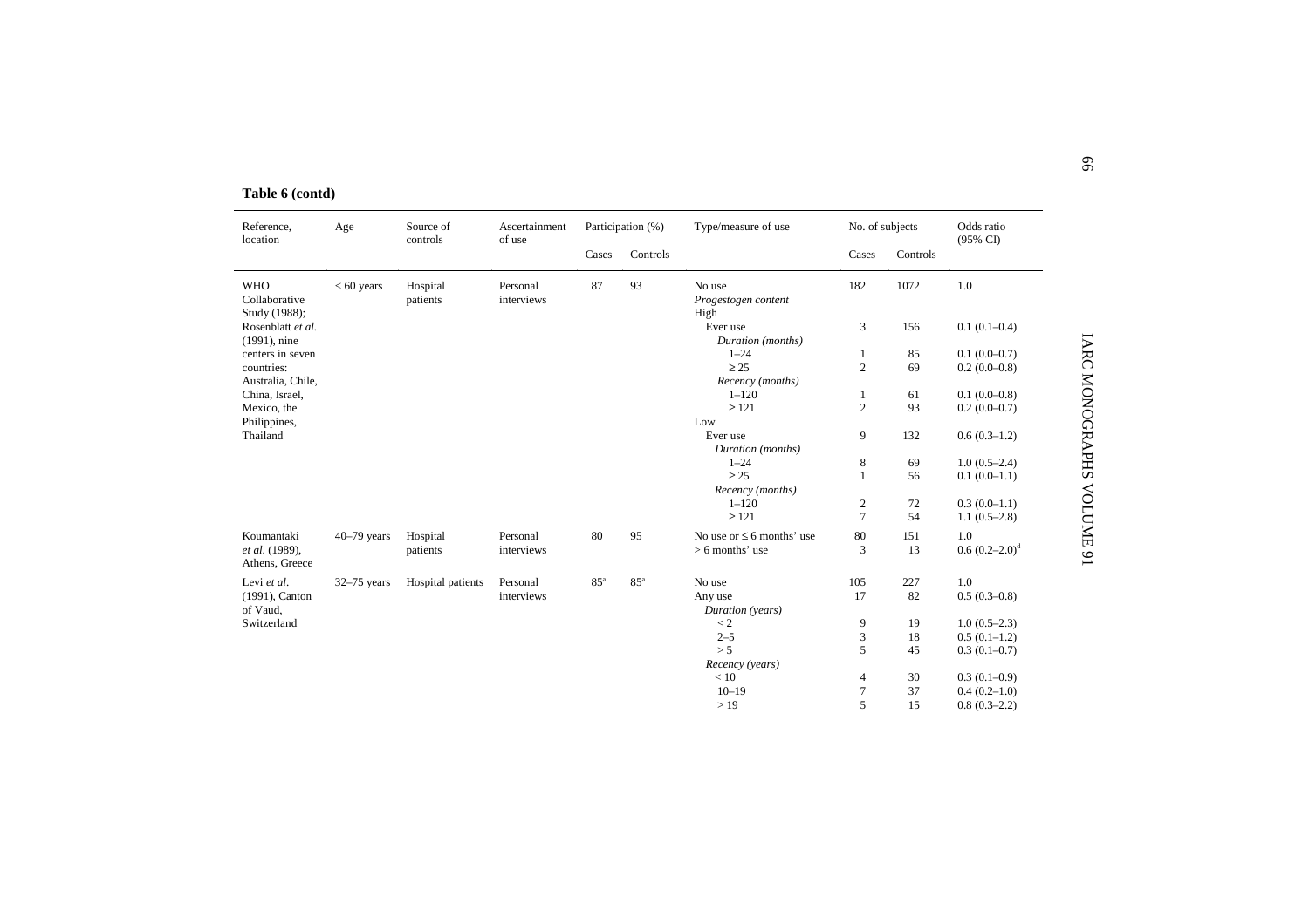**Table 6 (contd)**

| Reference, location | Age | Source of controls | Ascertainment of use | Participation (%) | | Type/measure of use | No. of subjects | | Odds ratio (95% CI) |
|---|---|---|---|---|---|---|---|---|---|
| | | | | Cases | Controls | | Cases | Controls | |
| WHO Collaborative Study (1988); Rosenblatt *et al.* (1991), nine centers in seven countries: Australia, Chile, China, Israel, Mexico, the Philippines, Thailand | < 60 years | Hospital patients | Personal interviews | 87 | 93 | No use | 182 | 1072 | 1.0 |
| | | | | | | *Progestogen content* | | | |
| | | | | | | High | | | |
| | | | | | | Ever use | 3 | 156 | 0.1 (0.1–0.4) |
| | | | | | | *Duration (months)* | | | |
| | | | | | | 1–24 | 1 | 85 | 0.1 (0.0–0.7) |
| | | | | | | ≥ 25 | 2 | 69 | 0.2 (0.0–0.8) |
| | | | | | | *Recency (months)* | | | |
| | | | | | | 1–120 | 1 | 61 | 0.1 (0.0–0.8) |
| | | | | | | ≥ 121 | 2 | 93 | 0.2 (0.0–0.7) |
| | | | | | | Low | | | |
| | | | | | | Ever use | 9 | 132 | 0.6 (0.3–1.2) |
| | | | | | | *Duration (months)* | | | |
| | | | | | | 1–24 | 8 | 69 | 1.0 (0.5–2.4) |
| | | | | | | ≥ 25 | 1 | 56 | 0.1 (0.0–1.1) |
| | | | | | | *Recency (months)* | | | |
| | | | | | | 1–120 | 2 | 72 | 0.3 (0.0–1.1) |
| | | | | | | ≥ 121 | 7 | 54 | 1.1 (0.5–2.8) |
| Koumantaki *et al.* (1989), Athens, Greece | 40–79 years | Hospital patients | Personal interviews | 80 | 95 | No use or ≤ 6 months' use | 80 | 151 | 1.0 |
| | | | | | | > 6 months' use | 3 | 13 | 0.6 (0.2–2.0)[d] |
| Levi *et al.* (1991), Canton of Vaud, Switzerland | 32–75 years | Hospital patients | Personal interviews | 85[a] | 85[a] | No use | 105 | 227 | 1.0 |
| | | | | | | Any use | 17 | 82 | 0.5 (0.3–0.8) |
| | | | | | | *Duration (years)* | | | |
| | | | | | | < 2 | 9 | 19 | 1.0 (0.5–2.3) |
| | | | | | | 2–5 | 3 | 18 | 0.5 (0.1–1.2) |
| | | | | | | > 5 | 5 | 45 | 0.3 (0.1–0.7) |
| | | | | | | *Recency (years)* | | | |
| | | | | | | < 10 | 4 | 30 | 0.3 (0.1–0.9) |
| | | | | | | 10–19 | 7 | 37 | 0.4 (0.2–1.0) |
| | | | | | | > 19 | 5 | 15 | 0.8 (0.3–2.2) |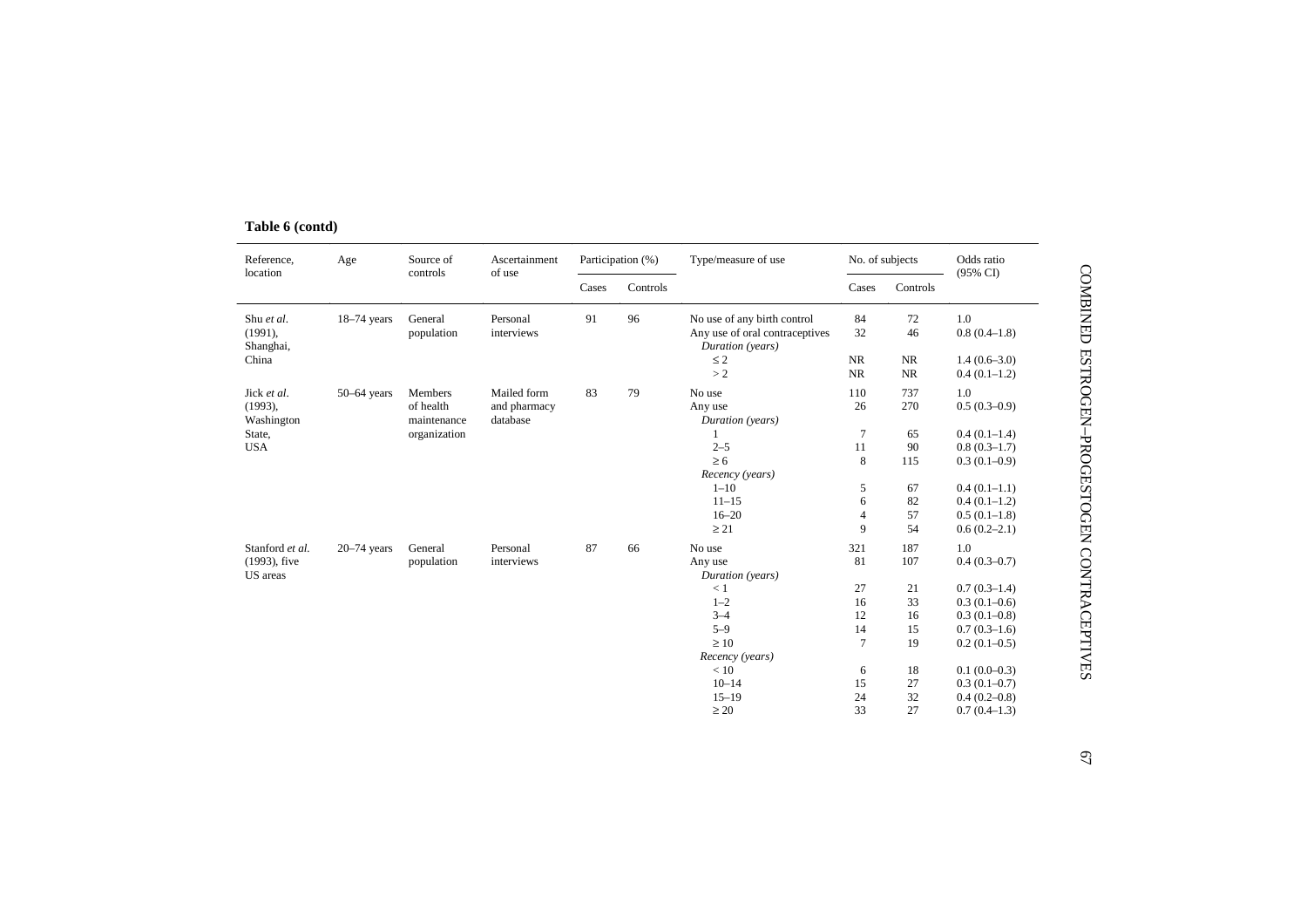**Table 6 (contd)**

| Reference, location | Age | Source of controls | Ascertainment of use | Participation (%) | | Type/measure of use | No. of subjects | | Odds ratio (95% CI) |
|---|---|---|---|---|---|---|---|---|---|
| | | | | Cases | Controls | | Cases | Controls | |
| Shu *et al*. (1991), Shanghai, China | 18–74 years | General population | Personal interviews | 91 | 96 | No use of any birth control | 84 | 72 | 1.0 |
| | | | | | | Any use of oral contraceptives | 32 | 46 | 0.8 (0.4–1.8) |
| | | | | | | *Duration (years)* | | | |
| | | | | | | ≤ 2 | NR | NR | 1.4 (0.6–3.0) |
| | | | | | | > 2 | NR | NR | 0.4 (0.1–1.2) |
| Jick *et al*. (1993), Washington State, USA | 50–64 years | Members of health maintenance organization | Mailed form and pharmacy database | 83 | 79 | No use | 110 | 737 | 1.0 |
| | | | | | | Any use | 26 | 270 | 0.5 (0.3–0.9) |
| | | | | | | *Duration (years)* | | | |
| | | | | | | 1 | 7 | 65 | 0.4 (0.1–1.4) |
| | | | | | | 2–5 | 11 | 90 | 0.8 (0.3–1.7) |
| | | | | | | ≥ 6 | 8 | 115 | 0.3 (0.1–0.9) |
| | | | | | | *Recency (years)* | | | |
| | | | | | | 1–10 | 5 | 67 | 0.4 (0.1–1.1) |
| | | | | | | 11–15 | 6 | 82 | 0.4 (0.1–1.2) |
| | | | | | | 16–20 | 4 | 57 | 0.5 (0.1–1.8) |
| | | | | | | ≥ 21 | 9 | 54 | 0.6 (0.2–2.1) |
| Stanford *et al*. (1993), five US areas | 20–74 years | General population | Personal interviews | 87 | 66 | No use | 321 | 187 | 1.0 |
| | | | | | | Any use | 81 | 107 | 0.4 (0.3–0.7) |
| | | | | | | *Duration (years)* | | | |
| | | | | | | < 1 | 27 | 21 | 0.7 (0.3–1.4) |
| | | | | | | 1–2 | 16 | 33 | 0.3 (0.1–0.6) |
| | | | | | | 3–4 | 12 | 16 | 0.3 (0.1–0.8) |
| | | | | | | 5–9 | 14 | 15 | 0.7 (0.3–1.6) |
| | | | | | | ≥ 10 | 7 | 19 | 0.2 (0.1–0.5) |
| | | | | | | *Recency (years)* | | | |
| | | | | | | < 10 | 6 | 18 | 0.1 (0.0–0.3) |
| | | | | | | 10–14 | 15 | 27 | 0.3 (0.1–0.7) |
| | | | | | | 15–19 | 24 | 32 | 0.4 (0.2–0.8) |
| | | | | | | ≥ 20 | 33 | 27 | 0.7 (0.4–1.3) |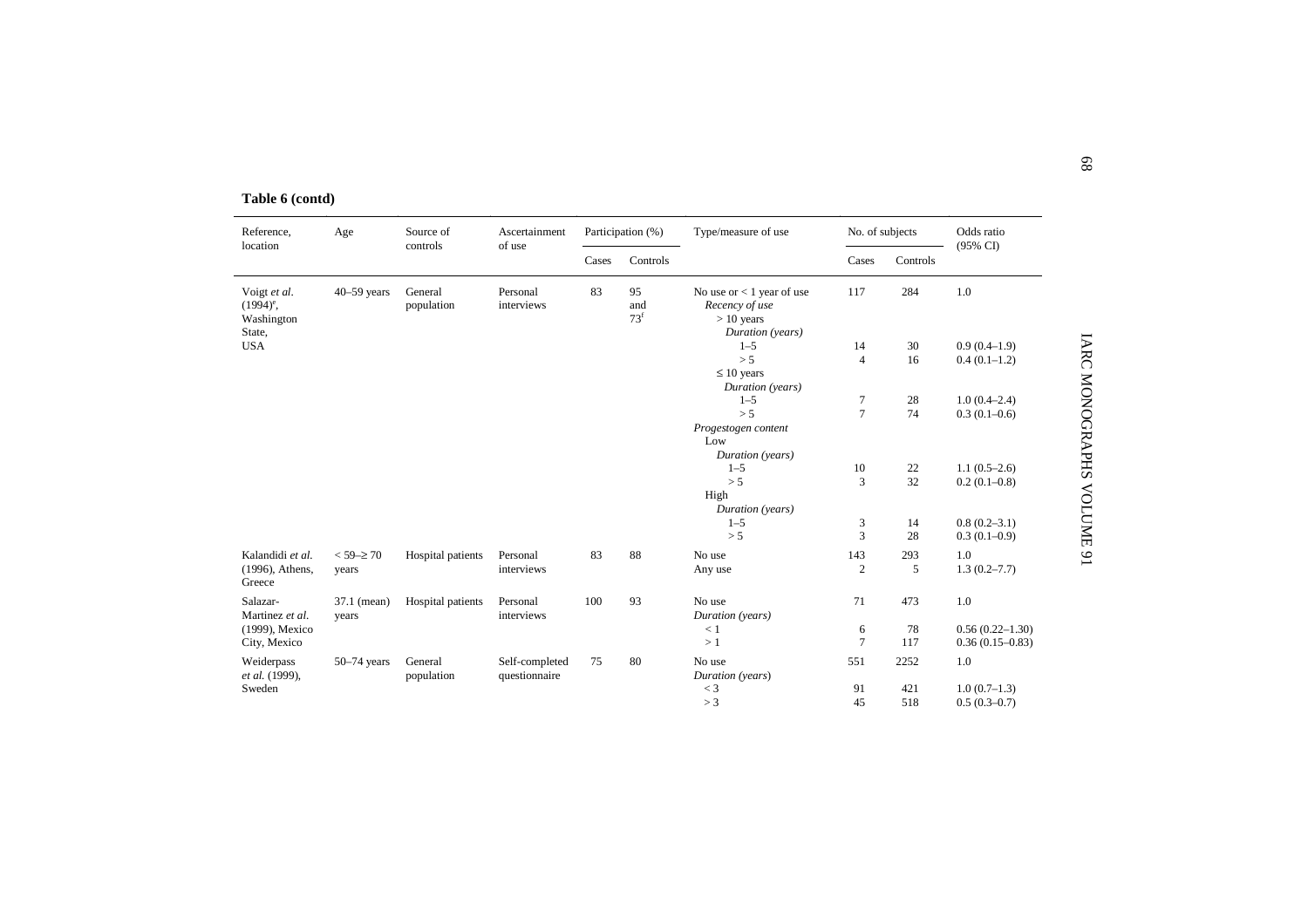**Table 6 (contd)**

| Reference, location | Age | Source of controls | Ascertainment of use | Participation (%) | | Type/measure of use | No. of subjects | | Odds ratio (95% CI) |
|---|---|---|---|---|---|---|---|---|---|
| | | | | Cases | Controls | | Cases | Controls | |
| Voigt *et al.* (1994)[e], Washington State, USA | 40–59 years | General population | Personal interviews | 83 | 95 and 73[f] | No use or < 1 year of use | 117 | 284 | 1.0 |
| | | | | | | *Recency of use* | | | |
| | | | | | | > 10 years | | | |
| | | | | | | *Duration (years)* | | | |
| | | | | | | 1–5 | 14 | 30 | 0.9 (0.4–1.9) |
| | | | | | | > 5 | 4 | 16 | 0.4 (0.1–1.2) |
| | | | | | | ≤ 10 years | | | |
| | | | | | | *Duration (years)* | | | |
| | | | | | | 1–5 | 7 | 28 | 1.0 (0.4–2.4) |
| | | | | | | > 5 | 7 | 74 | 0.3 (0.1–0.6) |
| | | | | | | *Progestogen content* | | | |
| | | | | | | Low | | | |
| | | | | | | *Duration (years)* | | | |
| | | | | | | 1–5 | 10 | 22 | 1.1 (0.5–2.6) |
| | | | | | | > 5 | 3 | 32 | 0.2 (0.1–0.8) |
| | | | | | | High | | | |
| | | | | | | *Duration (years)* | | | |
| | | | | | | 1–5 | 3 | 14 | 0.8 (0.2–3.1) |
| | | | | | | > 5 | 3 | 28 | 0.3 (0.1–0.9) |
| Kalandidi *et al.* (1996), Athens, Greece | < 59–≥ 70 years | Hospital patients | Personal interviews | 83 | 88 | No use | 143 | 293 | 1.0 |
| | | | | | | Any use | 2 | 5 | 1.3 (0.2–7.7) |
| Salazar-Martinez *et al.* (1999), Mexico City, Mexico | 37.1 (mean) years | Hospital patients | Personal interviews | 100 | 93 | No use | 71 | 473 | 1.0 |
| | | | | | | *Duration (years)* | | | |
| | | | | | | < 1 | 6 | 78 | 0.56 (0.22–1.30) |
| | | | | | | > 1 | 7 | 117 | 0.36 (0.15–0.83) |
| Weiderpass *et al.* (1999), Sweden | 50–74 years | General population | Self-completed questionnaire | 75 | 80 | No use | 551 | 2252 | 1.0 |
| | | | | | | *Duration (years)* | | | |
| | | | | | | < 3 | 91 | 421 | 1.0 (0.7–1.3) |
| | | | | | | > 3 | 45 | 518 | 0.5 (0.3–0.7) |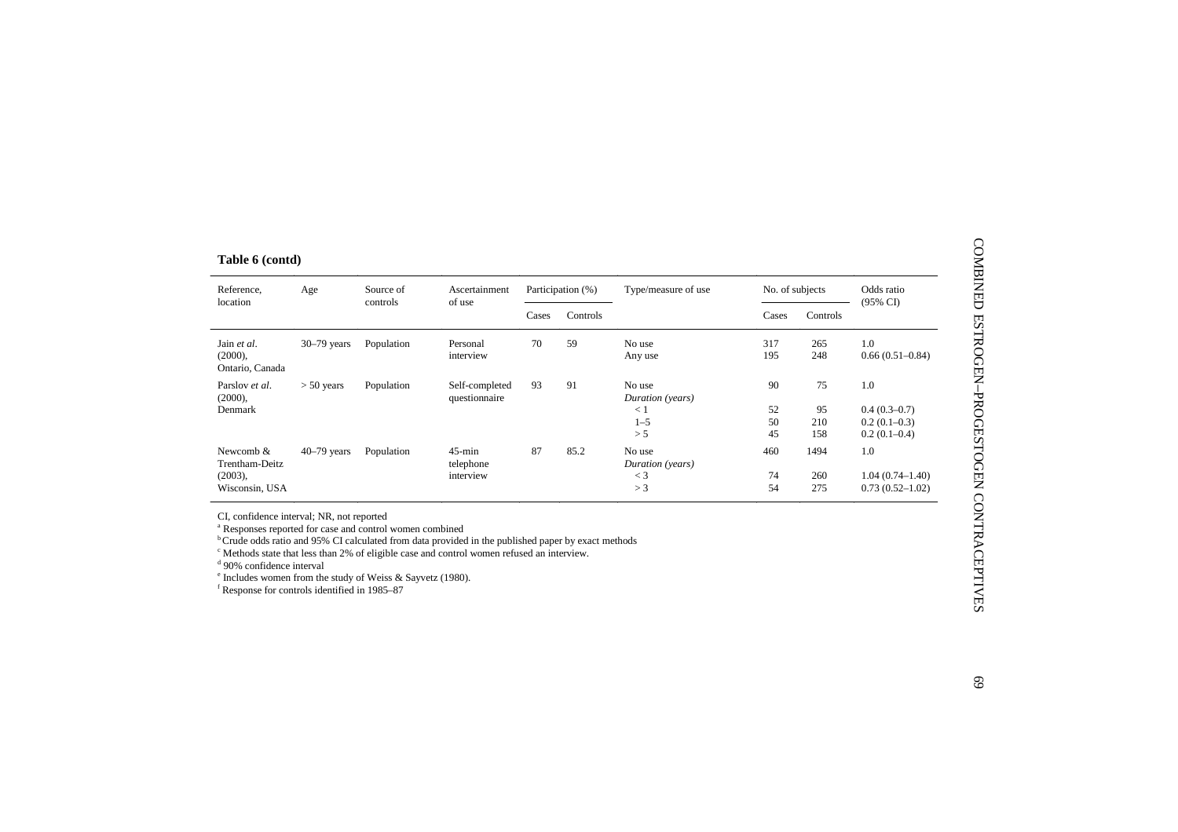**Table 6 (contd)**

| Reference, location | Age | Source of controls | Ascertainment of use | Participation (%) | | Type/measure of use | No. of subjects | | Odds ratio (95% CI) |
|---|---|---|---|---|---|---|---|---|---|
| | | | | Cases | Controls | | Cases | Controls | |
| Jain *et al*. (2000), Ontario, Canada | 30–79 years | Population | Personal interview | 70 | 59 | No use | 317 | 265 | 1.0 |
| | | | | | | Any use | 195 | 248 | 0.66 (0.51–0.84) |
| Parslov *et al*. (2000), Denmark | > 50 years | Population | Self-completed questionnaire | 93 | 91 | No use | 90 | 75 | 1.0 |
| | | | | | | *Duration (years)* | | | |
| | | | | | | < 1 | 52 | 95 | 0.4 (0.3–0.7) |
| | | | | | | 1–5 | 50 | 210 | 0.2 (0.1–0.3) |
| | | | | | | > 5 | 45 | 158 | 0.2 (0.1–0.4) |
| Newcomb & Trentham-Deitz (2003), Wisconsin, USA | 40–79 years | Population | 45-min telephone interview | 87 | 85.2 | No use | 460 | 1494 | 1.0 |
| | | | | | | *Duration (years)* | | | |
| | | | | | | < 3 | 74 | 260 | 1.04 (0.74–1.40) |
| | | | | | | > 3 | 54 | 275 | 0.73 (0.52–1.02) |

CI, confidence interval; NR, not reported

[a] Responses reported for case and control women combined

[b] Crude odds ratio and 95% CI calculated from data provided in the published paper by exact methods

[c] Methods state that less than 2% of eligible case and control women refused an interview.

[d] 90% confidence interval

[e] Includes women from the study of Weiss & Sayvetz (1980).

[f] Response for controls identified in 1985–87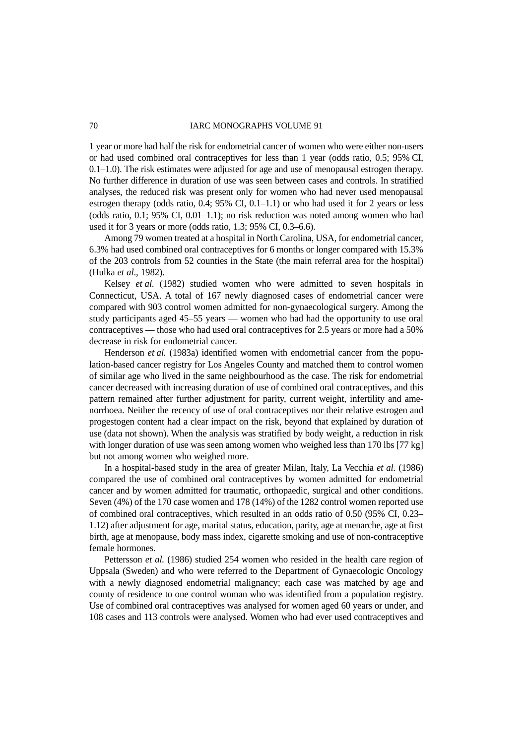1 year or more had half the risk for endometrial cancer of women who were either non-users or had used combined oral contraceptives for less than 1 year (odds ratio, 0.5; 95% CI, 0.1–1.0). The risk estimates were adjusted for age and use of menopausal estrogen therapy. No further difference in duration of use was seen between cases and controls. In stratified analyses, the reduced risk was present only for women who had never used menopausal estrogen therapy (odds ratio, 0.4; 95% CI, 0.1–1.1) or who had used it for 2 years or less (odds ratio, 0.1; 95% CI, 0.01–1.1); no risk reduction was noted among women who had used it for 3 years or more (odds ratio, 1.3; 95% CI, 0.3–6.6).

Among 79 women treated at a hospital in North Carolina, USA, for endometrial cancer, 6.3% had used combined oral contraceptives for 6 months or longer compared with 15.3% of the 203 controls from 52 counties in the State (the main referral area for the hospital) (Hulka *et al*., 1982).

Kelsey *et al.* (1982) studied women who were admitted to seven hospitals in Connecticut, USA. A total of 167 newly diagnosed cases of endometrial cancer were compared with 903 control women admitted for non-gynaecological surgery. Among the study participants aged 45–55 years — women who had had the opportunity to use oral contraceptives — those who had used oral contraceptives for 2.5 years or more had a 50% decrease in risk for endometrial cancer.

Henderson *et al.* (1983a) identified women with endometrial cancer from the population-based cancer registry for Los Angeles County and matched them to control women of similar age who lived in the same neighbourhood as the case. The risk for endometrial cancer decreased with increasing duration of use of combined oral contraceptives, and this pattern remained after further adjustment for parity, current weight, infertility and amenorrhoea. Neither the recency of use of oral contraceptives nor their relative estrogen and progestogen content had a clear impact on the risk, beyond that explained by duration of use (data not shown). When the analysis was stratified by body weight, a reduction in risk with longer duration of use was seen among women who weighed less than 170 lbs [77 kg] but not among women who weighed more.

In a hospital-based study in the area of greater Milan, Italy, La Vecchia *et al.* (1986) compared the use of combined oral contraceptives by women admitted for endometrial cancer and by women admitted for traumatic, orthopaedic, surgical and other conditions. Seven (4%) of the 170 case women and 178 (14%) of the 1282 control women reported use of combined oral contraceptives, which resulted in an odds ratio of 0.50 (95% CI, 0.23–1.12) after adjustment for age, marital status, education, parity, age at menarche, age at first birth, age at menopause, body mass index, cigarette smoking and use of non-contraceptive female hormones.

Pettersson *et al.* (1986) studied 254 women who resided in the health care region of Uppsala (Sweden) and who were referred to the Department of Gynaecologic Oncology with a newly diagnosed endometrial malignancy; each case was matched by age and county of residence to one control woman who was identified from a population registry. Use of combined oral contraceptives was analysed for women aged 60 years or under, and 108 cases and 113 controls were analysed. Women who had ever used contraceptives and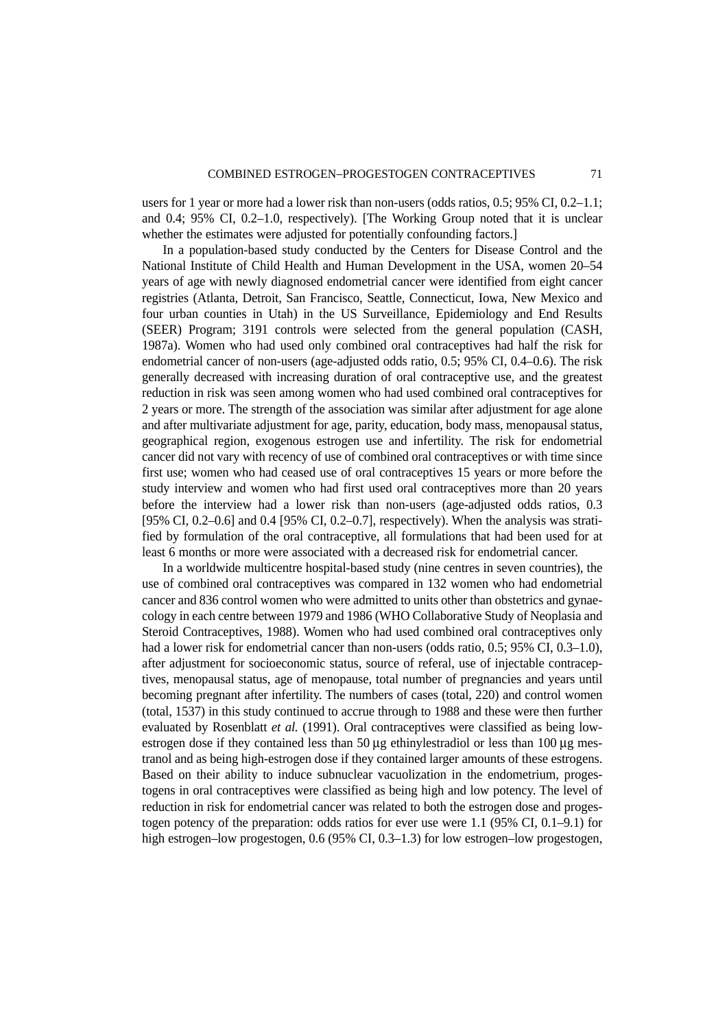users for 1 year or more had a lower risk than non-users (odds ratios, 0.5; 95% CI, 0.2–1.1; and 0.4; 95% CI, 0.2–1.0, respectively). [The Working Group noted that it is unclear whether the estimates were adjusted for potentially confounding factors.]

In a population-based study conducted by the Centers for Disease Control and the National Institute of Child Health and Human Development in the USA, women 20–54 years of age with newly diagnosed endometrial cancer were identified from eight cancer registries (Atlanta, Detroit, San Francisco, Seattle, Connecticut, Iowa, New Mexico and four urban counties in Utah) in the US Surveillance, Epidemiology and End Results (SEER) Program; 3191 controls were selected from the general population (CASH, 1987a). Women who had used only combined oral contraceptives had half the risk for endometrial cancer of non-users (age-adjusted odds ratio, 0.5; 95% CI, 0.4–0.6). The risk generally decreased with increasing duration of oral contraceptive use, and the greatest reduction in risk was seen among women who had used combined oral contraceptives for 2 years or more. The strength of the association was similar after adjustment for age alone and after multivariate adjustment for age, parity, education, body mass, menopausal status, geographical region, exogenous estrogen use and infertility. The risk for endometrial cancer did not vary with recency of use of combined oral contraceptives or with time since first use; women who had ceased use of oral contraceptives 15 years or more before the study interview and women who had first used oral contraceptives more than 20 years before the interview had a lower risk than non-users (age-adjusted odds ratios, 0.3 [95% CI, 0.2–0.6] and 0.4 [95% CI, 0.2–0.7], respectively). When the analysis was stratified by formulation of the oral contraceptive, all formulations that had been used for at least 6 months or more were associated with a decreased risk for endometrial cancer.

In a worldwide multicentre hospital-based study (nine centres in seven countries), the use of combined oral contraceptives was compared in 132 women who had endometrial cancer and 836 control women who were admitted to units other than obstetrics and gynaecology in each centre between 1979 and 1986 (WHO Collaborative Study of Neoplasia and Steroid Contraceptives, 1988). Women who had used combined oral contraceptives only had a lower risk for endometrial cancer than non-users (odds ratio, 0.5; 95% CI, 0.3–1.0), after adjustment for socioeconomic status, source of referal, use of injectable contraceptives, menopausal status, age of menopause, total number of pregnancies and years until becoming pregnant after infertility. The numbers of cases (total, 220) and control women (total, 1537) in this study continued to accrue through to 1988 and these were then further evaluated by Rosenblatt *et al.* (1991). Oral contraceptives were classified as being low-estrogen dose if they contained less than 50 µg ethinylestradiol or less than 100 µg mestranol and as being high-estrogen dose if they contained larger amounts of these estrogens. Based on their ability to induce subnuclear vacuolization in the endometrium, progestogens in oral contraceptives were classified as being high and low potency. The level of reduction in risk for endometrial cancer was related to both the estrogen dose and progestogen potency of the preparation: odds ratios for ever use were 1.1 (95% CI, 0.1–9.1) for high estrogen–low progestogen, 0.6 (95% CI, 0.3–1.3) for low estrogen–low progestogen,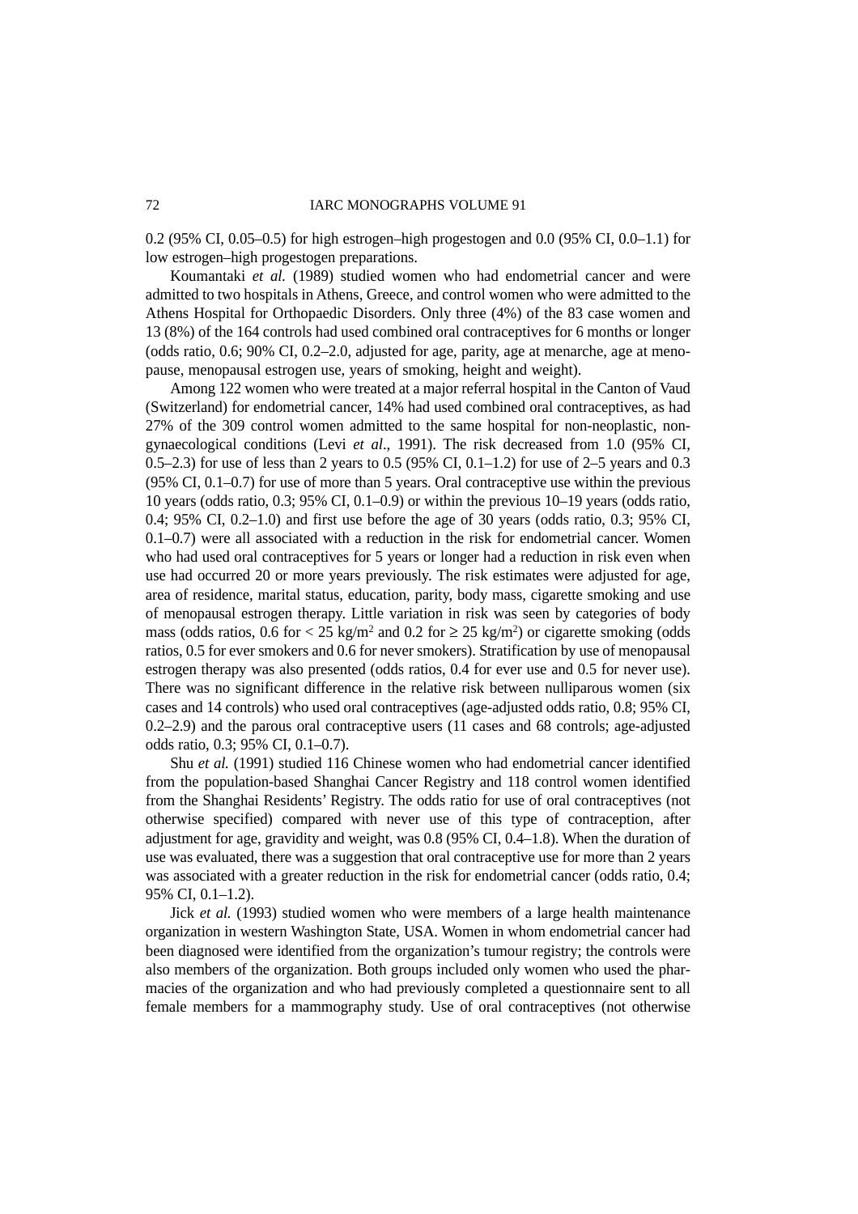0.2 (95% CI, 0.05–0.5) for high estrogen–high progestogen and 0.0 (95% CI, 0.0–1.1) for low estrogen–high progestogen preparations.

Koumantaki *et al.* (1989) studied women who had endometrial cancer and were admitted to two hospitals in Athens, Greece, and control women who were admitted to the Athens Hospital for Orthopaedic Disorders. Only three (4%) of the 83 case women and 13 (8%) of the 164 controls had used combined oral contraceptives for 6 months or longer (odds ratio, 0.6; 90% CI, 0.2–2.0, adjusted for age, parity, age at menarche, age at menopause, menopausal estrogen use, years of smoking, height and weight).

Among 122 women who were treated at a major referral hospital in the Canton of Vaud (Switzerland) for endometrial cancer, 14% had used combined oral contraceptives, as had 27% of the 309 control women admitted to the same hospital for non-neoplastic, non-gynaecological conditions (Levi *et al*., 1991). The risk decreased from 1.0 (95% CI, 0.5–2.3) for use of less than 2 years to 0.5 (95% CI, 0.1–1.2) for use of 2–5 years and 0.3 (95% CI, 0.1–0.7) for use of more than 5 years. Oral contraceptive use within the previous 10 years (odds ratio, 0.3; 95% CI, 0.1–0.9) or within the previous 10–19 years (odds ratio, 0.4; 95% CI, 0.2–1.0) and first use before the age of 30 years (odds ratio, 0.3; 95% CI, 0.1–0.7) were all associated with a reduction in the risk for endometrial cancer. Women who had used oral contraceptives for 5 years or longer had a reduction in risk even when use had occurred 20 or more years previously. The risk estimates were adjusted for age, area of residence, marital status, education, parity, body mass, cigarette smoking and use of menopausal estrogen therapy. Little variation in risk was seen by categories of body mass (odds ratios, 0.6 for $< 25$ kg/m$^2$ and 0.2 for $\geq 25$ kg/m$^2$) or cigarette smoking (odds ratios, 0.5 for ever smokers and 0.6 for never smokers). Stratification by use of menopausal estrogen therapy was also presented (odds ratios, 0.4 for ever use and 0.5 for never use). There was no significant difference in the relative risk between nulliparous women (six cases and 14 controls) who used oral contraceptives (age-adjusted odds ratio, 0.8; 95% CI, 0.2–2.9) and the parous oral contraceptive users (11 cases and 68 controls; age-adjusted odds ratio, 0.3; 95% CI, 0.1–0.7).

Shu *et al.* (1991) studied 116 Chinese women who had endometrial cancer identified from the population-based Shanghai Cancer Registry and 118 control women identified from the Shanghai Residents' Registry. The odds ratio for use of oral contraceptives (not otherwise specified) compared with never use of this type of contraception, after adjustment for age, gravidity and weight, was 0.8 (95% CI, 0.4–1.8). When the duration of use was evaluated, there was a suggestion that oral contraceptive use for more than 2 years was associated with a greater reduction in the risk for endometrial cancer (odds ratio, 0.4; 95% CI, 0.1–1.2).

Jick *et al.* (1993) studied women who were members of a large health maintenance organization in western Washington State, USA. Women in whom endometrial cancer had been diagnosed were identified from the organization's tumour registry; the controls were also members of the organization. Both groups included only women who used the pharmacies of the organization and who had previously completed a questionnaire sent to all female members for a mammography study. Use of oral contraceptives (not otherwise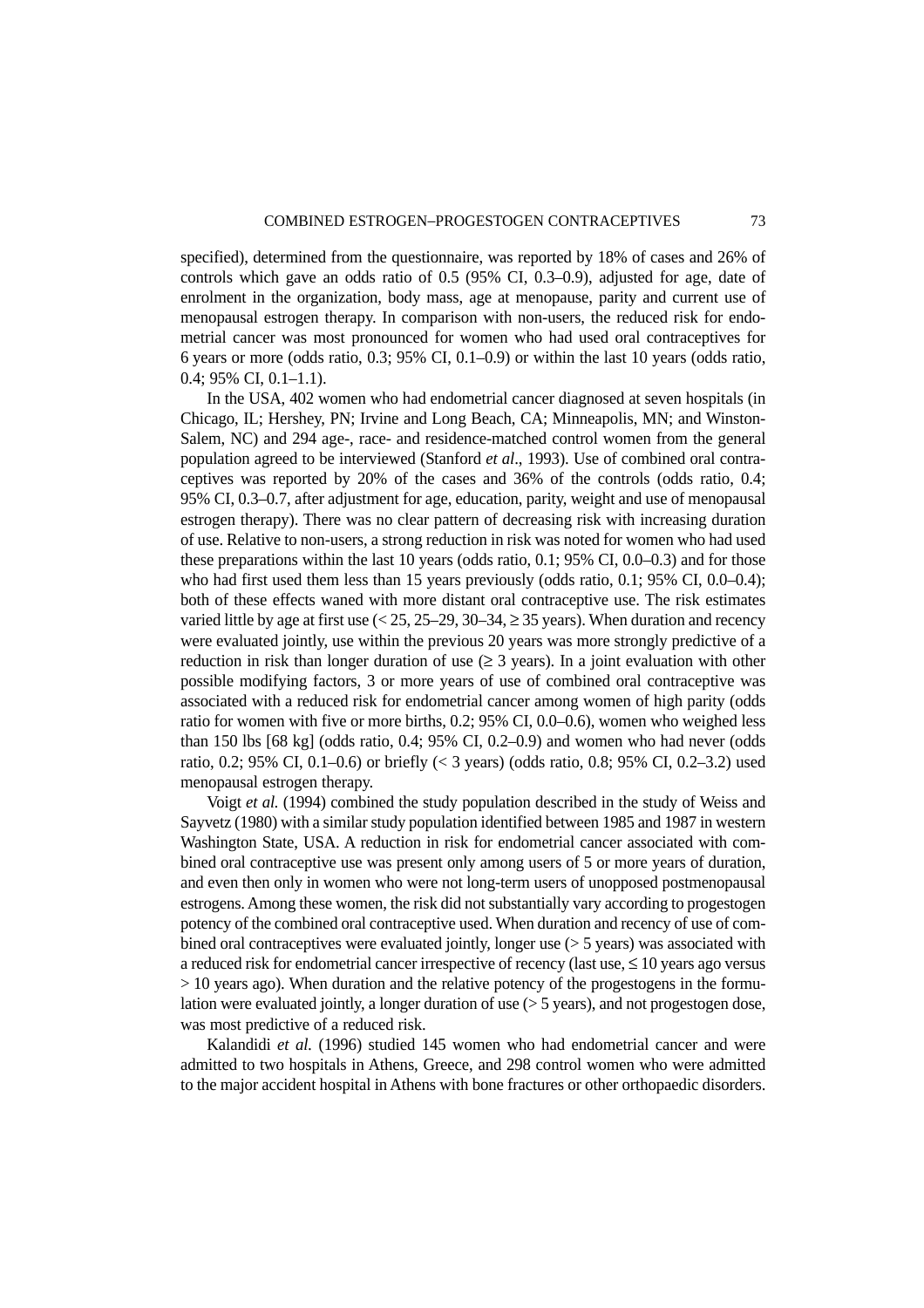specified), determined from the questionnaire, was reported by 18% of cases and 26% of controls which gave an odds ratio of 0.5 (95% CI, 0.3–0.9), adjusted for age, date of enrolment in the organization, body mass, age at menopause, parity and current use of menopausal estrogen therapy. In comparison with non-users, the reduced risk for endometrial cancer was most pronounced for women who had used oral contraceptives for 6 years or more (odds ratio, 0.3; 95% CI, 0.1–0.9) or within the last 10 years (odds ratio, 0.4; 95% CI, 0.1–1.1).

In the USA, 402 women who had endometrial cancer diagnosed at seven hospitals (in Chicago, IL; Hershey, PN; Irvine and Long Beach, CA; Minneapolis, MN; and Winston-Salem, NC) and 294 age-, race- and residence-matched control women from the general population agreed to be interviewed (Stanford *et al*., 1993). Use of combined oral contraceptives was reported by 20% of the cases and 36% of the controls (odds ratio, 0.4; 95% CI, 0.3–0.7, after adjustment for age, education, parity, weight and use of menopausal estrogen therapy). There was no clear pattern of decreasing risk with increasing duration of use. Relative to non-users, a strong reduction in risk was noted for women who had used these preparations within the last 10 years (odds ratio, 0.1; 95% CI, 0.0–0.3) and for those who had first used them less than 15 years previously (odds ratio, 0.1; 95% CI, 0.0–0.4); both of these effects waned with more distant oral contraceptive use. The risk estimates varied little by age at first use (< 25, 25–29, 30–34, ≥ 35 years). When duration and recency were evaluated jointly, use within the previous 20 years was more strongly predictive of a reduction in risk than longer duration of use (≥ 3 years). In a joint evaluation with other possible modifying factors, 3 or more years of use of combined oral contraceptive was associated with a reduced risk for endometrial cancer among women of high parity (odds ratio for women with five or more births, 0.2; 95% CI, 0.0–0.6), women who weighed less than 150 lbs [68 kg] (odds ratio, 0.4; 95% CI, 0.2–0.9) and women who had never (odds ratio, 0.2; 95% CI, 0.1–0.6) or briefly (< 3 years) (odds ratio, 0.8; 95% CI, 0.2–3.2) used menopausal estrogen therapy.

Voigt *et al.* (1994) combined the study population described in the study of Weiss and Sayvetz (1980) with a similar study population identified between 1985 and 1987 in western Washington State, USA. A reduction in risk for endometrial cancer associated with combined oral contraceptive use was present only among users of 5 or more years of duration, and even then only in women who were not long-term users of unopposed postmenopausal estrogens. Among these women, the risk did not substantially vary according to progestogen potency of the combined oral contraceptive used. When duration and recency of use of combined oral contraceptives were evaluated jointly, longer use (> 5 years) was associated with a reduced risk for endometrial cancer irrespective of recency (last use, ≤ 10 years ago versus > 10 years ago). When duration and the relative potency of the progestogens in the formulation were evaluated jointly, a longer duration of use (> 5 years), and not progestogen dose, was most predictive of a reduced risk.

Kalandidi *et al.* (1996) studied 145 women who had endometrial cancer and were admitted to two hospitals in Athens, Greece, and 298 control women who were admitted to the major accident hospital in Athens with bone fractures or other orthopaedic disorders.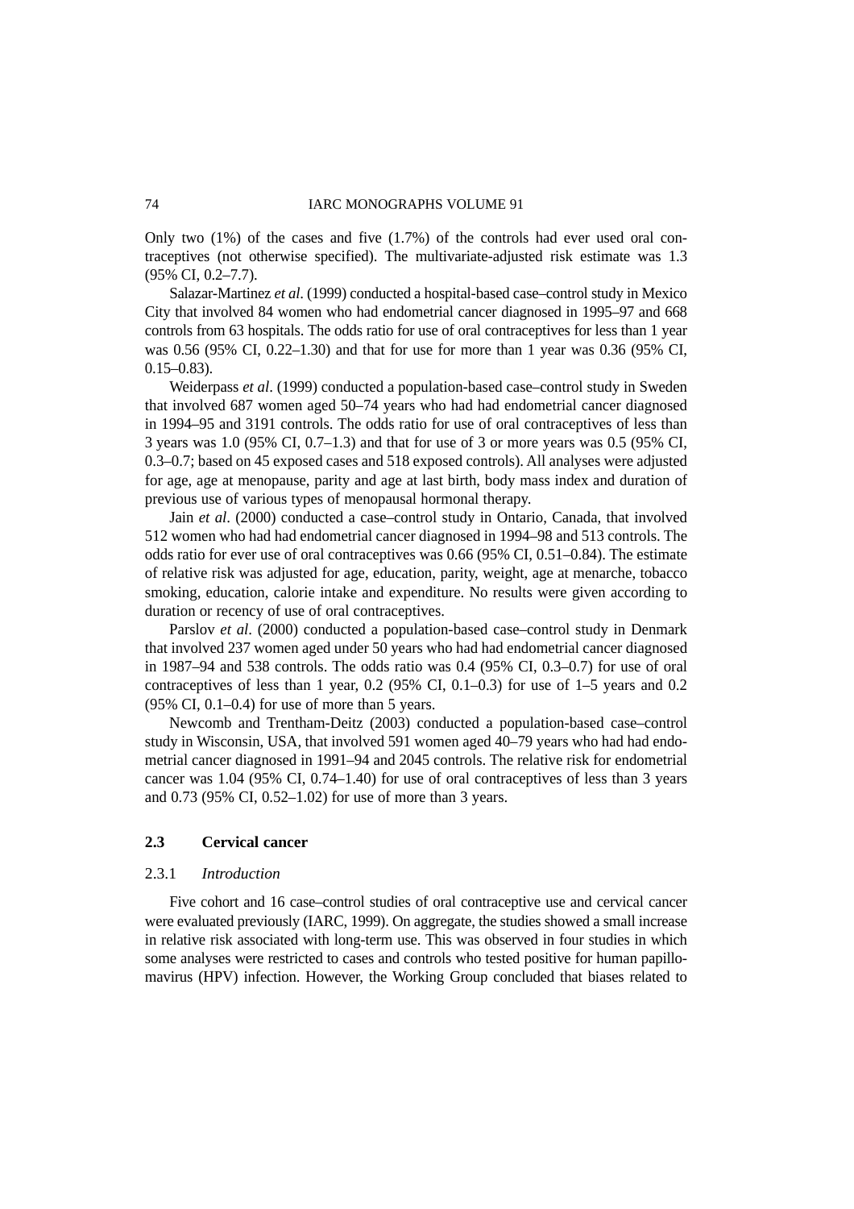Only two (1%) of the cases and five (1.7%) of the controls had ever used oral contraceptives (not otherwise specified). The multivariate-adjusted risk estimate was 1.3 (95% CI, 0.2–7.7).

Salazar-Martinez *et al*. (1999) conducted a hospital-based case–control study in Mexico City that involved 84 women who had endometrial cancer diagnosed in 1995–97 and 668 controls from 63 hospitals. The odds ratio for use of oral contraceptives for less than 1 year was 0.56 (95% CI, 0.22–1.30) and that for use for more than 1 year was 0.36 (95% CI, 0.15–0.83).

Weiderpass *et al*. (1999) conducted a population-based case–control study in Sweden that involved 687 women aged 50–74 years who had had endometrial cancer diagnosed in 1994–95 and 3191 controls. The odds ratio for use of oral contraceptives of less than 3 years was 1.0 (95% CI, 0.7–1.3) and that for use of 3 or more years was 0.5 (95% CI, 0.3–0.7; based on 45 exposed cases and 518 exposed controls). All analyses were adjusted for age, age at menopause, parity and age at last birth, body mass index and duration of previous use of various types of menopausal hormonal therapy.

Jain *et al*. (2000) conducted a case–control study in Ontario, Canada, that involved 512 women who had had endometrial cancer diagnosed in 1994–98 and 513 controls. The odds ratio for ever use of oral contraceptives was 0.66 (95% CI, 0.51–0.84). The estimate of relative risk was adjusted for age, education, parity, weight, age at menarche, tobacco smoking, education, calorie intake and expenditure. No results were given according to duration or recency of use of oral contraceptives.

Parslov *et al*. (2000) conducted a population-based case–control study in Denmark that involved 237 women aged under 50 years who had had endometrial cancer diagnosed in 1987–94 and 538 controls. The odds ratio was 0.4 (95% CI, 0.3–0.7) for use of oral contraceptives of less than 1 year, 0.2 (95% CI, 0.1–0.3) for use of 1–5 years and 0.2 (95% CI, 0.1–0.4) for use of more than 5 years.

Newcomb and Trentham-Deitz (2003) conducted a population-based case–control study in Wisconsin, USA, that involved 591 women aged 40–79 years who had had endometrial cancer diagnosed in 1991–94 and 2045 controls. The relative risk for endometrial cancer was 1.04 (95% CI, 0.74–1.40) for use of oral contraceptives of less than 3 years and 0.73 (95% CI, 0.52–1.02) for use of more than 3 years.

## 2.3 Cervical cancer

### 2.3.1 *Introduction*

Five cohort and 16 case–control studies of oral contraceptive use and cervical cancer were evaluated previously (IARC, 1999). On aggregate, the studies showed a small increase in relative risk associated with long-term use. This was observed in four studies in which some analyses were restricted to cases and controls who tested positive for human papillomavirus (HPV) infection. However, the Working Group concluded that biases related to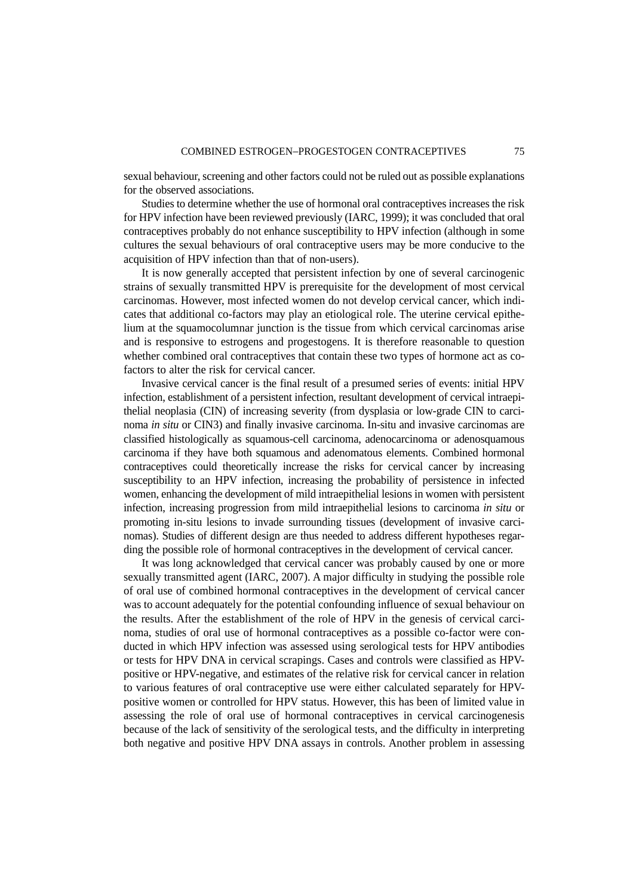sexual behaviour, screening and other factors could not be ruled out as possible explanations for the observed associations.

Studies to determine whether the use of hormonal oral contraceptives increases the risk for HPV infection have been reviewed previously (IARC, 1999); it was concluded that oral contraceptives probably do not enhance susceptibility to HPV infection (although in some cultures the sexual behaviours of oral contraceptive users may be more conducive to the acquisition of HPV infection than that of non-users).

It is now generally accepted that persistent infection by one of several carcinogenic strains of sexually transmitted HPV is prerequisite for the development of most cervical carcinomas. However, most infected women do not develop cervical cancer, which indicates that additional co-factors may play an etiological role. The uterine cervical epithelium at the squamocolumnar junction is the tissue from which cervical carcinomas arise and is responsive to estrogens and progestogens. It is therefore reasonable to question whether combined oral contraceptives that contain these two types of hormone act as co-factors to alter the risk for cervical cancer.

Invasive cervical cancer is the final result of a presumed series of events: initial HPV infection, establishment of a persistent infection, resultant development of cervical intraepithelial neoplasia (CIN) of increasing severity (from dysplasia or low-grade CIN to carcinoma *in situ* or CIN3) and finally invasive carcinoma. In-situ and invasive carcinomas are classified histologically as squamous-cell carcinoma, adenocarcinoma or adenosquamous carcinoma if they have both squamous and adenomatous elements. Combined hormonal contraceptives could theoretically increase the risks for cervical cancer by increasing susceptibility to an HPV infection, increasing the probability of persistence in infected women, enhancing the development of mild intraepithelial lesions in women with persistent infection, increasing progression from mild intraepithelial lesions to carcinoma *in situ* or promoting in-situ lesions to invade surrounding tissues (development of invasive carcinomas). Studies of different design are thus needed to address different hypotheses regarding the possible role of hormonal contraceptives in the development of cervical cancer.

It was long acknowledged that cervical cancer was probably caused by one or more sexually transmitted agent (IARC, 2007). A major difficulty in studying the possible role of oral use of combined hormonal contraceptives in the development of cervical cancer was to account adequately for the potential confounding influence of sexual behaviour on the results. After the establishment of the role of HPV in the genesis of cervical carcinoma, studies of oral use of hormonal contraceptives as a possible co-factor were conducted in which HPV infection was assessed using serological tests for HPV antibodies or tests for HPV DNA in cervical scrapings. Cases and controls were classified as HPV-positive or HPV-negative, and estimates of the relative risk for cervical cancer in relation to various features of oral contraceptive use were either calculated separately for HPV-positive women or controlled for HPV status. However, this has been of limited value in assessing the role of oral use of hormonal contraceptives in cervical carcinogenesis because of the lack of sensitivity of the serological tests, and the difficulty in interpreting both negative and positive HPV DNA assays in controls. Another problem in assessing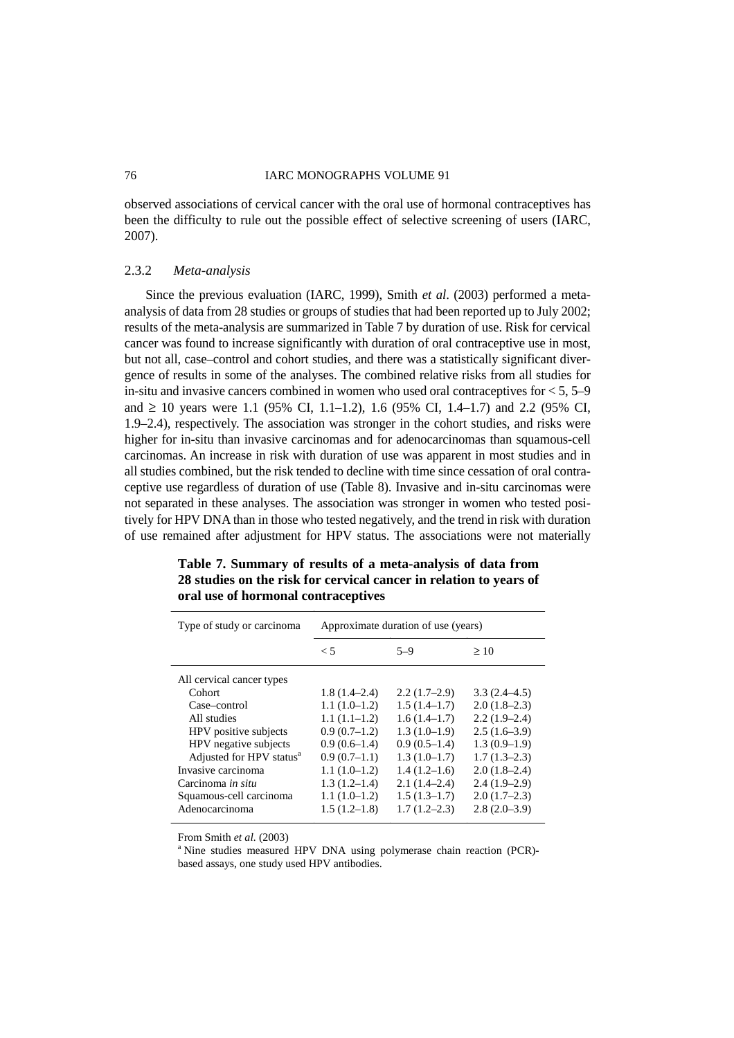observed associations of cervical cancer with the oral use of hormonal contraceptives has been the difficulty to rule out the possible effect of selective screening of users (IARC, 2007).

### 2.3.2 *Meta-analysis*

Since the previous evaluation (IARC, 1999), Smith *et al*. (2003) performed a meta-analysis of data from 28 studies or groups of studies that had been reported up to July 2002; results of the meta-analysis are summarized in Table 7 by duration of use. Risk for cervical cancer was found to increase significantly with duration of oral contraceptive use in most, but not all, case–control and cohort studies, and there was a statistically significant divergence of results in some of the analyses. The combined relative risks from all studies for in-situ and invasive cancers combined in women who used oral contraceptives for < 5, 5–9 and ≥ 10 years were 1.1 (95% CI, 1.1–1.2), 1.6 (95% CI, 1.4–1.7) and 2.2 (95% CI, 1.9–2.4), respectively. The association was stronger in the cohort studies, and risks were higher for in-situ than invasive carcinomas and for adenocarcinomas than squamous-cell carcinomas. An increase in risk with duration of use was apparent in most studies and in all studies combined, but the risk tended to decline with time since cessation of oral contraceptive use regardless of duration of use (Table 8). Invasive and in-situ carcinomas were not separated in these analyses. The association was stronger in women who tested positively for HPV DNA than in those who tested negatively, and the trend in risk with duration of use remained after adjustment for HPV status. The associations were not materially

**Table 7. Summary of results of a meta-analysis of data from 28 studies on the risk for cervical cancer in relation to years of oral use of hormonal contraceptives**

| Type of study or carcinoma | Approximate duration of use (years) | | |
|---|---|---|---|
| | < 5 | 5–9 | ≥ 10 |
| All cervical cancer types | | | |
| Cohort | 1.8 (1.4–2.4) | 2.2 (1.7–2.9) | 3.3 (2.4–4.5) |
| Case–control | 1.1 (1.0–1.2) | 1.5 (1.4–1.7) | 2.0 (1.8–2.3) |
| All studies | 1.1 (1.1–1.2) | 1.6 (1.4–1.7) | 2.2 (1.9–2.4) |
| HPV positive subjects | 0.9 (0.7–1.2) | 1.3 (1.0–1.9) | 2.5 (1.6–3.9) |
| HPV negative subjects | 0.9 (0.6–1.4) | 0.9 (0.5–1.4) | 1.3 (0.9–1.9) |
| Adjusted for HPV status[a] | 0.9 (0.7–1.1) | 1.3 (1.0–1.7) | 1.7 (1.3–2.3) |
| Invasive carcinoma | 1.1 (1.0–1.2) | 1.4 (1.2–1.6) | 2.0 (1.8–2.4) |
| Carcinoma *in situ* | 1.3 (1.2–1.4) | 2.1 (1.4–2.4) | 2.4 (1.9–2.9) |
| Squamous-cell carcinoma | 1.1 (1.0–1.2) | 1.5 (1.3–1.7) | 2.0 (1.7–2.3) |
| Adenocarcinoma | 1.5 (1.2–1.8) | 1.7 (1.2–2.3) | 2.8 (2.0–3.9) |

From Smith *et al.* (2003)

[a] Nine studies measured HPV DNA using polymerase chain reaction (PCR)-based assays, one study used HPV antibodies.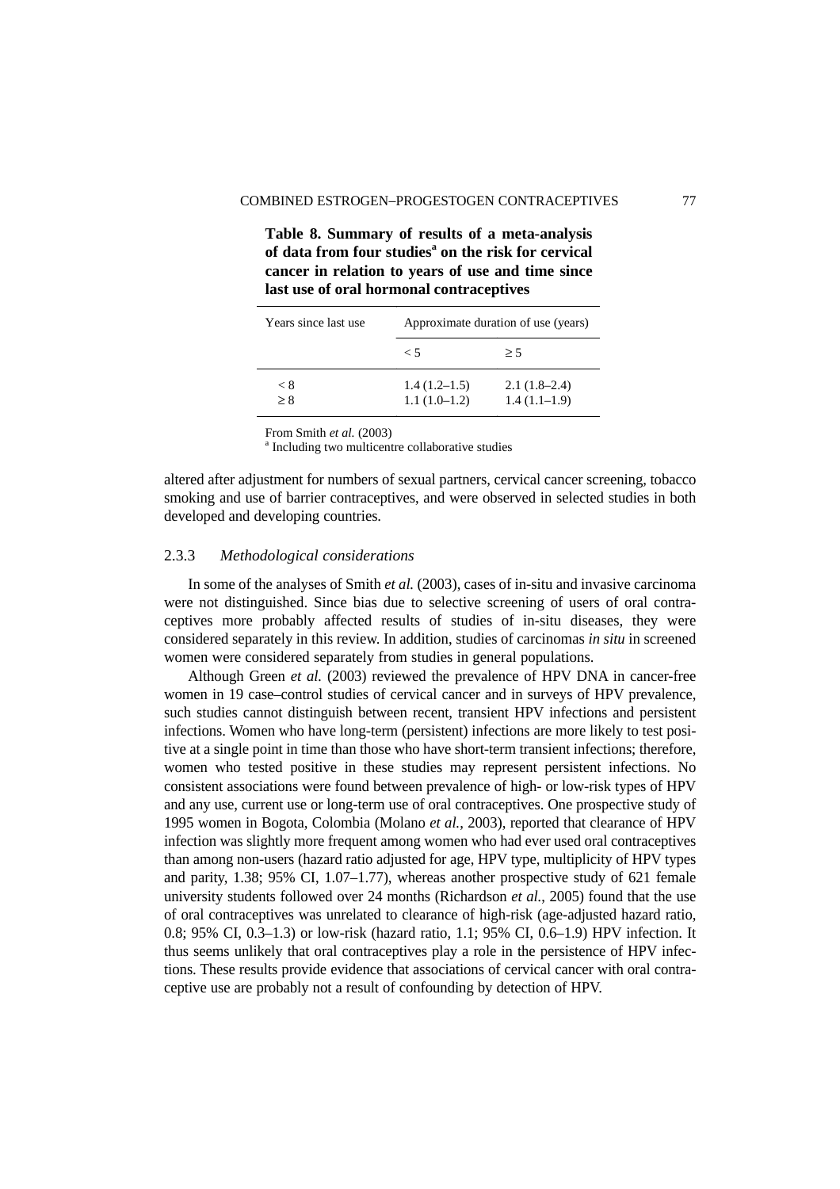**Table 8. Summary of results of a meta-analysis of data from four studies[a] on the risk for cervical cancer in relation to years of use and time since last use of oral hormonal contraceptives**

| Years since last use | Approximate duration of use (years) | |
|---|---|---|
| | < 5 | ≥ 5 |
| < 8 | 1.4 (1.2–1.5) | 2.1 (1.8–2.4) |
| ≥ 8 | 1.1 (1.0–1.2) | 1.4 (1.1–1.9) |

From Smith *et al.* (2003)
[a] Including two multicentre collaborative studies

altered after adjustment for numbers of sexual partners, cervical cancer screening, tobacco smoking and use of barrier contraceptives, and were observed in selected studies in both developed and developing countries.

### 2.3.3 *Methodological considerations*

In some of the analyses of Smith *et al.* (2003), cases of in-situ and invasive carcinoma were not distinguished. Since bias due to selective screening of users of oral contraceptives more probably affected results of studies of in-situ diseases, they were considered separately in this review. In addition, studies of carcinomas *in situ* in screened women were considered separately from studies in general populations.

Although Green *et al.* (2003) reviewed the prevalence of HPV DNA in cancer-free women in 19 case–control studies of cervical cancer and in surveys of HPV prevalence, such studies cannot distinguish between recent, transient HPV infections and persistent infections. Women who have long-term (persistent) infections are more likely to test positive at a single point in time than those who have short-term transient infections; therefore, women who tested positive in these studies may represent persistent infections. No consistent associations were found between prevalence of high- or low-risk types of HPV and any use, current use or long-term use of oral contraceptives. One prospective study of 1995 women in Bogota, Colombia (Molano *et al.*, 2003), reported that clearance of HPV infection was slightly more frequent among women who had ever used oral contraceptives than among non-users (hazard ratio adjusted for age, HPV type, multiplicity of HPV types and parity, 1.38; 95% CI, 1.07–1.77), whereas another prospective study of 621 female university students followed over 24 months (Richardson *et al.*, 2005) found that the use of oral contraceptives was unrelated to clearance of high-risk (age-adjusted hazard ratio, 0.8; 95% CI, 0.3–1.3) or low-risk (hazard ratio, 1.1; 95% CI, 0.6–1.9) HPV infection. It thus seems unlikely that oral contraceptives play a role in the persistence of HPV infections. These results provide evidence that associations of cervical cancer with oral contraceptive use are probably not a result of confounding by detection of HPV.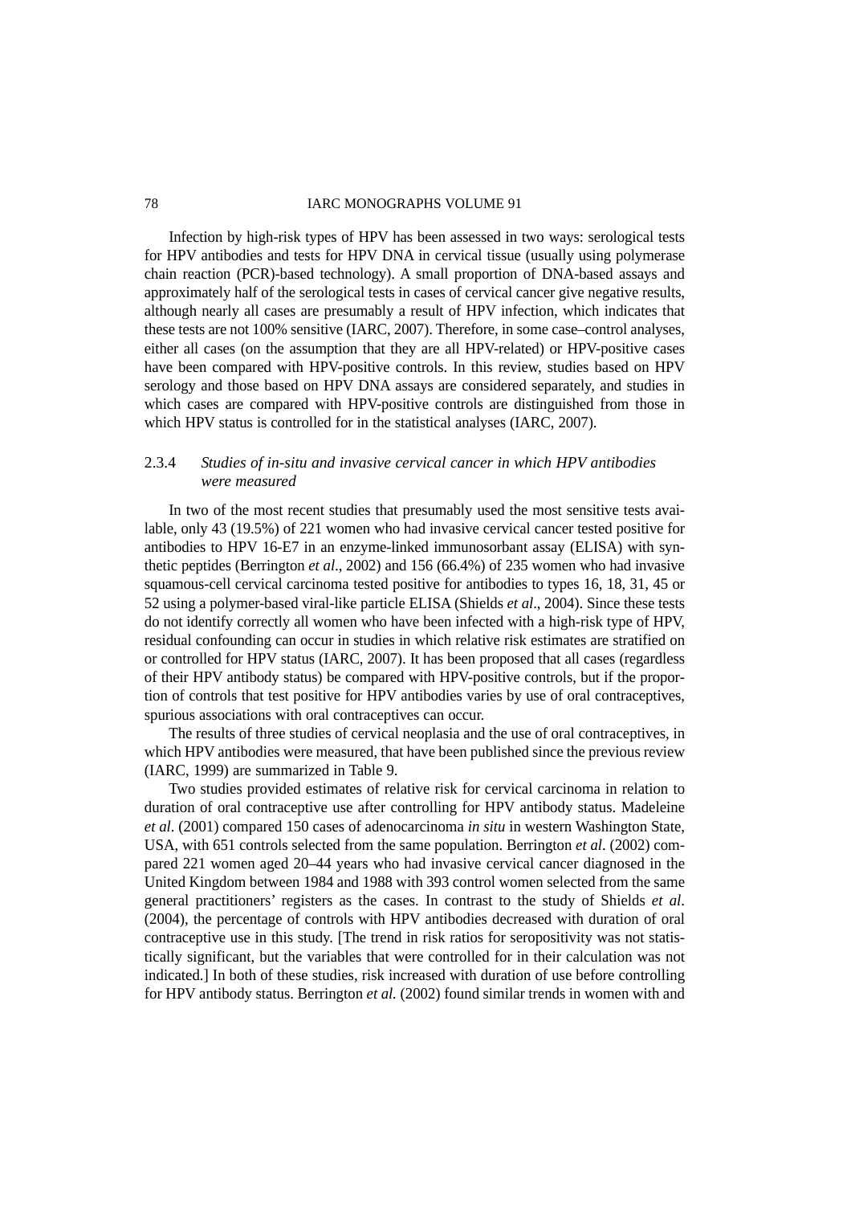Infection by high-risk types of HPV has been assessed in two ways: serological tests for HPV antibodies and tests for HPV DNA in cervical tissue (usually using polymerase chain reaction (PCR)-based technology). A small proportion of DNA-based assays and approximately half of the serological tests in cases of cervical cancer give negative results, although nearly all cases are presumably a result of HPV infection, which indicates that these tests are not 100% sensitive (IARC, 2007). Therefore, in some case–control analyses, either all cases (on the assumption that they are all HPV-related) or HPV-positive cases have been compared with HPV-positive controls. In this review, studies based on HPV serology and those based on HPV DNA assays are considered separately, and studies in which cases are compared with HPV-positive controls are distinguished from those in which HPV status is controlled for in the statistical analyses (IARC, 2007).

### 2.3.4 *Studies of in-situ and invasive cervical cancer in which HPV antibodies were measured*

In two of the most recent studies that presumably used the most sensitive tests available, only 43 (19.5%) of 221 women who had invasive cervical cancer tested positive for antibodies to HPV 16-E7 in an enzyme-linked immunosorbant assay (ELISA) with synthetic peptides (Berrington *et al*., 2002) and 156 (66.4%) of 235 women who had invasive squamous-cell cervical carcinoma tested positive for antibodies to types 16, 18, 31, 45 or 52 using a polymer-based viral-like particle ELISA (Shields *et al*., 2004). Since these tests do not identify correctly all women who have been infected with a high-risk type of HPV, residual confounding can occur in studies in which relative risk estimates are stratified on or controlled for HPV status (IARC, 2007). It has been proposed that all cases (regardless of their HPV antibody status) be compared with HPV-positive controls, but if the proportion of controls that test positive for HPV antibodies varies by use of oral contraceptives, spurious associations with oral contraceptives can occur.

The results of three studies of cervical neoplasia and the use of oral contraceptives, in which HPV antibodies were measured, that have been published since the previous review (IARC, 1999) are summarized in Table 9.

Two studies provided estimates of relative risk for cervical carcinoma in relation to duration of oral contraceptive use after controlling for HPV antibody status. Madeleine *et al*. (2001) compared 150 cases of adenocarcinoma *in situ* in western Washington State, USA, with 651 controls selected from the same population. Berrington *et al*. (2002) compared 221 women aged 20–44 years who had invasive cervical cancer diagnosed in the United Kingdom between 1984 and 1988 with 393 control women selected from the same general practitioners' registers as the cases. In contrast to the study of Shields *et al*. (2004), the percentage of controls with HPV antibodies decreased with duration of oral contraceptive use in this study. [The trend in risk ratios for seropositivity was not statistically significant, but the variables that were controlled for in their calculation was not indicated.] In both of these studies, risk increased with duration of use before controlling for HPV antibody status. Berrington *et al.* (2002) found similar trends in women with and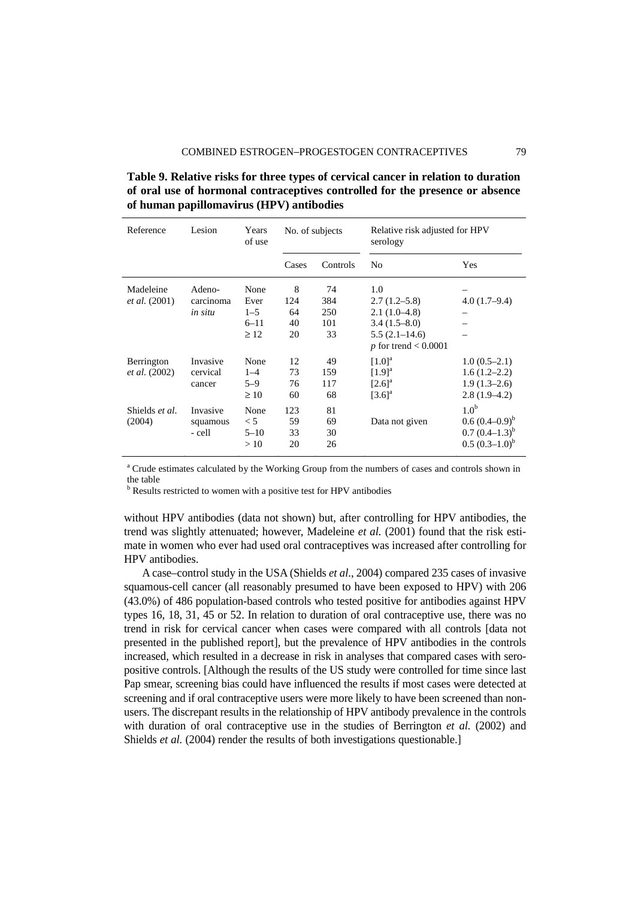**Table 9. Relative risks for three types of cervical cancer in relation to duration of oral use of hormonal contraceptives controlled for the presence or absence of human papillomavirus (HPV) antibodies**

| Reference | Lesion | Years of use | No. of subjects | | Relative risk adjusted for HPV serology | |
|---|---|---|---|---|---|---|
| | | | Cases | Controls | No | Yes |
| Madeleine *et al.* (2001) | Adeno-carcinoma *in situ* | None | 8 | 74 | 1.0 | – |
| | | Ever | 124 | 384 | 2.7 (1.2–5.8) | 4.0 (1.7–9.4) |
| | | 1–5 | 64 | 250 | 2.1 (1.0–4.8) | – |
| | | 6–11 | 40 | 101 | 3.4 (1.5–8.0) | – |
| | | ≥ 12 | 20 | 33 | 5.5 (2.1–14.6) | – |
| | | | | | *p* for trend < 0.0001 | |
| Berrington *et al.* (2002) | Invasive cervical cancer | None | 12 | 49 | [1.0][a] | 1.0 (0.5–2.1) |
| | | 1–4 | 73 | 159 | [1.9][a] | 1.6 (1.2–2.2) |
| | | 5–9 | 76 | 117 | [2.6][a] | 1.9 (1.3–2.6) |
| | | ≥ 10 | 60 | 68 | [3.6][a] | 2.8 (1.9–4.2) |
| Shields *et al.* (2004) | Invasive squamous - cell | None | 123 | 81 | Data not given | 1.0[b] |
| | | < 5 | 59 | 69 | | 0.6 (0.4–0.9)[b] |
| | | 5–10 | 33 | 30 | | 0.7 (0.4–1.3)[b] |
| | | > 10 | 20 | 26 | | 0.5 (0.3–1.0)[b] |

[a] Crude estimates calculated by the Working Group from the numbers of cases and controls shown in the table
[b] Results restricted to women with a positive test for HPV antibodies

without HPV antibodies (data not shown) but, after controlling for HPV antibodies, the trend was slightly attenuated; however, Madeleine *et al.* (2001) found that the risk estimate in women who ever had used oral contraceptives was increased after controlling for HPV antibodies.

A case–control study in the USA (Shields *et al.*, 2004) compared 235 cases of invasive squamous-cell cancer (all reasonably presumed to have been exposed to HPV) with 206 (43.0%) of 486 population-based controls who tested positive for antibodies against HPV types 16, 18, 31, 45 or 52. In relation to duration of oral contraceptive use, there was no trend in risk for cervical cancer when cases were compared with all controls [data not presented in the published report], but the prevalence of HPV antibodies in the controls increased, which resulted in a decrease in risk in analyses that compared cases with seropositive controls. [Although the results of the US study were controlled for time since last Pap smear, screening bias could have influenced the results if most cases were detected at screening and if oral contraceptive users were more likely to have been screened than non-users. The discrepant results in the relationship of HPV antibody prevalence in the controls with duration of oral contraceptive use in the studies of Berrington *et al.* (2002) and Shields *et al.* (2004) render the results of both investigations questionable.]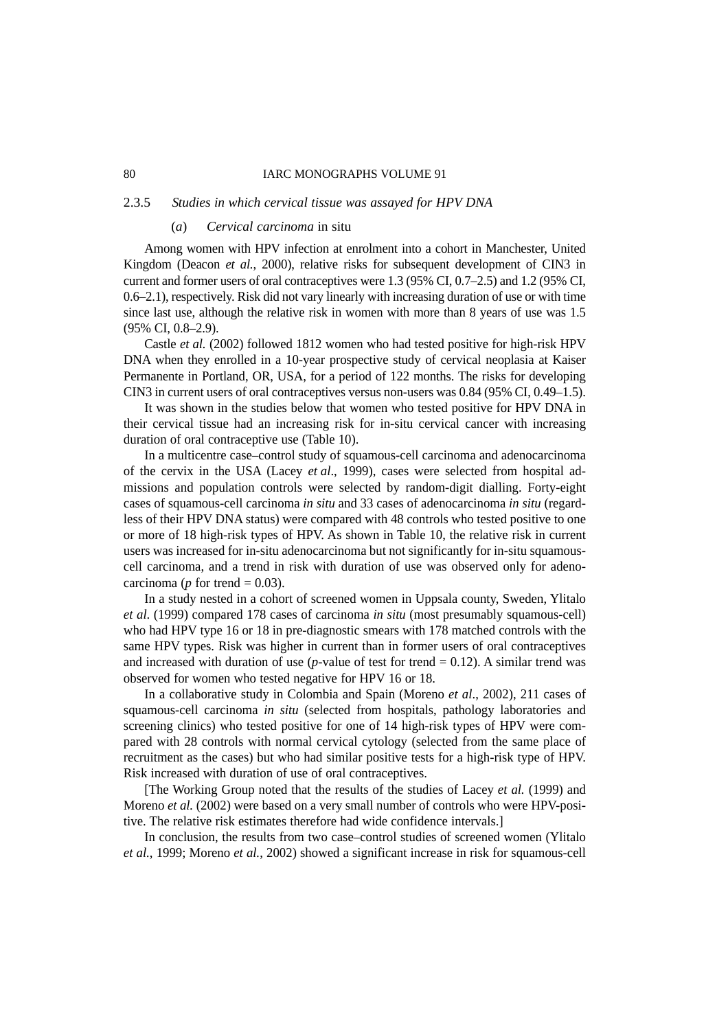### 2.3.5 *Studies in which cervical tissue was assayed for HPV DNA*

#### (*a*) *Cervical carcinoma* in situ

Among women with HPV infection at enrolment into a cohort in Manchester, United Kingdom (Deacon *et al.*, 2000), relative risks for subsequent development of CIN3 in current and former users of oral contraceptives were 1.3 (95% CI, 0.7–2.5) and 1.2 (95% CI, 0.6–2.1), respectively. Risk did not vary linearly with increasing duration of use or with time since last use, although the relative risk in women with more than 8 years of use was 1.5 (95% CI, 0.8–2.9).

Castle *et al.* (2002) followed 1812 women who had tested positive for high-risk HPV DNA when they enrolled in a 10-year prospective study of cervical neoplasia at Kaiser Permanente in Portland, OR, USA, for a period of 122 months. The risks for developing CIN3 in current users of oral contraceptives versus non-users was 0.84 (95% CI, 0.49–1.5).

It was shown in the studies below that women who tested positive for HPV DNA in their cervical tissue had an increasing risk for in-situ cervical cancer with increasing duration of oral contraceptive use (Table 10).

In a multicentre case–control study of squamous-cell carcinoma and adenocarcinoma of the cervix in the USA (Lacey *et al*., 1999), cases were selected from hospital admissions and population controls were selected by random-digit dialling. Forty-eight cases of squamous-cell carcinoma *in situ* and 33 cases of adenocarcinoma *in situ* (regardless of their HPV DNA status) were compared with 48 controls who tested positive to one or more of 18 high-risk types of HPV. As shown in Table 10, the relative risk in current users was increased for in-situ adenocarcinoma but not significantly for in-situ squamous-cell carcinoma, and a trend in risk with duration of use was observed only for adenocarcinoma ($p$ for trend = 0.03).

In a study nested in a cohort of screened women in Uppsala county, Sweden, Ylitalo *et al.* (1999) compared 178 cases of carcinoma *in situ* (most presumably squamous-cell) who had HPV type 16 or 18 in pre-diagnostic smears with 178 matched controls with the same HPV types. Risk was higher in current than in former users of oral contraceptives and increased with duration of use ($p$-value of test for trend = 0.12). A similar trend was observed for women who tested negative for HPV 16 or 18.

In a collaborative study in Colombia and Spain (Moreno *et al*., 2002), 211 cases of squamous-cell carcinoma *in situ* (selected from hospitals, pathology laboratories and screening clinics) who tested positive for one of 14 high-risk types of HPV were compared with 28 controls with normal cervical cytology (selected from the same place of recruitment as the cases) but who had similar positive tests for a high-risk type of HPV. Risk increased with duration of use of oral contraceptives.

[The Working Group noted that the results of the studies of Lacey *et al.* (1999) and Moreno *et al.* (2002) were based on a very small number of controls who were HPV-positive. The relative risk estimates therefore had wide confidence intervals.]

In conclusion, the results from two case–control studies of screened women (Ylitalo *et al.*, 1999; Moreno *et al.*, 2002) showed a significant increase in risk for squamous-cell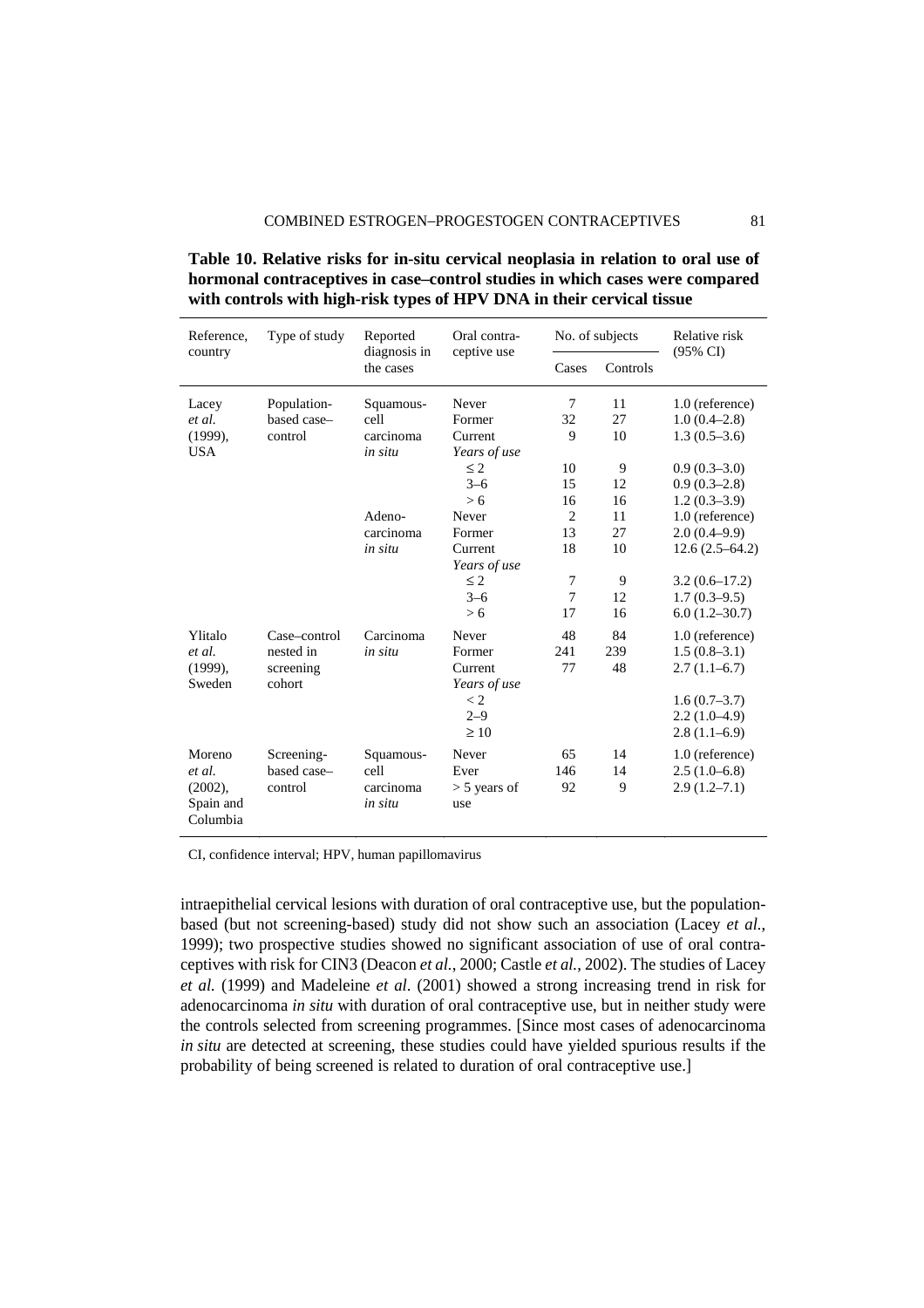**Table 10. Relative risks for in-situ cervical neoplasia in relation to oral use of hormonal contraceptives in case–control studies in which cases were compared with controls with high-risk types of HPV DNA in their cervical tissue**

| Reference, country | Type of study | Reported diagnosis in the cases | Oral contraceptive use | No. of subjects | | Relative risk (95% CI) |
|---|---|---|---|---|---|---|
| | | | | Cases | Controls | |
| Lacey *et al.* (1999), USA | Population-based case–control | Squamous-cell carcinoma *in situ* | Never | 7 | 11 | 1.0 (reference) |
| | | | Former | 32 | 27 | 1.0 (0.4–2.8) |
| | | | Current | 9 | 10 | 1.3 (0.5–3.6) |
| | | | *Years of use* | | | |
| | | | ≤ 2 | 10 | 9 | 0.9 (0.3–3.0) |
| | | | 3–6 | 15 | 12 | 0.9 (0.3–2.8) |
| | | | > 6 | 16 | 16 | 1.2 (0.3–3.9) |
| | | Adeno-carcinoma *in situ* | Never | 2 | 11 | 1.0 (reference) |
| | | | Former | 13 | 27 | 2.0 (0.4–9.9) |
| | | | Current | 18 | 10 | 12.6 (2.5–64.2) |
| | | | *Years of use* | | | |
| | | | ≤ 2 | 7 | 9 | 3.2 (0.6–17.2) |
| | | | 3–6 | 7 | 12 | 1.7 (0.3–9.5) |
| | | | > 6 | 17 | 16 | 6.0 (1.2–30.7) |
| Ylitalo *et al.* (1999), Sweden | Case–control nested in screening cohort | Carcinoma *in situ* | Never | 48 | 84 | 1.0 (reference) |
| | | | Former | 241 | 239 | 1.5 (0.8–3.1) |
| | | | Current | 77 | 48 | 2.7 (1.1–6.7) |
| | | | *Years of use* | | | |
| | | | < 2 | | | 1.6 (0.7–3.7) |
| | | | 2–9 | | | 2.2 (1.0–4.9) |
| | | | ≥ 10 | | | 2.8 (1.1–6.9) |
| Moreno *et al.* (2002), Spain and Columbia | Screening-based case–control | Squamous-cell carcinoma *in situ* | Never | 65 | 14 | 1.0 (reference) |
| | | | Ever | 146 | 14 | 2.5 (1.0–6.8) |
| | | | > 5 years of use | 92 | 9 | 2.9 (1.2–7.1) |

CI, confidence interval; HPV, human papillomavirus

intraepithelial cervical lesions with duration of oral contraceptive use, but the population-based (but not screening-based) study did not show such an association (Lacey *et al.*, 1999); two prospective studies showed no significant association of use of oral contraceptives with risk for CIN3 (Deacon *et al.*, 2000; Castle *et al.*, 2002). The studies of Lacey *et al.* (1999) and Madeleine *et al*. (2001) showed a strong increasing trend in risk for adenocarcinoma *in situ* with duration of oral contraceptive use, but in neither study were the controls selected from screening programmes. [Since most cases of adenocarcinoma *in situ* are detected at screening, these studies could have yielded spurious results if the probability of being screened is related to duration of oral contraceptive use.]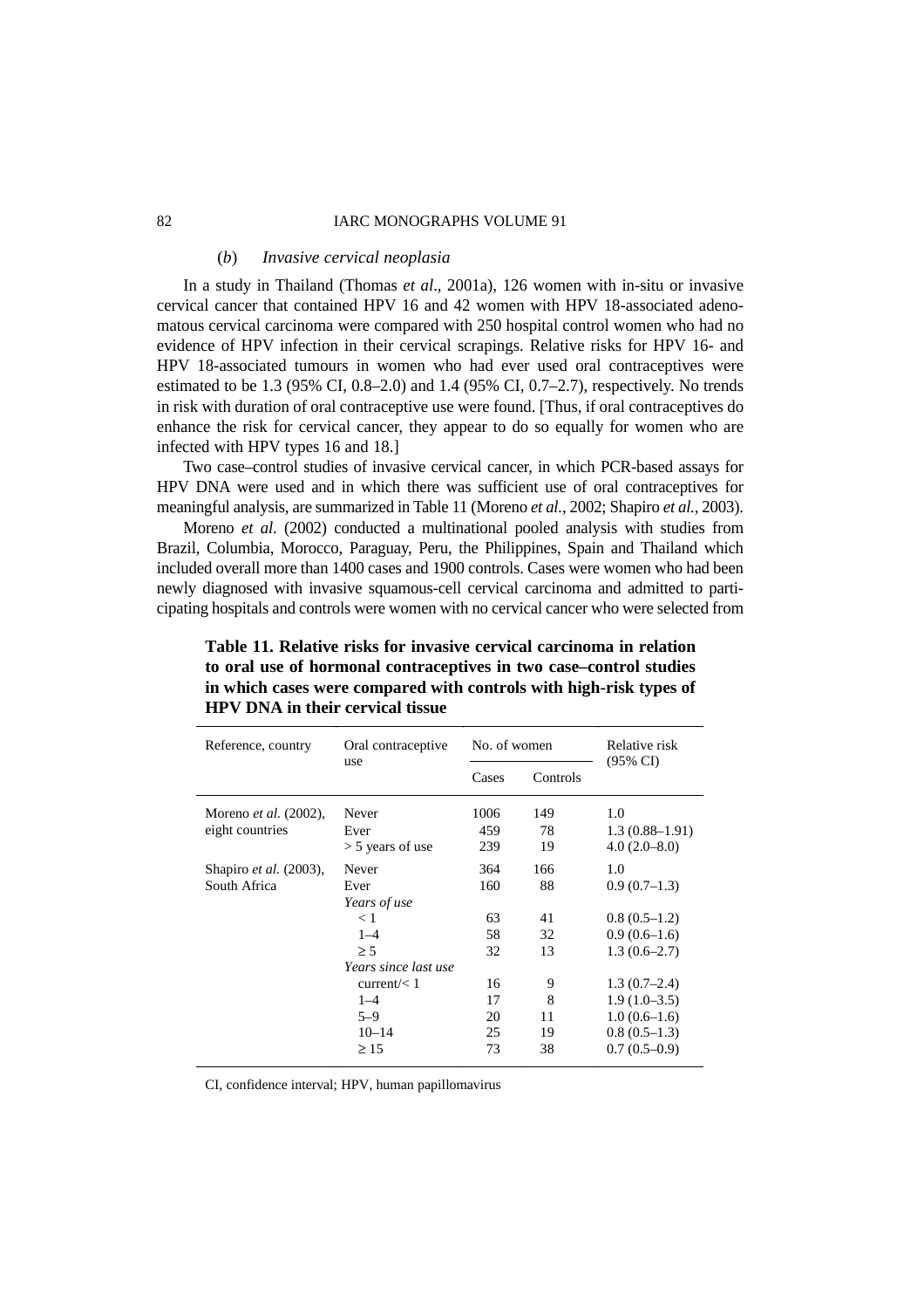### (*b*) *Invasive cervical neoplasia*

In a study in Thailand (Thomas *et al*., 2001a), 126 women with in-situ or invasive cervical cancer that contained HPV 16 and 42 women with HPV 18-associated adenomatous cervical carcinoma were compared with 250 hospital control women who had no evidence of HPV infection in their cervical scrapings. Relative risks for HPV 16- and HPV 18-associated tumours in women who had ever used oral contraceptives were estimated to be 1.3 (95% CI, 0.8–2.0) and 1.4 (95% CI, 0.7–2.7), respectively. No trends in risk with duration of oral contraceptive use were found. [Thus, if oral contraceptives do enhance the risk for cervical cancer, they appear to do so equally for women who are infected with HPV types 16 and 18.]

Two case–control studies of invasive cervical cancer, in which PCR-based assays for HPV DNA were used and in which there was sufficient use of oral contraceptives for meaningful analysis, are summarized in Table 11 (Moreno *et al.*, 2002; Shapiro *et al.*, 2003).

Moreno *et al*. (2002) conducted a multinational pooled analysis with studies from Brazil, Columbia, Morocco, Paraguay, Peru, the Philippines, Spain and Thailand which included overall more than 1400 cases and 1900 controls. Cases were women who had been newly diagnosed with invasive squamous-cell cervical carcinoma and admitted to participating hospitals and controls were women with no cervical cancer who were selected from

**Table 11. Relative risks for invasive cervical carcinoma in relation to oral use of hormonal contraceptives in two case–control studies in which cases were compared with controls with high-risk types of HPV DNA in their cervical tissue**

| Reference, country | Oral contraceptive use | No. of women | | Relative risk (95% CI) |
|---|---|---|---|---|
| | | Cases | Controls | |
| Moreno *et al.* (2002), eight countries | Never | 1006 | 149 | 1.0 |
| | Ever | 459 | 78 | 1.3 (0.88–1.91) |
| | > 5 years of use | 239 | 19 | 4.0 (2.0–8.0) |
| Shapiro *et al.* (2003), South Africa | Never | 364 | 166 | 1.0 |
| | Ever | 160 | 88 | 0.9 (0.7–1.3) |
| | *Years of use* | | | |
| | < 1 | 63 | 41 | 0.8 (0.5–1.2) |
| | 1–4 | 58 | 32 | 0.9 (0.6–1.6) |
| | ≥ 5 | 32 | 13 | 1.3 (0.6–2.7) |
| | *Years since last use* | | | |
| | current/< 1 | 16 | 9 | 1.3 (0.7–2.4) |
| | 1–4 | 17 | 8 | 1.9 (1.0–3.5) |
| | 5–9 | 20 | 11 | 1.0 (0.6–1.6) |
| | 10–14 | 25 | 19 | 0.8 (0.5–1.3) |
| | ≥ 15 | 73 | 38 | 0.7 (0.5–0.9) |

CI, confidence interval; HPV, human papillomavirus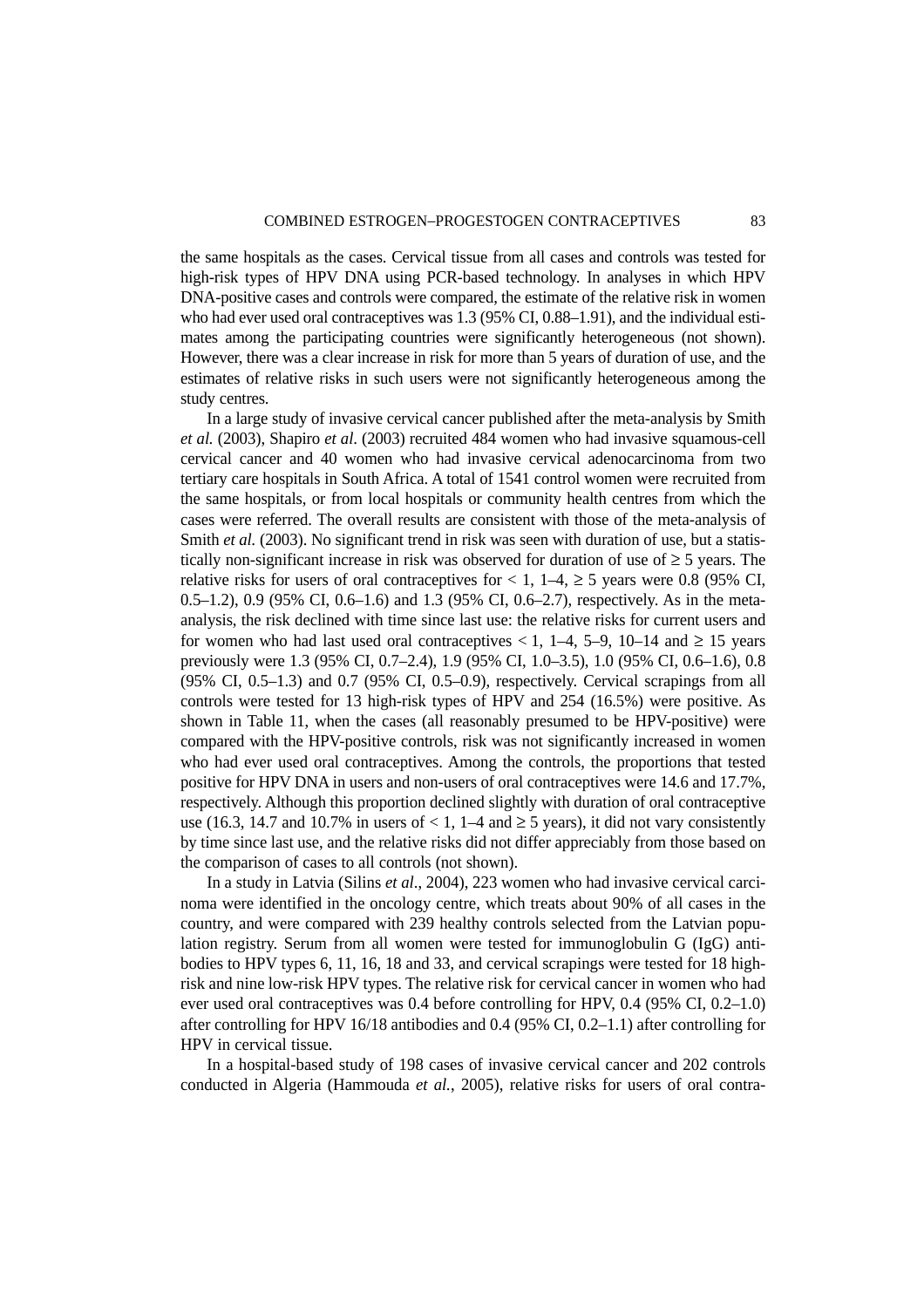the same hospitals as the cases. Cervical tissue from all cases and controls was tested for high-risk types of HPV DNA using PCR-based technology. In analyses in which HPV DNA-positive cases and controls were compared, the estimate of the relative risk in women who had ever used oral contraceptives was 1.3 (95% CI, 0.88–1.91), and the individual estimates among the participating countries were significantly heterogeneous (not shown). However, there was a clear increase in risk for more than 5 years of duration of use, and the estimates of relative risks in such users were not significantly heterogeneous among the study centres.

In a large study of invasive cervical cancer published after the meta-analysis by Smith *et al.* (2003), Shapiro *et al*. (2003) recruited 484 women who had invasive squamous-cell cervical cancer and 40 women who had invasive cervical adenocarcinoma from two tertiary care hospitals in South Africa. A total of 1541 control women were recruited from the same hospitals, or from local hospitals or community health centres from which the cases were referred. The overall results are consistent with those of the meta-analysis of Smith *et al.* (2003). No significant trend in risk was seen with duration of use, but a statistically non-significant increase in risk was observed for duration of use of ≥ 5 years. The relative risks for users of oral contraceptives for < 1, 1–4, ≥ 5 years were 0.8 (95% CI, 0.5–1.2), 0.9 (95% CI, 0.6–1.6) and 1.3 (95% CI, 0.6–2.7), respectively. As in the meta-analysis, the risk declined with time since last use: the relative risks for current users and for women who had last used oral contraceptives < 1, 1–4, 5–9, 10–14 and ≥ 15 years previously were 1.3 (95% CI, 0.7–2.4), 1.9 (95% CI, 1.0–3.5), 1.0 (95% CI, 0.6–1.6), 0.8 (95% CI, 0.5–1.3) and 0.7 (95% CI, 0.5–0.9), respectively. Cervical scrapings from all controls were tested for 13 high-risk types of HPV and 254 (16.5%) were positive. As shown in Table 11, when the cases (all reasonably presumed to be HPV-positive) were compared with the HPV-positive controls, risk was not significantly increased in women who had ever used oral contraceptives. Among the controls, the proportions that tested positive for HPV DNA in users and non-users of oral contraceptives were 14.6 and 17.7%, respectively. Although this proportion declined slightly with duration of oral contraceptive use (16.3, 14.7 and 10.7% in users of < 1, 1–4 and ≥ 5 years), it did not vary consistently by time since last use, and the relative risks did not differ appreciably from those based on the comparison of cases to all controls (not shown).

In a study in Latvia (Silins *et al*., 2004), 223 women who had invasive cervical carcinoma were identified in the oncology centre, which treats about 90% of all cases in the country, and were compared with 239 healthy controls selected from the Latvian population registry. Serum from all women were tested for immunoglobulin G (IgG) antibodies to HPV types 6, 11, 16, 18 and 33, and cervical scrapings were tested for 18 high-risk and nine low-risk HPV types. The relative risk for cervical cancer in women who had ever used oral contraceptives was 0.4 before controlling for HPV, 0.4 (95% CI, 0.2–1.0) after controlling for HPV 16/18 antibodies and 0.4 (95% CI, 0.2–1.1) after controlling for HPV in cervical tissue.

In a hospital-based study of 198 cases of invasive cervical cancer and 202 controls conducted in Algeria (Hammouda *et al.*, 2005), relative risks for users of oral contra-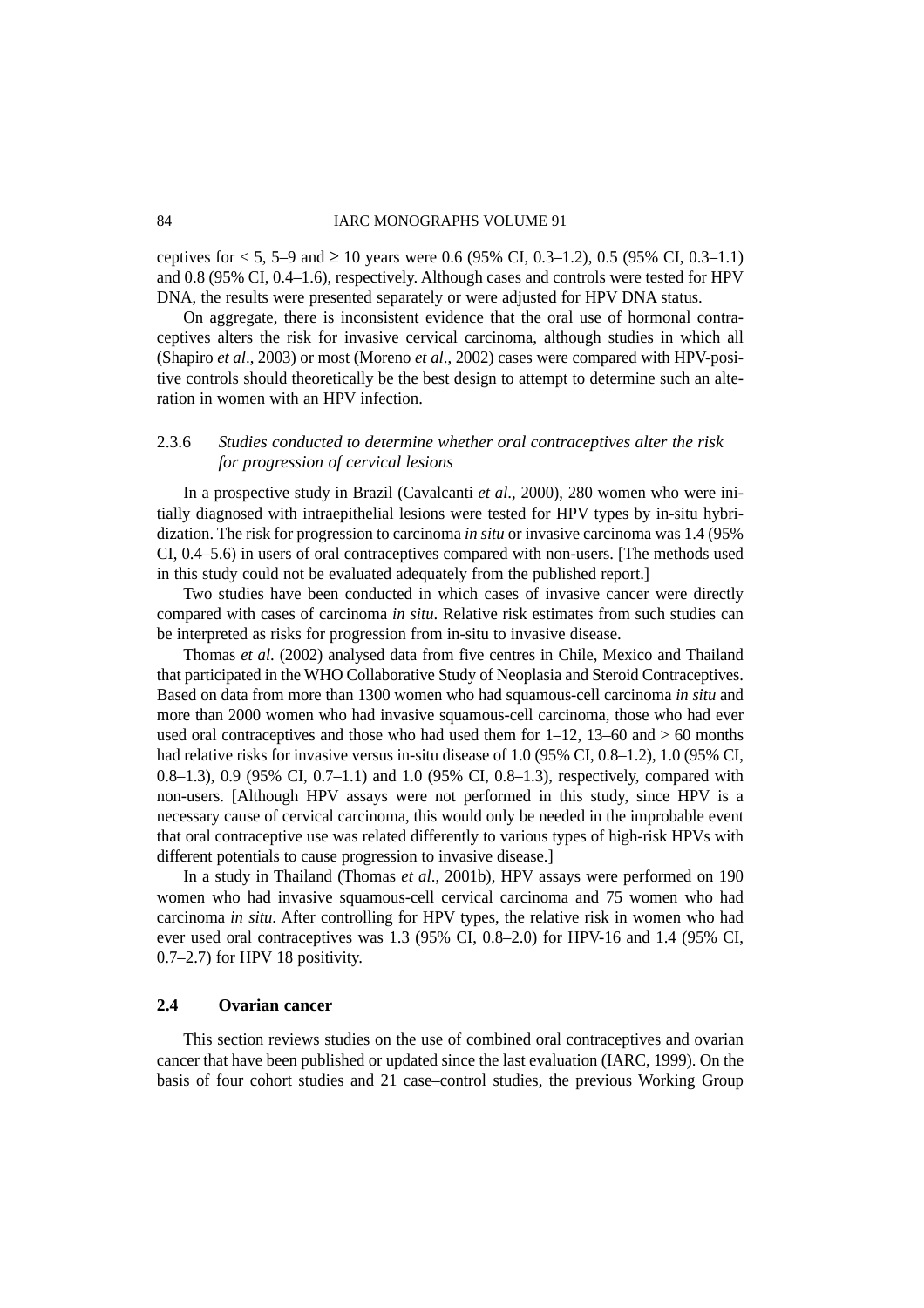ceptives for < 5, 5–9 and ≥ 10 years were 0.6 (95% CI, 0.3–1.2), 0.5 (95% CI, 0.3–1.1) and 0.8 (95% CI, 0.4–1.6), respectively. Although cases and controls were tested for HPV DNA, the results were presented separately or were adjusted for HPV DNA status.

On aggregate, there is inconsistent evidence that the oral use of hormonal contraceptives alters the risk for invasive cervical carcinoma, although studies in which all (Shapiro *et al*., 2003) or most (Moreno *et al*., 2002) cases were compared with HPV-positive controls should theoretically be the best design to attempt to determine such an alteration in women with an HPV infection.

### 2.3.6 *Studies conducted to determine whether oral contraceptives alter the risk for progression of cervical lesions*

In a prospective study in Brazil (Cavalcanti *et al*., 2000), 280 women who were initially diagnosed with intraepithelial lesions were tested for HPV types by in-situ hybridization. The risk for progression to carcinoma *in situ* or invasive carcinoma was 1.4 (95% CI, 0.4–5.6) in users of oral contraceptives compared with non-users. [The methods used in this study could not be evaluated adequately from the published report.]

Two studies have been conducted in which cases of invasive cancer were directly compared with cases of carcinoma *in situ*. Relative risk estimates from such studies can be interpreted as risks for progression from in-situ to invasive disease.

Thomas *et al*. (2002) analysed data from five centres in Chile, Mexico and Thailand that participated in the WHO Collaborative Study of Neoplasia and Steroid Contraceptives. Based on data from more than 1300 women who had squamous-cell carcinoma *in situ* and more than 2000 women who had invasive squamous-cell carcinoma, those who had ever used oral contraceptives and those who had used them for 1–12, 13–60 and > 60 months had relative risks for invasive versus in-situ disease of 1.0 (95% CI, 0.8–1.2), 1.0 (95% CI, 0.8–1.3), 0.9 (95% CI, 0.7–1.1) and 1.0 (95% CI, 0.8–1.3), respectively, compared with non-users. [Although HPV assays were not performed in this study, since HPV is a necessary cause of cervical carcinoma, this would only be needed in the improbable event that oral contraceptive use was related differently to various types of high-risk HPVs with different potentials to cause progression to invasive disease.]

In a study in Thailand (Thomas *et al*., 2001b), HPV assays were performed on 190 women who had invasive squamous-cell cervical carcinoma and 75 women who had carcinoma *in situ*. After controlling for HPV types, the relative risk in women who had ever used oral contraceptives was 1.3 (95% CI, 0.8–2.0) for HPV-16 and 1.4 (95% CI, 0.7–2.7) for HPV 18 positivity.

## 2.4 Ovarian cancer

This section reviews studies on the use of combined oral contraceptives and ovarian cancer that have been published or updated since the last evaluation (IARC, 1999). On the basis of four cohort studies and 21 case–control studies, the previous Working Group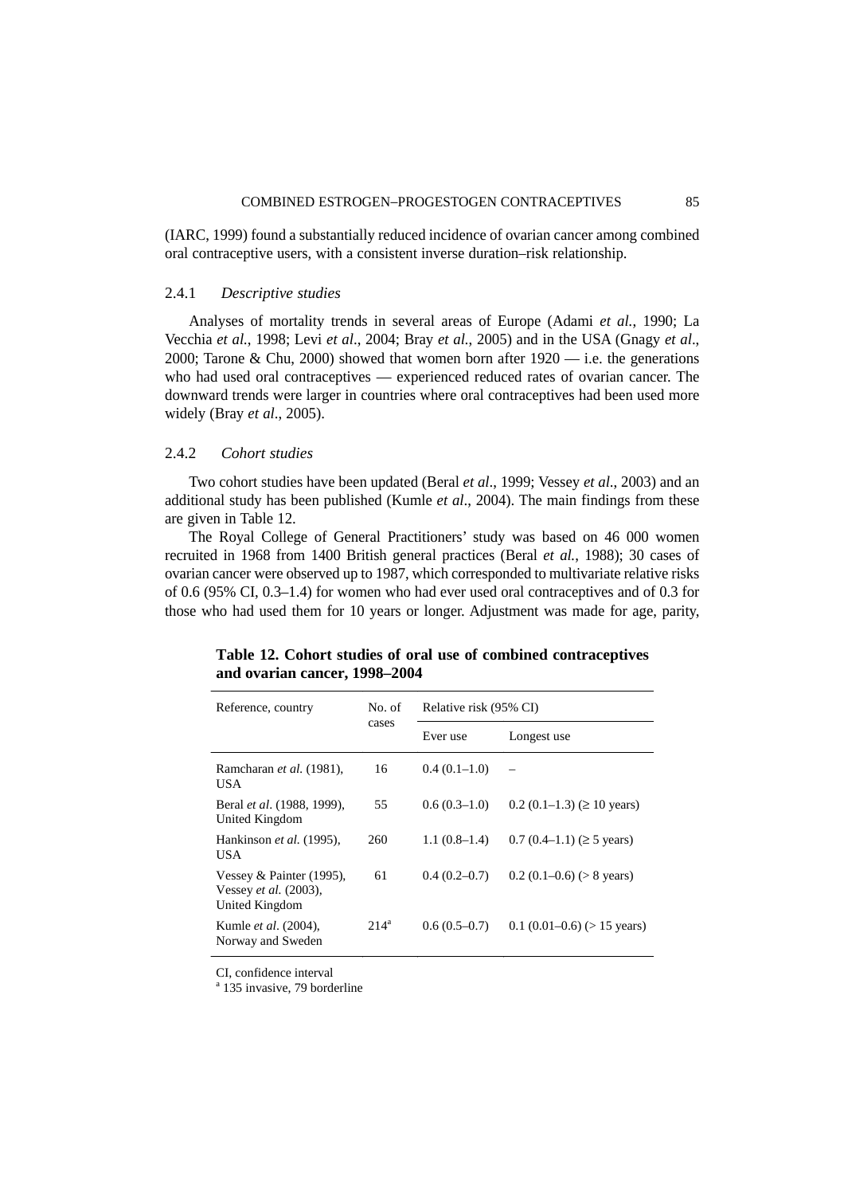(IARC, 1999) found a substantially reduced incidence of ovarian cancer among combined oral contraceptive users, with a consistent inverse duration–risk relationship.

### 2.4.1 *Descriptive studies*

Analyses of mortality trends in several areas of Europe (Adami *et al.*, 1990; La Vecchia *et al.*, 1998; Levi *et al*., 2004; Bray *et al.*, 2005) and in the USA (Gnagy *et al*., 2000; Tarone & Chu, 2000) showed that women born after 1920 — i.e. the generations who had used oral contraceptives — experienced reduced rates of ovarian cancer. The downward trends were larger in countries where oral contraceptives had been used more widely (Bray *et al*., 2005).

### 2.4.2 *Cohort studies*

Two cohort studies have been updated (Beral *et al*., 1999; Vessey *et al*., 2003) and an additional study has been published (Kumle *et al*., 2004). The main findings from these are given in Table 12.

The Royal College of General Practitioners' study was based on 46 000 women recruited in 1968 from 1400 British general practices (Beral *et al.*, 1988); 30 cases of ovarian cancer were observed up to 1987, which corresponded to multivariate relative risks of 0.6 (95% CI, 0.3–1.4) for women who had ever used oral contraceptives and of 0.3 for those who had used them for 10 years or longer. Adjustment was made for age, parity,

**Table 12. Cohort studies of oral use of combined contraceptives and ovarian cancer, 1998–2004**

| Reference, country | No. of cases | Relative risk (95% CI) | |
|---|---|---|---|
| | | Ever use | Longest use |
| Ramcharan *et al.* (1981), USA | 16 | 0.4 (0.1–1.0) | – |
| Beral *et al.* (1988, 1999), United Kingdom | 55 | 0.6 (0.3–1.0) | 0.2 (0.1–1.3) (≥ 10 years) |
| Hankinson *et al.* (1995), USA | 260 | 1.1 (0.8–1.4) | 0.7 (0.4–1.1) (≥ 5 years) |
| Vessey & Painter (1995), Vessey *et al.* (2003), United Kingdom | 61 | 0.4 (0.2–0.7) | 0.2 (0.1–0.6) (> 8 years) |
| Kumle *et al.* (2004), Norway and Sweden | 214[a] | 0.6 (0.5–0.7) | 0.1 (0.01–0.6) (> 15 years) |

CI, confidence interval
[a] 135 invasive, 79 borderline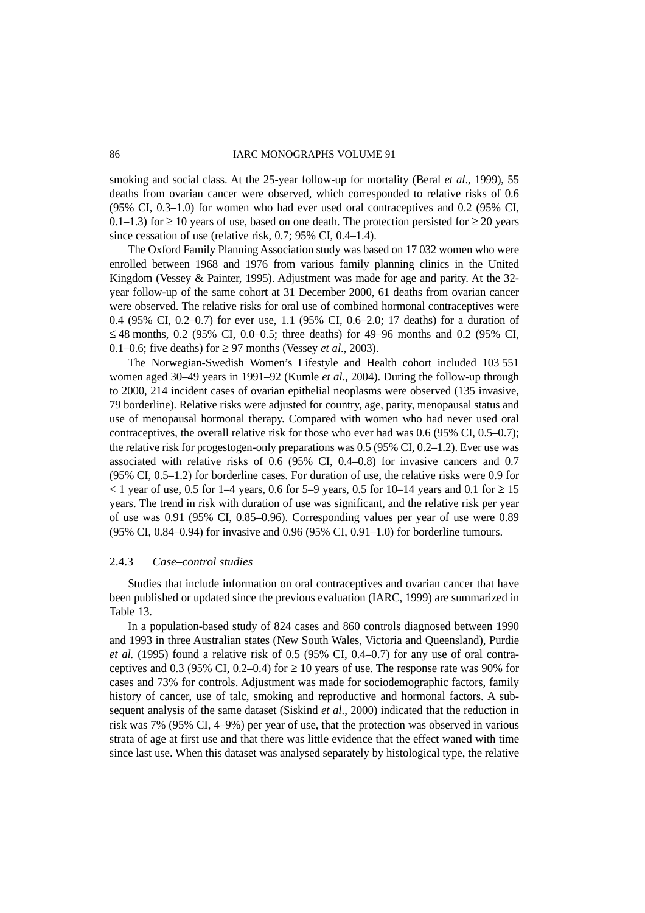smoking and social class. At the 25-year follow-up for mortality (Beral *et al*., 1999), 55 deaths from ovarian cancer were observed, which corresponded to relative risks of 0.6 (95% CI, 0.3–1.0) for women who had ever used oral contraceptives and 0.2 (95% CI, 0.1–1.3) for ≥ 10 years of use, based on one death. The protection persisted for ≥ 20 years since cessation of use (relative risk, 0.7; 95% CI, 0.4–1.4).

The Oxford Family Planning Association study was based on 17 032 women who were enrolled between 1968 and 1976 from various family planning clinics in the United Kingdom (Vessey & Painter, 1995). Adjustment was made for age and parity. At the 32-year follow-up of the same cohort at 31 December 2000, 61 deaths from ovarian cancer were observed. The relative risks for oral use of combined hormonal contraceptives were 0.4 (95% CI, 0.2–0.7) for ever use, 1.1 (95% CI, 0.6–2.0; 17 deaths) for a duration of ≤ 48 months, 0.2 (95% CI, 0.0–0.5; three deaths) for 49–96 months and 0.2 (95% CI, 0.1–0.6; five deaths) for ≥ 97 months (Vessey *et al*., 2003).

The Norwegian-Swedish Women's Lifestyle and Health cohort included 103 551 women aged 30–49 years in 1991–92 (Kumle *et al*., 2004). During the follow-up through to 2000, 214 incident cases of ovarian epithelial neoplasms were observed (135 invasive, 79 borderline). Relative risks were adjusted for country, age, parity, menopausal status and use of menopausal hormonal therapy. Compared with women who had never used oral contraceptives, the overall relative risk for those who ever had was 0.6 (95% CI, 0.5–0.7); the relative risk for progestogen-only preparations was 0.5 (95% CI, 0.2–1.2). Ever use was associated with relative risks of 0.6 (95% CI, 0.4–0.8) for invasive cancers and 0.7 (95% CI, 0.5–1.2) for borderline cases. For duration of use, the relative risks were 0.9 for < 1 year of use, 0.5 for 1–4 years, 0.6 for 5–9 years, 0.5 for 10–14 years and 0.1 for ≥ 15 years. The trend in risk with duration of use was significant, and the relative risk per year of use was 0.91 (95% CI, 0.85–0.96). Corresponding values per year of use were 0.89 (95% CI, 0.84–0.94) for invasive and 0.96 (95% CI, 0.91–1.0) for borderline tumours.

### 2.4.3 *Case–control studies*

Studies that include information on oral contraceptives and ovarian cancer that have been published or updated since the previous evaluation (IARC, 1999) are summarized in Table 13.

In a population-based study of 824 cases and 860 controls diagnosed between 1990 and 1993 in three Australian states (New South Wales, Victoria and Queensland), Purdie *et al.* (1995) found a relative risk of 0.5 (95% CI, 0.4–0.7) for any use of oral contraceptives and 0.3 (95% CI, 0.2–0.4) for ≥ 10 years of use. The response rate was 90% for cases and 73% for controls. Adjustment was made for sociodemographic factors, family history of cancer, use of talc, smoking and reproductive and hormonal factors. A subsequent analysis of the same dataset (Siskind *et al*., 2000) indicated that the reduction in risk was 7% (95% CI, 4–9%) per year of use, that the protection was observed in various strata of age at first use and that there was little evidence that the effect waned with time since last use. When this dataset was analysed separately by histological type, the relative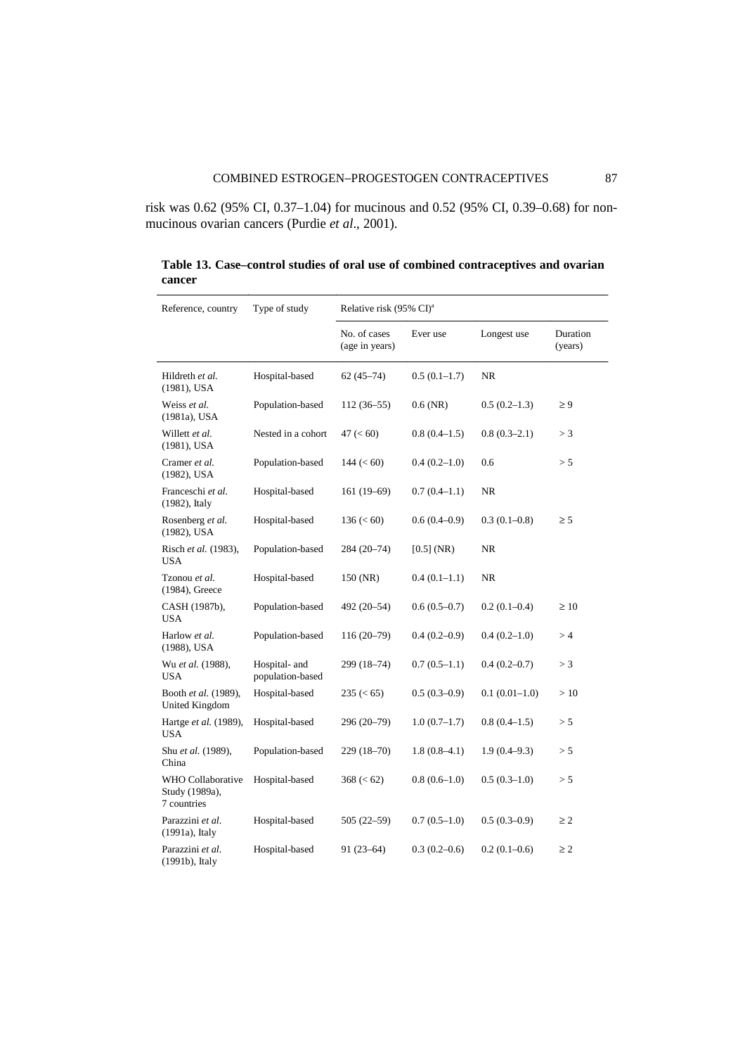risk was 0.62 (95% CI, 0.37–1.04) for mucinous and 0.52 (95% CI, 0.39–0.68) for non-mucinous ovarian cancers (Purdie *et al*., 2001).

**Table 13. Case–control studies of oral use of combined contraceptives and ovarian cancer**

| Reference, country | Type of study | Relative risk (95% CI)[a] | | | |
|---|---|---|---|---|---|
| | | No. of cases (age in years) | Ever use | Longest use | Duration (years) |
| Hildreth *et al.* (1981), USA | Hospital-based | 62 (45–74) | 0.5 (0.1–1.7) | NR | |
| Weiss *et al.* (1981a), USA | Population-based | 112 (36–55) | 0.6 (NR) | 0.5 (0.2–1.3) | ≥ 9 |
| Willett *et al.* (1981), USA | Nested in a cohort | 47 (< 60) | 0.8 (0.4–1.5) | 0.8 (0.3–2.1) | > 3 |
| Cramer *et al.* (1982), USA | Population-based | 144 (< 60) | 0.4 (0.2–1.0) | 0.6 | > 5 |
| Franceschi *et al.* (1982), Italy | Hospital-based | 161 (19–69) | 0.7 (0.4–1.1) | NR | |
| Rosenberg *et al.* (1982), USA | Hospital-based | 136 (< 60) | 0.6 (0.4–0.9) | 0.3 (0.1–0.8) | ≥ 5 |
| Risch *et al.* (1983), USA | Population-based | 284 (20–74) | [0.5] (NR) | NR | |
| Tzonou *et al.* (1984), Greece | Hospital-based | 150 (NR) | 0.4 (0.1–1.1) | NR | |
| CASH (1987b), USA | Population-based | 492 (20–54) | 0.6 (0.5–0.7) | 0.2 (0.1–0.4) | ≥ 10 |
| Harlow *et al.* (1988), USA | Population-based | 116 (20–79) | 0.4 (0.2–0.9) | 0.4 (0.2–1.0) | > 4 |
| Wu *et al.* (1988), USA | Hospital- and population-based | 299 (18–74) | 0.7 (0.5–1.1) | 0.4 (0.2–0.7) | > 3 |
| Booth *et al.* (1989), United Kingdom | Hospital-based | 235 (< 65) | 0.5 (0.3–0.9) | 0.1 (0.01–1.0) | > 10 |
| Hartge *et al.* (1989), USA | Hospital-based | 296 (20–79) | 1.0 (0.7–1.7) | 0.8 (0.4–1.5) | > 5 |
| Shu *et al.* (1989), China | Population-based | 229 (18–70) | 1.8 (0.8–4.1) | 1.9 (0.4–9.3) | > 5 |
| WHO Collaborative Study (1989a), 7 countries | Hospital-based | 368 (< 62) | 0.8 (0.6–1.0) | 0.5 (0.3–1.0) | > 5 |
| Parazzini *et al.* (1991a), Italy | Hospital-based | 505 (22–59) | 0.7 (0.5–1.0) | 0.5 (0.3–0.9) | ≥ 2 |
| Parazzini *et al.* (1991b), Italy | Hospital-based | 91 (23–64) | 0.3 (0.2–0.6) | 0.2 (0.1–0.6) | ≥ 2 |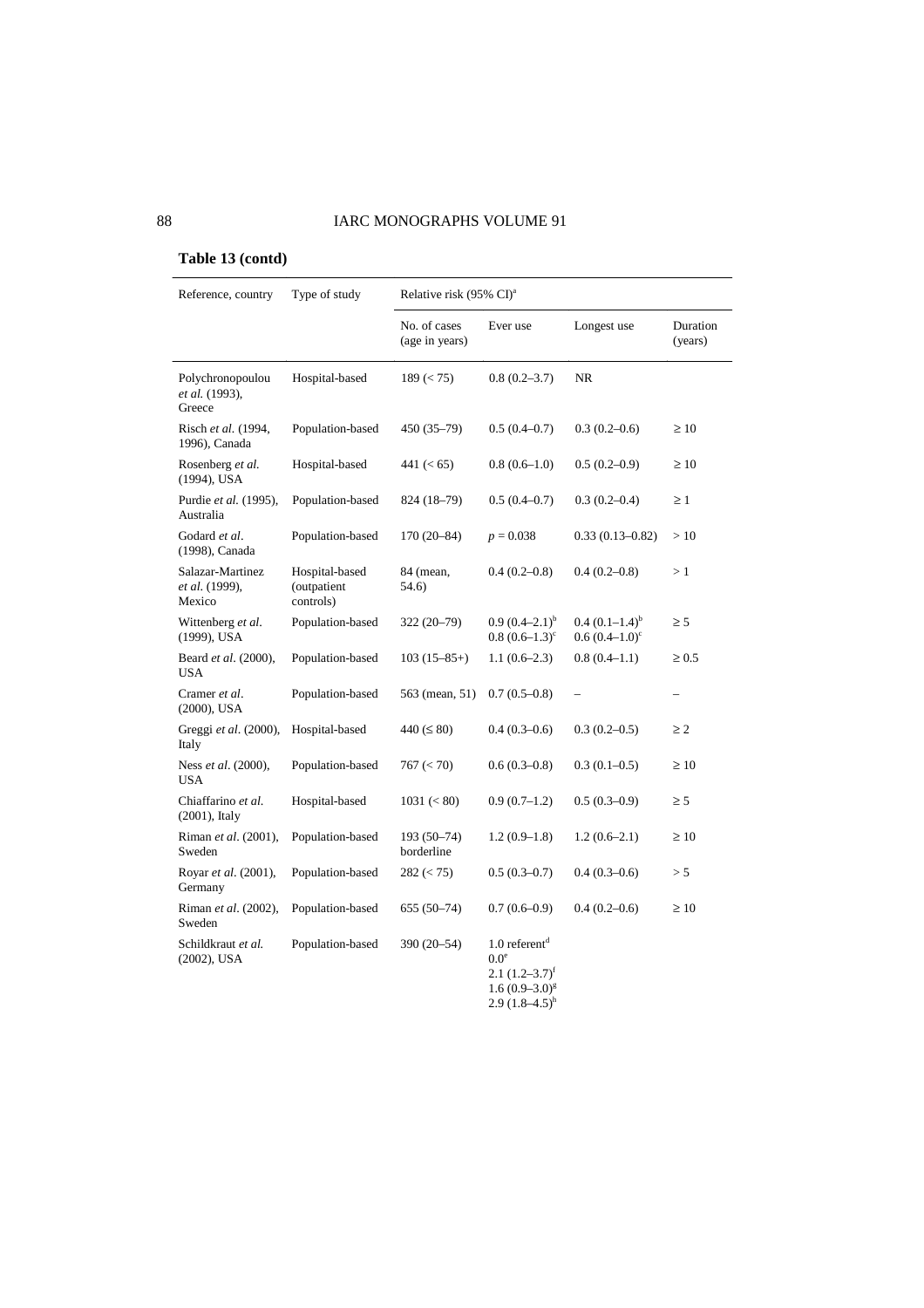**Table 13 (contd)**

| Reference, country | Type of study | Relative risk (95% CI)[a] | | | |
|---|---|---|---|---|---|
| | | No. of cases (age in years) | Ever use | Longest use | Duration (years) |
| Polychronopoulou *et al.* (1993), Greece | Hospital-based | 189 (< 75) | 0.8 (0.2–3.7) | NR | |
| Risch *et al.* (1994, 1996), Canada | Population-based | 450 (35–79) | 0.5 (0.4–0.7) | 0.3 (0.2–0.6) | ≥ 10 |
| Rosenberg *et al.* (1994), USA | Hospital-based | 441 (< 65) | 0.8 (0.6–1.0) | 0.5 (0.2–0.9) | ≥ 10 |
| Purdie *et al.* (1995), Australia | Population-based | 824 (18–79) | 0.5 (0.4–0.7) | 0.3 (0.2–0.4) | ≥ 1 |
| Godard *et al.* (1998), Canada | Population-based | 170 (20–84) | $p = 0.038$ | 0.33 (0.13–0.82) | > 10 |
| Salazar-Martinez *et al.* (1999), Mexico | Hospital-based (outpatient controls) | 84 (mean, 54.6) | 0.4 (0.2–0.8) | 0.4 (0.2–0.8) | > 1 |
| Wittenberg *et al.* (1999), USA | Population-based | 322 (20–79) | 0.9 (0.4–2.1)[b]<br>0.8 (0.6–1.3)[c] | 0.4 (0.1–1.4)[b]<br>0.6 (0.4–1.0)[c] | ≥ 5 |
| Beard *et al.* (2000), USA | Population-based | 103 (15–85+) | 1.1 (0.6–2.3) | 0.8 (0.4–1.1) | ≥ 0.5 |
| Cramer *et al.* (2000), USA | Population-based | 563 (mean, 51) | 0.7 (0.5–0.8) | – | – |
| Greggi *et al.* (2000), Italy | Hospital-based | 440 (≤ 80) | 0.4 (0.3–0.6) | 0.3 (0.2–0.5) | ≥ 2 |
| Ness *et al.* (2000), USA | Population-based | 767 (< 70) | 0.6 (0.3–0.8) | 0.3 (0.1–0.5) | ≥ 10 |
| Chiaffarino *et al.* (2001), Italy | Hospital-based | 1031 (< 80) | 0.9 (0.7–1.2) | 0.5 (0.3–0.9) | ≥ 5 |
| Riman *et al.* (2001), Sweden | Population-based | 193 (50–74) borderline | 1.2 (0.9–1.8) | 1.2 (0.6–2.1) | ≥ 10 |
| Royar *et al.* (2001), Germany | Population-based | 282 (< 75) | 0.5 (0.3–0.7) | 0.4 (0.3–0.6) | > 5 |
| Riman *et al.* (2002), Sweden | Population-based | 655 (50–74) | 0.7 (0.6–0.9) | 0.4 (0.2–0.6) | ≥ 10 |
| Schildkraut *et al.* (2002), USA | Population-based | 390 (20–54) | 1.0 referent[d]<br>0.0[e]<br>2.1 (1.2–3.7)[f]<br>1.6 (0.9–3.0)[g]<br>2.9 (1.8–4.5)[h] | | |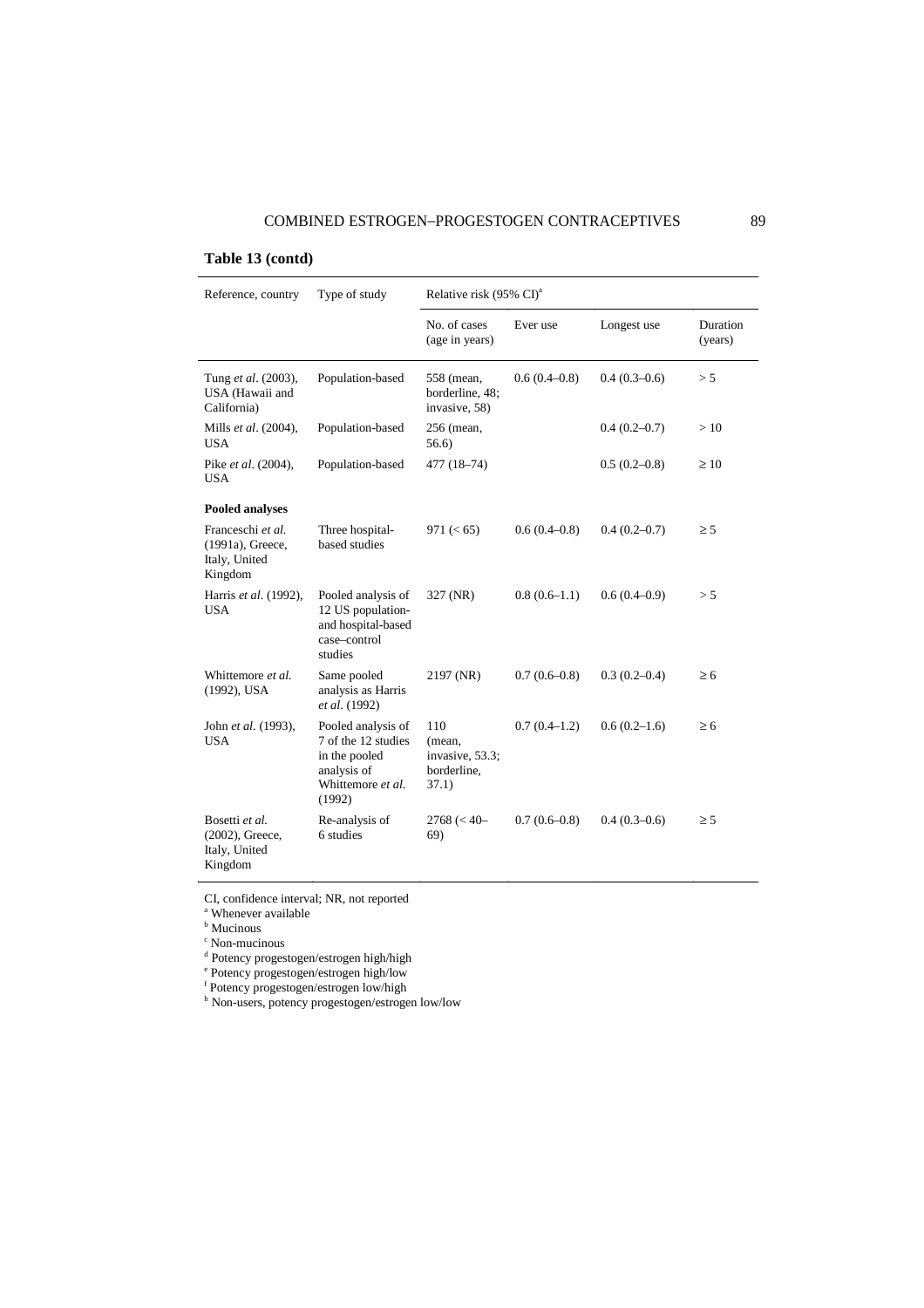**Table 13 (contd)**

| Reference, country | Type of study | Relative risk (95% CI)[a] | | | |
|---|---|---|---|---|---|
| | | No. of cases (age in years) | Ever use | Longest use | Duration (years) |
| Tung *et al*. (2003), USA (Hawaii and California) | Population-based | 558 (mean, borderline, 48; invasive, 58) | 0.6 (0.4–0.8) | 0.4 (0.3–0.6) | > 5 |
| Mills *et al*. (2004), USA | Population-based | 256 (mean, 56.6) | | 0.4 (0.2–0.7) | > 10 |
| Pike *et al*. (2004), USA | Population-based | 477 (18–74) | | 0.5 (0.2–0.8) | ≥ 10 |
| **Pooled analyses** | | | | | |
| Franceschi *et al.* (1991a), Greece, Italy, United Kingdom | Three hospital-based studies | 971 (< 65) | 0.6 (0.4–0.8) | 0.4 (0.2–0.7) | ≥ 5 |
| Harris *et al*. (1992), USA | Pooled analysis of 12 US population- and hospital-based case–control studies | 327 (NR) | 0.8 (0.6–1.1) | 0.6 (0.4–0.9) | > 5 |
| Whittemore *et al.* (1992), USA | Same pooled analysis as Harris *et al.* (1992) | 2197 (NR) | 0.7 (0.6–0.8) | 0.3 (0.2–0.4) | ≥ 6 |
| John *et al*. (1993), USA | Pooled analysis of 7 of the 12 studies in the pooled analysis of Whittemore *et al.* (1992) | 110 (mean, invasive, 53.3; borderline, 37.1) | 0.7 (0.4–1.2) | 0.6 (0.2–1.6) | ≥ 6 |
| Bosetti *et al.* (2002), Greece, Italy, United Kingdom | Re-analysis of 6 studies | 2768 (< 40–69) | 0.7 (0.6–0.8) | 0.4 (0.3–0.6) | ≥ 5 |

CI, confidence interval; NR, not reported
[a] Whenever available
[b] Mucinous
[c] Non-mucinous
[d] Potency progestogen/estrogen high/high
[e] Potency progestogen/estrogen high/low
[f] Potency progestogen/estrogen low/high
[h] Non-users, potency progestogen/estrogen low/low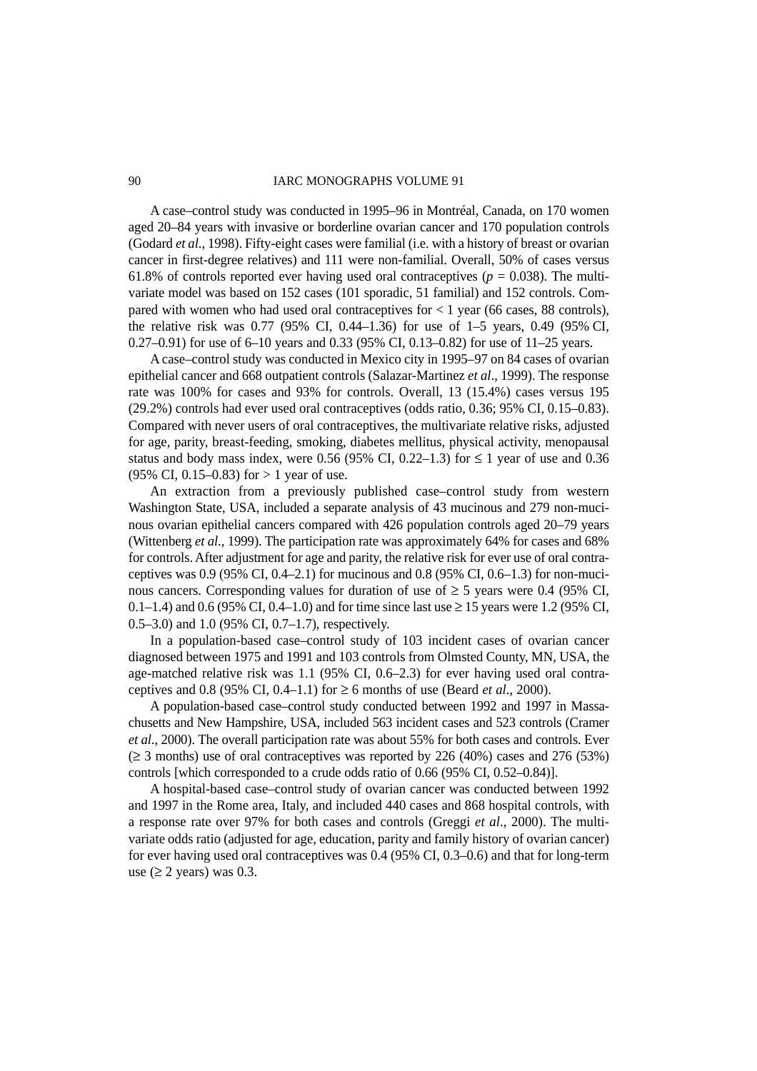A case–control study was conducted in 1995–96 in Montréal, Canada, on 170 women aged 20–84 years with invasive or borderline ovarian cancer and 170 population controls (Godard *et al*., 1998). Fifty-eight cases were familial (i.e. with a history of breast or ovarian cancer in first-degree relatives) and 111 were non-familial. Overall, 50% of cases versus 61.8% of controls reported ever having used oral contraceptives ($p = 0.038$). The multivariate model was based on 152 cases (101 sporadic, 51 familial) and 152 controls. Compared with women who had used oral contraceptives for < 1 year (66 cases, 88 controls), the relative risk was 0.77 (95% CI, 0.44–1.36) for use of 1–5 years, 0.49 (95% CI, 0.27–0.91) for use of 6–10 years and 0.33 (95% CI, 0.13–0.82) for use of 11–25 years.

A case–control study was conducted in Mexico city in 1995–97 on 84 cases of ovarian epithelial cancer and 668 outpatient controls (Salazar-Martinez *et al*., 1999). The response rate was 100% for cases and 93% for controls. Overall, 13 (15.4%) cases versus 195 (29.2%) controls had ever used oral contraceptives (odds ratio, 0.36; 95% CI, 0.15–0.83). Compared with never users of oral contraceptives, the multivariate relative risks, adjusted for age, parity, breast-feeding, smoking, diabetes mellitus, physical activity, menopausal status and body mass index, were 0.56 (95% CI, 0.22–1.3) for ≤ 1 year of use and 0.36 (95% CI, 0.15–0.83) for > 1 year of use.

An extraction from a previously published case–control study from western Washington State, USA, included a separate analysis of 43 mucinous and 279 non-mucinous ovarian epithelial cancers compared with 426 population controls aged 20–79 years (Wittenberg *et al*., 1999). The participation rate was approximately 64% for cases and 68% for controls. After adjustment for age and parity, the relative risk for ever use of oral contraceptives was 0.9 (95% CI, 0.4–2.1) for mucinous and 0.8 (95% CI, 0.6–1.3) for non-mucinous cancers. Corresponding values for duration of use of ≥ 5 years were 0.4 (95% CI, 0.1–1.4) and 0.6 (95% CI, 0.4–1.0) and for time since last use ≥ 15 years were 1.2 (95% CI, 0.5–3.0) and 1.0 (95% CI, 0.7–1.7), respectively.

In a population-based case–control study of 103 incident cases of ovarian cancer diagnosed between 1975 and 1991 and 103 controls from Olmsted County, MN, USA, the age-matched relative risk was 1.1 (95% CI, 0.6–2.3) for ever having used oral contraceptives and 0.8 (95% CI, 0.4–1.1) for ≥ 6 months of use (Beard *et al*., 2000).

A population-based case–control study conducted between 1992 and 1997 in Massachusetts and New Hampshire, USA, included 563 incident cases and 523 controls (Cramer *et al*., 2000). The overall participation rate was about 55% for both cases and controls. Ever (≥ 3 months) use of oral contraceptives was reported by 226 (40%) cases and 276 (53%) controls [which corresponded to a crude odds ratio of 0.66 (95% CI, 0.52–0.84)].

A hospital-based case–control study of ovarian cancer was conducted between 1992 and 1997 in the Rome area, Italy, and included 440 cases and 868 hospital controls, with a response rate over 97% for both cases and controls (Greggi *et al*., 2000). The multivariate odds ratio (adjusted for age, education, parity and family history of ovarian cancer) for ever having used oral contraceptives was 0.4 (95% CI, 0.3–0.6) and that for long-term use (≥ 2 years) was 0.3.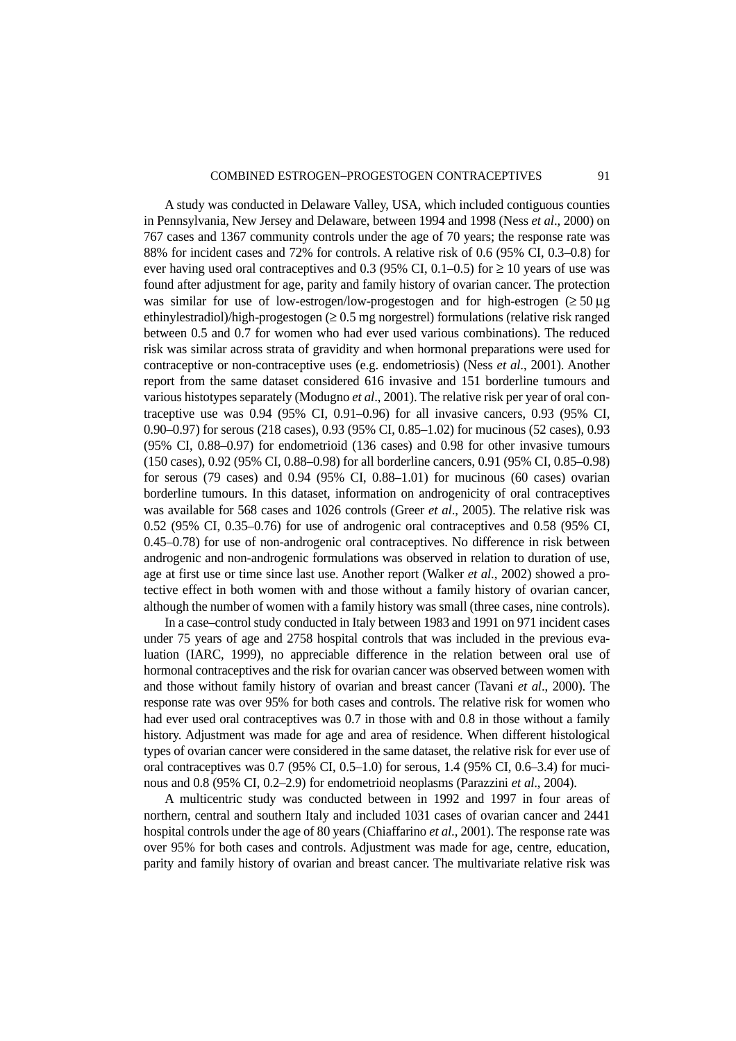A study was conducted in Delaware Valley, USA, which included contiguous counties in Pennsylvania, New Jersey and Delaware, between 1994 and 1998 (Ness *et al*., 2000) on 767 cases and 1367 community controls under the age of 70 years; the response rate was 88% for incident cases and 72% for controls. A relative risk of 0.6 (95% CI, 0.3–0.8) for ever having used oral contraceptives and 0.3 (95% CI, 0.1–0.5) for ≥ 10 years of use was found after adjustment for age, parity and family history of ovarian cancer. The protection was similar for use of low-estrogen/low-progestogen and for high-estrogen (≥ 50 μg ethinylestradiol)/high-progestogen (≥ 0.5 mg norgestrel) formulations (relative risk ranged between 0.5 and 0.7 for women who had ever used various combinations). The reduced risk was similar across strata of gravidity and when hormonal preparations were used for contraceptive or non-contraceptive uses (e.g. endometriosis) (Ness *et al*., 2001). Another report from the same dataset considered 616 invasive and 151 borderline tumours and various histotypes separately (Modugno *et al*., 2001). The relative risk per year of oral contraceptive use was 0.94 (95% CI, 0.91–0.96) for all invasive cancers, 0.93 (95% CI, 0.90–0.97) for serous (218 cases), 0.93 (95% CI, 0.85–1.02) for mucinous (52 cases), 0.93 (95% CI, 0.88–0.97) for endometrioid (136 cases) and 0.98 for other invasive tumours (150 cases), 0.92 (95% CI, 0.88–0.98) for all borderline cancers, 0.91 (95% CI, 0.85–0.98) for serous (79 cases) and 0.94 (95% CI, 0.88–1.01) for mucinous (60 cases) ovarian borderline tumours. In this dataset, information on androgenicity of oral contraceptives was available for 568 cases and 1026 controls (Greer *et al*., 2005). The relative risk was 0.52 (95% CI, 0.35–0.76) for use of androgenic oral contraceptives and 0.58 (95% CI, 0.45–0.78) for use of non-androgenic oral contraceptives. No difference in risk between androgenic and non-androgenic formulations was observed in relation to duration of use, age at first use or time since last use. Another report (Walker *et al*., 2002) showed a protective effect in both women with and those without a family history of ovarian cancer, although the number of women with a family history was small (three cases, nine controls).

In a case–control study conducted in Italy between 1983 and 1991 on 971 incident cases under 75 years of age and 2758 hospital controls that was included in the previous evaluation (IARC, 1999), no appreciable difference in the relation between oral use of hormonal contraceptives and the risk for ovarian cancer was observed between women with and those without family history of ovarian and breast cancer (Tavani *et al*., 2000). The response rate was over 95% for both cases and controls. The relative risk for women who had ever used oral contraceptives was 0.7 in those with and 0.8 in those without a family history. Adjustment was made for age and area of residence. When different histological types of ovarian cancer were considered in the same dataset, the relative risk for ever use of oral contraceptives was 0.7 (95% CI, 0.5–1.0) for serous, 1.4 (95% CI, 0.6–3.4) for mucinous and 0.8 (95% CI, 0.2–2.9) for endometrioid neoplasms (Parazzini *et al*., 2004).

A multicentric study was conducted between in 1992 and 1997 in four areas of northern, central and southern Italy and included 1031 cases of ovarian cancer and 2441 hospital controls under the age of 80 years (Chiaffarino *et al*., 2001). The response rate was over 95% for both cases and controls. Adjustment was made for age, centre, education, parity and family history of ovarian and breast cancer. The multivariate relative risk was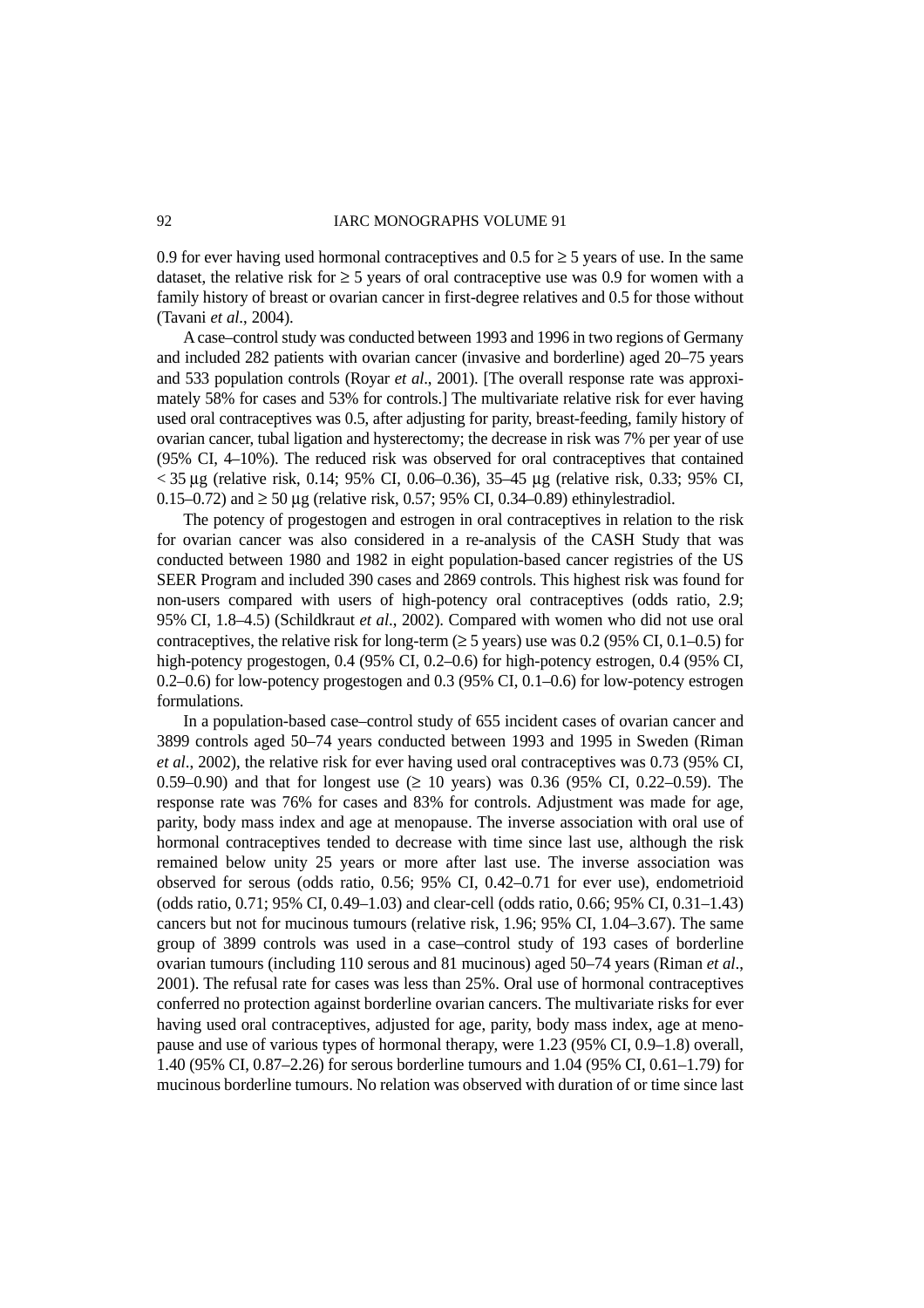0.9 for ever having used hormonal contraceptives and 0.5 for ≥ 5 years of use. In the same dataset, the relative risk for ≥ 5 years of oral contraceptive use was 0.9 for women with a family history of breast or ovarian cancer in first-degree relatives and 0.5 for those without (Tavani *et al*., 2004).

A case–control study was conducted between 1993 and 1996 in two regions of Germany and included 282 patients with ovarian cancer (invasive and borderline) aged 20–75 years and 533 population controls (Royar *et al*., 2001). [The overall response rate was approximately 58% for cases and 53% for controls.] The multivariate relative risk for ever having used oral contraceptives was 0.5, after adjusting for parity, breast-feeding, family history of ovarian cancer, tubal ligation and hysterectomy; the decrease in risk was 7% per year of use (95% CI, 4–10%). The reduced risk was observed for oral contraceptives that contained < 35 μg (relative risk, 0.14; 95% CI, 0.06–0.36), 35–45 μg (relative risk, 0.33; 95% CI, 0.15–0.72) and ≥ 50 μg (relative risk, 0.57; 95% CI, 0.34–0.89) ethinylestradiol.

The potency of progestogen and estrogen in oral contraceptives in relation to the risk for ovarian cancer was also considered in a re-analysis of the CASH Study that was conducted between 1980 and 1982 in eight population-based cancer registries of the US SEER Program and included 390 cases and 2869 controls. This highest risk was found for non-users compared with users of high-potency oral contraceptives (odds ratio, 2.9; 95% CI, 1.8–4.5) (Schildkraut *et al*., 2002). Compared with women who did not use oral contraceptives, the relative risk for long-term (≥ 5 years) use was 0.2 (95% CI, 0.1–0.5) for high-potency progestogen, 0.4 (95% CI, 0.2–0.6) for high-potency estrogen, 0.4 (95% CI, 0.2–0.6) for low-potency progestogen and 0.3 (95% CI, 0.1–0.6) for low-potency estrogen formulations.

In a population-based case–control study of 655 incident cases of ovarian cancer and 3899 controls aged 50–74 years conducted between 1993 and 1995 in Sweden (Riman *et al*., 2002), the relative risk for ever having used oral contraceptives was 0.73 (95% CI, 0.59–0.90) and that for longest use (≥ 10 years) was 0.36 (95% CI, 0.22–0.59). The response rate was 76% for cases and 83% for controls. Adjustment was made for age, parity, body mass index and age at menopause. The inverse association with oral use of hormonal contraceptives tended to decrease with time since last use, although the risk remained below unity 25 years or more after last use. The inverse association was observed for serous (odds ratio, 0.56; 95% CI, 0.42–0.71 for ever use), endometrioid (odds ratio, 0.71; 95% CI, 0.49–1.03) and clear-cell (odds ratio, 0.66; 95% CI, 0.31–1.43) cancers but not for mucinous tumours (relative risk, 1.96; 95% CI, 1.04–3.67). The same group of 3899 controls was used in a case–control study of 193 cases of borderline ovarian tumours (including 110 serous and 81 mucinous) aged 50–74 years (Riman *et al*., 2001). The refusal rate for cases was less than 25%. Oral use of hormonal contraceptives conferred no protection against borderline ovarian cancers. The multivariate risks for ever having used oral contraceptives, adjusted for age, parity, body mass index, age at menopause and use of various types of hormonal therapy, were 1.23 (95% CI, 0.9–1.8) overall, 1.40 (95% CI, 0.87–2.26) for serous borderline tumours and 1.04 (95% CI, 0.61–1.79) for mucinous borderline tumours. No relation was observed with duration of or time since last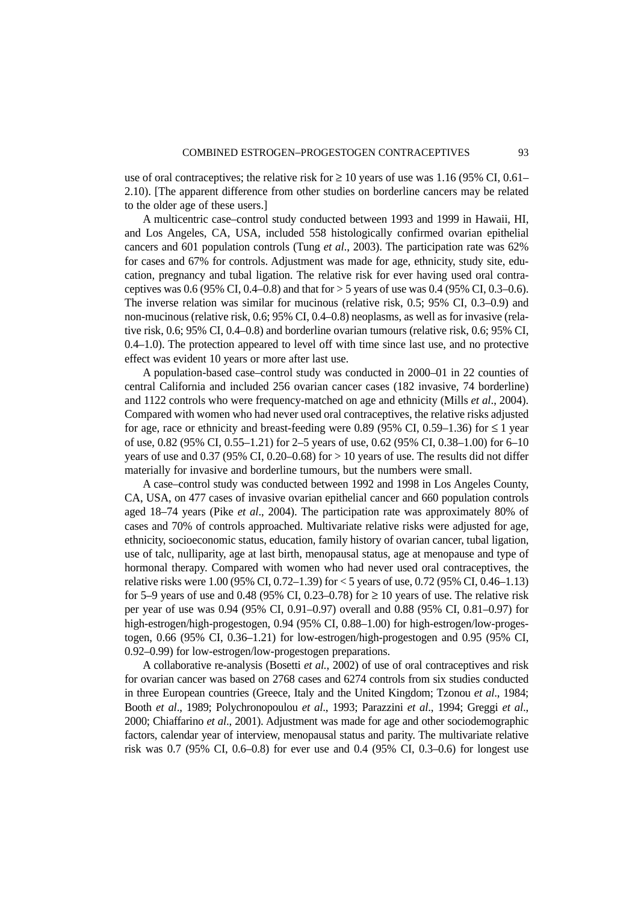use of oral contraceptives; the relative risk for ≥ 10 years of use was 1.16 (95% CI, 0.61–2.10). [The apparent difference from other studies on borderline cancers may be related to the older age of these users.]

A multicentric case–control study conducted between 1993 and 1999 in Hawaii, HI, and Los Angeles, CA, USA, included 558 histologically confirmed ovarian epithelial cancers and 601 population controls (Tung *et al*., 2003). The participation rate was 62% for cases and 67% for controls. Adjustment was made for age, ethnicity, study site, education, pregnancy and tubal ligation. The relative risk for ever having used oral contraceptives was 0.6 (95% CI, 0.4–0.8) and that for > 5 years of use was 0.4 (95% CI, 0.3–0.6). The inverse relation was similar for mucinous (relative risk, 0.5; 95% CI, 0.3–0.9) and non-mucinous (relative risk, 0.6; 95% CI, 0.4–0.8) neoplasms, as well as for invasive (relative risk, 0.6; 95% CI, 0.4–0.8) and borderline ovarian tumours (relative risk, 0.6; 95% CI, 0.4–1.0). The protection appeared to level off with time since last use, and no protective effect was evident 10 years or more after last use.

A population-based case–control study was conducted in 2000–01 in 22 counties of central California and included 256 ovarian cancer cases (182 invasive, 74 borderline) and 1122 controls who were frequency-matched on age and ethnicity (Mills *et al*., 2004). Compared with women who had never used oral contraceptives, the relative risks adjusted for age, race or ethnicity and breast-feeding were 0.89 (95% CI, 0.59–1.36) for ≤ 1 year of use, 0.82 (95% CI, 0.55–1.21) for 2–5 years of use, 0.62 (95% CI, 0.38–1.00) for 6–10 years of use and 0.37 (95% CI, 0.20–0.68) for > 10 years of use. The results did not differ materially for invasive and borderline tumours, but the numbers were small.

A case–control study was conducted between 1992 and 1998 in Los Angeles County, CA, USA, on 477 cases of invasive ovarian epithelial cancer and 660 population controls aged 18–74 years (Pike *et al*., 2004). The participation rate was approximately 80% of cases and 70% of controls approached. Multivariate relative risks were adjusted for age, ethnicity, socioeconomic status, education, family history of ovarian cancer, tubal ligation, use of talc, nulliparity, age at last birth, menopausal status, age at menopause and type of hormonal therapy. Compared with women who had never used oral contraceptives, the relative risks were 1.00 (95% CI, 0.72–1.39) for < 5 years of use, 0.72 (95% CI, 0.46–1.13) for 5–9 years of use and 0.48 (95% CI, 0.23–0.78) for ≥ 10 years of use. The relative risk per year of use was 0.94 (95% CI, 0.91–0.97) overall and 0.88 (95% CI, 0.81–0.97) for high-estrogen/high-progestogen, 0.94 (95% CI, 0.88–1.00) for high-estrogen/low-progestogen, 0.66 (95% CI, 0.36–1.21) for low-estrogen/high-progestogen and 0.95 (95% CI, 0.92–0.99) for low-estrogen/low-progestogen preparations.

A collaborative re-analysis (Bosetti *et al.*, 2002) of use of oral contraceptives and risk for ovarian cancer was based on 2768 cases and 6274 controls from six studies conducted in three European countries (Greece, Italy and the United Kingdom; Tzonou *et al*., 1984; Booth *et al*., 1989; Polychronopoulou *et al*., 1993; Parazzini *et al*., 1994; Greggi *et al*., 2000; Chiaffarino *et al*., 2001). Adjustment was made for age and other sociodemographic factors, calendar year of interview, menopausal status and parity. The multivariate relative risk was 0.7 (95% CI, 0.6–0.8) for ever use and 0.4 (95% CI, 0.3–0.6) for longest use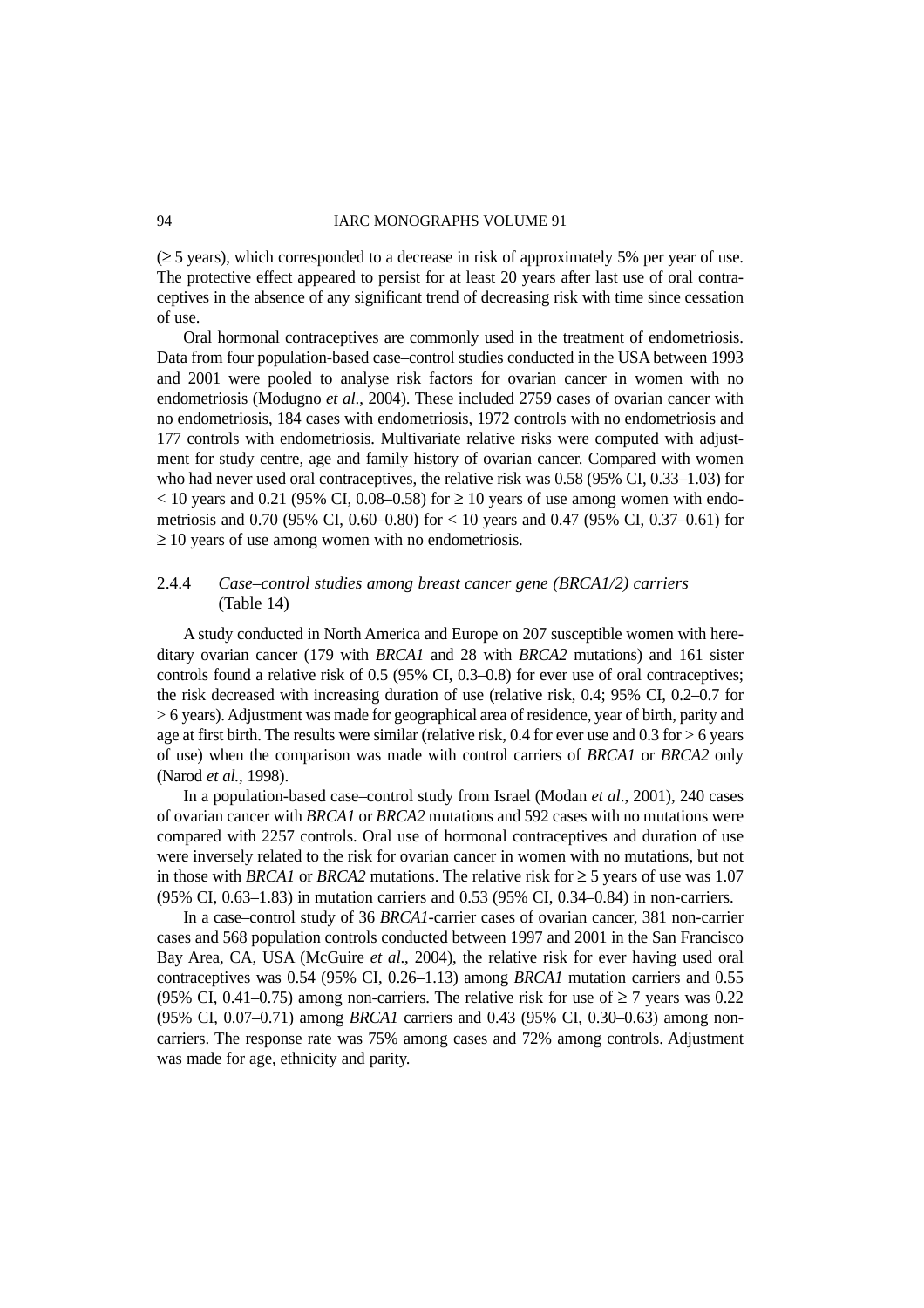(≥ 5 years), which corresponded to a decrease in risk of approximately 5% per year of use. The protective effect appeared to persist for at least 20 years after last use of oral contraceptives in the absence of any significant trend of decreasing risk with time since cessation of use.

Oral hormonal contraceptives are commonly used in the treatment of endometriosis. Data from four population-based case–control studies conducted in the USA between 1993 and 2001 were pooled to analyse risk factors for ovarian cancer in women with no endometriosis (Modugno *et al*., 2004). These included 2759 cases of ovarian cancer with no endometriosis, 184 cases with endometriosis, 1972 controls with no endometriosis and 177 controls with endometriosis. Multivariate relative risks were computed with adjustment for study centre, age and family history of ovarian cancer. Compared with women who had never used oral contraceptives, the relative risk was 0.58 (95% CI, 0.33–1.03) for < 10 years and 0.21 (95% CI, 0.08–0.58) for ≥ 10 years of use among women with endometriosis and 0.70 (95% CI, 0.60–0.80) for < 10 years and 0.47 (95% CI, 0.37–0.61) for ≥ 10 years of use among women with no endometriosis.

### 2.4.4 *Case–control studies among breast cancer gene (BRCA1/2) carriers* (Table 14)

A study conducted in North America and Europe on 207 susceptible women with hereditary ovarian cancer (179 with *BRCA1* and 28 with *BRCA2* mutations) and 161 sister controls found a relative risk of 0.5 (95% CI, 0.3–0.8) for ever use of oral contraceptives; the risk decreased with increasing duration of use (relative risk, 0.4; 95% CI, 0.2–0.7 for > 6 years). Adjustment was made for geographical area of residence, year of birth, parity and age at first birth. The results were similar (relative risk, 0.4 for ever use and 0.3 for > 6 years of use) when the comparison was made with control carriers of *BRCA1* or *BRCA2* only (Narod *et al.*, 1998).

In a population-based case–control study from Israel (Modan *et al*., 2001), 240 cases of ovarian cancer with *BRCA1* or *BRCA2* mutations and 592 cases with no mutations were compared with 2257 controls. Oral use of hormonal contraceptives and duration of use were inversely related to the risk for ovarian cancer in women with no mutations, but not in those with *BRCA1* or *BRCA2* mutations. The relative risk for ≥ 5 years of use was 1.07 (95% CI, 0.63–1.83) in mutation carriers and 0.53 (95% CI, 0.34–0.84) in non-carriers.

In a case–control study of 36 *BRCA1*-carrier cases of ovarian cancer, 381 non-carrier cases and 568 population controls conducted between 1997 and 2001 in the San Francisco Bay Area, CA, USA (McGuire *et al*., 2004), the relative risk for ever having used oral contraceptives was 0.54 (95% CI, 0.26–1.13) among *BRCA1* mutation carriers and 0.55 (95% CI, 0.41–0.75) among non-carriers. The relative risk for use of ≥ 7 years was 0.22 (95% CI, 0.07–0.71) among *BRCA1* carriers and 0.43 (95% CI, 0.30–0.63) among non-carriers. The response rate was 75% among cases and 72% among controls. Adjustment was made for age, ethnicity and parity.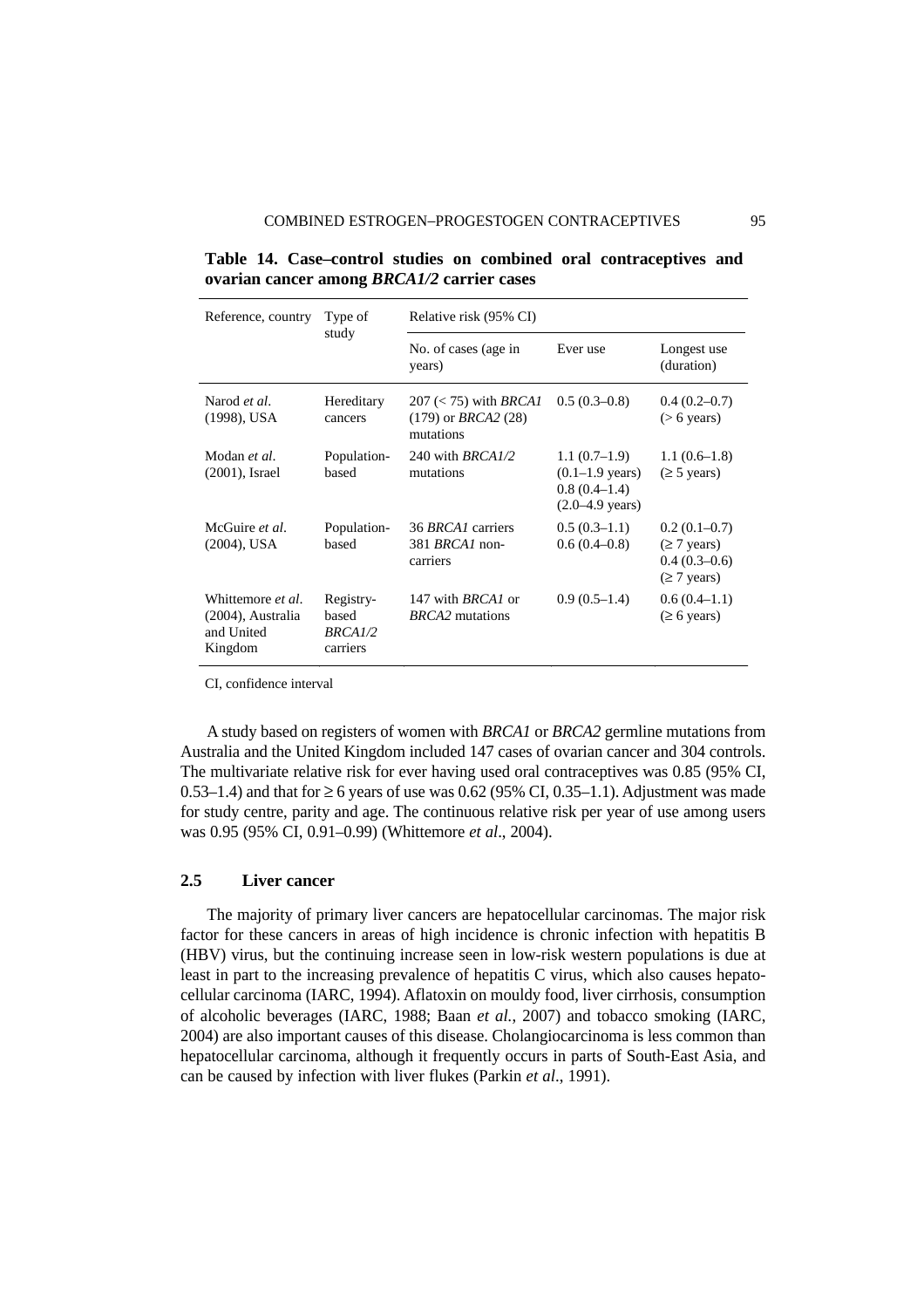**Table 14. Case–control studies on combined oral contraceptives and ovarian cancer among *BRCA1/2* carrier cases**

| Reference, country | Type of study | Relative risk (95% CI) | | |
|---|---|---|---|---|
| | | No. of cases (age in years) | Ever use | Longest use (duration) |
| Narod *et al*. (1998), USA | Hereditary cancers | 207 (< 75) with *BRCA1* (179) or *BRCA2* (28) mutations | 0.5 (0.3–0.8) | 0.4 (0.2–0.7) (> 6 years) |
| Modan *et al*. (2001), Israel | Population-based | 240 with *BRCA1/2* mutations | 1.1 (0.7–1.9) (0.1–1.9 years) 0.8 (0.4–1.4) (2.0–4.9 years) | 1.1 (0.6–1.8) (≥ 5 years) |
| McGuire *et al*. (2004), USA | Population-based | 36 *BRCA1* carriers 381 *BRCA1* non-carriers | 0.5 (0.3–1.1) 0.6 (0.4–0.8) | 0.2 (0.1–0.7) (≥ 7 years) 0.4 (0.3–0.6) (≥ 7 years) |
| Whittemore *et al*. (2004), Australia and United Kingdom | Registry-based *BRCA1/2* carriers | 147 with *BRCA1* or *BRCA2* mutations | 0.9 (0.5–1.4) | 0.6 (0.4–1.1) (≥ 6 years) |

CI, confidence interval

A study based on registers of women with *BRCA1* or *BRCA2* germline mutations from Australia and the United Kingdom included 147 cases of ovarian cancer and 304 controls. The multivariate relative risk for ever having used oral contraceptives was 0.85 (95% CI, 0.53–1.4) and that for ≥ 6 years of use was 0.62 (95% CI, 0.35–1.1). Adjustment was made for study centre, parity and age. The continuous relative risk per year of use among users was 0.95 (95% CI, 0.91–0.99) (Whittemore *et al*., 2004).

## 2.5 Liver cancer

The majority of primary liver cancers are hepatocellular carcinomas. The major risk factor for these cancers in areas of high incidence is chronic infection with hepatitis B (HBV) virus, but the continuing increase seen in low-risk western populations is due at least in part to the increasing prevalence of hepatitis C virus, which also causes hepatocellular carcinoma (IARC, 1994). Aflatoxin on mouldy food, liver cirrhosis, consumption of alcoholic beverages (IARC, 1988; Baan *et al.*, 2007) and tobacco smoking (IARC, 2004) are also important causes of this disease. Cholangiocarcinoma is less common than hepatocellular carcinoma, although it frequently occurs in parts of South-East Asia, and can be caused by infection with liver flukes (Parkin *et al*., 1991).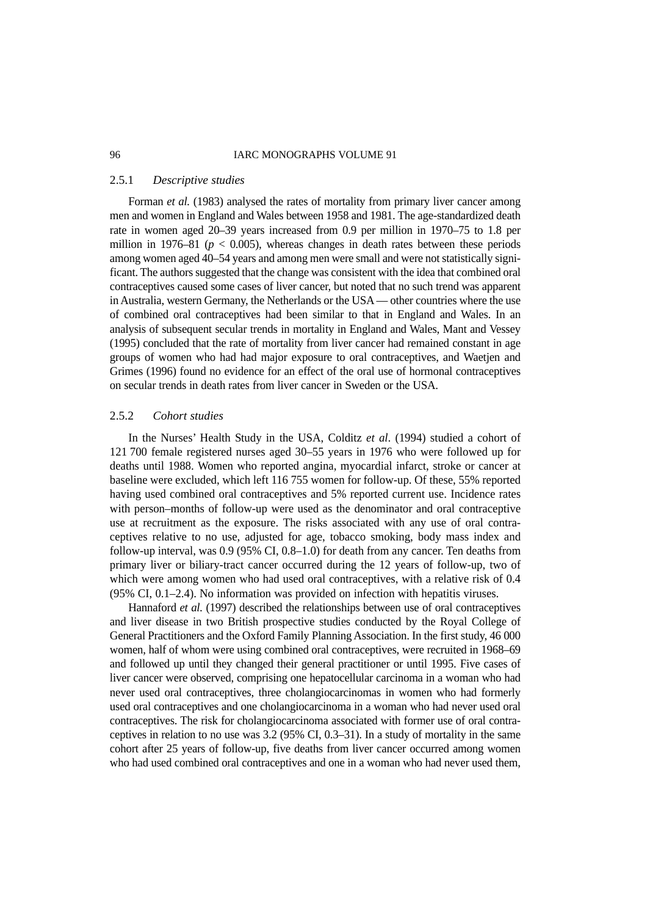### 2.5.1 *Descriptive studies*

Forman *et al.* (1983) analysed the rates of mortality from primary liver cancer among men and women in England and Wales between 1958 and 1981. The age-standardized death rate in women aged 20–39 years increased from 0.9 per million in 1970–75 to 1.8 per million in 1976–81 ($p < 0.005$), whereas changes in death rates between these periods among women aged 40–54 years and among men were small and were not statistically significant. The authors suggested that the change was consistent with the idea that combined oral contraceptives caused some cases of liver cancer, but noted that no such trend was apparent in Australia, western Germany, the Netherlands or the USA — other countries where the use of combined oral contraceptives had been similar to that in England and Wales. In an analysis of subsequent secular trends in mortality in England and Wales, Mant and Vessey (1995) concluded that the rate of mortality from liver cancer had remained constant in age groups of women who had had major exposure to oral contraceptives, and Waetjen and Grimes (1996) found no evidence for an effect of the oral use of hormonal contraceptives on secular trends in death rates from liver cancer in Sweden or the USA.

### 2.5.2 *Cohort studies*

In the Nurses' Health Study in the USA, Colditz *et al*. (1994) studied a cohort of 121 700 female registered nurses aged 30–55 years in 1976 who were followed up for deaths until 1988. Women who reported angina, myocardial infarct, stroke or cancer at baseline were excluded, which left 116 755 women for follow-up. Of these, 55% reported having used combined oral contraceptives and 5% reported current use. Incidence rates with person–months of follow-up were used as the denominator and oral contraceptive use at recruitment as the exposure. The risks associated with any use of oral contraceptives relative to no use, adjusted for age, tobacco smoking, body mass index and follow-up interval, was 0.9 (95% CI, 0.8–1.0) for death from any cancer. Ten deaths from primary liver or biliary-tract cancer occurred during the 12 years of follow-up, two of which were among women who had used oral contraceptives, with a relative risk of 0.4 (95% CI, 0.1–2.4). No information was provided on infection with hepatitis viruses.

Hannaford *et al.* (1997) described the relationships between use of oral contraceptives and liver disease in two British prospective studies conducted by the Royal College of General Practitioners and the Oxford Family Planning Association. In the first study, 46 000 women, half of whom were using combined oral contraceptives, were recruited in 1968–69 and followed up until they changed their general practitioner or until 1995. Five cases of liver cancer were observed, comprising one hepatocellular carcinoma in a woman who had never used oral contraceptives, three cholangiocarcinomas in women who had formerly used oral contraceptives and one cholangiocarcinoma in a woman who had never used oral contraceptives. The risk for cholangiocarcinoma associated with former use of oral contraceptives in relation to no use was 3.2 (95% CI, 0.3–31). In a study of mortality in the same cohort after 25 years of follow-up, five deaths from liver cancer occurred among women who had used combined oral contraceptives and one in a woman who had never used them,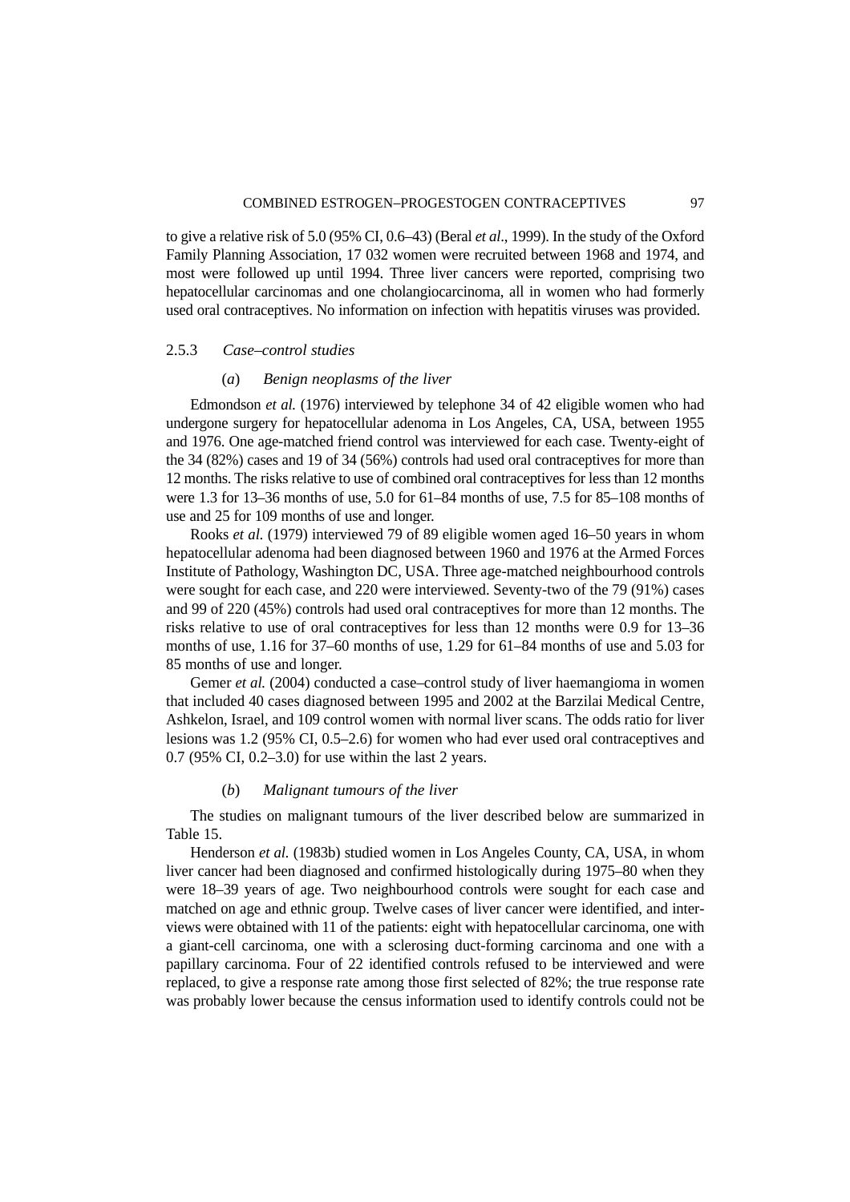to give a relative risk of 5.0 (95% CI, 0.6–43) (Beral *et al*., 1999). In the study of the Oxford Family Planning Association, 17 032 women were recruited between 1968 and 1974, and most were followed up until 1994. Three liver cancers were reported, comprising two hepatocellular carcinomas and one cholangiocarcinoma, all in women who had formerly used oral contraceptives. No information on infection with hepatitis viruses was provided.

### 2.5.3 *Case–control studies*

#### (*a*) *Benign neoplasms of the liver*

Edmondson *et al.* (1976) interviewed by telephone 34 of 42 eligible women who had undergone surgery for hepatocellular adenoma in Los Angeles, CA, USA, between 1955 and 1976. One age-matched friend control was interviewed for each case. Twenty-eight of the 34 (82%) cases and 19 of 34 (56%) controls had used oral contraceptives for more than 12 months. The risks relative to use of combined oral contraceptives for less than 12 months were 1.3 for 13–36 months of use, 5.0 for 61–84 months of use, 7.5 for 85–108 months of use and 25 for 109 months of use and longer.

Rooks *et al.* (1979) interviewed 79 of 89 eligible women aged 16–50 years in whom hepatocellular adenoma had been diagnosed between 1960 and 1976 at the Armed Forces Institute of Pathology, Washington DC, USA. Three age-matched neighbourhood controls were sought for each case, and 220 were interviewed. Seventy-two of the 79 (91%) cases and 99 of 220 (45%) controls had used oral contraceptives for more than 12 months. The risks relative to use of oral contraceptives for less than 12 months were 0.9 for 13–36 months of use, 1.16 for 37–60 months of use, 1.29 for 61–84 months of use and 5.03 for 85 months of use and longer.

Gemer *et al.* (2004) conducted a case–control study of liver haemangioma in women that included 40 cases diagnosed between 1995 and 2002 at the Barzilai Medical Centre, Ashkelon, Israel, and 109 control women with normal liver scans. The odds ratio for liver lesions was 1.2 (95% CI, 0.5–2.6) for women who had ever used oral contraceptives and 0.7 (95% CI, 0.2–3.0) for use within the last 2 years.

#### (*b*) *Malignant tumours of the liver*

The studies on malignant tumours of the liver described below are summarized in Table 15.

Henderson *et al.* (1983b) studied women in Los Angeles County, CA, USA, in whom liver cancer had been diagnosed and confirmed histologically during 1975–80 when they were 18–39 years of age. Two neighbourhood controls were sought for each case and matched on age and ethnic group. Twelve cases of liver cancer were identified, and interviews were obtained with 11 of the patients: eight with hepatocellular carcinoma, one with a giant-cell carcinoma, one with a sclerosing duct-forming carcinoma and one with a papillary carcinoma. Four of 22 identified controls refused to be interviewed and were replaced, to give a response rate among those first selected of 82%; the true response rate was probably lower because the census information used to identify controls could not be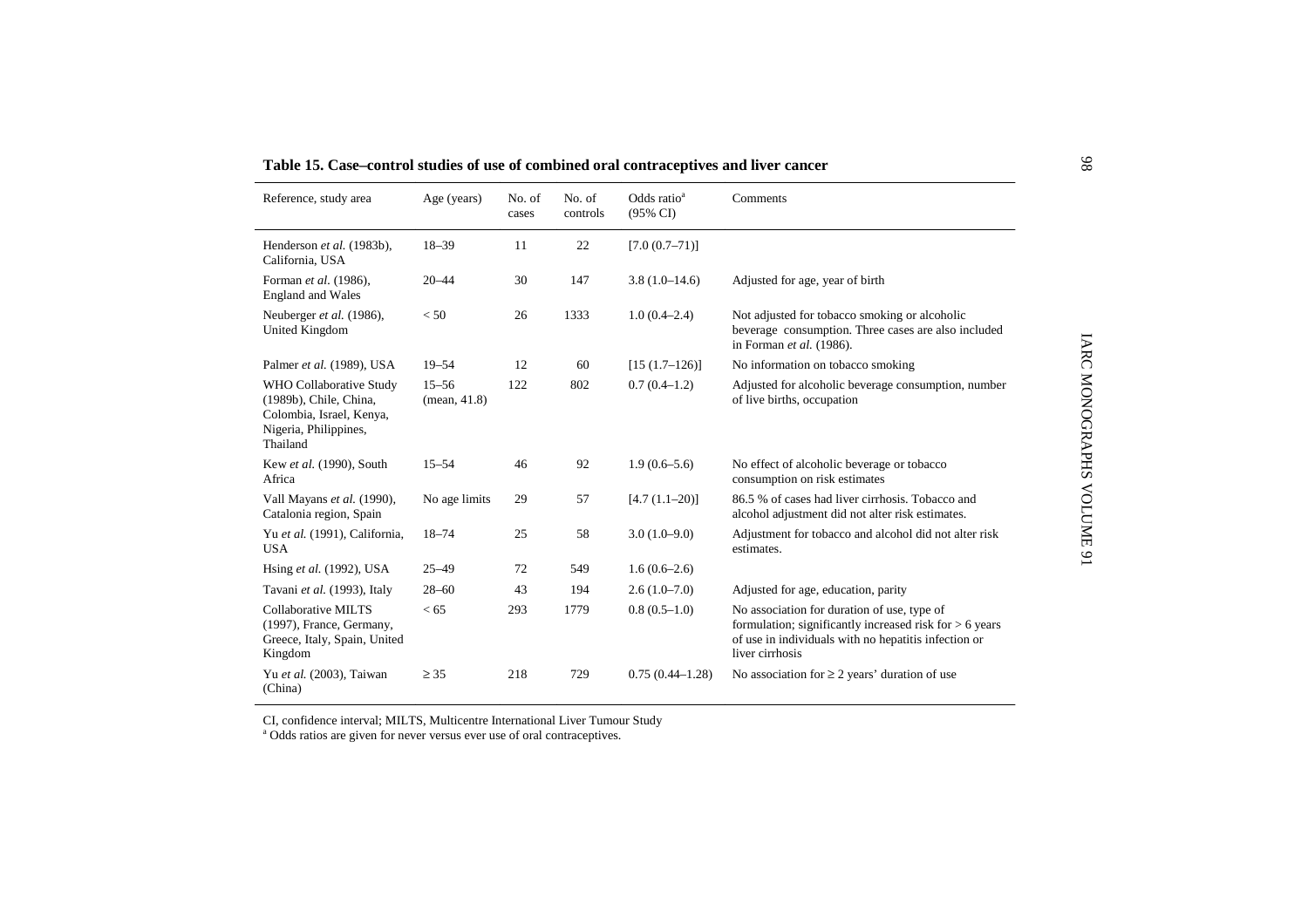**Table 15. Case–control studies of use of combined oral contraceptives and liver cancer**

| Reference, study area | Age (years) | No. of cases | No. of controls | Odds ratio[a] (95% CI) | Comments |
|---|---|---|---|---|---|
| Henderson *et al.* (1983b), California, USA | 18–39 | 11 | 22 | [7.0 (0.7–71)] | |
| Forman *et al.* (1986), England and Wales | 20–44 | 30 | 147 | 3.8 (1.0–14.6) | Adjusted for age, year of birth |
| Neuberger *et al.* (1986), United Kingdom | < 50 | 26 | 1333 | 1.0 (0.4–2.4) | Not adjusted for tobacco smoking or alcoholic beverage consumption. Three cases are also included in Forman *et al.* (1986). |
| Palmer *et al.* (1989), USA | 19–54 | 12 | 60 | [15 (1.7–126)] | No information on tobacco smoking |
| WHO Collaborative Study (1989b), Chile, China, Colombia, Israel, Kenya, Nigeria, Philippines, Thailand | 15–56 (mean, 41.8) | 122 | 802 | 0.7 (0.4–1.2) | Adjusted for alcoholic beverage consumption, number of live births, occupation |
| Kew *et al.* (1990), South Africa | 15–54 | 46 | 92 | 1.9 (0.6–5.6) | No effect of alcoholic beverage or tobacco consumption on risk estimates |
| Vall Mayans *et al.* (1990), Catalonia region, Spain | No age limits | 29 | 57 | [4.7 (1.1–20)] | 86.5 % of cases had liver cirrhosis. Tobacco and alcohol adjustment did not alter risk estimates. |
| Yu *et al.* (1991), California, USA | 18–74 | 25 | 58 | 3.0 (1.0–9.0) | Adjustment for tobacco and alcohol did not alter risk estimates. |
| Hsing *et al.* (1992), USA | 25–49 | 72 | 549 | 1.6 (0.6–2.6) | |
| Tavani *et al.* (1993), Italy | 28–60 | 43 | 194 | 2.6 (1.0–7.0) | Adjusted for age, education, parity |
| Collaborative MILTS (1997), France, Germany, Greece, Italy, Spain, United Kingdom | < 65 | 293 | 1779 | 0.8 (0.5–1.0) | No association for duration of use, type of formulation; significantly increased risk for > 6 years of use in individuals with no hepatitis infection or liver cirrhosis |
| Yu *et al.* (2003), Taiwan (China) | ≥ 35 | 218 | 729 | 0.75 (0.44–1.28) | No association for ≥ 2 years' duration of use |

CI, confidence interval; MILTS, Multicentre International Liver Tumour Study

[a] Odds ratios are given for never versus ever use of oral contraceptives.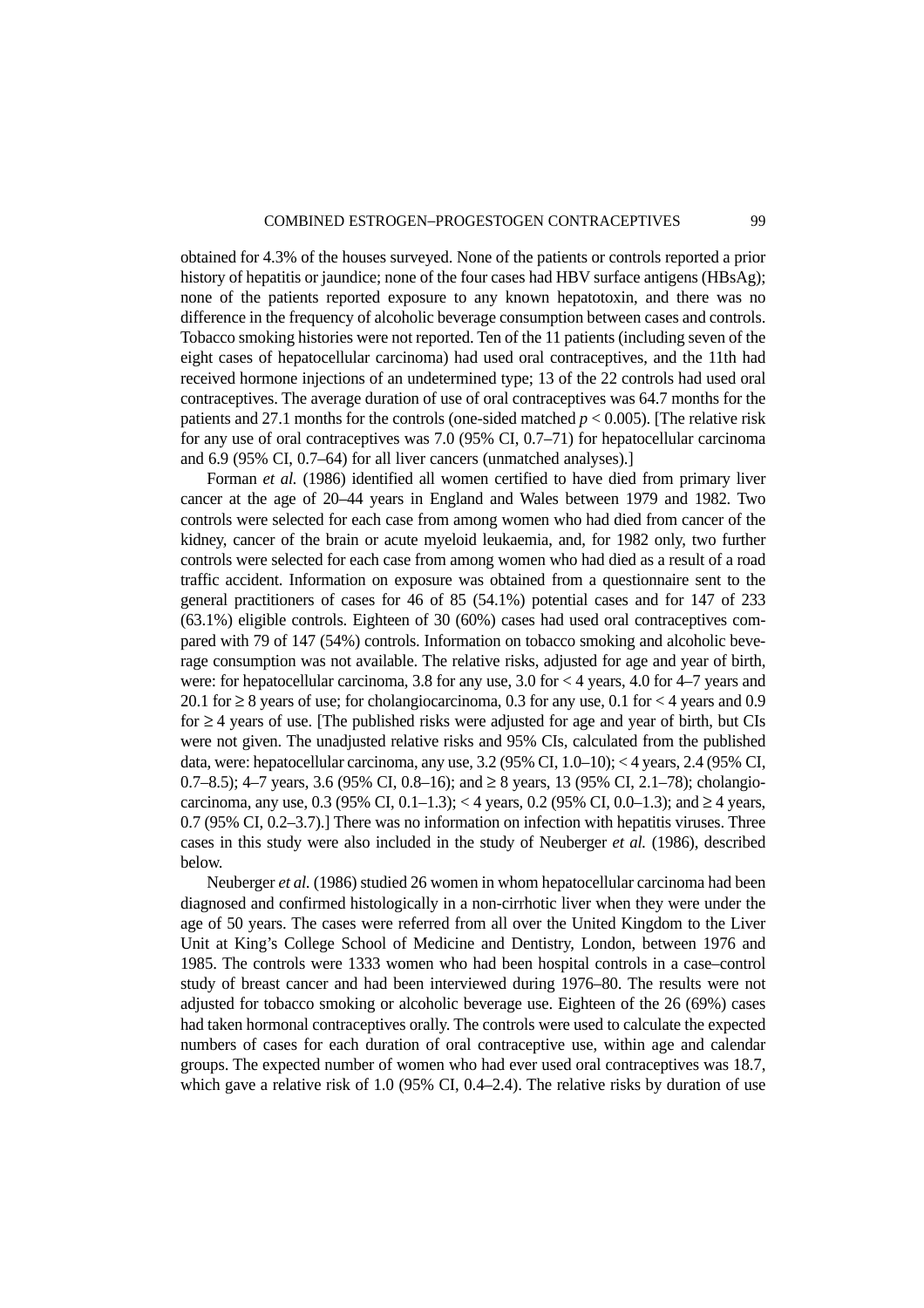obtained for 4.3% of the houses surveyed. None of the patients or controls reported a prior history of hepatitis or jaundice; none of the four cases had HBV surface antigens (HBsAg); none of the patients reported exposure to any known hepatotoxin, and there was no difference in the frequency of alcoholic beverage consumption between cases and controls. Tobacco smoking histories were not reported. Ten of the 11 patients (including seven of the eight cases of hepatocellular carcinoma) had used oral contraceptives, and the 11th had received hormone injections of an undetermined type; 13 of the 22 controls had used oral contraceptives. The average duration of use of oral contraceptives was 64.7 months for the patients and 27.1 months for the controls (one-sided matched $p < 0.005$). [The relative risk for any use of oral contraceptives was 7.0 (95% CI, 0.7–71) for hepatocellular carcinoma and 6.9 (95% CI, 0.7–64) for all liver cancers (unmatched analyses).]

Forman *et al.* (1986) identified all women certified to have died from primary liver cancer at the age of 20–44 years in England and Wales between 1979 and 1982. Two controls were selected for each case from among women who had died from cancer of the kidney, cancer of the brain or acute myeloid leukaemia, and, for 1982 only, two further controls were selected for each case from among women who had died as a result of a road traffic accident. Information on exposure was obtained from a questionnaire sent to the general practitioners of cases for 46 of 85 (54.1%) potential cases and for 147 of 233 (63.1%) eligible controls. Eighteen of 30 (60%) cases had used oral contraceptives compared with 79 of 147 (54%) controls. Information on tobacco smoking and alcoholic beverage consumption was not available. The relative risks, adjusted for age and year of birth, were: for hepatocellular carcinoma, 3.8 for any use, 3.0 for < 4 years, 4.0 for 4–7 years and 20.1 for ≥ 8 years of use; for cholangiocarcinoma, 0.3 for any use, 0.1 for < 4 years and 0.9 for ≥ 4 years of use. [The published risks were adjusted for age and year of birth, but CIs were not given. The unadjusted relative risks and 95% CIs, calculated from the published data, were: hepatocellular carcinoma, any use, 3.2 (95% CI, 1.0–10); < 4 years, 2.4 (95% CI, 0.7–8.5); 4–7 years, 3.6 (95% CI, 0.8–16); and ≥ 8 years, 13 (95% CI, 2.1–78); cholangiocarcinoma, any use, 0.3 (95% CI, 0.1–1.3); < 4 years, 0.2 (95% CI, 0.0–1.3); and ≥ 4 years, 0.7 (95% CI, 0.2–3.7).] There was no information on infection with hepatitis viruses. Three cases in this study were also included in the study of Neuberger *et al.* (1986), described below.

Neuberger *et al.* (1986) studied 26 women in whom hepatocellular carcinoma had been diagnosed and confirmed histologically in a non-cirrhotic liver when they were under the age of 50 years. The cases were referred from all over the United Kingdom to the Liver Unit at King's College School of Medicine and Dentistry, London, between 1976 and 1985. The controls were 1333 women who had been hospital controls in a case–control study of breast cancer and had been interviewed during 1976–80. The results were not adjusted for tobacco smoking or alcoholic beverage use. Eighteen of the 26 (69%) cases had taken hormonal contraceptives orally. The controls were used to calculate the expected numbers of cases for each duration of oral contraceptive use, within age and calendar groups. The expected number of women who had ever used oral contraceptives was 18.7, which gave a relative risk of 1.0 (95% CI, 0.4–2.4). The relative risks by duration of use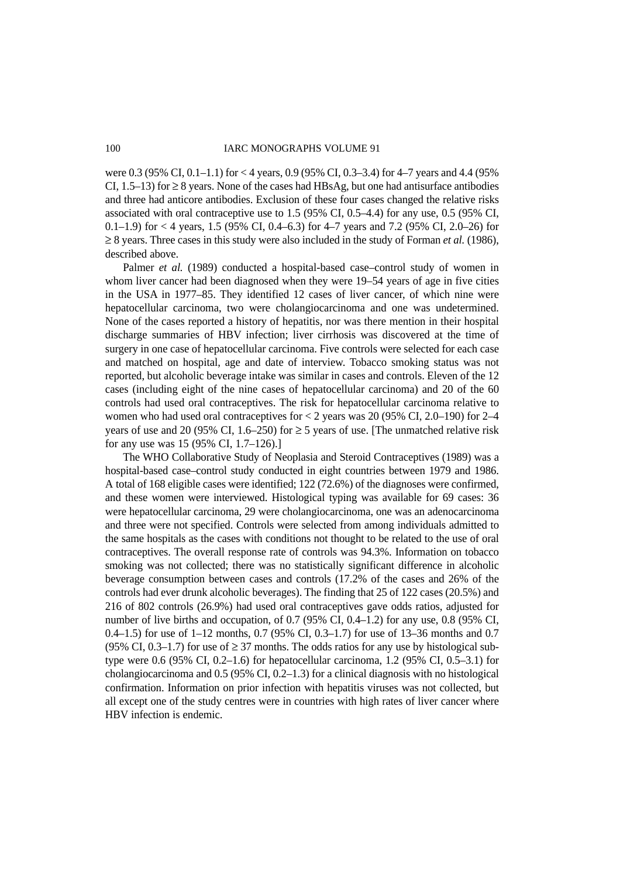were 0.3 (95% CI, 0.1–1.1) for < 4 years, 0.9 (95% CI, 0.3–3.4) for 4–7 years and 4.4 (95% CI, 1.5–13) for ≥ 8 years. None of the cases had HBsAg, but one had antisurface antibodies and three had anticore antibodies. Exclusion of these four cases changed the relative risks associated with oral contraceptive use to 1.5 (95% CI, 0.5–4.4) for any use, 0.5 (95% CI, 0.1–1.9) for < 4 years, 1.5 (95% CI, 0.4–6.3) for 4–7 years and 7.2 (95% CI, 2.0–26) for ≥ 8 years. Three cases in this study were also included in the study of Forman *et al.* (1986), described above.

Palmer *et al.* (1989) conducted a hospital-based case–control study of women in whom liver cancer had been diagnosed when they were 19–54 years of age in five cities in the USA in 1977–85. They identified 12 cases of liver cancer, of which nine were hepatocellular carcinoma, two were cholangiocarcinoma and one was undetermined. None of the cases reported a history of hepatitis, nor was there mention in their hospital discharge summaries of HBV infection; liver cirrhosis was discovered at the time of surgery in one case of hepatocellular carcinoma. Five controls were selected for each case and matched on hospital, age and date of interview. Tobacco smoking status was not reported, but alcoholic beverage intake was similar in cases and controls. Eleven of the 12 cases (including eight of the nine cases of hepatocellular carcinoma) and 20 of the 60 controls had used oral contraceptives. The risk for hepatocellular carcinoma relative to women who had used oral contraceptives for < 2 years was 20 (95% CI, 2.0–190) for 2–4 years of use and 20 (95% CI, 1.6–250) for ≥ 5 years of use. [The unmatched relative risk for any use was 15 (95% CI, 1.7–126).]

The WHO Collaborative Study of Neoplasia and Steroid Contraceptives (1989) was a hospital-based case–control study conducted in eight countries between 1979 and 1986. A total of 168 eligible cases were identified; 122 (72.6%) of the diagnoses were confirmed, and these women were interviewed. Histological typing was available for 69 cases: 36 were hepatocellular carcinoma, 29 were cholangiocarcinoma, one was an adenocarcinoma and three were not specified. Controls were selected from among individuals admitted to the same hospitals as the cases with conditions not thought to be related to the use of oral contraceptives. The overall response rate of controls was 94.3%. Information on tobacco smoking was not collected; there was no statistically significant difference in alcoholic beverage consumption between cases and controls (17.2% of the cases and 26% of the controls had ever drunk alcoholic beverages). The finding that 25 of 122 cases (20.5%) and 216 of 802 controls (26.9%) had used oral contraceptives gave odds ratios, adjusted for number of live births and occupation, of 0.7 (95% CI, 0.4–1.2) for any use, 0.8 (95% CI, 0.4–1.5) for use of 1–12 months, 0.7 (95% CI, 0.3–1.7) for use of 13–36 months and 0.7 (95% CI, 0.3–1.7) for use of ≥ 37 months. The odds ratios for any use by histological subtype were 0.6 (95% CI, 0.2–1.6) for hepatocellular carcinoma, 1.2 (95% CI, 0.5–3.1) for cholangiocarcinoma and 0.5 (95% CI, 0.2–1.3) for a clinical diagnosis with no histological confirmation. Information on prior infection with hepatitis viruses was not collected, but all except one of the study centres were in countries with high rates of liver cancer where HBV infection is endemic.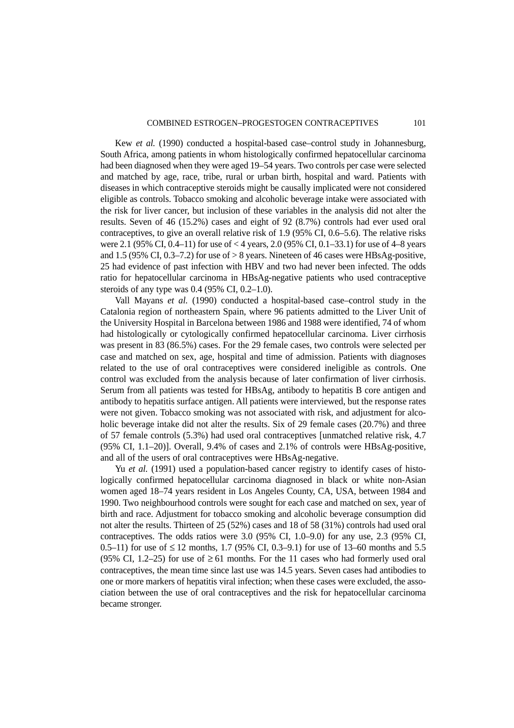Kew *et al.* (1990) conducted a hospital-based case–control study in Johannesburg, South Africa, among patients in whom histologically confirmed hepatocellular carcinoma had been diagnosed when they were aged 19–54 years. Two controls per case were selected and matched by age, race, tribe, rural or urban birth, hospital and ward. Patients with diseases in which contraceptive steroids might be causally implicated were not considered eligible as controls. Tobacco smoking and alcoholic beverage intake were associated with the risk for liver cancer, but inclusion of these variables in the analysis did not alter the results. Seven of 46 (15.2%) cases and eight of 92 (8.7%) controls had ever used oral contraceptives, to give an overall relative risk of 1.9 (95% CI, 0.6–5.6). The relative risks were 2.1 (95% CI, 0.4–11) for use of < 4 years, 2.0 (95% CI, 0.1–33.1) for use of 4–8 years and 1.5 (95% CI, 0.3–7.2) for use of > 8 years. Nineteen of 46 cases were HBsAg-positive, 25 had evidence of past infection with HBV and two had never been infected. The odds ratio for hepatocellular carcinoma in HBsAg-negative patients who used contraceptive steroids of any type was 0.4 (95% CI, 0.2–1.0).

Vall Mayans *et al.* (1990) conducted a hospital-based case–control study in the Catalonia region of northeastern Spain, where 96 patients admitted to the Liver Unit of the University Hospital in Barcelona between 1986 and 1988 were identified, 74 of whom had histologically or cytologically confirmed hepatocellular carcinoma. Liver cirrhosis was present in 83 (86.5%) cases. For the 29 female cases, two controls were selected per case and matched on sex, age, hospital and time of admission. Patients with diagnoses related to the use of oral contraceptives were considered ineligible as controls. One control was excluded from the analysis because of later confirmation of liver cirrhosis. Serum from all patients was tested for HBsAg, antibody to hepatitis B core antigen and antibody to hepatitis surface antigen. All patients were interviewed, but the response rates were not given. Tobacco smoking was not associated with risk, and adjustment for alcoholic beverage intake did not alter the results. Six of 29 female cases (20.7%) and three of 57 female controls (5.3%) had used oral contraceptives [unmatched relative risk, 4.7 (95% CI, 1.1–20)]. Overall, 9.4% of cases and 2.1% of controls were HBsAg-positive, and all of the users of oral contraceptives were HBsAg-negative.

Yu *et al.* (1991) used a population-based cancer registry to identify cases of histologically confirmed hepatocellular carcinoma diagnosed in black or white non-Asian women aged 18–74 years resident in Los Angeles County, CA, USA, between 1984 and 1990. Two neighbourhood controls were sought for each case and matched on sex, year of birth and race. Adjustment for tobacco smoking and alcoholic beverage consumption did not alter the results. Thirteen of 25 (52%) cases and 18 of 58 (31%) controls had used oral contraceptives. The odds ratios were 3.0 (95% CI, 1.0–9.0) for any use, 2.3 (95% CI, 0.5–11) for use of ≤ 12 months, 1.7 (95% CI, 0.3–9.1) for use of 13–60 months and 5.5 (95% CI, 1.2–25) for use of ≥ 61 months. For the 11 cases who had formerly used oral contraceptives, the mean time since last use was 14.5 years. Seven cases had antibodies to one or more markers of hepatitis viral infection; when these cases were excluded, the association between the use of oral contraceptives and the risk for hepatocellular carcinoma became stronger.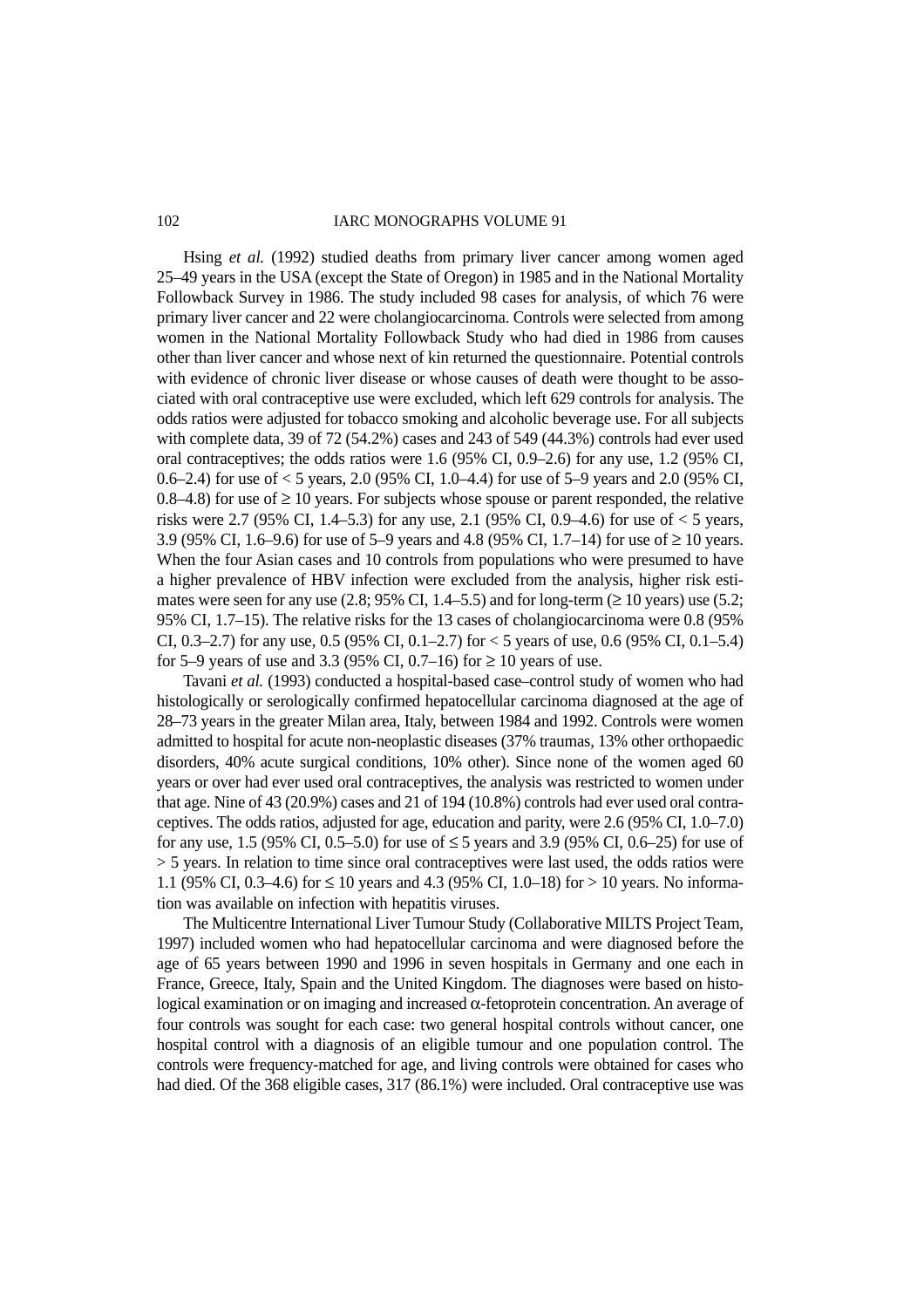Hsing *et al.* (1992) studied deaths from primary liver cancer among women aged 25–49 years in the USA (except the State of Oregon) in 1985 and in the National Mortality Followback Survey in 1986. The study included 98 cases for analysis, of which 76 were primary liver cancer and 22 were cholangiocarcinoma. Controls were selected from among women in the National Mortality Followback Study who had died in 1986 from causes other than liver cancer and whose next of kin returned the questionnaire. Potential controls with evidence of chronic liver disease or whose causes of death were thought to be associated with oral contraceptive use were excluded, which left 629 controls for analysis. The odds ratios were adjusted for tobacco smoking and alcoholic beverage use. For all subjects with complete data, 39 of 72 (54.2%) cases and 243 of 549 (44.3%) controls had ever used oral contraceptives; the odds ratios were 1.6 (95% CI, 0.9–2.6) for any use, 1.2 (95% CI, 0.6–2.4) for use of < 5 years, 2.0 (95% CI, 1.0–4.4) for use of 5–9 years and 2.0 (95% CI, 0.8–4.8) for use of ≥ 10 years. For subjects whose spouse or parent responded, the relative risks were 2.7 (95% CI, 1.4–5.3) for any use, 2.1 (95% CI, 0.9–4.6) for use of < 5 years, 3.9 (95% CI, 1.6–9.6) for use of 5–9 years and 4.8 (95% CI, 1.7–14) for use of ≥ 10 years. When the four Asian cases and 10 controls from populations who were presumed to have a higher prevalence of HBV infection were excluded from the analysis, higher risk estimates were seen for any use (2.8; 95% CI, 1.4–5.5) and for long-term (≥ 10 years) use (5.2; 95% CI, 1.7–15). The relative risks for the 13 cases of cholangiocarcinoma were 0.8 (95% CI, 0.3–2.7) for any use, 0.5 (95% CI, 0.1–2.7) for < 5 years of use, 0.6 (95% CI, 0.1–5.4) for 5–9 years of use and 3.3 (95% CI, 0.7–16) for ≥ 10 years of use.

Tavani *et al.* (1993) conducted a hospital-based case–control study of women who had histologically or serologically confirmed hepatocellular carcinoma diagnosed at the age of 28–73 years in the greater Milan area, Italy, between 1984 and 1992. Controls were women admitted to hospital for acute non-neoplastic diseases (37% traumas, 13% other orthopaedic disorders, 40% acute surgical conditions, 10% other). Since none of the women aged 60 years or over had ever used oral contraceptives, the analysis was restricted to women under that age. Nine of 43 (20.9%) cases and 21 of 194 (10.8%) controls had ever used oral contraceptives. The odds ratios, adjusted for age, education and parity, were 2.6 (95% CI, 1.0–7.0) for any use, 1.5 (95% CI, 0.5–5.0) for use of ≤ 5 years and 3.9 (95% CI, 0.6–25) for use of > 5 years. In relation to time since oral contraceptives were last used, the odds ratios were 1.1 (95% CI, 0.3–4.6) for ≤ 10 years and 4.3 (95% CI, 1.0–18) for > 10 years. No information was available on infection with hepatitis viruses.

The Multicentre International Liver Tumour Study (Collaborative MILTS Project Team, 1997) included women who had hepatocellular carcinoma and were diagnosed before the age of 65 years between 1990 and 1996 in seven hospitals in Germany and one each in France, Greece, Italy, Spain and the United Kingdom. The diagnoses were based on histological examination or on imaging and increased α-fetoprotein concentration. An average of four controls was sought for each case: two general hospital controls without cancer, one hospital control with a diagnosis of an eligible tumour and one population control. The controls were frequency-matched for age, and living controls were obtained for cases who had died. Of the 368 eligible cases, 317 (86.1%) were included. Oral contraceptive use was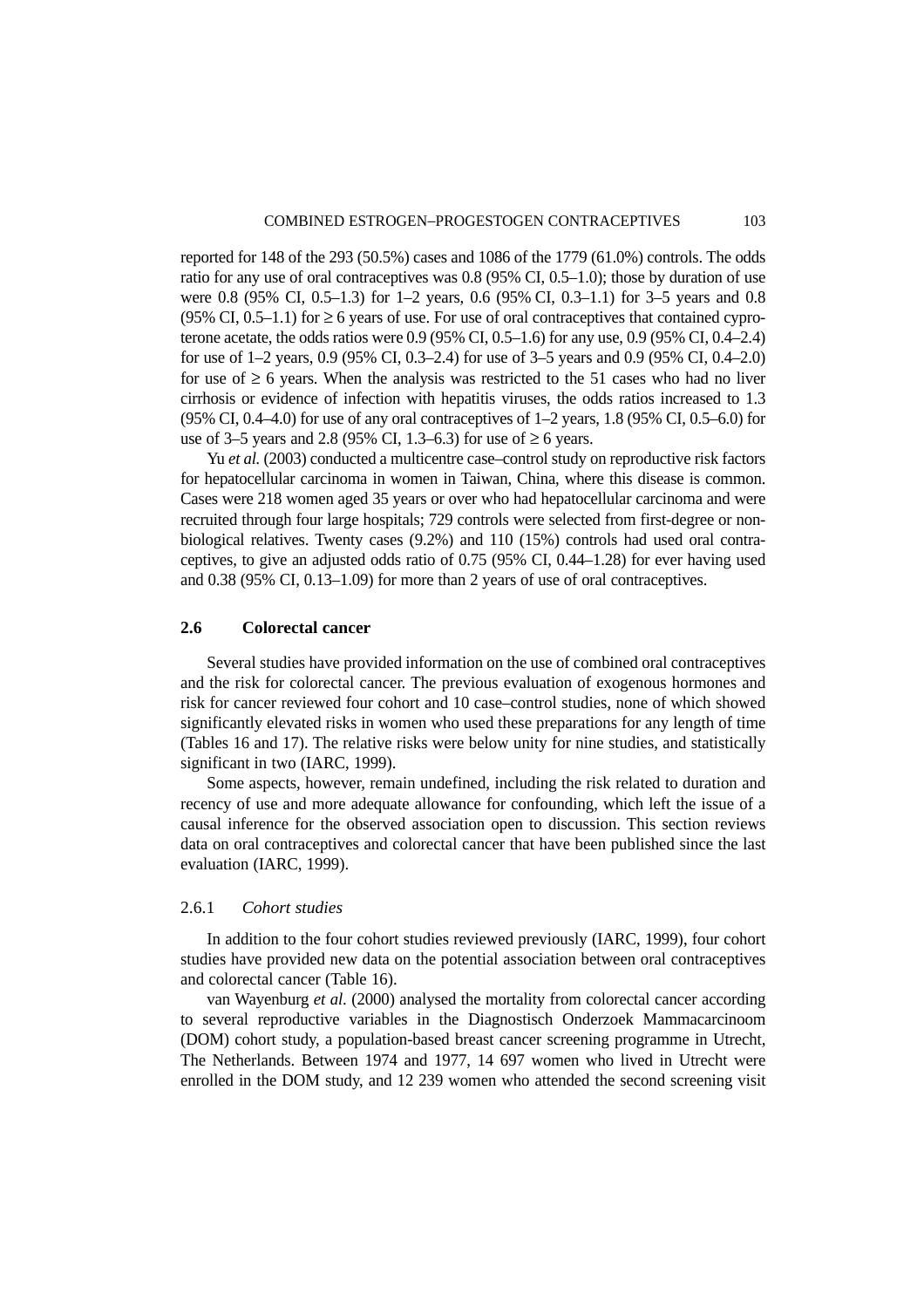reported for 148 of the 293 (50.5%) cases and 1086 of the 1779 (61.0%) controls. The odds ratio for any use of oral contraceptives was 0.8 (95% CI, 0.5–1.0); those by duration of use were 0.8 (95% CI, 0.5–1.3) for 1–2 years, 0.6 (95% CI, 0.3–1.1) for 3–5 years and 0.8 (95% CI, 0.5–1.1) for ≥ 6 years of use. For use of oral contraceptives that contained cyproterone acetate, the odds ratios were 0.9 (95% CI, 0.5–1.6) for any use, 0.9 (95% CI, 0.4–2.4) for use of 1–2 years, 0.9 (95% CI, 0.3–2.4) for use of 3–5 years and 0.9 (95% CI, 0.4–2.0) for use of ≥ 6 years. When the analysis was restricted to the 51 cases who had no liver cirrhosis or evidence of infection with hepatitis viruses, the odds ratios increased to 1.3 (95% CI, 0.4–4.0) for use of any oral contraceptives of 1–2 years, 1.8 (95% CI, 0.5–6.0) for use of 3–5 years and 2.8 (95% CI, 1.3–6.3) for use of ≥ 6 years.

Yu *et al.* (2003) conducted a multicentre case–control study on reproductive risk factors for hepatocellular carcinoma in women in Taiwan, China, where this disease is common. Cases were 218 women aged 35 years or over who had hepatocellular carcinoma and were recruited through four large hospitals; 729 controls were selected from first-degree or non-biological relatives. Twenty cases (9.2%) and 110 (15%) controls had used oral contraceptives, to give an adjusted odds ratio of 0.75 (95% CI, 0.44–1.28) for ever having used and 0.38 (95% CI, 0.13–1.09) for more than 2 years of use of oral contraceptives.

## 2.6 Colorectal cancer

Several studies have provided information on the use of combined oral contraceptives and the risk for colorectal cancer. The previous evaluation of exogenous hormones and risk for cancer reviewed four cohort and 10 case–control studies, none of which showed significantly elevated risks in women who used these preparations for any length of time (Tables 16 and 17). The relative risks were below unity for nine studies, and statistically significant in two (IARC, 1999).

Some aspects, however, remain undefined, including the risk related to duration and recency of use and more adequate allowance for confounding, which left the issue of a causal inference for the observed association open to discussion. This section reviews data on oral contraceptives and colorectal cancer that have been published since the last evaluation (IARC, 1999).

### 2.6.1 *Cohort studies*

In addition to the four cohort studies reviewed previously (IARC, 1999), four cohort studies have provided new data on the potential association between oral contraceptives and colorectal cancer (Table 16).

van Wayenburg *et al.* (2000) analysed the mortality from colorectal cancer according to several reproductive variables in the Diagnostisch Onderzoek Mammacarcinoom (DOM) cohort study, a population-based breast cancer screening programme in Utrecht, The Netherlands. Between 1974 and 1977, 14 697 women who lived in Utrecht were enrolled in the DOM study, and 12 239 women who attended the second screening visit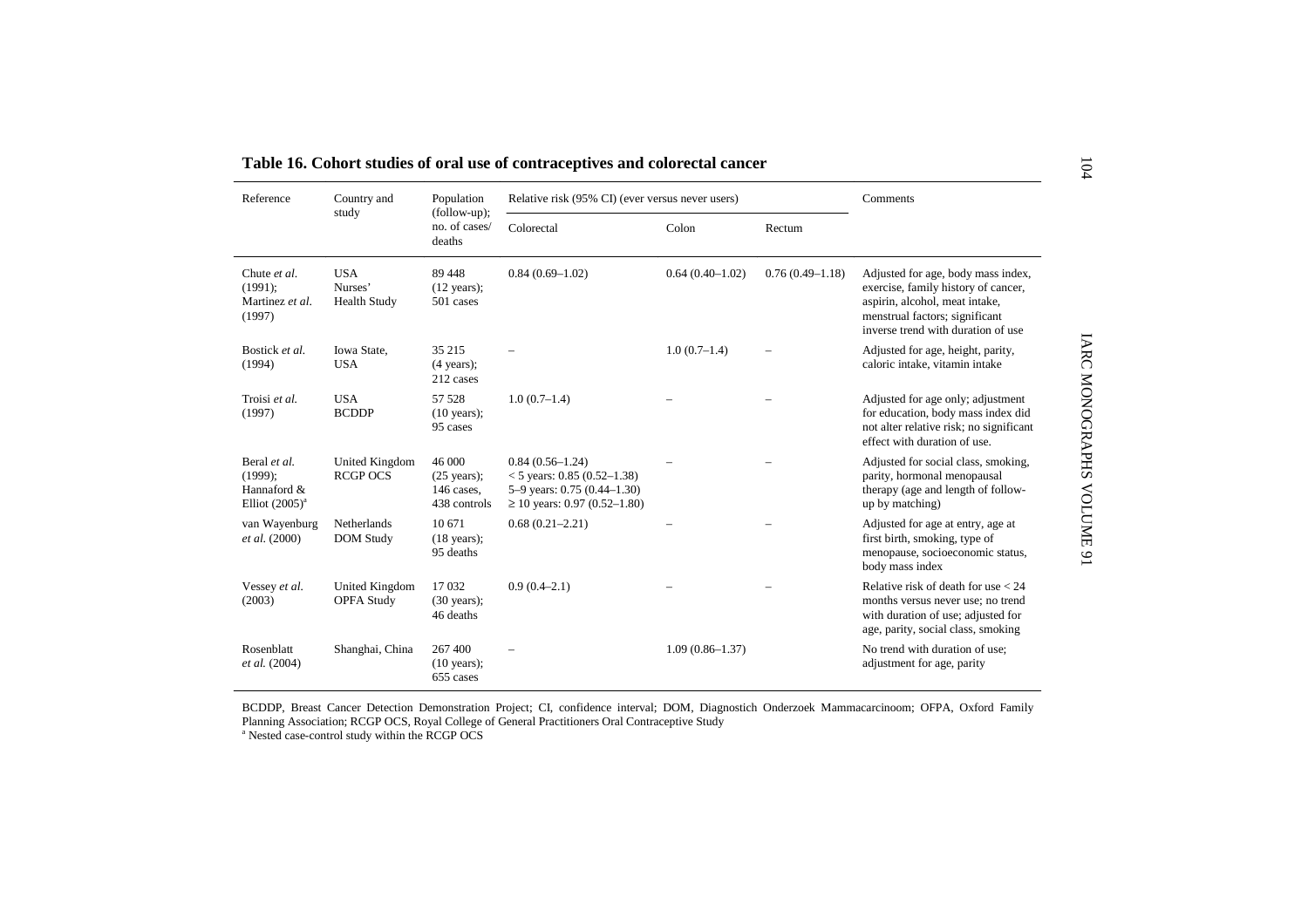## Table 16. Cohort studies of oral use of contraceptives and colorectal cancer

| Reference | Country and study | Population (follow-up); no. of cases/ deaths | Relative risk (95% CI) (ever versus never users) | | | Comments |
|---|---|---|---|---|---|---|
| | | | Colorectal | Colon | Rectum | |
| Chute *et al.* (1991); Martinez *et al.* (1997) | USA Nurses' Health Study | 89 448 (12 years); 501 cases | 0.84 (0.69–1.02) | 0.64 (0.40–1.02) | 0.76 (0.49–1.18) | Adjusted for age, body mass index, exercise, family history of cancer, aspirin, alcohol, meat intake, menstrual factors; significant inverse trend with duration of use |
| Bostick *et al.* (1994) | Iowa State, USA | 35 215 (4 years); 212 cases | – | 1.0 (0.7–1.4) | – | Adjusted for age, height, parity, caloric intake, vitamin intake |
| Troisi *et al.* (1997) | USA BCDDP | 57 528 (10 years); 95 cases | 1.0 (0.7–1.4) | – | – | Adjusted for age only; adjustment for education, body mass index did not alter relative risk; no significant effect with duration of use. |
| Beral *et al.* (1999); Hannaford & Elliot (2005)[a] | United Kingdom RCGP OCS | 46 000 (25 years); 146 cases, 438 controls | 0.84 (0.56–1.24)<br>< 5 years: 0.85 (0.52–1.38)<br>5–9 years: 0.75 (0.44–1.30)<br>≥ 10 years: 0.97 (0.52–1.80) | – | – | Adjusted for social class, smoking, parity, hormonal menopausal therapy (age and length of follow-up by matching) |
| van Wayenburg *et al.* (2000) | Netherlands DOM Study | 10 671 (18 years); 95 deaths | 0.68 (0.21–2.21) | – | – | Adjusted for age at entry, age at first birth, smoking, type of menopause, socioeconomic status, body mass index |
| Vessey *et al.* (2003) | United Kingdom OPFA Study | 17 032 (30 years); 46 deaths | 0.9 (0.4–2.1) | – | – | Relative risk of death for use < 24 months versus never use; no trend with duration of use; adjusted for age, parity, social class, smoking |
| Rosenblatt *et al.* (2004) | Shanghai, China | 267 400 (10 years); 655 cases | – | 1.09 (0.86–1.37) | | No trend with duration of use; adjustment for age, parity |

BCDDP, Breast Cancer Detection Demonstration Project; CI, confidence interval; DOM, Diagnostich Onderzoek Mammacarcinoom; OFPA, Oxford Family Planning Association; RCGP OCS, Royal College of General Practitioners Oral Contraceptive Study

[a] Nested case-control study within the RCGP OCS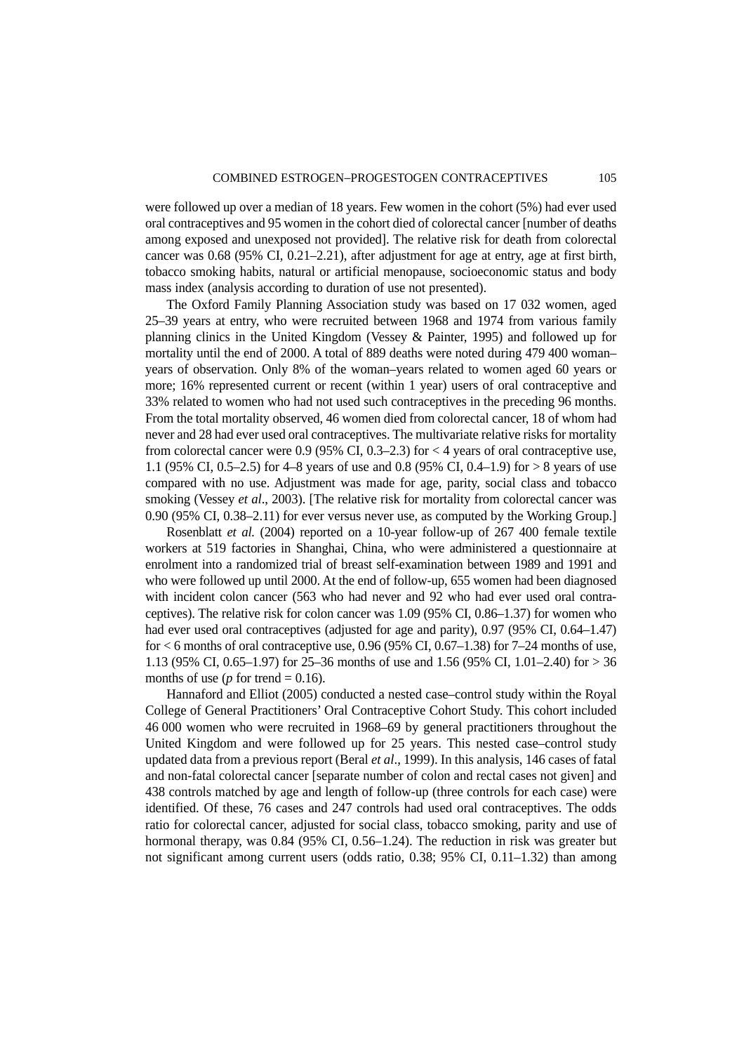were followed up over a median of 18 years. Few women in the cohort (5%) had ever used oral contraceptives and 95 women in the cohort died of colorectal cancer [number of deaths among exposed and unexposed not provided]. The relative risk for death from colorectal cancer was 0.68 (95% CI, 0.21–2.21), after adjustment for age at entry, age at first birth, tobacco smoking habits, natural or artificial menopause, socioeconomic status and body mass index (analysis according to duration of use not presented).

The Oxford Family Planning Association study was based on 17 032 women, aged 25–39 years at entry, who were recruited between 1968 and 1974 from various family planning clinics in the United Kingdom (Vessey & Painter, 1995) and followed up for mortality until the end of 2000. A total of 889 deaths were noted during 479 400 woman–years of observation. Only 8% of the woman–years related to women aged 60 years or more; 16% represented current or recent (within 1 year) users of oral contraceptive and 33% related to women who had not used such contraceptives in the preceding 96 months. From the total mortality observed, 46 women died from colorectal cancer, 18 of whom had never and 28 had ever used oral contraceptives. The multivariate relative risks for mortality from colorectal cancer were 0.9 (95% CI, 0.3–2.3) for < 4 years of oral contraceptive use, 1.1 (95% CI, 0.5–2.5) for 4–8 years of use and 0.8 (95% CI, 0.4–1.9) for > 8 years of use compared with no use. Adjustment was made for age, parity, social class and tobacco smoking (Vessey *et al*., 2003). [The relative risk for mortality from colorectal cancer was 0.90 (95% CI, 0.38–2.11) for ever versus never use, as computed by the Working Group.]

Rosenblatt *et al.* (2004) reported on a 10-year follow-up of 267 400 female textile workers at 519 factories in Shanghai, China, who were administered a questionnaire at enrolment into a randomized trial of breast self-examination between 1989 and 1991 and who were followed up until 2000. At the end of follow-up, 655 women had been diagnosed with incident colon cancer (563 who had never and 92 who had ever used oral contraceptives). The relative risk for colon cancer was 1.09 (95% CI, 0.86–1.37) for women who had ever used oral contraceptives (adjusted for age and parity), 0.97 (95% CI, 0.64–1.47) for < 6 months of oral contraceptive use, 0.96 (95% CI, 0.67–1.38) for 7–24 months of use, 1.13 (95% CI, 0.65–1.97) for 25–36 months of use and 1.56 (95% CI, 1.01–2.40) for > 36 months of use ($p$ for trend = 0.16).

Hannaford and Elliot (2005) conducted a nested case–control study within the Royal College of General Practitioners' Oral Contraceptive Cohort Study. This cohort included 46 000 women who were recruited in 1968–69 by general practitioners throughout the United Kingdom and were followed up for 25 years. This nested case–control study updated data from a previous report (Beral *et al*., 1999). In this analysis, 146 cases of fatal and non-fatal colorectal cancer [separate number of colon and rectal cases not given] and 438 controls matched by age and length of follow-up (three controls for each case) were identified. Of these, 76 cases and 247 controls had used oral contraceptives. The odds ratio for colorectal cancer, adjusted for social class, tobacco smoking, parity and use of hormonal therapy, was 0.84 (95% CI, 0.56–1.24). The reduction in risk was greater but not significant among current users (odds ratio, 0.38; 95% CI, 0.11–1.32) than among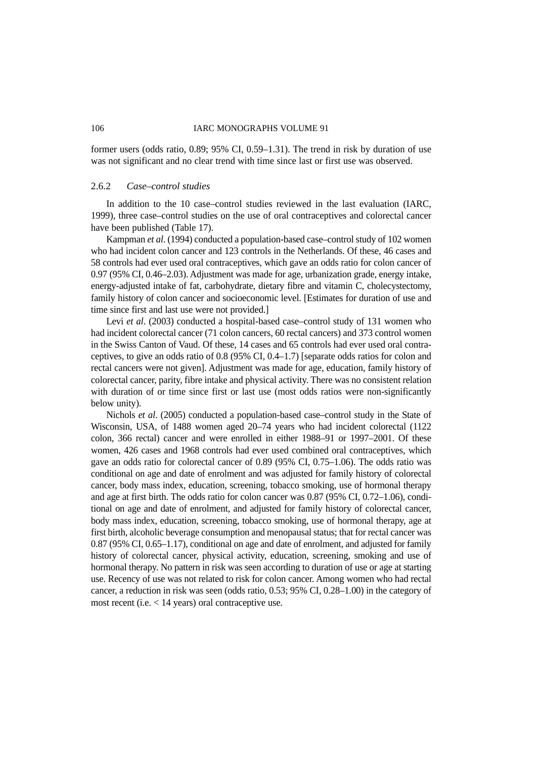former users (odds ratio, 0.89; 95% CI, 0.59–1.31). The trend in risk by duration of use was not significant and no clear trend with time since last or first use was observed.

### 2.6.2 *Case–control studies*

In addition to the 10 case–control studies reviewed in the last evaluation (IARC, 1999), three case–control studies on the use of oral contraceptives and colorectal cancer have been published (Table 17).

Kampman *et al.* (1994) conducted a population-based case–control study of 102 women who had incident colon cancer and 123 controls in the Netherlands. Of these, 46 cases and 58 controls had ever used oral contraceptives, which gave an odds ratio for colon cancer of 0.97 (95% CI, 0.46–2.03). Adjustment was made for age, urbanization grade, energy intake, energy-adjusted intake of fat, carbohydrate, dietary fibre and vitamin C, cholecystectomy, family history of colon cancer and socioeconomic level. [Estimates for duration of use and time since first and last use were not provided.]

Levi *et al.* (2003) conducted a hospital-based case–control study of 131 women who had incident colorectal cancer (71 colon cancers, 60 rectal cancers) and 373 control women in the Swiss Canton of Vaud. Of these, 14 cases and 65 controls had ever used oral contraceptives, to give an odds ratio of 0.8 (95% CI, 0.4–1.7) [separate odds ratios for colon and rectal cancers were not given]. Adjustment was made for age, education, family history of colorectal cancer, parity, fibre intake and physical activity. There was no consistent relation with duration of or time since first or last use (most odds ratios were non-significantly below unity).

Nichols *et al.* (2005) conducted a population-based case–control study in the State of Wisconsin, USA, of 1488 women aged 20–74 years who had incident colorectal (1122 colon, 366 rectal) cancer and were enrolled in either 1988–91 or 1997–2001. Of these women, 426 cases and 1968 controls had ever used combined oral contraceptives, which gave an odds ratio for colorectal cancer of 0.89 (95% CI, 0.75–1.06). The odds ratio was conditional on age and date of enrolment and was adjusted for family history of colorectal cancer, body mass index, education, screening, tobacco smoking, use of hormonal therapy and age at first birth. The odds ratio for colon cancer was 0.87 (95% CI, 0.72–1.06), conditional on age and date of enrolment, and adjusted for family history of colorectal cancer, body mass index, education, screening, tobacco smoking, use of hormonal therapy, age at first birth, alcoholic beverage consumption and menopausal status; that for rectal cancer was 0.87 (95% CI, 0.65–1.17), conditional on age and date of enrolment, and adjusted for family history of colorectal cancer, physical activity, education, screening, smoking and use of hormonal therapy. No pattern in risk was seen according to duration of use or age at starting use. Recency of use was not related to risk for colon cancer. Among women who had rectal cancer, a reduction in risk was seen (odds ratio, 0.53; 95% CI, 0.28–1.00) in the category of most recent (i.e. < 14 years) oral contraceptive use.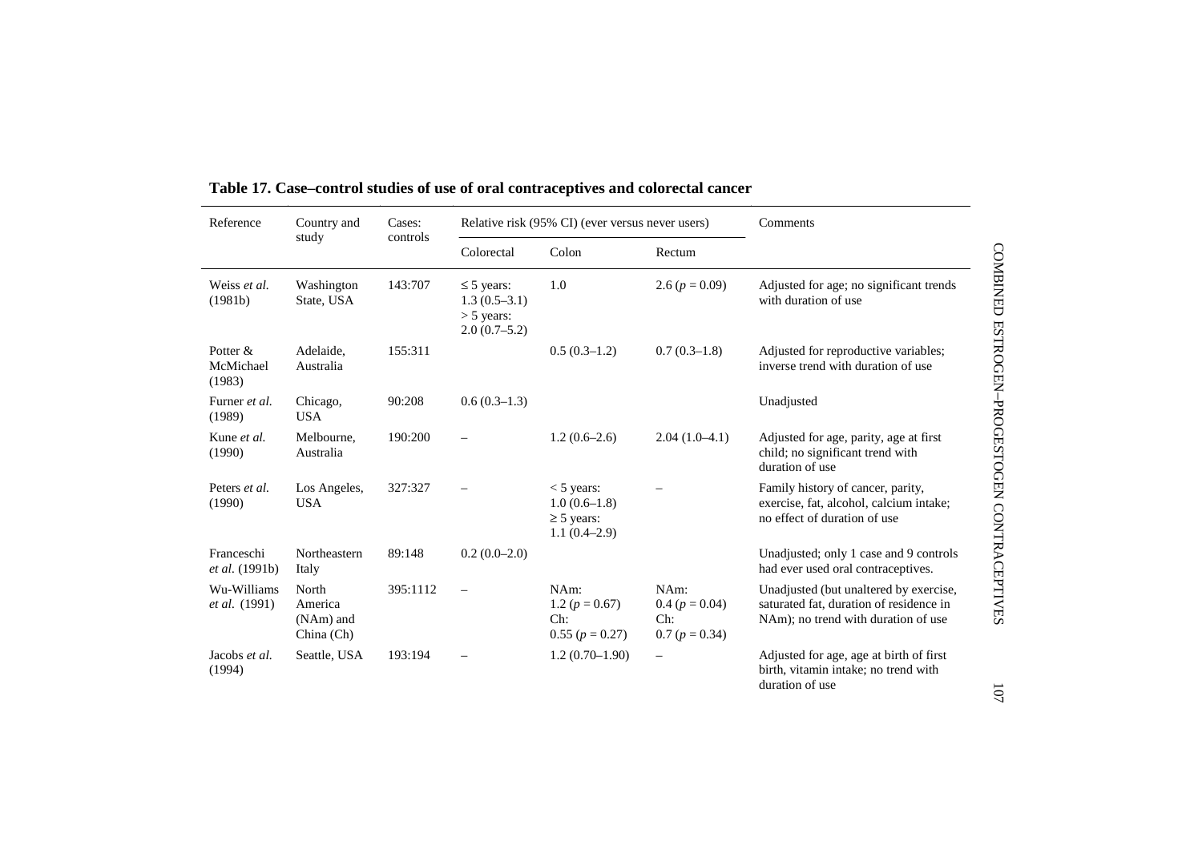**Table 17. Case–control studies of use of oral contraceptives and colorectal cancer**

| Reference | Country and study | Cases: controls | Relative risk (95% CI) (ever versus never users) | | | Comments |
|---|---|---|---|---|---|---|
| | | | Colorectal | Colon | Rectum | |
| Weiss *et al.* (1981b) | Washington State, USA | 143:707 | ≤ 5 years: 1.3 (0.5–3.1) > 5 years: 2.0 (0.7–5.2) | 1.0 | 2.6 ($p = 0.09$) | Adjusted for age; no significant trends with duration of use |
| Potter & McMichael (1983) | Adelaide, Australia | 155:311 | | 0.5 (0.3–1.2) | 0.7 (0.3–1.8) | Adjusted for reproductive variables; inverse trend with duration of use |
| Furner *et al.* (1989) | Chicago, USA | 90:208 | 0.6 (0.3–1.3) | | | Unadjusted |
| Kune *et al.* (1990) | Melbourne, Australia | 190:200 | – | 1.2 (0.6–2.6) | 2.04 (1.0–4.1) | Adjusted for age, parity, age at first child; no significant trend with duration of use |
| Peters *et al.* (1990) | Los Angeles, USA | 327:327 | – | < 5 years: 1.0 (0.6–1.8) ≥ 5 years: 1.1 (0.4–2.9) | – | Family history of cancer, parity, exercise, fat, alcohol, calcium intake; no effect of duration of use |
| Franceschi *et al.* (1991b) | Northeastern Italy | 89:148 | 0.2 (0.0–2.0) | | | Unadjusted; only 1 case and 9 controls had ever used oral contraceptives. |
| Wu-Williams *et al.* (1991) | North America (NAm) and China (Ch) | 395:1112 | – | NAm: 1.2 ($p = 0.67$) Ch: 0.55 ($p = 0.27$) | NAm: 0.4 ($p = 0.04$) Ch: 0.7 ($p = 0.34$) | Unadjusted (but unaltered by exercise, saturated fat, duration of residence in NAm); no trend with duration of use |
| Jacobs *et al.* (1994) | Seattle, USA | 193:194 | – | 1.2 (0.70–1.90) | – | Adjusted for age, age at birth of first birth, vitamin intake; no trend with duration of use |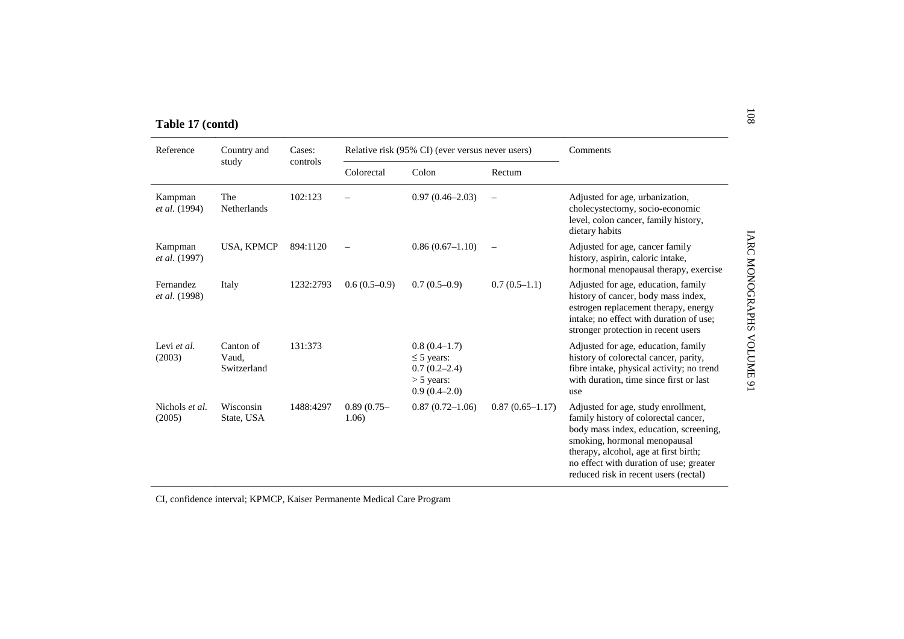**Table 17 (contd)**

| Reference | Country and study | Cases: controls | Relative risk (95% CI) (ever versus never users) | | | Comments |
|---|---|---|---|---|---|---|
| | | | Colorectal | Colon | Rectum | |
| Kampman *et al.* (1994) | The Netherlands | 102:123 | – | 0.97 (0.46–2.03) | – | Adjusted for age, urbanization, cholecystectomy, socio-economic level, colon cancer, family history, dietary habits |
| Kampman *et al.* (1997) | USA, KPMCP | 894:1120 | – | 0.86 (0.67–1.10) | – | Adjusted for age, cancer family history, aspirin, caloric intake, hormonal menopausal therapy, exercise |
| Fernandez *et al.* (1998) | Italy | 1232:2793 | 0.6 (0.5–0.9) | 0.7 (0.5–0.9) | 0.7 (0.5–1.1) | Adjusted for age, education, family history of cancer, body mass index, estrogen replacement therapy, energy intake; no effect with duration of use; stronger protection in recent users |
| Levi *et al.* (2003) | Canton of Vaud, Switzerland | 131:373 | | 0.8 (0.4–1.7) ≤ 5 years: 0.7 (0.2–2.4) > 5 years: 0.9 (0.4–2.0) | | Adjusted for age, education, family history of colorectal cancer, parity, fibre intake, physical activity; no trend with duration, time since first or last use |
| Nichols *et al.* (2005) | Wisconsin State, USA | 1488:4297 | 0.89 (0.75–1.06) | 0.87 (0.72–1.06) | 0.87 (0.65–1.17) | Adjusted for age, study enrollment, family history of colorectal cancer, body mass index, education, screening, smoking, hormonal menopausal therapy, alcohol, age at first birth; no effect with duration of use; greater reduced risk in recent users (rectal) |

CI, confidence interval; KPMCP, Kaiser Permanente Medical Care Program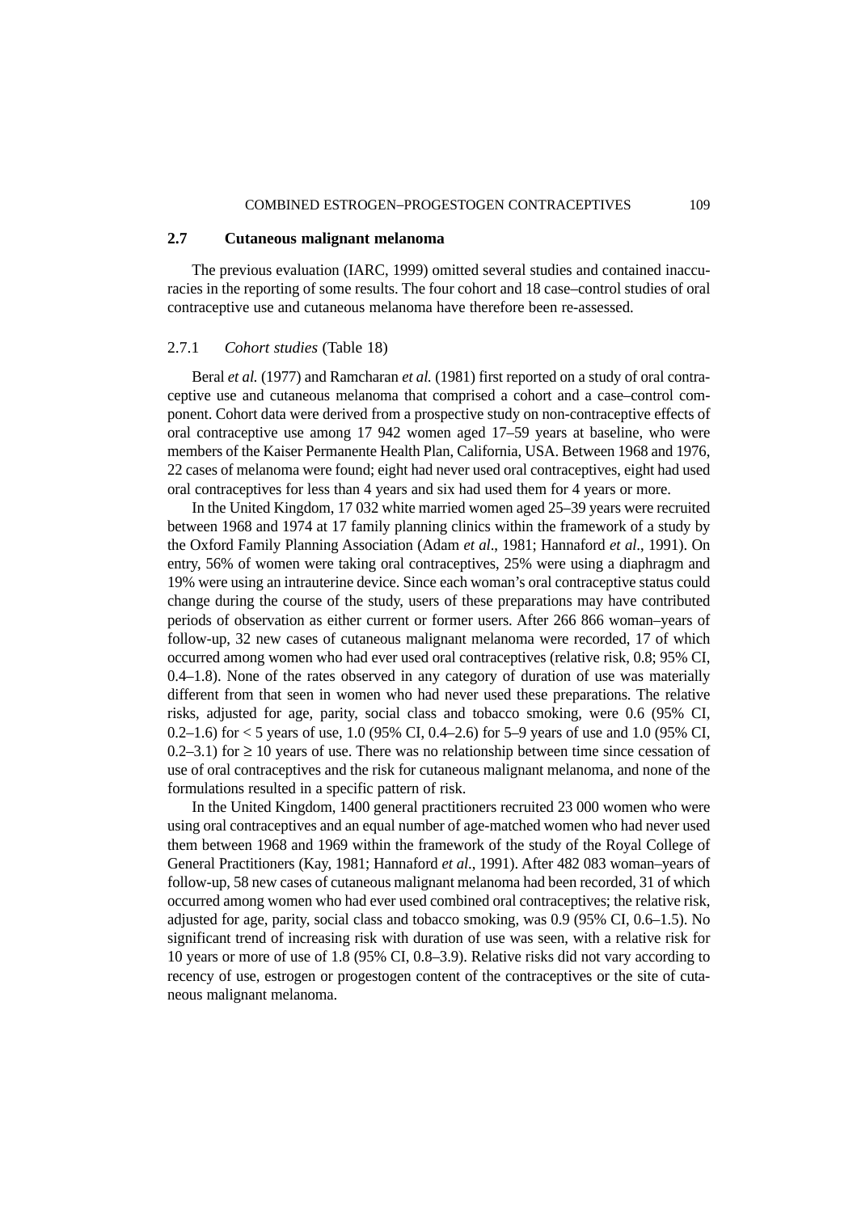## 2.7 Cutaneous malignant melanoma

The previous evaluation (IARC, 1999) omitted several studies and contained inaccuracies in the reporting of some results. The four cohort and 18 case–control studies of oral contraceptive use and cutaneous melanoma have therefore been re-assessed.

### 2.7.1 *Cohort studies* (Table 18)

Beral *et al.* (1977) and Ramcharan *et al.* (1981) first reported on a study of oral contraceptive use and cutaneous melanoma that comprised a cohort and a case–control component. Cohort data were derived from a prospective study on non-contraceptive effects of oral contraceptive use among 17 942 women aged 17–59 years at baseline, who were members of the Kaiser Permanente Health Plan, California, USA. Between 1968 and 1976, 22 cases of melanoma were found; eight had never used oral contraceptives, eight had used oral contraceptives for less than 4 years and six had used them for 4 years or more.

In the United Kingdom, 17 032 white married women aged 25–39 years were recruited between 1968 and 1974 at 17 family planning clinics within the framework of a study by the Oxford Family Planning Association (Adam *et al*., 1981; Hannaford *et al*., 1991). On entry, 56% of women were taking oral contraceptives, 25% were using a diaphragm and 19% were using an intrauterine device. Since each woman's oral contraceptive status could change during the course of the study, users of these preparations may have contributed periods of observation as either current or former users. After 266 866 woman–years of follow-up, 32 new cases of cutaneous malignant melanoma were recorded, 17 of which occurred among women who had ever used oral contraceptives (relative risk, 0.8; 95% CI, 0.4–1.8). None of the rates observed in any category of duration of use was materially different from that seen in women who had never used these preparations. The relative risks, adjusted for age, parity, social class and tobacco smoking, were 0.6 (95% CI, 0.2–1.6) for < 5 years of use, 1.0 (95% CI, 0.4–2.6) for 5–9 years of use and 1.0 (95% CI, 0.2–3.1) for ≥ 10 years of use. There was no relationship between time since cessation of use of oral contraceptives and the risk for cutaneous malignant melanoma, and none of the formulations resulted in a specific pattern of risk.

In the United Kingdom, 1400 general practitioners recruited 23 000 women who were using oral contraceptives and an equal number of age-matched women who had never used them between 1968 and 1969 within the framework of the study of the Royal College of General Practitioners (Kay, 1981; Hannaford *et al*., 1991). After 482 083 woman–years of follow-up, 58 new cases of cutaneous malignant melanoma had been recorded, 31 of which occurred among women who had ever used combined oral contraceptives; the relative risk, adjusted for age, parity, social class and tobacco smoking, was 0.9 (95% CI, 0.6–1.5). No significant trend of increasing risk with duration of use was seen, with a relative risk for 10 years or more of use of 1.8 (95% CI, 0.8–3.9). Relative risks did not vary according to recency of use, estrogen or progestogen content of the contraceptives or the site of cutaneous malignant melanoma.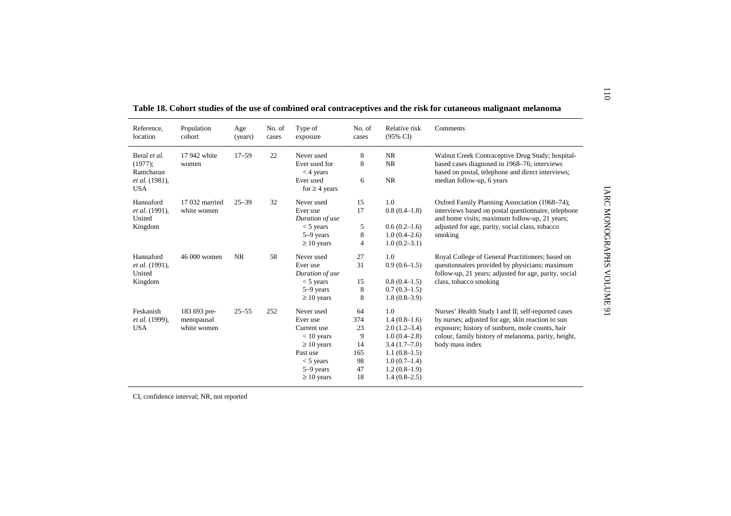**Table 18. Cohort studies of the use of combined oral contraceptives and the risk for cutaneous malignant melanoma**

| Reference, location | Population cohort | Age (years) | No. of cases | Type of exposure | No. of cases | Relative risk (95% CI) | Comments |
|---|---|---|---|---|---|---|---|
| Beral *et al.* (1977); Ramcharan *et al.* (1981), USA | 17 942 white women | 17–59 | 22 | Never used | 8 | NR | Walnut Creek Contraceptive Drug Study; hospital-based cases diagnosed in 1968–76; interviews based on postal, telephone and direct interviews; median follow-up, 6 years |
| | | | | Ever used for < 4 years | 8 | NR | |
| | | | | Ever used for ≥ 4 years | 6 | NR | |
| Hannaford *et al.* (1991), United Kingdom | 17 032 married white women | 25–39 | 32 | Never used | 15 | 1.0 | Oxford Family Planning Association (1968–74); interviews based on postal questionnaire, telephone and home visits; maximum follow-up, 21 years; adjusted for age, parity, social class, tobacco smoking |
| | | | | Ever use | 17 | 0.8 (0.4–1.8) | |
| | | | | *Duration of use* | | | |
| | | | | < 5 years | 5 | 0.6 (0.2–1.6) | |
| | | | | 5–9 years | 8 | 1.0 (0.4–2.6) | |
| | | | | ≥ 10 years | 4 | 1.0 (0.2–3.1) | |
| Hannaford *et al.* (1991), United Kingdom | 46 000 women | NR | 58 | Never used | 27 | 1.0 | Royal College of General Practitioners; based on questionnaires provided by physicians; maximum follow-up, 21 years; adjusted for age, parity, social class, tobacco smoking |
| | | | | Ever use | 31 | 0.9 (0.6–1.5) | |
| | | | | *Duration of use* | | | |
| | | | | < 5 years | 15 | 0.8 (0.4–1.5) | |
| | | | | 5–9 years | 8 | 0.7 (0.3–1.5) | |
| | | | | ≥ 10 years | 8 | 1.8 (0.8–3.9) | |
| Feskanish *et al.* (1999), USA | 183 693 pre-menopausal white women | 25–55 | 252 | Never used | 64 | 1.0 | Nurses' Health Study I and II; self-reported cases by nurses; adjusted for age, skin reaction to sun exposure; history of sunburn, mole counts, hair colour, family history of melanoma, parity, height, body mass index |
| | | | | Ever use | 374 | 1.4 (0.8–1.6) | |
| | | | | Current use | 23 | 2.0 (1.2–3.4) | |
| | | | | < 10 years | 9 | 1.0 (0.4–2.8) | |
| | | | | ≥ 10 years | 14 | 3.4 (1.7–7.0) | |
| | | | | Past use | 165 | 1.1 (0.8–1.5) | |
| | | | | < 5 years | 98 | 1.0 (0.7–1.4) | |
| | | | | 5–9 years | 47 | 1.2 (0.8–1.9) | |
| | | | | ≥ 10 years | 18 | 1.4 (0.8–2.5) | |

CI, confidence interval; NR, not reported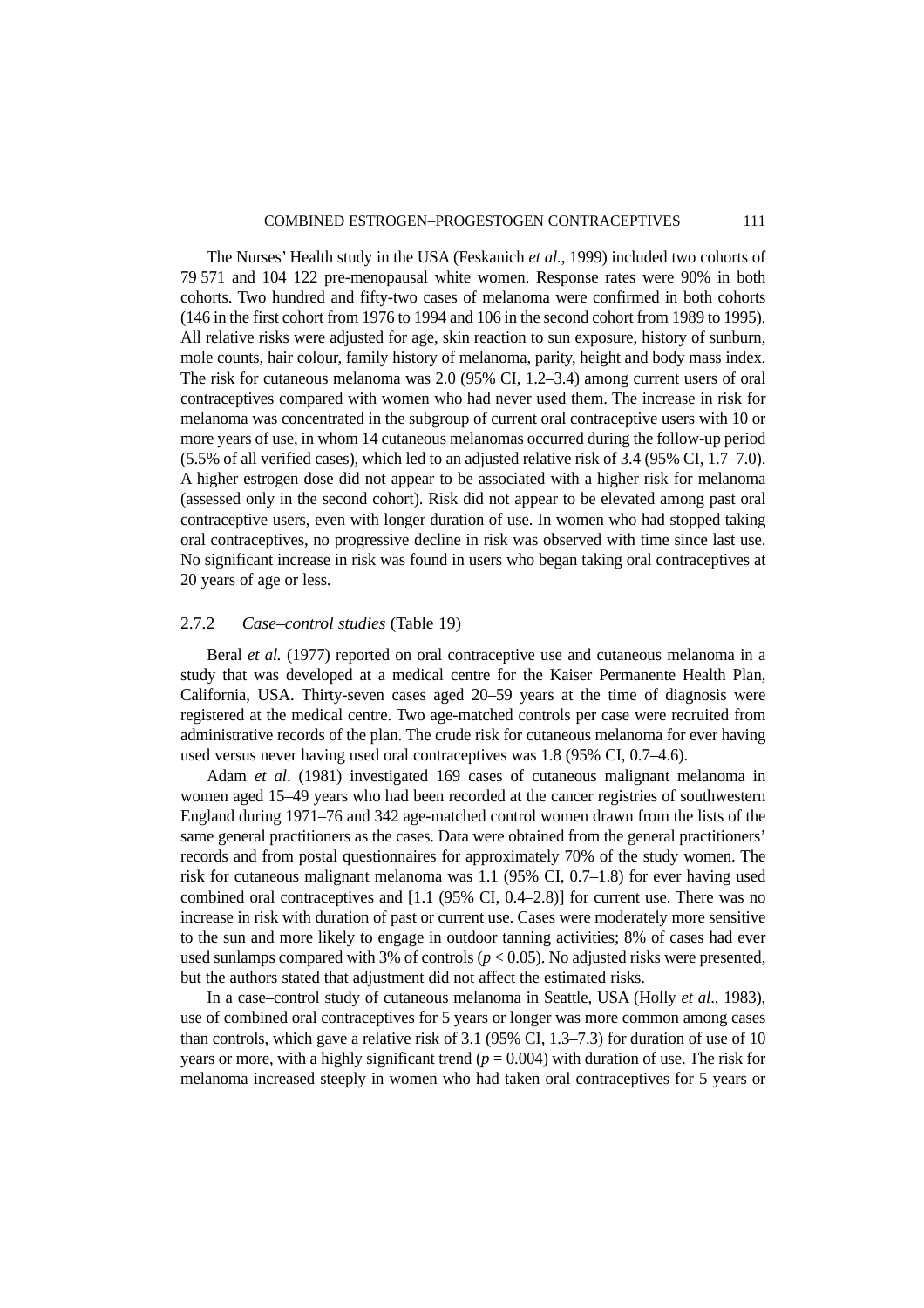The Nurses' Health study in the USA (Feskanich *et al.*, 1999) included two cohorts of 79 571 and 104 122 pre-menopausal white women. Response rates were 90% in both cohorts. Two hundred and fifty-two cases of melanoma were confirmed in both cohorts (146 in the first cohort from 1976 to 1994 and 106 in the second cohort from 1989 to 1995). All relative risks were adjusted for age, skin reaction to sun exposure, history of sunburn, mole counts, hair colour, family history of melanoma, parity, height and body mass index. The risk for cutaneous melanoma was 2.0 (95% CI, 1.2–3.4) among current users of oral contraceptives compared with women who had never used them. The increase in risk for melanoma was concentrated in the subgroup of current oral contraceptive users with 10 or more years of use, in whom 14 cutaneous melanomas occurred during the follow-up period (5.5% of all verified cases), which led to an adjusted relative risk of 3.4 (95% CI, 1.7–7.0). A higher estrogen dose did not appear to be associated with a higher risk for melanoma (assessed only in the second cohort). Risk did not appear to be elevated among past oral contraceptive users, even with longer duration of use. In women who had stopped taking oral contraceptives, no progressive decline in risk was observed with time since last use. No significant increase in risk was found in users who began taking oral contraceptives at 20 years of age or less.

### 2.7.2 *Case–control studies* (Table 19)

Beral *et al.* (1977) reported on oral contraceptive use and cutaneous melanoma in a study that was developed at a medical centre for the Kaiser Permanente Health Plan, California, USA. Thirty-seven cases aged 20–59 years at the time of diagnosis were registered at the medical centre. Two age-matched controls per case were recruited from administrative records of the plan. The crude risk for cutaneous melanoma for ever having used versus never having used oral contraceptives was 1.8 (95% CI, 0.7–4.6).

Adam *et al*. (1981) investigated 169 cases of cutaneous malignant melanoma in women aged 15–49 years who had been recorded at the cancer registries of southwestern England during 1971–76 and 342 age-matched control women drawn from the lists of the same general practitioners as the cases. Data were obtained from the general practitioners' records and from postal questionnaires for approximately 70% of the study women. The risk for cutaneous malignant melanoma was 1.1 (95% CI, 0.7–1.8) for ever having used combined oral contraceptives and [1.1 (95% CI, 0.4–2.8)] for current use. There was no increase in risk with duration of past or current use. Cases were moderately more sensitive to the sun and more likely to engage in outdoor tanning activities; 8% of cases had ever used sunlamps compared with 3% of controls ($p < 0.05$). No adjusted risks were presented, but the authors stated that adjustment did not affect the estimated risks.

In a case–control study of cutaneous melanoma in Seattle, USA (Holly *et al*., 1983), use of combined oral contraceptives for 5 years or longer was more common among cases than controls, which gave a relative risk of 3.1 (95% CI, 1.3–7.3) for duration of use of 10 years or more, with a highly significant trend ($p = 0.004$) with duration of use. The risk for melanoma increased steeply in women who had taken oral contraceptives for 5 years or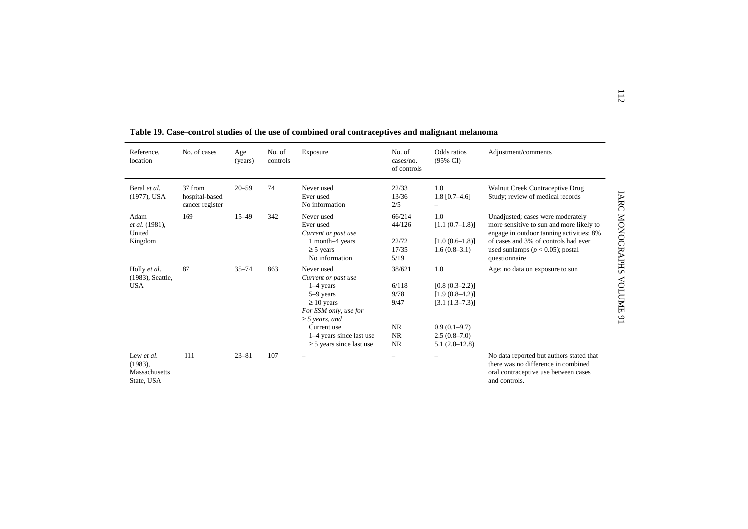**Table 19. Case–control studies of the use of combined oral contraceptives and malignant melanoma**

| Reference, location | No. of cases | Age (years) | No. of controls | Exposure | No. of cases/no. of controls | Odds ratios (95% CI) | Adjustment/comments |
|---|---|---|---|---|---|---|---|
| Beral *et al.* (1977), USA | 37 from hospital-based cancer register | 20–59 | 74 | Never used | 22/33 | 1.0 | Walnut Creek Contraceptive Drug Study; review of medical records |
| | | | | Ever used | 13/36 | 1.8 [0.7–4.6] | |
| | | | | No information | 2/5 | – | |
| Adam *et al.* (1981), United Kingdom | 169 | 15–49 | 342 | Never used | 66/214 | 1.0 | Unadjusted; cases were moderately more sensitive to sun and more likely to engage in outdoor tanning activities; 8% of cases and 3% of controls had ever used sunlamps ($p < 0.05$); postal questionnaire |
| | | | | Ever used | 44/126 | [1.1 (0.7–1.8)] | |
| | | | | *Current or past use* | | | |
| | | | | 1 month–4 years | 22/72 | [1.0 (0.6–1.8)] | |
| | | | | ≥ 5 years | 17/35 | 1.6 (0.8–3.1) | |
| | | | | No information | 5/19 | | |
| Holly *et al.* (1983), Seattle, USA | 87 | 35–74 | 863 | Never used | 38/621 | 1.0 | Age; no data on exposure to sun |
| | | | | *Current or past use* | | | |
| | | | | 1–4 years | 6/118 | [0.8 (0.3–2.2)] | |
| | | | | 5–9 years | 9/78 | [1.9 (0.8–4.2)] | |
| | | | | ≥ 10 years | 9/47 | [3.1 (1.3–7.3)] | |
| | | | | *For SSM only, use for ≥ 5 years, and* | | | |
| | | | | Current use | NR | 0.9 (0.1–9.7) | |
| | | | | 1–4 years since last use | NR | 2.5 (0.8–7.0) | |
| | | | | ≥ 5 years since last use | NR | 5.1 (2.0–12.8) | |
| Lew *et al.* (1983), Massachusetts State, USA | 111 | 23–81 | 107 | – | – | – | No data reported but authors stated that there was no difference in combined oral contraceptive use between cases and controls. |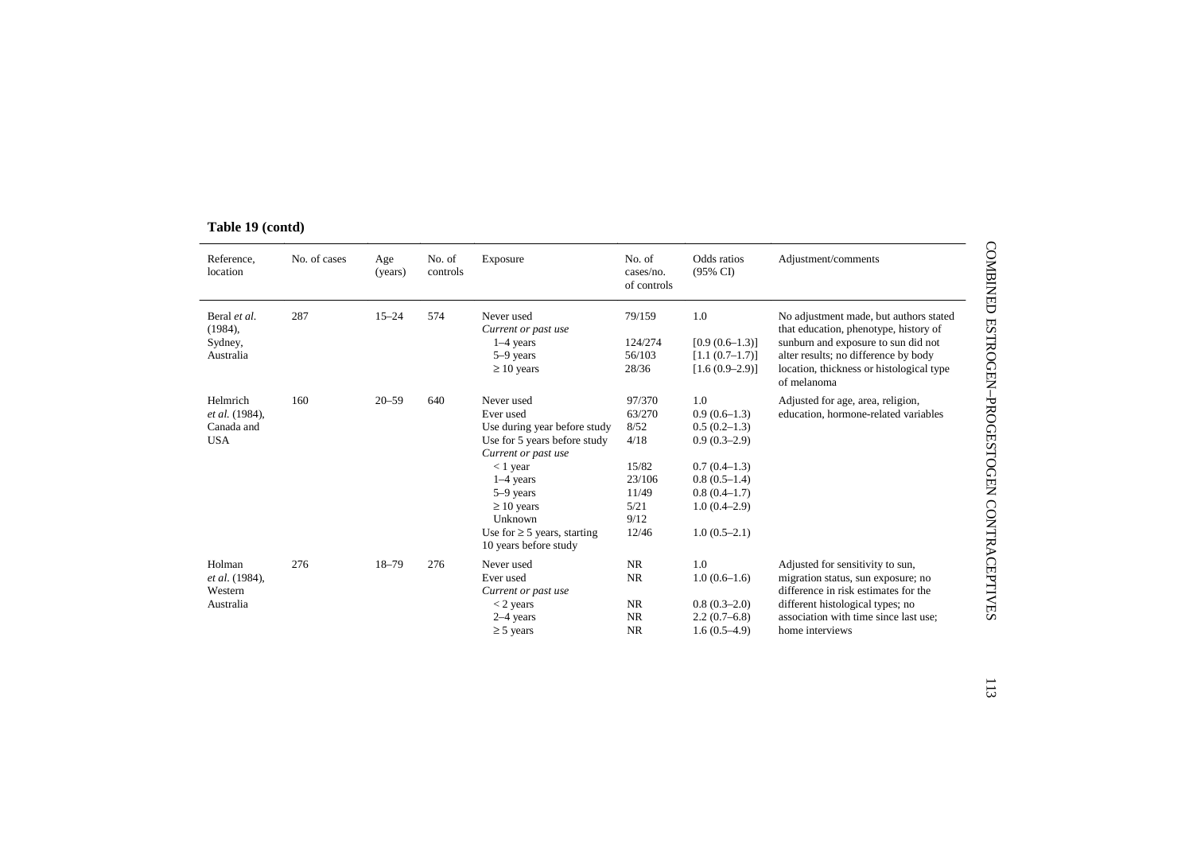**Table 19 (contd)**

| Reference, location | No. of cases | Age (years) | No. of controls | Exposure | No. of cases/no. of controls | Odds ratios (95% CI) | Adjustment/comments |
|---|---|---|---|---|---|---|---|
| Beral *et al.* (1984), Sydney, Australia | 287 | 15–24 | 574 | Never used | 79/159 | 1.0 | No adjustment made, but authors stated that education, phenotype, history of sunburn and exposure to sun did not alter results; no difference by body location, thickness or histological type of melanoma |
| | | | | *Current or past use* | | | |
| | | | | 1–4 years | 124/274 | [0.9 (0.6–1.3)] | |
| | | | | 5–9 years | 56/103 | [1.1 (0.7–1.7)] | |
| | | | | ≥ 10 years | 28/36 | [1.6 (0.9–2.9)] | |
| Helmrich *et al.* (1984), Canada and USA | 160 | 20–59 | 640 | Never used | 97/370 | 1.0 | Adjusted for age, area, religion, education, hormone-related variables |
| | | | | Ever used | 63/270 | 0.9 (0.6–1.3) | |
| | | | | Use during year before study | 8/52 | 0.5 (0.2–1.3) | |
| | | | | Use for 5 years before study | 4/18 | 0.9 (0.3–2.9) | |
| | | | | *Current or past use* | | | |
| | | | | < 1 year | 15/82 | 0.7 (0.4–1.3) | |
| | | | | 1–4 years | 23/106 | 0.8 (0.5–1.4) | |
| | | | | 5–9 years | 11/49 | 0.8 (0.4–1.7) | |
| | | | | ≥ 10 years | 5/21 | 1.0 (0.4–2.9) | |
| | | | | Unknown | 9/12 | | |
| | | | | Use for ≥ 5 years, starting 10 years before study | 12/46 | 1.0 (0.5–2.1) | |
| Holman *et al.* (1984), Western Australia | 276 | 18–79 | 276 | Never used | NR | 1.0 | Adjusted for sensitivity to sun, migration status, sun exposure; no difference in risk estimates for the different histological types; no association with time since last use; home interviews |
| | | | | Ever used | NR | 1.0 (0.6–1.6) | |
| | | | | *Current or past use* | | | |
| | | | | < 2 years | NR | 0.8 (0.3–2.0) | |
| | | | | 2–4 years | NR | 2.2 (0.7–6.8) | |
| | | | | ≥ 5 years | NR | 1.6 (0.5–4.9) | |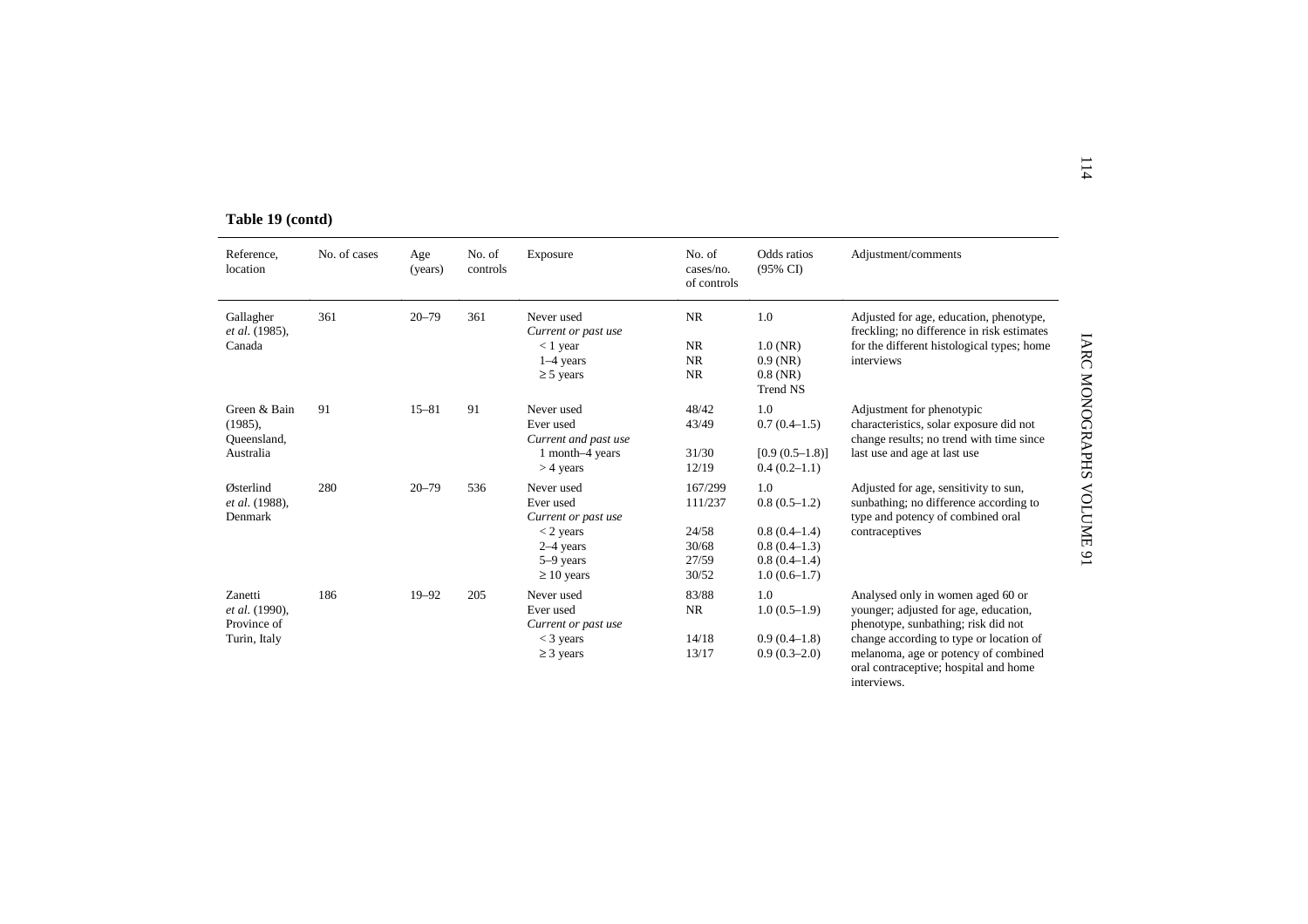**Table 19 (contd)**

| Reference, location | No. of cases | Age (years) | No. of controls | Exposure | No. of cases/no. of controls | Odds ratios (95% CI) | Adjustment/comments |
|---|---|---|---|---|---|---|---|
| Gallagher *et al.* (1985), Canada | 361 | 20–79 | 361 | Never used | NR | 1.0 | Adjusted for age, education, phenotype, freckling; no difference in risk estimates for the different histological types; home interviews |
| | | | | *Current or past use* | | | |
| | | | | < 1 year | NR | 1.0 (NR) | |
| | | | | 1–4 years | NR | 0.9 (NR) | |
| | | | | ≥ 5 years | NR | 0.8 (NR) Trend NS | |
| Green & Bain (1985), Queensland, Australia | 91 | 15–81 | 91 | Never used | 48/42 | 1.0 | Adjustment for phenotypic characteristics, solar exposure did not change results; no trend with time since last use and age at last use |
| | | | | Ever used | 43/49 | 0.7 (0.4–1.5) | |
| | | | | *Current and past use* | | | |
| | | | | 1 month–4 years | 31/30 | [0.9 (0.5–1.8)] | |
| | | | | > 4 years | 12/19 | 0.4 (0.2–1.1) | |
| Østerlind *et al.* (1988), Denmark | 280 | 20–79 | 536 | Never used | 167/299 | 1.0 | Adjusted for age, sensitivity to sun, sunbathing; no difference according to type and potency of combined oral contraceptives |
| | | | | Ever used | 111/237 | 0.8 (0.5–1.2) | |
| | | | | *Current or past use* | | | |
| | | | | < 2 years | 24/58 | 0.8 (0.4–1.4) | |
| | | | | 2–4 years | 30/68 | 0.8 (0.4–1.3) | |
| | | | | 5–9 years | 27/59 | 0.8 (0.4–1.4) | |
| | | | | ≥ 10 years | 30/52 | 1.0 (0.6–1.7) | |
| Zanetti *et al.* (1990), Province of Turin, Italy | 186 | 19–92 | 205 | Never used | 83/88 | 1.0 | Analysed only in women aged 60 or younger; adjusted for age, education, phenotype, sunbathing; risk did not change according to type or location of melanoma, age or potency of combined oral contraceptive; hospital and home interviews. |
| | | | | Ever used | NR | 1.0 (0.5–1.9) | |
| | | | | *Current or past use* | | | |
| | | | | < 3 years | 14/18 | 0.9 (0.4–1.8) | |
| | | | | ≥ 3 years | 13/17 | 0.9 (0.3–2.0) | |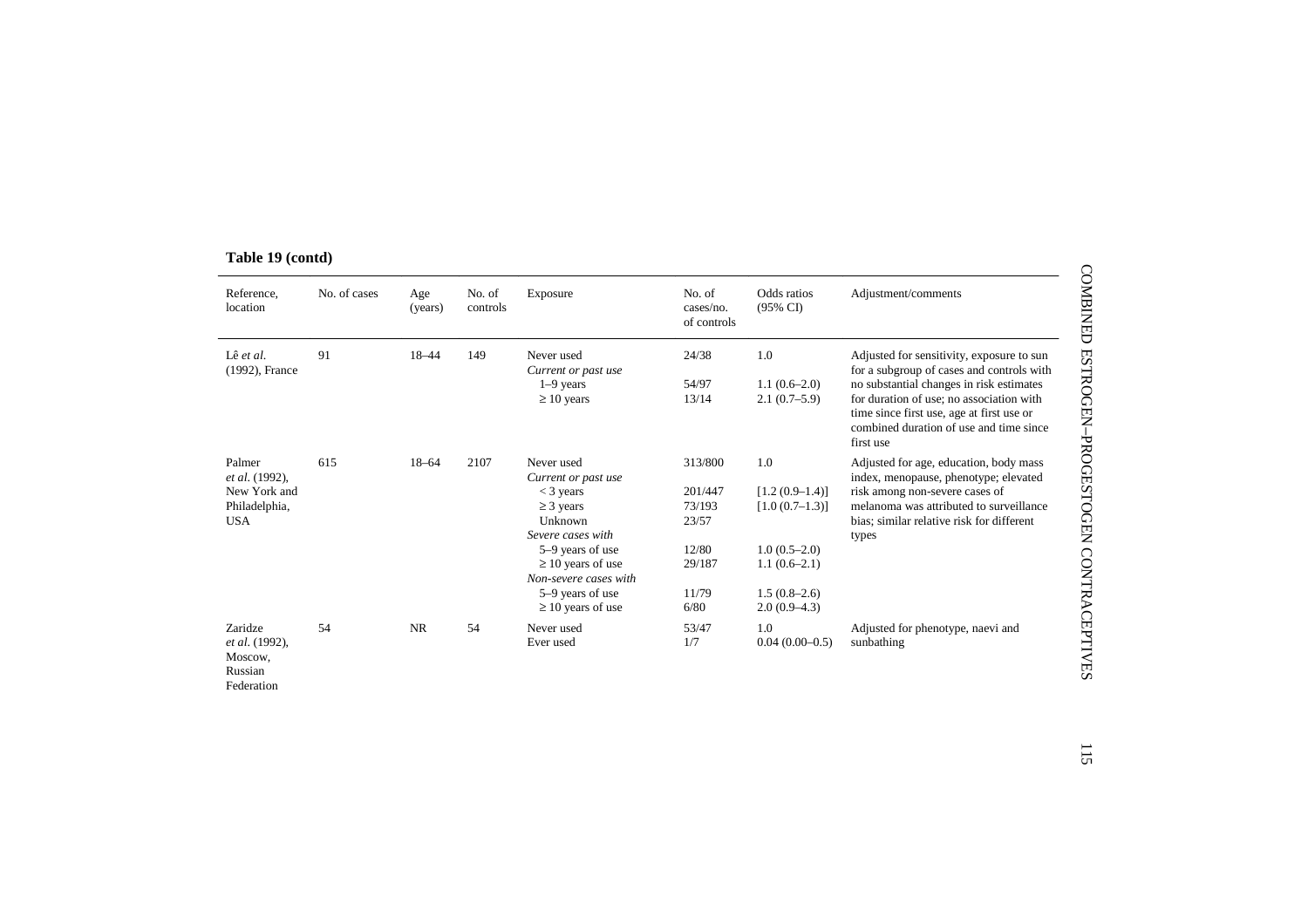**Table 19 (contd)**

| Reference, location | No. of cases | Age (years) | No. of controls | Exposure | No. of cases/no. of controls | Odds ratios (95% CI) | Adjustment/comments |
|---|---|---|---|---|---|---|---|
| Lê *et al.* (1992), France | 91 | 18–44 | 149 | Never used | 24/38 | 1.0 | Adjusted for sensitivity, exposure to sun for a subgroup of cases and controls with no substantial changes in risk estimates for duration of use; no association with time since first use, age at first use or combined duration of use and time since first use |
| | | | | *Current or past use* | | | |
| | | | | 1–9 years | 54/97 | 1.1 (0.6–2.0) | |
| | | | | ≥ 10 years | 13/14 | 2.1 (0.7–5.9) | |
| Palmer *et al.* (1992), New York and Philadelphia, USA | 615 | 18–64 | 2107 | Never used | 313/800 | 1.0 | Adjusted for age, education, body mass index, menopause, phenotype; elevated risk among non-severe cases of melanoma was attributed to surveillance bias; similar relative risk for different types |
| | | | | *Current or past use* | | | |
| | | | | < 3 years | 201/447 | [1.2 (0.9–1.4)] | |
| | | | | ≥ 3 years | 73/193 | [1.0 (0.7–1.3)] | |
| | | | | Unknown | 23/57 | | |
| | | | | *Severe cases with* | | | |
| | | | | 5–9 years of use | 12/80 | 1.0 (0.5–2.0) | |
| | | | | ≥ 10 years of use | 29/187 | 1.1 (0.6–2.1) | |
| | | | | *Non-severe cases with* | | | |
| | | | | 5–9 years of use | 11/79 | 1.5 (0.8–2.6) | |
| | | | | ≥ 10 years of use | 6/80 | 2.0 (0.9–4.3) | |
| Zaridze *et al.* (1992), Moscow, Russian Federation | 54 | NR | 54 | Never used | 53/47 | 1.0 | Adjusted for phenotype, naevi and sunbathing |
| | | | | Ever used | 1/7 | 0.04 (0.00–0.5) | |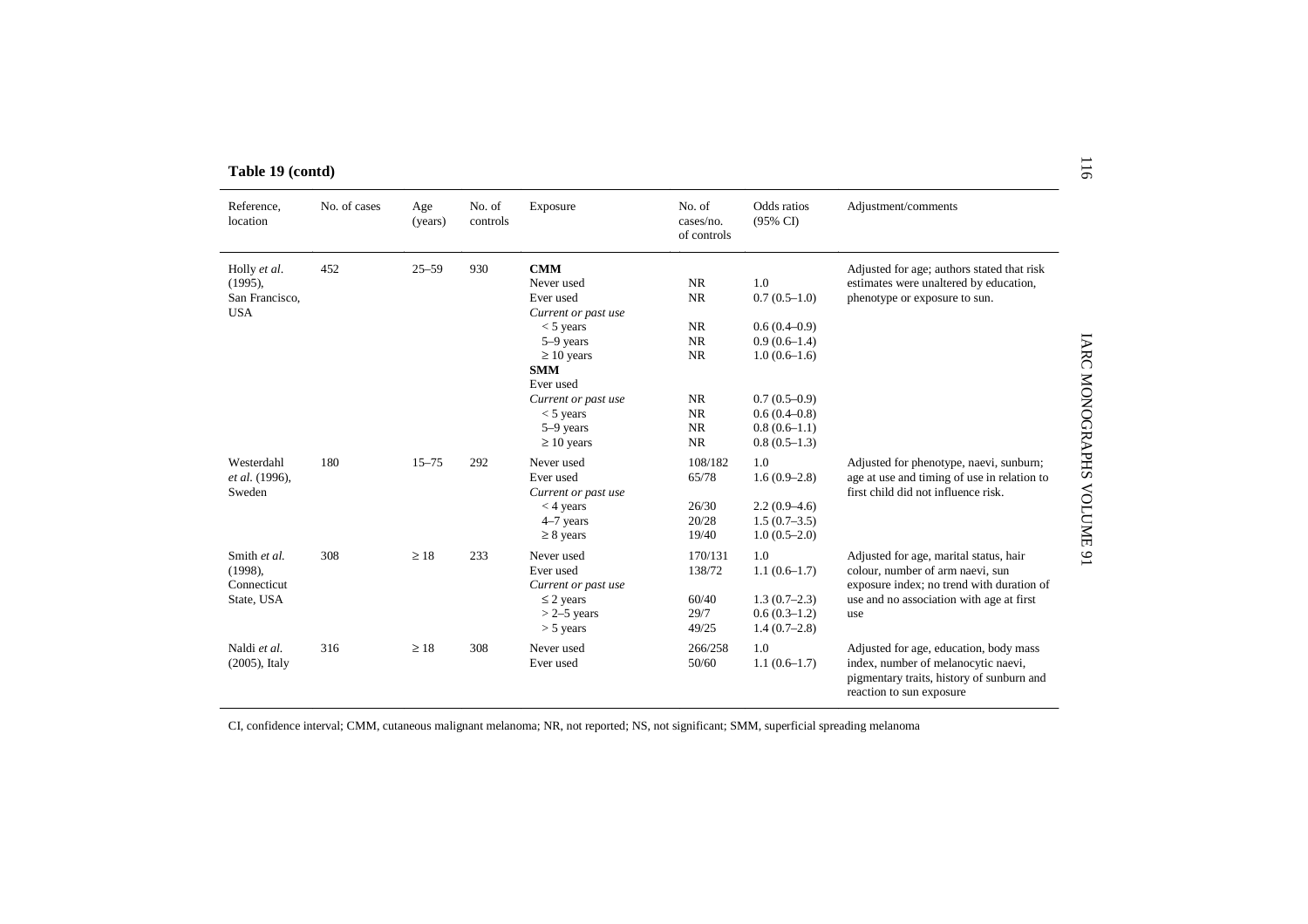**Table 19 (contd)**

| Reference, location | No. of cases | Age (years) | No. of controls | Exposure | No. of cases/no. of controls | Odds ratios (95% CI) | Adjustment/comments |
|---|---|---|---|---|---|---|---|
| Holly *et al.* (1995), San Francisco, USA | 452 | 25–59 | 930 | **CMM** | | | Adjusted for age; authors stated that risk estimates were unaltered by education, phenotype or exposure to sun. |
| | | | | Never used | NR | 1.0 | |
| | | | | Ever used | NR | 0.7 (0.5–1.0) | |
| | | | | *Current or past use* | | | |
| | | | | < 5 years | NR | 0.6 (0.4–0.9) | |
| | | | | 5–9 years | NR | 0.9 (0.6–1.4) | |
| | | | | ≥ 10 years | NR | 1.0 (0.6–1.6) | |
| | | | | **SMM** | | | |
| | | | | Ever used | | | |
| | | | | *Current or past use* | NR | 0.7 (0.5–0.9) | |
| | | | | < 5 years | NR | 0.6 (0.4–0.8) | |
| | | | | 5–9 years | NR | 0.8 (0.6–1.1) | |
| | | | | ≥ 10 years | NR | 0.8 (0.5–1.3) | |
| Westerdahl *et al.* (1996), Sweden | 180 | 15–75 | 292 | Never used | 108/182 | 1.0 | Adjusted for phenotype, naevi, sunburn; age at use and timing of use in relation to first child did not influence risk. |
| | | | | Ever used | 65/78 | 1.6 (0.9–2.8) | |
| | | | | *Current or past use* | | | |
| | | | | < 4 years | 26/30 | 2.2 (0.9–4.6) | |
| | | | | 4–7 years | 20/28 | 1.5 (0.7–3.5) | |
| | | | | ≥ 8 years | 19/40 | 1.0 (0.5–2.0) | |
| Smith *et al.* (1998), Connecticut State, USA | 308 | ≥ 18 | 233 | Never used | 170/131 | 1.0 | Adjusted for age, marital status, hair colour, number of arm naevi, sun exposure index; no trend with duration of use and no association with age at first use |
| | | | | Ever used | 138/72 | 1.1 (0.6–1.7) | |
| | | | | *Current or past use* | | | |
| | | | | ≤ 2 years | 60/40 | 1.3 (0.7–2.3) | |
| | | | | > 2–5 years | 29/7 | 0.6 (0.3–1.2) | |
| | | | | > 5 years | 49/25 | 1.4 (0.7–2.8) | |
| Naldi *et al.* (2005), Italy | 316 | ≥ 18 | 308 | Never used | 266/258 | 1.0 | Adjusted for age, education, body mass index, number of melanocytic naevi, pigmentary traits, history of sunburn and reaction to sun exposure |
| | | | | Ever used | 50/60 | 1.1 (0.6–1.7) | |

CI, confidence interval; CMM, cutaneous malignant melanoma; NR, not reported; NS, not significant; SMM, superficial spreading melanoma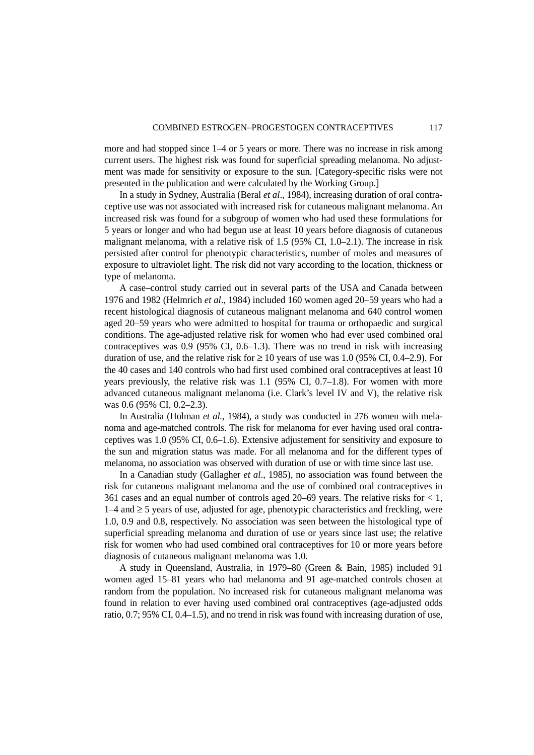more and had stopped since 1–4 or 5 years or more. There was no increase in risk among current users. The highest risk was found for superficial spreading melanoma. No adjustment was made for sensitivity or exposure to the sun. [Category-specific risks were not presented in the publication and were calculated by the Working Group.]

In a study in Sydney, Australia (Beral *et al*., 1984), increasing duration of oral contraceptive use was not associated with increased risk for cutaneous malignant melanoma. An increased risk was found for a subgroup of women who had used these formulations for 5 years or longer and who had begun use at least 10 years before diagnosis of cutaneous malignant melanoma, with a relative risk of 1.5 (95% CI, 1.0–2.1). The increase in risk persisted after control for phenotypic characteristics, number of moles and measures of exposure to ultraviolet light. The risk did not vary according to the location, thickness or type of melanoma.

A case–control study carried out in several parts of the USA and Canada between 1976 and 1982 (Helmrich *et al*., 1984) included 160 women aged 20–59 years who had a recent histological diagnosis of cutaneous malignant melanoma and 640 control women aged 20–59 years who were admitted to hospital for trauma or orthopaedic and surgical conditions. The age-adjusted relative risk for women who had ever used combined oral contraceptives was 0.9 (95% CI, 0.6–1.3). There was no trend in risk with increasing duration of use, and the relative risk for ≥ 10 years of use was 1.0 (95% CI, 0.4–2.9). For the 40 cases and 140 controls who had first used combined oral contraceptives at least 10 years previously, the relative risk was 1.1 (95% CI, 0.7–1.8). For women with more advanced cutaneous malignant melanoma (i.e. Clark's level IV and V), the relative risk was 0.6 (95% CI, 0.2–2.3).

In Australia (Holman *et al.*, 1984), a study was conducted in 276 women with melanoma and age-matched controls. The risk for melanoma for ever having used oral contraceptives was 1.0 (95% CI, 0.6–1.6). Extensive adjustement for sensitivity and exposure to the sun and migration status was made. For all melanoma and for the different types of melanoma, no association was observed with duration of use or with time since last use.

In a Canadian study (Gallagher *et al*., 1985), no association was found between the risk for cutaneous malignant melanoma and the use of combined oral contraceptives in 361 cases and an equal number of controls aged 20–69 years. The relative risks for < 1, 1–4 and ≥ 5 years of use, adjusted for age, phenotypic characteristics and freckling, were 1.0, 0.9 and 0.8, respectively. No association was seen between the histological type of superficial spreading melanoma and duration of use or years since last use; the relative risk for women who had used combined oral contraceptives for 10 or more years before diagnosis of cutaneous malignant melanoma was 1.0.

A study in Queensland, Australia, in 1979–80 (Green & Bain, 1985) included 91 women aged 15–81 years who had melanoma and 91 age-matched controls chosen at random from the population. No increased risk for cutaneous malignant melanoma was found in relation to ever having used combined oral contraceptives (age-adjusted odds ratio, 0.7; 95% CI, 0.4–1.5), and no trend in risk was found with increasing duration of use,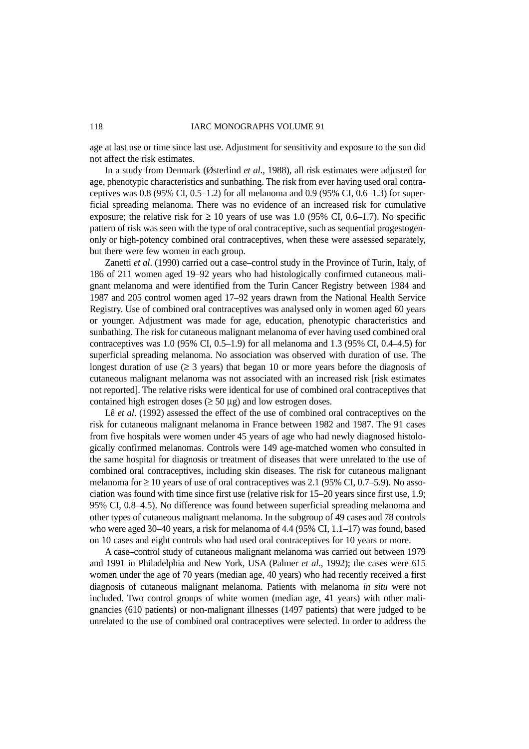age at last use or time since last use. Adjustment for sensitivity and exposure to the sun did not affect the risk estimates.

In a study from Denmark (Østerlind *et al*., 1988), all risk estimates were adjusted for age, phenotypic characteristics and sunbathing. The risk from ever having used oral contraceptives was 0.8 (95% CI, 0.5–1.2) for all melanoma and 0.9 (95% CI, 0.6–1.3) for superficial spreading melanoma. There was no evidence of an increased risk for cumulative exposure; the relative risk for ≥ 10 years of use was 1.0 (95% CI, 0.6–1.7). No specific pattern of risk was seen with the type of oral contraceptive, such as sequential progestogen-only or high-potency combined oral contraceptives, when these were assessed separately, but there were few women in each group.

Zanetti *et al*. (1990) carried out a case–control study in the Province of Turin, Italy, of 186 of 211 women aged 19–92 years who had histologically confirmed cutaneous malignant melanoma and were identified from the Turin Cancer Registry between 1984 and 1987 and 205 control women aged 17–92 years drawn from the National Health Service Registry. Use of combined oral contraceptives was analysed only in women aged 60 years or younger. Adjustment was made for age, education, phenotypic characteristics and sunbathing. The risk for cutaneous malignant melanoma of ever having used combined oral contraceptives was 1.0 (95% CI, 0.5–1.9) for all melanoma and 1.3 (95% CI, 0.4–4.5) for superficial spreading melanoma. No association was observed with duration of use. The longest duration of use (≥ 3 years) that began 10 or more years before the diagnosis of cutaneous malignant melanoma was not associated with an increased risk [risk estimates not reported]. The relative risks were identical for use of combined oral contraceptives that contained high estrogen doses (≥ 50 μg) and low estrogen doses.

Lê *et al*. (1992) assessed the effect of the use of combined oral contraceptives on the risk for cutaneous malignant melanoma in France between 1982 and 1987. The 91 cases from five hospitals were women under 45 years of age who had newly diagnosed histologically confirmed melanomas. Controls were 149 age-matched women who consulted in the same hospital for diagnosis or treatment of diseases that were unrelated to the use of combined oral contraceptives, including skin diseases. The risk for cutaneous malignant melanoma for ≥ 10 years of use of oral contraceptives was 2.1 (95% CI, 0.7–5.9). No association was found with time since first use (relative risk for 15–20 years since first use, 1.9; 95% CI, 0.8–4.5). No difference was found between superficial spreading melanoma and other types of cutaneous malignant melanoma. In the subgroup of 49 cases and 78 controls who were aged 30–40 years, a risk for melanoma of 4.4 (95% CI, 1.1–17) was found, based on 10 cases and eight controls who had used oral contraceptives for 10 years or more.

A case–control study of cutaneous malignant melanoma was carried out between 1979 and 1991 in Philadelphia and New York, USA (Palmer *et al*., 1992); the cases were 615 women under the age of 70 years (median age, 40 years) who had recently received a first diagnosis of cutaneous malignant melanoma. Patients with melanoma *in situ* were not included. Two control groups of white women (median age, 41 years) with other malignancies (610 patients) or non-malignant illnesses (1497 patients) that were judged to be unrelated to the use of combined oral contraceptives were selected. In order to address the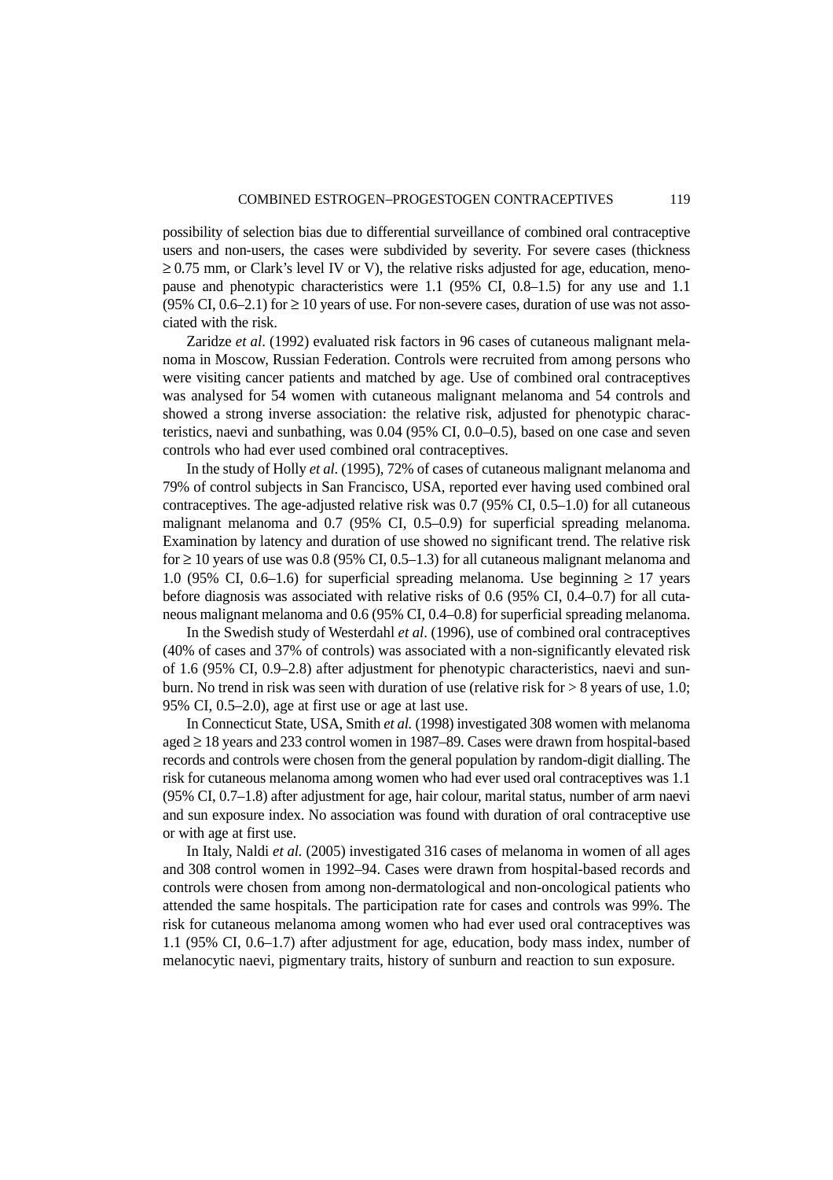possibility of selection bias due to differential surveillance of combined oral contraceptive users and non-users, the cases were subdivided by severity. For severe cases (thickness ≥ 0.75 mm, or Clark's level IV or V), the relative risks adjusted for age, education, menopause and phenotypic characteristics were 1.1 (95% CI, 0.8–1.5) for any use and 1.1 (95% CI, 0.6–2.1) for ≥ 10 years of use. For non-severe cases, duration of use was not associated with the risk.

Zaridze *et al*. (1992) evaluated risk factors in 96 cases of cutaneous malignant melanoma in Moscow, Russian Federation. Controls were recruited from among persons who were visiting cancer patients and matched by age. Use of combined oral contraceptives was analysed for 54 women with cutaneous malignant melanoma and 54 controls and showed a strong inverse association: the relative risk, adjusted for phenotypic characteristics, naevi and sunbathing, was 0.04 (95% CI, 0.0–0.5), based on one case and seven controls who had ever used combined oral contraceptives.

In the study of Holly *et al*. (1995), 72% of cases of cutaneous malignant melanoma and 79% of control subjects in San Francisco, USA, reported ever having used combined oral contraceptives. The age-adjusted relative risk was 0.7 (95% CI, 0.5–1.0) for all cutaneous malignant melanoma and 0.7 (95% CI, 0.5–0.9) for superficial spreading melanoma. Examination by latency and duration of use showed no significant trend. The relative risk for ≥ 10 years of use was 0.8 (95% CI, 0.5–1.3) for all cutaneous malignant melanoma and 1.0 (95% CI, 0.6–1.6) for superficial spreading melanoma. Use beginning ≥ 17 years before diagnosis was associated with relative risks of 0.6 (95% CI, 0.4–0.7) for all cutaneous malignant melanoma and 0.6 (95% CI, 0.4–0.8) for superficial spreading melanoma.

In the Swedish study of Westerdahl *et al*. (1996), use of combined oral contraceptives (40% of cases and 37% of controls) was associated with a non-significantly elevated risk of 1.6 (95% CI, 0.9–2.8) after adjustment for phenotypic characteristics, naevi and sunburn. No trend in risk was seen with duration of use (relative risk for > 8 years of use, 1.0; 95% CI, 0.5–2.0), age at first use or age at last use.

In Connecticut State, USA, Smith *et al.* (1998) investigated 308 women with melanoma aged ≥ 18 years and 233 control women in 1987–89. Cases were drawn from hospital-based records and controls were chosen from the general population by random-digit dialling. The risk for cutaneous melanoma among women who had ever used oral contraceptives was 1.1 (95% CI, 0.7–1.8) after adjustment for age, hair colour, marital status, number of arm naevi and sun exposure index. No association was found with duration of oral contraceptive use or with age at first use.

In Italy, Naldi *et al.* (2005) investigated 316 cases of melanoma in women of all ages and 308 control women in 1992–94. Cases were drawn from hospital-based records and controls were chosen from among non-dermatological and non-oncological patients who attended the same hospitals. The participation rate for cases and controls was 99%. The risk for cutaneous melanoma among women who had ever used oral contraceptives was 1.1 (95% CI, 0.6–1.7) after adjustment for age, education, body mass index, number of melanocytic naevi, pigmentary traits, history of sunburn and reaction to sun exposure.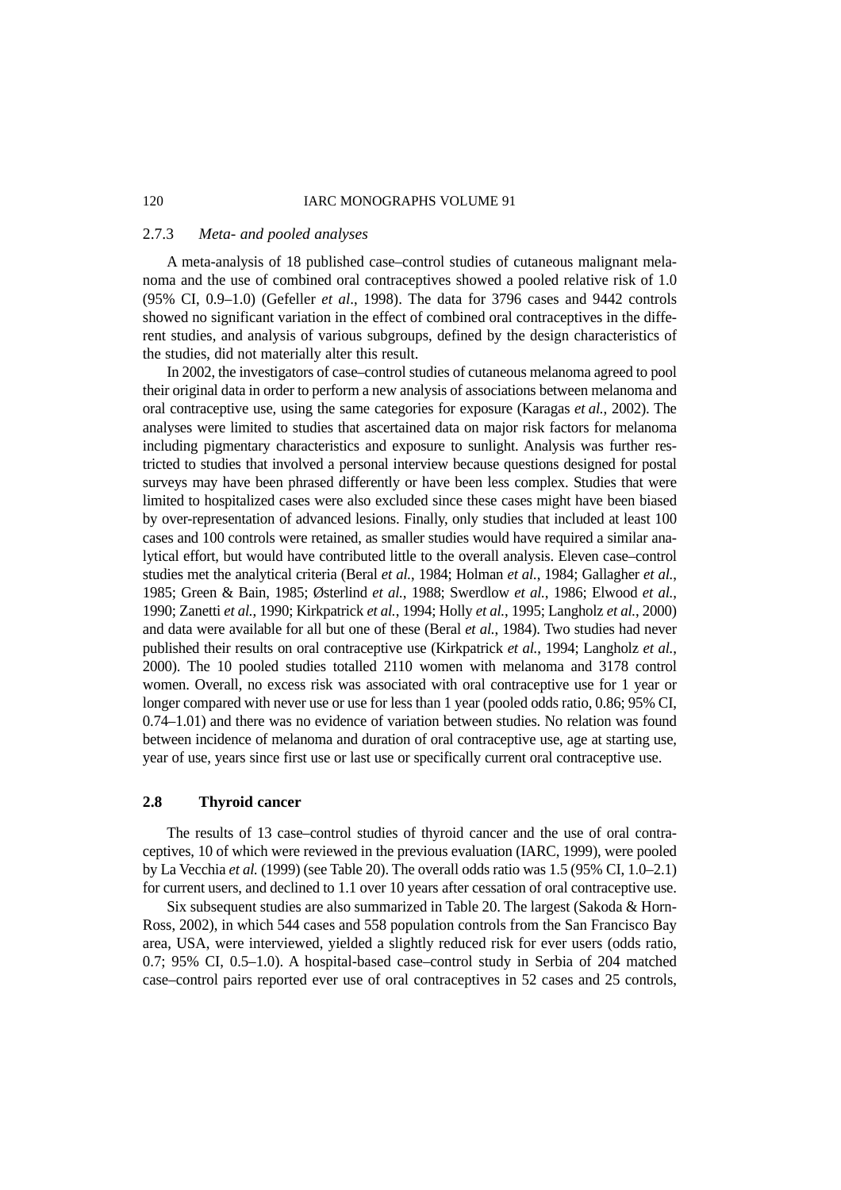### 2.7.3 *Meta- and pooled analyses*

A meta-analysis of 18 published case–control studies of cutaneous malignant melanoma and the use of combined oral contraceptives showed a pooled relative risk of 1.0 (95% CI, 0.9–1.0) (Gefeller *et al*., 1998). The data for 3796 cases and 9442 controls showed no significant variation in the effect of combined oral contraceptives in the different studies, and analysis of various subgroups, defined by the design characteristics of the studies, did not materially alter this result.

In 2002, the investigators of case–control studies of cutaneous melanoma agreed to pool their original data in order to perform a new analysis of associations between melanoma and oral contraceptive use, using the same categories for exposure (Karagas *et al.*, 2002). The analyses were limited to studies that ascertained data on major risk factors for melanoma including pigmentary characteristics and exposure to sunlight. Analysis was further restricted to studies that involved a personal interview because questions designed for postal surveys may have been phrased differently or have been less complex. Studies that were limited to hospitalized cases were also excluded since these cases might have been biased by over-representation of advanced lesions. Finally, only studies that included at least 100 cases and 100 controls were retained, as smaller studies would have required a similar analytical effort, but would have contributed little to the overall analysis. Eleven case–control studies met the analytical criteria (Beral *et al.*, 1984; Holman *et al.*, 1984; Gallagher *et al.*, 1985; Green & Bain, 1985; Østerlind *et al.*, 1988; Swerdlow *et al.*, 1986; Elwood *et al.*, 1990; Zanetti *et al.*, 1990; Kirkpatrick *et al.*, 1994; Holly *et al.*, 1995; Langholz *et al.*, 2000) and data were available for all but one of these (Beral *et al.*, 1984). Two studies had never published their results on oral contraceptive use (Kirkpatrick *et al.*, 1994; Langholz *et al.*, 2000). The 10 pooled studies totalled 2110 women with melanoma and 3178 control women. Overall, no excess risk was associated with oral contraceptive use for 1 year or longer compared with never use or use for less than 1 year (pooled odds ratio, 0.86; 95% CI, 0.74–1.01) and there was no evidence of variation between studies. No relation was found between incidence of melanoma and duration of oral contraceptive use, age at starting use, year of use, years since first use or last use or specifically current oral contraceptive use.

## 2.8 Thyroid cancer

The results of 13 case–control studies of thyroid cancer and the use of oral contraceptives, 10 of which were reviewed in the previous evaluation (IARC, 1999), were pooled by La Vecchia *et al.* (1999) (see Table 20). The overall odds ratio was 1.5 (95% CI, 1.0–2.1) for current users, and declined to 1.1 over 10 years after cessation of oral contraceptive use.

Six subsequent studies are also summarized in Table 20. The largest (Sakoda & Horn-Ross, 2002), in which 544 cases and 558 population controls from the San Francisco Bay area, USA, were interviewed, yielded a slightly reduced risk for ever users (odds ratio, 0.7; 95% CI, 0.5–1.0). A hospital-based case–control study in Serbia of 204 matched case–control pairs reported ever use of oral contraceptives in 52 cases and 25 controls,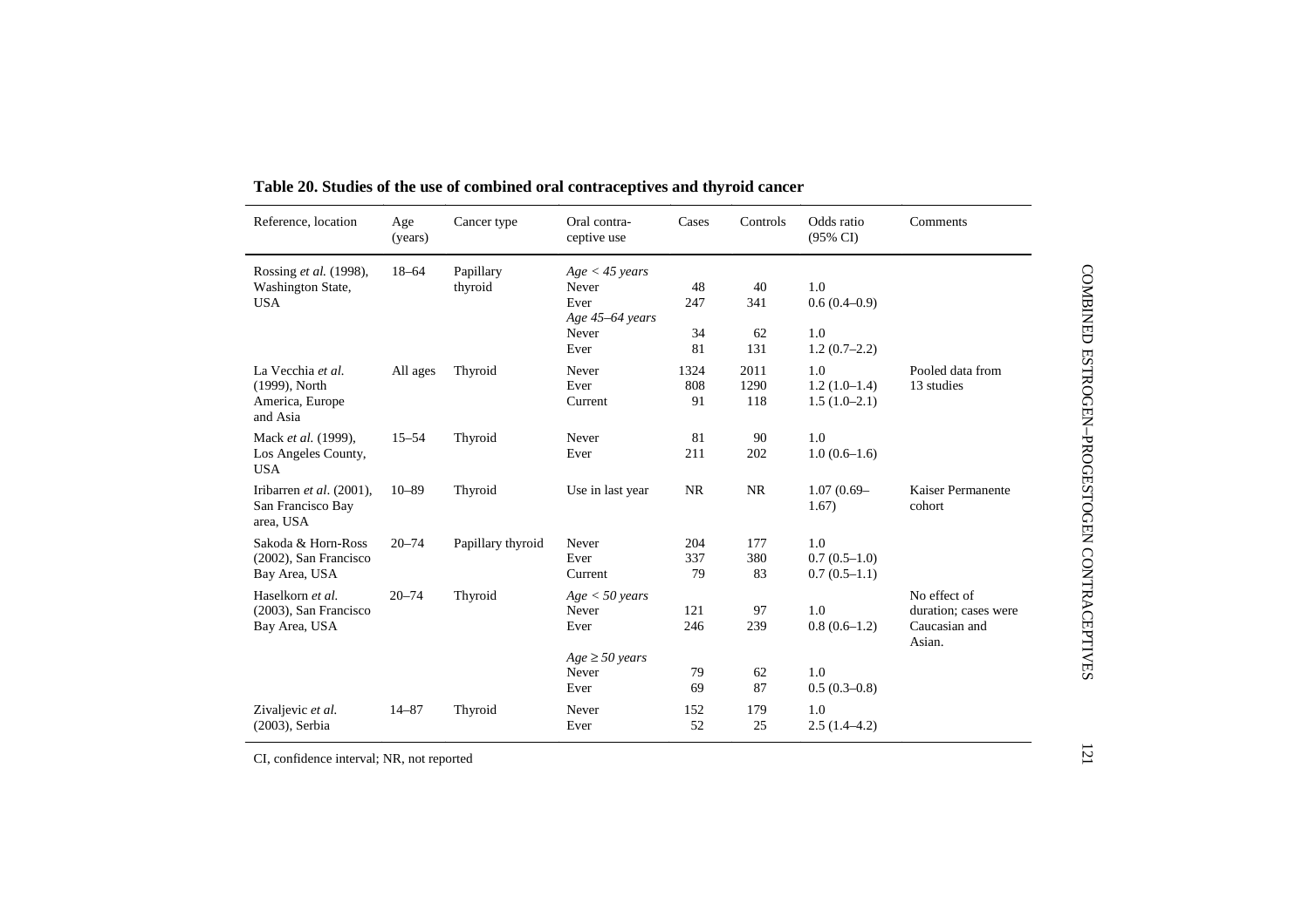**Table 20. Studies of the use of combined oral contraceptives and thyroid cancer**

| Reference, location | Age (years) | Cancer type | Oral contra-ceptive use | Cases | Controls | Odds ratio (95% CI) | Comments |
|---|---|---|---|---|---|---|---|
| Rossing *et al.* (1998), Washington State, USA | 18–64 | Papillary thyroid | *Age < 45 years* | | | | |
| | | | Never | 48 | 40 | 1.0 | |
| | | | Ever | 247 | 341 | 0.6 (0.4–0.9) | |
| | | | *Age 45–64 years* | | | | |
| | | | Never | 34 | 62 | 1.0 | |
| | | | Ever | 81 | 131 | 1.2 (0.7–2.2) | |
| La Vecchia *et al.* (1999), North America, Europe and Asia | All ages | Thyroid | Never | 1324 | 2011 | 1.0 | Pooled data from 13 studies |
| | | | Ever | 808 | 1290 | 1.2 (1.0–1.4) | |
| | | | Current | 91 | 118 | 1.5 (1.0–2.1) | |
| Mack *et al.* (1999), Los Angeles County, USA | 15–54 | Thyroid | Never | 81 | 90 | 1.0 | |
| | | | Ever | 211 | 202 | 1.0 (0.6–1.6) | |
| Iribarren *et al*. (2001), San Francisco Bay area, USA | 10–89 | Thyroid | Use in last year | NR | NR | 1.07 (0.69–1.67) | Kaiser Permanente cohort |
| Sakoda & Horn-Ross (2002), San Francisco Bay Area, USA | 20–74 | Papillary thyroid | Never | 204 | 177 | 1.0 | |
| | | | Ever | 337 | 380 | 0.7 (0.5–1.0) | |
| | | | Current | 79 | 83 | 0.7 (0.5–1.1) | |
| Haselkorn *et al.* (2003), San Francisco Bay Area, USA | 20–74 | Thyroid | *Age < 50 years* | | | | No effect of duration; cases were Caucasian and Asian. |
| | | | Never | 121 | 97 | 1.0 | |
| | | | Ever | 246 | 239 | 0.8 (0.6–1.2) | |
| | | | *Age ≥ 50 years* | | | | |
| | | | Never | 79 | 62 | 1.0 | |
| | | | Ever | 69 | 87 | 0.5 (0.3–0.8) | |
| Zivaljevic *et al.* (2003), Serbia | 14–87 | Thyroid | Never | 152 | 179 | 1.0 | |
| | | | Ever | 52 | 25 | 2.5 (1.4–4.2) | |

CI, confidence interval; NR, not reported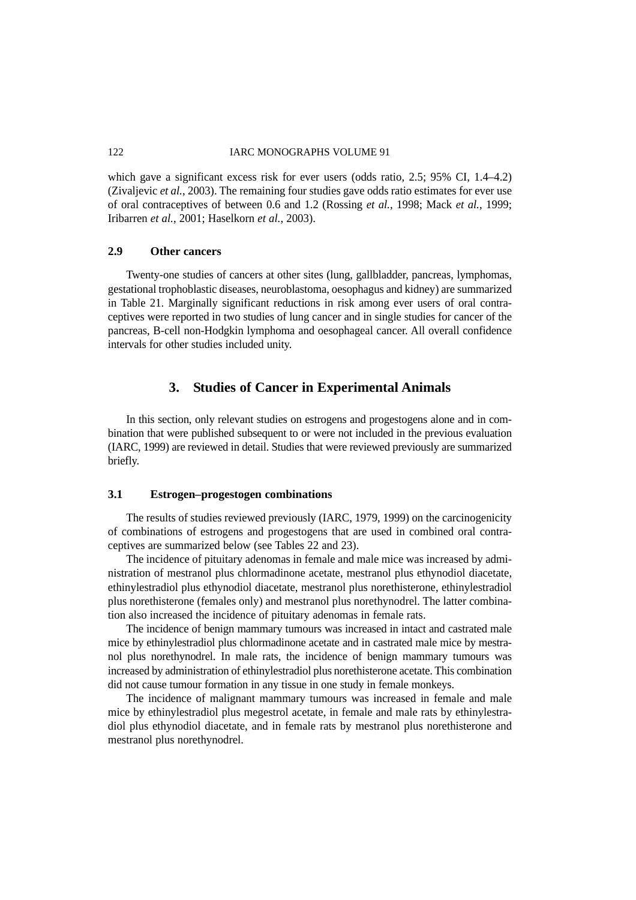which gave a significant excess risk for ever users (odds ratio, 2.5; 95% CI, 1.4–4.2) (Zivaljevic *et al.*, 2003). The remaining four studies gave odds ratio estimates for ever use of oral contraceptives of between 0.6 and 1.2 (Rossing *et al.*, 1998; Mack *et al.*, 1999; Iribarren *et al.*, 2001; Haselkorn *et al.*, 2003).

### 2.9 Other cancers

Twenty-one studies of cancers at other sites (lung, gallbladder, pancreas, lymphomas, gestational trophoblastic diseases, neuroblastoma, oesophagus and kidney) are summarized in Table 21. Marginally significant reductions in risk among ever users of oral contraceptives were reported in two studies of lung cancer and in single studies for cancer of the pancreas, B-cell non-Hodgkin lymphoma and oesophageal cancer. All overall confidence intervals for other studies included unity.

## 3. Studies of Cancer in Experimental Animals

In this section, only relevant studies on estrogens and progestogens alone and in combination that were published subsequent to or were not included in the previous evaluation (IARC, 1999) are reviewed in detail. Studies that were reviewed previously are summarized briefly.

### 3.1 Estrogen–progestogen combinations

The results of studies reviewed previously (IARC, 1979, 1999) on the carcinogenicity of combinations of estrogens and progestogens that are used in combined oral contraceptives are summarized below (see Tables 22 and 23).

The incidence of pituitary adenomas in female and male mice was increased by administration of mestranol plus chlormadinone acetate, mestranol plus ethynodiol diacetate, ethinylestradiol plus ethynodiol diacetate, mestranol plus norethisterone, ethinylestradiol plus norethisterone (females only) and mestranol plus norethynodrel. The latter combination also increased the incidence of pituitary adenomas in female rats.

The incidence of benign mammary tumours was increased in intact and castrated male mice by ethinylestradiol plus chlormadinone acetate and in castrated male mice by mestranol plus norethynodrel. In male rats, the incidence of benign mammary tumours was increased by administration of ethinylestradiol plus norethisterone acetate. This combination did not cause tumour formation in any tissue in one study in female monkeys.

The incidence of malignant mammary tumours was increased in female and male mice by ethinylestradiol plus megestrol acetate, in female and male rats by ethinylestradiol plus ethynodiol diacetate, and in female rats by mestranol plus norethisterone and mestranol plus norethynodrel.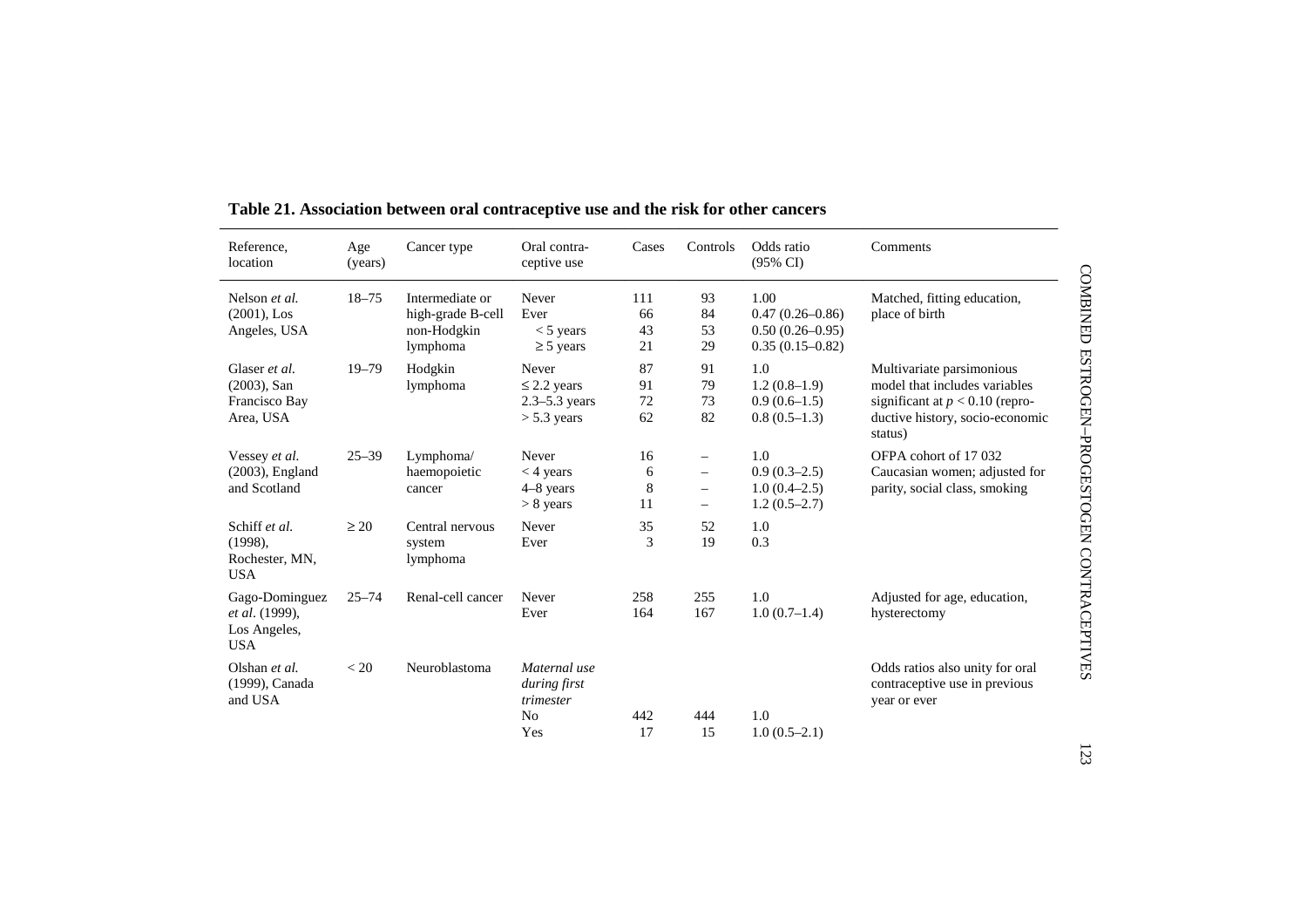**Table 21. Association between oral contraceptive use and the risk for other cancers**

| Reference, location | Age (years) | Cancer type | Oral contra-ceptive use | Cases | Controls | Odds ratio (95% CI) | Comments |
|---|---|---|---|---|---|---|---|
| Nelson *et al.* (2001), Los Angeles, USA | 18–75 | Intermediate or high-grade B-cell non-Hodgkin lymphoma | Never | 111 | 93 | 1.00 | Matched, fitting education, place of birth |
| | | | Ever | 66 | 84 | 0.47 (0.26–0.86) | |
| | | | < 5 years | 43 | 53 | 0.50 (0.26–0.95) | |
| | | | ≥ 5 years | 21 | 29 | 0.35 (0.15–0.82) | |
| Glaser *et al.* (2003), San Francisco Bay Area, USA | 19–79 | Hodgkin lymphoma | Never | 87 | 91 | 1.0 | Multivariate parsimonious model that includes variables significant at $p < 0.10$ (reproductive history, socio-economic status) |
| | | | ≤ 2.2 years | 91 | 79 | 1.2 (0.8–1.9) | |
| | | | 2.3–5.3 years | 72 | 73 | 0.9 (0.6–1.5) | |
| | | | > 5.3 years | 62 | 82 | 0.8 (0.5–1.3) | |
| Vessey *et al.* (2003), England and Scotland | 25–39 | Lymphoma/ haemopoietic cancer | Never | 16 | – | 1.0 | OFPA cohort of 17 032 Caucasian women; adjusted for parity, social class, smoking |
| | | | < 4 years | 6 | – | 0.9 (0.3–2.5) | |
| | | | 4–8 years | 8 | – | 1.0 (0.4–2.5) | |
| | | | > 8 years | 11 | – | 1.2 (0.5–2.7) | |
| Schiff *et al.* (1998), Rochester, MN, USA | ≥ 20 | Central nervous system lymphoma | Never | 35 | 52 | 1.0 | |
| | | | Ever | 3 | 19 | 0.3 | |
| Gago-Dominguez *et al.* (1999), Los Angeles, USA | 25–74 | Renal-cell cancer | Never | 258 | 255 | 1.0 | Adjusted for age, education, hysterectomy |
| | | | Ever | 164 | 167 | 1.0 (0.7–1.4) | |
| Olshan *et al.* (1999), Canada and USA | < 20 | Neuroblastoma | *Maternal use during first trimester* | | | | Odds ratios also unity for oral contraceptive use in previous year or ever |
| | | | No | 442 | 444 | 1.0 | |
| | | | Yes | 17 | 15 | 1.0 (0.5–2.1) | |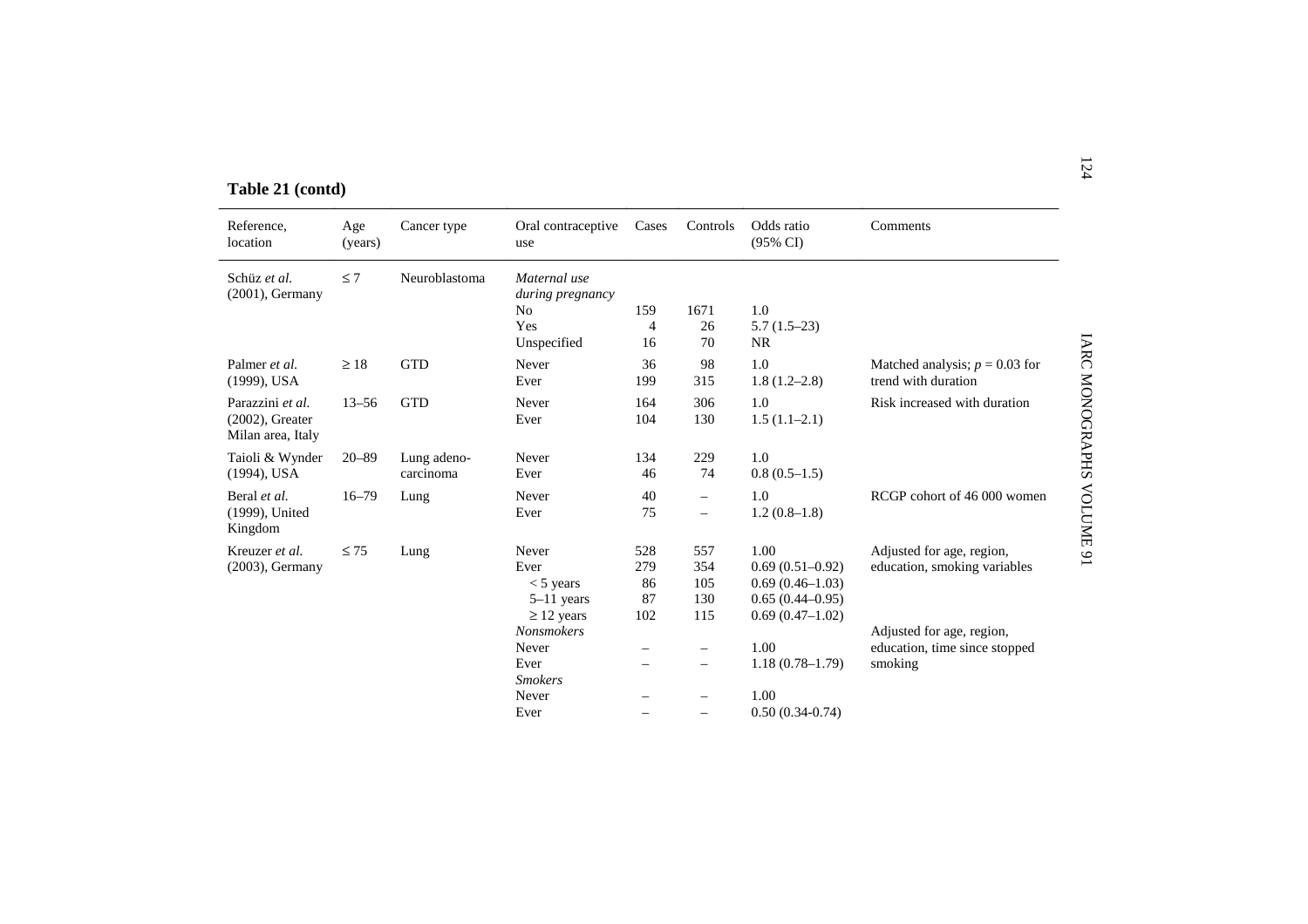**Table 21 (contd)**

| Reference, location | Age (years) | Cancer type | Oral contraceptive use | Cases | Controls | Odds ratio (95% CI) | Comments |
|---|---|---|---|---|---|---|---|
| Schüz *et al.* (2001), Germany | ≤ 7 | Neuroblastoma | *Maternal use during pregnancy* | | | | |
| | | | No | 159 | 1671 | 1.0 | |
| | | | Yes | 4 | 26 | 5.7 (1.5–23) | |
| | | | Unspecified | 16 | 70 | NR | |
| Palmer *et al.* (1999), USA | ≥ 18 | GTD | Never | 36 | 98 | 1.0 | Matched analysis; $p = 0.03$ for trend with duration |
| | | | Ever | 199 | 315 | 1.8 (1.2–2.8) | |
| Parazzini *et al.* (2002), Greater Milan area, Italy | 13–56 | GTD | Never | 164 | 306 | 1.0 | Risk increased with duration |
| | | | Ever | 104 | 130 | 1.5 (1.1–2.1) | |
| Taioli & Wynder (1994), USA | 20–89 | Lung adeno-carcinoma | Never | 134 | 229 | 1.0 | |
| | | | Ever | 46 | 74 | 0.8 (0.5–1.5) | |
| Beral *et al.* (1999), United Kingdom | 16–79 | Lung | Never | 40 | – | 1.0 | RCGP cohort of 46 000 women |
| | | | Ever | 75 | – | 1.2 (0.8–1.8) | |
| Kreuzer *et al.* (2003), Germany | ≤ 75 | Lung | Never | 528 | 557 | 1.00 | Adjusted for age, region, education, smoking variables |
| | | | Ever | 279 | 354 | 0.69 (0.51–0.92) | |
| | | | < 5 years | 86 | 105 | 0.69 (0.46–1.03) | |
| | | | 5–11 years | 87 | 130 | 0.65 (0.44–0.95) | |
| | | | ≥ 12 years | 102 | 115 | 0.69 (0.47–1.02) | |
| | | | *Nonsmokers* | | | | Adjusted for age, region, education, time since stopped smoking |
| | | | Never | – | – | 1.00 | |
| | | | Ever | – | – | 1.18 (0.78–1.79) | |
| | | | *Smokers* | | | | |
| | | | Never | – | – | 1.00 | |
| | | | Ever | – | – | 0.50 (0.34-0.74) | |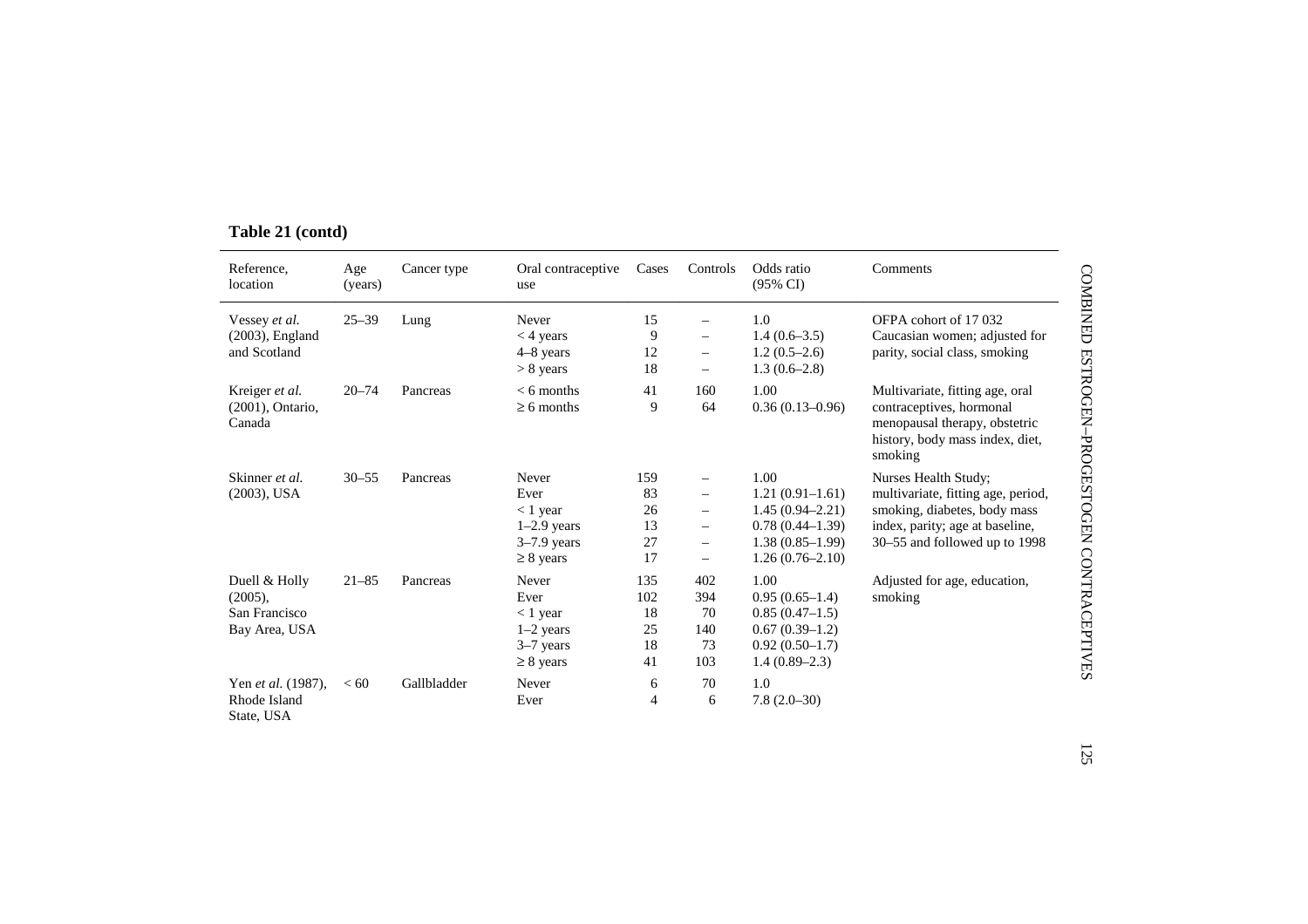**Table 21 (contd)**

| Reference, location | Age (years) | Cancer type | Oral contraceptive use | Cases | Controls | Odds ratio (95% CI) | Comments |
|---|---|---|---|---|---|---|---|
| Vessey *et al.* (2003), England and Scotland | 25–39 | Lung | Never | 15 | – | 1.0 | OFPA cohort of 17 032 Caucasian women; adjusted for parity, social class, smoking |
| | | | < 4 years | 9 | – | 1.4 (0.6–3.5) | |
| | | | 4–8 years | 12 | – | 1.2 (0.5–2.6) | |
| | | | > 8 years | 18 | – | 1.3 (0.6–2.8) | |
| Kreiger *et al.* (2001), Ontario, Canada | 20–74 | Pancreas | < 6 months | 41 | 160 | 1.00 | Multivariate, fitting age, oral contraceptives, hormonal menopausal therapy, obstetric history, body mass index, diet, smoking |
| | | | ≥ 6 months | 9 | 64 | 0.36 (0.13–0.96) | |
| Skinner *et al.* (2003), USA | 30–55 | Pancreas | Never | 159 | – | 1.00 | Nurses Health Study; multivariate, fitting age, period, smoking, diabetes, body mass index, parity; age at baseline, 30–55 and followed up to 1998 |
| | | | Ever | 83 | – | 1.21 (0.91–1.61) | |
| | | | < 1 year | 26 | – | 1.45 (0.94–2.21) | |
| | | | 1–2.9 years | 13 | – | 0.78 (0.44–1.39) | |
| | | | 3–7.9 years | 27 | – | 1.38 (0.85–1.99) | |
| | | | ≥ 8 years | 17 | – | 1.26 (0.76–2.10) | |
| Duell & Holly (2005), San Francisco Bay Area, USA | 21–85 | Pancreas | Never | 135 | 402 | 1.00 | Adjusted for age, education, smoking |
| | | | Ever | 102 | 394 | 0.95 (0.65–1.4) | |
| | | | < 1 year | 18 | 70 | 0.85 (0.47–1.5) | |
| | | | 1–2 years | 25 | 140 | 0.67 (0.39–1.2) | |
| | | | 3–7 years | 18 | 73 | 0.92 (0.50–1.7) | |
| | | | ≥ 8 years | 41 | 103 | 1.4 (0.89–2.3) | |
| Yen *et al.* (1987), Rhode Island State, USA | < 60 | Gallbladder | Never | 6 | 70 | 1.0 | |
| | | | Ever | 4 | 6 | 7.8 (2.0–30) | |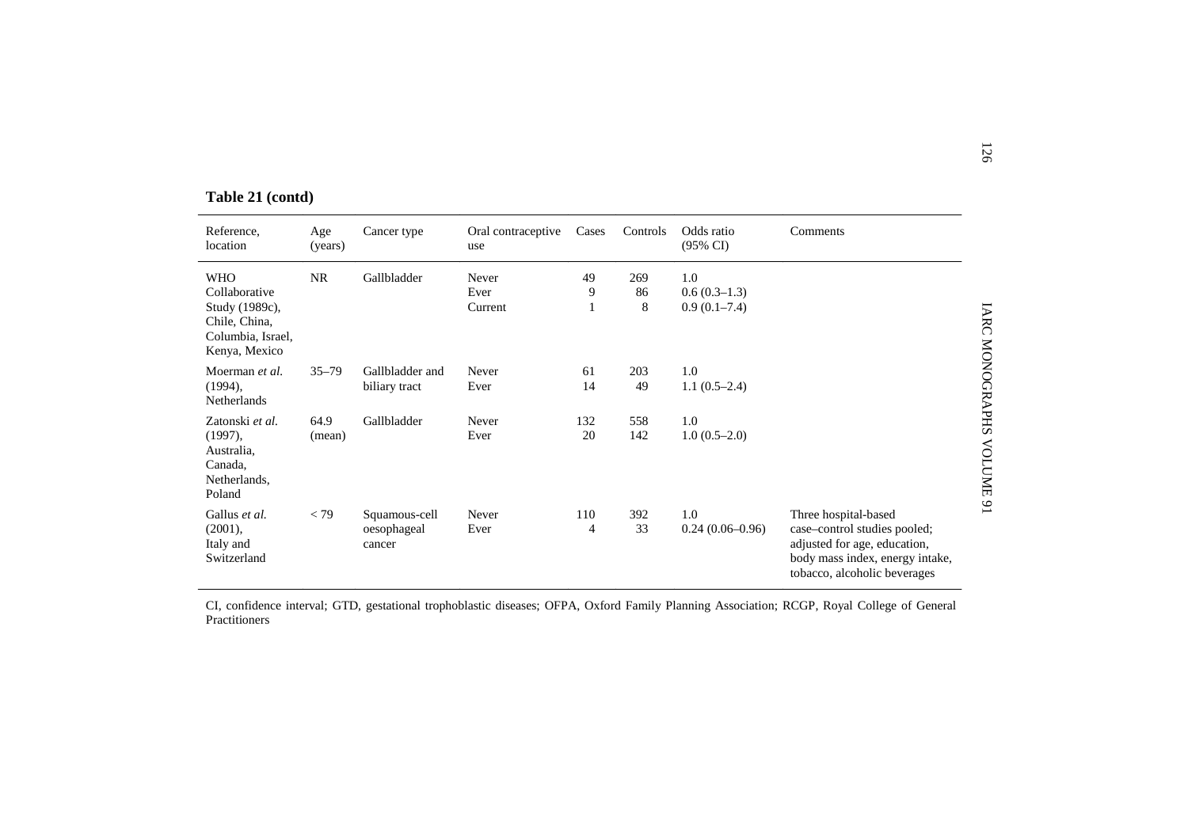**Table 21 (contd)**

| Reference, location | Age (years) | Cancer type | Oral contraceptive use | Cases | Controls | Odds ratio (95% CI) | Comments |
|---|---|---|---|---|---|---|---|
| WHO Collaborative Study (1989c), Chile, China, Columbia, Israel, Kenya, Mexico | NR | Gallbladder | Never<br>Ever<br>Current | 49<br>9<br>1 | 269<br>86<br>8 | 1.0<br>0.6 (0.3–1.3)<br>0.9 (0.1–7.4) | |
| Moerman *et al.* (1994), Netherlands | 35–79 | Gallbladder and biliary tract | Never<br>Ever | 61<br>14 | 203<br>49 | 1.0<br>1.1 (0.5–2.4) | |
| Zatonski *et al.* (1997), Australia, Canada, Netherlands, Poland | 64.9 (mean) | Gallbladder | Never<br>Ever | 132<br>20 | 558<br>142 | 1.0<br>1.0 (0.5–2.0) | |
| Gallus *et al.* (2001), Italy and Switzerland | < 79 | Squamous-cell oesophageal cancer | Never<br>Ever | 110<br>4 | 392<br>33 | 1.0<br>0.24 (0.06–0.96) | Three hospital-based case–control studies pooled; adjusted for age, education, body mass index, energy intake, tobacco, alcoholic beverages |

CI, confidence interval; GTD, gestational trophoblastic diseases; OFPA, Oxford Family Planning Association; RCGP, Royal College of General Practitioners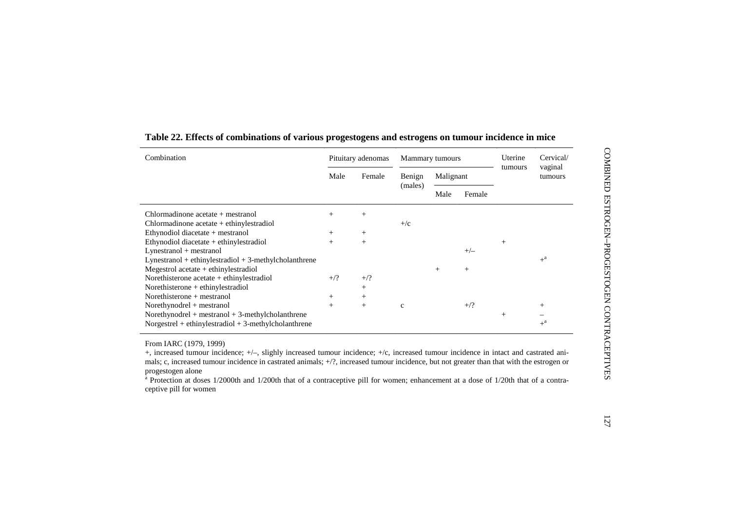**Table 22. Effects of combinations of various progestogens and estrogens on tumour incidence in mice**

| Combination | Pituitary adenomas | | Mammary tumours | | | Uterine tumours | Cervical/ vaginal tumours |
|---|---|---|---|---|---|---|---|
| | Male | Female | Benign (males) | Malignant | | | |
| | | | | Male | Female | | |
| Chlormadinone acetate + mestranol | + | + | | | | | |
| Chlormadinone acetate + ethinylestradiol | | | +/c | | | | |
| Ethynodiol diacetate + mestranol | + | + | | | | | |
| Ethynodiol diacetate + ethinylestradiol | + | + | | | | + | |
| Lynestranol + mestranol | | | | | +/– | | |
| Lynestranol + ethinylestradiol + 3-methylcholanthrene | | | | | | | +[a] |
| Megestrol acetate + ethinylestradiol | | | | + | + | | |
| Norethisterone acetate + ethinylestradiol | +/? | +/? | | | | | |
| Norethisterone + ethinylestradiol | | + | | | | | |
| Norethisterone + mestranol | + | + | | | | | |
| Norethynodrel + mestranol | + | + | c | | +/? | | + |
| Norethynodrel + mestranol + 3-methylcholanthrene | | | | | | + | – |
| Norgestrel + ethinylestradiol + 3-methylcholanthrene | | | | | | | +[a] |

From IARC (1979, 1999)

+, increased tumour incidence; +/–, slighly increased tumour incidence; +/c, increased tumour incidence in intact and castrated animals; c, increased tumour incidence in castrated animals; +/?, increased tumour incidence, but not greater than that with the estrogen or progestogen alone

[a] Protection at doses 1/2000th and 1/200th that of a contraceptive pill for women; enhancement at a dose of 1/20th that of a contraceptive pill for women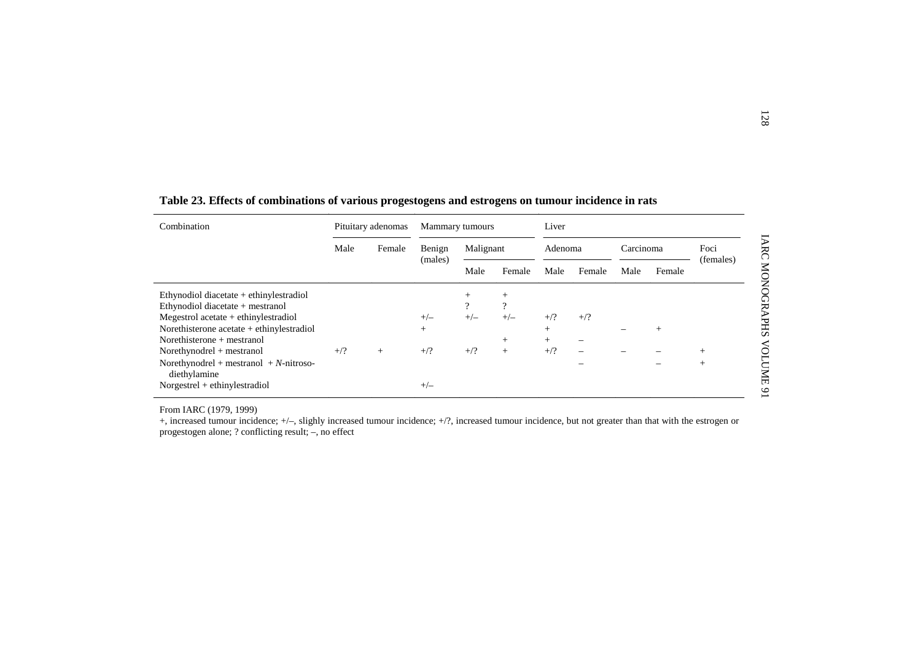**Table 23. Effects of combinations of various progestogens and estrogens on tumour incidence in rats**

| Combination | Pituitary adenomas | | Mammary tumours | | | Liver | | | | |
|---|---|---|---|---|---|---|---|---|---|---|
| | Male | Female | Benign (males) | Malignant | | Adenoma | | Carcinoma | | Foci (females) |
| | | | | Male | Female | Male | Female | Male | Female | |
| Ethynodiol diacetate + ethinylestradiol | | | | + | + | | | | | |
| Ethynodiol diacetate + mestranol | | | | ? | ? | | | | | |
| Megestrol acetate + ethinylestradiol | | | +/– | +/– | +/– | +/? | +/? | | | |
| Norethisterone acetate + ethinylestradiol | | | + | | | + | | – | + | |
| Norethisterone + mestranol | | | | | + | + | – | | | |
| Norethynodrel + mestranol | +/? | + | +/? | +/? | + | +/? | – | – | – | + |
| Norethynodrel + mestranol + *N*-nitroso-diethylamine | | | | | | | – | | – | + |
| Norgestrel + ethinylestradiol | | | +/– | | | | | | | |

From IARC (1979, 1999)

+, increased tumour incidence; +/–, slighly increased tumour incidence; +/?, increased tumour incidence, but not greater than that with the estrogen or progestogen alone; ? conflicting result; –, no effect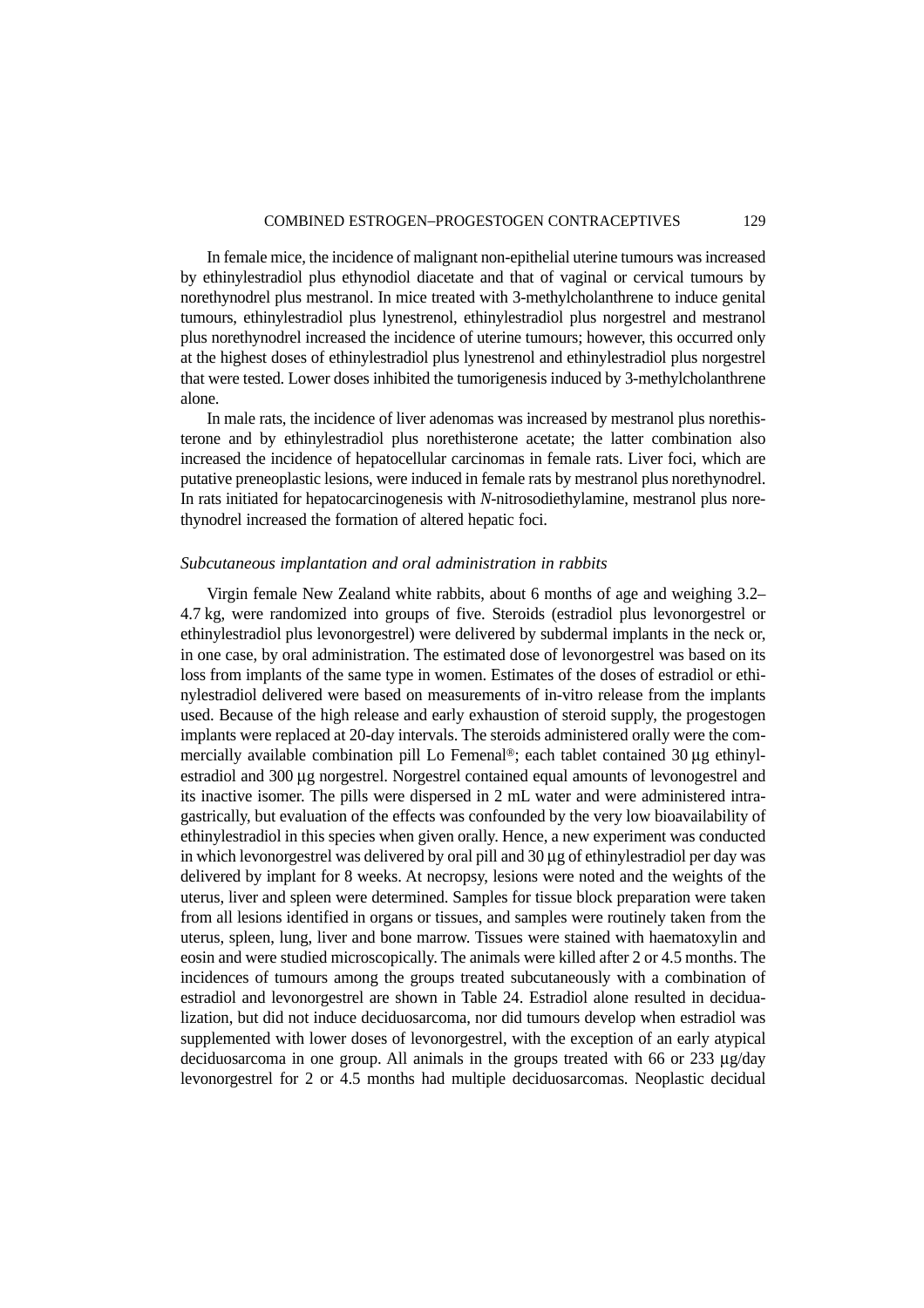In female mice, the incidence of malignant non-epithelial uterine tumours was increased by ethinylestradiol plus ethynodiol diacetate and that of vaginal or cervical tumours by norethynodrel plus mestranol. In mice treated with 3-methylcholanthrene to induce genital tumours, ethinylestradiol plus lynestrenol, ethinylestradiol plus norgestrel and mestranol plus norethynodrel increased the incidence of uterine tumours; however, this occurred only at the highest doses of ethinylestradiol plus lynestrenol and ethinylestradiol plus norgestrel that were tested. Lower doses inhibited the tumorigenesis induced by 3-methylcholanthrene alone.

In male rats, the incidence of liver adenomas was increased by mestranol plus norethisterone and by ethinylestradiol plus norethisterone acetate; the latter combination also increased the incidence of hepatocellular carcinomas in female rats. Liver foci, which are putative preneoplastic lesions, were induced in female rats by mestranol plus norethynodrel. In rats initiated for hepatocarcinogenesis with *N*-nitrosodiethylamine, mestranol plus norethynodrel increased the formation of altered hepatic foci.

*Subcutaneous implantation and oral administration in rabbits*

Virgin female New Zealand white rabbits, about 6 months of age and weighing 3.2–4.7 kg, were randomized into groups of five. Steroids (estradiol plus levonorgestrel or ethinylestradiol plus levonorgestrel) were delivered by subdermal implants in the neck or, in one case, by oral administration. The estimated dose of levonorgestrel was based on its loss from implants of the same type in women. Estimates of the doses of estradiol or ethinylestradiol delivered were based on measurements of in-vitro release from the implants used. Because of the high release and early exhaustion of steroid supply, the progestogen implants were replaced at 20-day intervals. The steroids administered orally were the commercially available combination pill Lo Femenal®; each tablet contained 30 µg ethinylestradiol and 300 µg norgestrel. Norgestrel contained equal amounts of levonogestrel and its inactive isomer. The pills were dispersed in 2 mL water and were administered intragastrically, but evaluation of the effects was confounded by the very low bioavailability of ethinylestradiol in this species when given orally. Hence, a new experiment was conducted in which levonorgestrel was delivered by oral pill and 30 µg of ethinylestradiol per day was delivered by implant for 8 weeks. At necropsy, lesions were noted and the weights of the uterus, liver and spleen were determined. Samples for tissue block preparation were taken from all lesions identified in organs or tissues, and samples were routinely taken from the uterus, spleen, lung, liver and bone marrow. Tissues were stained with haematoxylin and eosin and were studied microscopically. The animals were killed after 2 or 4.5 months. The incidences of tumours among the groups treated subcutaneously with a combination of estradiol and levonorgestrel are shown in Table 24. Estradiol alone resulted in decidualization, but did not induce deciduosarcoma, nor did tumours develop when estradiol was supplemented with lower doses of levonorgestrel, with the exception of an early atypical deciduosarcoma in one group. All animals in the groups treated with 66 or 233 µg/day levonorgestrel for 2 or 4.5 months had multiple deciduosarcomas. Neoplastic decidual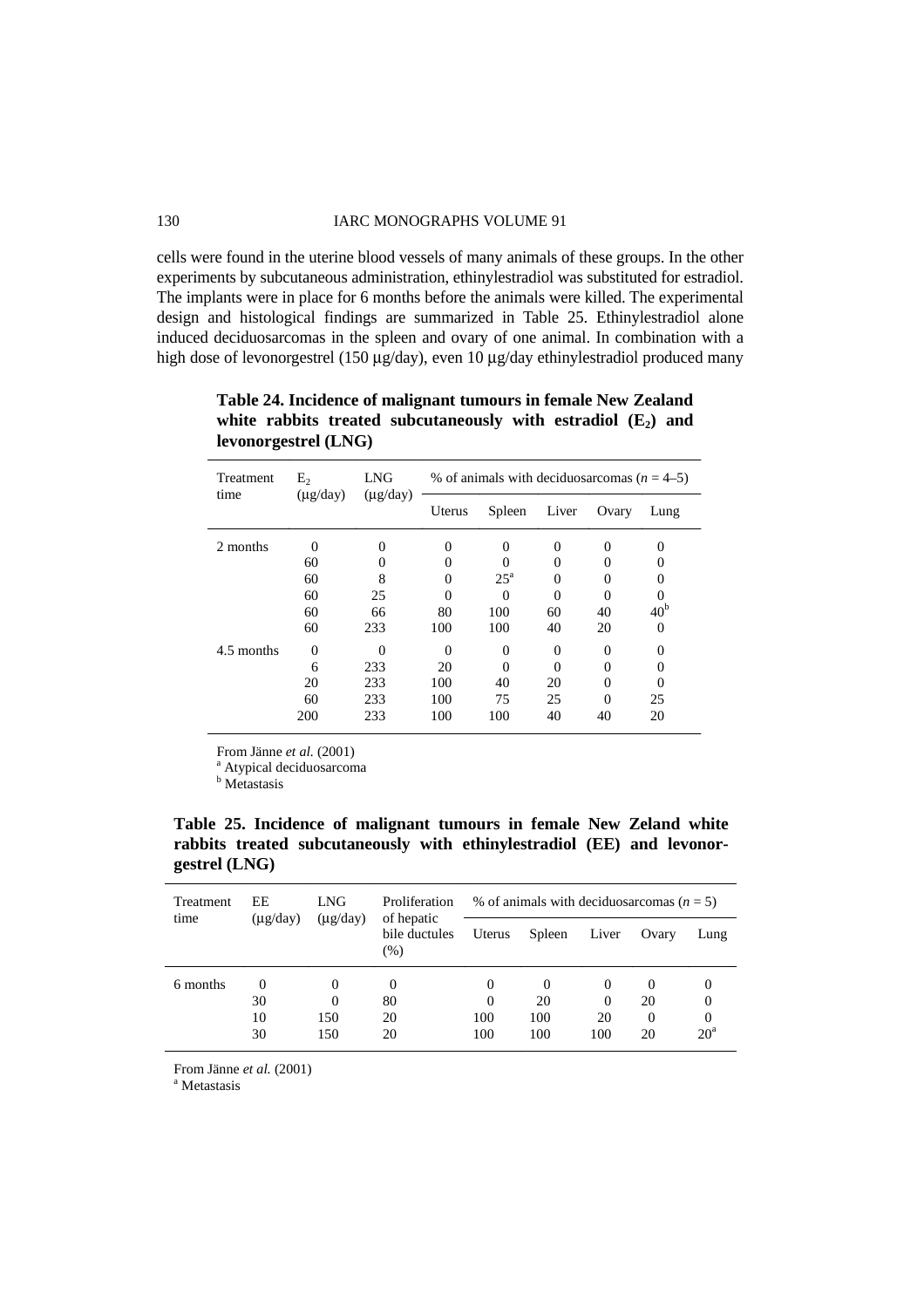cells were found in the uterine blood vessels of many animals of these groups. In the other experiments by subcutaneous administration, ethinylestradiol was substituted for estradiol. The implants were in place for 6 months before the animals were killed. The experimental design and histological findings are summarized in Table 25. Ethinylestradiol alone induced deciduosarcomas in the spleen and ovary of one animal. In combination with a high dose of levonorgestrel (150 μg/day), even 10 μg/day ethinylestradiol produced many

**Table 24. Incidence of malignant tumours in female New Zealand white rabbits treated subcutaneously with estradiol ($E_2$) and levonorgestrel (LNG)**

| Treatment time | $E_2$ (μg/day) | LNG (μg/day) | % of animals with deciduosarcomas ($n$ = 4–5) | | | | |
|---|---|---|---|---|---|---|---|
| | | | Uterus | Spleen | Liver | Ovary | Lung |
| 2 months | 0 | 0 | 0 | 0 | 0 | 0 | 0 |
| | 60 | 0 | 0 | 0 | 0 | 0 | 0 |
| | 60 | 8 | 0 | 25[a] | 0 | 0 | 0 |
| | 60 | 25 | 0 | 0 | 0 | 0 | 0 |
| | 60 | 66 | 80 | 100 | 60 | 40 | 40[b] |
| | 60 | 233 | 100 | 100 | 40 | 20 | 0 |
| 4.5 months | 0 | 0 | 0 | 0 | 0 | 0 | 0 |
| | 6 | 233 | 20 | 0 | 0 | 0 | 0 |
| | 20 | 233 | 100 | 40 | 20 | 0 | 0 |
| | 60 | 233 | 100 | 75 | 25 | 0 | 25 |
| | 200 | 233 | 100 | 100 | 40 | 40 | 20 |

From Jänne *et al.* (2001)
[a] Atypical deciduosarcoma
[b] Metastasis

**Table 25. Incidence of malignant tumours in female New Zeland white rabbits treated subcutaneously with ethinylestradiol (EE) and levonorgestrel (LNG)**

| Treatment time | EE (μg/day) | LNG (μg/day) | Proliferation of hepatic bile ductules (%) | % of animals with deciduosarcomas ($n$ = 5) | | | | |
|---|---|---|---|---|---|---|---|---|
| | | | | Uterus | Spleen | Liver | Ovary | Lung |
| 6 months | 0 | 0 | 0 | 0 | 0 | 0 | 0 | 0 |
| | 30 | 0 | 80 | 0 | 20 | 0 | 20 | 0 |
| | 10 | 150 | 20 | 100 | 100 | 20 | 0 | 0 |
| | 30 | 150 | 20 | 100 | 100 | 100 | 20 | 20[a] |

From Jänne *et al.* (2001)
[a] Metastasis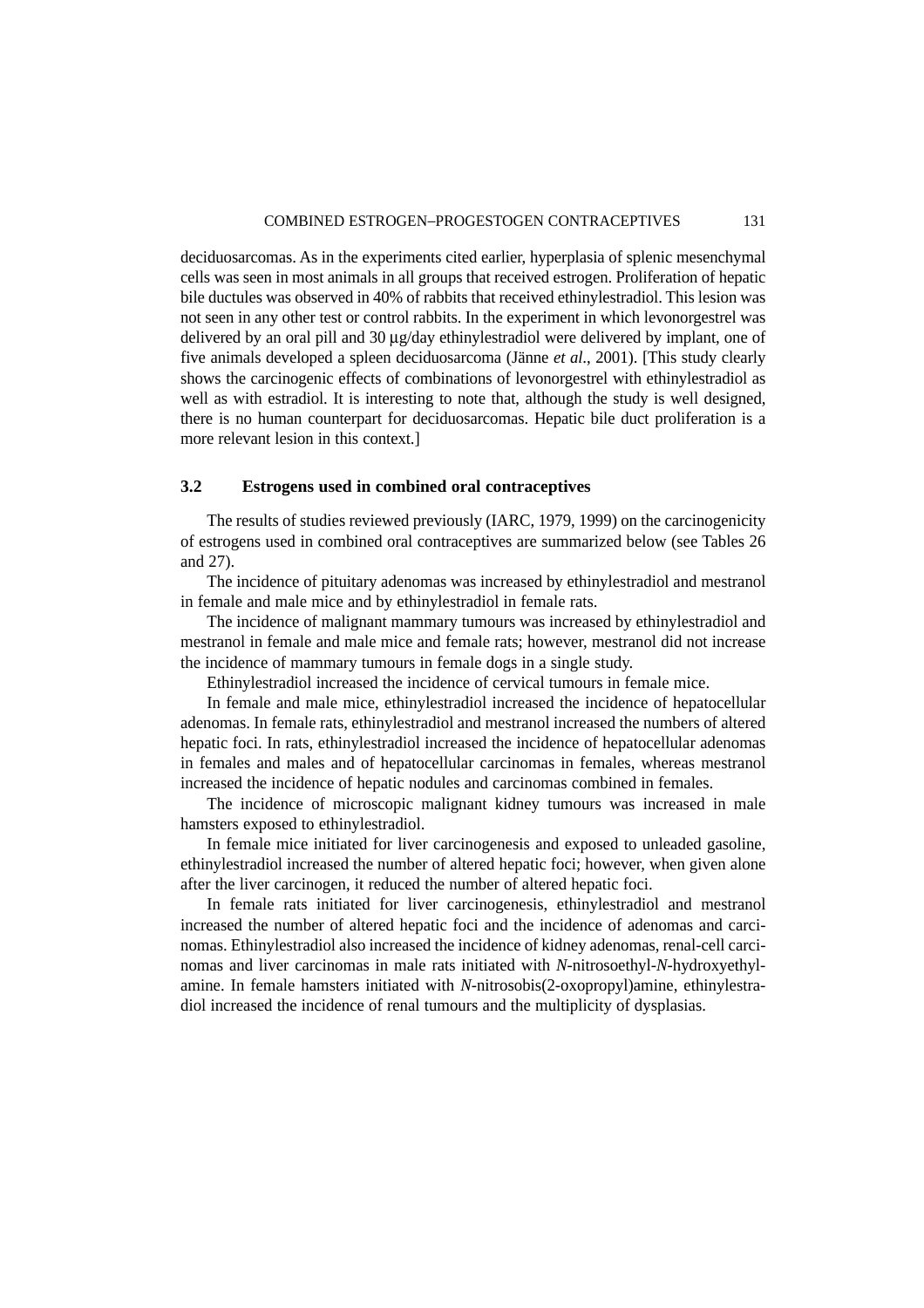deciduosarcomas. As in the experiments cited earlier, hyperplasia of splenic mesenchymal cells was seen in most animals in all groups that received estrogen. Proliferation of hepatic bile ductules was observed in 40% of rabbits that received ethinylestradiol. This lesion was not seen in any other test or control rabbits. In the experiment in which levonorgestrel was delivered by an oral pill and 30 μg/day ethinylestradiol were delivered by implant, one of five animals developed a spleen deciduosarcoma (Jänne *et al*., 2001). [This study clearly shows the carcinogenic effects of combinations of levonorgestrel with ethinylestradiol as well as with estradiol. It is interesting to note that, although the study is well designed, there is no human counterpart for deciduosarcomas. Hepatic bile duct proliferation is a more relevant lesion in this context.]

### 3.2 Estrogens used in combined oral contraceptives

The results of studies reviewed previously (IARC, 1979, 1999) on the carcinogenicity of estrogens used in combined oral contraceptives are summarized below (see Tables 26 and 27).

The incidence of pituitary adenomas was increased by ethinylestradiol and mestranol in female and male mice and by ethinylestradiol in female rats.

The incidence of malignant mammary tumours was increased by ethinylestradiol and mestranol in female and male mice and female rats; however, mestranol did not increase the incidence of mammary tumours in female dogs in a single study.

Ethinylestradiol increased the incidence of cervical tumours in female mice.

In female and male mice, ethinylestradiol increased the incidence of hepatocellular adenomas. In female rats, ethinylestradiol and mestranol increased the numbers of altered hepatic foci. In rats, ethinylestradiol increased the incidence of hepatocellular adenomas in females and males and of hepatocellular carcinomas in females, whereas mestranol increased the incidence of hepatic nodules and carcinomas combined in females.

The incidence of microscopic malignant kidney tumours was increased in male hamsters exposed to ethinylestradiol.

In female mice initiated for liver carcinogenesis and exposed to unleaded gasoline, ethinylestradiol increased the number of altered hepatic foci; however, when given alone after the liver carcinogen, it reduced the number of altered hepatic foci.

In female rats initiated for liver carcinogenesis, ethinylestradiol and mestranol increased the number of altered hepatic foci and the incidence of adenomas and carcinomas. Ethinylestradiol also increased the incidence of kidney adenomas, renal-cell carcinomas and liver carcinomas in male rats initiated with *N*-nitrosoethyl-*N*-hydroxyethylamine. In female hamsters initiated with *N*-nitrosobis(2-oxopropyl)amine, ethinylestradiol increased the incidence of renal tumours and the multiplicity of dysplasias.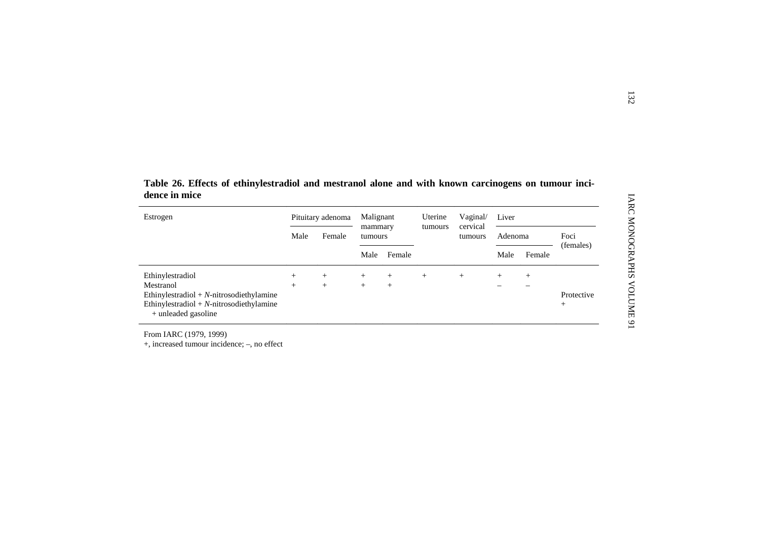**Table 26. Effects of ethinylestradiol and mestranol alone and with known carcinogens on tumour incidence in mice**

| Estrogen | Pituitary adenoma | | Malignant mammary tumours | | Uterine tumours | Vaginal/ cervical tumours | Liver | | |
|---|---|---|---|---|---|---|---|---|---|
| | Male | Female | Male | Female | | | Adenoma | | Foci (females) |
| | | | | | | | Male | Female | |
| Ethinylestradiol | + | + | + | + | + | + | + | + | |
| Mestranol | + | + | + | + | | | – | – | |
| Ethinylestradiol + *N*-nitrosodiethylamine | | | | | | | | | Protective |
| Ethinylestradiol + *N*-nitrosodiethylamine + unleaded gasoline | | | | | | | | | + |

From IARC (1979, 1999)
+, increased tumour incidence; –, no effect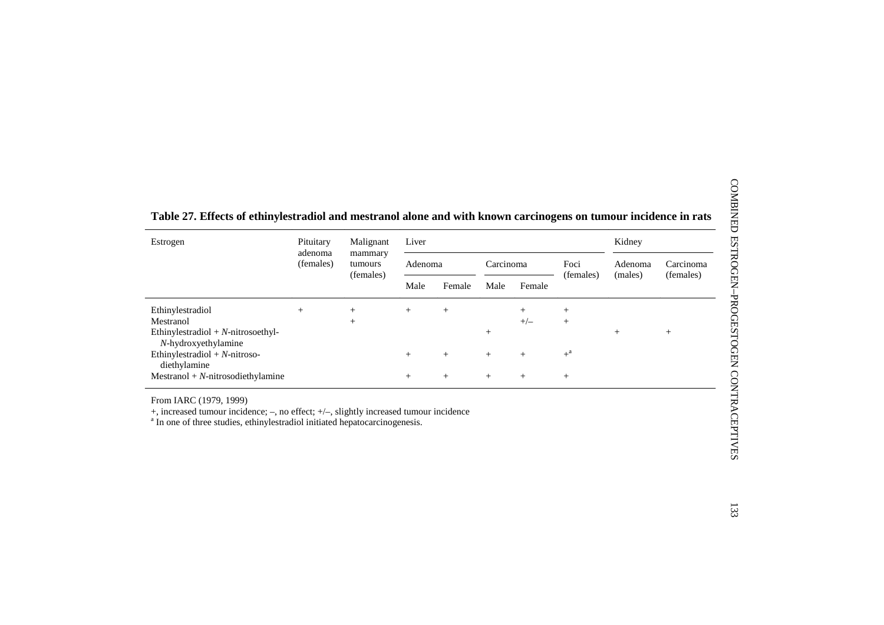**Table 27. Effects of ethinylestradiol and mestranol alone and with known carcinogens on tumour incidence in rats**

| Estrogen | Pituitary adenoma (females) | Malignant mammary tumours (females) | Liver | | | | | Kidney | |
|---|---|---|---|---|---|---|---|---|---|
| | | | Adenoma | | Carcinoma | | Foci (females) | Adenoma (males) | Carcinoma (females) |
| | | | Male | Female | Male | Female | | | |
| Ethinylestradiol | + | + | + | + | | + | + | | |
| Mestranol | | + | | | | +/– | + | | |
| Ethinylestradiol + *N*-nitrosoethyl-*N*-hydroxyethylamine | | | | | + | | | + | + |
| Ethinylestradiol + *N*-nitroso-diethylamine | | | + | + | + | + | +[a] | | |
| Mestranol + *N*-nitrosodiethylamine | | | + | + | + | + | + | | |

From IARC (1979, 1999)

+, increased tumour incidence; –, no effect; +/–, slightly increased tumour incidence

[a] In one of three studies, ethinylestradiol initiated hepatocarcinogenesis.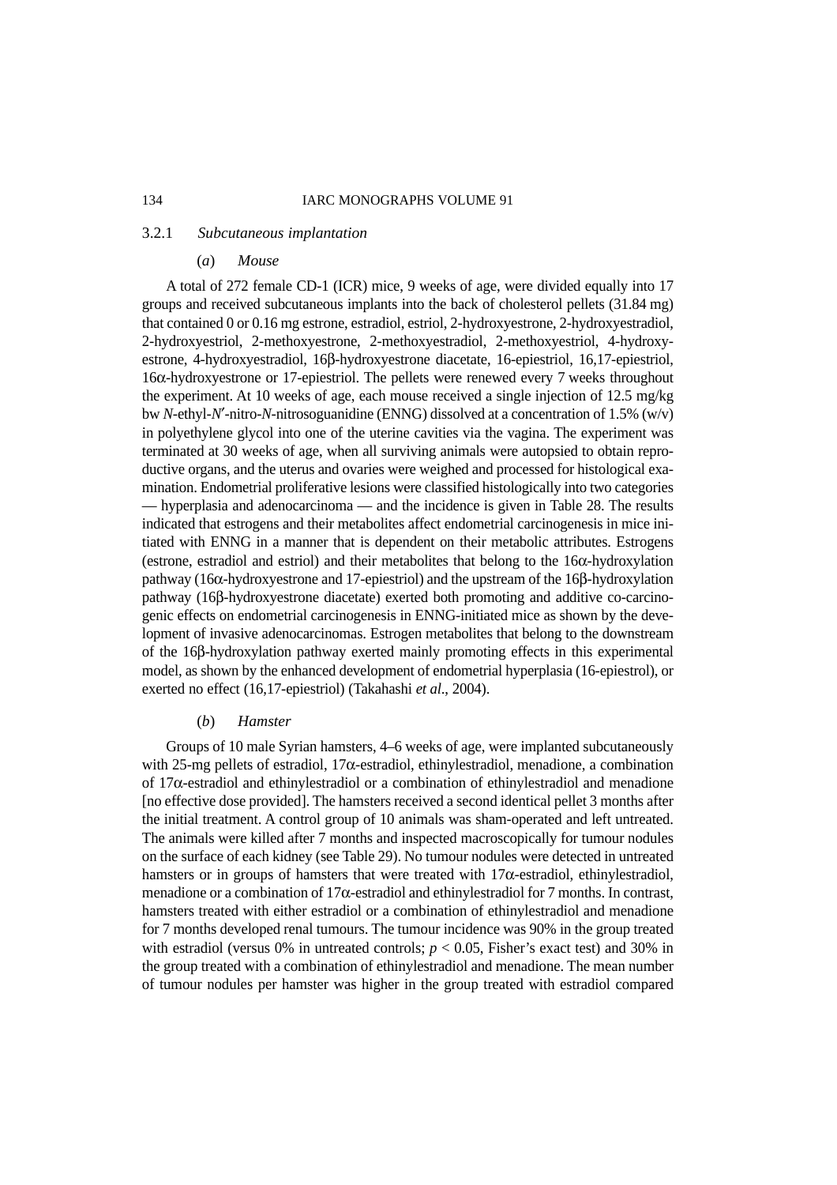### 3.2.1 *Subcutaneous implantation*

#### (*a*) *Mouse*

A total of 272 female CD-1 (ICR) mice, 9 weeks of age, were divided equally into 17 groups and received subcutaneous implants into the back of cholesterol pellets (31.84 mg) that contained 0 or 0.16 mg estrone, estradiol, estriol, 2-hydroxyestrone, 2-hydroxyestradiol, 2-hydroxyestriol, 2-methoxyestrone, 2-methoxyestradiol, 2-methoxyestriol, 4-hydroxyestrone, 4-hydroxyestradiol, 16β-hydroxyestrone diacetate, 16-epiestriol, 16,17-epiestriol, 16α-hydroxyestrone or 17-epiestriol. The pellets were renewed every 7 weeks throughout the experiment. At 10 weeks of age, each mouse received a single injection of 12.5 mg/kg bw *N*-ethyl-*N*′-nitro-*N*-nitrosoguanidine (ENNG) dissolved at a concentration of 1.5% (w/v) in polyethylene glycol into one of the uterine cavities via the vagina. The experiment was terminated at 30 weeks of age, when all surviving animals were autopsied to obtain reproductive organs, and the uterus and ovaries were weighed and processed for histological examination. Endometrial proliferative lesions were classified histologically into two categories — hyperplasia and adenocarcinoma — and the incidence is given in Table 28. The results indicated that estrogens and their metabolites affect endometrial carcinogenesis in mice initiated with ENNG in a manner that is dependent on their metabolic attributes. Estrogens (estrone, estradiol and estriol) and their metabolites that belong to the 16α-hydroxylation pathway (16α-hydroxyestrone and 17-epiestriol) and the upstream of the 16β-hydroxylation pathway (16β-hydroxyestrone diacetate) exerted both promoting and additive co-carcinogenic effects on endometrial carcinogenesis in ENNG-initiated mice as shown by the development of invasive adenocarcinomas. Estrogen metabolites that belong to the downstream of the 16β-hydroxylation pathway exerted mainly promoting effects in this experimental model, as shown by the enhanced development of endometrial hyperplasia (16-epiestrol), or exerted no effect (16,17-epiestriol) (Takahashi *et al*., 2004).

#### (*b*) *Hamster*

Groups of 10 male Syrian hamsters, 4–6 weeks of age, were implanted subcutaneously with 25-mg pellets of estradiol, 17α-estradiol, ethinylestradiol, menadione, a combination of 17α-estradiol and ethinylestradiol or a combination of ethinylestradiol and menadione [no effective dose provided]. The hamsters received a second identical pellet 3 months after the initial treatment. A control group of 10 animals was sham-operated and left untreated. The animals were killed after 7 months and inspected macroscopically for tumour nodules on the surface of each kidney (see Table 29). No tumour nodules were detected in untreated hamsters or in groups of hamsters that were treated with 17α-estradiol, ethinylestradiol, menadione or a combination of 17α-estradiol and ethinylestradiol for 7 months. In contrast, hamsters treated with either estradiol or a combination of ethinylestradiol and menadione for 7 months developed renal tumours. The tumour incidence was 90% in the group treated with estradiol (versus 0% in untreated controls; $p < 0.05$, Fisher's exact test) and 30% in the group treated with a combination of ethinylestradiol and menadione. The mean number of tumour nodules per hamster was higher in the group treated with estradiol compared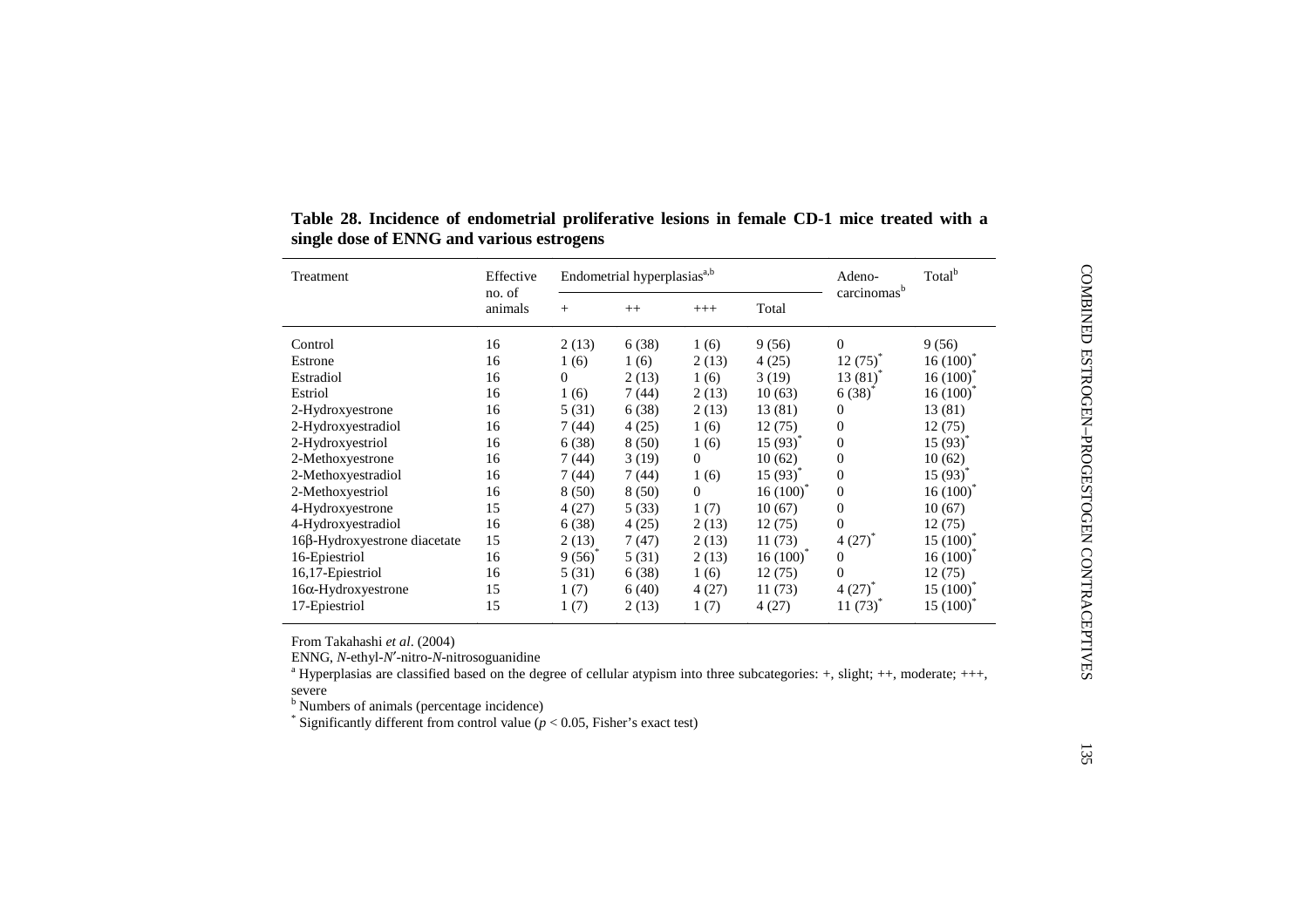**Table 28. Incidence of endometrial proliferative lesions in female CD-1 mice treated with a single dose of ENNG and various estrogens**

| Treatment | Effective no. of animals | Endometrial hyperplasias[a,b] | | | | Adeno-carcinomas[b] | Total[b] |
|---|---|---|---|---|---|---|---|
| | | + | ++ | +++ | Total | | |
| Control | 16 | 2 (13) | 6 (38) | 1 (6) | 9 (56) | 0 | 9 (56) |
| Estrone | 16 | 1 (6) | 1 (6) | 2 (13) | 4 (25) | 12 (75)* | 16 (100)* |
| Estradiol | 16 | 0 | 2 (13) | 1 (6) | 3 (19) | 13 (81)* | 16 (100)* |
| Estriol | 16 | 1 (6) | 7 (44) | 2 (13) | 10 (63) | 6 (38)* | 16 (100)* |
| 2-Hydroxyestrone | 16 | 5 (31) | 6 (38) | 2 (13) | 13 (81) | 0 | 13 (81) |
| 2-Hydroxyestradiol | 16 | 7 (44) | 4 (25) | 1 (6) | 12 (75) | 0 | 12 (75) |
| 2-Hydroxyestriol | 16 | 6 (38) | 8 (50) | 1 (6) | 15 (93)* | 0 | 15 (93)* |
| 2-Methoxyestrone | 16 | 7 (44) | 3 (19) | 0 | 10 (62) | 0 | 10 (62) |
| 2-Methoxyestradiol | 16 | 7 (44) | 7 (44) | 1 (6) | 15 (93)* | 0 | 15 (93)* |
| 2-Methoxyestriol | 16 | 8 (50) | 8 (50) | 0 | 16 (100)* | 0 | 16 (100)* |
| 4-Hydroxyestrone | 15 | 4 (27) | 5 (33) | 1 (7) | 10 (67) | 0 | 10 (67) |
| 4-Hydroxyestradiol | 16 | 6 (38) | 4 (25) | 2 (13) | 12 (75) | 0 | 12 (75) |
| 16β-Hydroxyestrone diacetate | 15 | 2 (13) | 7 (47) | 2 (13) | 11 (73) | 4 (27)* | 15 (100)* |
| 16-Epiestriol | 16 | 9 (56)* | 5 (31) | 2 (13) | 16 (100)* | 0 | 16 (100)* |
| 16,17-Epiestriol | 16 | 5 (31) | 6 (38) | 1 (6) | 12 (75) | 0 | 12 (75) |
| 16α-Hydroxyestrone | 15 | 1 (7) | 6 (40) | 4 (27) | 11 (73) | 4 (27)* | 15 (100)* |
| 17-Epiestriol | 15 | 1 (7) | 2 (13) | 1 (7) | 4 (27) | 11 (73)* | 15 (100)* |

From Takahashi *et al*. (2004)

ENNG, *N*-ethyl-*N′*-nitro-*N*-nitrosoguanidine

[a] Hyperplasias are classified based on the degree of cellular atypism into three subcategories: +, slight; ++, moderate; +++, severe

[b] Numbers of animals (percentage incidence)

\* Significantly different from control value ($p < 0.05$, Fisher's exact test)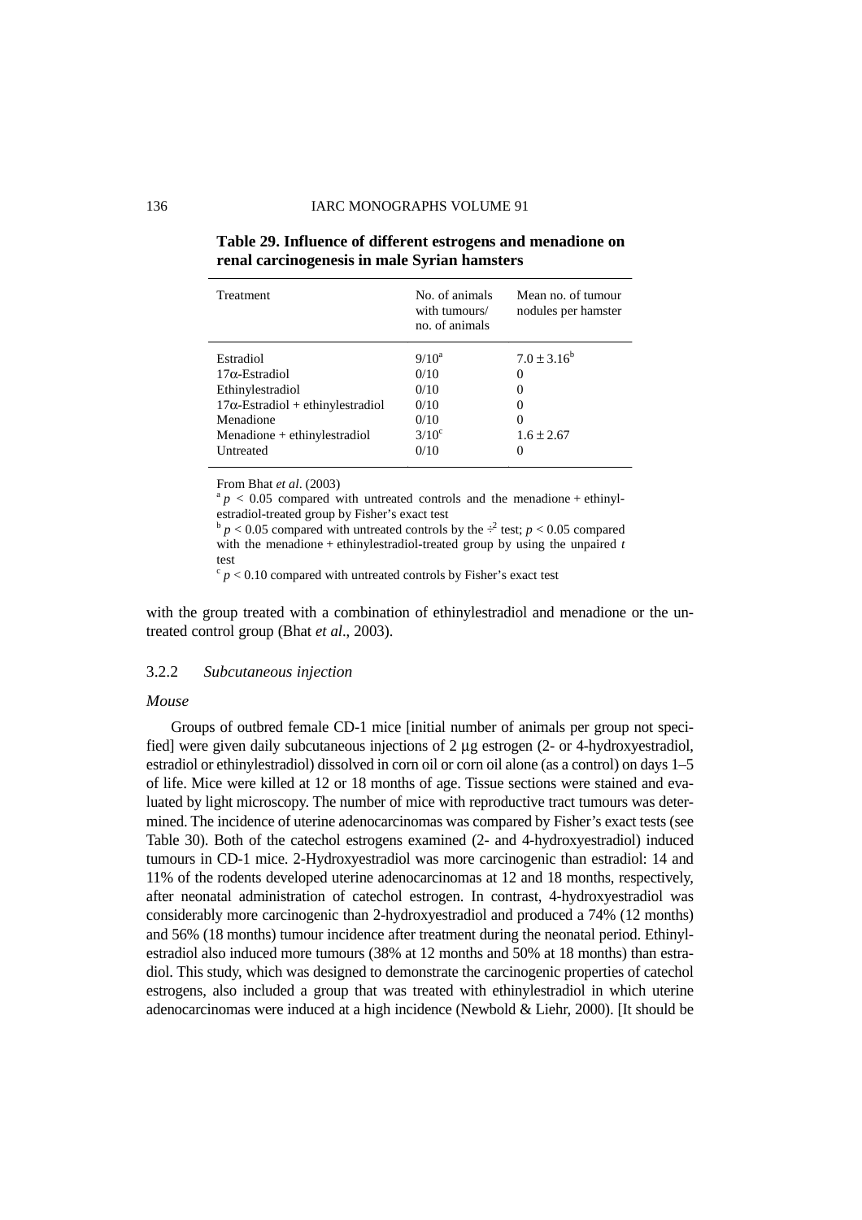**Table 29. Influence of different estrogens and menadione on renal carcinogenesis in male Syrian hamsters**

| Treatment | No. of animals with tumours/ no. of animals | Mean no. of tumour nodules per hamster |
|---|---|---|
| Estradiol | 9/10[a] | $7.0 \pm 3.16$[b] |
| 17α-Estradiol | 0/10 | 0 |
| Ethinylestradiol | 0/10 | 0 |
| 17α-Estradiol + ethinylestradiol | 0/10 | 0 |
| Menadione | 0/10 | 0 |
| Menadione + ethinylestradiol | 3/10[c] | $1.6 \pm 2.67$ |
| Untreated | 0/10 | 0 |

From Bhat *et al*. (2003)
[a] $p < 0.05$ compared with untreated controls and the menadione + ethinylestradiol-treated group by Fisher's exact test
[b] $p < 0.05$ compared with untreated controls by the $\chi^2$ test; $p < 0.05$ compared with the menadione + ethinylestradiol-treated group by using the unpaired *t* test
[c] $p < 0.10$ compared with untreated controls by Fisher's exact test

with the group treated with a combination of ethinylestradiol and menadione or the untreated control group (Bhat *et al*., 2003).

### 3.2.2 *Subcutaneous injection*

*Mouse*

Groups of outbred female CD-1 mice [initial number of animals per group not specified] were given daily subcutaneous injections of 2 μg estrogen (2- or 4-hydroxyestradiol, estradiol or ethinylestradiol) dissolved in corn oil or corn oil alone (as a control) on days 1–5 of life. Mice were killed at 12 or 18 months of age. Tissue sections were stained and evaluated by light microscopy. The number of mice with reproductive tract tumours was determined. The incidence of uterine adenocarcinomas was compared by Fisher's exact tests (see Table 30). Both of the catechol estrogens examined (2- and 4-hydroxyestradiol) induced tumours in CD-1 mice. 2-Hydroxyestradiol was more carcinogenic than estradiol: 14 and 11% of the rodents developed uterine adenocarcinomas at 12 and 18 months, respectively, after neonatal administration of catechol estrogen. In contrast, 4-hydroxyestradiol was considerably more carcinogenic than 2-hydroxyestradiol and produced a 74% (12 months) and 56% (18 months) tumour incidence after treatment during the neonatal period. Ethinylestradiol also induced more tumours (38% at 12 months and 50% at 18 months) than estradiol. This study, which was designed to demonstrate the carcinogenic properties of catechol estrogens, also included a group that was treated with ethinylestradiol in which uterine adenocarcinomas were induced at a high incidence (Newbold & Liehr, 2000). [It should be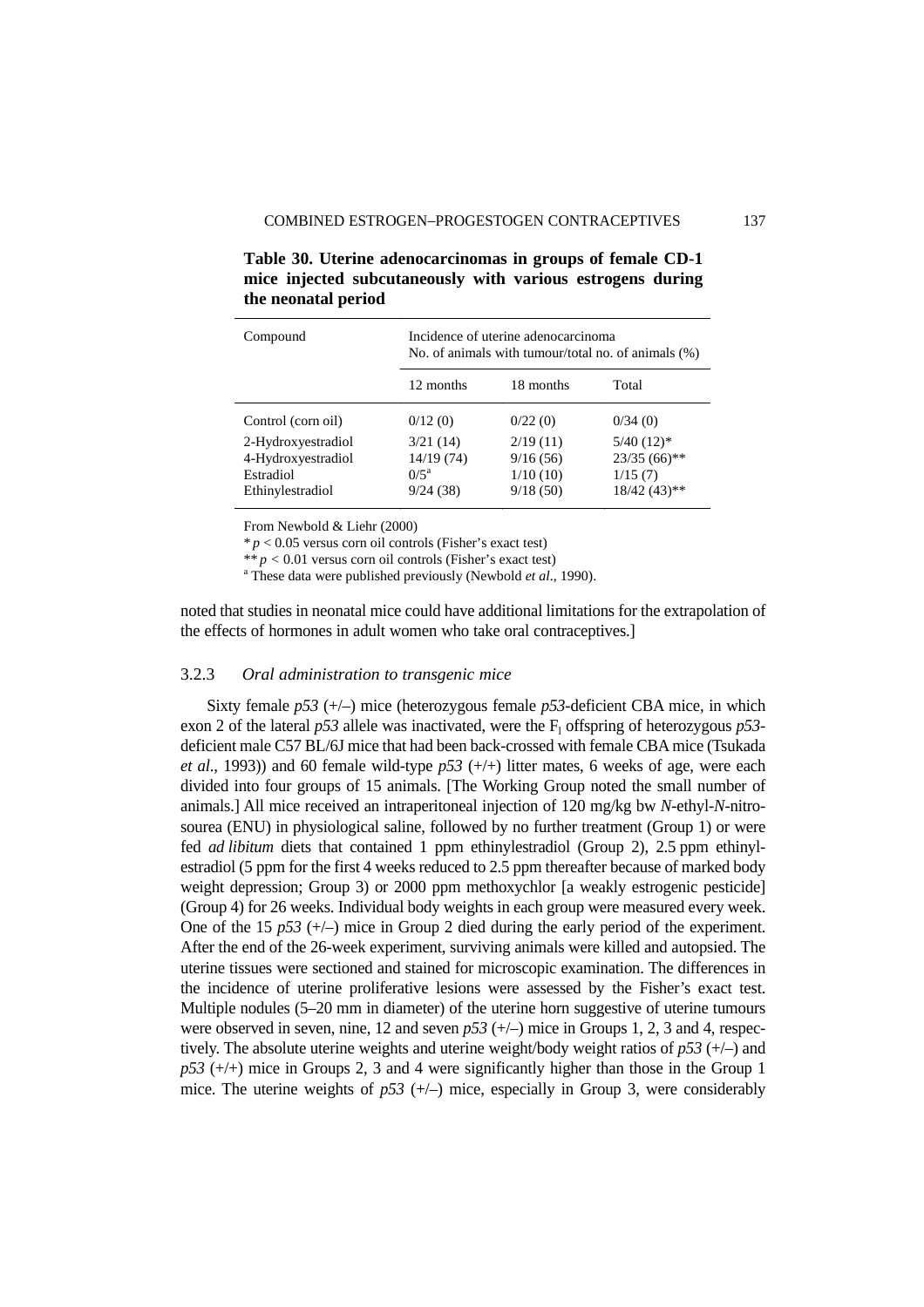**Table 30. Uterine adenocarcinomas in groups of female CD-1 mice injected subcutaneously with various estrogens during the neonatal period**

| Compound | Incidence of uterine adenocarcinoma No. of animals with tumour/total no. of animals (%) | | |
|---|---|---|---|
| | 12 months | 18 months | Total |
| Control (corn oil) | 0/12 (0) | 0/22 (0) | 0/34 (0) |
| 2-Hydroxyestradiol | 3/21 (14) | 2/19 (11) | 5/40 (12)* |
| 4-Hydroxyestradiol | 14/19 (74) | 9/16 (56) | 23/35 (66)** |
| Estradiol | 0/5[a] | 1/10 (10) | 1/15 (7) |
| Ethinylestradiol | 9/24 (38) | 9/18 (50) | 18/42 (43)** |

From Newbold & Liehr (2000)

\* $p < 0.05$ versus corn oil controls (Fisher's exact test)

\*\* $p < 0.01$ versus corn oil controls (Fisher's exact test)

[a] These data were published previously (Newbold *et al*., 1990).

noted that studies in neonatal mice could have additional limitations for the extrapolation of the effects of hormones in adult women who take oral contraceptives.]

### 3.2.3 *Oral administration to transgenic mice*

Sixty female *p53* (+/–) mice (heterozygous female *p53*-deficient CBA mice, in which exon 2 of the lateral *p53* allele was inactivated, were the $F_1$ offspring of heterozygous *p53*-deficient male C57 BL/6J mice that had been back-crossed with female CBA mice (Tsukada *et al*., 1993)) and 60 female wild-type *p53* (+/+) litter mates, 6 weeks of age, were each divided into four groups of 15 animals. [The Working Group noted the small number of animals.] All mice received an intraperitoneal injection of 120 mg/kg bw *N*-ethyl-*N*-nitrosourea (ENU) in physiological saline, followed by no further treatment (Group 1) or were fed *ad libitum* diets that contained 1 ppm ethinylestradiol (Group 2), 2.5 ppm ethinylestradiol (5 ppm for the first 4 weeks reduced to 2.5 ppm thereafter because of marked body weight depression; Group 3) or 2000 ppm methoxychlor [a weakly estrogenic pesticide] (Group 4) for 26 weeks. Individual body weights in each group were measured every week. One of the 15 *p53* (+/–) mice in Group 2 died during the early period of the experiment. After the end of the 26-week experiment, surviving animals were killed and autopsied. The uterine tissues were sectioned and stained for microscopic examination. The differences in the incidence of uterine proliferative lesions were assessed by the Fisher's exact test. Multiple nodules (5–20 mm in diameter) of the uterine horn suggestive of uterine tumours were observed in seven, nine, 12 and seven *p53* (+/–) mice in Groups 1, 2, 3 and 4, respectively. The absolute uterine weights and uterine weight/body weight ratios of *p53* (+/–) and *p53* (+/+) mice in Groups 2, 3 and 4 were significantly higher than those in the Group 1 mice. The uterine weights of *p53* (+/–) mice, especially in Group 3, were considerably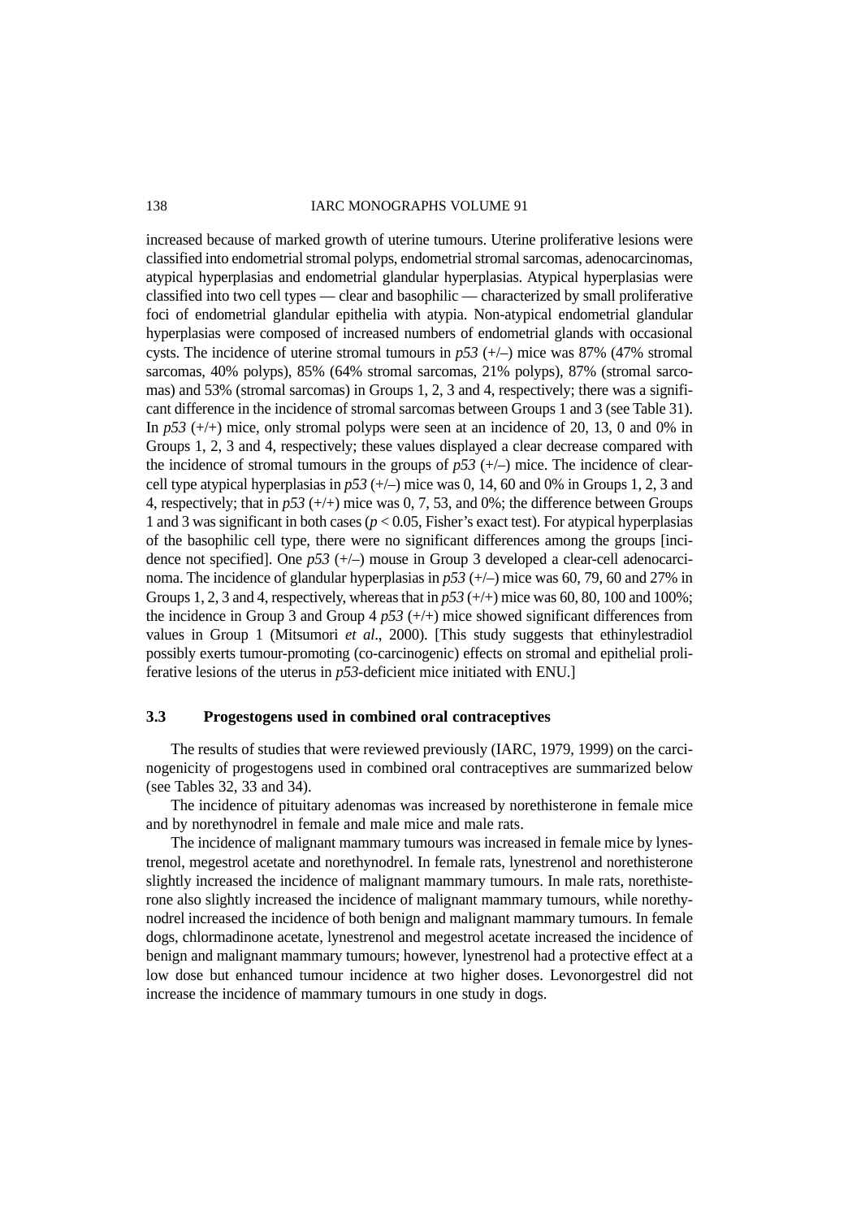increased because of marked growth of uterine tumours. Uterine proliferative lesions were classified into endometrial stromal polyps, endometrial stromal sarcomas, adenocarcinomas, atypical hyperplasias and endometrial glandular hyperplasias. Atypical hyperplasias were classified into two cell types — clear and basophilic — characterized by small proliferative foci of endometrial glandular epithelia with atypia. Non-atypical endometrial glandular hyperplasias were composed of increased numbers of endometrial glands with occasional cysts. The incidence of uterine stromal tumours in *p53* (+/–) mice was 87% (47% stromal sarcomas, 40% polyps), 85% (64% stromal sarcomas, 21% polyps), 87% (stromal sarcomas) and 53% (stromal sarcomas) in Groups 1, 2, 3 and 4, respectively; there was a significant difference in the incidence of stromal sarcomas between Groups 1 and 3 (see Table 31). In *p53* (+/+) mice, only stromal polyps were seen at an incidence of 20, 13, 0 and 0% in Groups 1, 2, 3 and 4, respectively; these values displayed a clear decrease compared with the incidence of stromal tumours in the groups of *p53* (+/–) mice. The incidence of clear-cell type atypical hyperplasias in *p53* (+/–) mice was 0, 14, 60 and 0% in Groups 1, 2, 3 and 4, respectively; that in *p53* (+/+) mice was 0, 7, 53, and 0%; the difference between Groups 1 and 3 was significant in both cases ($p < 0.05$, Fisher's exact test). For atypical hyperplasias of the basophilic cell type, there were no significant differences among the groups [incidence not specified]. One *p53* (+/–) mouse in Group 3 developed a clear-cell adenocarcinoma. The incidence of glandular hyperplasias in *p53* (+/–) mice was 60, 79, 60 and 27% in Groups 1, 2, 3 and 4, respectively, whereas that in *p53* (+/+) mice was 60, 80, 100 and 100%; the incidence in Group 3 and Group 4 *p53* (+/+) mice showed significant differences from values in Group 1 (Mitsumori *et al*., 2000). [This study suggests that ethinylestradiol possibly exerts tumour-promoting (co-carcinogenic) effects on stromal and epithelial proliferative lesions of the uterus in *p53*-deficient mice initiated with ENU.]

### 3.3 Progestogens used in combined oral contraceptives

The results of studies that were reviewed previously (IARC, 1979, 1999) on the carcinogenicity of progestogens used in combined oral contraceptives are summarized below (see Tables 32, 33 and 34).

The incidence of pituitary adenomas was increased by norethisterone in female mice and by norethynodrel in female and male mice and male rats.

The incidence of malignant mammary tumours was increased in female mice by lynestrenol, megestrol acetate and norethynodrel. In female rats, lynestrenol and norethisterone slightly increased the incidence of malignant mammary tumours. In male rats, norethisterone also slightly increased the incidence of malignant mammary tumours, while norethynodrel increased the incidence of both benign and malignant mammary tumours. In female dogs, chlormadinone acetate, lynestrenol and megestrol acetate increased the incidence of benign and malignant mammary tumours; however, lynestrenol had a protective effect at a low dose but enhanced tumour incidence at two higher doses. Levonorgestrel did not increase the incidence of mammary tumours in one study in dogs.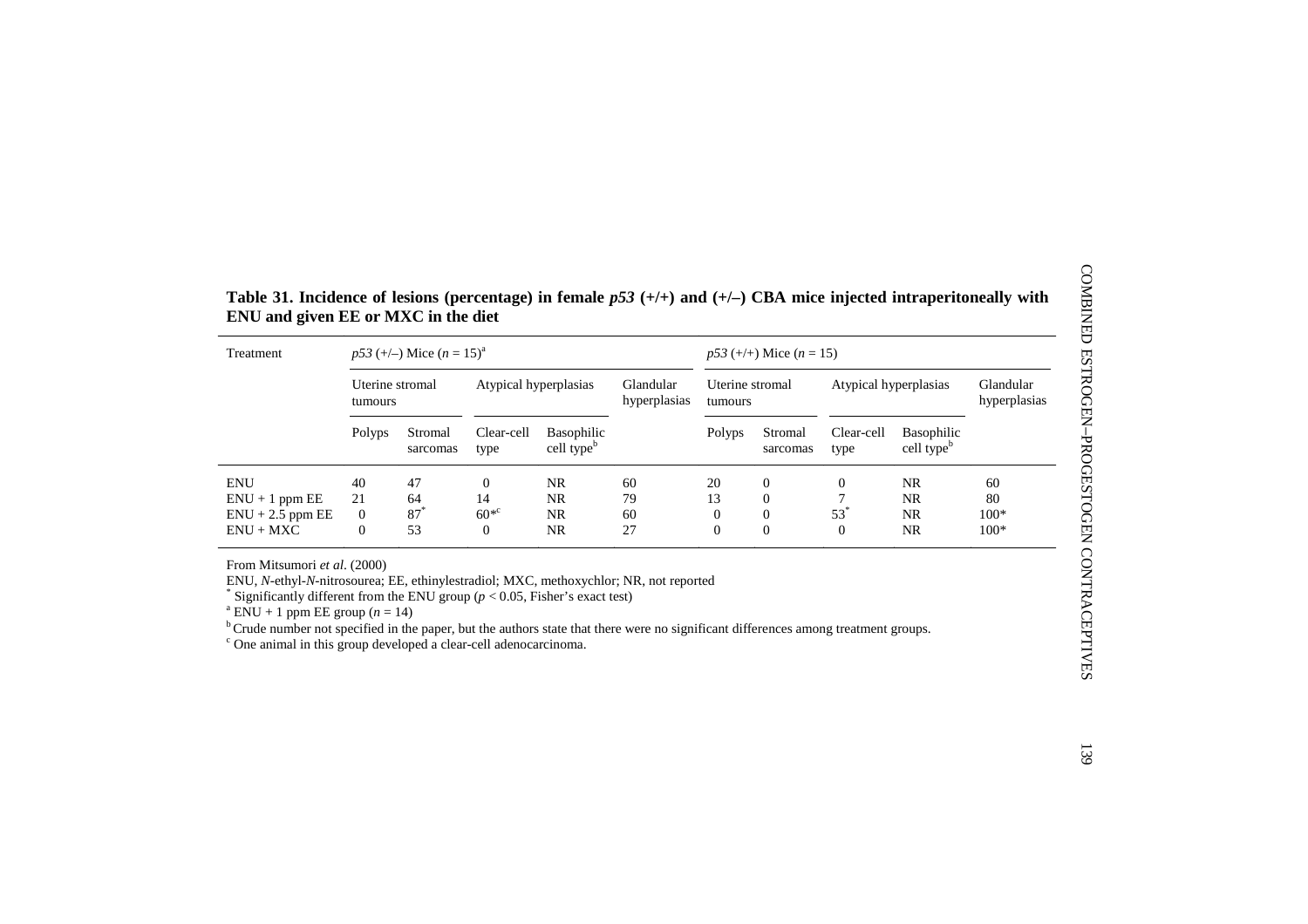**Table 31. Incidence of lesions (percentage) in female *p53* (+/+) and (+/–) CBA mice injected intraperitoneally with ENU and given EE or MXC in the diet**

| Treatment | *p53* (+/–) Mice ($n = 15$)[a] | | | | | *p53* (+/+) Mice ($n = 15$) | | | | |
|---|---|---|---|---|---|---|---|---|---|---|
| | Uterine stromal tumours | | Atypical hyperplasias | | Glandular hyperplasias | Uterine stromal tumours | | Atypical hyperplasias | | Glandular hyperplasias |
| | Polyps | Stromal sarcomas | Clear-cell type | Basophilic cell type[b] | | Polyps | Stromal sarcomas | Clear-cell type | Basophilic cell type[b] | |
| ENU | 40 | 47 | 0 | NR | 60 | 20 | 0 | 0 | NR | 60 |
| ENU + 1 ppm EE | 21 | 64 | 14 | NR | 79 | 13 | 0 | 7 | NR | 80 |
| ENU + 2.5 ppm EE | 0 | 87* | 60*[c] | NR | 60 | 0 | 0 | 53* | NR | 100* |
| ENU + MXC | 0 | 53 | 0 | NR | 27 | 0 | 0 | 0 | NR | 100* |

From Mitsumori *et al*. (2000)

ENU, *N*-ethyl-*N*-nitrosourea; EE, ethinylestradiol; MXC, methoxychlor; NR, not reported

\* Significantly different from the ENU group ($p < 0.05$, Fisher's exact test)

[a] ENU + 1 ppm EE group ($n = 14$)

[b] Crude number not specified in the paper, but the authors state that there were no significant differences among treatment groups.

[c] One animal in this group developed a clear-cell adenocarcinoma.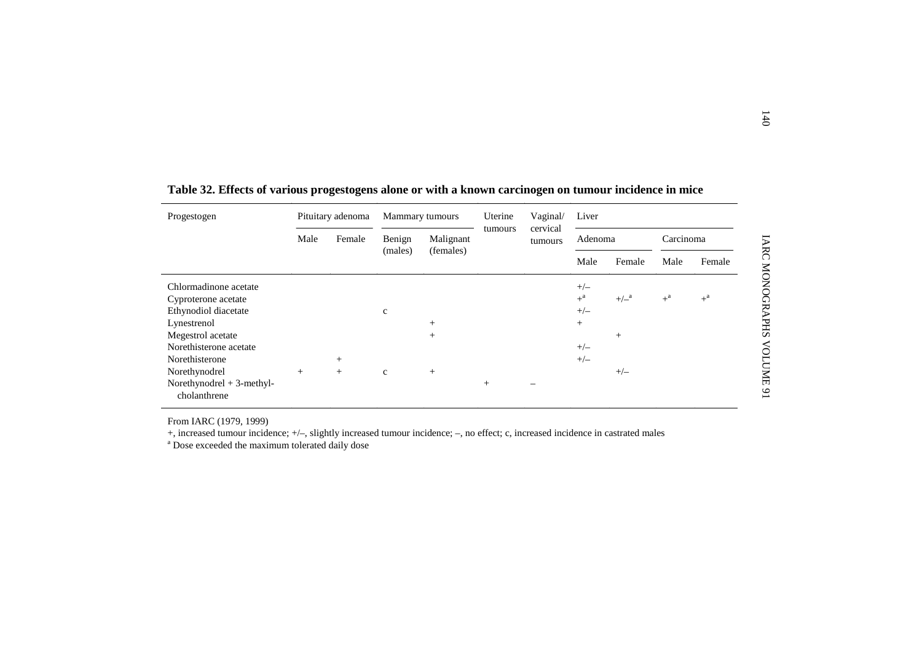**Table 32. Effects of various progestogens alone or with a known carcinogen on tumour incidence in mice**

| Progestogen | Pituitary adenoma | | Mammary tumours | | Uterine tumours | Vaginal/ cervical tumours | Liver | | | |
|---|---|---|---|---|---|---|---|---|---|---|
| | | | | | | | Adenoma | | Carcinoma | |
| | Male | Female | Benign (males) | Malignant (females) | | | Male | Female | Male | Female |
| Chlormadinone acetate | | | | | | | +/– | | | |
| Cyproterone acetate | | | | | | | +[a] | +/–[a] | +[a] | +[a] |
| Ethynodiol diacetate | | | c | | | | +/– | | | |
| Lynestrenol | | | | + | | | + | | | |
| Megestrol acetate | | | | + | | | | + | | |
| Norethisterone acetate | | | | | | | +/– | | | |
| Norethisterone | | + | | | | | +/– | | | |
| Norethynodrel | + | + | c | + | | | | +/– | | |
| Norethynodrel + 3-methyl-cholanthrene | | | | | + | – | | | | |

From IARC (1979, 1999)

+, increased tumour incidence; +/–, slightly increased tumour incidence; –, no effect; c, increased incidence in castrated males

[a] Dose exceeded the maximum tolerated daily dose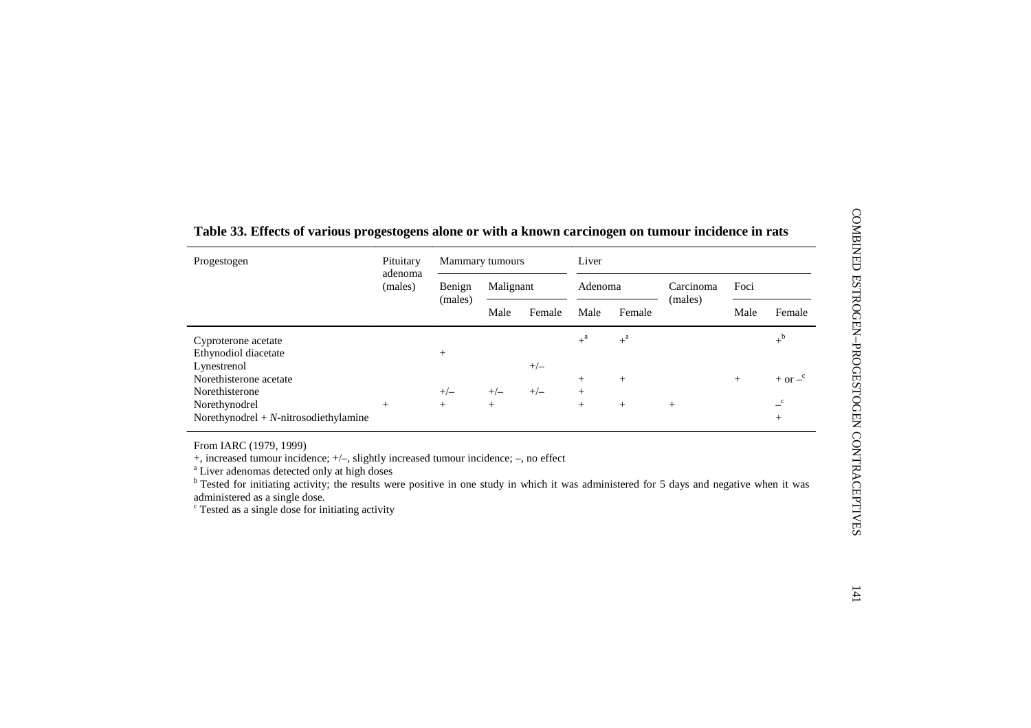**Table 33. Effects of various progestogens alone or with a known carcinogen on tumour incidence in rats**

| Progestogen | Pituitary adenoma (males) | Mammary tumours | | | Liver | | | | |
|---|---|---|---|---|---|---|---|---|---|
| | | Benign (males) | Malignant | | Adenoma | | Carcinoma (males) | Foci | |
| | | | Male | Female | Male | Female | | Male | Female |
| Cyproterone acetate | | | | | +[a] | +[a] | | | +[b] |
| Ethynodiol diacetate | | + | | | | | | | |
| Lynestrenol | | | | +/– | | | | | |
| Norethisterone acetate | | | | | + | + | | + | + or –[c] |
| Norethisterone | | +/– | +/– | +/– | + | | | | |
| Norethynodrel | + | + | + | | + | + | + | | –[c] |
| Norethynodrel + *N*-nitrosodiethylamine | | | | | | | | | + |

From IARC (1979, 1999)

+, increased tumour incidence; +/–, slightly increased tumour incidence; –, no effect

[a] Liver adenomas detected only at high doses

[b] Tested for initiating activity; the results were positive in one study in which it was administered for 5 days and negative when it was administered as a single dose.

[c] Tested as a single dose for initiating activity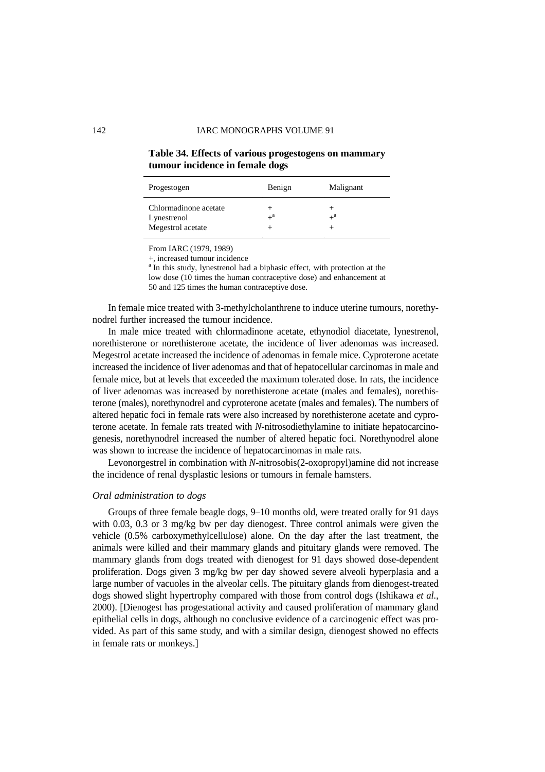**Table 34. Effects of various progestogens on mammary tumour incidence in female dogs**

| Progestogen | Benign | Malignant |
|---|---|---|
| Chlormadinone acetate | + | + |
| Lynestrenol | +[a] | +[a] |
| Megestrol acetate | + | + |

From IARC (1979, 1989)
+, increased tumour incidence
[a] In this study, lynestrenol had a biphasic effect, with protection at the low dose (10 times the human contraceptive dose) and enhancement at 50 and 125 times the human contraceptive dose.

In female mice treated with 3-methylcholanthrene to induce uterine tumours, norethynodrel further increased the tumour incidence.

In male mice treated with chlormadinone acetate, ethynodiol diacetate, lynestrenol, norethisterone or norethisterone acetate, the incidence of liver adenomas was increased. Megestrol acetate increased the incidence of adenomas in female mice. Cyproterone acetate increased the incidence of liver adenomas and that of hepatocellular carcinomas in male and female mice, but at levels that exceeded the maximum tolerated dose. In rats, the incidence of liver adenomas was increased by norethisterone acetate (males and females), norethisterone (males), norethynodrel and cyproterone acetate (males and females). The numbers of altered hepatic foci in female rats were also increased by norethisterone acetate and cyproterone acetate. In female rats treated with *N*-nitrosodiethylamine to initiate hepatocarcinogenesis, norethynodrel increased the number of altered hepatic foci. Norethynodrel alone was shown to increase the incidence of hepatocarcinomas in male rats.

Levonorgestrel in combination with *N*-nitrosobis(2-oxopropyl)amine did not increase the incidence of renal dysplastic lesions or tumours in female hamsters.

#### *Oral administration to dogs*

Groups of three female beagle dogs, 9–10 months old, were treated orally for 91 days with 0.03, 0.3 or 3 mg/kg bw per day dienogest. Three control animals were given the vehicle (0.5% carboxymethylcellulose) alone. On the day after the last treatment, the animals were killed and their mammary glands and pituitary glands were removed. The mammary glands from dogs treated with dienogest for 91 days showed dose-dependent proliferation. Dogs given 3 mg/kg bw per day showed severe alveoli hyperplasia and a large number of vacuoles in the alveolar cells. The pituitary glands from dienogest-treated dogs showed slight hypertrophy compared with those from control dogs (Ishikawa *et al.*, 2000). [Dienogest has progestational activity and caused proliferation of mammary gland epithelial cells in dogs, although no conclusive evidence of a carcinogenic effect was provided. As part of this same study, and with a similar design, dienogest showed no effects in female rats or monkeys.]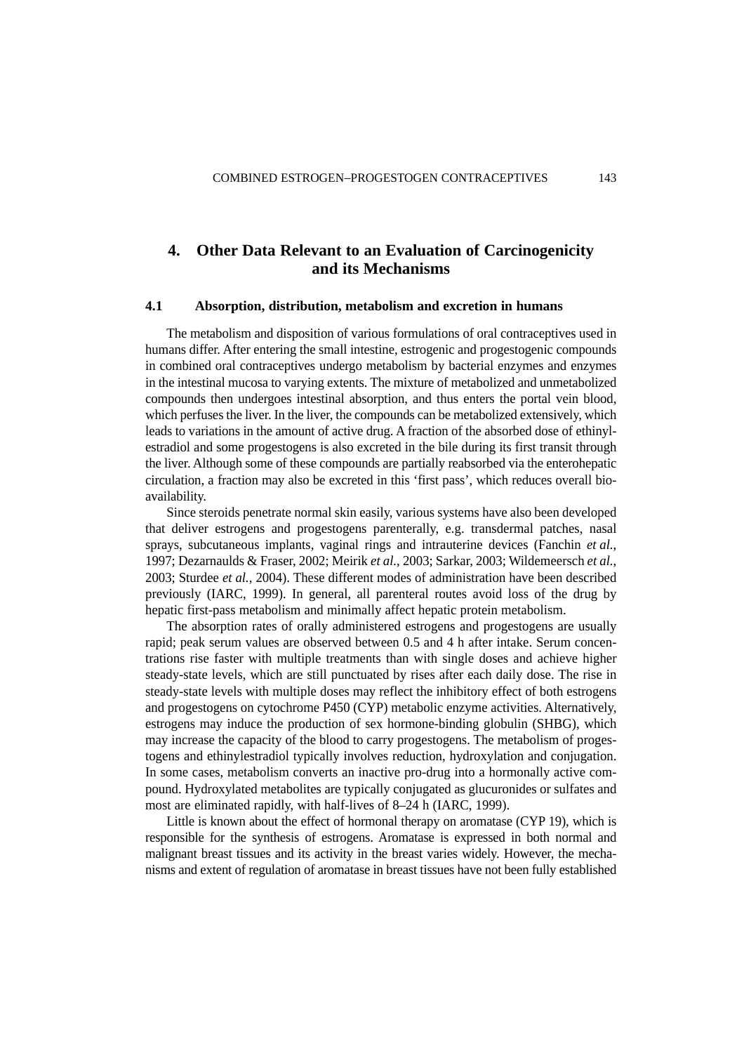## 4. Other Data Relevant to an Evaluation of Carcinogenicity and its Mechanisms

### 4.1 Absorption, distribution, metabolism and excretion in humans

The metabolism and disposition of various formulations of oral contraceptives used in humans differ. After entering the small intestine, estrogenic and progestogenic compounds in combined oral contraceptives undergo metabolism by bacterial enzymes and enzymes in the intestinal mucosa to varying extents. The mixture of metabolized and unmetabolized compounds then undergoes intestinal absorption, and thus enters the portal vein blood, which perfuses the liver. In the liver, the compounds can be metabolized extensively, which leads to variations in the amount of active drug. A fraction of the absorbed dose of ethinylestradiol and some progestogens is also excreted in the bile during its first transit through the liver. Although some of these compounds are partially reabsorbed via the enterohepatic circulation, a fraction may also be excreted in this 'first pass', which reduces overall bioavailability.

Since steroids penetrate normal skin easily, various systems have also been developed that deliver estrogens and progestogens parenterally, e.g. transdermal patches, nasal sprays, subcutaneous implants, vaginal rings and intrauterine devices (Fanchin *et al.*, 1997; Dezarnaulds & Fraser, 2002; Meirik *et al.*, 2003; Sarkar, 2003; Wildemeersch *et al.*, 2003; Sturdee *et al.*, 2004). These different modes of administration have been described previously (IARC, 1999). In general, all parenteral routes avoid loss of the drug by hepatic first-pass metabolism and minimally affect hepatic protein metabolism.

The absorption rates of orally administered estrogens and progestogens are usually rapid; peak serum values are observed between 0.5 and 4 h after intake. Serum concentrations rise faster with multiple treatments than with single doses and achieve higher steady-state levels, which are still punctuated by rises after each daily dose. The rise in steady-state levels with multiple doses may reflect the inhibitory effect of both estrogens and progestogens on cytochrome P450 (CYP) metabolic enzyme activities. Alternatively, estrogens may induce the production of sex hormone-binding globulin (SHBG), which may increase the capacity of the blood to carry progestogens. The metabolism of progestogens and ethinylestradiol typically involves reduction, hydroxylation and conjugation. In some cases, metabolism converts an inactive pro-drug into a hormonally active compound. Hydroxylated metabolites are typically conjugated as glucuronides or sulfates and most are eliminated rapidly, with half-lives of 8–24 h (IARC, 1999).

Little is known about the effect of hormonal therapy on aromatase (CYP 19), which is responsible for the synthesis of estrogens. Aromatase is expressed in both normal and malignant breast tissues and its activity in the breast varies widely. However, the mechanisms and extent of regulation of aromatase in breast tissues have not been fully established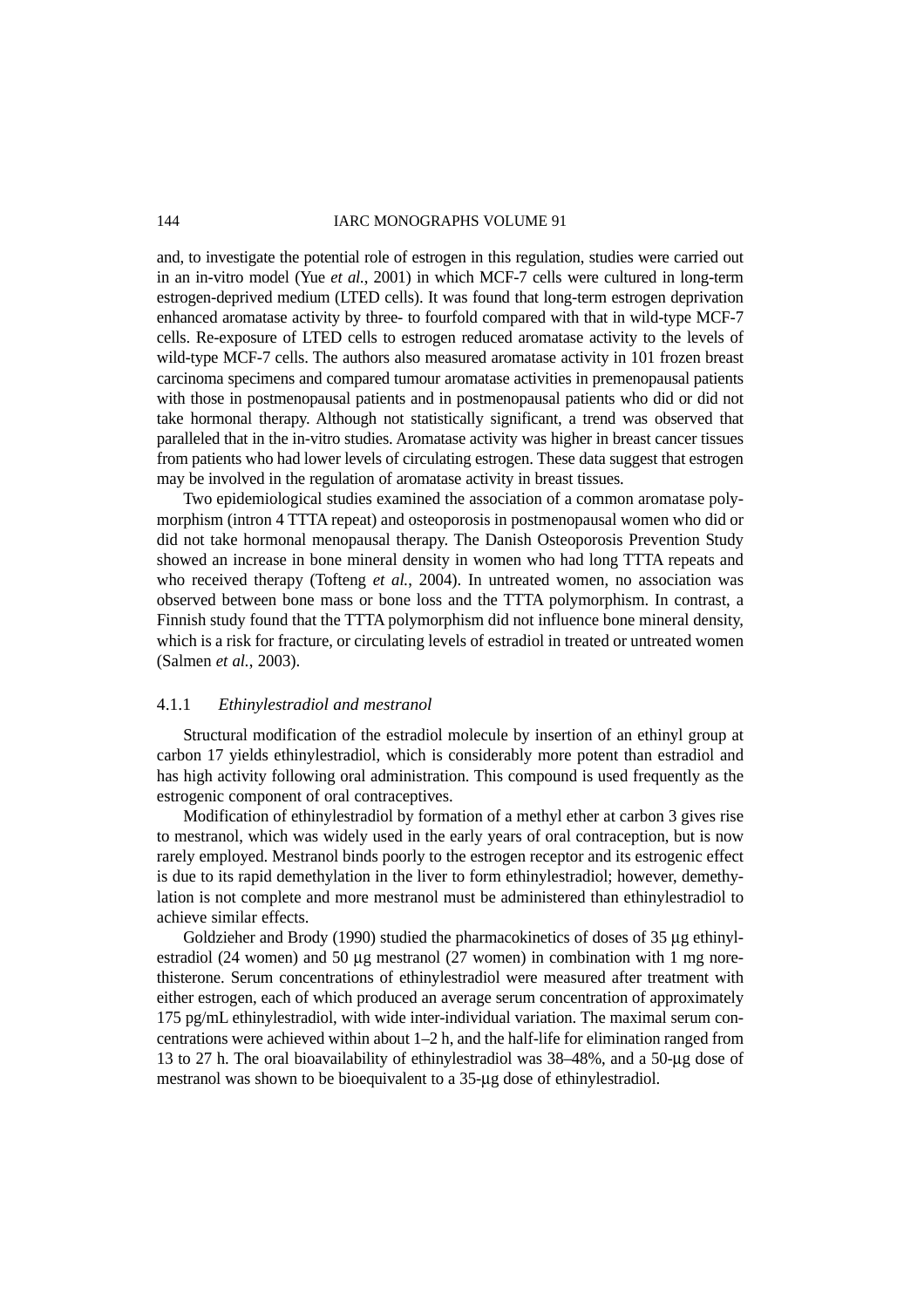and, to investigate the potential role of estrogen in this regulation, studies were carried out in an in-vitro model (Yue *et al.*, 2001) in which MCF-7 cells were cultured in long-term estrogen-deprived medium (LTED cells). It was found that long-term estrogen deprivation enhanced aromatase activity by three- to fourfold compared with that in wild-type MCF-7 cells. Re-exposure of LTED cells to estrogen reduced aromatase activity to the levels of wild-type MCF-7 cells. The authors also measured aromatase activity in 101 frozen breast carcinoma specimens and compared tumour aromatase activities in premenopausal patients with those in postmenopausal patients and in postmenopausal patients who did or did not take hormonal therapy. Although not statistically significant, a trend was observed that paralleled that in the in-vitro studies. Aromatase activity was higher in breast cancer tissues from patients who had lower levels of circulating estrogen. These data suggest that estrogen may be involved in the regulation of aromatase activity in breast tissues.

Two epidemiological studies examined the association of a common aromatase polymorphism (intron 4 TTTA repeat) and osteoporosis in postmenopausal women who did or did not take hormonal menopausal therapy. The Danish Osteoporosis Prevention Study showed an increase in bone mineral density in women who had long TTTA repeats and who received therapy (Tofteng *et al.*, 2004). In untreated women, no association was observed between bone mass or bone loss and the TTTA polymorphism. In contrast, a Finnish study found that the TTTA polymorphism did not influence bone mineral density, which is a risk for fracture, or circulating levels of estradiol in treated or untreated women (Salmen *et al.*, 2003).

#### 4.1.1 *Ethinylestradiol and mestranol*

Structural modification of the estradiol molecule by insertion of an ethinyl group at carbon 17 yields ethinylestradiol, which is considerably more potent than estradiol and has high activity following oral administration. This compound is used frequently as the estrogenic component of oral contraceptives.

Modification of ethinylestradiol by formation of a methyl ether at carbon 3 gives rise to mestranol, which was widely used in the early years of oral contraception, but is now rarely employed. Mestranol binds poorly to the estrogen receptor and its estrogenic effect is due to its rapid demethylation in the liver to form ethinylestradiol; however, demethylation is not complete and more mestranol must be administered than ethinylestradiol to achieve similar effects.

Goldzieher and Brody (1990) studied the pharmacokinetics of doses of 35 µg ethinylestradiol (24 women) and 50 µg mestranol (27 women) in combination with 1 mg norethisterone. Serum concentrations of ethinylestradiol were measured after treatment with either estrogen, each of which produced an average serum concentration of approximately 175 pg/mL ethinylestradiol, with wide inter-individual variation. The maximal serum concentrations were achieved within about 1–2 h, and the half-life for elimination ranged from 13 to 27 h. The oral bioavailability of ethinylestradiol was 38–48%, and a 50-µg dose of mestranol was shown to be bioequivalent to a 35-µg dose of ethinylestradiol.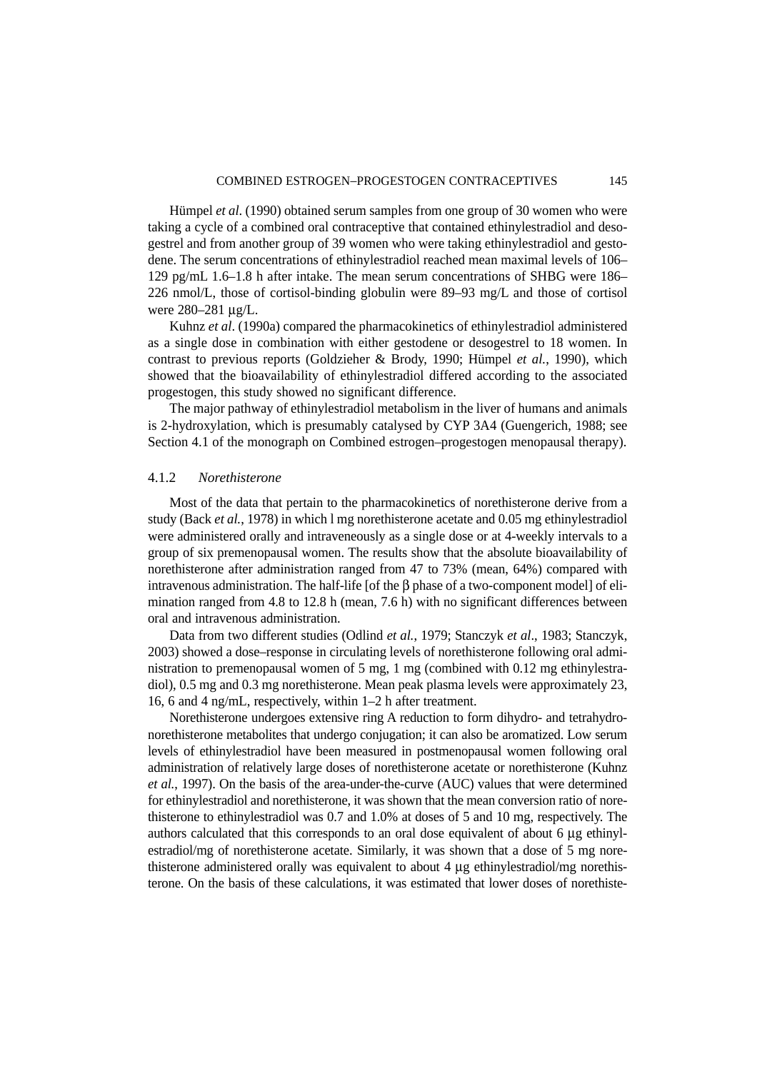Hümpel *et al*. (1990) obtained serum samples from one group of 30 women who were taking a cycle of a combined oral contraceptive that contained ethinylestradiol and desogestrel and from another group of 39 women who were taking ethinylestradiol and gestodene. The serum concentrations of ethinylestradiol reached mean maximal levels of 106–129 pg/mL 1.6–1.8 h after intake. The mean serum concentrations of SHBG were 186–226 nmol/L, those of cortisol-binding globulin were 89–93 mg/L and those of cortisol were 280–281 µg/L.

Kuhnz *et al*. (1990a) compared the pharmacokinetics of ethinylestradiol administered as a single dose in combination with either gestodene or desogestrel to 18 women. In contrast to previous reports (Goldzieher & Brody, 1990; Hümpel *et al.*, 1990), which showed that the bioavailability of ethinylestradiol differed according to the associated progestogen, this study showed no significant difference.

The major pathway of ethinylestradiol metabolism in the liver of humans and animals is 2-hydroxylation, which is presumably catalysed by CYP 3A4 (Guengerich, 1988; see Section 4.1 of the monograph on Combined estrogen–progestogen menopausal therapy).

### 4.1.2 *Norethisterone*

Most of the data that pertain to the pharmacokinetics of norethisterone derive from a study (Back *et al.*, 1978) in which l mg norethisterone acetate and 0.05 mg ethinylestradiol were administered orally and intraveneously as a single dose or at 4-weekly intervals to a group of six premenopausal women. The results show that the absolute bioavailability of norethisterone after administration ranged from 47 to 73% (mean, 64%) compared with intravenous administration. The half-life [of the β phase of a two-component model] of elimination ranged from 4.8 to 12.8 h (mean, 7.6 h) with no significant differences between oral and intravenous administration.

Data from two different studies (Odlind *et al.*, 1979; Stanczyk *et al*., 1983; Stanczyk, 2003) showed a dose–response in circulating levels of norethisterone following oral administration to premenopausal women of 5 mg, 1 mg (combined with 0.12 mg ethinylestradiol), 0.5 mg and 0.3 mg norethisterone. Mean peak plasma levels were approximately 23, 16, 6 and 4 ng/mL, respectively, within 1–2 h after treatment.

Norethisterone undergoes extensive ring A reduction to form dihydro- and tetrahydronorethisterone metabolites that undergo conjugation; it can also be aromatized. Low serum levels of ethinylestradiol have been measured in postmenopausal women following oral administration of relatively large doses of norethisterone acetate or norethisterone (Kuhnz *et al.*, 1997). On the basis of the area-under-the-curve (AUC) values that were determined for ethinylestradiol and norethisterone, it was shown that the mean conversion ratio of norethisterone to ethinylestradiol was 0.7 and 1.0% at doses of 5 and 10 mg, respectively. The authors calculated that this corresponds to an oral dose equivalent of about 6 µg ethinylestradiol/mg of norethisterone acetate. Similarly, it was shown that a dose of 5 mg norethisterone administered orally was equivalent to about 4 µg ethinylestradiol/mg norethisterone. On the basis of these calculations, it was estimated that lower doses of norethiste-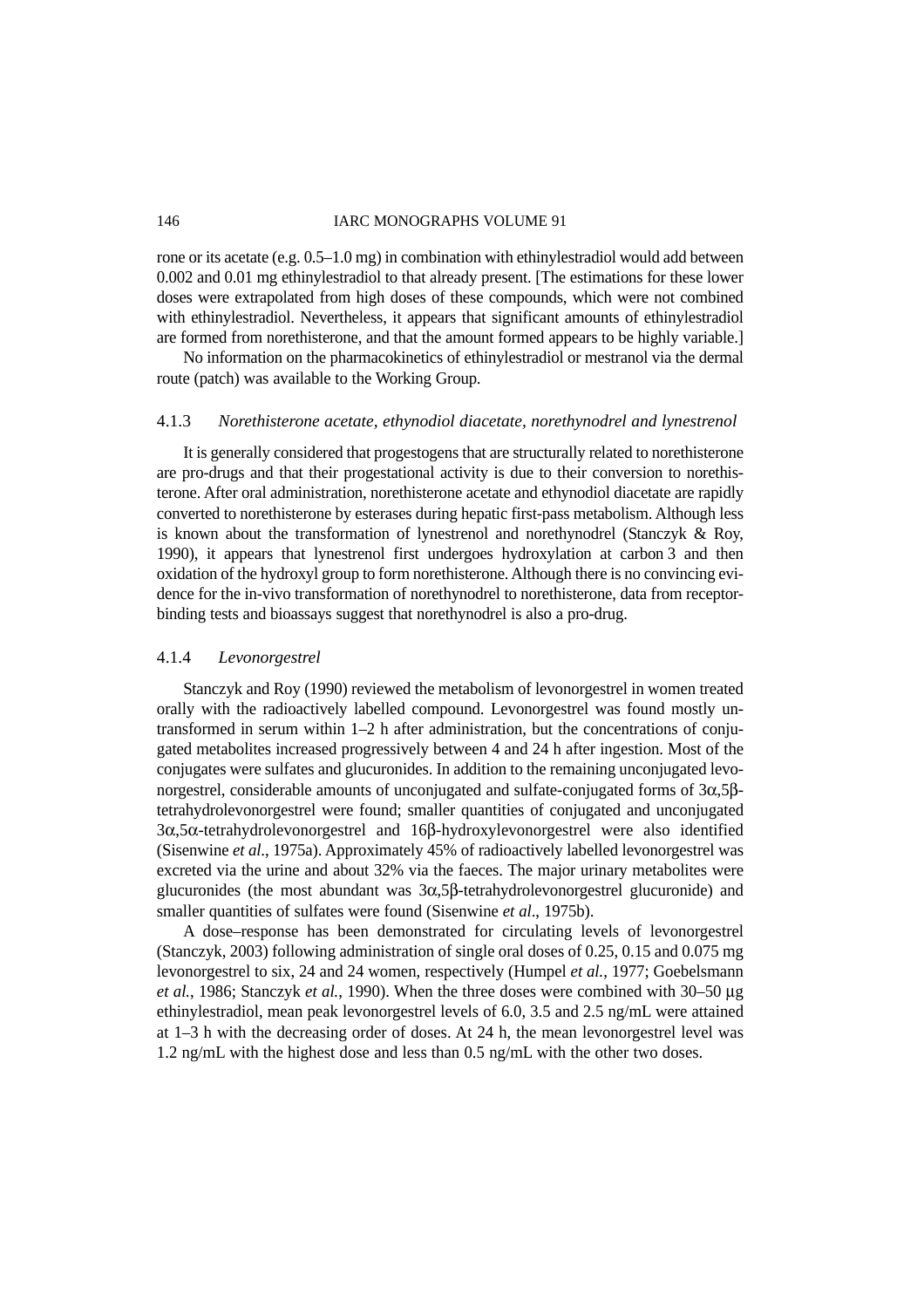rone or its acetate (e.g. 0.5–1.0 mg) in combination with ethinylestradiol would add between 0.002 and 0.01 mg ethinylestradiol to that already present. [The estimations for these lower doses were extrapolated from high doses of these compounds, which were not combined with ethinylestradiol. Nevertheless, it appears that significant amounts of ethinylestradiol are formed from norethisterone, and that the amount formed appears to be highly variable.]

No information on the pharmacokinetics of ethinylestradiol or mestranol via the dermal route (patch) was available to the Working Group.

#### 4.1.3 *Norethisterone acetate, ethynodiol diacetate, norethynodrel and lynestrenol*

It is generally considered that progestogens that are structurally related to norethisterone are pro-drugs and that their progestational activity is due to their conversion to norethisterone. After oral administration, norethisterone acetate and ethynodiol diacetate are rapidly converted to norethisterone by esterases during hepatic first-pass metabolism. Although less is known about the transformation of lynestrenol and norethynodrel (Stanczyk & Roy, 1990), it appears that lynestrenol first undergoes hydroxylation at carbon 3 and then oxidation of the hydroxyl group to form norethisterone. Although there is no convincing evidence for the in-vivo transformation of norethynodrel to norethisterone, data from receptor-binding tests and bioassays suggest that norethynodrel is also a pro-drug.

#### 4.1.4 *Levonorgestrel*

Stanczyk and Roy (1990) reviewed the metabolism of levonorgestrel in women treated orally with the radioactively labelled compound. Levonorgestrel was found mostly untransformed in serum within 1–2 h after administration, but the concentrations of conjugated metabolites increased progressively between 4 and 24 h after ingestion. Most of the conjugates were sulfates and glucuronides. In addition to the remaining unconjugated levonorgestrel, considerable amounts of unconjugated and sulfate-conjugated forms of 3α,5β-tetrahydrolevonorgestrel were found; smaller quantities of conjugated and unconjugated 3α,5α-tetrahydrolevonorgestrel and 16β-hydroxylevonorgestrel were also identified (Sisenwine *et al*., 1975a). Approximately 45% of radioactively labelled levonorgestrel was excreted via the urine and about 32% via the faeces. The major urinary metabolites were glucuronides (the most abundant was 3α,5β-tetrahydrolevonorgestrel glucuronide) and smaller quantities of sulfates were found (Sisenwine *et al*., 1975b).

A dose–response has been demonstrated for circulating levels of levonorgestrel (Stanczyk, 2003) following administration of single oral doses of 0.25, 0.15 and 0.075 mg levonorgestrel to six, 24 and 24 women, respectively (Humpel *et al.*, 1977; Goebelsmann *et al.*, 1986; Stanczyk *et al.*, 1990). When the three doses were combined with 30–50 μg ethinylestradiol, mean peak levonorgestrel levels of 6.0, 3.5 and 2.5 ng/mL were attained at 1–3 h with the decreasing order of doses. At 24 h, the mean levonorgestrel level was 1.2 ng/mL with the highest dose and less than 0.5 ng/mL with the other two doses.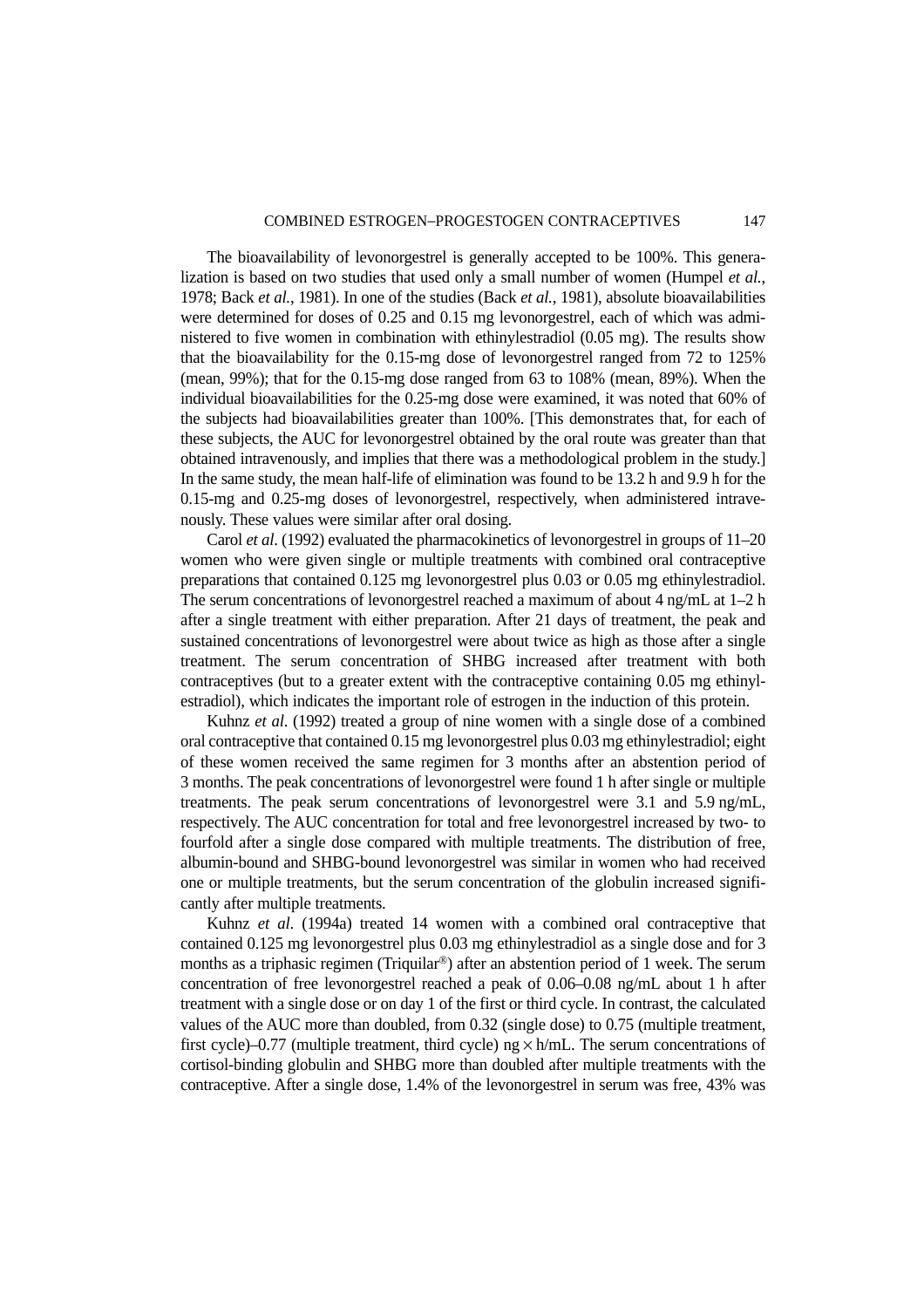The bioavailability of levonorgestrel is generally accepted to be 100%. This generalization is based on two studies that used only a small number of women (Humpel *et al.*, 1978; Back *et al.*, 1981). In one of the studies (Back *et al.*, 1981), absolute bioavailabilities were determined for doses of 0.25 and 0.15 mg levonorgestrel, each of which was administered to five women in combination with ethinylestradiol (0.05 mg). The results show that the bioavailability for the 0.15-mg dose of levonorgestrel ranged from 72 to 125% (mean, 99%); that for the 0.15-mg dose ranged from 63 to 108% (mean, 89%). When the individual bioavailabilities for the 0.25-mg dose were examined, it was noted that 60% of the subjects had bioavailabilities greater than 100%. [This demonstrates that, for each of these subjects, the AUC for levonorgestrel obtained by the oral route was greater than that obtained intravenously, and implies that there was a methodological problem in the study.] In the same study, the mean half-life of elimination was found to be 13.2 h and 9.9 h for the 0.15-mg and 0.25-mg doses of levonorgestrel, respectively, when administered intravenously. These values were similar after oral dosing.

Carol *et al*. (1992) evaluated the pharmacokinetics of levonorgestrel in groups of 11–20 women who were given single or multiple treatments with combined oral contraceptive preparations that contained 0.125 mg levonorgestrel plus 0.03 or 0.05 mg ethinylestradiol. The serum concentrations of levonorgestrel reached a maximum of about 4 ng/mL at 1–2 h after a single treatment with either preparation. After 21 days of treatment, the peak and sustained concentrations of levonorgestrel were about twice as high as those after a single treatment. The serum concentration of SHBG increased after treatment with both contraceptives (but to a greater extent with the contraceptive containing 0.05 mg ethinylestradiol), which indicates the important role of estrogen in the induction of this protein.

Kuhnz *et al*. (1992) treated a group of nine women with a single dose of a combined oral contraceptive that contained 0.15 mg levonorgestrel plus 0.03 mg ethinylestradiol; eight of these women received the same regimen for 3 months after an abstention period of 3 months. The peak concentrations of levonorgestrel were found 1 h after single or multiple treatments. The peak serum concentrations of levonorgestrel were 3.1 and 5.9 ng/mL, respectively. The AUC concentration for total and free levonorgestrel increased by two- to fourfold after a single dose compared with multiple treatments. The distribution of free, albumin-bound and SHBG-bound levonorgestrel was similar in women who had received one or multiple treatments, but the serum concentration of the globulin increased significantly after multiple treatments.

Kuhnz *et al*. (1994a) treated 14 women with a combined oral contraceptive that contained 0.125 mg levonorgestrel plus 0.03 mg ethinylestradiol as a single dose and for 3 months as a triphasic regimen (Triquilar®) after an abstention period of 1 week. The serum concentration of free levonorgestrel reached a peak of 0.06–0.08 ng/mL about 1 h after treatment with a single dose or on day 1 of the first or third cycle. In contrast, the calculated values of the AUC more than doubled, from 0.32 (single dose) to 0.75 (multiple treatment, first cycle)–0.77 (multiple treatment, third cycle) ng × h/mL. The serum concentrations of cortisol-binding globulin and SHBG more than doubled after multiple treatments with the contraceptive. After a single dose, 1.4% of the levonorgestrel in serum was free, 43% was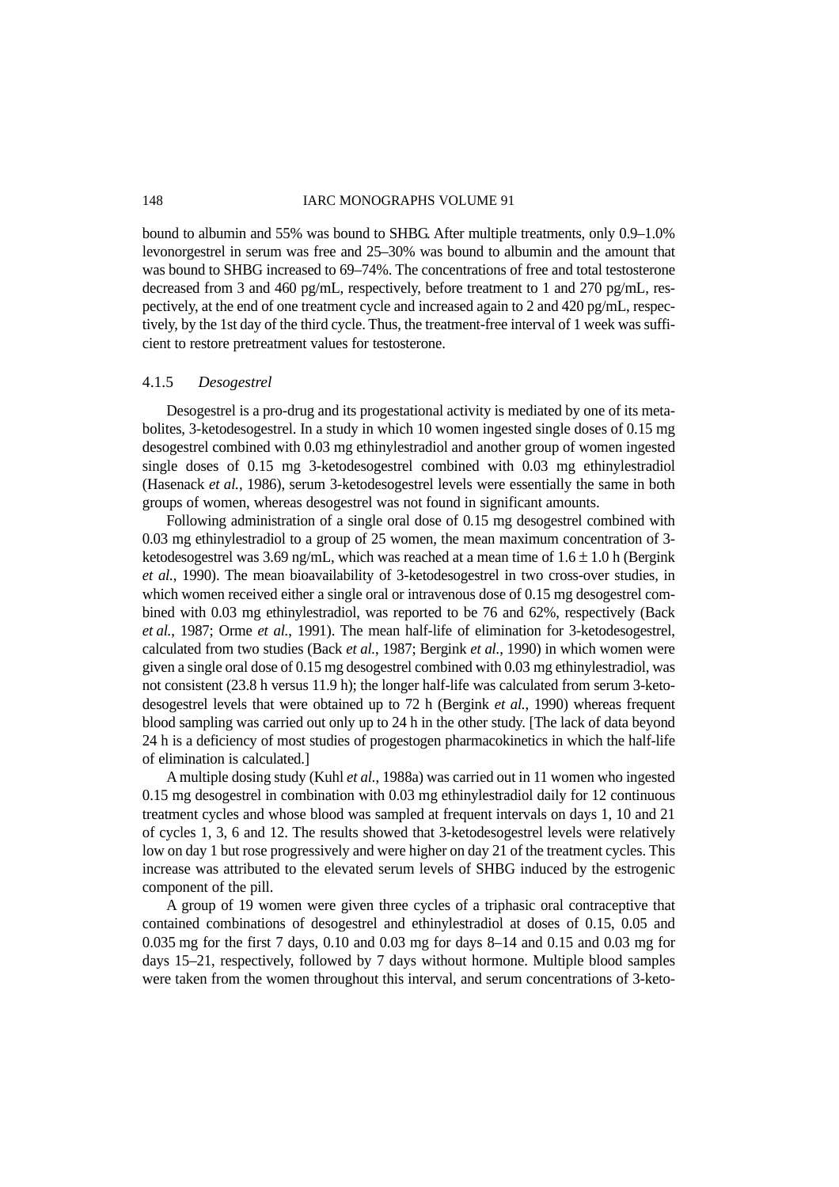bound to albumin and 55% was bound to SHBG. After multiple treatments, only 0.9–1.0% levonorgestrel in serum was free and 25–30% was bound to albumin and the amount that was bound to SHBG increased to 69–74%. The concentrations of free and total testosterone decreased from 3 and 460 pg/mL, respectively, before treatment to 1 and 270 pg/mL, respectively, at the end of one treatment cycle and increased again to 2 and 420 pg/mL, respectively, by the 1st day of the third cycle. Thus, the treatment-free interval of 1 week was sufficient to restore pretreatment values for testosterone.

#### 4.1.5 *Desogestrel*

Desogestrel is a pro-drug and its progestational activity is mediated by one of its metabolites, 3-ketodesogestrel. In a study in which 10 women ingested single doses of 0.15 mg desogestrel combined with 0.03 mg ethinylestradiol and another group of women ingested single doses of 0.15 mg 3-ketodesogestrel combined with 0.03 mg ethinylestradiol (Hasenack *et al.*, 1986), serum 3-ketodesogestrel levels were essentially the same in both groups of women, whereas desogestrel was not found in significant amounts.

Following administration of a single oral dose of 0.15 mg desogestrel combined with 0.03 mg ethinylestradiol to a group of 25 women, the mean maximum concentration of 3-ketodesogestrel was 3.69 ng/mL, which was reached at a mean time of $1.6 \pm 1.0$ h (Bergink *et al.*, 1990). The mean bioavailability of 3-ketodesogestrel in two cross-over studies, in which women received either a single oral or intravenous dose of 0.15 mg desogestrel combined with 0.03 mg ethinylestradiol, was reported to be 76 and 62%, respectively (Back *et al.*, 1987; Orme *et al.*, 1991). The mean half-life of elimination for 3-ketodesogestrel, calculated from two studies (Back *et al.*, 1987; Bergink *et al.*, 1990) in which women were given a single oral dose of 0.15 mg desogestrel combined with 0.03 mg ethinylestradiol, was not consistent (23.8 h versus 11.9 h); the longer half-life was calculated from serum 3-ketodesogestrel levels that were obtained up to 72 h (Bergink *et al.*, 1990) whereas frequent blood sampling was carried out only up to 24 h in the other study. [The lack of data beyond 24 h is a deficiency of most studies of progestogen pharmacokinetics in which the half-life of elimination is calculated.]

A multiple dosing study (Kuhl *et al.*, 1988a) was carried out in 11 women who ingested 0.15 mg desogestrel in combination with 0.03 mg ethinylestradiol daily for 12 continuous treatment cycles and whose blood was sampled at frequent intervals on days 1, 10 and 21 of cycles 1, 3, 6 and 12. The results showed that 3-ketodesogestrel levels were relatively low on day 1 but rose progressively and were higher on day 21 of the treatment cycles. This increase was attributed to the elevated serum levels of SHBG induced by the estrogenic component of the pill.

A group of 19 women were given three cycles of a triphasic oral contraceptive that contained combinations of desogestrel and ethinylestradiol at doses of 0.15, 0.05 and 0.035 mg for the first 7 days, 0.10 and 0.03 mg for days 8–14 and 0.15 and 0.03 mg for days 15–21, respectively, followed by 7 days without hormone. Multiple blood samples were taken from the women throughout this interval, and serum concentrations of 3-keto-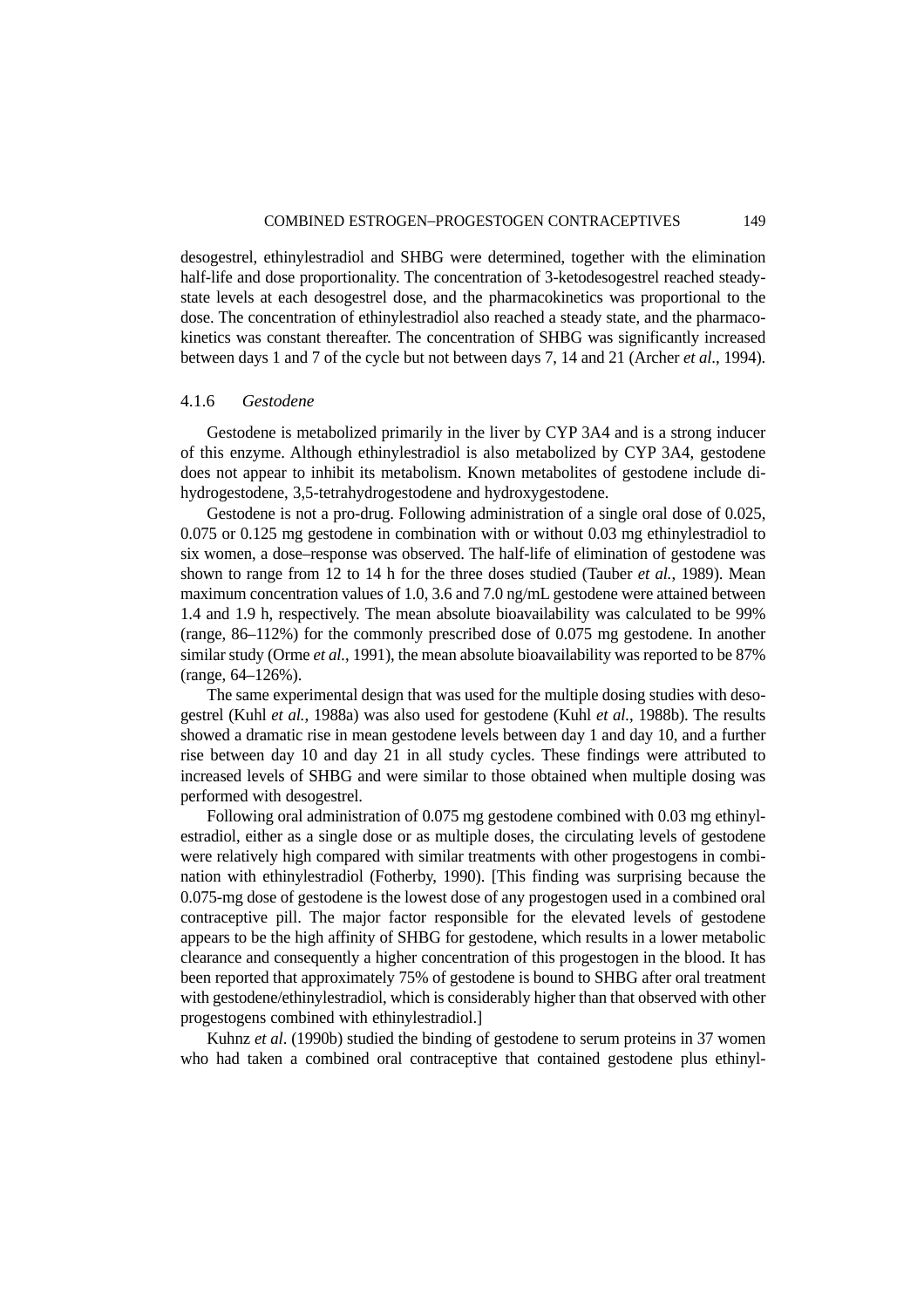desogestrel, ethinylestradiol and SHBG were determined, together with the elimination half-life and dose proportionality. The concentration of 3-ketodesogestrel reached steady-state levels at each desogestrel dose, and the pharmacokinetics was proportional to the dose. The concentration of ethinylestradiol also reached a steady state, and the pharmacokinetics was constant thereafter. The concentration of SHBG was significantly increased between days 1 and 7 of the cycle but not between days 7, 14 and 21 (Archer *et al*., 1994).

### 4.1.6 *Gestodene*

Gestodene is metabolized primarily in the liver by CYP 3A4 and is a strong inducer of this enzyme. Although ethinylestradiol is also metabolized by CYP 3A4, gestodene does not appear to inhibit its metabolism. Known metabolites of gestodene include dihydrogestodene, 3,5-tetrahydrogestodene and hydroxygestodene.

Gestodene is not a pro-drug. Following administration of a single oral dose of 0.025, 0.075 or 0.125 mg gestodene in combination with or without 0.03 mg ethinylestradiol to six women, a dose–response was observed. The half-life of elimination of gestodene was shown to range from 12 to 14 h for the three doses studied (Tauber *et al.*, 1989). Mean maximum concentration values of 1.0, 3.6 and 7.0 ng/mL gestodene were attained between 1.4 and 1.9 h, respectively. The mean absolute bioavailability was calculated to be 99% (range, 86–112%) for the commonly prescribed dose of 0.075 mg gestodene. In another similar study (Orme *et al.*, 1991), the mean absolute bioavailability was reported to be 87% (range, 64–126%).

The same experimental design that was used for the multiple dosing studies with desogestrel (Kuhl *et al.*, 1988a) was also used for gestodene (Kuhl *et al.*, 1988b). The results showed a dramatic rise in mean gestodene levels between day 1 and day 10, and a further rise between day 10 and day 21 in all study cycles. These findings were attributed to increased levels of SHBG and were similar to those obtained when multiple dosing was performed with desogestrel.

Following oral administration of 0.075 mg gestodene combined with 0.03 mg ethinylestradiol, either as a single dose or as multiple doses, the circulating levels of gestodene were relatively high compared with similar treatments with other progestogens in combination with ethinylestradiol (Fotherby, 1990). [This finding was surprising because the 0.075-mg dose of gestodene is the lowest dose of any progestogen used in a combined oral contraceptive pill. The major factor responsible for the elevated levels of gestodene appears to be the high affinity of SHBG for gestodene, which results in a lower metabolic clearance and consequently a higher concentration of this progestogen in the blood. It has been reported that approximately 75% of gestodene is bound to SHBG after oral treatment with gestodene/ethinylestradiol, which is considerably higher than that observed with other progestogens combined with ethinylestradiol.]

Kuhnz *et al*. (1990b) studied the binding of gestodene to serum proteins in 37 women who had taken a combined oral contraceptive that contained gestodene plus ethinyl-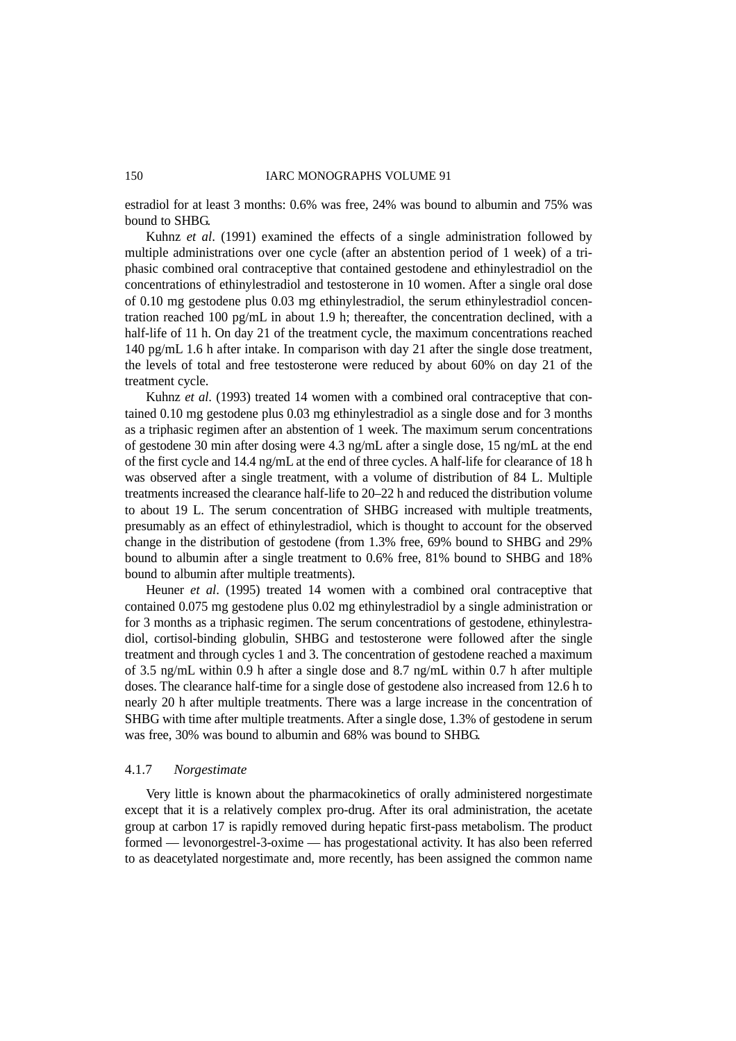estradiol for at least 3 months: 0.6% was free, 24% was bound to albumin and 75% was bound to SHBG.

Kuhnz *et al*. (1991) examined the effects of a single administration followed by multiple administrations over one cycle (after an abstention period of 1 week) of a triphasic combined oral contraceptive that contained gestodene and ethinylestradiol on the concentrations of ethinylestradiol and testosterone in 10 women. After a single oral dose of 0.10 mg gestodene plus 0.03 mg ethinylestradiol, the serum ethinylestradiol concentration reached 100 pg/mL in about 1.9 h; thereafter, the concentration declined, with a half-life of 11 h. On day 21 of the treatment cycle, the maximum concentrations reached 140 pg/mL 1.6 h after intake. In comparison with day 21 after the single dose treatment, the levels of total and free testosterone were reduced by about 60% on day 21 of the treatment cycle.

Kuhnz *et al*. (1993) treated 14 women with a combined oral contraceptive that contained 0.10 mg gestodene plus 0.03 mg ethinylestradiol as a single dose and for 3 months as a triphasic regimen after an abstention of 1 week. The maximum serum concentrations of gestodene 30 min after dosing were 4.3 ng/mL after a single dose, 15 ng/mL at the end of the first cycle and 14.4 ng/mL at the end of three cycles. A half-life for clearance of 18 h was observed after a single treatment, with a volume of distribution of 84 L. Multiple treatments increased the clearance half-life to 20–22 h and reduced the distribution volume to about 19 L. The serum concentration of SHBG increased with multiple treatments, presumably as an effect of ethinylestradiol, which is thought to account for the observed change in the distribution of gestodene (from 1.3% free, 69% bound to SHBG and 29% bound to albumin after a single treatment to 0.6% free, 81% bound to SHBG and 18% bound to albumin after multiple treatments).

Heuner *et al*. (1995) treated 14 women with a combined oral contraceptive that contained 0.075 mg gestodene plus 0.02 mg ethinylestradiol by a single administration or for 3 months as a triphasic regimen. The serum concentrations of gestodene, ethinylestradiol, cortisol-binding globulin, SHBG and testosterone were followed after the single treatment and through cycles 1 and 3. The concentration of gestodene reached a maximum of 3.5 ng/mL within 0.9 h after a single dose and 8.7 ng/mL within 0.7 h after multiple doses. The clearance half-time for a single dose of gestodene also increased from 12.6 h to nearly 20 h after multiple treatments. There was a large increase in the concentration of SHBG with time after multiple treatments. After a single dose, 1.3% of gestodene in serum was free, 30% was bound to albumin and 68% was bound to SHBG.

#### 4.1.7 *Norgestimate*

Very little is known about the pharmacokinetics of orally administered norgestimate except that it is a relatively complex pro-drug. After its oral administration, the acetate group at carbon 17 is rapidly removed during hepatic first-pass metabolism. The product formed — levonorgestrel-3-oxime — has progestational activity. It has also been referred to as deacetylated norgestimate and, more recently, has been assigned the common name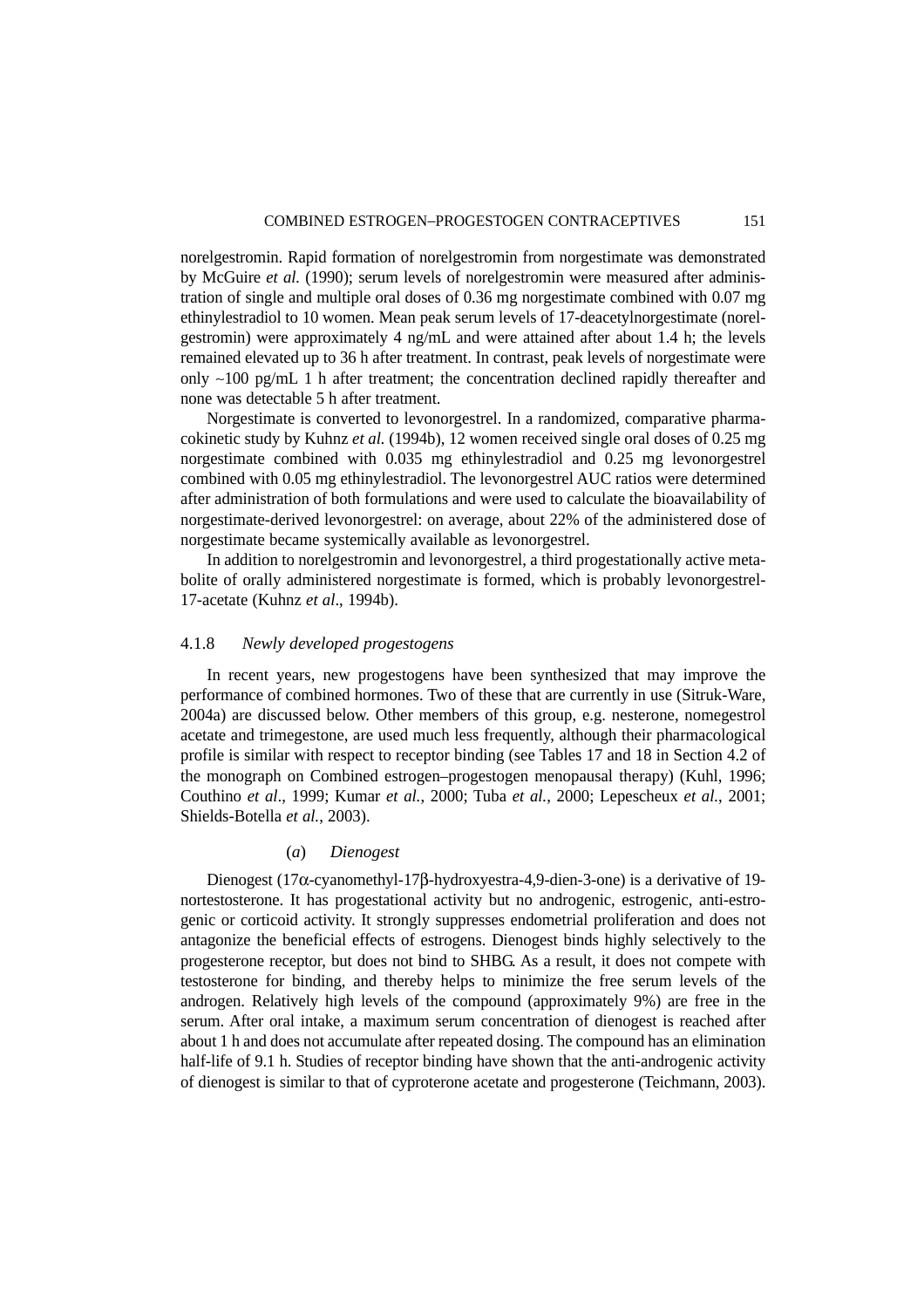norelgestromin. Rapid formation of norelgestromin from norgestimate was demonstrated by McGuire *et al.* (1990); serum levels of norelgestromin were measured after administration of single and multiple oral doses of 0.36 mg norgestimate combined with 0.07 mg ethinylestradiol to 10 women. Mean peak serum levels of 17-deacetylnorgestimate (norelgestromin) were approximately 4 ng/mL and were attained after about 1.4 h; the levels remained elevated up to 36 h after treatment. In contrast, peak levels of norgestimate were only ~100 pg/mL 1 h after treatment; the concentration declined rapidly thereafter and none was detectable 5 h after treatment.

Norgestimate is converted to levonorgestrel. In a randomized, comparative pharmacokinetic study by Kuhnz *et al.* (1994b), 12 women received single oral doses of 0.25 mg norgestimate combined with 0.035 mg ethinylestradiol and 0.25 mg levonorgestrel combined with 0.05 mg ethinylestradiol. The levonorgestrel AUC ratios were determined after administration of both formulations and were used to calculate the bioavailability of norgestimate-derived levonorgestrel: on average, about 22% of the administered dose of norgestimate became systemically available as levonorgestrel.

In addition to norelgestromin and levonorgestrel, a third progestationally active metabolite of orally administered norgestimate is formed, which is probably levonorgestrel-17-acetate (Kuhnz *et al*., 1994b).

#### 4.1.8 *Newly developed progestogens*

In recent years, new progestogens have been synthesized that may improve the performance of combined hormones. Two of these that are currently in use (Sitruk-Ware, 2004a) are discussed below. Other members of this group, e.g. nesterone, nomegestrol acetate and trimegestone, are used much less frequently, although their pharmacological profile is similar with respect to receptor binding (see Tables 17 and 18 in Section 4.2 of the monograph on Combined estrogen–progestogen menopausal therapy) (Kuhl, 1996; Couthino *et al*., 1999; Kumar *et al.*, 2000; Tuba *et al.*, 2000; Lepescheux *et al.*, 2001; Shields-Botella *et al.*, 2003).

##### (*a*) *Dienogest*

Dienogest (17α-cyanomethyl-17β-hydroxyestra-4,9-dien-3-one) is a derivative of 19-nortestosterone. It has progestational activity but no androgenic, estrogenic, anti-estrogenic or corticoid activity. It strongly suppresses endometrial proliferation and does not antagonize the beneficial effects of estrogens. Dienogest binds highly selectively to the progesterone receptor, but does not bind to SHBG. As a result, it does not compete with testosterone for binding, and thereby helps to minimize the free serum levels of the androgen. Relatively high levels of the compound (approximately 9%) are free in the serum. After oral intake, a maximum serum concentration of dienogest is reached after about 1 h and does not accumulate after repeated dosing. The compound has an elimination half-life of 9.1 h. Studies of receptor binding have shown that the anti-androgenic activity of dienogest is similar to that of cyproterone acetate and progesterone (Teichmann, 2003).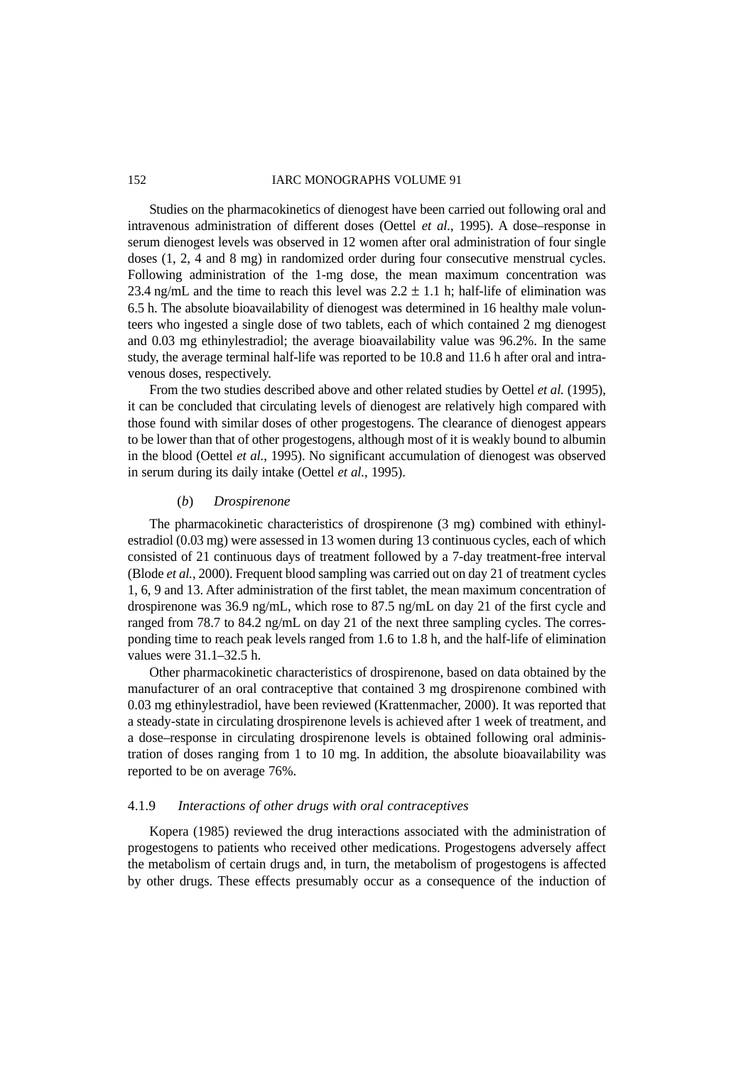Studies on the pharmacokinetics of dienogest have been carried out following oral and intravenous administration of different doses (Oettel *et al.*, 1995). A dose–response in serum dienogest levels was observed in 12 women after oral administration of four single doses (1, 2, 4 and 8 mg) in randomized order during four consecutive menstrual cycles. Following administration of the 1-mg dose, the mean maximum concentration was 23.4 ng/mL and the time to reach this level was $2.2 \pm 1.1$ h; half-life of elimination was 6.5 h. The absolute bioavailability of dienogest was determined in 16 healthy male volunteers who ingested a single dose of two tablets, each of which contained 2 mg dienogest and 0.03 mg ethinylestradiol; the average bioavailability value was 96.2%. In the same study, the average terminal half-life was reported to be 10.8 and 11.6 h after oral and intravenous doses, respectively.

From the two studies described above and other related studies by Oettel *et al.* (1995), it can be concluded that circulating levels of dienogest are relatively high compared with those found with similar doses of other progestogens. The clearance of dienogest appears to be lower than that of other progestogens, although most of it is weakly bound to albumin in the blood (Oettel *et al.*, 1995). No significant accumulation of dienogest was observed in serum during its daily intake (Oettel *et al.*, 1995).

#### (*b*) *Drospirenone*

The pharmacokinetic characteristics of drospirenone (3 mg) combined with ethinylestradiol (0.03 mg) were assessed in 13 women during 13 continuous cycles, each of which consisted of 21 continuous days of treatment followed by a 7-day treatment-free interval (Blode *et al.*, 2000). Frequent blood sampling was carried out on day 21 of treatment cycles 1, 6, 9 and 13. After administration of the first tablet, the mean maximum concentration of drospirenone was 36.9 ng/mL, which rose to 87.5 ng/mL on day 21 of the first cycle and ranged from 78.7 to 84.2 ng/mL on day 21 of the next three sampling cycles. The corresponding time to reach peak levels ranged from 1.6 to 1.8 h, and the half-life of elimination values were 31.1–32.5 h.

Other pharmacokinetic characteristics of drospirenone, based on data obtained by the manufacturer of an oral contraceptive that contained 3 mg drospirenone combined with 0.03 mg ethinylestradiol, have been reviewed (Krattenmacher, 2000). It was reported that a steady-state in circulating drospirenone levels is achieved after 1 week of treatment, and a dose–response in circulating drospirenone levels is obtained following oral administration of doses ranging from 1 to 10 mg. In addition, the absolute bioavailability was reported to be on average 76%.

### 4.1.9 *Interactions of other drugs with oral contraceptives*

Kopera (1985) reviewed the drug interactions associated with the administration of progestogens to patients who received other medications. Progestogens adversely affect the metabolism of certain drugs and, in turn, the metabolism of progestogens is affected by other drugs. These effects presumably occur as a consequence of the induction of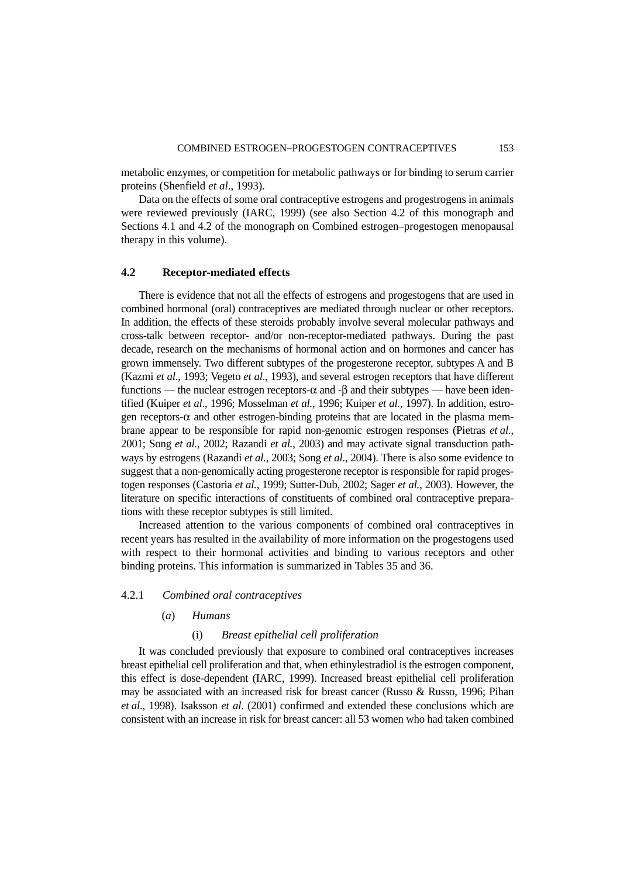metabolic enzymes, or competition for metabolic pathways or for binding to serum carrier proteins (Shenfield *et al*., 1993).

Data on the effects of some oral contraceptive estrogens and progestrogens in animals were reviewed previously (IARC, 1999) (see also Section 4.2 of this monograph and Sections 4.1 and 4.2 of the monograph on Combined estrogen–progestogen menopausal therapy in this volume).

## 4.2 Receptor-mediated effects

There is evidence that not all the effects of estrogens and progestogens that are used in combined hormonal (oral) contraceptives are mediated through nuclear or other receptors. In addition, the effects of these steroids probably involve several molecular pathways and cross-talk between receptor- and/or non-receptor-mediated pathways. During the past decade, research on the mechanisms of hormonal action and on hormones and cancer has grown immensely. Two different subtypes of the progesterone receptor, subtypes A and B (Kazmi *et al*., 1993; Vegeto *et al*., 1993), and several estrogen receptors that have different functions — the nuclear estrogen receptors-α and -β and their subtypes — have been identified (Kuiper *et al*., 1996; Mosselman *et al.*, 1996; Kuiper *et al.*, 1997). In addition, estrogen receptors-α and other estrogen-binding proteins that are located in the plasma membrane appear to be responsible for rapid non-genomic estrogen responses (Pietras *et al.*, 2001; Song *et al.*, 2002; Razandi *et al.*, 2003) and may activate signal transduction pathways by estrogens (Razandi *et al.*, 2003; Song *et al*., 2004). There is also some evidence to suggest that a non-genomically acting progesterone receptor is responsible for rapid progestogen responses (Castoria *et al.*, 1999; Sutter-Dub, 2002; Sager *et al.*, 2003). However, the literature on specific interactions of constituents of combined oral contraceptive preparations with these receptor subtypes is still limited.

Increased attention to the various components of combined oral contraceptives in recent years has resulted in the availability of more information on the progestogens used with respect to their hormonal activities and binding to various receptors and other binding proteins. This information is summarized in Tables 35 and 36.

### 4.2.1 *Combined oral contraceptives*

#### (*a*) *Humans*

##### (i) *Breast epithelial cell proliferation*

It was concluded previously that exposure to combined oral contraceptives increases breast epithelial cell proliferation and that, when ethinylestradiol is the estrogen component, this effect is dose-dependent (IARC, 1999). Increased breast epithelial cell proliferation may be associated with an increased risk for breast cancer (Russo & Russo, 1996; Pihan *et al*., 1998). Isaksson *et al*. (2001) confirmed and extended these conclusions which are consistent with an increase in risk for breast cancer: all 53 women who had taken combined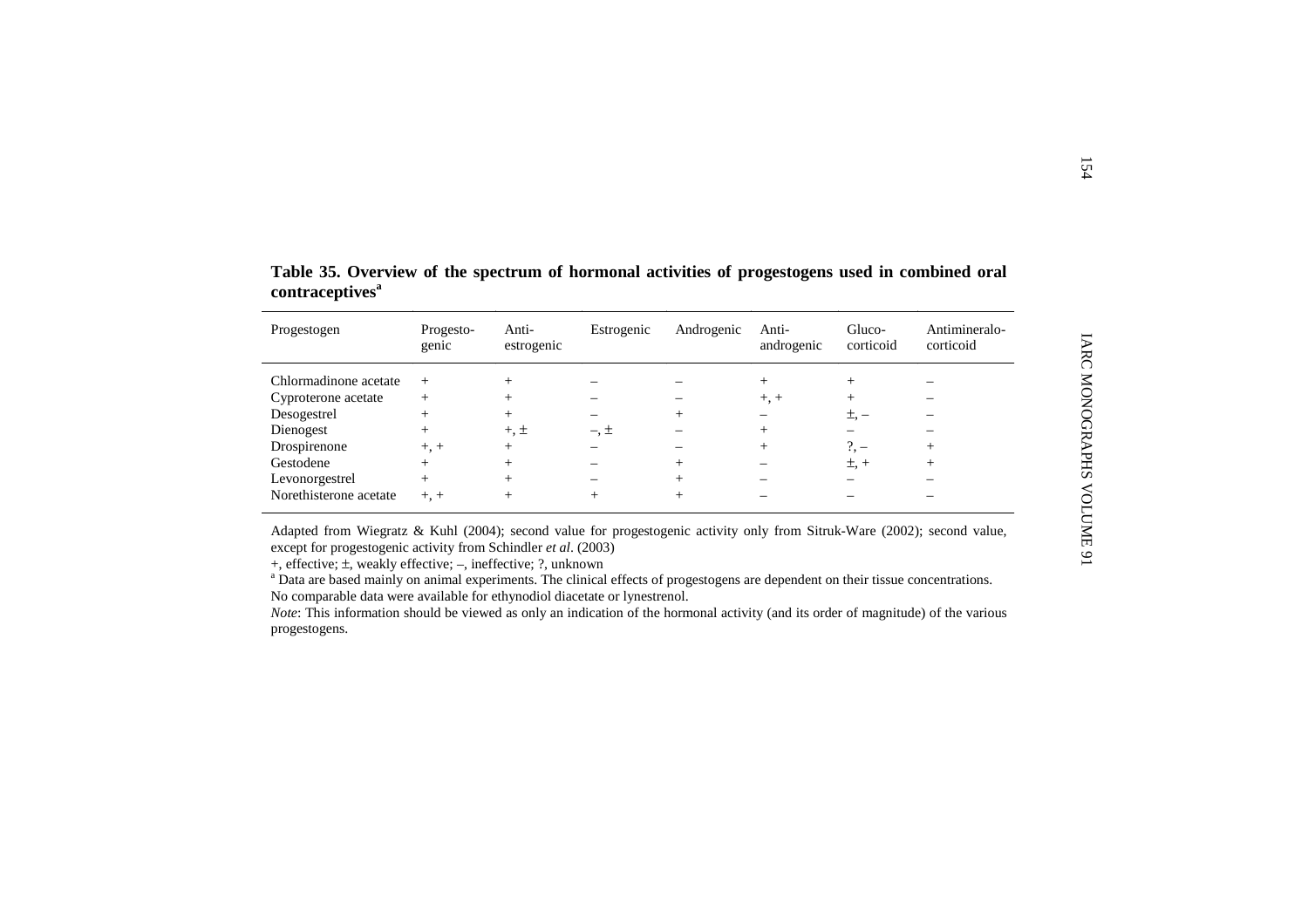**Table 35. Overview of the spectrum of hormonal activities of progestogens used in combined oral contraceptives[a]**

| Progestogen | Progesto-genic | Anti-estrogenic | Estrogenic | Androgenic | Anti-androgenic | Gluco-corticoid | Antimineralo-corticoid |
|---|---|---|---|---|---|---|---|
| Chlormadinone acetate | + | + | – | – | + | + | – |
| Cyproterone acetate | + | + | – | – | +, + | + | – |
| Desogestrel | + | + | – | + | – | ±, – | – |
| Dienogest | + | +, ± | –, ± | – | + | – | – |
| Drospirenone | +, + | + | – | – | + | ?, – | + |
| Gestodene | + | + | – | + | – | ±, + | + |
| Levonorgestrel | + | + | – | + | – | – | – |
| Norethisterone acetate | +, + | + | + | + | – | – | – |

Adapted from Wiegratz & Kuhl (2004); second value for progestogenic activity only from Sitruk-Ware (2002); second value, except for progestogenic activity from Schindler *et al*. (2003)

+, effective; ±, weakly effective; –, ineffective; ?, unknown

[a] Data are based mainly on animal experiments. The clinical effects of progestogens are dependent on their tissue concentrations. No comparable data were available for ethynodiol diacetate or lynestrenol.

*Note*: This information should be viewed as only an indication of the hormonal activity (and its order of magnitude) of the various progestogens.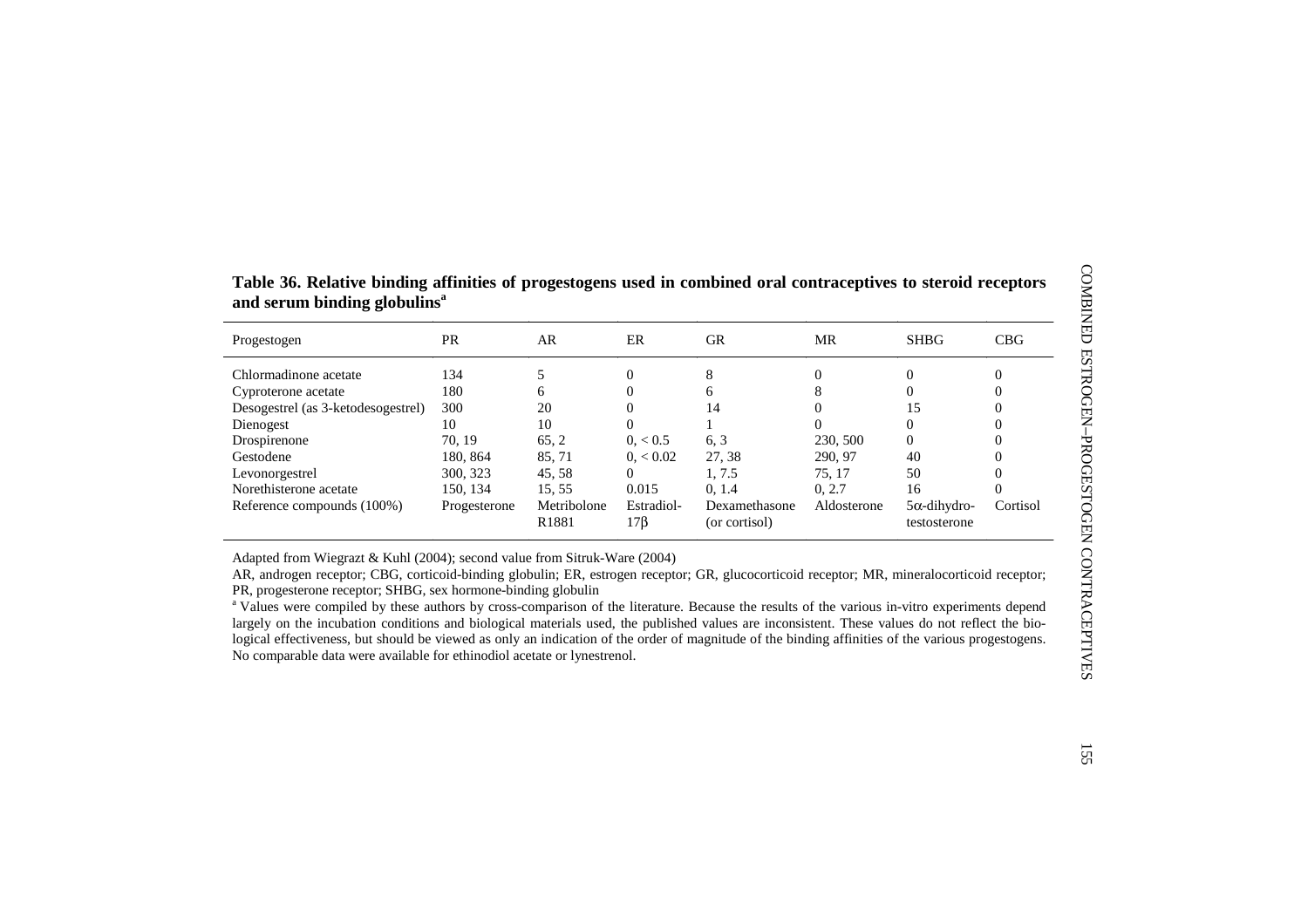**Table 36. Relative binding affinities of progestogens used in combined oral contraceptives to steroid receptors and serum binding globulins[a]**

| Progestogen | PR | AR | ER | GR | MR | SHBG | CBG |
|---|---|---|---|---|---|---|---|
| Chlormadinone acetate | 134 | 5 | 0 | 8 | 0 | 0 | 0 |
| Cyproterone acetate | 180 | 6 | 0 | 6 | 8 | 0 | 0 |
| Desogestrel (as 3-ketodesogestrel) | 300 | 20 | 0 | 14 | 0 | 15 | 0 |
| Dienogest | 10 | 10 | 0 | 1 | 0 | 0 | 0 |
| Drospirenone | 70, 19 | 65, 2 | 0, < 0.5 | 6, 3 | 230, 500 | 0 | 0 |
| Gestodene | 180, 864 | 85, 71 | 0, < 0.02 | 27, 38 | 290, 97 | 40 | 0 |
| Levonorgestrel | 300, 323 | 45, 58 | 0 | 1, 7.5 | 75, 17 | 50 | 0 |
| Norethisterone acetate | 150, 134 | 15, 55 | 0.015 | 0, 1.4 | 0, 2.7 | 16 | 0 |
| Reference compounds (100%) | Progesterone | Metribolone R1881 | Estradiol-17β | Dexamethasone (or cortisol) | Aldosterone | 5α-dihydro-testosterone | Cortisol |

Adapted from Wiegrazt & Kuhl (2004); second value from Sitruk-Ware (2004)

AR, androgen receptor; CBG, corticoid-binding globulin; ER, estrogen receptor; GR, glucocorticoid receptor; MR, mineralocorticoid receptor; PR, progesterone receptor; SHBG, sex hormone-binding globulin

[a] Values were compiled by these authors by cross-comparison of the literature. Because the results of the various in-vitro experiments depend largely on the incubation conditions and biological materials used, the published values are inconsistent. These values do not reflect the biological effectiveness, but should be viewed as only an indication of the order of magnitude of the binding affinities of the various progestogens. No comparable data were available for ethinodiol acetate or lynestrenol.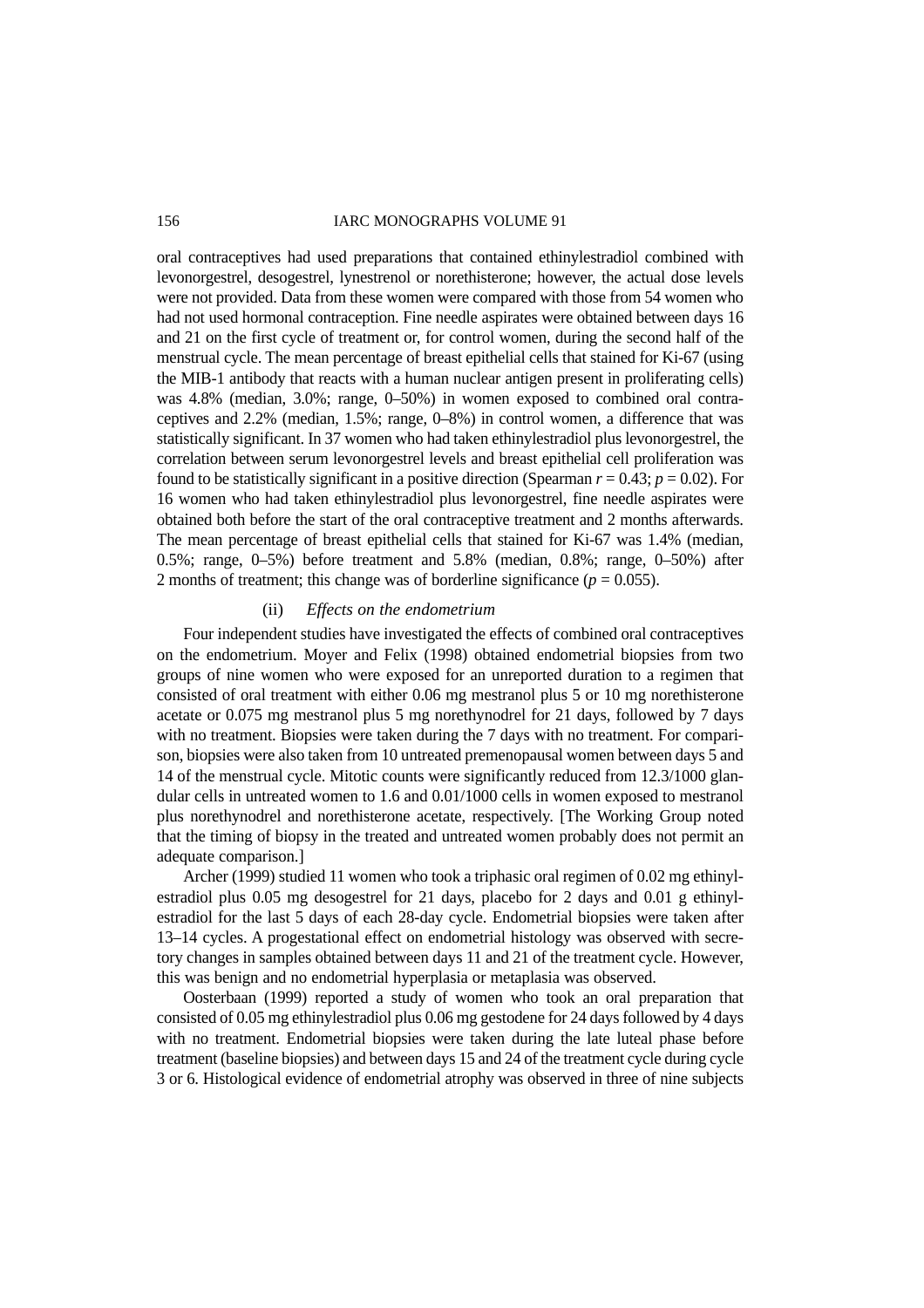oral contraceptives had used preparations that contained ethinylestradiol combined with levonorgestrel, desogestrel, lynestrenol or norethisterone; however, the actual dose levels were not provided. Data from these women were compared with those from 54 women who had not used hormonal contraception. Fine needle aspirates were obtained between days 16 and 21 on the first cycle of treatment or, for control women, during the second half of the menstrual cycle. The mean percentage of breast epithelial cells that stained for Ki-67 (using the MIB-1 antibody that reacts with a human nuclear antigen present in proliferating cells) was 4.8% (median, 3.0%; range, 0–50%) in women exposed to combined oral contraceptives and 2.2% (median, 1.5%; range, 0–8%) in control women, a difference that was statistically significant. In 37 women who had taken ethinylestradiol plus levonorgestrel, the correlation between serum levonorgestrel levels and breast epithelial cell proliferation was found to be statistically significant in a positive direction (Spearman $r = 0.43$; $p = 0.02$). For 16 women who had taken ethinylestradiol plus levonorgestrel, fine needle aspirates were obtained both before the start of the oral contraceptive treatment and 2 months afterwards. The mean percentage of breast epithelial cells that stained for Ki-67 was 1.4% (median, 0.5%; range, 0–5%) before treatment and 5.8% (median, 0.8%; range, 0–50%) after 2 months of treatment; this change was of borderline significance ($p = 0.055$).

#### (ii) *Effects on the endometrium*

Four independent studies have investigated the effects of combined oral contraceptives on the endometrium. Moyer and Felix (1998) obtained endometrial biopsies from two groups of nine women who were exposed for an unreported duration to a regimen that consisted of oral treatment with either 0.06 mg mestranol plus 5 or 10 mg norethisterone acetate or 0.075 mg mestranol plus 5 mg norethynodrel for 21 days, followed by 7 days with no treatment. Biopsies were taken during the 7 days with no treatment. For comparison, biopsies were also taken from 10 untreated premenopausal women between days 5 and 14 of the menstrual cycle. Mitotic counts were significantly reduced from 12.3/1000 glandular cells in untreated women to 1.6 and 0.01/1000 cells in women exposed to mestranol plus norethynodrel and norethisterone acetate, respectively. [The Working Group noted that the timing of biopsy in the treated and untreated women probably does not permit an adequate comparison.]

Archer (1999) studied 11 women who took a triphasic oral regimen of 0.02 mg ethinylestradiol plus 0.05 mg desogestrel for 21 days, placebo for 2 days and 0.01 g ethinylestradiol for the last 5 days of each 28-day cycle. Endometrial biopsies were taken after 13–14 cycles. A progestational effect on endometrial histology was observed with secretory changes in samples obtained between days 11 and 21 of the treatment cycle. However, this was benign and no endometrial hyperplasia or metaplasia was observed.

Oosterbaan (1999) reported a study of women who took an oral preparation that consisted of 0.05 mg ethinylestradiol plus 0.06 mg gestodene for 24 days followed by 4 days with no treatment. Endometrial biopsies were taken during the late luteal phase before treatment (baseline biopsies) and between days 15 and 24 of the treatment cycle during cycle 3 or 6. Histological evidence of endometrial atrophy was observed in three of nine subjects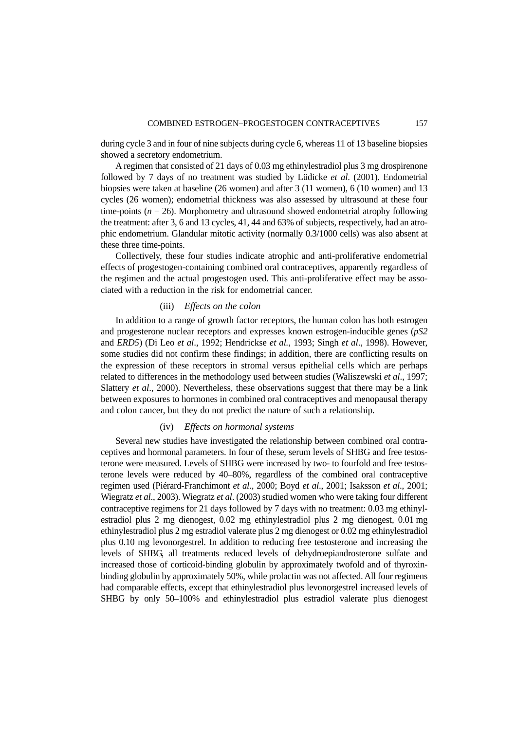during cycle 3 and in four of nine subjects during cycle 6, whereas 11 of 13 baseline biopsies showed a secretory endometrium.

A regimen that consisted of 21 days of 0.03 mg ethinylestradiol plus 3 mg drospirenone followed by 7 days of no treatment was studied by Lüdicke *et al*. (2001). Endometrial biopsies were taken at baseline (26 women) and after 3 (11 women), 6 (10 women) and 13 cycles (26 women); endometrial thickness was also assessed by ultrasound at these four time-points ($n = 26$). Morphometry and ultrasound showed endometrial atrophy following the treatment: after 3, 6 and 13 cycles, 41, 44 and 63% of subjects, respectively, had an atrophic endometrium. Glandular mitotic activity (normally 0.3/1000 cells) was also absent at these three time-points.

Collectively, these four studies indicate atrophic and anti-proliferative endometrial effects of progestogen-containing combined oral contraceptives, apparently regardless of the regimen and the actual progestogen used. This anti-proliferative effect may be associated with a reduction in the risk for endometrial cancer.

#### (iii) *Effects on the colon*

In addition to a range of growth factor receptors, the human colon has both estrogen and progesterone nuclear receptors and expresses known estrogen-inducible genes (*pS2* and *ERD5*) (Di Leo *et al*., 1992; Hendrickse *et al.*, 1993; Singh *et al*., 1998). However, some studies did not confirm these findings; in addition, there are conflicting results on the expression of these receptors in stromal versus epithelial cells which are perhaps related to differences in the methodology used between studies (Waliszewski *et al*., 1997; Slattery *et al*., 2000). Nevertheless, these observations suggest that there may be a link between exposures to hormones in combined oral contraceptives and menopausal therapy and colon cancer, but they do not predict the nature of such a relationship.

#### (iv) *Effects on hormonal systems*

Several new studies have investigated the relationship between combined oral contraceptives and hormonal parameters. In four of these, serum levels of SHBG and free testosterone were measured. Levels of SHBG were increased by two- to fourfold and free testosterone levels were reduced by 40–80%, regardless of the combined oral contraceptive regimen used (Piérard-Franchimont *et al*., 2000; Boyd *et al*., 2001; Isaksson *et al*., 2001; Wiegratz *et al*., 2003). Wiegratz *et al*. (2003) studied women who were taking four different contraceptive regimens for 21 days followed by 7 days with no treatment: 0.03 mg ethinylestradiol plus 2 mg dienogest, 0.02 mg ethinylestradiol plus 2 mg dienogest, 0.01 mg ethinylestradiol plus 2 mg estradiol valerate plus 2 mg dienogest or 0.02 mg ethinylestradiol plus 0.10 mg levonorgestrel. In addition to reducing free testosterone and increasing the levels of SHBG, all treatments reduced levels of dehydroepiandrosterone sulfate and increased those of corticoid-binding globulin by approximately twofold and of thyroxin-binding globulin by approximately 50%, while prolactin was not affected. All four regimens had comparable effects, except that ethinylestradiol plus levonorgestrel increased levels of SHBG by only 50–100% and ethinylestradiol plus estradiol valerate plus dienogest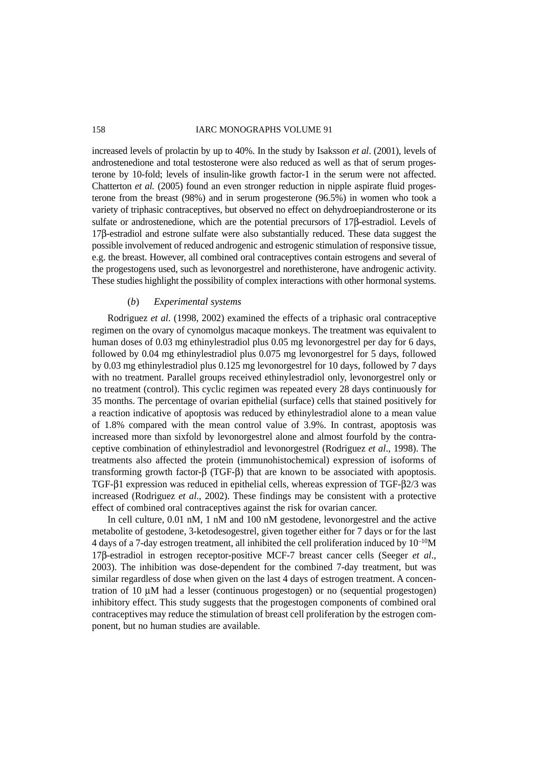increased levels of prolactin by up to 40%. In the study by Isaksson *et al*. (2001), levels of androstenedione and total testosterone were also reduced as well as that of serum progesterone by 10-fold; levels of insulin-like growth factor-1 in the serum were not affected. Chatterton *et al.* (2005) found an even stronger reduction in nipple aspirate fluid progesterone from the breast (98%) and in serum progesterone (96.5%) in women who took a variety of triphasic contraceptives, but observed no effect on dehydroepiandrosterone or its sulfate or androstenedione, which are the potential precursors of 17β-estradiol. Levels of 17β-estradiol and estrone sulfate were also substantially reduced. These data suggest the possible involvement of reduced androgenic and estrogenic stimulation of responsive tissue, e.g. the breast. However, all combined oral contraceptives contain estrogens and several of the progestogens used, such as levonorgestrel and norethisterone, have androgenic activity. These studies highlight the possibility of complex interactions with other hormonal systems.

### (*b*) *Experimental systems*

Rodriguez *et al*. (1998, 2002) examined the effects of a triphasic oral contraceptive regimen on the ovary of cynomolgus macaque monkeys. The treatment was equivalent to human doses of 0.03 mg ethinylestradiol plus 0.05 mg levonorgestrel per day for 6 days, followed by 0.04 mg ethinylestradiol plus 0.075 mg levonorgestrel for 5 days, followed by 0.03 mg ethinylestradiol plus 0.125 mg levonorgestrel for 10 days, followed by 7 days with no treatment. Parallel groups received ethinylestradiol only, levonorgestrel only or no treatment (control). This cyclic regimen was repeated every 28 days continuously for 35 months. The percentage of ovarian epithelial (surface) cells that stained positively for a reaction indicative of apoptosis was reduced by ethinylestradiol alone to a mean value of 1.8% compared with the mean control value of 3.9%. In contrast, apoptosis was increased more than sixfold by levonorgestrel alone and almost fourfold by the contraceptive combination of ethinylestradiol and levonorgestrel (Rodriguez *et al*., 1998). The treatments also affected the protein (immunohistochemical) expression of isoforms of transforming growth factor-β (TGF-β) that are known to be associated with apoptosis. TGF-β1 expression was reduced in epithelial cells, whereas expression of TGF-β2/3 was increased (Rodriguez *et al*., 2002). These findings may be consistent with a protective effect of combined oral contraceptives against the risk for ovarian cancer.

In cell culture, 0.01 nM, 1 nM and 100 nM gestodene, levonorgestrel and the active metabolite of gestodene, 3-ketodesogestrel, given together either for 7 days or for the last 4 days of a 7-day estrogen treatment, all inhibited the cell proliferation induced by $10^{-10}$M 17β-estradiol in estrogen receptor-positive MCF-7 breast cancer cells (Seeger *et al*., 2003). The inhibition was dose-dependent for the combined 7-day treatment, but was similar regardless of dose when given on the last 4 days of estrogen treatment. A concentration of 10 μM had a lesser (continuous progestogen) or no (sequential progestogen) inhibitory effect. This study suggests that the progestogen components of combined oral contraceptives may reduce the stimulation of breast cell proliferation by the estrogen component, but no human studies are available.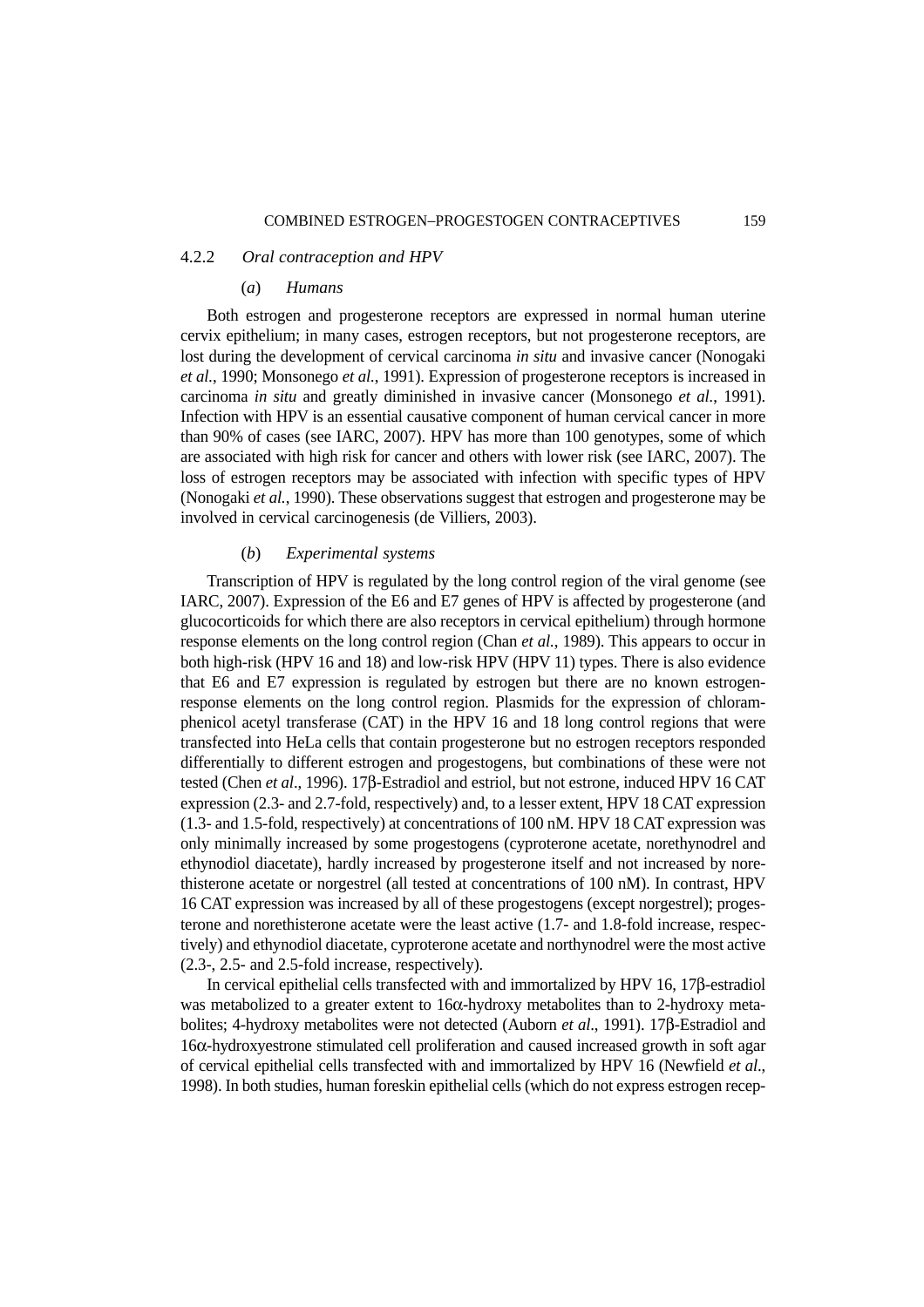### 4.2.2 *Oral contraception and HPV*

#### (*a*) *Humans*

Both estrogen and progesterone receptors are expressed in normal human uterine cervix epithelium; in many cases, estrogen receptors, but not progesterone receptors, are lost during the development of cervical carcinoma *in situ* and invasive cancer (Nonogaki *et al.*, 1990; Monsonego *et al.*, 1991). Expression of progesterone receptors is increased in carcinoma *in situ* and greatly diminished in invasive cancer (Monsonego *et al.*, 1991). Infection with HPV is an essential causative component of human cervical cancer in more than 90% of cases (see IARC, 2007). HPV has more than 100 genotypes, some of which are associated with high risk for cancer and others with lower risk (see IARC, 2007). The loss of estrogen receptors may be associated with infection with specific types of HPV (Nonogaki *et al.*, 1990). These observations suggest that estrogen and progesterone may be involved in cervical carcinogenesis (de Villiers, 2003).

#### (*b*) *Experimental systems*

Transcription of HPV is regulated by the long control region of the viral genome (see IARC, 2007). Expression of the E6 and E7 genes of HPV is affected by progesterone (and glucocorticoids for which there are also receptors in cervical epithelium) through hormone response elements on the long control region (Chan *et al.*, 1989). This appears to occur in both high-risk (HPV 16 and 18) and low-risk HPV (HPV 11) types. There is also evidence that E6 and E7 expression is regulated by estrogen but there are no known estrogen-response elements on the long control region. Plasmids for the expression of chloramphenicol acetyl transferase (CAT) in the HPV 16 and 18 long control regions that were transfected into HeLa cells that contain progesterone but no estrogen receptors responded differentially to different estrogen and progestogens, but combinations of these were not tested (Chen *et al*., 1996). 17β-Estradiol and estriol, but not estrone, induced HPV 16 CAT expression (2.3- and 2.7-fold, respectively) and, to a lesser extent, HPV 18 CAT expression (1.3- and 1.5-fold, respectively) at concentrations of 100 nM. HPV 18 CAT expression was only minimally increased by some progestogens (cyproterone acetate, norethynodrel and ethynodiol diacetate), hardly increased by progesterone itself and not increased by norethisterone acetate or norgestrel (all tested at concentrations of 100 nM). In contrast, HPV 16 CAT expression was increased by all of these progestogens (except norgestrel); progesterone and norethisterone acetate were the least active (1.7- and 1.8-fold increase, respectively) and ethynodiol diacetate, cyproterone acetate and northynodrel were the most active (2.3-, 2.5- and 2.5-fold increase, respectively).

In cervical epithelial cells transfected with and immortalized by HPV 16, 17β-estradiol was metabolized to a greater extent to 16α-hydroxy metabolites than to 2-hydroxy metabolites; 4-hydroxy metabolites were not detected (Auborn *et al*., 1991). 17β-Estradiol and 16α-hydroxyestrone stimulated cell proliferation and caused increased growth in soft agar of cervical epithelial cells transfected with and immortalized by HPV 16 (Newfield *et al*., 1998). In both studies, human foreskin epithelial cells (which do not express estrogen recep-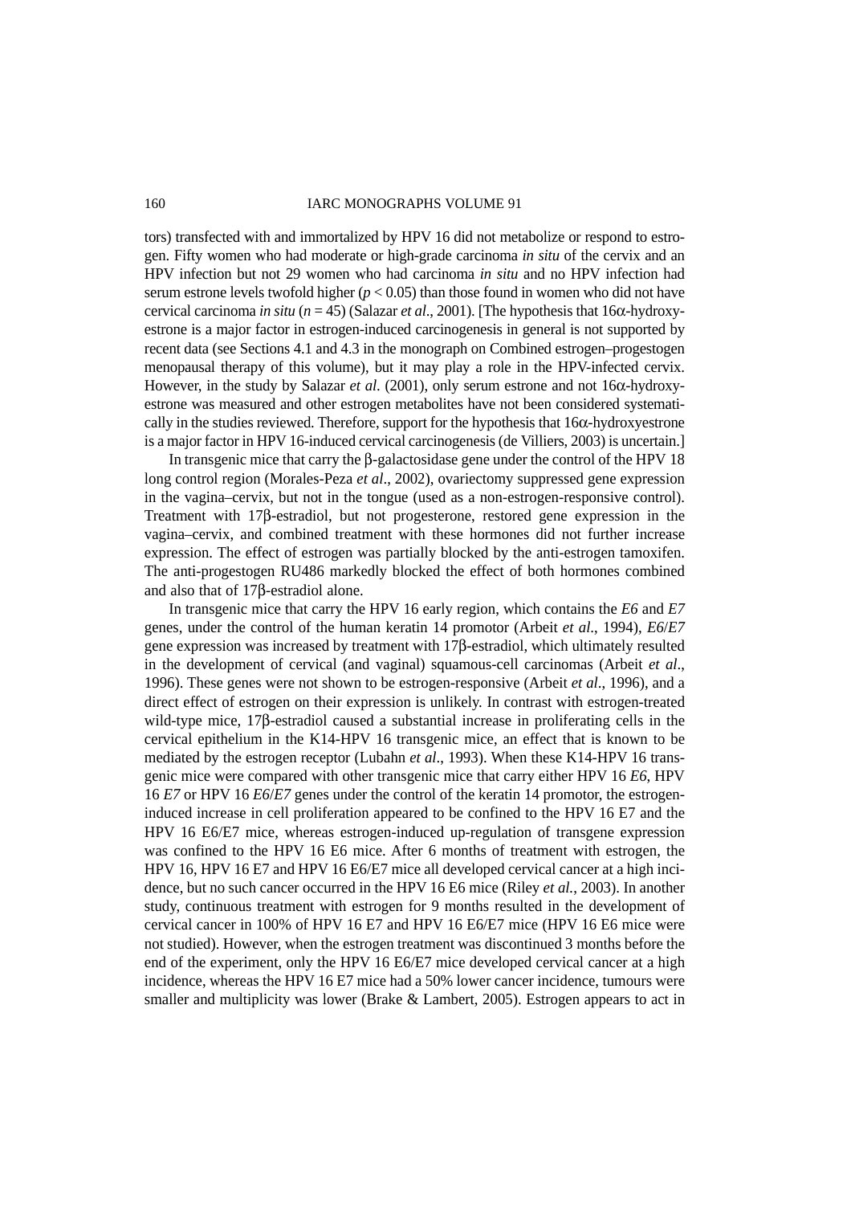tors) transfected with and immortalized by HPV 16 did not metabolize or respond to estrogen. Fifty women who had moderate or high-grade carcinoma *in situ* of the cervix and an HPV infection but not 29 women who had carcinoma *in situ* and no HPV infection had serum estrone levels twofold higher ($p < 0.05$) than those found in women who did not have cervical carcinoma *in situ* ($n = 45$) (Salazar *et al*., 2001). [The hypothesis that 16α-hydroxyestrone is a major factor in estrogen-induced carcinogenesis in general is not supported by recent data (see Sections 4.1 and 4.3 in the monograph on Combined estrogen–progestogen menopausal therapy of this volume), but it may play a role in the HPV-infected cervix. However, in the study by Salazar *et al*. (2001), only serum estrone and not 16α-hydroxyestrone was measured and other estrogen metabolites have not been considered systematically in the studies reviewed. Therefore, support for the hypothesis that 16α-hydroxyestrone is a major factor in HPV 16-induced cervical carcinogenesis (de Villiers, 2003) is uncertain.]

In transgenic mice that carry the β-galactosidase gene under the control of the HPV 18 long control region (Morales-Peza *et al*., 2002), ovariectomy suppressed gene expression in the vagina–cervix, but not in the tongue (used as a non-estrogen-responsive control). Treatment with 17β-estradiol, but not progesterone, restored gene expression in the vagina–cervix, and combined treatment with these hormones did not further increase expression. The effect of estrogen was partially blocked by the anti-estrogen tamoxifen. The anti-progestogen RU486 markedly blocked the effect of both hormones combined and also that of 17β-estradiol alone.

In transgenic mice that carry the HPV 16 early region, which contains the *E6* and *E7* genes, under the control of the human keratin 14 promotor (Arbeit *et al*., 1994), *E6*/*E7* gene expression was increased by treatment with 17β-estradiol, which ultimately resulted in the development of cervical (and vaginal) squamous-cell carcinomas (Arbeit *et al*., 1996). These genes were not shown to be estrogen-responsive (Arbeit *et al*., 1996), and a direct effect of estrogen on their expression is unlikely. In contrast with estrogen-treated wild-type mice, 17β-estradiol caused a substantial increase in proliferating cells in the cervical epithelium in the K14-HPV 16 transgenic mice, an effect that is known to be mediated by the estrogen receptor (Lubahn *et al*., 1993). When these K14-HPV 16 transgenic mice were compared with other transgenic mice that carry either HPV 16 *E6*, HPV 16 *E7* or HPV 16 *E6*/*E7* genes under the control of the keratin 14 promotor, the estrogen-induced increase in cell proliferation appeared to be confined to the HPV 16 E7 and the HPV 16 E6/E7 mice, whereas estrogen-induced up-regulation of transgene expression was confined to the HPV 16 E6 mice. After 6 months of treatment with estrogen, the HPV 16, HPV 16 E7 and HPV 16 E6/E7 mice all developed cervical cancer at a high incidence, but no such cancer occurred in the HPV 16 E6 mice (Riley *et al.*, 2003). In another study, continuous treatment with estrogen for 9 months resulted in the development of cervical cancer in 100% of HPV 16 E7 and HPV 16 E6/E7 mice (HPV 16 E6 mice were not studied). However, when the estrogen treatment was discontinued 3 months before the end of the experiment, only the HPV 16 E6/E7 mice developed cervical cancer at a high incidence, whereas the HPV 16 E7 mice had a 50% lower cancer incidence, tumours were smaller and multiplicity was lower (Brake & Lambert, 2005). Estrogen appears to act in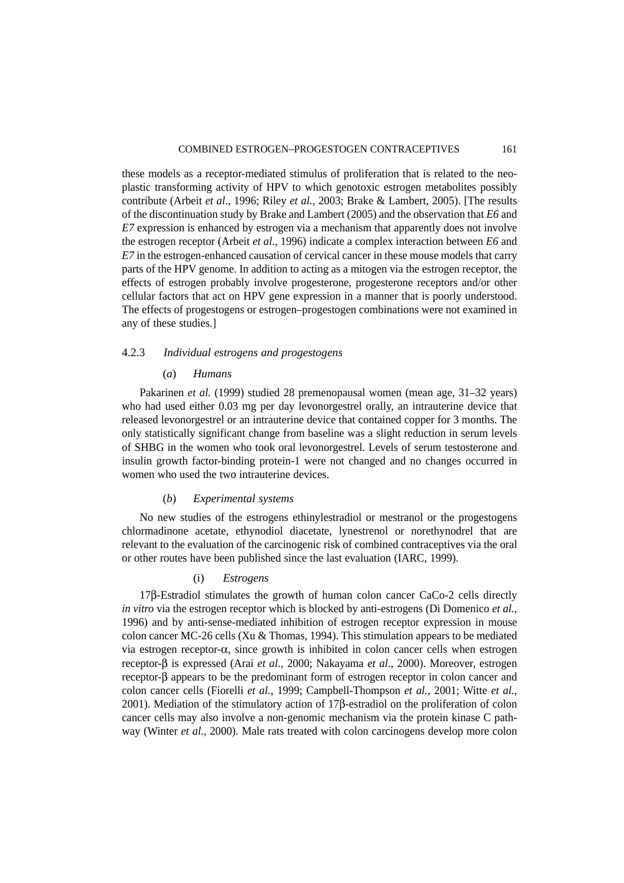these models as a receptor-mediated stimulus of proliferation that is related to the neoplastic transforming activity of HPV to which genotoxic estrogen metabolites possibly contribute (Arbeit *et al*., 1996; Riley *et al.*, 2003; Brake & Lambert, 2005). [The results of the discontinuation study by Brake and Lambert (2005) and the observation that *E6* and *E7* expression is enhanced by estrogen via a mechanism that apparently does not involve the estrogen receptor (Arbeit *et al*., 1996) indicate a complex interaction between *E6* and *E7* in the estrogen-enhanced causation of cervical cancer in these mouse models that carry parts of the HPV genome. In addition to acting as a mitogen via the estrogen receptor, the effects of estrogen probably involve progesterone, progesterone receptors and/or other cellular factors that act on HPV gene expression in a manner that is poorly understood. The effects of progestogens or estrogen–progestogen combinations were not examined in any of these studies.]

### 4.2.3 *Individual estrogens and progestogens*

#### (*a*) *Humans*

Pakarinen *et al.* (1999) studied 28 premenopausal women (mean age, 31–32 years) who had used either 0.03 mg per day levonorgestrel orally, an intrauterine device that released levonorgestrel or an intrauterine device that contained copper for 3 months. The only statistically significant change from baseline was a slight reduction in serum levels of SHBG in the women who took oral levonorgestrel. Levels of serum testosterone and insulin growth factor-binding protein-1 were not changed and no changes occurred in women who used the two intrauterine devices.

#### (*b*) *Experimental systems*

No new studies of the estrogens ethinylestradiol or mestranol or the progestogens chlormadinone acetate, ethynodiol diacetate, lynestrenol or norethynodrel that are relevant to the evaluation of the carcinogenic risk of combined contraceptives via the oral or other routes have been published since the last evaluation (IARC, 1999).

##### (i) *Estrogens*

17β-Estradiol stimulates the growth of human colon cancer CaCo-2 cells directly *in vitro* via the estrogen receptor which is blocked by anti-estrogens (Di Domenico *et al.*, 1996) and by anti-sense-mediated inhibition of estrogen receptor expression in mouse colon cancer MC-26 cells (Xu & Thomas, 1994). This stimulation appears to be mediated via estrogen receptor-α, since growth is inhibited in colon cancer cells when estrogen receptor-β is expressed (Arai *et al.,* 2000; Nakayama *et al*., 2000). Moreover, estrogen receptor-β appears to be the predominant form of estrogen receptor in colon cancer and colon cancer cells (Fiorelli *et al.*, 1999; Campbell-Thompson *et al.*, 2001; Witte *et al.*, 2001). Mediation of the stimulatory action of 17β-estradiol on the proliferation of colon cancer cells may also involve a non-genomic mechanism via the protein kinase C pathway (Winter *et al*., 2000). Male rats treated with colon carcinogens develop more colon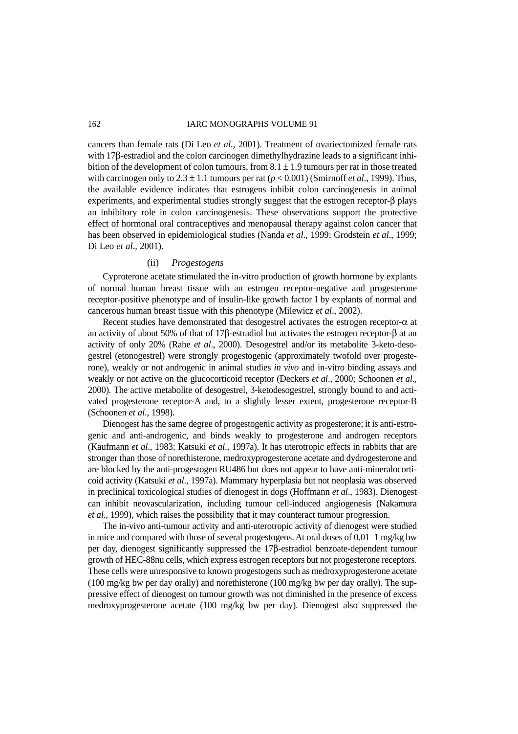cancers than female rats (Di Leo *et al.*, 2001). Treatment of ovariectomized female rats with 17β-estradiol and the colon carcinogen dimethylhydrazine leads to a significant inhibition of the development of colon tumours, from $8.1 \pm 1.9$ tumours per rat in those treated with carcinogen only to $2.3 \pm 1.1$ tumours per rat ($p < 0.001$) (Smirnoff *et al.*, 1999). Thus, the available evidence indicates that estrogens inhibit colon carcinogenesis in animal experiments, and experimental studies strongly suggest that the estrogen receptor-β plays an inhibitory role in colon carcinogenesis. These observations support the protective effect of hormonal oral contraceptives and menopausal therapy against colon cancer that has been observed in epidemiological studies (Nanda *et al.*, 1999; Grodstein *et al.*, 1999; Di Leo *et al.*, 2001).

(ii) *Progestogens*

Cyproterone acetate stimulated the in-vitro production of growth hormone by explants of normal human breast tissue with an estrogen receptor-negative and progesterone receptor-positive phenotype and of insulin-like growth factor I by explants of normal and cancerous human breast tissue with this phenotype (Milewicz *et al.*, 2002).

Recent studies have demonstrated that desogestrel activates the estrogen receptor-α at an activity of about 50% of that of 17β-estradiol but activates the estrogen receptor-β at an activity of only 20% (Rabe *et al.*, 2000). Desogestrel and/or its metabolite 3-keto-desogestrel (etonogestrel) were strongly progestogenic (approximately twofold over progesterone), weakly or not androgenic in animal studies *in vivo* and in-vitro binding assays and weakly or not active on the glucocorticoid receptor (Deckers *et al.*, 2000; Schoonen *et al.*, 2000). The active metabolite of desogestrel, 3-ketodesogestrel, strongly bound to and activated progesterone receptor-A and, to a slightly lesser extent, progesterone receptor-B (Schoonen *et al.*, 1998).

Dienogest has the same degree of progestogenic activity as progesterone; it is anti-estrogenic and anti-androgenic, and binds weakly to progesterone and androgen receptors (Kaufmann *et al.*, 1983; Katsuki *et al.*, 1997a). It has uterotropic effects in rabbits that are stronger than those of norethisterone, medroxyprogesterone acetate and dydrogesterone and are blocked by the anti-progestogen RU486 but does not appear to have anti-mineralocorticoid activity (Katsuki *et al.*, 1997a). Mammary hyperplasia but not neoplasia was observed in preclinical toxicological studies of dienogest in dogs (Hoffmann *et al.*, 1983). Dienogest can inhibit neovascularization, including tumour cell-induced angiogenesis (Nakamura *et al.*, 1999), which raises the possibility that it may counteract tumour progression.

The in-vivo anti-tumour activity and anti-uterotropic activity of dienogest were studied in mice and compared with those of several progestogens. At oral doses of 0.01–1 mg/kg bw per day, dienogest significantly suppressed the 17β-estradiol benzoate-dependent tumour growth of HEC-88nu cells, which express estrogen receptors but not progesterone receptors. These cells were unresponsive to known progestogens such as medroxyprogesterone acetate (100 mg/kg bw per day orally) and norethisterone (100 mg/kg bw per day orally). The suppressive effect of dienogest on tumour growth was not diminished in the presence of excess medroxyprogesterone acetate (100 mg/kg bw per day). Dienogest also suppressed the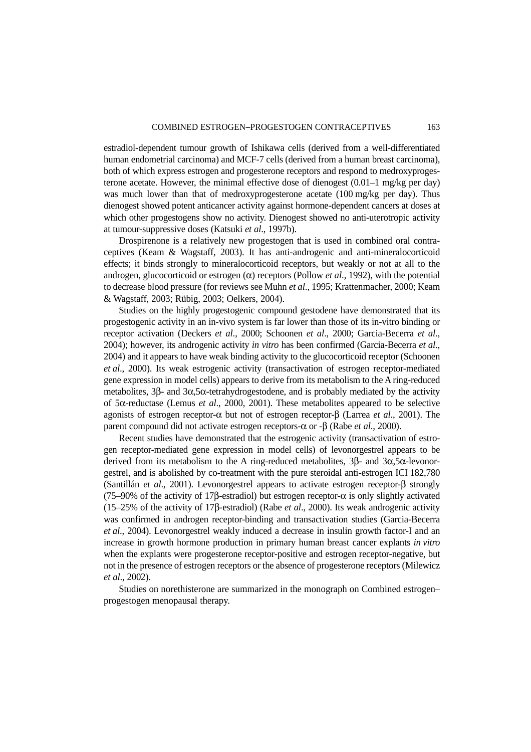estradiol-dependent tumour growth of Ishikawa cells (derived from a well-differentiated human endometrial carcinoma) and MCF-7 cells (derived from a human breast carcinoma), both of which express estrogen and progesterone receptors and respond to medroxyprogesterone acetate. However, the minimal effective dose of dienogest (0.01–1 mg/kg per day) was much lower than that of medroxyprogesterone acetate (100 mg/kg per day). Thus dienogest showed potent anticancer activity against hormone-dependent cancers at doses at which other progestogens show no activity. Dienogest showed no anti-uterotropic activity at tumour-suppressive doses (Katsuki *et al*., 1997b).

Drospirenone is a relatively new progestogen that is used in combined oral contraceptives (Keam & Wagstaff, 2003). It has anti-androgenic and anti-mineralocorticoid effects; it binds strongly to mineralocorticoid receptors, but weakly or not at all to the androgen, glucocorticoid or estrogen (α) receptors (Pollow *et al*., 1992), with the potential to decrease blood pressure (for reviews see Muhn *et al*., 1995; Krattenmacher, 2000; Keam & Wagstaff, 2003; Rübig, 2003; Oelkers, 2004).

Studies on the highly progestogenic compound gestodene have demonstrated that its progestogenic activity in an in-vivo system is far lower than those of its in-vitro binding or receptor activation (Deckers *et al*., 2000; Schoonen *et al*., 2000; Garcia-Becerra *et al*., 2004); however, its androgenic activity *in vitro* has been confirmed (Garcia-Becerra *et al*., 2004) and it appears to have weak binding activity to the glucocorticoid receptor (Schoonen *et al*., 2000). Its weak estrogenic activity (transactivation of estrogen receptor-mediated gene expression in model cells) appears to derive from its metabolism to the A ring-reduced metabolites, 3β- and 3α,5α-tetrahydrogestodene, and is probably mediated by the activity of 5α-reductase (Lemus *et al*., 2000, 2001). These metabolites appeared to be selective agonists of estrogen receptor-α but not of estrogen receptor-β (Larrea *et al*., 2001). The parent compound did not activate estrogen receptors-α or -β (Rabe *et al*., 2000).

Recent studies have demonstrated that the estrogenic activity (transactivation of estrogen receptor-mediated gene expression in model cells) of levonorgestrel appears to be derived from its metabolism to the A ring-reduced metabolites, 3β- and 3α,5α-levonorgestrel, and is abolished by co-treatment with the pure steroidal anti-estrogen ICI 182,780 (Santillán *et al*., 2001). Levonorgestrel appears to activate estrogen receptor-β strongly (75–90% of the activity of 17β-estradiol) but estrogen receptor-α is only slightly activated (15–25% of the activity of 17β-estradiol) (Rabe *et al*., 2000). Its weak androgenic activity was confirmed in androgen receptor-binding and transactivation studies (Garcia-Becerra *et al*., 2004). Levonorgestrel weakly induced a decrease in insulin growth factor-I and an increase in growth hormone production in primary human breast cancer explants *in vitro* when the explants were progesterone receptor-positive and estrogen receptor-negative, but not in the presence of estrogen receptors or the absence of progesterone receptors (Milewicz *et al*., 2002).

Studies on norethisterone are summarized in the monograph on Combined estrogen–progestogen menopausal therapy.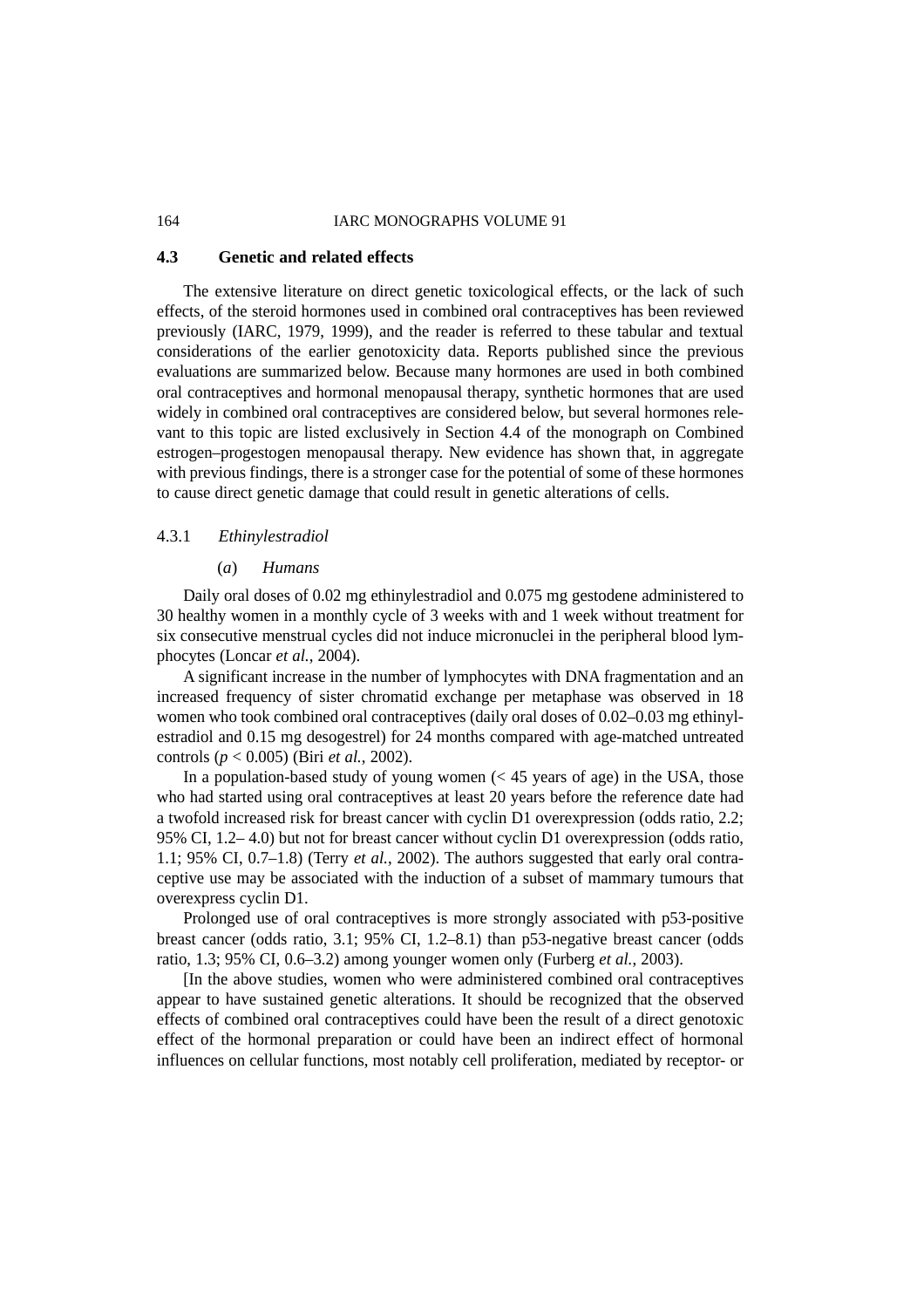## 4.3 Genetic and related effects

The extensive literature on direct genetic toxicological effects, or the lack of such effects, of the steroid hormones used in combined oral contraceptives has been reviewed previously (IARC, 1979, 1999), and the reader is referred to these tabular and textual considerations of the earlier genotoxicity data. Reports published since the previous evaluations are summarized below. Because many hormones are used in both combined oral contraceptives and hormonal menopausal therapy, synthetic hormones that are used widely in combined oral contraceptives are considered below, but several hormones relevant to this topic are listed exclusively in Section 4.4 of the monograph on Combined estrogen–progestogen menopausal therapy. New evidence has shown that, in aggregate with previous findings, there is a stronger case for the potential of some of these hormones to cause direct genetic damage that could result in genetic alterations of cells.

### 4.3.1 *Ethinylestradiol*

#### (*a*) *Humans*

Daily oral doses of 0.02 mg ethinylestradiol and 0.075 mg gestodene administered to 30 healthy women in a monthly cycle of 3 weeks with and 1 week without treatment for six consecutive menstrual cycles did not induce micronuclei in the peripheral blood lymphocytes (Loncar *et al.*, 2004).

A significant increase in the number of lymphocytes with DNA fragmentation and an increased frequency of sister chromatid exchange per metaphase was observed in 18 women who took combined oral contraceptives (daily oral doses of 0.02–0.03 mg ethinylestradiol and 0.15 mg desogestrel) for 24 months compared with age-matched untreated controls ($p < 0.005$) (Biri *et al.*, 2002).

In a population-based study of young women (< 45 years of age) in the USA, those who had started using oral contraceptives at least 20 years before the reference date had a twofold increased risk for breast cancer with cyclin D1 overexpression (odds ratio, 2.2; 95% CI, 1.2– 4.0) but not for breast cancer without cyclin D1 overexpression (odds ratio, 1.1; 95% CI, 0.7–1.8) (Terry *et al.*, 2002). The authors suggested that early oral contraceptive use may be associated with the induction of a subset of mammary tumours that overexpress cyclin D1.

Prolonged use of oral contraceptives is more strongly associated with p53-positive breast cancer (odds ratio, 3.1; 95% CI, 1.2–8.1) than p53-negative breast cancer (odds ratio, 1.3; 95% CI, 0.6–3.2) among younger women only (Furberg *et al.*, 2003).

[In the above studies, women who were administered combined oral contraceptives appear to have sustained genetic alterations. It should be recognized that the observed effects of combined oral contraceptives could have been the result of a direct genotoxic effect of the hormonal preparation or could have been an indirect effect of hormonal influences on cellular functions, most notably cell proliferation, mediated by receptor- or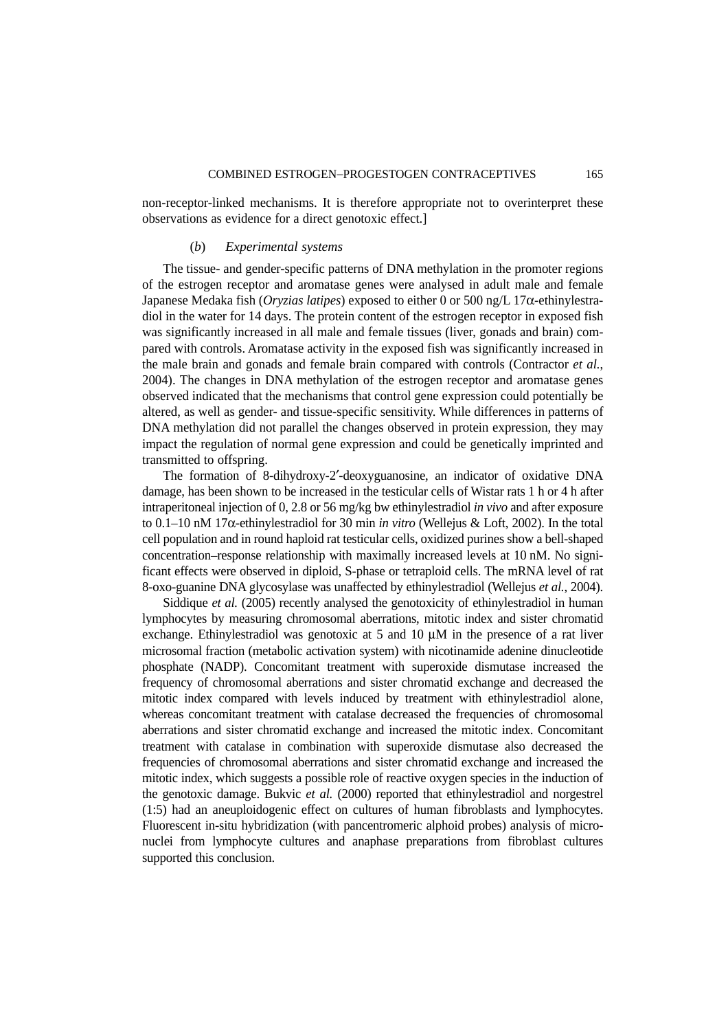non-receptor-linked mechanisms. It is therefore appropriate not to overinterpret these observations as evidence for a direct genotoxic effect.]

#### (*b*) *Experimental systems*

The tissue- and gender-specific patterns of DNA methylation in the promoter regions of the estrogen receptor and aromatase genes were analysed in adult male and female Japanese Medaka fish (*Oryzias latipes*) exposed to either 0 or 500 ng/L 17α-ethinylestradiol in the water for 14 days. The protein content of the estrogen receptor in exposed fish was significantly increased in all male and female tissues (liver, gonads and brain) compared with controls. Aromatase activity in the exposed fish was significantly increased in the male brain and gonads and female brain compared with controls (Contractor *et al.*, 2004). The changes in DNA methylation of the estrogen receptor and aromatase genes observed indicated that the mechanisms that control gene expression could potentially be altered, as well as gender- and tissue-specific sensitivity. While differences in patterns of DNA methylation did not parallel the changes observed in protein expression, they may impact the regulation of normal gene expression and could be genetically imprinted and transmitted to offspring.

The formation of 8-dihydroxy-2′-deoxyguanosine, an indicator of oxidative DNA damage, has been shown to be increased in the testicular cells of Wistar rats 1 h or 4 h after intraperitoneal injection of 0, 2.8 or 56 mg/kg bw ethinylestradiol *in vivo* and after exposure to 0.1–10 nM 17α-ethinylestradiol for 30 min *in vitro* (Wellejus & Loft, 2002). In the total cell population and in round haploid rat testicular cells, oxidized purines show a bell-shaped concentration–response relationship with maximally increased levels at 10 nM. No significant effects were observed in diploid, S-phase or tetraploid cells. The mRNA level of rat 8-oxo-guanine DNA glycosylase was unaffected by ethinylestradiol (Wellejus *et al.*, 2004).

Siddique *et al.* (2005) recently analysed the genotoxicity of ethinylestradiol in human lymphocytes by measuring chromosomal aberrations, mitotic index and sister chromatid exchange. Ethinylestradiol was genotoxic at 5 and 10 μM in the presence of a rat liver microsomal fraction (metabolic activation system) with nicotinamide adenine dinucleotide phosphate (NADP). Concomitant treatment with superoxide dismutase increased the frequency of chromosomal aberrations and sister chromatid exchange and decreased the mitotic index compared with levels induced by treatment with ethinylestradiol alone, whereas concomitant treatment with catalase decreased the frequencies of chromosomal aberrations and sister chromatid exchange and increased the mitotic index. Concomitant treatment with catalase in combination with superoxide dismutase also decreased the frequencies of chromosomal aberrations and sister chromatid exchange and increased the mitotic index, which suggests a possible role of reactive oxygen species in the induction of the genotoxic damage. Bukvic *et al.* (2000) reported that ethinylestradiol and norgestrel (1:5) had an aneuploidogenic effect on cultures of human fibroblasts and lymphocytes. Fluorescent in-situ hybridization (with pancentromeric alphoid probes) analysis of micronuclei from lymphocyte cultures and anaphase preparations from fibroblast cultures supported this conclusion.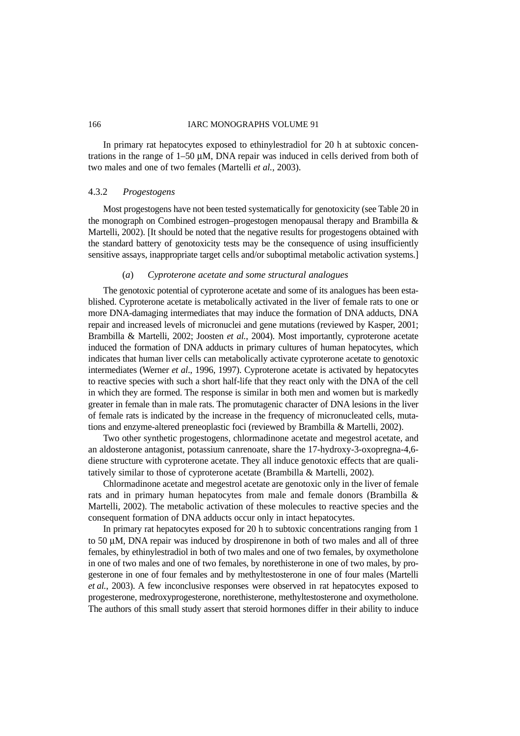In primary rat hepatocytes exposed to ethinylestradiol for 20 h at subtoxic concentrations in the range of 1–50 μM, DNA repair was induced in cells derived from both of two males and one of two females (Martelli *et al.*, 2003).

### 4.3.2 *Progestogens*

Most progestogens have not been tested systematically for genotoxicity (see Table 20 in the monograph on Combined estrogen–progestogen menopausal therapy and Brambilla & Martelli, 2002). [It should be noted that the negative results for progestogens obtained with the standard battery of genotoxicity tests may be the consequence of using insufficiently sensitive assays, inappropriate target cells and/or suboptimal metabolic activation systems.]

#### (*a*) *Cyproterone acetate and some structural analogues*

The genotoxic potential of cyproterone acetate and some of its analogues has been established. Cyproterone acetate is metabolically activated in the liver of female rats to one or more DNA-damaging intermediates that may induce the formation of DNA adducts, DNA repair and increased levels of micronuclei and gene mutations (reviewed by Kasper, 2001; Brambilla & Martelli, 2002; Joosten *et al.*, 2004). Most importantly, cyproterone acetate induced the formation of DNA adducts in primary cultures of human hepatocytes, which indicates that human liver cells can metabolically activate cyproterone acetate to genotoxic intermediates (Werner *et al*., 1996, 1997). Cyproterone acetate is activated by hepatocytes to reactive species with such a short half-life that they react only with the DNA of the cell in which they are formed. The response is similar in both men and women but is markedly greater in female than in male rats. The promutagenic character of DNA lesions in the liver of female rats is indicated by the increase in the frequency of micronucleated cells, mutations and enzyme-altered preneoplastic foci (reviewed by Brambilla & Martelli, 2002).

Two other synthetic progestogens, chlormadinone acetate and megestrol acetate, and an aldosterone antagonist, potassium canrenoate, share the 17-hydroxy-3-oxopregna-4,6-diene structure with cyproterone acetate. They all induce genotoxic effects that are qualitatively similar to those of cyproterone acetate (Brambilla & Martelli, 2002).

Chlormadinone acetate and megestrol acetate are genotoxic only in the liver of female rats and in primary human hepatocytes from male and female donors (Brambilla & Martelli, 2002). The metabolic activation of these molecules to reactive species and the consequent formation of DNA adducts occur only in intact hepatocytes.

In primary rat hepatocytes exposed for 20 h to subtoxic concentrations ranging from 1 to 50 μM, DNA repair was induced by drospirenone in both of two males and all of three females, by ethinylestradiol in both of two males and one of two females, by oxymetholone in one of two males and one of two females, by norethisterone in one of two males, by progesterone in one of four females and by methyltestosterone in one of four males (Martelli *et al.*, 2003). A few inconclusive responses were observed in rat hepatocytes exposed to progesterone, medroxyprogesterone, norethisterone, methyltestosterone and oxymetholone. The authors of this small study assert that steroid hormones differ in their ability to induce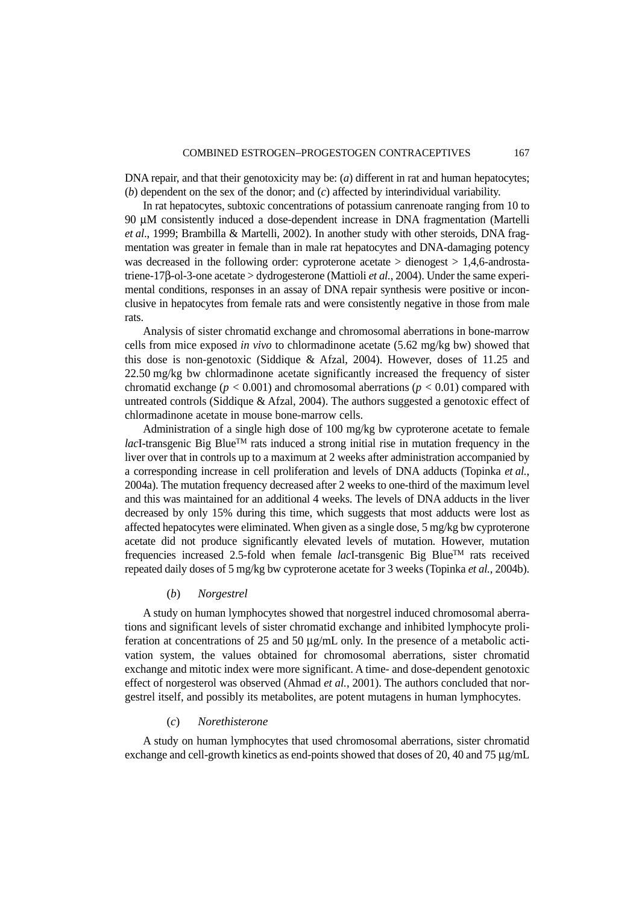DNA repair, and that their genotoxicity may be: (*a*) different in rat and human hepatocytes; (*b*) dependent on the sex of the donor; and (*c*) affected by interindividual variability.

In rat hepatocytes, subtoxic concentrations of potassium canrenoate ranging from 10 to 90 μM consistently induced a dose-dependent increase in DNA fragmentation (Martelli *et al*., 1999; Brambilla & Martelli, 2002). In another study with other steroids, DNA fragmentation was greater in female than in male rat hepatocytes and DNA-damaging potency was decreased in the following order: cyproterone acetate > dienogest > 1,4,6-androstatriene-17β-ol-3-one acetate > dydrogesterone (Mattioli *et al.*, 2004). Under the same experimental conditions, responses in an assay of DNA repair synthesis were positive or inconclusive in hepatocytes from female rats and were consistently negative in those from male rats.

Analysis of sister chromatid exchange and chromosomal aberrations in bone-marrow cells from mice exposed *in vivo* to chlormadinone acetate (5.62 mg/kg bw) showed that this dose is non-genotoxic (Siddique & Afzal, 2004). However, doses of 11.25 and 22.50 mg/kg bw chlormadinone acetate significantly increased the frequency of sister chromatid exchange ($p < 0.001$) and chromosomal aberrations ($p < 0.01$) compared with untreated controls (Siddique & Afzal, 2004). The authors suggested a genotoxic effect of chlormadinone acetate in mouse bone-marrow cells.

Administration of a single high dose of 100 mg/kg bw cyproterone acetate to female *lac*I-transgenic Big Blue™ rats induced a strong initial rise in mutation frequency in the liver over that in controls up to a maximum at 2 weeks after administration accompanied by a corresponding increase in cell proliferation and levels of DNA adducts (Topinka *et al.*, 2004a). The mutation frequency decreased after 2 weeks to one-third of the maximum level and this was maintained for an additional 4 weeks. The levels of DNA adducts in the liver decreased by only 15% during this time, which suggests that most adducts were lost as affected hepatocytes were eliminated. When given as a single dose, 5 mg/kg bw cyproterone acetate did not produce significantly elevated levels of mutation. However, mutation frequencies increased 2.5-fold when female *lac*I-transgenic Big Blue™ rats received repeated daily doses of 5 mg/kg bw cyproterone acetate for 3 weeks (Topinka *et al.*, 2004b).

#### (*b*) *Norgestrel*

A study on human lymphocytes showed that norgestrel induced chromosomal aberrations and significant levels of sister chromatid exchange and inhibited lymphocyte proliferation at concentrations of 25 and 50 μg/mL only. In the presence of a metabolic activation system, the values obtained for chromosomal aberrations, sister chromatid exchange and mitotic index were more significant. A time- and dose-dependent genotoxic effect of norgesterol was observed (Ahmad *et al.*, 2001). The authors concluded that norgestrel itself, and possibly its metabolites, are potent mutagens in human lymphocytes.

#### (*c*) *Norethisterone*

A study on human lymphocytes that used chromosomal aberrations, sister chromatid exchange and cell-growth kinetics as end-points showed that doses of 20, 40 and 75 μg/mL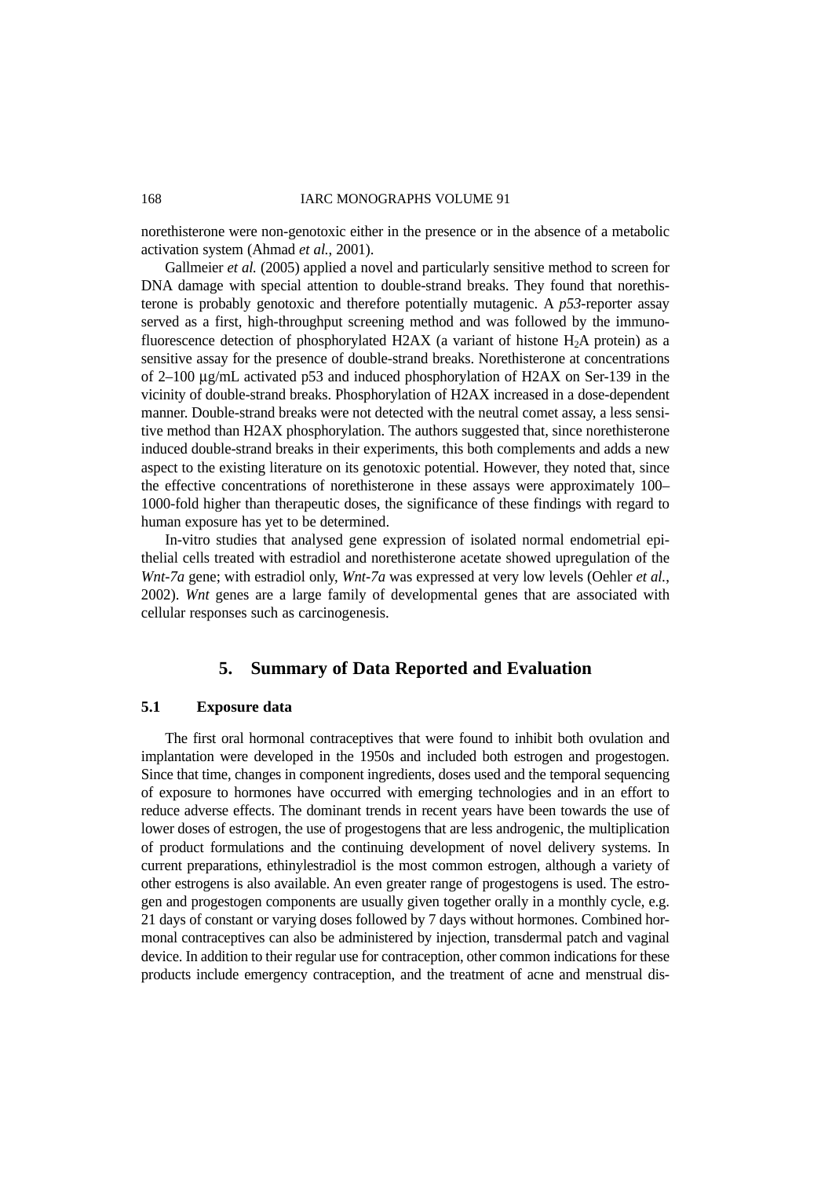norethisterone were non-genotoxic either in the presence or in the absence of a metabolic activation system (Ahmad *et al.*, 2001).

Gallmeier *et al.* (2005) applied a novel and particularly sensitive method to screen for DNA damage with special attention to double-strand breaks. They found that norethisterone is probably genotoxic and therefore potentially mutagenic. A *p53*-reporter assay served as a first, high-throughput screening method and was followed by the immunofluorescence detection of phosphorylated H2AX (a variant of histone $H_2A$ protein) as a sensitive assay for the presence of double-strand breaks. Norethisterone at concentrations of 2–100 µg/mL activated p53 and induced phosphorylation of H2AX on Ser-139 in the vicinity of double-strand breaks. Phosphorylation of H2AX increased in a dose-dependent manner. Double-strand breaks were not detected with the neutral comet assay, a less sensitive method than H2AX phosphorylation. The authors suggested that, since norethisterone induced double-strand breaks in their experiments, this both complements and adds a new aspect to the existing literature on its genotoxic potential. However, they noted that, since the effective concentrations of norethisterone in these assays were approximately 100–1000-fold higher than therapeutic doses, the significance of these findings with regard to human exposure has yet to be determined.

In-vitro studies that analysed gene expression of isolated normal endometrial epithelial cells treated with estradiol and norethisterone acetate showed upregulation of the *Wnt-7a* gene; with estradiol only, *Wnt-7a* was expressed at very low levels (Oehler *et al.*, 2002). *Wnt* genes are a large family of developmental genes that are associated with cellular responses such as carcinogenesis.

## 5. Summary of Data Reported and Evaluation

### 5.1 Exposure data

The first oral hormonal contraceptives that were found to inhibit both ovulation and implantation were developed in the 1950s and included both estrogen and progestogen. Since that time, changes in component ingredients, doses used and the temporal sequencing of exposure to hormones have occurred with emerging technologies and in an effort to reduce adverse effects. The dominant trends in recent years have been towards the use of lower doses of estrogen, the use of progestogens that are less androgenic, the multiplication of product formulations and the continuing development of novel delivery systems. In current preparations, ethinylestradiol is the most common estrogen, although a variety of other estrogens is also available. An even greater range of progestogens is used. The estrogen and progestogen components are usually given together orally in a monthly cycle, e.g. 21 days of constant or varying doses followed by 7 days without hormones. Combined hormonal contraceptives can also be administered by injection, transdermal patch and vaginal device. In addition to their regular use for contraception, other common indications for these products include emergency contraception, and the treatment of acne and menstrual dis-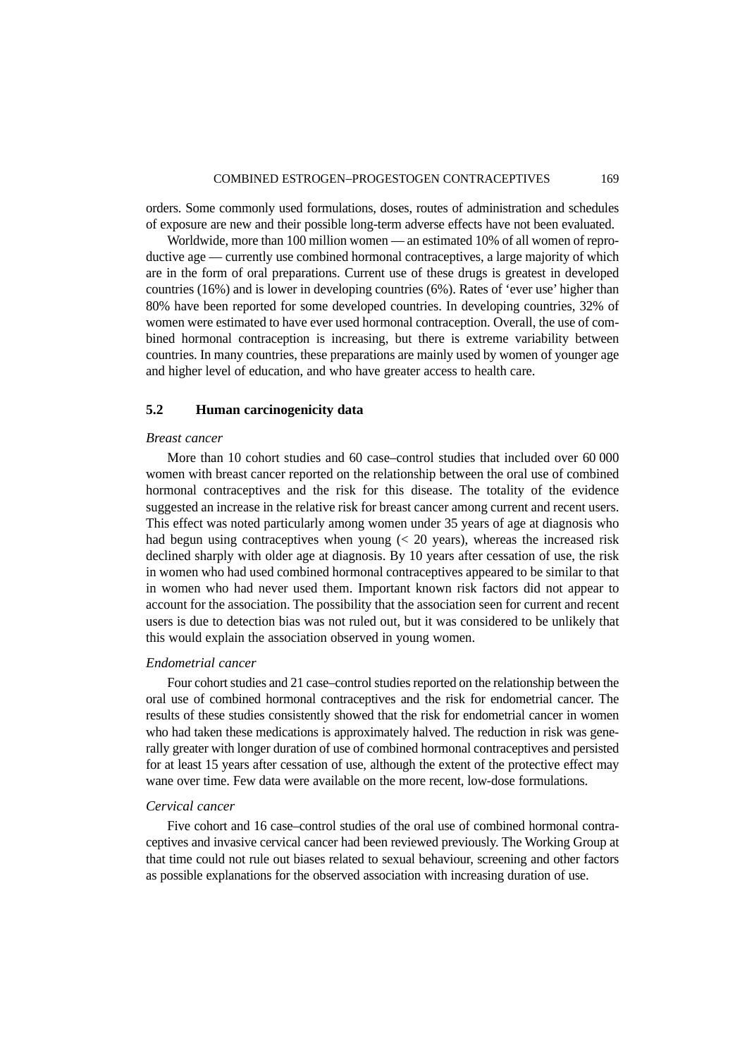orders. Some commonly used formulations, doses, routes of administration and schedules of exposure are new and their possible long-term adverse effects have not been evaluated.

Worldwide, more than 100 million women — an estimated 10% of all women of reproductive age — currently use combined hormonal contraceptives, a large majority of which are in the form of oral preparations. Current use of these drugs is greatest in developed countries (16%) and is lower in developing countries (6%). Rates of 'ever use' higher than 80% have been reported for some developed countries. In developing countries, 32% of women were estimated to have ever used hormonal contraception. Overall, the use of combined hormonal contraception is increasing, but there is extreme variability between countries. In many countries, these preparations are mainly used by women of younger age and higher level of education, and who have greater access to health care.

## 5.2 Human carcinogenicity data

*Breast cancer*

More than 10 cohort studies and 60 case–control studies that included over 60 000 women with breast cancer reported on the relationship between the oral use of combined hormonal contraceptives and the risk for this disease. The totality of the evidence suggested an increase in the relative risk for breast cancer among current and recent users. This effect was noted particularly among women under 35 years of age at diagnosis who had begun using contraceptives when young (< 20 years), whereas the increased risk declined sharply with older age at diagnosis. By 10 years after cessation of use, the risk in women who had used combined hormonal contraceptives appeared to be similar to that in women who had never used them. Important known risk factors did not appear to account for the association. The possibility that the association seen for current and recent users is due to detection bias was not ruled out, but it was considered to be unlikely that this would explain the association observed in young women.

*Endometrial cancer*

Four cohort studies and 21 case–control studies reported on the relationship between the oral use of combined hormonal contraceptives and the risk for endometrial cancer. The results of these studies consistently showed that the risk for endometrial cancer in women who had taken these medications is approximately halved. The reduction in risk was generally greater with longer duration of use of combined hormonal contraceptives and persisted for at least 15 years after cessation of use, although the extent of the protective effect may wane over time. Few data were available on the more recent, low-dose formulations.

*Cervical cancer*

Five cohort and 16 case–control studies of the oral use of combined hormonal contraceptives and invasive cervical cancer had been reviewed previously. The Working Group at that time could not rule out biases related to sexual behaviour, screening and other factors as possible explanations for the observed association with increasing duration of use.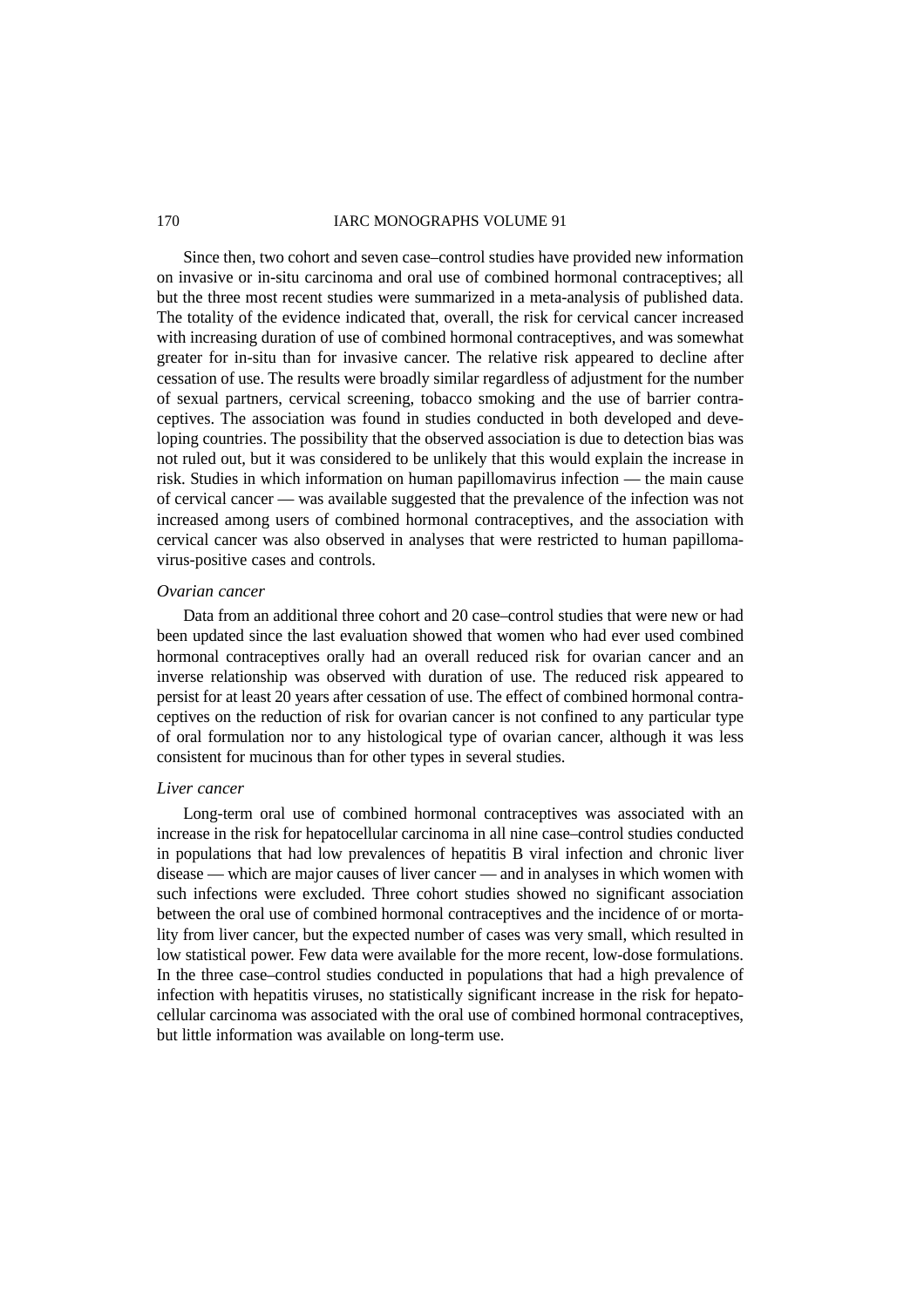Since then, two cohort and seven case–control studies have provided new information on invasive or in-situ carcinoma and oral use of combined hormonal contraceptives; all but the three most recent studies were summarized in a meta-analysis of published data. The totality of the evidence indicated that, overall, the risk for cervical cancer increased with increasing duration of use of combined hormonal contraceptives, and was somewhat greater for in-situ than for invasive cancer. The relative risk appeared to decline after cessation of use. The results were broadly similar regardless of adjustment for the number of sexual partners, cervical screening, tobacco smoking and the use of barrier contraceptives. The association was found in studies conducted in both developed and developing countries. The possibility that the observed association is due to detection bias was not ruled out, but it was considered to be unlikely that this would explain the increase in risk. Studies in which information on human papillomavirus infection — the main cause of cervical cancer — was available suggested that the prevalence of the infection was not increased among users of combined hormonal contraceptives, and the association with cervical cancer was also observed in analyses that were restricted to human papillomavirus-positive cases and controls.

*Ovarian cancer*

Data from an additional three cohort and 20 case–control studies that were new or had been updated since the last evaluation showed that women who had ever used combined hormonal contraceptives orally had an overall reduced risk for ovarian cancer and an inverse relationship was observed with duration of use. The reduced risk appeared to persist for at least 20 years after cessation of use. The effect of combined hormonal contraceptives on the reduction of risk for ovarian cancer is not confined to any particular type of oral formulation nor to any histological type of ovarian cancer, although it was less consistent for mucinous than for other types in several studies.

*Liver cancer*

Long-term oral use of combined hormonal contraceptives was associated with an increase in the risk for hepatocellular carcinoma in all nine case–control studies conducted in populations that had low prevalences of hepatitis B viral infection and chronic liver disease — which are major causes of liver cancer — and in analyses in which women with such infections were excluded. Three cohort studies showed no significant association between the oral use of combined hormonal contraceptives and the incidence of or mortality from liver cancer, but the expected number of cases was very small, which resulted in low statistical power. Few data were available for the more recent, low-dose formulations. In the three case–control studies conducted in populations that had a high prevalence of infection with hepatitis viruses, no statistically significant increase in the risk for hepatocellular carcinoma was associated with the oral use of combined hormonal contraceptives, but little information was available on long-term use.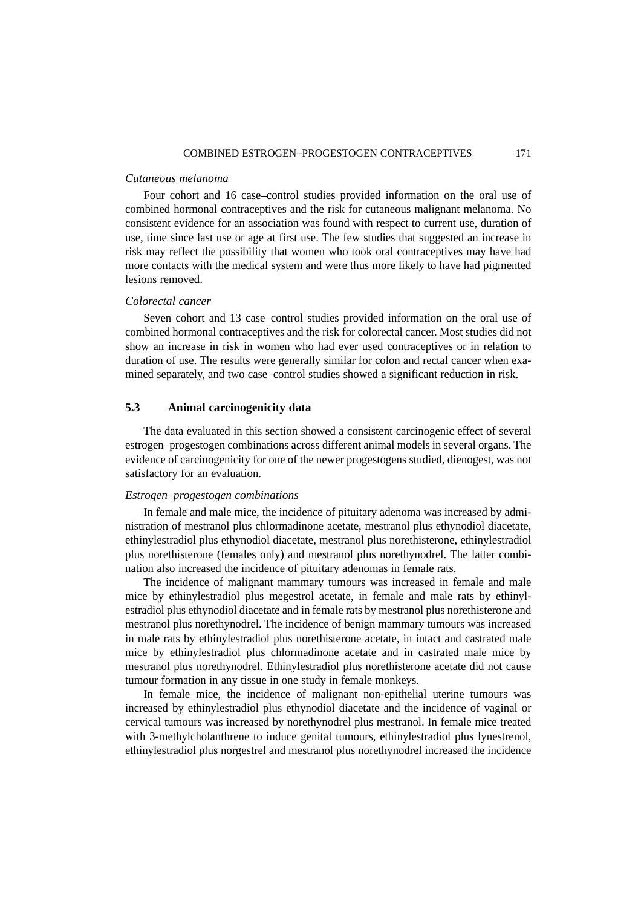*Cutaneous melanoma*

Four cohort and 16 case–control studies provided information on the oral use of combined hormonal contraceptives and the risk for cutaneous malignant melanoma. No consistent evidence for an association was found with respect to current use, duration of use, time since last use or age at first use. The few studies that suggested an increase in risk may reflect the possibility that women who took oral contraceptives may have had more contacts with the medical system and were thus more likely to have had pigmented lesions removed.

*Colorectal cancer*

Seven cohort and 13 case–control studies provided information on the oral use of combined hormonal contraceptives and the risk for colorectal cancer. Most studies did not show an increase in risk in women who had ever used contraceptives or in relation to duration of use. The results were generally similar for colon and rectal cancer when examined separately, and two case–control studies showed a significant reduction in risk.

## 5.3 Animal carcinogenicity data

The data evaluated in this section showed a consistent carcinogenic effect of several estrogen–progestogen combinations across different animal models in several organs. The evidence of carcinogenicity for one of the newer progestogens studied, dienogest, was not satisfactory for an evaluation.

*Estrogen–progestogen combinations*

In female and male mice, the incidence of pituitary adenoma was increased by administration of mestranol plus chlormadinone acetate, mestranol plus ethynodiol diacetate, ethinylestradiol plus ethynodiol diacetate, mestranol plus norethisterone, ethinylestradiol plus norethisterone (females only) and mestranol plus norethynodrel. The latter combination also increased the incidence of pituitary adenomas in female rats.

The incidence of malignant mammary tumours was increased in female and male mice by ethinylestradiol plus megestrol acetate, in female and male rats by ethinylestradiol plus ethynodiol diacetate and in female rats by mestranol plus norethisterone and mestranol plus norethynodrel. The incidence of benign mammary tumours was increased in male rats by ethinylestradiol plus norethisterone acetate, in intact and castrated male mice by ethinylestradiol plus chlormadinone acetate and in castrated male mice by mestranol plus norethynodrel. Ethinylestradiol plus norethisterone acetate did not cause tumour formation in any tissue in one study in female monkeys.

In female mice, the incidence of malignant non-epithelial uterine tumours was increased by ethinylestradiol plus ethynodiol diacetate and the incidence of vaginal or cervical tumours was increased by norethynodrel plus mestranol. In female mice treated with 3-methylcholanthrene to induce genital tumours, ethinylestradiol plus lynestrenol, ethinylestradiol plus norgestrel and mestranol plus norethynodrel increased the incidence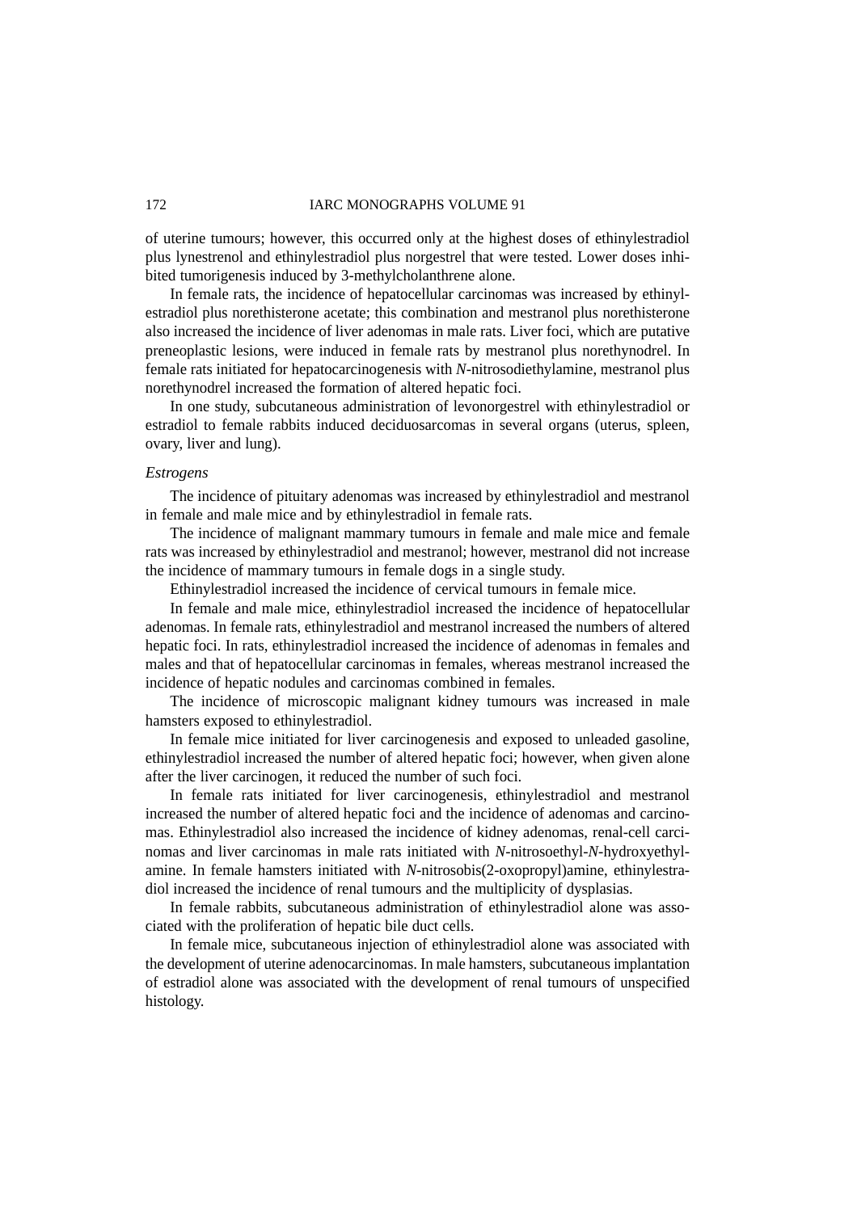of uterine tumours; however, this occurred only at the highest doses of ethinylestradiol plus lynestrenol and ethinylestradiol plus norgestrel that were tested. Lower doses inhibited tumorigenesis induced by 3-methylcholanthrene alone.

In female rats, the incidence of hepatocellular carcinomas was increased by ethinylestradiol plus norethisterone acetate; this combination and mestranol plus norethisterone also increased the incidence of liver adenomas in male rats. Liver foci, which are putative preneoplastic lesions, were induced in female rats by mestranol plus norethynodrel. In female rats initiated for hepatocarcinogenesis with *N*-nitrosodiethylamine, mestranol plus norethynodrel increased the formation of altered hepatic foci.

In one study, subcutaneous administration of levonorgestrel with ethinylestradiol or estradiol to female rabbits induced deciduosarcomas in several organs (uterus, spleen, ovary, liver and lung).

*Estrogens*

The incidence of pituitary adenomas was increased by ethinylestradiol and mestranol in female and male mice and by ethinylestradiol in female rats.

The incidence of malignant mammary tumours in female and male mice and female rats was increased by ethinylestradiol and mestranol; however, mestranol did not increase the incidence of mammary tumours in female dogs in a single study.

Ethinylestradiol increased the incidence of cervical tumours in female mice.

In female and male mice, ethinylestradiol increased the incidence of hepatocellular adenomas. In female rats, ethinylestradiol and mestranol increased the numbers of altered hepatic foci. In rats, ethinylestradiol increased the incidence of adenomas in females and males and that of hepatocellular carcinomas in females, whereas mestranol increased the incidence of hepatic nodules and carcinomas combined in females.

The incidence of microscopic malignant kidney tumours was increased in male hamsters exposed to ethinylestradiol.

In female mice initiated for liver carcinogenesis and exposed to unleaded gasoline, ethinylestradiol increased the number of altered hepatic foci; however, when given alone after the liver carcinogen, it reduced the number of such foci.

In female rats initiated for liver carcinogenesis, ethinylestradiol and mestranol increased the number of altered hepatic foci and the incidence of adenomas and carcinomas. Ethinylestradiol also increased the incidence of kidney adenomas, renal-cell carcinomas and liver carcinomas in male rats initiated with *N*-nitrosoethyl-*N*-hydroxyethylamine. In female hamsters initiated with *N*-nitrosobis(2-oxopropyl)amine, ethinylestradiol increased the incidence of renal tumours and the multiplicity of dysplasias.

In female rabbits, subcutaneous administration of ethinylestradiol alone was associated with the proliferation of hepatic bile duct cells.

In female mice, subcutaneous injection of ethinylestradiol alone was associated with the development of uterine adenocarcinomas. In male hamsters, subcutaneous implantation of estradiol alone was associated with the development of renal tumours of unspecified histology.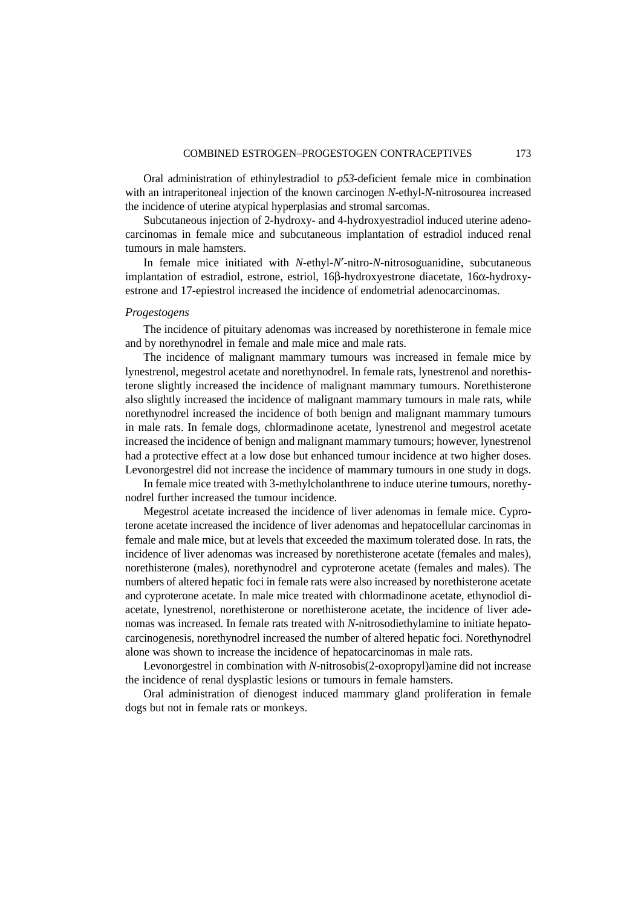Oral administration of ethinylestradiol to *p53*-deficient female mice in combination with an intraperitoneal injection of the known carcinogen *N*-ethyl-*N*-nitrosourea increased the incidence of uterine atypical hyperplasias and stromal sarcomas.

Subcutaneous injection of 2-hydroxy- and 4-hydroxyestradiol induced uterine adenocarcinomas in female mice and subcutaneous implantation of estradiol induced renal tumours in male hamsters.

In female mice initiated with *N*-ethyl-*N′*-nitro-*N*-nitrosoguanidine, subcutaneous implantation of estradiol, estrone, estriol, 16β-hydroxyestrone diacetate, 16α-hydroxyestrone and 17-epiestrol increased the incidence of endometrial adenocarcinomas.

*Progestogens*

The incidence of pituitary adenomas was increased by norethisterone in female mice and by norethynodrel in female and male mice and male rats.

The incidence of malignant mammary tumours was increased in female mice by lynestrenol, megestrol acetate and norethynodrel. In female rats, lynestrenol and norethisterone slightly increased the incidence of malignant mammary tumours. Norethisterone also slightly increased the incidence of malignant mammary tumours in male rats, while norethynodrel increased the incidence of both benign and malignant mammary tumours in male rats. In female dogs, chlormadinone acetate, lynestrenol and megestrol acetate increased the incidence of benign and malignant mammary tumours; however, lynestrenol had a protective effect at a low dose but enhanced tumour incidence at two higher doses. Levonorgestrel did not increase the incidence of mammary tumours in one study in dogs.

In female mice treated with 3-methylcholanthrene to induce uterine tumours, norethynodrel further increased the tumour incidence.

Megestrol acetate increased the incidence of liver adenomas in female mice. Cyproterone acetate increased the incidence of liver adenomas and hepatocellular carcinomas in female and male mice, but at levels that exceeded the maximum tolerated dose. In rats, the incidence of liver adenomas was increased by norethisterone acetate (females and males), norethisterone (males), norethynodrel and cyproterone acetate (females and males). The numbers of altered hepatic foci in female rats were also increased by norethisterone acetate and cyproterone acetate. In male mice treated with chlormadinone acetate, ethynodiol diacetate, lynestrenol, norethisterone or norethisterone acetate, the incidence of liver adenomas was increased. In female rats treated with *N*-nitrosodiethylamine to initiate hepatocarcinogenesis, norethynodrel increased the number of altered hepatic foci. Norethynodrel alone was shown to increase the incidence of hepatocarcinomas in male rats.

Levonorgestrel in combination with *N*-nitrosobis(2-oxopropyl)amine did not increase the incidence of renal dysplastic lesions or tumours in female hamsters.

Oral administration of dienogest induced mammary gland proliferation in female dogs but not in female rats or monkeys.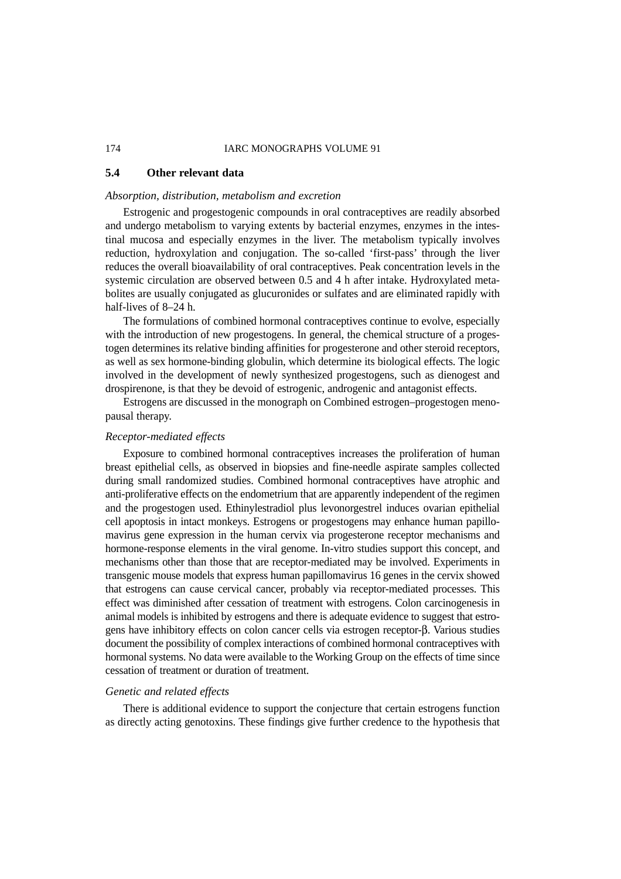## 5.4 Other relevant data

*Absorption, distribution, metabolism and excretion*

Estrogenic and progestogenic compounds in oral contraceptives are readily absorbed and undergo metabolism to varying extents by bacterial enzymes, enzymes in the intestinal mucosa and especially enzymes in the liver. The metabolism typically involves reduction, hydroxylation and conjugation. The so-called 'first-pass' through the liver reduces the overall bioavailability of oral contraceptives. Peak concentration levels in the systemic circulation are observed between 0.5 and 4 h after intake. Hydroxylated metabolites are usually conjugated as glucuronides or sulfates and are eliminated rapidly with half-lives of 8–24 h.

The formulations of combined hormonal contraceptives continue to evolve, especially with the introduction of new progestogens. In general, the chemical structure of a progestogen determines its relative binding affinities for progesterone and other steroid receptors, as well as sex hormone-binding globulin, which determine its biological effects. The logic involved in the development of newly synthesized progestogens, such as dienogest and drospirenone, is that they be devoid of estrogenic, androgenic and antagonist effects.

Estrogens are discussed in the monograph on Combined estrogen–progestogen menopausal therapy.

*Receptor-mediated effects*

Exposure to combined hormonal contraceptives increases the proliferation of human breast epithelial cells, as observed in biopsies and fine-needle aspirate samples collected during small randomized studies. Combined hormonal contraceptives have atrophic and anti-proliferative effects on the endometrium that are apparently independent of the regimen and the progestogen used. Ethinylestradiol plus levonorgestrel induces ovarian epithelial cell apoptosis in intact monkeys. Estrogens or progestogens may enhance human papillomavirus gene expression in the human cervix via progesterone receptor mechanisms and hormone-response elements in the viral genome. In-vitro studies support this concept, and mechanisms other than those that are receptor-mediated may be involved. Experiments in transgenic mouse models that express human papillomavirus 16 genes in the cervix showed that estrogens can cause cervical cancer, probably via receptor-mediated processes. This effect was diminished after cessation of treatment with estrogens. Colon carcinogenesis in animal models is inhibited by estrogens and there is adequate evidence to suggest that estrogens have inhibitory effects on colon cancer cells via estrogen receptor-β. Various studies document the possibility of complex interactions of combined hormonal contraceptives with hormonal systems. No data were available to the Working Group on the effects of time since cessation of treatment or duration of treatment.

*Genetic and related effects*

There is additional evidence to support the conjecture that certain estrogens function as directly acting genotoxins. These findings give further credence to the hypothesis that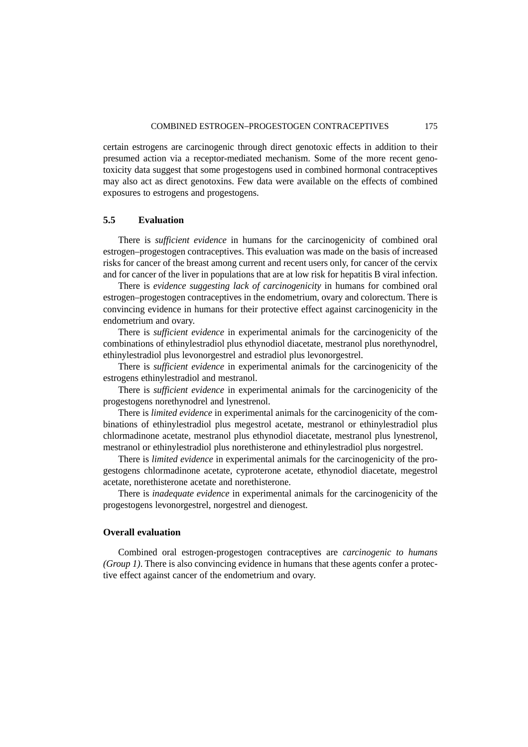certain estrogens are carcinogenic through direct genotoxic effects in addition to their presumed action via a receptor-mediated mechanism. Some of the more recent genotoxicity data suggest that some progestogens used in combined hormonal contraceptives may also act as direct genotoxins. Few data were available on the effects of combined exposures to estrogens and progestogens.

## 5.5 Evaluation

There is *sufficient evidence* in humans for the carcinogenicity of combined oral estrogen–progestogen contraceptives. This evaluation was made on the basis of increased risks for cancer of the breast among current and recent users only, for cancer of the cervix and for cancer of the liver in populations that are at low risk for hepatitis B viral infection.

There is *evidence suggesting lack of carcinogenicity* in humans for combined oral estrogen–progestogen contraceptives in the endometrium, ovary and colorectum. There is convincing evidence in humans for their protective effect against carcinogenicity in the endometrium and ovary.

There is *sufficient evidence* in experimental animals for the carcinogenicity of the combinations of ethinylestradiol plus ethynodiol diacetate, mestranol plus norethynodrel, ethinylestradiol plus levonorgestrel and estradiol plus levonorgestrel.

There is *sufficient evidence* in experimental animals for the carcinogenicity of the estrogens ethinylestradiol and mestranol.

There is *sufficient evidence* in experimental animals for the carcinogenicity of the progestogens norethynodrel and lynestrenol.

There is *limited evidence* in experimental animals for the carcinogenicity of the combinations of ethinylestradiol plus megestrol acetate, mestranol or ethinylestradiol plus chlormadinone acetate, mestranol plus ethynodiol diacetate, mestranol plus lynestrenol, mestranol or ethinylestradiol plus norethisterone and ethinylestradiol plus norgestrel.

There is *limited evidence* in experimental animals for the carcinogenicity of the progestogens chlormadinone acetate, cyproterone acetate, ethynodiol diacetate, megestrol acetate, norethisterone acetate and norethisterone.

There is *inadequate evidence* in experimental animals for the carcinogenicity of the progestogens levonorgestrel, norgestrel and dienogest.

### Overall evaluation

Combined oral estrogen-progestogen contraceptives are *carcinogenic to humans (Group 1)*. There is also convincing evidence in humans that these agents confer a protective effect against cancer of the endometrium and ovary.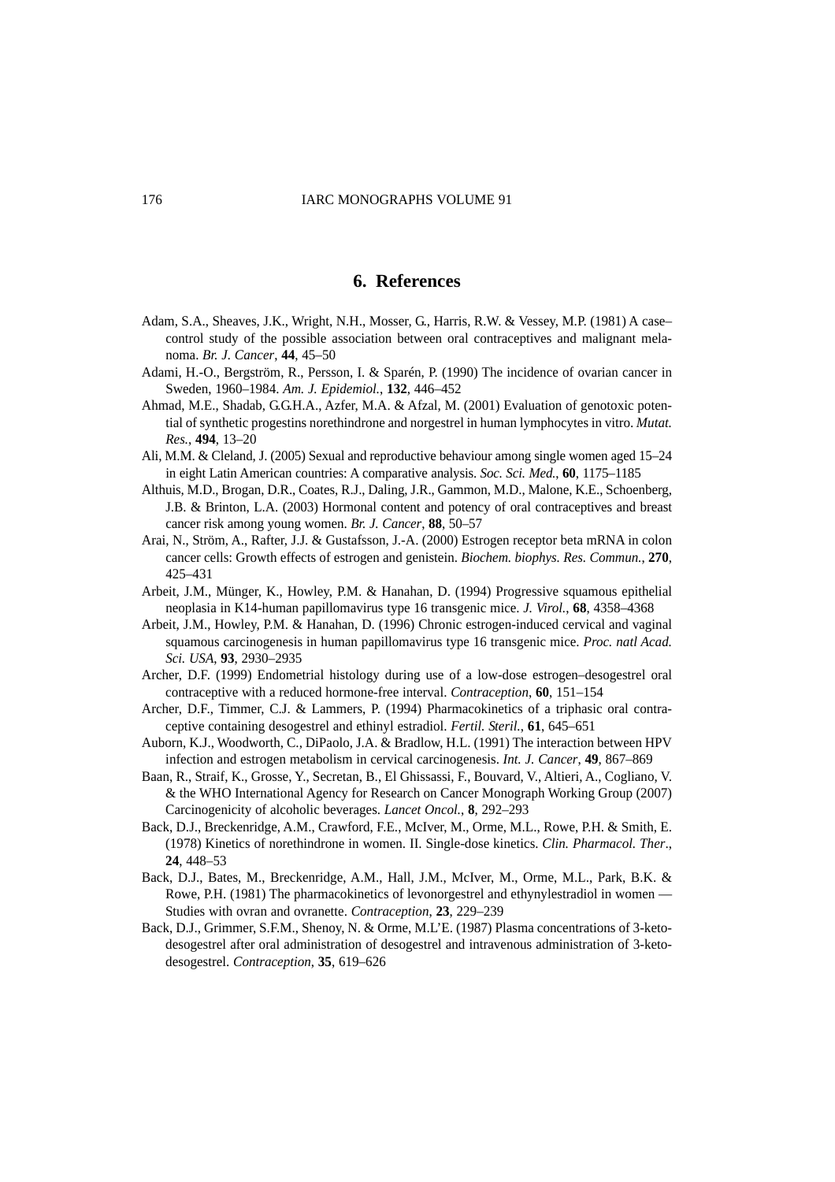# 6. References

Adam, S.A., Sheaves, J.K., Wright, N.H., Mosser, G., Harris, R.W. & Vessey, M.P. (1981) A case–control study of the possible association between oral contraceptives and malignant melanoma. *Br. J. Cancer*, **44**, 45–50

Adami, H.-O., Bergström, R., Persson, I. & Sparén, P. (1990) The incidence of ovarian cancer in Sweden, 1960–1984. *Am. J. Epidemiol.*, **132**, 446–452

Ahmad, M.E., Shadab, G.G.H.A., Azfer, M.A. & Afzal, M. (2001) Evaluation of genotoxic potential of synthetic progestins norethindrone and norgestrel in human lymphocytes in vitro. *Mutat. Res.*, **494**, 13–20

Ali, M.M. & Cleland, J. (2005) Sexual and reproductive behaviour among single women aged 15–24 in eight Latin American countries: A comparative analysis. *Soc. Sci. Med.*, **60**, 1175–1185

Althuis, M.D., Brogan, D.R., Coates, R.J., Daling, J.R., Gammon, M.D., Malone, K.E., Schoenberg, J.B. & Brinton, L.A. (2003) Hormonal content and potency of oral contraceptives and breast cancer risk among young women. *Br. J. Cancer*, **88**, 50–57

Arai, N., Ström, A., Rafter, J.J. & Gustafsson, J.-A. (2000) Estrogen receptor beta mRNA in colon cancer cells: Growth effects of estrogen and genistein. *Biochem. biophys. Res. Commun.*, **270**, 425–431

Arbeit, J.M., Münger, K., Howley, P.M. & Hanahan, D. (1994) Progressive squamous epithelial neoplasia in K14-human papillomavirus type 16 transgenic mice. *J. Virol.*, **68**, 4358–4368

Arbeit, J.M., Howley, P.M. & Hanahan, D. (1996) Chronic estrogen-induced cervical and vaginal squamous carcinogenesis in human papillomavirus type 16 transgenic mice. *Proc. natl Acad. Sci. USA*, **93**, 2930–2935

Archer, D.F. (1999) Endometrial histology during use of a low-dose estrogen–desogestrel oral contraceptive with a reduced hormone-free interval. *Contraception*, **60**, 151–154

Archer, D.F., Timmer, C.J. & Lammers, P. (1994) Pharmacokinetics of a triphasic oral contraceptive containing desogestrel and ethinyl estradiol. *Fertil. Steril.*, **61**, 645–651

Auborn, K.J., Woodworth, C., DiPaolo, J.A. & Bradlow, H.L. (1991) The interaction between HPV infection and estrogen metabolism in cervical carcinogenesis. *Int. J. Cancer*, **49**, 867–869

Baan, R., Straif, K., Grosse, Y., Secretan, B., El Ghissassi, F., Bouvard, V., Altieri, A., Cogliano, V. & the WHO International Agency for Research on Cancer Monograph Working Group (2007) Carcinogenicity of alcoholic beverages. *Lancet Oncol.*, **8**, 292–293

Back, D.J., Breckenridge, A.M., Crawford, F.E., McIver, M., Orme, M.L., Rowe, P.H. & Smith, E. (1978) Kinetics of norethindrone in women. II. Single-dose kinetics. *Clin. Pharmacol. Ther*., **24**, 448–53

Back, D.J., Bates, M., Breckenridge, A.M., Hall, J.M., McIver, M., Orme, M.L., Park, B.K. & Rowe, P.H. (1981) The pharmacokinetics of levonorgestrel and ethynylestradiol in women — Studies with ovran and ovranette. *Contraception*, **23**, 229–239

Back, D.J., Grimmer, S.F.M., Shenoy, N. & Orme, M.L'E. (1987) Plasma concentrations of 3-keto-desogestrel after oral administration of desogestrel and intravenous administration of 3-keto-desogestrel. *Contraception*, **35**, 619–626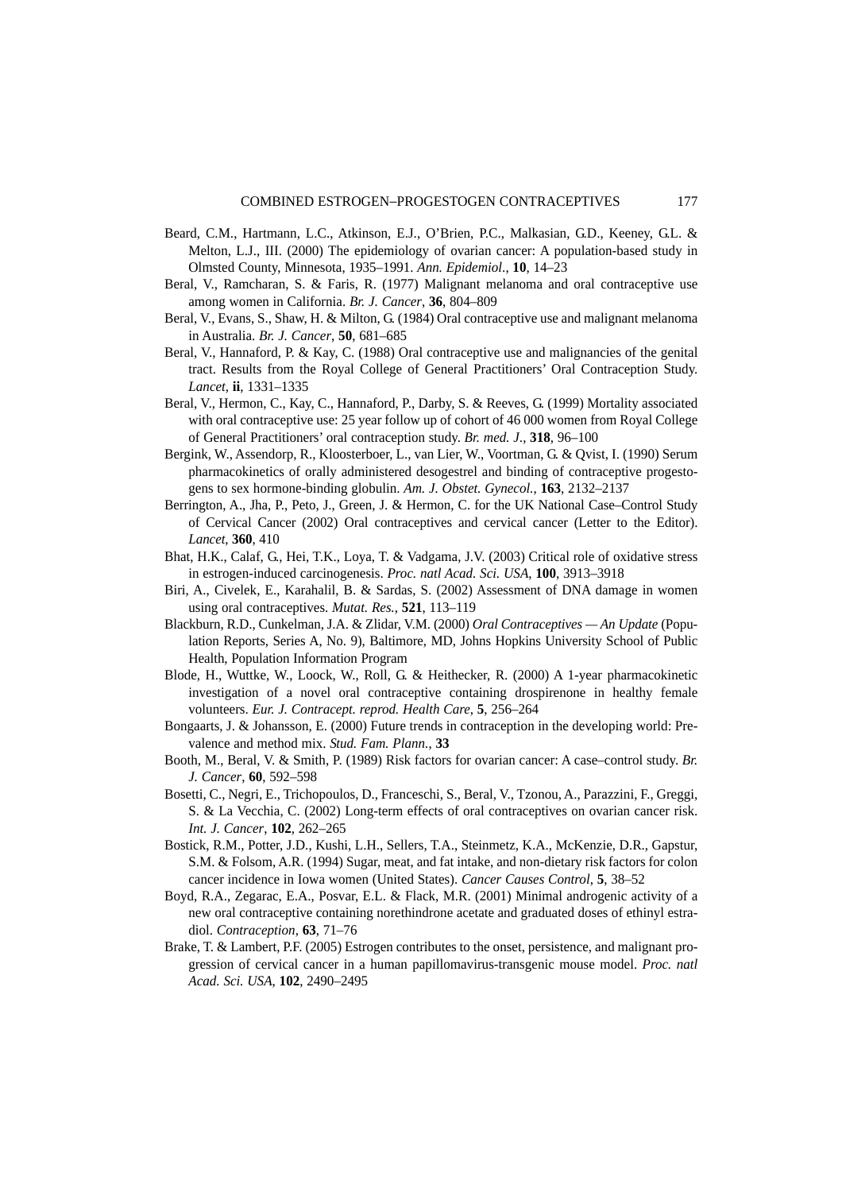Beard, C.M., Hartmann, L.C., Atkinson, E.J., O'Brien, P.C., Malkasian, G.D., Keeney, G.L. & Melton, L.J., III. (2000) The epidemiology of ovarian cancer: A population-based study in Olmsted County, Minnesota, 1935–1991. *Ann. Epidemiol.*, **10**, 14–23

Beral, V., Ramcharan, S. & Faris, R. (1977) Malignant melanoma and oral contraceptive use among women in California. *Br. J. Cancer*, **36**, 804–809

Beral, V., Evans, S., Shaw, H. & Milton, G. (1984) Oral contraceptive use and malignant melanoma in Australia. *Br. J. Cancer*, **50**, 681–685

Beral, V., Hannaford, P. & Kay, C. (1988) Oral contraceptive use and malignancies of the genital tract. Results from the Royal College of General Practitioners' Oral Contraception Study. *Lancet*, **ii**, 1331–1335

Beral, V., Hermon, C., Kay, C., Hannaford, P., Darby, S. & Reeves, G. (1999) Mortality associated with oral contraceptive use: 25 year follow up of cohort of 46 000 women from Royal College of General Practitioners' oral contraception study. *Br. med. J.*, **318**, 96–100

Bergink, W., Assendorp, R., Kloosterboer, L., van Lier, W., Voortman, G. & Qvist, I. (1990) Serum pharmacokinetics of orally administered desogestrel and binding of contraceptive progestogens to sex hormone-binding globulin. *Am. J. Obstet. Gynecol.*, **163**, 2132–2137

Berrington, A., Jha, P., Peto, J., Green, J. & Hermon, C. for the UK National Case–Control Study of Cervical Cancer (2002) Oral contraceptives and cervical cancer (Letter to the Editor). *Lancet*, **360**, 410

Bhat, H.K., Calaf, G., Hei, T.K., Loya, T. & Vadgama, J.V. (2003) Critical role of oxidative stress in estrogen-induced carcinogenesis. *Proc. natl Acad. Sci. USA*, **100**, 3913–3918

Biri, A., Civelek, E., Karahalil, B. & Sardas, S. (2002) Assessment of DNA damage in women using oral contraceptives. *Mutat. Res.*, **521**, 113–119

Blackburn, R.D., Cunkelman, J.A. & Zlidar, V.M. (2000) *Oral Contraceptives — An Update* (Population Reports, Series A, No. 9), Baltimore, MD, Johns Hopkins University School of Public Health, Population Information Program

Blode, H., Wuttke, W., Loock, W., Roll, G. & Heithecker, R. (2000) A 1-year pharmacokinetic investigation of a novel oral contraceptive containing drospirenone in healthy female volunteers. *Eur. J. Contracept. reprod. Health Care*, **5**, 256–264

Bongaarts, J. & Johansson, E. (2000) Future trends in contraception in the developing world: Prevalence and method mix. *Stud. Fam. Plann.*, **33**

Booth, M., Beral, V. & Smith, P. (1989) Risk factors for ovarian cancer: A case–control study. *Br. J. Cancer*, **60**, 592–598

Bosetti, C., Negri, E., Trichopoulos, D., Franceschi, S., Beral, V., Tzonou, A., Parazzini, F., Greggi, S. & La Vecchia, C. (2002) Long-term effects of oral contraceptives on ovarian cancer risk. *Int. J. Cancer*, **102**, 262–265

Bostick, R.M., Potter, J.D., Kushi, L.H., Sellers, T.A., Steinmetz, K.A., McKenzie, D.R., Gapstur, S.M. & Folsom, A.R. (1994) Sugar, meat, and fat intake, and non-dietary risk factors for colon cancer incidence in Iowa women (United States). *Cancer Causes Control*, **5**, 38–52

Boyd, R.A., Zegarac, E.A., Posvar, E.L. & Flack, M.R. (2001) Minimal androgenic activity of a new oral contraceptive containing norethindrone acetate and graduated doses of ethinyl estradiol. *Contraception*, **63**, 71–76

Brake, T. & Lambert, P.F. (2005) Estrogen contributes to the onset, persistence, and malignant progression of cervical cancer in a human papillomavirus-transgenic mouse model. *Proc. natl Acad. Sci. USA*, **102**, 2490–2495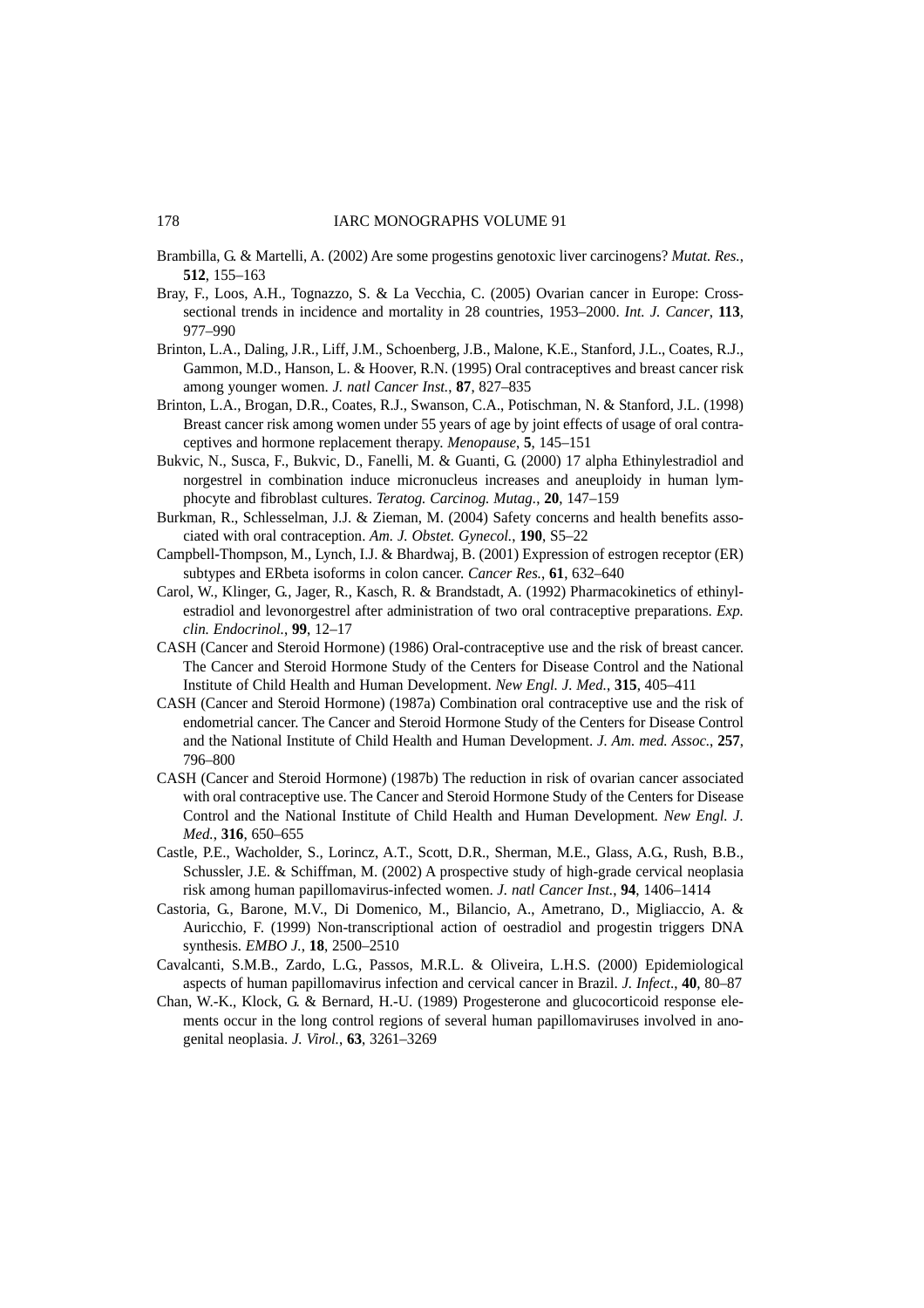Brambilla, G. & Martelli, A. (2002) Are some progestins genotoxic liver carcinogens? *Mutat. Res.*, **512**, 155–163

Bray, F., Loos, A.H., Tognazzo, S. & La Vecchia, C. (2005) Ovarian cancer in Europe: Cross-sectional trends in incidence and mortality in 28 countries, 1953–2000. *Int. J. Cancer*, **113**, 977–990

Brinton, L.A., Daling, J.R., Liff, J.M., Schoenberg, J.B., Malone, K.E., Stanford, J.L., Coates, R.J., Gammon, M.D., Hanson, L. & Hoover, R.N. (1995) Oral contraceptives and breast cancer risk among younger women. *J. natl Cancer Inst.*, **87**, 827–835

Brinton, L.A., Brogan, D.R., Coates, R.J., Swanson, C.A., Potischman, N. & Stanford, J.L. (1998) Breast cancer risk among women under 55 years of age by joint effects of usage of oral contraceptives and hormone replacement therapy. *Menopause*, **5**, 145–151

Bukvic, N., Susca, F., Bukvic, D., Fanelli, M. & Guanti, G. (2000) 17 alpha Ethinylestradiol and norgestrel in combination induce micronucleus increases and aneuploidy in human lymphocyte and fibroblast cultures. *Teratog. Carcinog. Mutag.*, **20**, 147–159

Burkman, R., Schlesselman, J.J. & Zieman, M. (2004) Safety concerns and health benefits associated with oral contraception. *Am. J. Obstet. Gynecol.*, **190**, S5–22

Campbell-Thompson, M., Lynch, I.J. & Bhardwaj, B. (2001) Expression of estrogen receptor (ER) subtypes and ERbeta isoforms in colon cancer. *Cancer Res.*, **61**, 632–640

Carol, W., Klinger, G., Jager, R., Kasch, R. & Brandstadt, A. (1992) Pharmacokinetics of ethinylestradiol and levonorgestrel after administration of two oral contraceptive preparations. *Exp. clin. Endocrinol.*, **99**, 12–17

CASH (Cancer and Steroid Hormone) (1986) Oral-contraceptive use and the risk of breast cancer. The Cancer and Steroid Hormone Study of the Centers for Disease Control and the National Institute of Child Health and Human Development. *New Engl. J. Med.*, **315**, 405–411

CASH (Cancer and Steroid Hormone) (1987a) Combination oral contraceptive use and the risk of endometrial cancer. The Cancer and Steroid Hormone Study of the Centers for Disease Control and the National Institute of Child Health and Human Development. *J. Am. med. Assoc.*, **257**, 796–800

CASH (Cancer and Steroid Hormone) (1987b) The reduction in risk of ovarian cancer associated with oral contraceptive use. The Cancer and Steroid Hormone Study of the Centers for Disease Control and the National Institute of Child Health and Human Development. *New Engl. J. Med.*, **316**, 650–655

Castle, P.E., Wacholder, S., Lorincz, A.T., Scott, D.R., Sherman, M.E., Glass, A.G., Rush, B.B., Schussler, J.E. & Schiffman, M. (2002) A prospective study of high-grade cervical neoplasia risk among human papillomavirus-infected women. *J. natl Cancer Inst.*, **94**, 1406–1414

Castoria, G., Barone, M.V., Di Domenico, M., Bilancio, A., Ametrano, D., Migliaccio, A. & Auricchio, F. (1999) Non-transcriptional action of oestradiol and progestin triggers DNA synthesis. *EMBO J.*, **18**, 2500–2510

Cavalcanti, S.M.B., Zardo, L.G., Passos, M.R.L. & Oliveira, L.H.S. (2000) Epidemiological aspects of human papillomavirus infection and cervical cancer in Brazil. *J. Infect.*, **40**, 80–87

Chan, W.-K., Klock, G. & Bernard, H.-U. (1989) Progesterone and glucocorticoid response elements occur in the long control regions of several human papillomaviruses involved in anogenital neoplasia. *J. Virol.*, **63**, 3261–3269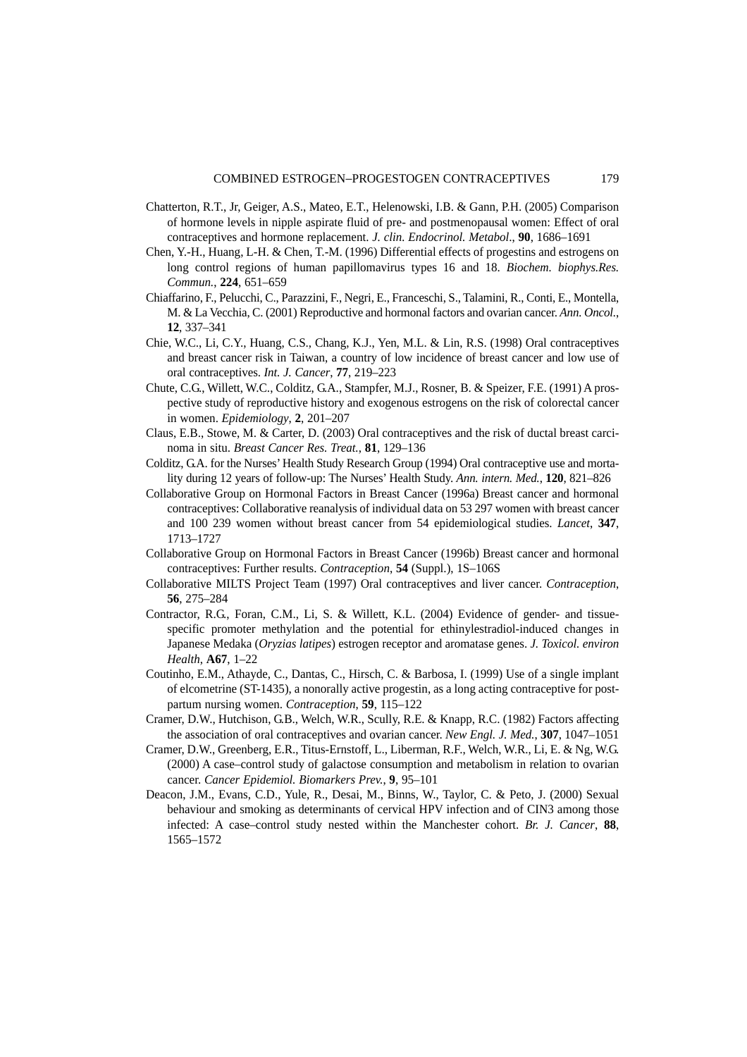Chatterton, R.T., Jr, Geiger, A.S., Mateo, E.T., Helenowski, I.B. & Gann, P.H. (2005) Comparison of hormone levels in nipple aspirate fluid of pre- and postmenopausal women: Effect of oral contraceptives and hormone replacement. *J. clin. Endocrinol. Metabol.*, **90**, 1686–1691

Chen, Y.-H., Huang, L-H. & Chen, T.-M. (1996) Differential effects of progestins and estrogens on long control regions of human papillomavirus types 16 and 18. *Biochem. biophys.Res. Commun.*, **224**, 651–659

Chiaffarino, F., Pelucchi, C., Parazzini, F., Negri, E., Franceschi, S., Talamini, R., Conti, E., Montella, M. & La Vecchia, C. (2001) Reproductive and hormonal factors and ovarian cancer. *Ann. Oncol.*, **12**, 337–341

Chie, W.C., Li, C.Y., Huang, C.S., Chang, K.J., Yen, M.L. & Lin, R.S. (1998) Oral contraceptives and breast cancer risk in Taiwan, a country of low incidence of breast cancer and low use of oral contraceptives. *Int. J. Cancer*, **77**, 219–223

Chute, C.G., Willett, W.C., Colditz, G.A., Stampfer, M.J., Rosner, B. & Speizer, F.E. (1991) A prospective study of reproductive history and exogenous estrogens on the risk of colorectal cancer in women. *Epidemiology*, **2**, 201–207

Claus, E.B., Stowe, M. & Carter, D. (2003) Oral contraceptives and the risk of ductal breast carcinoma in situ. *Breast Cancer Res. Treat.*, **81**, 129–136

Colditz, G.A. for the Nurses' Health Study Research Group (1994) Oral contraceptive use and mortality during 12 years of follow-up: The Nurses' Health Study. *Ann. intern. Med.*, **120**, 821–826

Collaborative Group on Hormonal Factors in Breast Cancer (1996a) Breast cancer and hormonal contraceptives: Collaborative reanalysis of individual data on 53 297 women with breast cancer and 100 239 women without breast cancer from 54 epidemiological studies. *Lancet*, **347**, 1713–1727

Collaborative Group on Hormonal Factors in Breast Cancer (1996b) Breast cancer and hormonal contraceptives: Further results. *Contraception*, **54** (Suppl.), 1S–106S

Collaborative MILTS Project Team (1997) Oral contraceptives and liver cancer. *Contraception*, **56**, 275–284

Contractor, R.G., Foran, C.M., Li, S. & Willett, K.L. (2004) Evidence of gender- and tissue-specific promoter methylation and the potential for ethinylestradiol-induced changes in Japanese Medaka (*Oryzias latipes*) estrogen receptor and aromatase genes. *J. Toxicol. environ Health*, **A67**, 1–22

Coutinho, E.M., Athayde, C., Dantas, C., Hirsch, C. & Barbosa, I. (1999) Use of a single implant of elcometrine (ST-1435), a nonorally active progestin, as a long acting contraceptive for postpartum nursing women. *Contraception*, **59**, 115–122

Cramer, D.W., Hutchison, G.B., Welch, W.R., Scully, R.E. & Knapp, R.C. (1982) Factors affecting the association of oral contraceptives and ovarian cancer. *New Engl. J. Med.*, **307**, 1047–1051

Cramer, D.W., Greenberg, E.R., Titus-Ernstoff, L., Liberman, R.F., Welch, W.R., Li, E. & Ng, W.G. (2000) A case–control study of galactose consumption and metabolism in relation to ovarian cancer. *Cancer Epidemiol. Biomarkers Prev.*, **9**, 95–101

Deacon, J.M., Evans, C.D., Yule, R., Desai, M., Binns, W., Taylor, C. & Peto, J. (2000) Sexual behaviour and smoking as determinants of cervical HPV infection and of CIN3 among those infected: A case–control study nested within the Manchester cohort. *Br. J. Cancer*, **88**, 1565–1572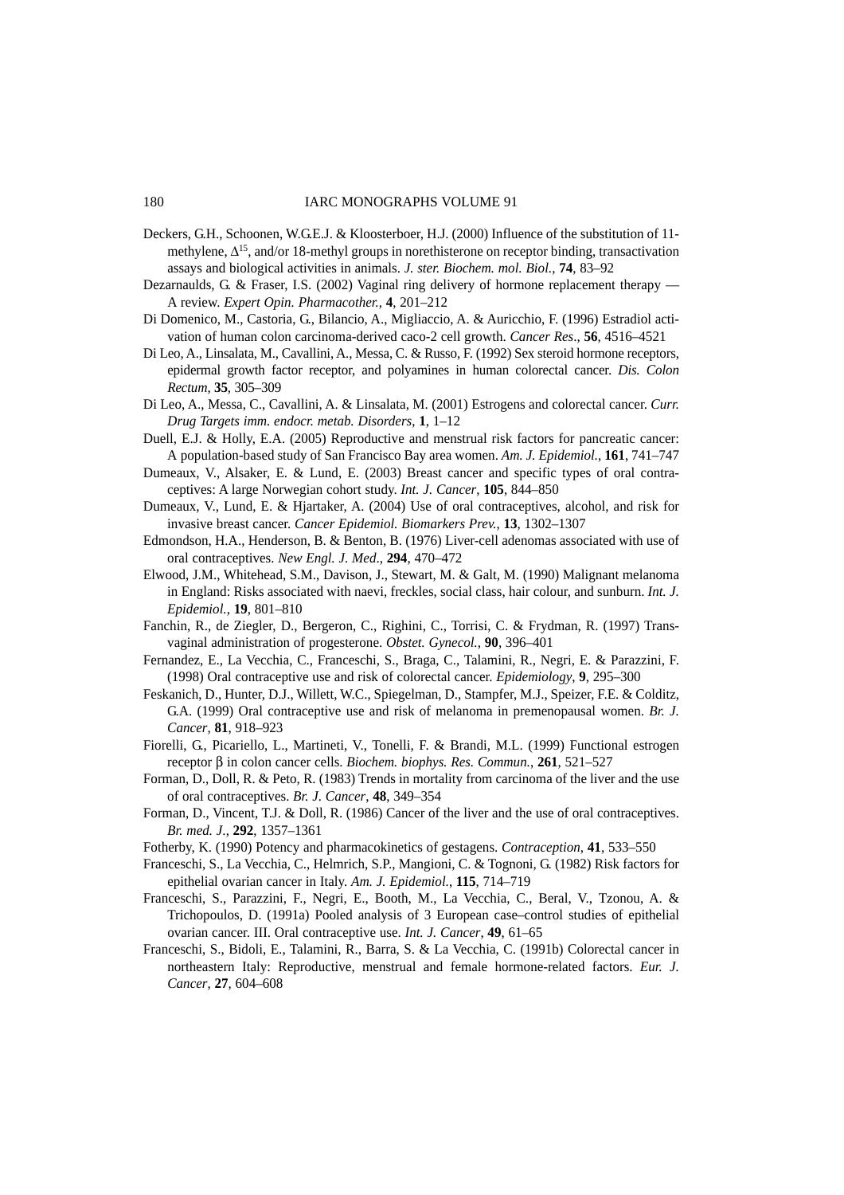Deckers, G.H., Schoonen, W.G.E.J. & Kloosterboer, H.J. (2000) Influence of the substitution of 11-methylene, $\Delta^{15}$, and/or 18-methyl groups in norethisterone on receptor binding, transactivation assays and biological activities in animals. *J. ster. Biochem. mol. Biol.*, **74**, 83–92

Dezarnaulds, G. & Fraser, I.S. (2002) Vaginal ring delivery of hormone replacement therapy — A review. *Expert Opin. Pharmacother.*, **4**, 201–212

Di Domenico, M., Castoria, G., Bilancio, A., Migliaccio, A. & Auricchio, F. (1996) Estradiol activation of human colon carcinoma-derived caco-2 cell growth. *Cancer Res*., **56**, 4516–4521

Di Leo, A., Linsalata, M., Cavallini, A., Messa, C. & Russo, F. (1992) Sex steroid hormone receptors, epidermal growth factor receptor, and polyamines in human colorectal cancer. *Dis. Colon Rectum*, **35**, 305–309

Di Leo, A., Messa, C., Cavallini, A. & Linsalata, M. (2001) Estrogens and colorectal cancer. *Curr. Drug Targets imm. endocr. metab. Disorders*, **1**, 1–12

Duell, E.J. & Holly, E.A. (2005) Reproductive and menstrual risk factors for pancreatic cancer: A population-based study of San Francisco Bay area women. *Am. J. Epidemiol.*, **161**, 741–747

Dumeaux, V., Alsaker, E. & Lund, E. (2003) Breast cancer and specific types of oral contraceptives: A large Norwegian cohort study. *Int. J. Cancer*, **105**, 844–850

Dumeaux, V., Lund, E. & Hjartaker, A. (2004) Use of oral contraceptives, alcohol, and risk for invasive breast cancer. *Cancer Epidemiol. Biomarkers Prev.*, **13**, 1302–1307

Edmondson, H.A., Henderson, B. & Benton, B. (1976) Liver-cell adenomas associated with use of oral contraceptives. *New Engl. J. Med*., **294**, 470–472

Elwood, J.M., Whitehead, S.M., Davison, J., Stewart, M. & Galt, M. (1990) Malignant melanoma in England: Risks associated with naevi, freckles, social class, hair colour, and sunburn. *Int. J. Epidemiol.*, **19**, 801–810

Fanchin, R., de Ziegler, D., Bergeron, C., Righini, C., Torrisi, C. & Frydman, R. (1997) Transvaginal administration of progesterone. *Obstet. Gynecol.*, **90**, 396–401

Fernandez, E., La Vecchia, C., Franceschi, S., Braga, C., Talamini, R., Negri, E. & Parazzini, F. (1998) Oral contraceptive use and risk of colorectal cancer. *Epidemiology*, **9**, 295–300

Feskanich, D., Hunter, D.J., Willett, W.C., Spiegelman, D., Stampfer, M.J., Speizer, F.E. & Colditz, G.A. (1999) Oral contraceptive use and risk of melanoma in premenopausal women. *Br. J. Cancer*, **81**, 918–923

Fiorelli, G., Picariello, L., Martineti, V., Tonelli, F. & Brandi, M.L. (1999) Functional estrogen receptor β in colon cancer cells. *Biochem. biophys. Res. Commun.*, **261**, 521–527

Forman, D., Doll, R. & Peto, R. (1983) Trends in mortality from carcinoma of the liver and the use of oral contraceptives. *Br. J. Cancer*, **48**, 349–354

Forman, D., Vincent, T.J. & Doll, R. (1986) Cancer of the liver and the use of oral contraceptives. *Br. med. J*., **292**, 1357–1361

Fotherby, K. (1990) Potency and pharmacokinetics of gestagens. *Contraception*, **41**, 533–550

Franceschi, S., La Vecchia, C., Helmrich, S.P., Mangioni, C. & Tognoni, G. (1982) Risk factors for epithelial ovarian cancer in Italy. *Am. J. Epidemiol.*, **115**, 714–719

Franceschi, S., Parazzini, F., Negri, E., Booth, M., La Vecchia, C., Beral, V., Tzonou, A. & Trichopoulos, D. (1991a) Pooled analysis of 3 European case–control studies of epithelial ovarian cancer. III. Oral contraceptive use. *Int. J. Cancer*, **49**, 61–65

Franceschi, S., Bidoli, E., Talamini, R., Barra, S. & La Vecchia, C. (1991b) Colorectal cancer in northeastern Italy: Reproductive, menstrual and female hormone-related factors. *Eur. J. Cancer*, **27**, 604–608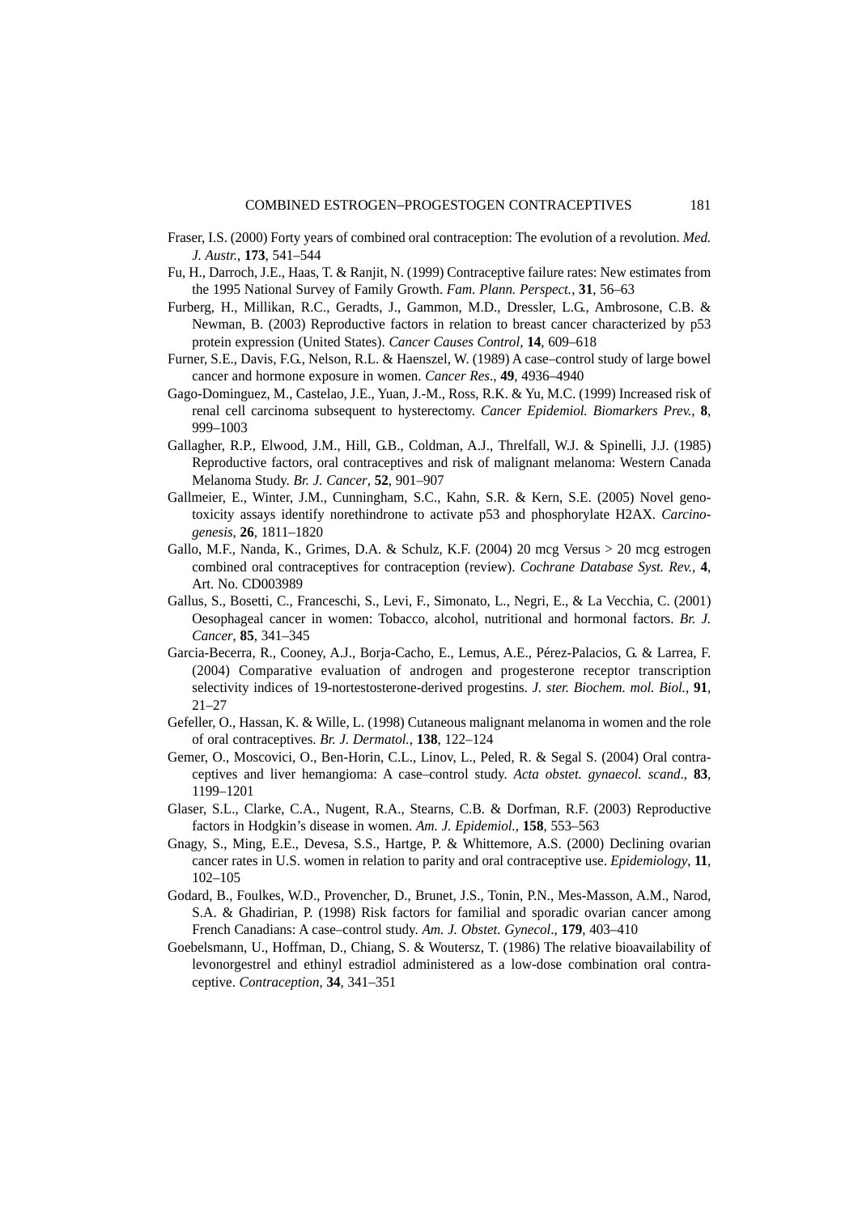Fraser, I.S. (2000) Forty years of combined oral contraception: The evolution of a revolution. *Med. J. Austr.*, **173**, 541–544

Fu, H., Darroch, J.E., Haas, T. & Ranjit, N. (1999) Contraceptive failure rates: New estimates from the 1995 National Survey of Family Growth. *Fam. Plann. Perspect.*, **31**, 56–63

Furberg, H., Millikan, R.C., Geradts, J., Gammon, M.D., Dressler, L.G., Ambrosone, C.B. & Newman, B. (2003) Reproductive factors in relation to breast cancer characterized by p53 protein expression (United States). *Cancer Causes Control*, **14**, 609–618

Furner, S.E., Davis, F.G., Nelson, R.L. & Haenszel, W. (1989) A case–control study of large bowel cancer and hormone exposure in women. *Cancer Res*., **49**, 4936–4940

Gago-Dominguez, M., Castelao, J.E., Yuan, J.-M., Ross, R.K. & Yu, M.C. (1999) Increased risk of renal cell carcinoma subsequent to hysterectomy. *Cancer Epidemiol. Biomarkers Prev.*, **8**, 999–1003

Gallagher, R.P., Elwood, J.M., Hill, G.B., Coldman, A.J., Threlfall, W.J. & Spinelli, J.J. (1985) Reproductive factors, oral contraceptives and risk of malignant melanoma: Western Canada Melanoma Study. *Br. J. Cancer*, **52**, 901–907

Gallmeier, E., Winter, J.M., Cunningham, S.C., Kahn, S.R. & Kern, S.E. (2005) Novel genotoxicity assays identify norethindrone to activate p53 and phosphorylate H2AX. *Carcinogenesis*, **26**, 1811–1820

Gallo, M.F., Nanda, K., Grimes, D.A. & Schulz, K.F. (2004) 20 mcg Versus > 20 mcg estrogen combined oral contraceptives for contraception (review). *Cochrane Database Syst. Rev.*, **4**, Art. No. CD003989

Gallus, S., Bosetti, C., Franceschi, S., Levi, F., Simonato, L., Negri, E., & La Vecchia, C. (2001) Oesophageal cancer in women: Tobacco, alcohol, nutritional and hormonal factors. *Br. J. Cancer*, **85**, 341–345

Garcia-Becerra, R., Cooney, A.J., Borja-Cacho, E., Lemus, A.E., Pérez-Palacios, G. & Larrea, F. (2004) Comparative evaluation of androgen and progesterone receptor transcription selectivity indices of 19-nortestosterone-derived progestins. *J. ster. Biochem. mol. Biol.*, **91**, 21–27

Gefeller, O., Hassan, K. & Wille, L. (1998) Cutaneous malignant melanoma in women and the role of oral contraceptives. *Br. J. Dermatol.*, **138**, 122–124

Gemer, O., Moscovici, O., Ben-Horin, C.L., Linov, L., Peled, R. & Segal S. (2004) Oral contraceptives and liver hemangioma: A case–control study. *Acta obstet. gynaecol. scand*., **83**, 1199–1201

Glaser, S.L., Clarke, C.A., Nugent, R.A., Stearns, C.B. & Dorfman, R.F. (2003) Reproductive factors in Hodgkin's disease in women. *Am. J. Epidemiol.*, **158**, 553–563

Gnagy, S., Ming, E.E., Devesa, S.S., Hartge, P. & Whittemore, A.S. (2000) Declining ovarian cancer rates in U.S. women in relation to parity and oral contraceptive use. *Epidemiology*, **11**, 102–105

Godard, B., Foulkes, W.D., Provencher, D., Brunet, J.S., Tonin, P.N., Mes-Masson, A.M., Narod, S.A. & Ghadirian, P. (1998) Risk factors for familial and sporadic ovarian cancer among French Canadians: A case–control study. *Am. J. Obstet. Gynecol*., **179**, 403–410

Goebelsmann, U., Hoffman, D., Chiang, S. & Woutersz, T. (1986) The relative bioavailability of levonorgestrel and ethinyl estradiol administered as a low-dose combination oral contraceptive. *Contraception*, **34**, 341–351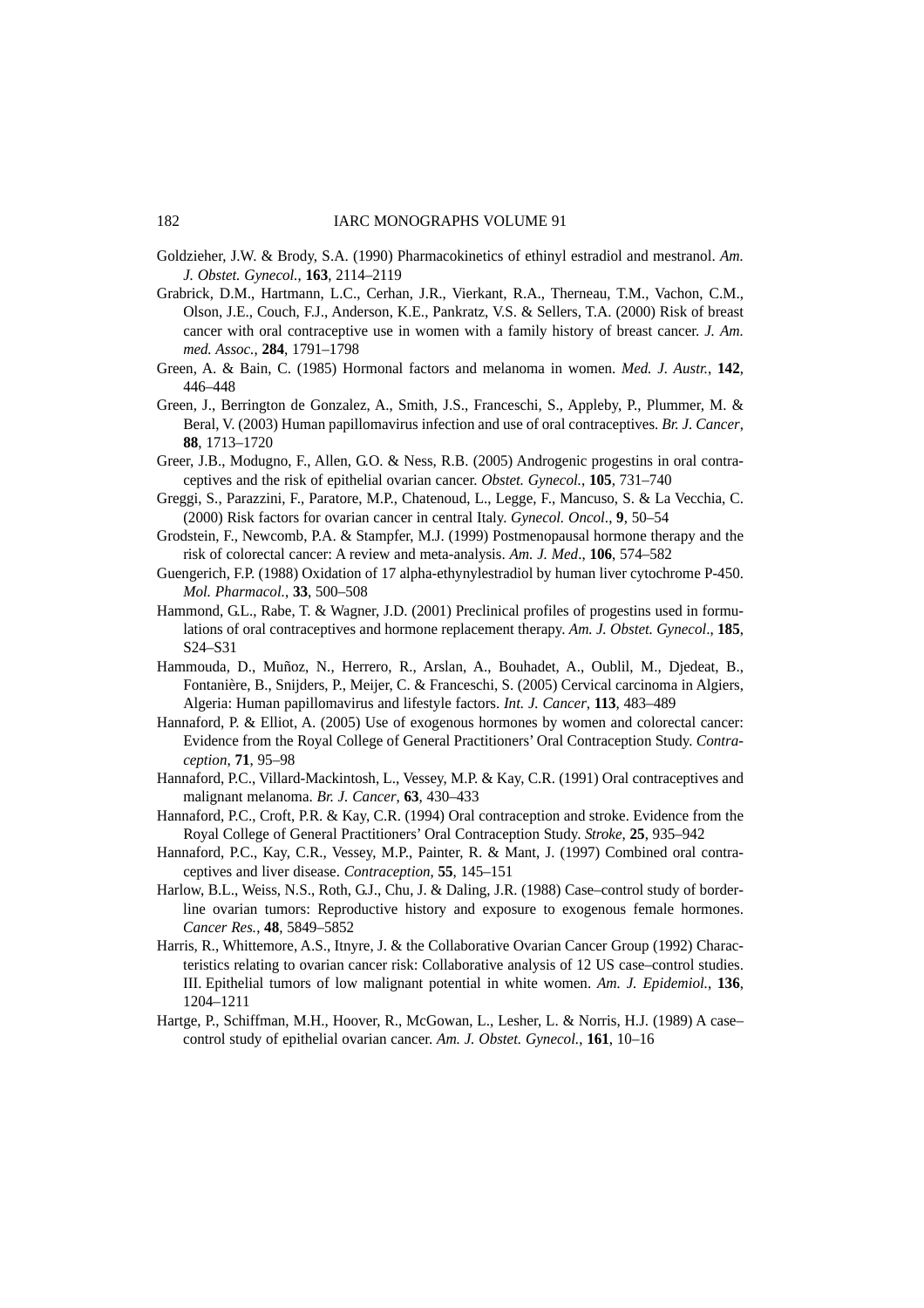Goldzieher, J.W. & Brody, S.A. (1990) Pharmacokinetics of ethinyl estradiol and mestranol. *Am. J. Obstet. Gynecol.*, **163**, 2114–2119

Grabrick, D.M., Hartmann, L.C., Cerhan, J.R., Vierkant, R.A., Therneau, T.M., Vachon, C.M., Olson, J.E., Couch, F.J., Anderson, K.E., Pankratz, V.S. & Sellers, T.A. (2000) Risk of breast cancer with oral contraceptive use in women with a family history of breast cancer. *J. Am. med. Assoc.*, **284**, 1791–1798

Green, A. & Bain, C. (1985) Hormonal factors and melanoma in women. *Med. J. Austr.*, **142**, 446–448

Green, J., Berrington de Gonzalez, A., Smith, J.S., Franceschi, S., Appleby, P., Plummer, M. & Beral, V. (2003) Human papillomavirus infection and use of oral contraceptives. *Br. J. Cancer*, **88**, 1713–1720

Greer, J.B., Modugno, F., Allen, G.O. & Ness, R.B. (2005) Androgenic progestins in oral contraceptives and the risk of epithelial ovarian cancer. *Obstet. Gynecol.*, **105**, 731–740

Greggi, S., Parazzini, F., Paratore, M.P., Chatenoud, L., Legge, F., Mancuso, S. & La Vecchia, C. (2000) Risk factors for ovarian cancer in central Italy. *Gynecol. Oncol.*, **9**, 50–54

Grodstein, F., Newcomb, P.A. & Stampfer, M.J. (1999) Postmenopausal hormone therapy and the risk of colorectal cancer: A review and meta-analysis. *Am. J. Med*., **106**, 574–582

Guengerich, F.P. (1988) Oxidation of 17 alpha-ethynylestradiol by human liver cytochrome P-450. *Mol. Pharmacol.*, **33**, 500–508

Hammond, G.L., Rabe, T. & Wagner, J.D. (2001) Preclinical profiles of progestins used in formulations of oral contraceptives and hormone replacement therapy. *Am. J. Obstet. Gynecol*., **185**, S24–S31

Hammouda, D., Muñoz, N., Herrero, R., Arslan, A., Bouhadet, A., Oublil, M., Djedeat, B., Fontanière, B., Snijders, P., Meijer, C. & Franceschi, S. (2005) Cervical carcinoma in Algiers, Algeria: Human papillomavirus and lifestyle factors. *Int. J. Cancer*, **113**, 483–489

Hannaford, P. & Elliot, A. (2005) Use of exogenous hormones by women and colorectal cancer: Evidence from the Royal College of General Practitioners' Oral Contraception Study. *Contraception*, **71**, 95–98

Hannaford, P.C., Villard-Mackintosh, L., Vessey, M.P. & Kay, C.R. (1991) Oral contraceptives and malignant melanoma. *Br. J. Cancer*, **63**, 430–433

Hannaford, P.C., Croft, P.R. & Kay, C.R. (1994) Oral contraception and stroke. Evidence from the Royal College of General Practitioners' Oral Contraception Study. *Stroke*, **25**, 935–942

Hannaford, P.C., Kay, C.R., Vessey, M.P., Painter, R. & Mant, J. (1997) Combined oral contraceptives and liver disease. *Contraception*, **55**, 145–151

Harlow, B.L., Weiss, N.S., Roth, G.J., Chu, J. & Daling, J.R. (1988) Case–control study of borderline ovarian tumors: Reproductive history and exposure to exogenous female hormones. *Cancer Res.*, **48**, 5849–5852

Harris, R., Whittemore, A.S., Itnyre, J. & the Collaborative Ovarian Cancer Group (1992) Characteristics relating to ovarian cancer risk: Collaborative analysis of 12 US case–control studies. III. Epithelial tumors of low malignant potential in white women. *Am. J. Epidemiol.*, **136**, 1204–1211

Hartge, P., Schiffman, M.H., Hoover, R., McGowan, L., Lesher, L. & Norris, H.J. (1989) A case–control study of epithelial ovarian cancer. *Am. J. Obstet. Gynecol.*, **161**, 10–16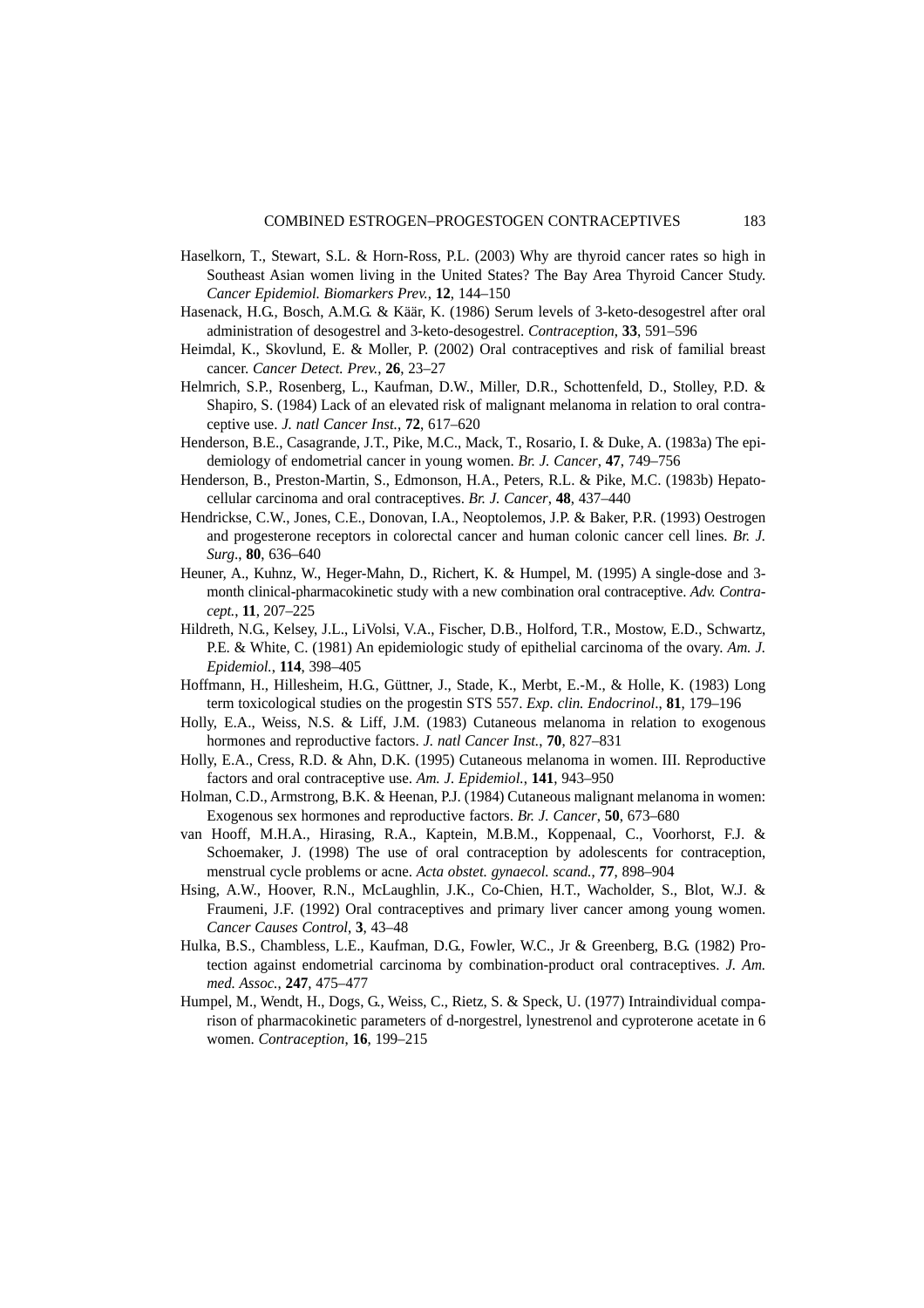Haselkorn, T., Stewart, S.L. & Horn-Ross, P.L. (2003) Why are thyroid cancer rates so high in Southeast Asian women living in the United States? The Bay Area Thyroid Cancer Study. *Cancer Epidemiol. Biomarkers Prev.*, **12**, 144–150

Hasenack, H.G., Bosch, A.M.G. & Käär, K. (1986) Serum levels of 3-keto-desogestrel after oral administration of desogestrel and 3-keto-desogestrel. *Contraception*, **33**, 591–596

Heimdal, K., Skovlund, E. & Moller, P. (2002) Oral contraceptives and risk of familial breast cancer. *Cancer Detect. Prev.*, **26**, 23–27

Helmrich, S.P., Rosenberg, L., Kaufman, D.W., Miller, D.R., Schottenfeld, D., Stolley, P.D. & Shapiro, S. (1984) Lack of an elevated risk of malignant melanoma in relation to oral contraceptive use. *J. natl Cancer Inst.*, **72**, 617–620

Henderson, B.E., Casagrande, J.T., Pike, M.C., Mack, T., Rosario, I. & Duke, A. (1983a) The epidemiology of endometrial cancer in young women. *Br. J. Cancer*, **47**, 749–756

Henderson, B., Preston-Martin, S., Edmonson, H.A., Peters, R.L. & Pike, M.C. (1983b) Hepatocellular carcinoma and oral contraceptives. *Br. J. Cancer*, **48**, 437–440

Hendrickse, C.W., Jones, C.E., Donovan, I.A., Neoptolemos, J.P. & Baker, P.R. (1993) Oestrogen and progesterone receptors in colorectal cancer and human colonic cancer cell lines. *Br. J. Surg.*, **80**, 636–640

Heuner, A., Kuhnz, W., Heger-Mahn, D., Richert, K. & Humpel, M. (1995) A single-dose and 3-month clinical-pharmacokinetic study with a new combination oral contraceptive. *Adv. Contracept.*, **11**, 207–225

Hildreth, N.G., Kelsey, J.L., LiVolsi, V.A., Fischer, D.B., Holford, T.R., Mostow, E.D., Schwartz, P.E. & White, C. (1981) An epidemiologic study of epithelial carcinoma of the ovary. *Am. J. Epidemiol.*, **114**, 398–405

Hoffmann, H., Hillesheim, H.G., Güttner, J., Stade, K., Merbt, E.-M., & Holle, K. (1983) Long term toxicological studies on the progestin STS 557. *Exp. clin. Endocrinol.*, **81**, 179–196

Holly, E.A., Weiss, N.S. & Liff, J.M. (1983) Cutaneous melanoma in relation to exogenous hormones and reproductive factors. *J. natl Cancer Inst.*, **70**, 827–831

Holly, E.A., Cress, R.D. & Ahn, D.K. (1995) Cutaneous melanoma in women. III. Reproductive factors and oral contraceptive use. *Am. J. Epidemiol.*, **141**, 943–950

Holman, C.D., Armstrong, B.K. & Heenan, P.J. (1984) Cutaneous malignant melanoma in women: Exogenous sex hormones and reproductive factors. *Br. J. Cancer*, **50**, 673–680

van Hooff, M.H.A., Hirasing, R.A., Kaptein, M.B.M., Koppenaal, C., Voorhorst, F.J. & Schoemaker, J. (1998) The use of oral contraception by adolescents for contraception, menstrual cycle problems or acne. *Acta obstet. gynaecol. scand.*, **77**, 898–904

Hsing, A.W., Hoover, R.N., McLaughlin, J.K., Co-Chien, H.T., Wacholder, S., Blot, W.J. & Fraumeni, J.F. (1992) Oral contraceptives and primary liver cancer among young women. *Cancer Causes Control*, **3**, 43–48

Hulka, B.S., Chambless, L.E., Kaufman, D.G., Fowler, W.C., Jr & Greenberg, B.G. (1982) Protection against endometrial carcinoma by combination-product oral contraceptives. *J. Am. med. Assoc.*, **247**, 475–477

Humpel, M., Wendt, H., Dogs, G., Weiss, C., Rietz, S. & Speck, U. (1977) Intraindividual comparison of pharmacokinetic parameters of d-norgestrel, lynestrenol and cyproterone acetate in 6 women. *Contraception*, **16**, 199–215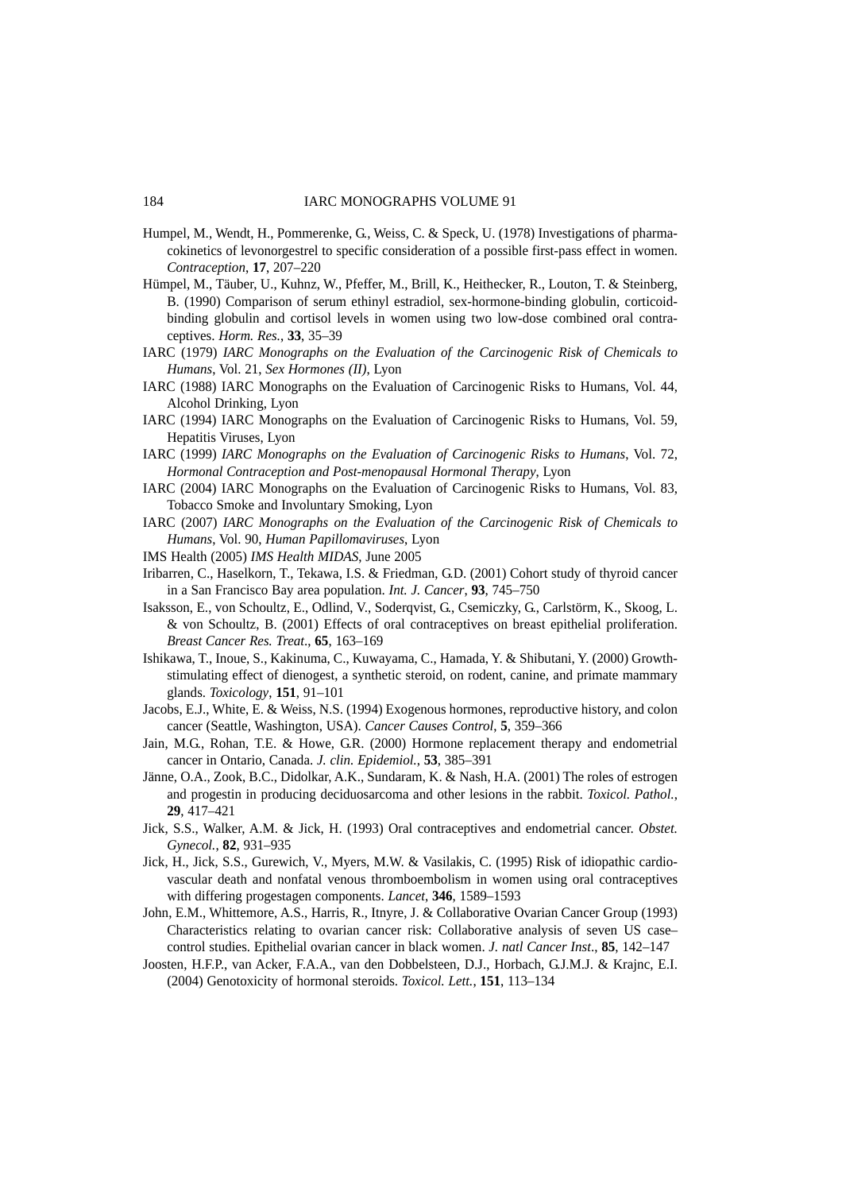Humpel, M., Wendt, H., Pommerenke, G., Weiss, C. & Speck, U. (1978) Investigations of pharmacokinetics of levonorgestrel to specific consideration of a possible first-pass effect in women. *Contraception*, **17**, 207–220

Hümpel, M., Täuber, U., Kuhnz, W., Pfeffer, M., Brill, K., Heithecker, R., Louton, T. & Steinberg, B. (1990) Comparison of serum ethinyl estradiol, sex-hormone-binding globulin, corticoid-binding globulin and cortisol levels in women using two low-dose combined oral contraceptives. *Horm. Res.*, **33**, 35–39

IARC (1979) *IARC Monographs on the Evaluation of the Carcinogenic Risk of Chemicals to Humans*, Vol. 21, *Sex Hormones (II)*, Lyon

IARC (1988) IARC Monographs on the Evaluation of Carcinogenic Risks to Humans, Vol. 44, Alcohol Drinking, Lyon

IARC (1994) IARC Monographs on the Evaluation of Carcinogenic Risks to Humans, Vol. 59, Hepatitis Viruses, Lyon

IARC (1999) *IARC Monographs on the Evaluation of Carcinogenic Risks to Humans*, Vol. 72, *Hormonal Contraception and Post-menopausal Hormonal Therapy*, Lyon

IARC (2004) IARC Monographs on the Evaluation of Carcinogenic Risks to Humans, Vol. 83, Tobacco Smoke and Involuntary Smoking, Lyon

IARC (2007) *IARC Monographs on the Evaluation of the Carcinogenic Risk of Chemicals to Humans*, Vol. 90, *Human Papillomaviruses*, Lyon

IMS Health (2005) *IMS Health MIDAS*, June 2005

Iribarren, C., Haselkorn, T., Tekawa, I.S. & Friedman, G.D. (2001) Cohort study of thyroid cancer in a San Francisco Bay area population. *Int. J. Cancer*, **93**, 745–750

Isaksson, E., von Schoultz, E., Odlind, V., Soderqvist, G., Csemiczky, G., Carlstörm, K., Skoog, L. & von Schoultz, B. (2001) Effects of oral contraceptives on breast epithelial proliferation. *Breast Cancer Res. Treat*., **65**, 163–169

Ishikawa, T., Inoue, S., Kakinuma, C., Kuwayama, C., Hamada, Y. & Shibutani, Y. (2000) Growth-stimulating effect of dienogest, a synthetic steroid, on rodent, canine, and primate mammary glands. *Toxicology*, **151**, 91–101

Jacobs, E.J., White, E. & Weiss, N.S. (1994) Exogenous hormones, reproductive history, and colon cancer (Seattle, Washington, USA). *Cancer Causes Control*, **5**, 359–366

Jain, M.G., Rohan, T.E. & Howe, G.R. (2000) Hormone replacement therapy and endometrial cancer in Ontario, Canada. *J. clin. Epidemiol.*, **53**, 385–391

Jänne, O.A., Zook, B.C., Didolkar, A.K., Sundaram, K. & Nash, H.A. (2001) The roles of estrogen and progestin in producing deciduosarcoma and other lesions in the rabbit. *Toxicol. Pathol.*, **29**, 417–421

Jick, S.S., Walker, A.M. & Jick, H. (1993) Oral contraceptives and endometrial cancer. *Obstet. Gynecol.*, **82**, 931–935

Jick, H., Jick, S.S., Gurewich, V., Myers, M.W. & Vasilakis, C. (1995) Risk of idiopathic cardiovascular death and nonfatal venous thromboembolism in women using oral contraceptives with differing progestagen components. *Lancet*, **346**, 1589–1593

John, E.M., Whittemore, A.S., Harris, R., Itnyre, J. & Collaborative Ovarian Cancer Group (1993) Characteristics relating to ovarian cancer risk: Collaborative analysis of seven US case–control studies. Epithelial ovarian cancer in black women. *J. natl Cancer Inst*., **85**, 142–147

Joosten, H.F.P., van Acker, F.A.A., van den Dobbelsteen, D.J., Horbach, G.J.M.J. & Krajnc, E.I. (2004) Genotoxicity of hormonal steroids. *Toxicol. Lett.*, **151**, 113–134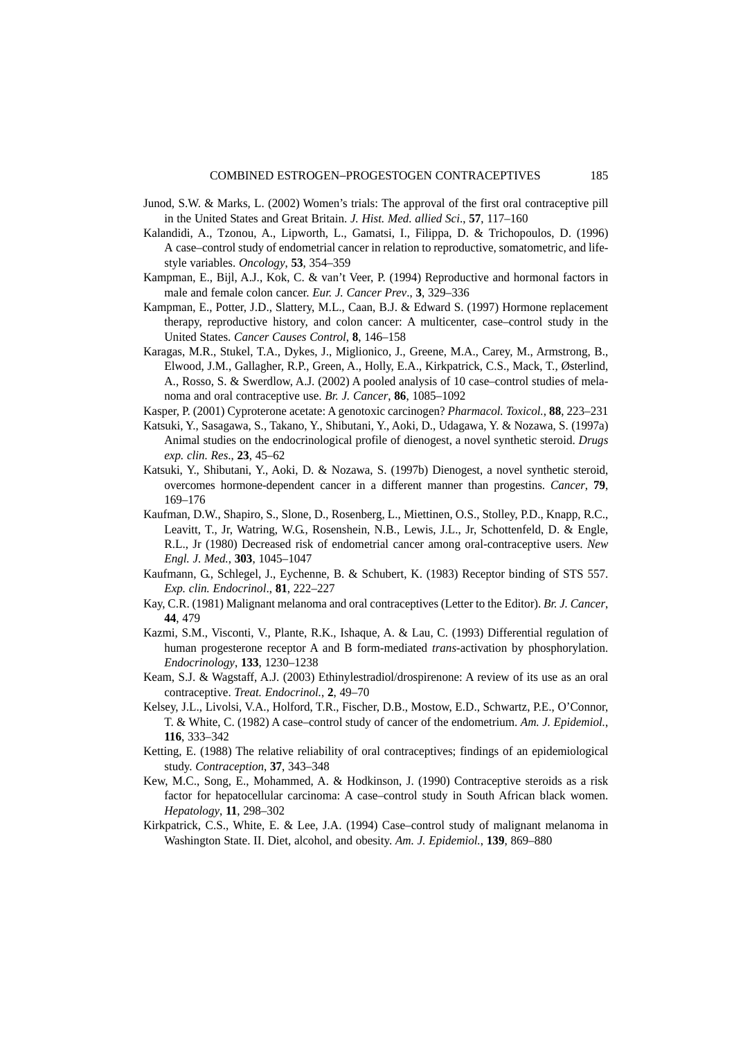Junod, S.W. & Marks, L. (2002) Women's trials: The approval of the first oral contraceptive pill in the United States and Great Britain. *J. Hist. Med. allied Sci*., **57**, 117–160

Kalandidi, A., Tzonou, A., Lipworth, L., Gamatsi, I., Filippa, D. & Trichopoulos, D. (1996) A case–control study of endometrial cancer in relation to reproductive, somatometric, and life-style variables. *Oncology*, **53**, 354–359

Kampman, E., Bijl, A.J., Kok, C. & van't Veer, P. (1994) Reproductive and hormonal factors in male and female colon cancer. *Eur. J. Cancer Prev*., **3**, 329–336

Kampman, E., Potter, J.D., Slattery, M.L., Caan, B.J. & Edward S. (1997) Hormone replacement therapy, reproductive history, and colon cancer: A multicenter, case–control study in the United States. *Cancer Causes Control*, **8**, 146–158

Karagas, M.R., Stukel, T.A., Dykes, J., Miglionico, J., Greene, M.A., Carey, M., Armstrong, B., Elwood, J.M., Gallagher, R.P., Green, A., Holly, E.A., Kirkpatrick, C.S., Mack, T., Østerlind, A., Rosso, S. & Swerdlow, A.J. (2002) A pooled analysis of 10 case–control studies of melanoma and oral contraceptive use. *Br. J. Cancer*, **86**, 1085–1092

Kasper, P. (2001) Cyproterone acetate: A genotoxic carcinogen? *Pharmacol. Toxicol.*, **88**, 223–231

Katsuki, Y., Sasagawa, S., Takano, Y., Shibutani, Y., Aoki, D., Udagawa, Y. & Nozawa, S. (1997a) Animal studies on the endocrinological profile of dienogest, a novel synthetic steroid. *Drugs exp. clin. Res*., **23**, 45–62

Katsuki, Y., Shibutani, Y., Aoki, D. & Nozawa, S. (1997b) Dienogest, a novel synthetic steroid, overcomes hormone-dependent cancer in a different manner than progestins. *Cancer*, **79**, 169–176

Kaufman, D.W., Shapiro, S., Slone, D., Rosenberg, L., Miettinen, O.S., Stolley, P.D., Knapp, R.C., Leavitt, T., Jr, Watring, W.G., Rosenshein, N.B., Lewis, J.L., Jr, Schottenfeld, D. & Engle, R.L., Jr (1980) Decreased risk of endometrial cancer among oral-contraceptive users. *New Engl. J. Med.*, **303**, 1045–1047

Kaufmann, G., Schlegel, J., Eychenne, B. & Schubert, K. (1983) Receptor binding of STS 557. *Exp. clin. Endocrinol*., **81**, 222–227

Kay, C.R. (1981) Malignant melanoma and oral contraceptives (Letter to the Editor). *Br. J. Cancer*, **44**, 479

Kazmi, S.M., Visconti, V., Plante, R.K., Ishaque, A. & Lau, C. (1993) Differential regulation of human progesterone receptor A and B form-mediated *trans*-activation by phosphorylation. *Endocrinology*, **133**, 1230–1238

Keam, S.J. & Wagstaff, A.J. (2003) Ethinylestradiol/drospirenone: A review of its use as an oral contraceptive. *Treat. Endocrinol.*, **2**, 49–70

Kelsey, J.L., Livolsi, V.A., Holford, T.R., Fischer, D.B., Mostow, E.D., Schwartz, P.E., O'Connor, T. & White, C. (1982) A case–control study of cancer of the endometrium. *Am. J. Epidemiol.*, **116**, 333–342

Ketting, E. (1988) The relative reliability of oral contraceptives; findings of an epidemiological study. *Contraception*, **37**, 343–348

Kew, M.C., Song, E., Mohammed, A. & Hodkinson, J. (1990) Contraceptive steroids as a risk factor for hepatocellular carcinoma: A case–control study in South African black women. *Hepatology*, **11**, 298–302

Kirkpatrick, C.S., White, E. & Lee, J.A. (1994) Case–control study of malignant melanoma in Washington State. II. Diet, alcohol, and obesity. *Am. J. Epidemiol.*, **139**, 869–880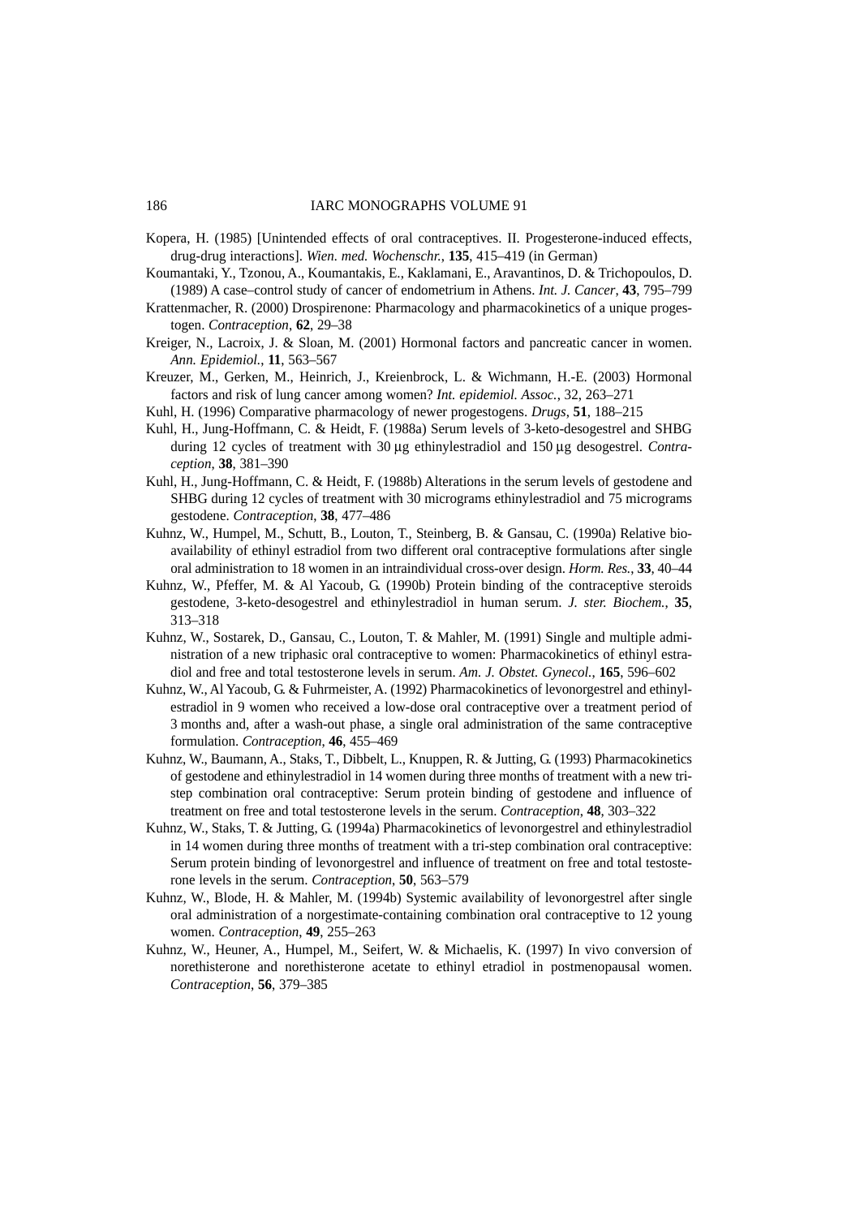Kopera, H. (1985) [Unintended effects of oral contraceptives. II. Progesterone-induced effects, drug-drug interactions]. *Wien. med. Wochenschr.*, **135**, 415–419 (in German)

Koumantaki, Y., Tzonou, A., Koumantakis, E., Kaklamani, E., Aravantinos, D. & Trichopoulos, D. (1989) A case–control study of cancer of endometrium in Athens. *Int. J. Cancer*, **43**, 795–799

Krattenmacher, R. (2000) Drospirenone: Pharmacology and pharmacokinetics of a unique progestogen. *Contraception*, **62**, 29–38

Kreiger, N., Lacroix, J. & Sloan, M. (2001) Hormonal factors and pancreatic cancer in women. *Ann. Epidemiol.*, **11**, 563–567

Kreuzer, M., Gerken, M., Heinrich, J., Kreienbrock, L. & Wichmann, H.-E. (2003) Hormonal factors and risk of lung cancer among women? *Int. epidemiol. Assoc.*, 32, 263–271

Kuhl, H. (1996) Comparative pharmacology of newer progestogens. *Drugs*, **51**, 188–215

Kuhl, H., Jung-Hoffmann, C. & Heidt, F. (1988a) Serum levels of 3-keto-desogestrel and SHBG during 12 cycles of treatment with 30 µg ethinylestradiol and 150 µg desogestrel. *Contraception*, **38**, 381–390

Kuhl, H., Jung-Hoffmann, C. & Heidt, F. (1988b) Alterations in the serum levels of gestodene and SHBG during 12 cycles of treatment with 30 micrograms ethinylestradiol and 75 micrograms gestodene. *Contraception*, **38**, 477–486

Kuhnz, W., Humpel, M., Schutt, B., Louton, T., Steinberg, B. & Gansau, C. (1990a) Relative bioavailability of ethinyl estradiol from two different oral contraceptive formulations after single oral administration to 18 women in an intraindividual cross-over design. *Horm. Res.*, **33**, 40–44

Kuhnz, W., Pfeffer, M. & Al Yacoub, G. (1990b) Protein binding of the contraceptive steroids gestodene, 3-keto-desogestrel and ethinylestradiol in human serum. *J. ster. Biochem.*, **35**, 313–318

Kuhnz, W., Sostarek, D., Gansau, C., Louton, T. & Mahler, M. (1991) Single and multiple administration of a new triphasic oral contraceptive to women: Pharmacokinetics of ethinyl estradiol and free and total testosterone levels in serum. *Am. J. Obstet. Gynecol.*, **165**, 596–602

Kuhnz, W., Al Yacoub, G. & Fuhrmeister, A. (1992) Pharmacokinetics of levonorgestrel and ethinylestradiol in 9 women who received a low-dose oral contraceptive over a treatment period of 3 months and, after a wash-out phase, a single oral administration of the same contraceptive formulation. *Contraception*, **46**, 455–469

Kuhnz, W., Baumann, A., Staks, T., Dibbelt, L., Knuppen, R. & Jutting, G. (1993) Pharmacokinetics of gestodene and ethinylestradiol in 14 women during three months of treatment with a new tri-step combination oral contraceptive: Serum protein binding of gestodene and influence of treatment on free and total testosterone levels in the serum. *Contraception*, **48**, 303–322

Kuhnz, W., Staks, T. & Jutting, G. (1994a) Pharmacokinetics of levonorgestrel and ethinylestradiol in 14 women during three months of treatment with a tri-step combination oral contraceptive: Serum protein binding of levonorgestrel and influence of treatment on free and total testosterone levels in the serum. *Contraception*, **50**, 563–579

Kuhnz, W., Blode, H. & Mahler, M. (1994b) Systemic availability of levonorgestrel after single oral administration of a norgestimate-containing combination oral contraceptive to 12 young women. *Contraception*, **49**, 255–263

Kuhnz, W., Heuner, A., Humpel, M., Seifert, W. & Michaelis, K. (1997) In vivo conversion of norethisterone and norethisterone acetate to ethinyl etradiol in postmenopausal women. *Contraception*, **56**, 379–385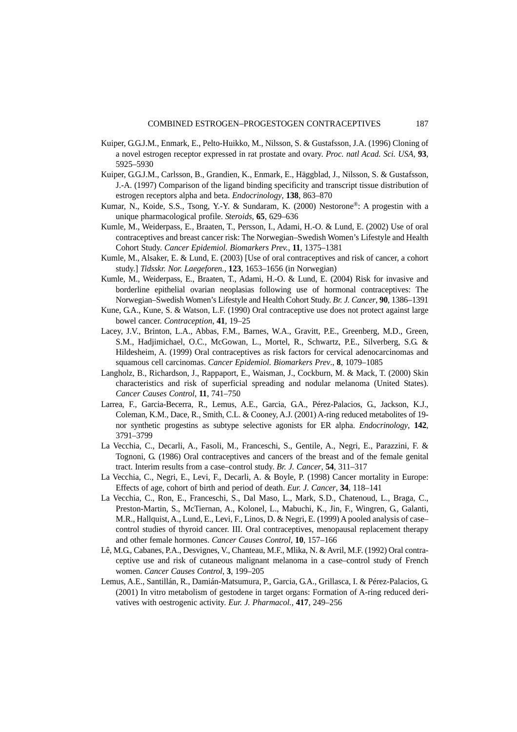Kuiper, G.G.J.M., Enmark, E., Pelto-Huikko, M., Nilsson, S. & Gustafsson, J.A. (1996) Cloning of a novel estrogen receptor expressed in rat prostate and ovary. *Proc. natl Acad. Sci. USA*, **93**, 5925–5930

Kuiper, G.G.J.M., Carlsson, B., Grandien, K., Enmark, E., Häggblad, J., Nilsson, S. & Gustafsson, J.-A. (1997) Comparison of the ligand binding specificity and transcript tissue distribution of estrogen receptors alpha and beta. *Endocrinology*, **138**, 863–870

Kumar, N., Koide, S.S., Tsong, Y.-Y. & Sundaram, K. (2000) Nestorone®: A progestin with a unique pharmacological profile. *Steroids*, **65**, 629–636

Kumle, M., Weiderpass, E., Braaten, T., Persson, I., Adami, H.-O. & Lund, E. (2002) Use of oral contraceptives and breast cancer risk: The Norwegian–Swedish Women's Lifestyle and Health Cohort Study. *Cancer Epidemiol. Biomarkers Prev.*, **11**, 1375–1381

Kumle, M., Alsaker, E. & Lund, E. (2003) [Use of oral contraceptives and risk of cancer, a cohort study.] *Tidsskr. Nor. Laegeforen.*, **123**, 1653–1656 (in Norwegian)

Kumle, M., Weiderpass, E., Braaten, T., Adami, H.-O. & Lund, E. (2004) Risk for invasive and borderline epithelial ovarian neoplasias following use of hormonal contraceptives: The Norwegian–Swedish Women's Lifestyle and Health Cohort Study. *Br. J. Cancer*, **90**, 1386–1391

Kune, G.A., Kune, S. & Watson, L.F. (1990) Oral contraceptive use does not protect against large bowel cancer. *Contraception*, **41**, 19–25

Lacey, J.V., Brinton, L.A., Abbas, F.M., Barnes, W.A., Gravitt, P.E., Greenberg, M.D., Green, S.M., Hadjimichael, O.C., McGowan, L., Mortel, R., Schwartz, P.E., Silverberg, S.G. & Hildesheim, A. (1999) Oral contraceptives as risk factors for cervical adenocarcinomas and squamous cell carcinomas. *Cancer Epidemiol. Biomarkers Prev*., **8**, 1079–1085

Langholz, B., Richardson, J., Rappaport, E., Waisman, J., Cockburn, M. & Mack, T. (2000) Skin characteristics and risk of superficial spreading and nodular melanoma (United States). *Cancer Causes Control*, **11**, 741–750

Larrea, F., Garcia-Becerra, R., Lemus, A.E., Garcia, G.A., Pérez-Palacios, G., Jackson, K.J., Coleman, K.M., Dace, R., Smith, C.L. & Cooney, A.J. (2001) A-ring reduced metabolites of 19-nor synthetic progestins as subtype selective agonists for ER alpha. *Endocrinology*, **142**, 3791–3799

La Vecchia, C., Decarli, A., Fasoli, M., Franceschi, S., Gentile, A., Negri, E., Parazzini, F. & Tognoni, G. (1986) Oral contraceptives and cancers of the breast and of the female genital tract. Interim results from a case–control study. *Br. J. Cancer*, **54**, 311–317

La Vecchia, C., Negri, E., Levi, F., Decarli, A. & Boyle, P. (1998) Cancer mortality in Europe: Effects of age, cohort of birth and period of death. *Eur. J. Cancer*, **34**, 118–141

La Vecchia, C., Ron, E., Franceschi, S., Dal Maso, L., Mark, S.D., Chatenoud, L., Braga, C., Preston-Martin, S., McTiernan, A., Kolonel, L., Mabuchi, K., Jin, F., Wingren, G., Galanti, M.R., Hallquist, A., Lund, E., Levi, F., Linos, D. & Negri, E. (1999) A pooled analysis of case–control studies of thyroid cancer. III. Oral contraceptives, menopausal replacement therapy and other female hormones. *Cancer Causes Control*, **10**, 157–166

Lê, M.G., Cabanes, P.A., Desvignes, V., Chanteau, M.F., Mlika, N. & Avril, M.F. (1992) Oral contraceptive use and risk of cutaneous malignant melanoma in a case–control study of French women. *Cancer Causes Control*, **3**, 199–205

Lemus, A.E., Santillán, R., Damián-Matsumura, P., Garcia, G.A., Grillasca, I. & Pérez-Palacios, G. (2001) In vitro metabolism of gestodene in target organs: Formation of A-ring reduced derivatives with oestrogenic activity. *Eur. J. Pharmacol.*, **417**, 249–256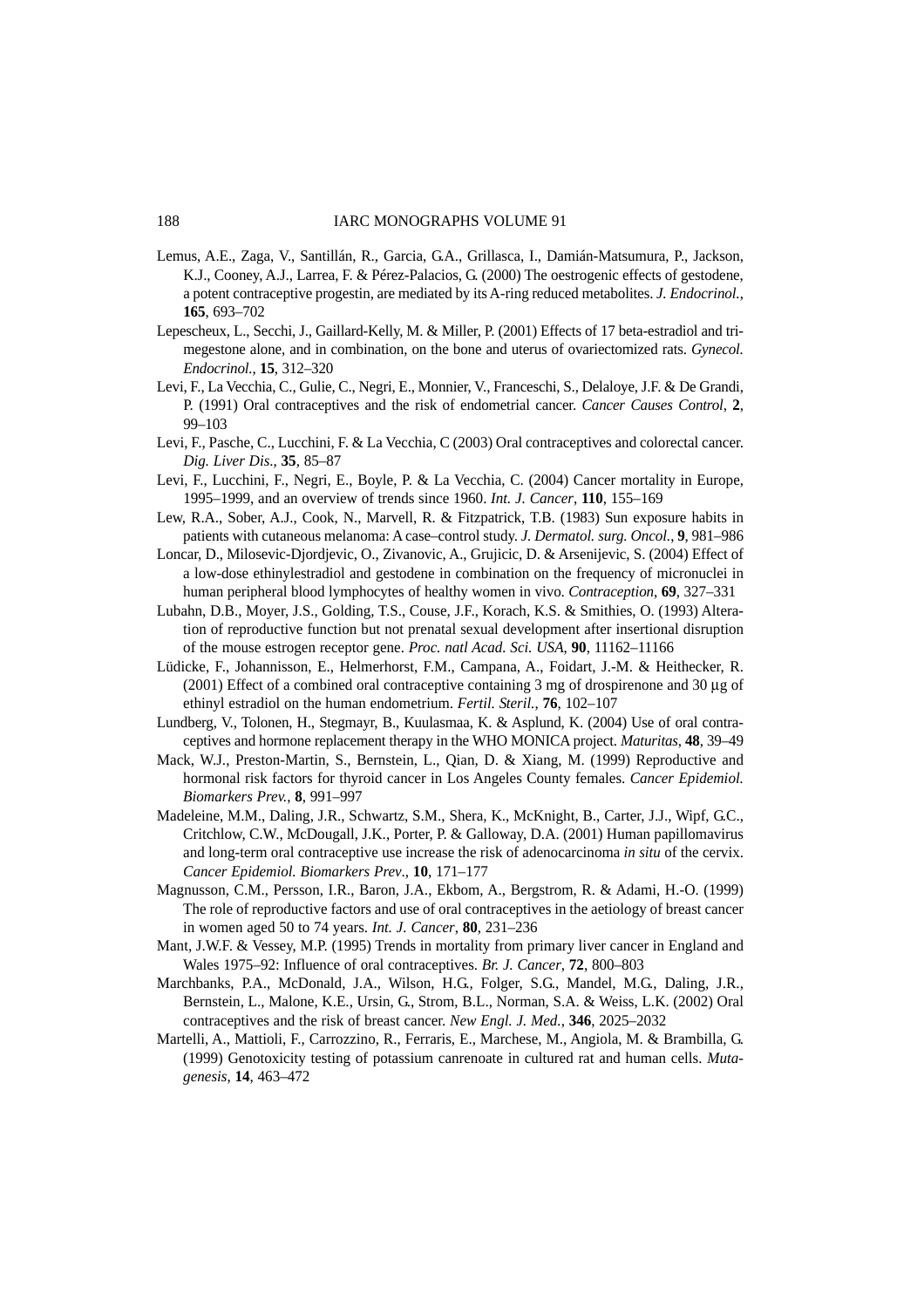Lemus, A.E., Zaga, V., Santillán, R., Garcia, G.A., Grillasca, I., Damián-Matsumura, P., Jackson, K.J., Cooney, A.J., Larrea, F. & Pérez-Palacios, G. (2000) The oestrogenic effects of gestodene, a potent contraceptive progestin, are mediated by its A-ring reduced metabolites. *J. Endocrinol.*, **165**, 693–702

Lepescheux, L., Secchi, J., Gaillard-Kelly, M. & Miller, P. (2001) Effects of 17 beta-estradiol and trimegestone alone, and in combination, on the bone and uterus of ovariectomized rats. *Gynecol. Endocrinol.*, **15**, 312–320

Levi, F., La Vecchia, C., Gulie, C., Negri, E., Monnier, V., Franceschi, S., Delaloye, J.F. & De Grandi, P. (1991) Oral contraceptives and the risk of endometrial cancer. *Cancer Causes Control*, **2**, 99–103

Levi, F., Pasche, C., Lucchini, F. & La Vecchia, C (2003) Oral contraceptives and colorectal cancer. *Dig. Liver Dis*., **35**, 85–87

Levi, F., Lucchini, F., Negri, E., Boyle, P. & La Vecchia, C. (2004) Cancer mortality in Europe, 1995–1999, and an overview of trends since 1960. *Int. J. Cancer*, **110**, 155–169

Lew, R.A., Sober, A.J., Cook, N., Marvell, R. & Fitzpatrick, T.B. (1983) Sun exposure habits in patients with cutaneous melanoma: A case–control study. *J. Dermatol. surg. Oncol.*, **9**, 981–986

Loncar, D., Milosevic-Djordjevic, O., Zivanovic, A., Grujicic, D. & Arsenijevic, S. (2004) Effect of a low-dose ethinylestradiol and gestodene in combination on the frequency of micronuclei in human peripheral blood lymphocytes of healthy women in vivo. *Contraception*, **69**, 327–331

Lubahn, D.B., Moyer, J.S., Golding, T.S., Couse, J.F., Korach, K.S. & Smithies, O. (1993) Alteration of reproductive function but not prenatal sexual development after insertional disruption of the mouse estrogen receptor gene. *Proc. natl Acad. Sci. USA*, **90**, 11162–11166

Lüdicke, F., Johannisson, E., Helmerhorst, F.M., Campana, A., Foidart, J.-M. & Heithecker, R. (2001) Effect of a combined oral contraceptive containing 3 mg of drospirenone and 30 μg of ethinyl estradiol on the human endometrium. *Fertil. Steril.*, **76**, 102–107

Lundberg, V., Tolonen, H., Stegmayr, B., Kuulasmaa, K. & Asplund, K. (2004) Use of oral contraceptives and hormone replacement therapy in the WHO MONICA project. *Maturitas*, **48**, 39–49

Mack, W.J., Preston-Martin, S., Bernstein, L., Qian, D. & Xiang, M. (1999) Reproductive and hormonal risk factors for thyroid cancer in Los Angeles County females. *Cancer Epidemiol. Biomarkers Prev.*, **8**, 991–997

Madeleine, M.M., Daling, J.R., Schwartz, S.M., Shera, K., McKnight, B., Carter, J.J., Wipf, G.C., Critchlow, C.W., McDougall, J.K., Porter, P. & Galloway, D.A. (2001) Human papillomavirus and long-term oral contraceptive use increase the risk of adenocarcinoma *in situ* of the cervix. *Cancer Epidemiol. Biomarkers Prev*., **10**, 171–177

Magnusson, C.M., Persson, I.R., Baron, J.A., Ekbom, A., Bergstrom, R. & Adami, H.-O. (1999) The role of reproductive factors and use of oral contraceptives in the aetiology of breast cancer in women aged 50 to 74 years. *Int. J. Cancer*, **80**, 231–236

Mant, J.W.F. & Vessey, M.P. (1995) Trends in mortality from primary liver cancer in England and Wales 1975–92: Influence of oral contraceptives. *Br. J. Cancer*, **72**, 800–803

Marchbanks, P.A., McDonald, J.A., Wilson, H.G., Folger, S.G., Mandel, M.G., Daling, J.R., Bernstein, L., Malone, K.E., Ursin, G., Strom, B.L., Norman, S.A. & Weiss, L.K. (2002) Oral contraceptives and the risk of breast cancer. *New Engl. J. Med.*, **346**, 2025–2032

Martelli, A., Mattioli, F., Carrozzino, R., Ferraris, E., Marchese, M., Angiola, M. & Brambilla, G. (1999) Genotoxicity testing of potassium canrenoate in cultured rat and human cells. *Mutagenesis*, **14**, 463–472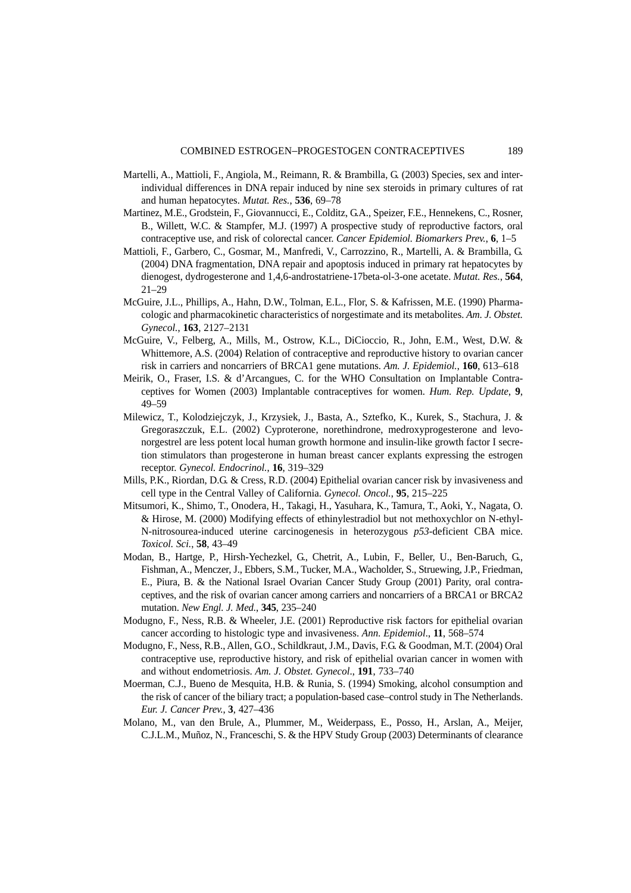Martelli, A., Mattioli, F., Angiola, M., Reimann, R. & Brambilla, G. (2003) Species, sex and inter-individual differences in DNA repair induced by nine sex steroids in primary cultures of rat and human hepatocytes. *Mutat. Res.*, **536**, 69–78

Martinez, M.E., Grodstein, F., Giovannucci, E., Colditz, G.A., Speizer, F.E., Hennekens, C., Rosner, B., Willett, W.C. & Stampfer, M.J. (1997) A prospective study of reproductive factors, oral contraceptive use, and risk of colorectal cancer. *Cancer Epidemiol. Biomarkers Prev.*, **6**, 1–5

Mattioli, F., Garbero, C., Gosmar, M., Manfredi, V., Carrozzino, R., Martelli, A. & Brambilla, G. (2004) DNA fragmentation, DNA repair and apoptosis induced in primary rat hepatocytes by dienogest, dydrogesterone and 1,4,6-androstatriene-17beta-ol-3-one acetate. *Mutat. Res.*, **564**, 21–29

McGuire, J.L., Phillips, A., Hahn, D.W., Tolman, E.L., Flor, S. & Kafrissen, M.E. (1990) Pharmacologic and pharmacokinetic characteristics of norgestimate and its metabolites. *Am. J. Obstet. Gynecol.*, **163**, 2127–2131

McGuire, V., Felberg, A., Mills, M., Ostrow, K.L., DiCioccio, R., John, E.M., West, D.W. & Whittemore, A.S. (2004) Relation of contraceptive and reproductive history to ovarian cancer risk in carriers and noncarriers of BRCA1 gene mutations. *Am. J. Epidemiol.*, **160**, 613–618

Meirik, O., Fraser, I.S. & d'Arcangues, C. for the WHO Consultation on Implantable Contraceptives for Women (2003) Implantable contraceptives for women. *Hum. Rep. Update*, **9**, 49–59

Milewicz, T., Kolodziejczyk, J., Krzysiek, J., Basta, A., Sztefko, K., Kurek, S., Stachura, J. & Gregoraszczuk, E.L. (2002) Cyproterone, norethindrone, medroxyprogesterone and levonorgestrel are less potent local human growth hormone and insulin-like growth factor I secretion stimulators than progesterone in human breast cancer explants expressing the estrogen receptor. *Gynecol. Endocrinol.*, **16**, 319–329

Mills, P.K., Riordan, D.G. & Cress, R.D. (2004) Epithelial ovarian cancer risk by invasiveness and cell type in the Central Valley of California. *Gynecol. Oncol.*, **95**, 215–225

Mitsumori, K., Shimo, T., Onodera, H., Takagi, H., Yasuhara, K., Tamura, T., Aoki, Y., Nagata, O. & Hirose, M. (2000) Modifying effects of ethinylestradiol but not methoxychlor on N-ethyl-N-nitrosourea-induced uterine carcinogenesis in heterozygous *p53*-deficient CBA mice. *Toxicol. Sci.*, **58**, 43–49

Modan, B., Hartge, P., Hirsh-Yechezkel, G., Chetrit, A., Lubin, F., Beller, U., Ben-Baruch, G., Fishman, A., Menczer, J., Ebbers, S.M., Tucker, M.A., Wacholder, S., Struewing, J.P., Friedman, E., Piura, B. & the National Israel Ovarian Cancer Study Group (2001) Parity, oral contraceptives, and the risk of ovarian cancer among carriers and noncarriers of a BRCA1 or BRCA2 mutation. *New Engl. J. Med.*, **345**, 235–240

Modugno, F., Ness, R.B. & Wheeler, J.E. (2001) Reproductive risk factors for epithelial ovarian cancer according to histologic type and invasiveness. *Ann. Epidemiol*., **11**, 568–574

Modugno, F., Ness, R.B., Allen, G.O., Schildkraut, J.M., Davis, F.G. & Goodman, M.T. (2004) Oral contraceptive use, reproductive history, and risk of epithelial ovarian cancer in women with and without endometriosis. *Am. J. Obstet. Gynecol*., **191**, 733–740

Moerman, C.J., Bueno de Mesquita, H.B. & Runia, S. (1994) Smoking, alcohol consumption and the risk of cancer of the biliary tract; a population-based case–control study in The Netherlands. *Eur. J. Cancer Prev.*, **3**, 427–436

Molano, M., van den Brule, A., Plummer, M., Weiderpass, E., Posso, H., Arslan, A., Meijer, C.J.L.M., Muñoz, N., Franceschi, S. & the HPV Study Group (2003) Determinants of clearance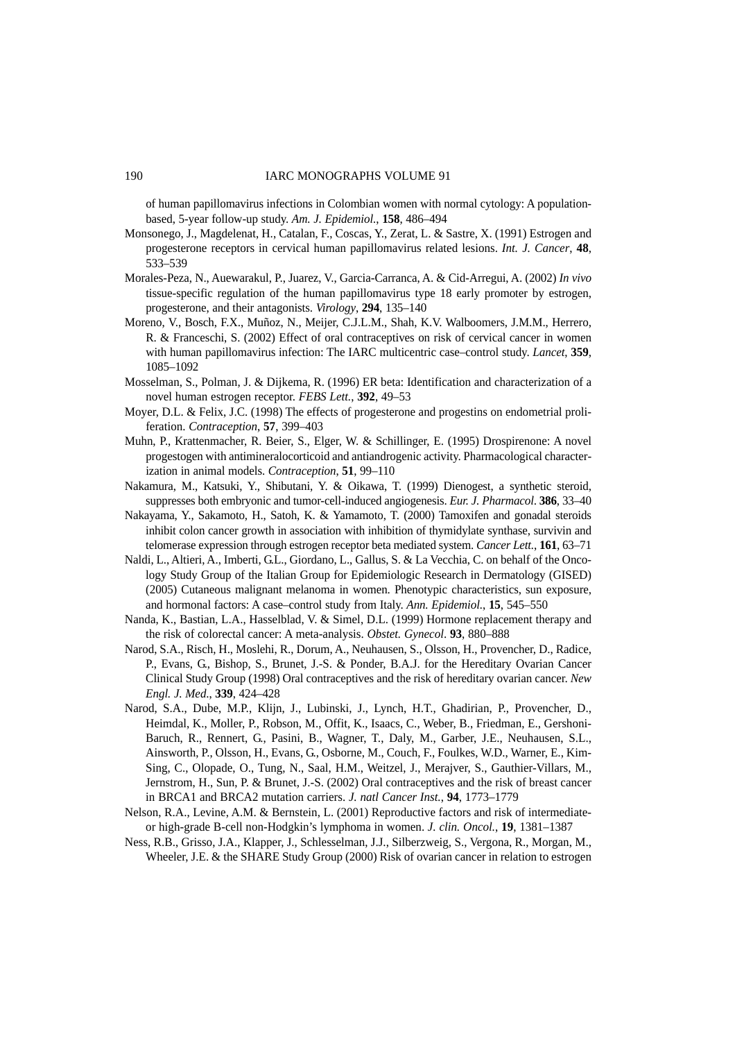of human papillomavirus infections in Colombian women with normal cytology: A population-based, 5-year follow-up study. *Am. J. Epidemiol.*, **158**, 486–494

Monsonego, J., Magdelenat, H., Catalan, F., Coscas, Y., Zerat, L. & Sastre, X. (1991) Estrogen and progesterone receptors in cervical human papillomavirus related lesions. *Int. J. Cancer*, **48**, 533–539

Morales-Peza, N., Auewarakul, P., Juarez, V., Garcia-Carranca, A. & Cid-Arregui, A. (2002) *In vivo* tissue-specific regulation of the human papillomavirus type 18 early promoter by estrogen, progesterone, and their antagonists. *Virology*, **294**, 135–140

Moreno, V., Bosch, F.X., Muñoz, N., Meijer, C.J.L.M., Shah, K.V. Walboomers, J.M.M., Herrero, R. & Franceschi, S. (2002) Effect of oral contraceptives on risk of cervical cancer in women with human papillomavirus infection: The IARC multicentric case–control study. *Lancet*, **359**, 1085–1092

Mosselman, S., Polman, J. & Dijkema, R. (1996) ER beta: Identification and characterization of a novel human estrogen receptor. *FEBS Lett.*, **392**, 49–53

Moyer, D.L. & Felix, J.C. (1998) The effects of progesterone and progestins on endometrial proliferation. *Contraception*, **57**, 399–403

Muhn, P., Krattenmacher, R. Beier, S., Elger, W. & Schillinger, E. (1995) Drospirenone: A novel progestogen with antimineralocorticoid and antiandrogenic activity. Pharmacological characterization in animal models. *Contraception*, **51**, 99–110

Nakamura, M., Katsuki, Y., Shibutani, Y. & Oikawa, T. (1999) Dienogest, a synthetic steroid, suppresses both embryonic and tumor-cell-induced angiogenesis. *Eur. J. Pharmacol.* **386**, 33–40

Nakayama, Y., Sakamoto, H., Satoh, K. & Yamamoto, T. (2000) Tamoxifen and gonadal steroids inhibit colon cancer growth in association with inhibition of thymidylate synthase, survivin and telomerase expression through estrogen receptor beta mediated system. *Cancer Lett.*, **161**, 63–71

Naldi, L., Altieri, A., Imberti, G.L., Giordano, L., Gallus, S. & La Vecchia, C. on behalf of the Oncology Study Group of the Italian Group for Epidemiologic Research in Dermatology (GISED) (2005) Cutaneous malignant melanoma in women. Phenotypic characteristics, sun exposure, and hormonal factors: A case–control study from Italy. *Ann. Epidemiol.*, **15**, 545–550

Nanda, K., Bastian, L.A., Hasselblad, V. & Simel, D.L. (1999) Hormone replacement therapy and the risk of colorectal cancer: A meta-analysis. *Obstet. Gynecol*. **93**, 880–888

Narod, S.A., Risch, H., Moslehi, R., Dorum, A., Neuhausen, S., Olsson, H., Provencher, D., Radice, P., Evans, G., Bishop, S., Brunet, J.-S. & Ponder, B.A.J. for the Hereditary Ovarian Cancer Clinical Study Group (1998) Oral contraceptives and the risk of hereditary ovarian cancer. *New Engl. J. Med.*, **339**, 424–428

Narod, S.A., Dube, M.P., Klijn, J., Lubinski, J., Lynch, H.T., Ghadirian, P., Provencher, D., Heimdal, K., Moller, P., Robson, M., Offit, K., Isaacs, C., Weber, B., Friedman, E., Gershoni-Baruch, R., Rennert, G., Pasini, B., Wagner, T., Daly, M., Garber, J.E., Neuhausen, S.L., Ainsworth, P., Olsson, H., Evans, G., Osborne, M., Couch, F., Foulkes, W.D., Warner, E., Kim-Sing, C., Olopade, O., Tung, N., Saal, H.M., Weitzel, J., Merajver, S., Gauthier-Villars, M., Jernstrom, H., Sun, P. & Brunet, J.-S. (2002) Oral contraceptives and the risk of breast cancer in BRCA1 and BRCA2 mutation carriers. *J. natl Cancer Inst.*, **94**, 1773–1779

Nelson, R.A., Levine, A.M. & Bernstein, L. (2001) Reproductive factors and risk of intermediate- or high-grade B-cell non-Hodgkin's lymphoma in women. *J. clin. Oncol.*, **19**, 1381–1387

Ness, R.B., Grisso, J.A., Klapper, J., Schlesselman, J.J., Silberzweig, S., Vergona, R., Morgan, M., Wheeler, J.E. & the SHARE Study Group (2000) Risk of ovarian cancer in relation to estrogen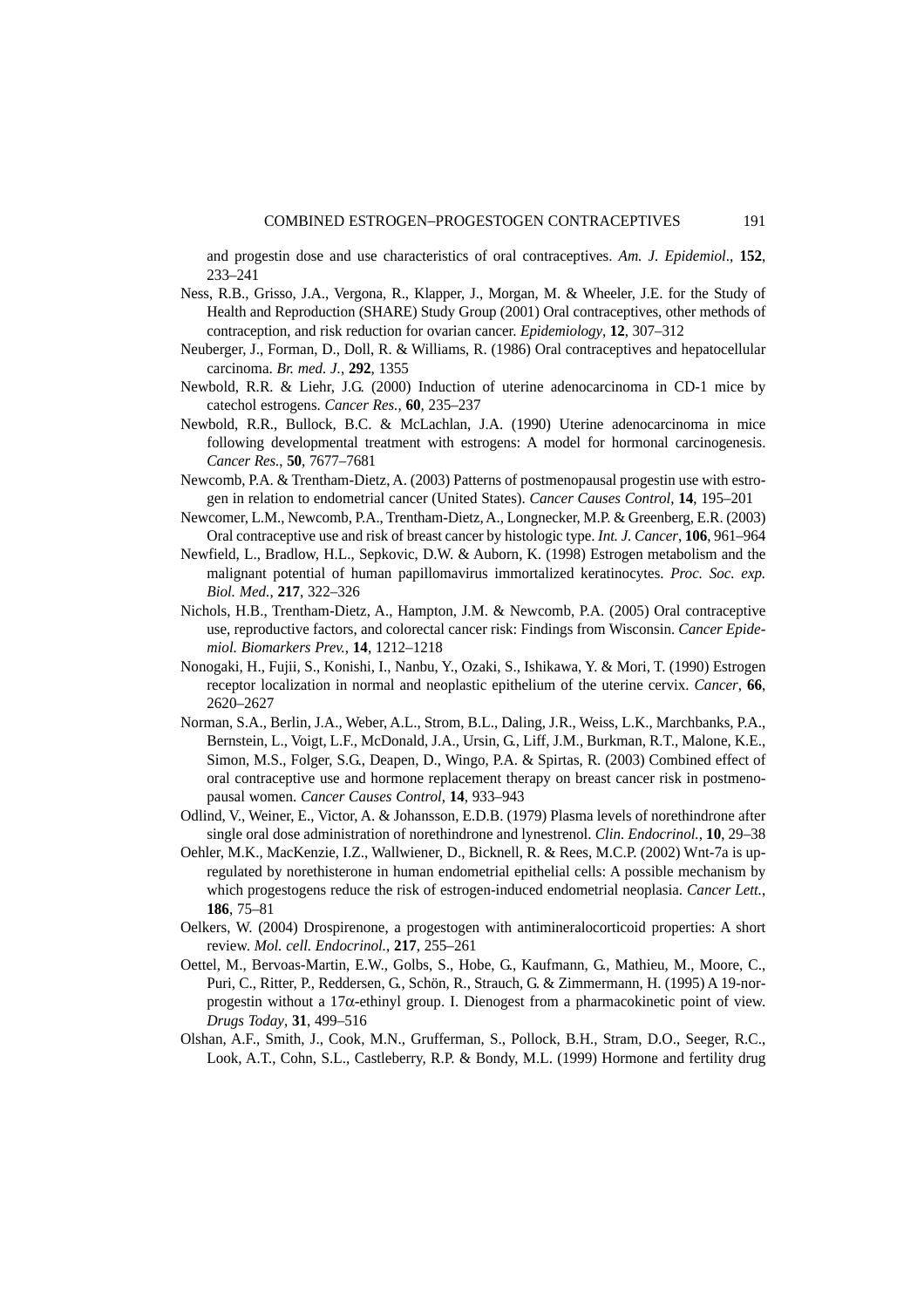and progestin dose and use characteristics of oral contraceptives. *Am. J. Epidemiol*., **152**, 233–241

Ness, R.B., Grisso, J.A., Vergona, R., Klapper, J., Morgan, M. & Wheeler, J.E. for the Study of Health and Reproduction (SHARE) Study Group (2001) Oral contraceptives, other methods of contraception, and risk reduction for ovarian cancer. *Epidemiology*, **12**, 307–312

Neuberger, J., Forman, D., Doll, R. & Williams, R. (1986) Oral contraceptives and hepatocellular carcinoma. *Br. med. J.*, **292**, 1355

Newbold, R.R. & Liehr, J.G. (2000) Induction of uterine adenocarcinoma in CD-1 mice by catechol estrogens. *Cancer Res.*, **60**, 235–237

Newbold, R.R., Bullock, B.C. & McLachlan, J.A. (1990) Uterine adenocarcinoma in mice following developmental treatment with estrogens: A model for hormonal carcinogenesis. *Cancer Res.*, **50**, 7677–7681

Newcomb, P.A. & Trentham-Dietz, A. (2003) Patterns of postmenopausal progestin use with estrogen in relation to endometrial cancer (United States). *Cancer Causes Control*, **14**, 195–201

Newcomer, L.M., Newcomb, P.A., Trentham-Dietz, A., Longnecker, M.P. & Greenberg, E.R. (2003) Oral contraceptive use and risk of breast cancer by histologic type. *Int. J. Cancer*, **106**, 961–964

Newfield, L., Bradlow, H.L., Sepkovic, D.W. & Auborn, K. (1998) Estrogen metabolism and the malignant potential of human papillomavirus immortalized keratinocytes. *Proc. Soc. exp. Biol. Med.*, **217**, 322–326

Nichols, H.B., Trentham-Dietz, A., Hampton, J.M. & Newcomb, P.A. (2005) Oral contraceptive use, reproductive factors, and colorectal cancer risk: Findings from Wisconsin. *Cancer Epidemiol. Biomarkers Prev.*, **14**, 1212–1218

Nonogaki, H., Fujii, S., Konishi, I., Nanbu, Y., Ozaki, S., Ishikawa, Y. & Mori, T. (1990) Estrogen receptor localization in normal and neoplastic epithelium of the uterine cervix. *Cancer*, **66**, 2620–2627

Norman, S.A., Berlin, J.A., Weber, A.L., Strom, B.L., Daling, J.R., Weiss, L.K., Marchbanks, P.A., Bernstein, L., Voigt, L.F., McDonald, J.A., Ursin, G., Liff, J.M., Burkman, R.T., Malone, K.E., Simon, M.S., Folger, S.G., Deapen, D., Wingo, P.A. & Spirtas, R. (2003) Combined effect of oral contraceptive use and hormone replacement therapy on breast cancer risk in postmenopausal women. *Cancer Causes Control*, **14**, 933–943

Odlind, V., Weiner, E., Victor, A. & Johansson, E.D.B. (1979) Plasma levels of norethindrone after single oral dose administration of norethindrone and lynestrenol. *Clin. Endocrinol.*, **10**, 29–38

Oehler, M.K., MacKenzie, I.Z., Wallwiener, D., Bicknell, R. & Rees, M.C.P. (2002) Wnt-7a is up-regulated by norethisterone in human endometrial epithelial cells: A possible mechanism by which progestogens reduce the risk of estrogen-induced endometrial neoplasia. *Cancer Lett.*, **186**, 75–81

Oelkers, W. (2004) Drospirenone, a progestogen with antimineralocorticoid properties: A short review. *Mol. cell. Endocrinol.*, **217**, 255–261

Oettel, M., Bervoas-Martin, E.W., Golbs, S., Hobe, G., Kaufmann, G., Mathieu, M., Moore, C., Puri, C., Ritter, P., Reddersen, G., Schön, R., Strauch, G. & Zimmermann, H. (1995) A 19-nor-progestin without a 17α-ethinyl group. I. Dienogest from a pharmacokinetic point of view. *Drugs Today*, **31**, 499–516

Olshan, A.F., Smith, J., Cook, M.N., Grufferman, S., Pollock, B.H., Stram, D.O., Seeger, R.C., Look, A.T., Cohn, S.L., Castleberry, R.P. & Bondy, M.L. (1999) Hormone and fertility drug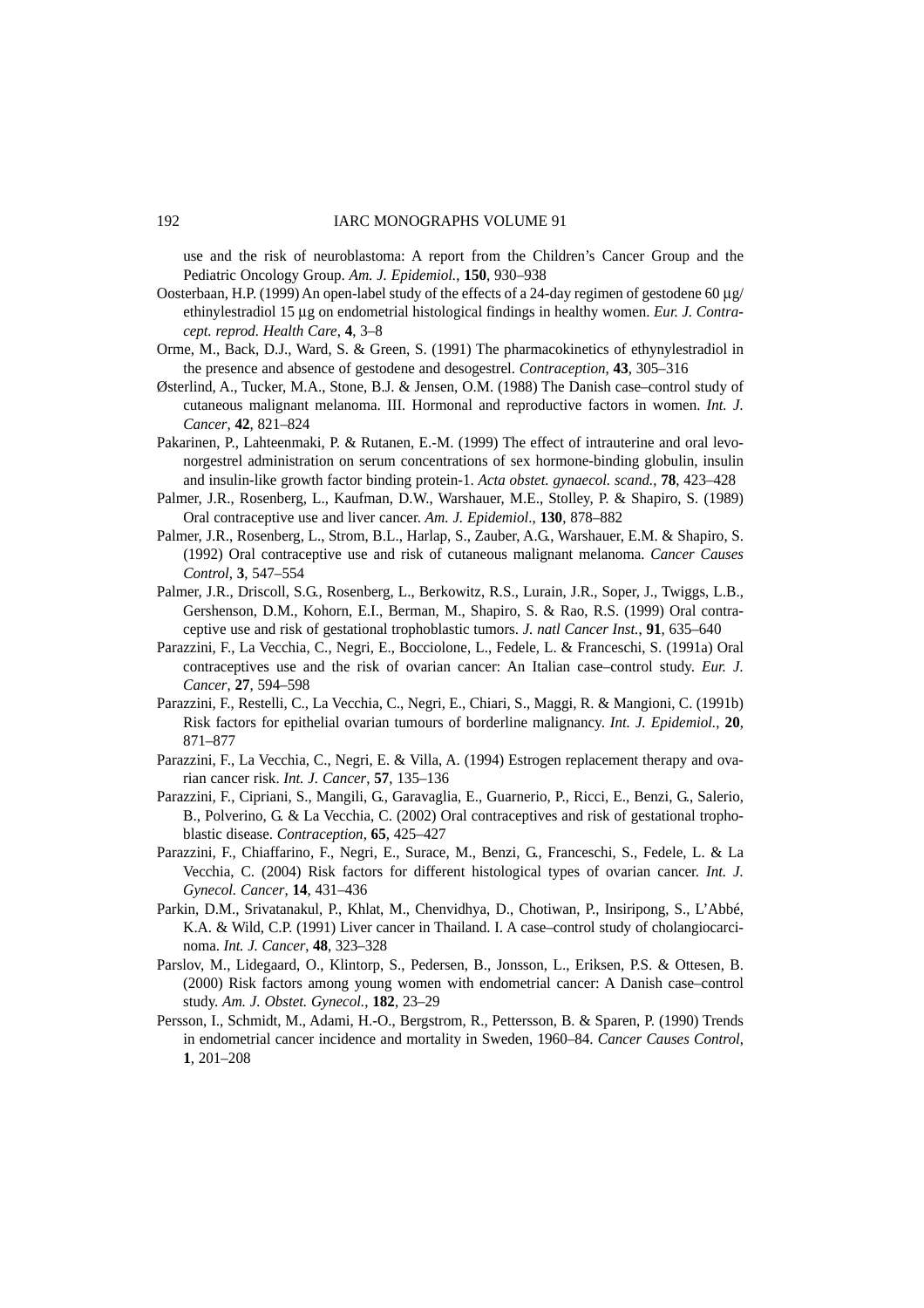use and the risk of neuroblastoma: A report from the Children's Cancer Group and the Pediatric Oncology Group. *Am. J. Epidemiol.*, **150**, 930–938

Oosterbaan, H.P. (1999) An open-label study of the effects of a 24-day regimen of gestodene 60 μg/ ethinylestradiol 15 μg on endometrial histological findings in healthy women. *Eur. J. Contracept. reprod. Health Care*, **4**, 3–8

Orme, M., Back, D.J., Ward, S. & Green, S. (1991) The pharmacokinetics of ethynylestradiol in the presence and absence of gestodene and desogestrel. *Contraception*, **43**, 305–316

Østerlind, A., Tucker, M.A., Stone, B.J. & Jensen, O.M. (1988) The Danish case–control study of cutaneous malignant melanoma. III. Hormonal and reproductive factors in women. *Int. J. Cancer*, **42**, 821–824

Pakarinen, P., Lahteenmaki, P. & Rutanen, E.-M. (1999) The effect of intrauterine and oral levonorgestrel administration on serum concentrations of sex hormone-binding globulin, insulin and insulin-like growth factor binding protein-1. *Acta obstet. gynaecol. scand.*, **78**, 423–428

Palmer, J.R., Rosenberg, L., Kaufman, D.W., Warshauer, M.E., Stolley, P. & Shapiro, S. (1989) Oral contraceptive use and liver cancer. *Am. J. Epidemiol*., **130**, 878–882

Palmer, J.R., Rosenberg, L., Strom, B.L., Harlap, S., Zauber, A.G., Warshauer, E.M. & Shapiro, S. (1992) Oral contraceptive use and risk of cutaneous malignant melanoma. *Cancer Causes Control*, **3**, 547–554

Palmer, J.R., Driscoll, S.G., Rosenberg, L., Berkowitz, R.S., Lurain, J.R., Soper, J., Twiggs, L.B., Gershenson, D.M., Kohorn, E.I., Berman, M., Shapiro, S. & Rao, R.S. (1999) Oral contraceptive use and risk of gestational trophoblastic tumors. *J. natl Cancer Inst.*, **91**, 635–640

Parazzini, F., La Vecchia, C., Negri, E., Bocciolone, L., Fedele, L. & Franceschi, S. (1991a) Oral contraceptives use and the risk of ovarian cancer: An Italian case–control study. *Eur. J. Cancer*, **27**, 594–598

Parazzini, F., Restelli, C., La Vecchia, C., Negri, E., Chiari, S., Maggi, R. & Mangioni, C. (1991b) Risk factors for epithelial ovarian tumours of borderline malignancy. *Int. J. Epidemiol.*, **20**, 871–877

Parazzini, F., La Vecchia, C., Negri, E. & Villa, A. (1994) Estrogen replacement therapy and ovarian cancer risk. *Int. J. Cancer*, **57**, 135–136

Parazzini, F., Cipriani, S., Mangili, G., Garavaglia, E., Guarnerio, P., Ricci, E., Benzi, G., Salerio, B., Polverino, G. & La Vecchia, C. (2002) Oral contraceptives and risk of gestational trophoblastic disease. *Contraception*, **65**, 425–427

Parazzini, F., Chiaffarino, F., Negri, E., Surace, M., Benzi, G., Franceschi, S., Fedele, L. & La Vecchia, C. (2004) Risk factors for different histological types of ovarian cancer. *Int. J. Gynecol. Cancer*, **14**, 431–436

Parkin, D.M., Srivatanakul, P., Khlat, M., Chenvidhya, D., Chotiwan, P., Insiripong, S., L'Abbé, K.A. & Wild, C.P. (1991) Liver cancer in Thailand. I. A case–control study of cholangiocarcinoma. *Int. J. Cancer*, **48**, 323–328

Parslov, M., Lidegaard, O., Klintorp, S., Pedersen, B., Jonsson, L., Eriksen, P.S. & Ottesen, B. (2000) Risk factors among young women with endometrial cancer: A Danish case–control study. *Am. J. Obstet. Gynecol.*, **182**, 23–29

Persson, I., Schmidt, M., Adami, H.-O., Bergstrom, R., Pettersson, B. & Sparen, P. (1990) Trends in endometrial cancer incidence and mortality in Sweden, 1960–84. *Cancer Causes Control*, **1**, 201–208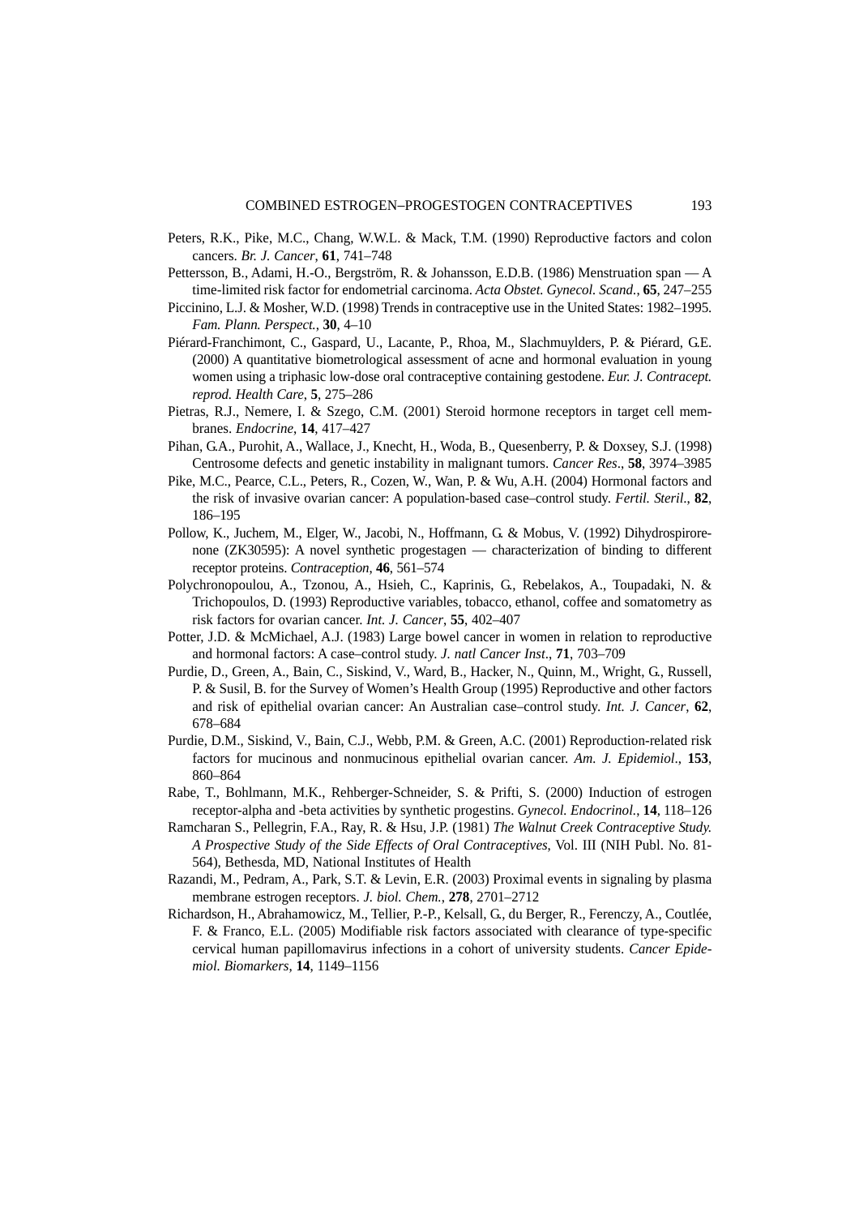Peters, R.K., Pike, M.C., Chang, W.W.L. & Mack, T.M. (1990) Reproductive factors and colon cancers. *Br. J. Cancer*, **61**, 741–748

Pettersson, B., Adami, H.-O., Bergström, R. & Johansson, E.D.B. (1986) Menstruation span — A time-limited risk factor for endometrial carcinoma. *Acta Obstet. Gynecol. Scand.*, **65**, 247–255

Piccinino, L.J. & Mosher, W.D. (1998) Trends in contraceptive use in the United States: 1982–1995. *Fam. Plann. Perspect.*, **30**, 4–10

Piérard-Franchimont, C., Gaspard, U., Lacante, P., Rhoa, M., Slachmuylders, P. & Piérard, G.E. (2000) A quantitative biometrological assessment of acne and hormonal evaluation in young women using a triphasic low-dose oral contraceptive containing gestodene. *Eur. J. Contracept. reprod. Health Care*, **5**, 275–286

Pietras, R.J., Nemere, I. & Szego, C.M. (2001) Steroid hormone receptors in target cell membranes. *Endocrine*, **14**, 417–427

Pihan, G.A., Purohit, A., Wallace, J., Knecht, H., Woda, B., Quesenberry, P. & Doxsey, S.J. (1998) Centrosome defects and genetic instability in malignant tumors. *Cancer Res.*, **58**, 3974–3985

Pike, M.C., Pearce, C.L., Peters, R., Cozen, W., Wan, P. & Wu, A.H. (2004) Hormonal factors and the risk of invasive ovarian cancer: A population-based case–control study. *Fertil. Steril.*, **82**, 186–195

Pollow, K., Juchem, M., Elger, W., Jacobi, N., Hoffmann, G. & Mobus, V. (1992) Dihydrospirorenone (ZK30595): A novel synthetic progestagen — characterization of binding to different receptor proteins. *Contraception*, **46**, 561–574

Polychronopoulou, A., Tzonou, A., Hsieh, C., Kaprinis, G., Rebelakos, A., Toupadaki, N. & Trichopoulos, D. (1993) Reproductive variables, tobacco, ethanol, coffee and somatometry as risk factors for ovarian cancer. *Int. J. Cancer*, **55**, 402–407

Potter, J.D. & McMichael, A.J. (1983) Large bowel cancer in women in relation to reproductive and hormonal factors: A case–control study. *J. natl Cancer Inst.*, **71**, 703–709

Purdie, D., Green, A., Bain, C., Siskind, V., Ward, B., Hacker, N., Quinn, M., Wright, G., Russell, P. & Susil, B. for the Survey of Women's Health Group (1995) Reproductive and other factors and risk of epithelial ovarian cancer: An Australian case–control study. *Int. J. Cancer*, **62**, 678–684

Purdie, D.M., Siskind, V., Bain, C.J., Webb, P.M. & Green, A.C. (2001) Reproduction-related risk factors for mucinous and nonmucinous epithelial ovarian cancer. *Am. J. Epidemiol.*, **153**, 860–864

Rabe, T., Bohlmann, M.K., Rehberger-Schneider, S. & Prifti, S. (2000) Induction of estrogen receptor-alpha and -beta activities by synthetic progestins. *Gynecol. Endocrinol.*, **14**, 118–126

Ramcharan S., Pellegrin, F.A., Ray, R. & Hsu, J.P. (1981) *The Walnut Creek Contraceptive Study. A Prospective Study of the Side Effects of Oral Contraceptives*, Vol. III (NIH Publ. No. 81-564), Bethesda, MD, National Institutes of Health

Razandi, M., Pedram, A., Park, S.T. & Levin, E.R. (2003) Proximal events in signaling by plasma membrane estrogen receptors. *J. biol. Chem.*, **278**, 2701–2712

Richardson, H., Abrahamowicz, M., Tellier, P.-P., Kelsall, G., du Berger, R., Ferenczy, A., Coutlée, F. & Franco, E.L. (2005) Modifiable risk factors associated with clearance of type-specific cervical human papillomavirus infections in a cohort of university students. *Cancer Epidemiol. Biomarkers*, **14**, 1149–1156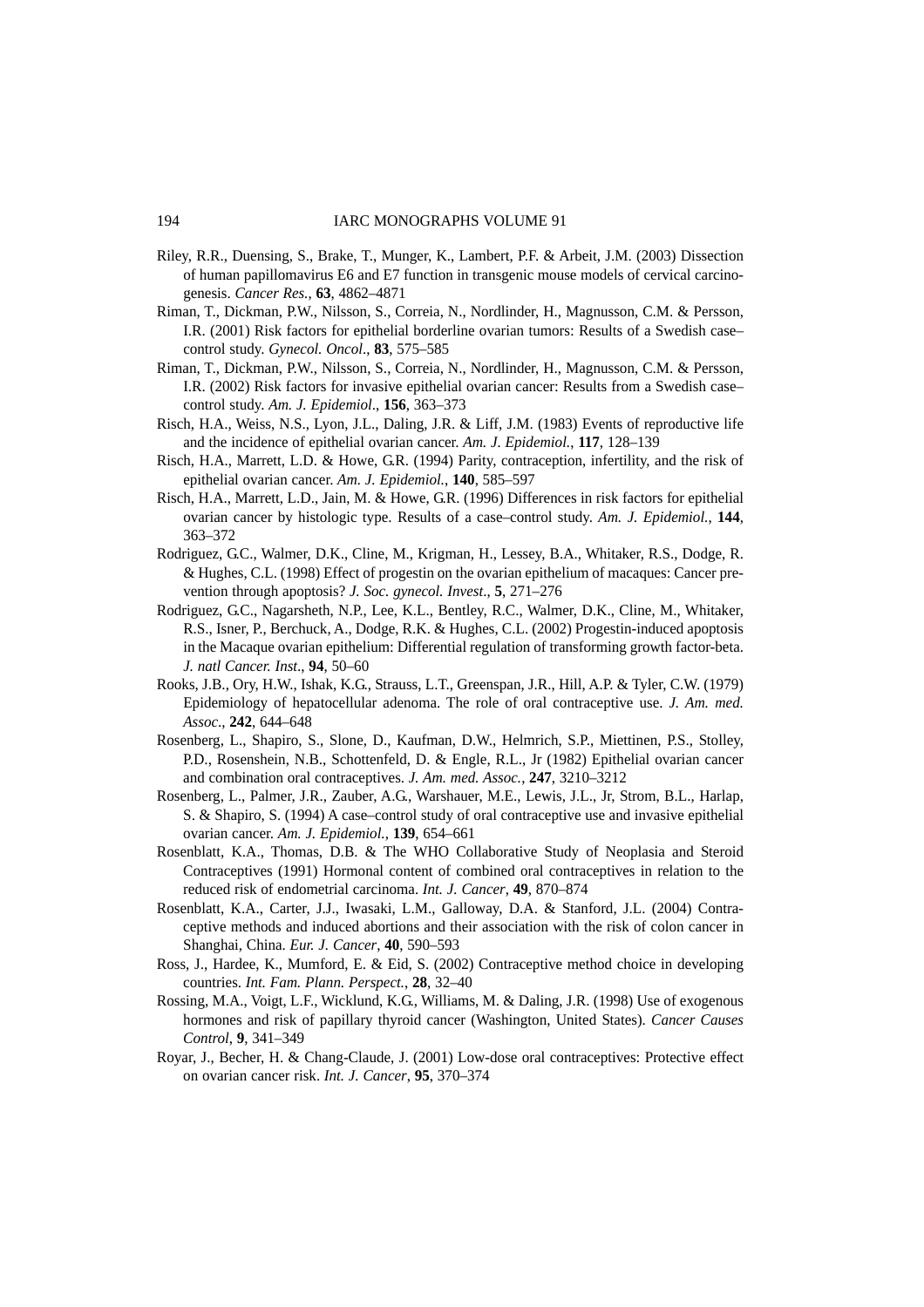Riley, R.R., Duensing, S., Brake, T., Munger, K., Lambert, P.F. & Arbeit, J.M. (2003) Dissection of human papillomavirus E6 and E7 function in transgenic mouse models of cervical carcinogenesis. *Cancer Res.*, **63**, 4862–4871

Riman, T., Dickman, P.W., Nilsson, S., Correia, N., Nordlinder, H., Magnusson, C.M. & Persson, I.R. (2001) Risk factors for epithelial borderline ovarian tumors: Results of a Swedish case–control study. *Gynecol. Oncol*., **83**, 575–585

Riman, T., Dickman, P.W., Nilsson, S., Correia, N., Nordlinder, H., Magnusson, C.M. & Persson, I.R. (2002) Risk factors for invasive epithelial ovarian cancer: Results from a Swedish case–control study. *Am. J. Epidemiol*., **156**, 363–373

Risch, H.A., Weiss, N.S., Lyon, J.L., Daling, J.R. & Liff, J.M. (1983) Events of reproductive life and the incidence of epithelial ovarian cancer. *Am. J. Epidemiol.*, **117**, 128–139

Risch, H.A., Marrett, L.D. & Howe, G.R. (1994) Parity, contraception, infertility, and the risk of epithelial ovarian cancer. *Am. J. Epidemiol.*, **140**, 585–597

Risch, H.A., Marrett, L.D., Jain, M. & Howe, G.R. (1996) Differences in risk factors for epithelial ovarian cancer by histologic type. Results of a case–control study. *Am. J. Epidemiol.*, **144**, 363–372

Rodriguez, G.C., Walmer, D.K., Cline, M., Krigman, H., Lessey, B.A., Whitaker, R.S., Dodge, R. & Hughes, C.L. (1998) Effect of progestin on the ovarian epithelium of macaques: Cancer prevention through apoptosis? *J. Soc. gynecol. Invest*., **5**, 271–276

Rodriguez, G.C., Nagarsheth, N.P., Lee, K.L., Bentley, R.C., Walmer, D.K., Cline, M., Whitaker, R.S., Isner, P., Berchuck, A., Dodge, R.K. & Hughes, C.L. (2002) Progestin-induced apoptosis in the Macaque ovarian epithelium: Differential regulation of transforming growth factor-beta. *J. natl Cancer. Inst*., **94**, 50–60

Rooks, J.B., Ory, H.W., Ishak, K.G., Strauss, L.T., Greenspan, J.R., Hill, A.P. & Tyler, C.W. (1979) Epidemiology of hepatocellular adenoma. The role of oral contraceptive use. *J. Am. med. Assoc*., **242**, 644–648

Rosenberg, L., Shapiro, S., Slone, D., Kaufman, D.W., Helmrich, S.P., Miettinen, P.S., Stolley, P.D., Rosenshein, N.B., Schottenfeld, D. & Engle, R.L., Jr (1982) Epithelial ovarian cancer and combination oral contraceptives. *J. Am. med. Assoc.*, **247**, 3210–3212

Rosenberg, L., Palmer, J.R., Zauber, A.G., Warshauer, M.E., Lewis, J.L., Jr, Strom, B.L., Harlap, S. & Shapiro, S. (1994) A case–control study of oral contraceptive use and invasive epithelial ovarian cancer. *Am. J. Epidemiol.*, **139**, 654–661

Rosenblatt, K.A., Thomas, D.B. & The WHO Collaborative Study of Neoplasia and Steroid Contraceptives (1991) Hormonal content of combined oral contraceptives in relation to the reduced risk of endometrial carcinoma. *Int. J. Cancer*, **49**, 870–874

Rosenblatt, K.A., Carter, J.J., Iwasaki, L.M., Galloway, D.A. & Stanford, J.L. (2004) Contraceptive methods and induced abortions and their association with the risk of colon cancer in Shanghai, China. *Eur. J. Cancer*, **40**, 590–593

Ross, J., Hardee, K., Mumford, E. & Eid, S. (2002) Contraceptive method choice in developing countries. *Int. Fam. Plann. Perspect.*, **28**, 32–40

Rossing, M.A., Voigt, L.F., Wicklund, K.G., Williams, M. & Daling, J.R. (1998) Use of exogenous hormones and risk of papillary thyroid cancer (Washington, United States). *Cancer Causes Control*, **9**, 341–349

Royar, J., Becher, H. & Chang-Claude, J. (2001) Low-dose oral contraceptives: Protective effect on ovarian cancer risk. *Int. J. Cancer*, **95**, 370–374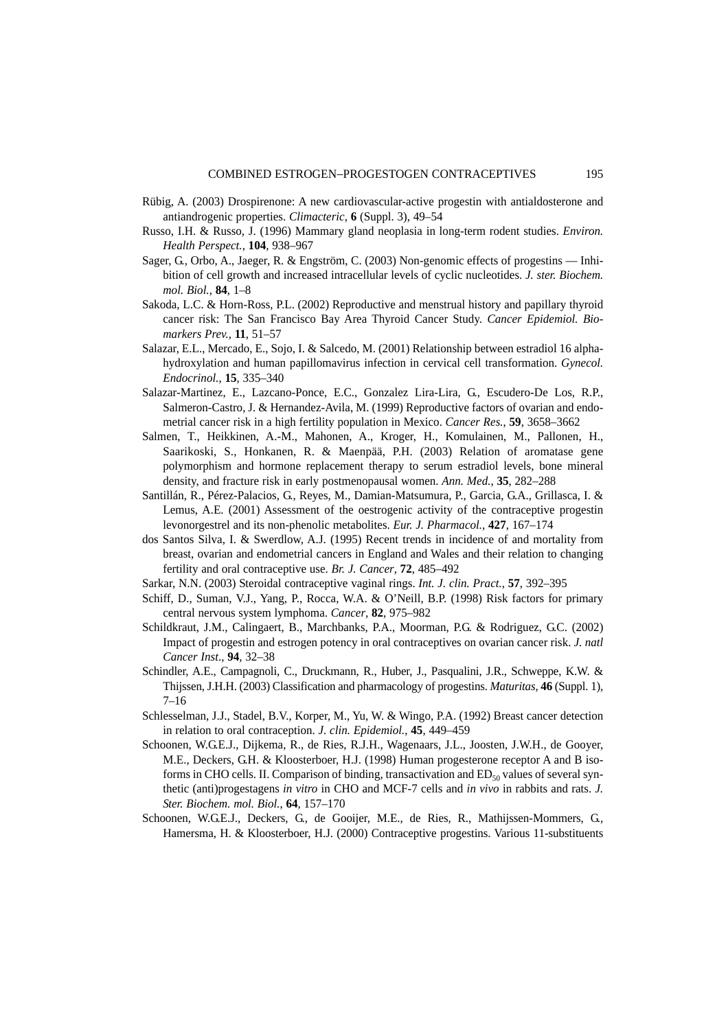Rübig, A. (2003) Drospirenone: A new cardiovascular-active progestin with antialdosterone and antiandrogenic properties. *Climacteric*, **6** (Suppl. 3), 49–54

Russo, I.H. & Russo, J. (1996) Mammary gland neoplasia in long-term rodent studies. *Environ. Health Perspect.*, **104**, 938–967

Sager, G., Orbo, A., Jaeger, R. & Engström, C. (2003) Non-genomic effects of progestins — Inhibition of cell growth and increased intracellular levels of cyclic nucleotides. *J. ster. Biochem. mol. Biol.*, **84**, 1–8

Sakoda, L.C. & Horn-Ross, P.L. (2002) Reproductive and menstrual history and papillary thyroid cancer risk: The San Francisco Bay Area Thyroid Cancer Study. *Cancer Epidemiol. Biomarkers Prev.*, **11**, 51–57

Salazar, E.L., Mercado, E., Sojo, I. & Salcedo, M. (2001) Relationship between estradiol 16 alpha-hydroxylation and human papillomavirus infection in cervical cell transformation. *Gynecol. Endocrinol.*, **15**, 335–340

Salazar-Martinez, E., Lazcano-Ponce, E.C., Gonzalez Lira-Lira, G., Escudero-De Los, R.P., Salmeron-Castro, J. & Hernandez-Avila, M. (1999) Reproductive factors of ovarian and endometrial cancer risk in a high fertility population in Mexico. *Cancer Res.*, **59**, 3658–3662

Salmen, T., Heikkinen, A.-M., Mahonen, A., Kroger, H., Komulainen, M., Pallonen, H., Saarikoski, S., Honkanen, R. & Maenpää, P.H. (2003) Relation of aromatase gene polymorphism and hormone replacement therapy to serum estradiol levels, bone mineral density, and fracture risk in early postmenopausal women. *Ann. Med.*, **35**, 282–288

Santillán, R., Pérez-Palacios, G., Reyes, M., Damian-Matsumura, P., Garcia, G.A., Grillasca, I. & Lemus, A.E. (2001) Assessment of the oestrogenic activity of the contraceptive progestin levonorgestrel and its non-phenolic metabolites. *Eur. J. Pharmacol.*, **427**, 167–174

dos Santos Silva, I. & Swerdlow, A.J. (1995) Recent trends in incidence of and mortality from breast, ovarian and endometrial cancers in England and Wales and their relation to changing fertility and oral contraceptive use. *Br. J. Cancer*, **72**, 485–492

Sarkar, N.N. (2003) Steroidal contraceptive vaginal rings. *Int. J. clin. Pract.*, **57**, 392–395

Schiff, D., Suman, V.J., Yang, P., Rocca, W.A. & O'Neill, B.P. (1998) Risk factors for primary central nervous system lymphoma. *Cancer*, **82**, 975–982

Schildkraut, J.M., Calingaert, B., Marchbanks, P.A., Moorman, P.G. & Rodriguez, G.C. (2002) Impact of progestin and estrogen potency in oral contraceptives on ovarian cancer risk. *J. natl Cancer Inst.*, **94**, 32–38

Schindler, A.E., Campagnoli, C., Druckmann, R., Huber, J., Pasqualini, J.R., Schweppe, K.W. & Thijssen, J.H.H. (2003) Classification and pharmacology of progestins. *Maturitas*, **46** (Suppl. 1), 7–16

Schlesselman, J.J., Stadel, B.V., Korper, M., Yu, W. & Wingo, P.A. (1992) Breast cancer detection in relation to oral contraception. *J. clin. Epidemiol.*, **45**, 449–459

Schoonen, W.G.E.J., Dijkema, R., de Ries, R.J.H., Wagenaars, J.L., Joosten, J.W.H., de Gooyer, M.E., Deckers, G.H. & Kloosterboer, H.J. (1998) Human progesterone receptor A and B isoforms in CHO cells. II. Comparison of binding, transactivation and $ED_{50}$ values of several synthetic (anti)progestagens *in vitro* in CHO and MCF-7 cells and *in vivo* in rabbits and rats. *J. Ster. Biochem. mol. Biol.*, **64**, 157–170

Schoonen, W.G.E.J., Deckers, G., de Gooijer, M.E., de Ries, R., Mathijssen-Mommers, G., Hamersma, H. & Kloosterboer, H.J. (2000) Contraceptive progestins. Various 11-substituents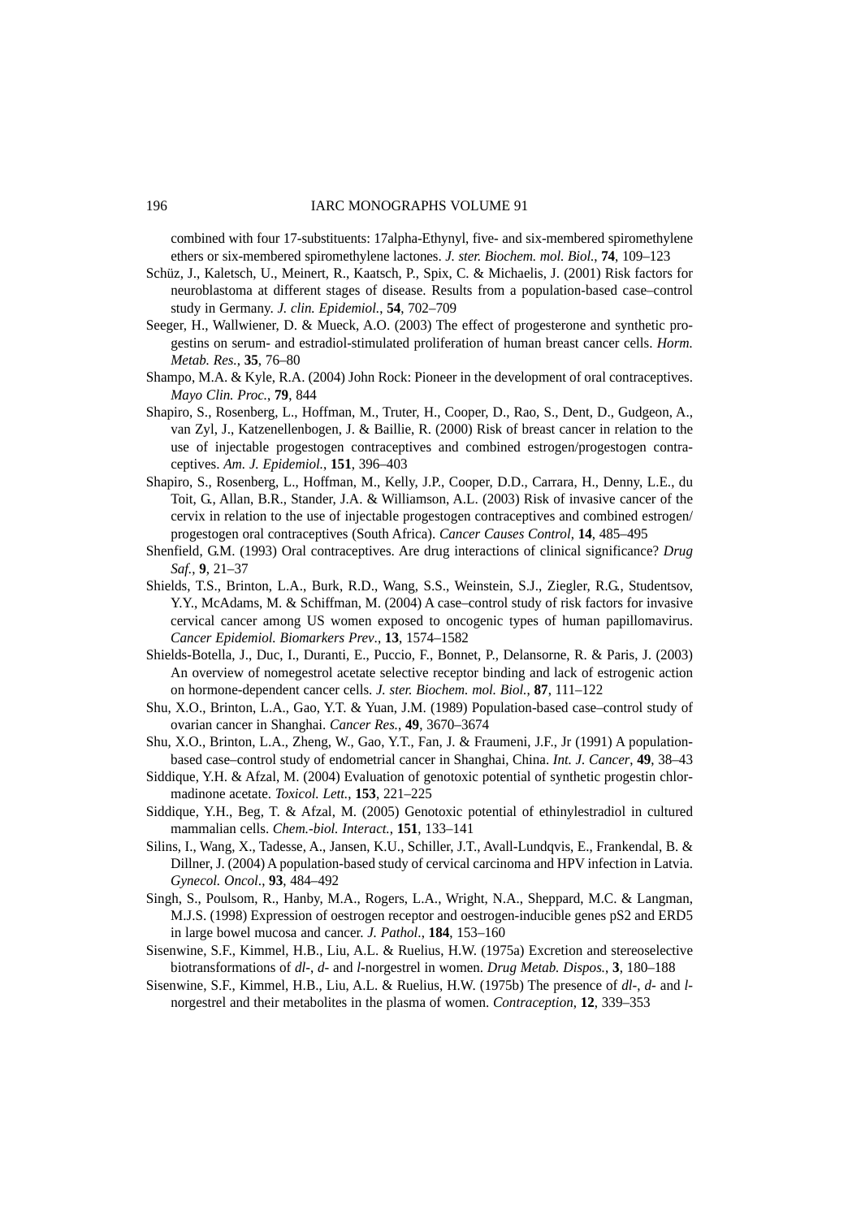combined with four 17-substituents: 17alpha-Ethynyl, five- and six-membered spiromethylene ethers or six-membered spiromethylene lactones. *J. ster. Biochem. mol. Biol.*, **74**, 109–123

Schüz, J., Kaletsch, U., Meinert, R., Kaatsch, P., Spix, C. & Michaelis, J. (2001) Risk factors for neuroblastoma at different stages of disease. Results from a population-based case–control study in Germany. *J. clin. Epidemiol.*, **54**, 702–709

Seeger, H., Wallwiener, D. & Mueck, A.O. (2003) The effect of progesterone and synthetic progestins on serum- and estradiol-stimulated proliferation of human breast cancer cells. *Horm. Metab. Res.*, **35**, 76–80

Shampo, M.A. & Kyle, R.A. (2004) John Rock: Pioneer in the development of oral contraceptives. *Mayo Clin. Proc.*, **79**, 844

Shapiro, S., Rosenberg, L., Hoffman, M., Truter, H., Cooper, D., Rao, S., Dent, D., Gudgeon, A., van Zyl, J., Katzenellenbogen, J. & Baillie, R. (2000) Risk of breast cancer in relation to the use of injectable progestogen contraceptives and combined estrogen/progestogen contraceptives. *Am. J. Epidemiol.*, **151**, 396–403

Shapiro, S., Rosenberg, L., Hoffman, M., Kelly, J.P., Cooper, D.D., Carrara, H., Denny, L.E., du Toit, G., Allan, B.R., Stander, J.A. & Williamson, A.L. (2003) Risk of invasive cancer of the cervix in relation to the use of injectable progestogen contraceptives and combined estrogen/progestogen oral contraceptives (South Africa). *Cancer Causes Control*, **14**, 485–495

Shenfield, G.M. (1993) Oral contraceptives. Are drug interactions of clinical significance? *Drug Saf.*, **9**, 21–37

Shields, T.S., Brinton, L.A., Burk, R.D., Wang, S.S., Weinstein, S.J., Ziegler, R.G., Studentsov, Y.Y., McAdams, M. & Schiffman, M. (2004) A case–control study of risk factors for invasive cervical cancer among US women exposed to oncogenic types of human papillomavirus. *Cancer Epidemiol. Biomarkers Prev*., **13**, 1574–1582

Shields-Botella, J., Duc, I., Duranti, E., Puccio, F., Bonnet, P., Delansorne, R. & Paris, J. (2003) An overview of nomegestrol acetate selective receptor binding and lack of estrogenic action on hormone-dependent cancer cells. *J. ster. Biochem. mol. Biol.*, **87**, 111–122

Shu, X.O., Brinton, L.A., Gao, Y.T. & Yuan, J.M. (1989) Population-based case–control study of ovarian cancer in Shanghai. *Cancer Res.*, **49**, 3670–3674

Shu, X.O., Brinton, L.A., Zheng, W., Gao, Y.T., Fan, J. & Fraumeni, J.F., Jr (1991) A population-based case–control study of endometrial cancer in Shanghai, China. *Int. J. Cancer*, **49**, 38–43

Siddique, Y.H. & Afzal, M. (2004) Evaluation of genotoxic potential of synthetic progestin chlormadinone acetate. *Toxicol. Lett.*, **153**, 221–225

Siddique, Y.H., Beg, T. & Afzal, M. (2005) Genotoxic potential of ethinylestradiol in cultured mammalian cells. *Chem.-biol. Interact.*, **151**, 133–141

Silins, I., Wang, X., Tadesse, A., Jansen, K.U., Schiller, J.T., Avall-Lundqvis, E., Frankendal, B. & Dillner, J. (2004) A population-based study of cervical carcinoma and HPV infection in Latvia. *Gynecol. Oncol*., **93**, 484–492

Singh, S., Poulsom, R., Hanby, M.A., Rogers, L.A., Wright, N.A., Sheppard, M.C. & Langman, M.J.S. (1998) Expression of oestrogen receptor and oestrogen-inducible genes pS2 and ERD5 in large bowel mucosa and cancer. *J. Pathol*., **184**, 153–160

Sisenwine, S.F., Kimmel, H.B., Liu, A.L. & Ruelius, H.W. (1975a) Excretion and stereoselective biotransformations of *dl*-, *d*- and *l*-norgestrel in women. *Drug Metab. Dispos.*, **3**, 180–188

Sisenwine, S.F., Kimmel, H.B., Liu, A.L. & Ruelius, H.W. (1975b) The presence of *dl*-, *d*- and *l*-norgestrel and their metabolites in the plasma of women. *Contraception*, **12**, 339–353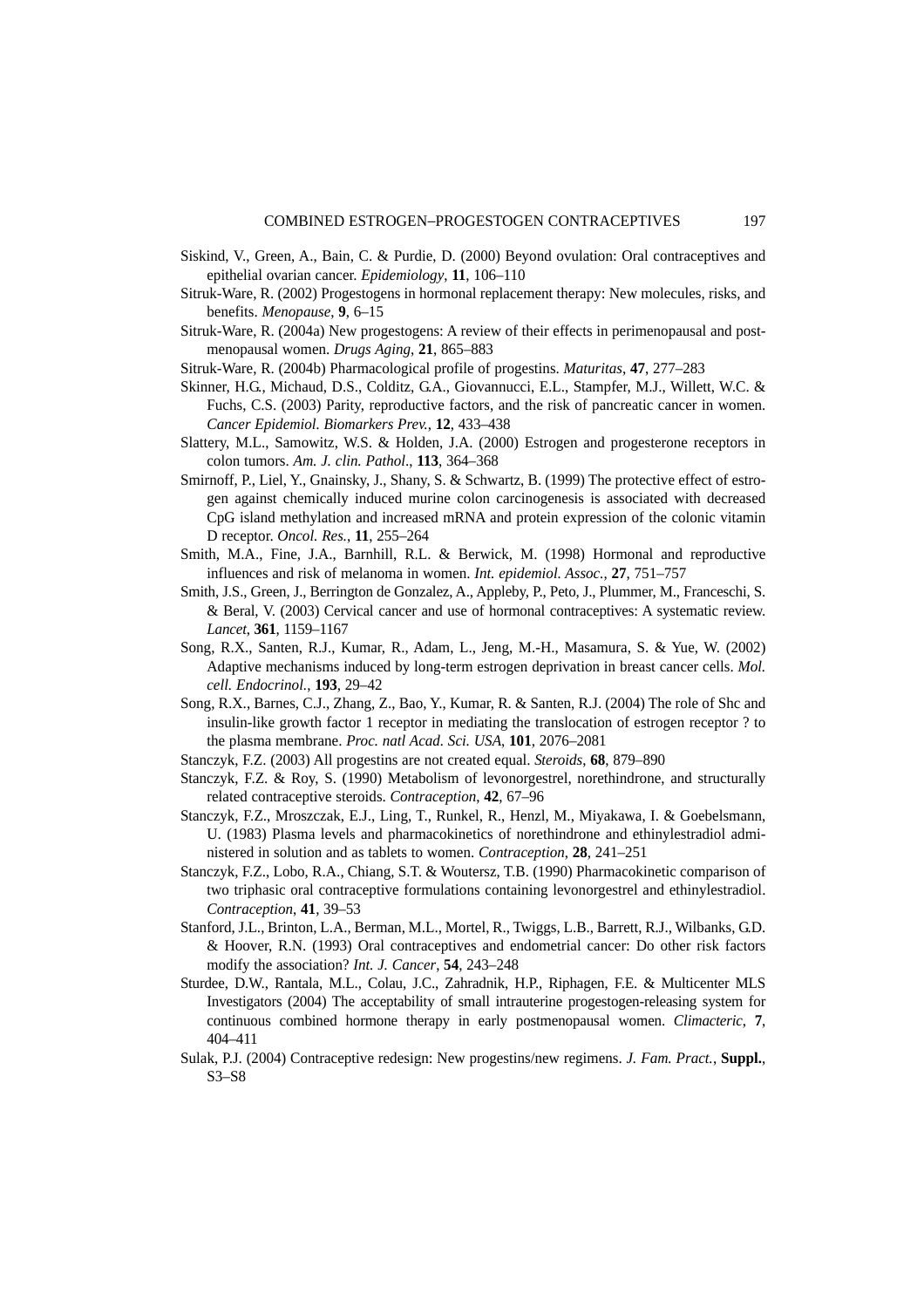Siskind, V., Green, A., Bain, C. & Purdie, D. (2000) Beyond ovulation: Oral contraceptives and epithelial ovarian cancer. *Epidemiology*, **11**, 106–110

Sitruk-Ware, R. (2002) Progestogens in hormonal replacement therapy: New molecules, risks, and benefits. *Menopause*, **9**, 6–15

Sitruk-Ware, R. (2004a) New progestogens: A review of their effects in perimenopausal and postmenopausal women. *Drugs Aging*, **21**, 865–883

Sitruk-Ware, R. (2004b) Pharmacological profile of progestins. *Maturitas*, **47**, 277–283

Skinner, H.G., Michaud, D.S., Colditz, G.A., Giovannucci, E.L., Stampfer, M.J., Willett, W.C. & Fuchs, C.S. (2003) Parity, reproductive factors, and the risk of pancreatic cancer in women. *Cancer Epidemiol. Biomarkers Prev.*, **12**, 433–438

Slattery, M.L., Samowitz, W.S. & Holden, J.A. (2000) Estrogen and progesterone receptors in colon tumors. *Am. J. clin. Pathol*., **113**, 364–368

Smirnoff, P., Liel, Y., Gnainsky, J., Shany, S. & Schwartz, B. (1999) The protective effect of estrogen against chemically induced murine colon carcinogenesis is associated with decreased CpG island methylation and increased mRNA and protein expression of the colonic vitamin D receptor. *Oncol. Res.*, **11**, 255–264

Smith, M.A., Fine, J.A., Barnhill, R.L. & Berwick, M. (1998) Hormonal and reproductive influences and risk of melanoma in women. *Int. epidemiol. Assoc.*, **27**, 751–757

Smith, J.S., Green, J., Berrington de Gonzalez, A., Appleby, P., Peto, J., Plummer, M., Franceschi, S. & Beral, V. (2003) Cervical cancer and use of hormonal contraceptives: A systematic review. *Lancet*, **361**, 1159–1167

Song, R.X., Santen, R.J., Kumar, R., Adam, L., Jeng, M.-H., Masamura, S. & Yue, W. (2002) Adaptive mechanisms induced by long-term estrogen deprivation in breast cancer cells. *Mol. cell. Endocrinol.*, **193**, 29–42

Song, R.X., Barnes, C.J., Zhang, Z., Bao, Y., Kumar, R. & Santen, R.J. (2004) The role of Shc and insulin-like growth factor 1 receptor in mediating the translocation of estrogen receptor ? to the plasma membrane. *Proc. natl Acad. Sci. USA*, **101**, 2076–2081

Stanczyk, F.Z. (2003) All progestins are not created equal. *Steroids*, **68**, 879–890

Stanczyk, F.Z. & Roy, S. (1990) Metabolism of levonorgestrel, norethindrone, and structurally related contraceptive steroids. *Contraception*, **42**, 67–96

Stanczyk, F.Z., Mroszczak, E.J., Ling, T., Runkel, R., Henzl, M., Miyakawa, I. & Goebelsmann, U. (1983) Plasma levels and pharmacokinetics of norethindrone and ethinylestradiol administered in solution and as tablets to women. *Contraception*, **28**, 241–251

Stanczyk, F.Z., Lobo, R.A., Chiang, S.T. & Woutersz, T.B. (1990) Pharmacokinetic comparison of two triphasic oral contraceptive formulations containing levonorgestrel and ethinylestradiol. *Contraception*, **41**, 39–53

Stanford, J.L., Brinton, L.A., Berman, M.L., Mortel, R., Twiggs, L.B., Barrett, R.J., Wilbanks, G.D. & Hoover, R.N. (1993) Oral contraceptives and endometrial cancer: Do other risk factors modify the association? *Int. J. Cancer*, **54**, 243–248

Sturdee, D.W., Rantala, M.L., Colau, J.C., Zahradnik, H.P., Riphagen, F.E. & Multicenter MLS Investigators (2004) The acceptability of small intrauterine progestogen-releasing system for continuous combined hormone therapy in early postmenopausal women. *Climacteric*, **7**, 404–411

Sulak, P.J. (2004) Contraceptive redesign: New progestins/new regimens. *J. Fam. Pract.*, **Suppl.**, S3–S8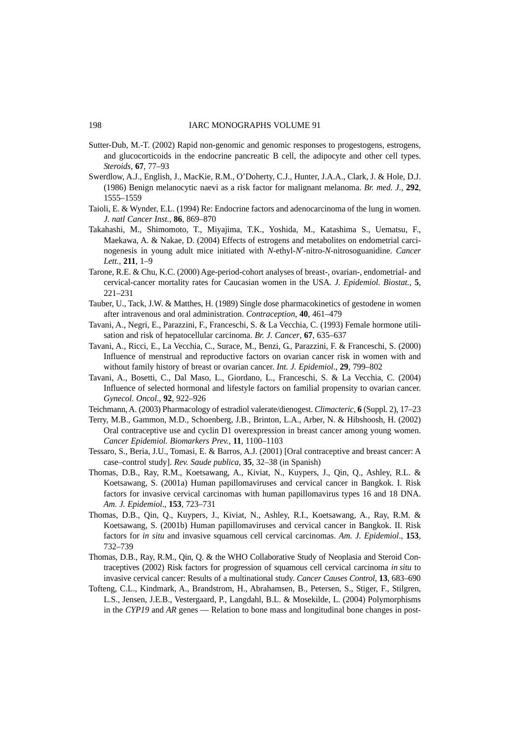Sutter-Dub, M.-T. (2002) Rapid non-genomic and genomic responses to progestogens, estrogens, and glucocorticoids in the endocrine pancreatic B cell, the adipocyte and other cell types. *Steroids*, **67**, 77–93

Swerdlow, A.J., English, J., MacKie, R.M., O'Doherty, C.J., Hunter, J.A.A., Clark, J. & Hole, D.J. (1986) Benign melanocytic naevi as a risk factor for malignant melanoma. *Br. med. J.*, **292**, 1555–1559

Taioli, E. & Wynder, E.L. (1994) Re: Endocrine factors and adenocarcinoma of the lung in women. *J. natl Cancer Inst.*, **86**, 869–870

Takahashi, M., Shimomoto, T., Miyajima, T.K., Yoshida, M., Katashima S., Uematsu, F., Maekawa, A. & Nakae, D. (2004) Effects of estrogens and metabolites on endometrial carcinogenesis in young adult mice initiated with *N*-ethyl-*N*′-nitro-*N*-nitrosoguanidine. *Cancer Lett.*, **211**, 1–9

Tarone, R.E. & Chu, K.C. (2000) Age-period-cohort analyses of breast-, ovarian-, endometrial- and cervical-cancer mortality rates for Caucasian women in the USA. *J. Epidemiol. Biostat.*, **5**, 221–231

Tauber, U., Tack, J.W. & Matthes, H. (1989) Single dose pharmacokinetics of gestodene in women after intravenous and oral administration. *Contraception*, **40**, 461–479

Tavani, A., Negri, E., Parazzini, F., Franceschi, S. & La Vecchia, C. (1993) Female hormone utilisation and risk of hepatocellular carcinoma. *Br. J. Cancer*, **67**, 635–637

Tavani, A., Ricci, E., La Vecchia, C., Surace, M., Benzi, G., Parazzini, F. & Franceschi, S. (2000) Influence of menstrual and reproductive factors on ovarian cancer risk in women with and without family history of breast or ovarian cancer. *Int. J. Epidemiol*., **29**, 799–802

Tavani, A., Bosetti, C., Dal Maso, L., Giordano, L., Franceschi, S. & La Vecchia, C. (2004) Influence of selected hormonal and lifestyle factors on familial propensity to ovarian cancer. *Gynecol. Oncol*., **92**, 922–926

Teichmann, A. (2003) Pharmacology of estradiol valerate/dienogest. *Climacteric*, **6** (Suppl. 2), 17–23

Terry, M.B., Gammon, M.D., Schoenberg, J.B., Brinton, L.A., Arber, N. & Hibshoosh, H. (2002) Oral contraceptive use and cyclin D1 overexpression in breast cancer among young women. *Cancer Epidemiol. Biomarkers Prev.*, **11**, 1100–1103

Tessaro, S., Beria, J.U., Tomasi, E. & Barros, A.J. (2001) [Oral contraceptive and breast cancer: A case–control study]. *Rev. Saude publica*, **35**, 32–38 (in Spanish)

Thomas, D.B., Ray, R.M., Koetsawang, A., Kiviat, N., Kuypers, J., Qin, Q., Ashley, R.L. & Koetsawang, S. (2001a) Human papillomaviruses and cervical cancer in Bangkok. I. Risk factors for invasive cervical carcinomas with human papillomavirus types 16 and 18 DNA. *Am. J. Epidemiol*., **153**, 723–731

Thomas, D.B., Qin, Q., Kuypers, J., Kiviat, N., Ashley, R.I., Koetsawang, A., Ray, R.M. & Koetsawang, S. (2001b) Human papillomaviruses and cervical cancer in Bangkok. II. Risk factors for *in situ* and invasive squamous cell cervical carcinomas. *Am. J. Epidemiol*., **153**, 732–739

Thomas, D.B., Ray, R.M., Qin, Q. & the WHO Collaborative Study of Neoplasia and Steroid Contraceptives (2002) Risk factors for progression of squamous cell cervical carcinoma *in situ* to invasive cervical cancer: Results of a multinational study. *Cancer Causes Control*, **13**, 683–690

Tofteng, C.L., Kindmark, A., Brandstrom, H., Abrahamsen, B., Petersen, S., Stiger, F., Stilgren, L.S., Jensen, J.E.B., Vestergaard, P., Langdahl, B.L. & Mosekilde, L. (2004) Polymorphisms in the *CYP19* and *AR* genes — Relation to bone mass and longitudinal bone changes in post-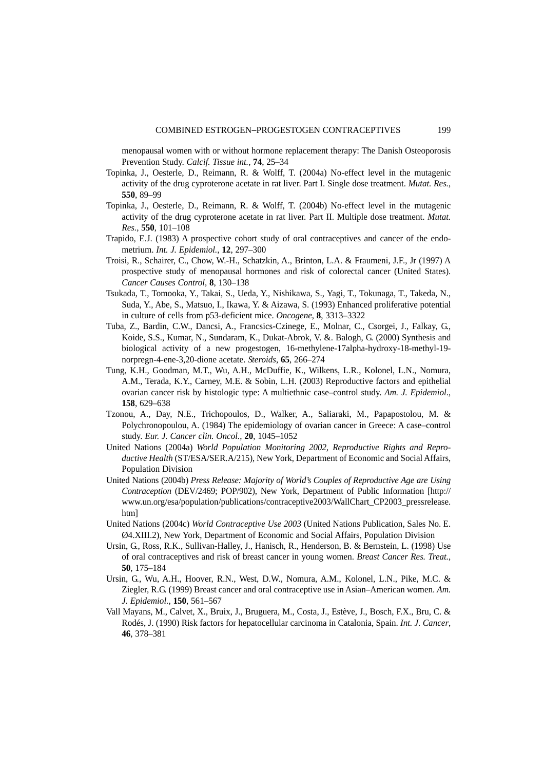menopausal women with or without hormone replacement therapy: The Danish Osteoporosis Prevention Study. *Calcif. Tissue int.*, **74**, 25–34

Topinka, J., Oesterle, D., Reimann, R. & Wolff, T. (2004a) No-effect level in the mutagenic activity of the drug cyproterone acetate in rat liver. Part I. Single dose treatment. *Mutat. Res.*, **550**, 89–99

Topinka, J., Oesterle, D., Reimann, R. & Wolff, T. (2004b) No-effect level in the mutagenic activity of the drug cyproterone acetate in rat liver. Part II. Multiple dose treatment. *Mutat. Res.*, **550**, 101–108

Trapido, E.J. (1983) A prospective cohort study of oral contraceptives and cancer of the endometrium. *Int. J. Epidemiol.*, **12**, 297–300

Troisi, R., Schairer, C., Chow, W.-H., Schatzkin, A., Brinton, L.A. & Fraumeni, J.F., Jr (1997) A prospective study of menopausal hormones and risk of colorectal cancer (United States). *Cancer Causes Control*, **8**, 130–138

Tsukada, T., Tomooka, Y., Takai, S., Ueda, Y., Nishikawa, S., Yagi, T., Tokunaga, T., Takeda, N., Suda, Y., Abe, S., Matsuo, I., Ikawa, Y. & Aizawa, S. (1993) Enhanced proliferative potential in culture of cells from p53-deficient mice. *Oncogene*, **8**, 3313–3322

Tuba, Z., Bardin, C.W., Dancsi, A., Francsics-Czinege, E., Molnar, C., Csorgei, J., Falkay, G., Koide, S.S., Kumar, N., Sundaram, K., Dukat-Abrok, V. &. Balogh, G. (2000) Synthesis and biological activity of a new progestogen, 16-methylene-17alpha-hydroxy-18-methyl-19-norpregn-4-ene-3,20-dione acetate. *Steroids*, **65**, 266–274

Tung, K.H., Goodman, M.T., Wu, A.H., McDuffie, K., Wilkens, L.R., Kolonel, L.N., Nomura, A.M., Terada, K.Y., Carney, M.E. & Sobin, L.H. (2003) Reproductive factors and epithelial ovarian cancer risk by histologic type: A multiethnic case–control study. *Am. J. Epidemiol.*, **158**, 629–638

Tzonou, A., Day, N.E., Trichopoulos, D., Walker, A., Saliaraki, M., Papapostolou, M. & Polychronopoulou, A. (1984) The epidemiology of ovarian cancer in Greece: A case–control study. *Eur. J. Cancer clin. Oncol.*, **20**, 1045–1052

United Nations (2004a) *World Population Monitoring 2002, Reproductive Rights and Reproductive Health* (ST/ESA/SER.A/215), New York, Department of Economic and Social Affairs, Population Division

United Nations (2004b) *Press Release: Majority of World's Couples of Reproductive Age are Using Contraception* (DEV/2469; POP/902), New York, Department of Public Information [http://www.un.org/esa/population/publications/contraceptive2003/WallChart_CP2003_pressrelease.htm]

United Nations (2004c) *World Contraceptive Use 2003* (United Nations Publication, Sales No. E. Ø4.XIII.2), New York, Department of Economic and Social Affairs, Population Division

Ursin, G., Ross, R.K., Sullivan-Halley, J., Hanisch, R., Henderson, B. & Bernstein, L. (1998) Use of oral contraceptives and risk of breast cancer in young women. *Breast Cancer Res. Treat.*, **50**, 175–184

Ursin, G., Wu, A.H., Hoover, R.N., West, D.W., Nomura, A.M., Kolonel, L.N., Pike, M.C. & Ziegler, R.G. (1999) Breast cancer and oral contraceptive use in Asian–American women. *Am. J. Epidemiol.*, **150**, 561–567

Vall Mayans, M., Calvet, X., Bruix, J., Bruguera, M., Costa, J., Estève, J., Bosch, F.X., Bru, C. & Rodés, J. (1990) Risk factors for hepatocellular carcinoma in Catalonia, Spain. *Int. J. Cancer*, **46**, 378–381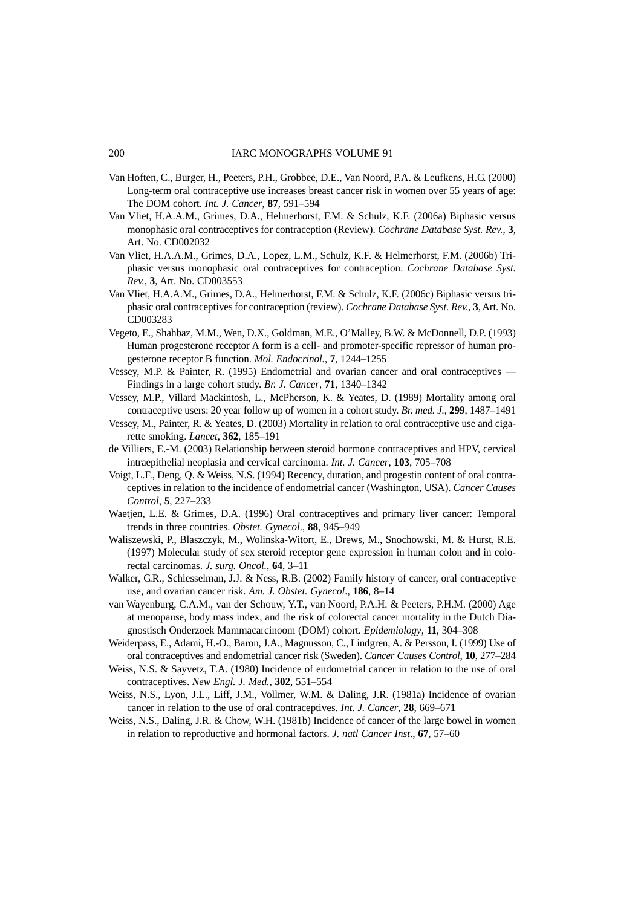Van Hoften, C., Burger, H., Peeters, P.H., Grobbee, D.E., Van Noord, P.A. & Leufkens, H.G. (2000) Long-term oral contraceptive use increases breast cancer risk in women over 55 years of age: The DOM cohort. *Int. J. Cancer*, **87**, 591–594

Van Vliet, H.A.A.M., Grimes, D.A., Helmerhorst, F.M. & Schulz, K.F. (2006a) Biphasic versus monophasic oral contraceptives for contraception (Review). *Cochrane Database Syst. Rev.*, **3**, Art. No. CD002032

Van Vliet, H.A.A.M., Grimes, D.A., Lopez, L.M., Schulz, K.F. & Helmerhorst, F.M. (2006b) Triphasic versus monophasic oral contraceptives for contraception. *Cochrane Database Syst. Rev.*, **3**, Art. No. CD003553

Van Vliet, H.A.A.M., Grimes, D.A., Helmerhorst, F.M. & Schulz, K.F. (2006c) Biphasic versus triphasic oral contraceptives for contraception (review). *Cochrane Database Syst. Rev.*, **3**, Art. No. CD003283

Vegeto, E., Shahbaz, M.M., Wen, D.X., Goldman, M.E., O'Malley, B.W. & McDonnell, D.P. (1993) Human progesterone receptor A form is a cell- and promoter-specific repressor of human progesterone receptor B function. *Mol. Endocrinol.*, **7**, 1244–1255

Vessey, M.P. & Painter, R. (1995) Endometrial and ovarian cancer and oral contraceptives — Findings in a large cohort study. *Br. J. Cancer*, **71**, 1340–1342

Vessey, M.P., Villard Mackintosh, L., McPherson, K. & Yeates, D. (1989) Mortality among oral contraceptive users: 20 year follow up of women in a cohort study. *Br. med. J.*, **299**, 1487–1491

Vessey, M., Painter, R. & Yeates, D. (2003) Mortality in relation to oral contraceptive use and cigarette smoking. *Lancet*, **362**, 185–191

de Villiers, E.-M. (2003) Relationship between steroid hormone contraceptives and HPV, cervical intraepithelial neoplasia and cervical carcinoma. *Int. J. Cancer*, **103**, 705–708

Voigt, L.F., Deng, Q. & Weiss, N.S. (1994) Recency, duration, and progestin content of oral contraceptives in relation to the incidence of endometrial cancer (Washington, USA). *Cancer Causes Control*, **5**, 227–233

Waetjen, L.E. & Grimes, D.A. (1996) Oral contraceptives and primary liver cancer: Temporal trends in three countries. *Obstet. Gynecol*., **88**, 945–949

Waliszewski, P., Blaszczyk, M., Wolinska-Witort, E., Drews, M., Snochowski, M. & Hurst, R.E. (1997) Molecular study of sex steroid receptor gene expression in human colon and in colorectal carcinomas. *J. surg. Oncol.*, **64**, 3–11

Walker, G.R., Schlesselman, J.J. & Ness, R.B. (2002) Family history of cancer, oral contraceptive use, and ovarian cancer risk. *Am. J. Obstet. Gynecol*., **186**, 8–14

van Wayenburg, C.A.M., van der Schouw, Y.T., van Noord, P.A.H. & Peeters, P.H.M. (2000) Age at menopause, body mass index, and the risk of colorectal cancer mortality in the Dutch Diagnostisch Onderzoek Mammacarcinoom (DOM) cohort. *Epidemiology*, **11**, 304–308

Weiderpass, E., Adami, H.-O., Baron, J.A., Magnusson, C., Lindgren, A. & Persson, I. (1999) Use of oral contraceptives and endometrial cancer risk (Sweden). *Cancer Causes Control*, **10**, 277–284

Weiss, N.S. & Sayvetz, T.A. (1980) Incidence of endometrial cancer in relation to the use of oral contraceptives. *New Engl. J. Med.*, **302**, 551–554

Weiss, N.S., Lyon, J.L., Liff, J.M., Vollmer, W.M. & Daling, J.R. (1981a) Incidence of ovarian cancer in relation to the use of oral contraceptives. *Int. J. Cancer*, **28**, 669–671

Weiss, N.S., Daling, J.R. & Chow, W.H. (1981b) Incidence of cancer of the large bowel in women in relation to reproductive and hormonal factors. *J. natl Cancer Inst*., **67**, 57–60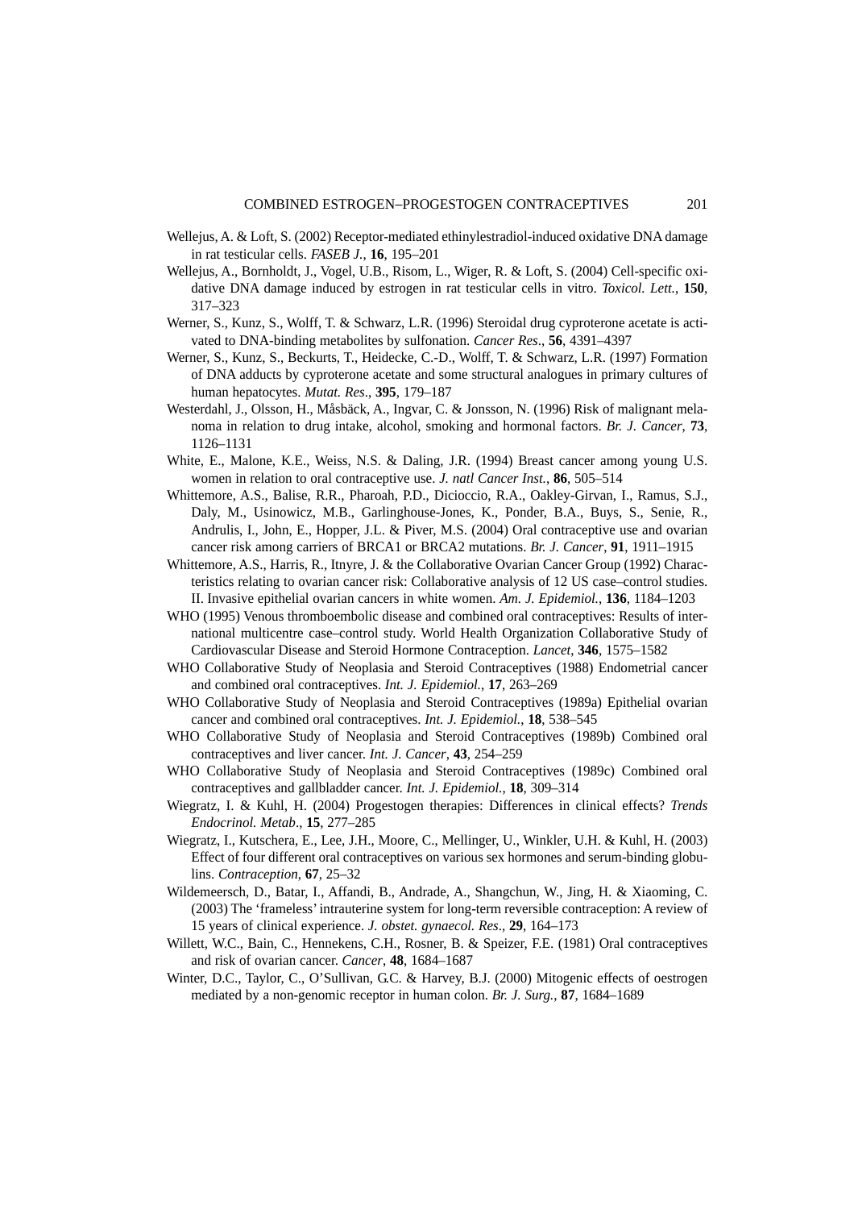Wellejus, A. & Loft, S. (2002) Receptor-mediated ethinylestradiol-induced oxidative DNA damage in rat testicular cells. *FASEB J.*, **16**, 195–201

Wellejus, A., Bornholdt, J., Vogel, U.B., Risom, L., Wiger, R. & Loft, S. (2004) Cell-specific oxidative DNA damage induced by estrogen in rat testicular cells in vitro. *Toxicol. Lett.*, **150**, 317–323

Werner, S., Kunz, S., Wolff, T. & Schwarz, L.R. (1996) Steroidal drug cyproterone acetate is activated to DNA-binding metabolites by sulfonation. *Cancer Res.*, **56**, 4391–4397

Werner, S., Kunz, S., Beckurts, T., Heidecke, C.-D., Wolff, T. & Schwarz, L.R. (1997) Formation of DNA adducts by cyproterone acetate and some structural analogues in primary cultures of human hepatocytes. *Mutat. Res.*, **395**, 179–187

Westerdahl, J., Olsson, H., Måsbäck, A., Ingvar, C. & Jonsson, N. (1996) Risk of malignant melanoma in relation to drug intake, alcohol, smoking and hormonal factors. *Br. J. Cancer*, **73**, 1126–1131

White, E., Malone, K.E., Weiss, N.S. & Daling, J.R. (1994) Breast cancer among young U.S. women in relation to oral contraceptive use. *J. natl Cancer Inst.*, **86**, 505–514

Whittemore, A.S., Balise, R.R., Pharoah, P.D., Dicioccio, R.A., Oakley-Girvan, I., Ramus, S.J., Daly, M., Usinowicz, M.B., Garlinghouse-Jones, K., Ponder, B.A., Buys, S., Senie, R., Andrulis, I., John, E., Hopper, J.L. & Piver, M.S. (2004) Oral contraceptive use and ovarian cancer risk among carriers of BRCA1 or BRCA2 mutations. *Br. J. Cancer*, **91**, 1911–1915

Whittemore, A.S., Harris, R., Itnyre, J. & the Collaborative Ovarian Cancer Group (1992) Characteristics relating to ovarian cancer risk: Collaborative analysis of 12 US case–control studies. II. Invasive epithelial ovarian cancers in white women. *Am. J. Epidemiol.*, **136**, 1184–1203

WHO (1995) Venous thromboembolic disease and combined oral contraceptives: Results of international multicentre case–control study. World Health Organization Collaborative Study of Cardiovascular Disease and Steroid Hormone Contraception. *Lancet*, **346**, 1575–1582

WHO Collaborative Study of Neoplasia and Steroid Contraceptives (1988) Endometrial cancer and combined oral contraceptives. *Int. J. Epidemiol.*, **17**, 263–269

WHO Collaborative Study of Neoplasia and Steroid Contraceptives (1989a) Epithelial ovarian cancer and combined oral contraceptives. *Int. J. Epidemiol.*, **18**, 538–545

WHO Collaborative Study of Neoplasia and Steroid Contraceptives (1989b) Combined oral contraceptives and liver cancer. *Int. J. Cancer*, **43**, 254–259

WHO Collaborative Study of Neoplasia and Steroid Contraceptives (1989c) Combined oral contraceptives and gallbladder cancer. *Int. J. Epidemiol.*, **18**, 309–314

Wiegratz, I. & Kuhl, H. (2004) Progestogen therapies: Differences in clinical effects? *Trends Endocrinol. Metab.*, **15**, 277–285

Wiegratz, I., Kutschera, E., Lee, J.H., Moore, C., Mellinger, U., Winkler, U.H. & Kuhl, H. (2003) Effect of four different oral contraceptives on various sex hormones and serum-binding globulins. *Contraception*, **67**, 25–32

Wildemeersch, D., Batar, I., Affandi, B., Andrade, A., Shangchun, W., Jing, H. & Xiaoming, C. (2003) The 'frameless' intrauterine system for long-term reversible contraception: A review of 15 years of clinical experience. *J. obstet. gynaecol. Res.*, **29**, 164–173

Willett, W.C., Bain, C., Hennekens, C.H., Rosner, B. & Speizer, F.E. (1981) Oral contraceptives and risk of ovarian cancer. *Cancer*, **48**, 1684–1687

Winter, D.C., Taylor, C., O'Sullivan, G.C. & Harvey, B.J. (2000) Mitogenic effects of oestrogen mediated by a non-genomic receptor in human colon. *Br. J. Surg.*, **87**, 1684–1689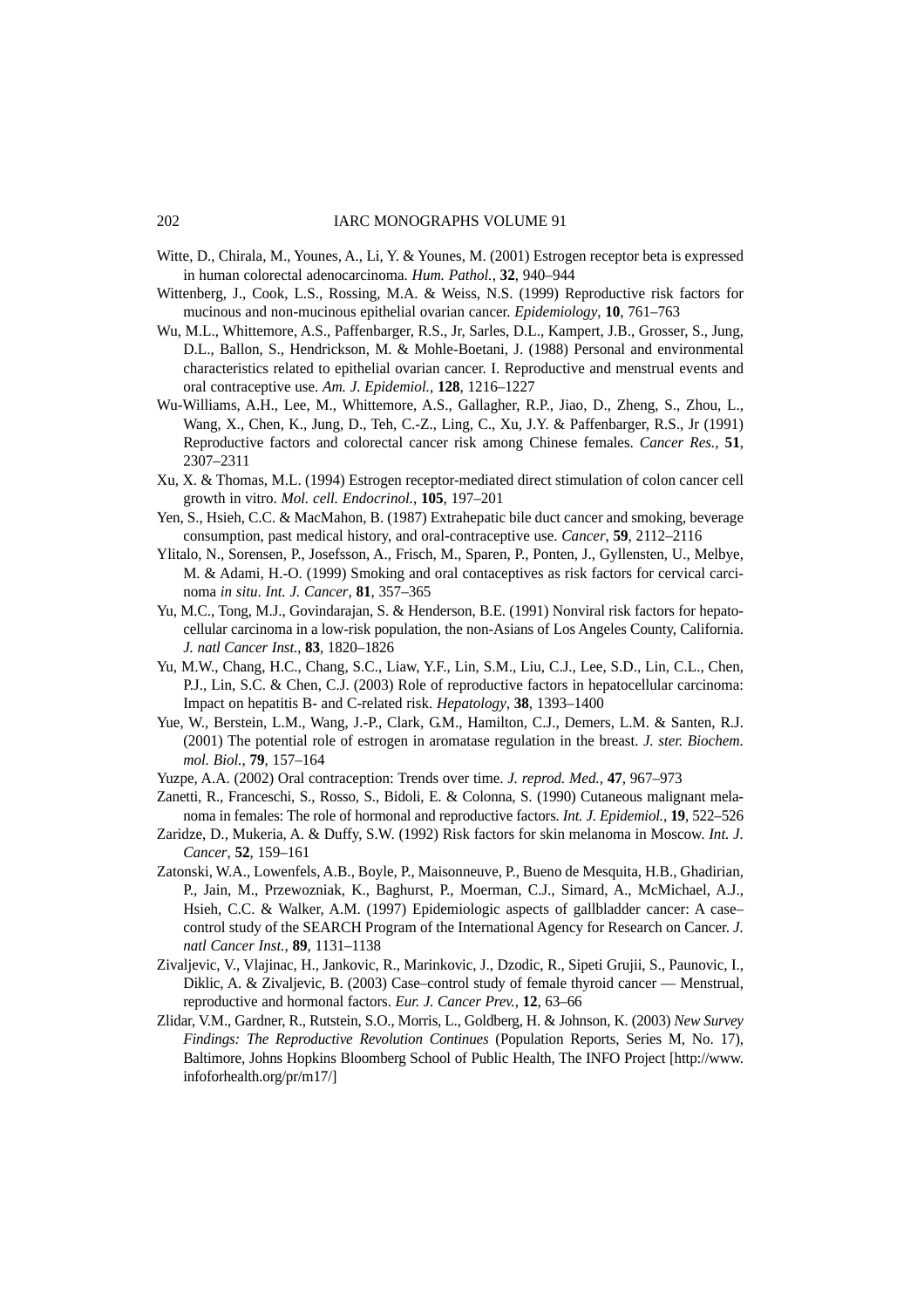Witte, D., Chirala, M., Younes, A., Li, Y. & Younes, M. (2001) Estrogen receptor beta is expressed in human colorectal adenocarcinoma. *Hum. Pathol.*, **32**, 940–944

Wittenberg, J., Cook, L.S., Rossing, M.A. & Weiss, N.S. (1999) Reproductive risk factors for mucinous and non-mucinous epithelial ovarian cancer. *Epidemiology*, **10**, 761–763

Wu, M.L., Whittemore, A.S., Paffenbarger, R.S., Jr, Sarles, D.L., Kampert, J.B., Grosser, S., Jung, D.L., Ballon, S., Hendrickson, M. & Mohle-Boetani, J. (1988) Personal and environmental characteristics related to epithelial ovarian cancer. I. Reproductive and menstrual events and oral contraceptive use. *Am. J. Epidemiol.*, **128**, 1216–1227

Wu-Williams, A.H., Lee, M., Whittemore, A.S., Gallagher, R.P., Jiao, D., Zheng, S., Zhou, L., Wang, X., Chen, K., Jung, D., Teh, C.-Z., Ling, C., Xu, J.Y. & Paffenbarger, R.S., Jr (1991) Reproductive factors and colorectal cancer risk among Chinese females. *Cancer Res.*, **51**, 2307–2311

Xu, X. & Thomas, M.L. (1994) Estrogen receptor-mediated direct stimulation of colon cancer cell growth in vitro. *Mol. cell. Endocrinol.*, **105**, 197–201

Yen, S., Hsieh, C.C. & MacMahon, B. (1987) Extrahepatic bile duct cancer and smoking, beverage consumption, past medical history, and oral-contraceptive use. *Cancer*, **59**, 2112–2116

Ylitalo, N., Sorensen, P., Josefsson, A., Frisch, M., Sparen, P., Ponten, J., Gyllensten, U., Melbye, M. & Adami, H.-O. (1999) Smoking and oral contaceptives as risk factors for cervical carcinoma *in situ*. *Int. J. Cancer*, **81**, 357–365

Yu, M.C., Tong, M.J., Govindarajan, S. & Henderson, B.E. (1991) Nonviral risk factors for hepatocellular carcinoma in a low-risk population, the non-Asians of Los Angeles County, California. *J. natl Cancer Inst.*, **83**, 1820–1826

Yu, M.W., Chang, H.C., Chang, S.C., Liaw, Y.F., Lin, S.M., Liu, C.J., Lee, S.D., Lin, C.L., Chen, P.J., Lin, S.C. & Chen, C.J. (2003) Role of reproductive factors in hepatocellular carcinoma: Impact on hepatitis B- and C-related risk. *Hepatology*, **38**, 1393–1400

Yue, W., Berstein, L.M., Wang, J.-P., Clark, G.M., Hamilton, C.J., Demers, L.M. & Santen, R.J. (2001) The potential role of estrogen in aromatase regulation in the breast. *J. ster. Biochem. mol. Biol.*, **79**, 157–164

Yuzpe, A.A. (2002) Oral contraception: Trends over time. *J. reprod. Med.*, **47**, 967–973

Zanetti, R., Franceschi, S., Rosso, S., Bidoli, E. & Colonna, S. (1990) Cutaneous malignant melanoma in females: The role of hormonal and reproductive factors. *Int. J. Epidemiol.*, **19**, 522–526

Zaridze, D., Mukeria, A. & Duffy, S.W. (1992) Risk factors for skin melanoma in Moscow. *Int. J. Cancer*, **52**, 159–161

Zatonski, W.A., Lowenfels, A.B., Boyle, P., Maisonneuve, P., Bueno de Mesquita, H.B., Ghadirian, P., Jain, M., Przewozniak, K., Baghurst, P., Moerman, C.J., Simard, A., McMichael, A.J., Hsieh, C.C. & Walker, A.M. (1997) Epidemiologic aspects of gallbladder cancer: A case–control study of the SEARCH Program of the International Agency for Research on Cancer. *J. natl Cancer Inst.*, **89**, 1131–1138

Zivaljevic, V., Vlajinac, H., Jankovic, R., Marinkovic, J., Dzodic, R., Sipeti Grujii, S., Paunovic, I., Diklic, A. & Zivaljevic, B. (2003) Case–control study of female thyroid cancer — Menstrual, reproductive and hormonal factors. *Eur. J. Cancer Prev.*, **12**, 63–66

Zlidar, V.M., Gardner, R., Rutstein, S.O., Morris, L., Goldberg, H. & Johnson, K. (2003) *New Survey Findings: The Reproductive Revolution Continues* (Population Reports, Series M, No. 17), Baltimore, Johns Hopkins Bloomberg School of Public Health, The INFO Project [http://www.infoforhealth.org/pr/m17/]